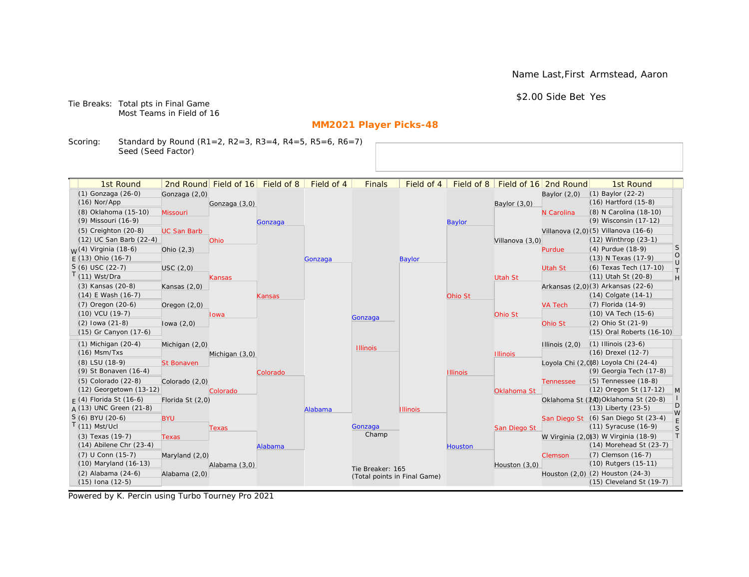Name Last,First Armstead, Aaron

$2.00 Side Bet Yes

Tie Breaks: Total pts in Final Game
Most Teams in Field of 16

**MM2021 Player Picks-48**

Scoring: Standard by Round (R1=2, R2=3, R3=4, R4=5, R5=6, R6=7)
Seed (Seed Factor)

## WEST

| 1st Round | 2nd Round | Field of 16 | Field of 8 | Field of 4 |
|---|---|---|---|---|
| (1) Gonzaga (26-0) | Gonzaga (2,0) | Gonzaga (3,0) | Gonzaga | Gonzaga |
| (16) Nor/App | | | | |
| (8) Oklahoma (15-10) | Missouri | | | |
| (9) Missouri (16-9) | | | | |
| (5) Creighton (20-8) | UC San Barb | Ohio | | |
| (12) UC San Barb (22-4) | | | | |
| (4) Virginia (18-6) | Ohio (2,3) | | | |
| (13) Ohio (16-7) | | | | |
| (6) USC (22-7) | USC (2,0) | Kansas | Kansas | |
| (11) Wst/Dra | | | | |
| (3) Kansas (20-8) | Kansas (2,0) | | | |
| (14) E Wash (16-7) | | | | |
| (7) Oregon (20-6) | Oregon (2,0) | Iowa | | |
| (10) VCU (19-7) | | | | |
| (2) Iowa (21-8) | Iowa (2,0) | | | |
| (15) Gr Canyon (17-6) | | | | |

## EAST

| 1st Round | 2nd Round | Field of 16 | Field of 8 | Field of 4 |
|---|---|---|---|---|
| (1) Michigan (20-4) | Michigan (2,0) | Michigan (3,0) | Colorado | Alabama |
| (16) Msm/Txs | | | | |
| (8) LSU (18-9) | St Bonaven | | | |
| (9) St Bonaven (16-4) | | | | |
| (5) Colorado (22-8) | Colorado (2,0) | Colorado | | |
| (12) Georgetown (13-12) | | | | |
| (4) Florida St (16-6) | Florida St (2,0) | | | |
| (13) UNC Green (21-8) | | | | |
| (6) BYU (20-6) | BYU | Texas | Alabama | |
| (11) Mst/Ucl | | | | |
| (3) Texas (19-7) | Texas | | | |
| (14) Abilene Chr (23-4) | | | | |
| (7) U Conn (15-7) | Maryland (2,0) | Alabama (3,0) | | |
| (10) Maryland (16-13) | | | | |
| (2) Alabama (24-6) | Alabama (2,0) | | | |
| (15) Iona (12-5) | | | | |

## SOUTH

| 1st Round | 2nd Round | Field of 16 | Field of 8 | Field of 4 |
|---|---|---|---|---|
| (1) Baylor (22-2) | Baylor (2,0) | Baylor (3,0) | Baylor | Baylor |
| (16) Hartford (15-8) | | | | |
| (8) N Carolina (18-10) | N Carolina | | | |
| (9) Wisconsin (17-12) | | | | |
| (5) Villanova (16-6) | Villanova (2,0) | Villanova (3,0) | | |
| (12) Winthrop (23-1) | | | | |
| (4) Purdue (18-9) | Purdue | | | |
| (13) N Texas (17-9) | | | | |
| (6) Texas Tech (17-10) | Utah St | Utah St | Ohio St | |
| (11) Utah St (20-8) | | | | |
| (3) Arkansas (22-6) | Arkansas (2,0) | | | |
| (14) Colgate (14-1) | | | | |
| (7) Florida (14-9) | VA Tech | Ohio St | | |
| (10) VA Tech (15-6) | | | | |
| (2) Ohio St (21-9) | Ohio St | | | |
| (15) Oral Roberts (16-10) | | | | |

## MIDWEST

| 1st Round | 2nd Round | Field of 16 | Field of 8 | Field of 4 |
|---|---|---|---|---|
| (1) Illinois (23-6) | Illinois (2,0) | Illinois | Illinois | Illinois |
| (16) Drexel (12-7) | | | | |
| (8) Loyola Chi (24-4) | Loyola Chi (2,0) | | | |
| (9) Georgia Tech (17-8) | | | | |
| (5) Tennessee (18-8) | Tennessee | Oklahoma St | | |
| (12) Oregon St (17-12) | | | | |
| (4) Oklahoma St (20-8) | Oklahoma St (2,0) | | | |
| (13) Liberty (23-5) | | | | |
| (6) San Diego St (23-4) | San Diego St | San Diego St | Houston | |
| (11) Syracuse (16-9) | | | | |
| (3) W Virginia (18-9) | W Virginia (2,0) | | | |
| (14) Morehead St (23-7) | | | | |
| (7) Clemson (16-7) | Clemson | Houston (3,0) | | |
| (10) Rutgers (15-11) | | | | |
| (2) Houston (24-3) | Houston (2,0) | | | |
| (15) Cleveland St (19-7) | | | | |

## Finals

Gonzaga vs. Illinois

Champ: Gonzaga

Tie Breaker: 165
(Total points in Final Game)

Powered by K. Percin using Turbo Tourney Pro 2021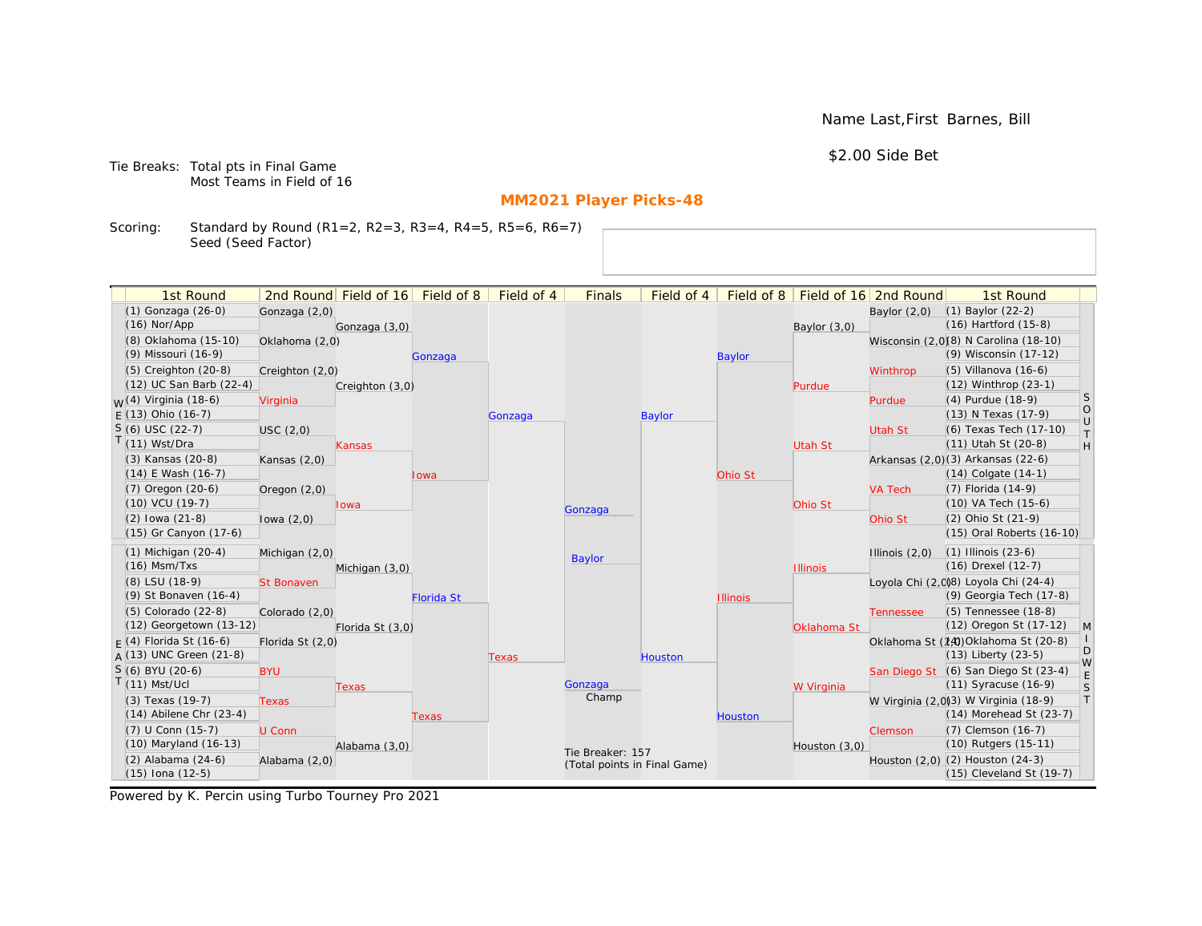Name Last,First Barnes, Bill

$2.00 Side Bet

Tie Breaks: Total pts in Final Game
Most Teams in Field of 16

## MM2021 Player Picks-48

Scoring: Standard by Round (R1=2, R2=3, R3=4, R4=5, R5=6, R6=7)
Seed (Seed Factor)

| 1st Round | 2nd Round | Field of 16 | Field of 8 | Field of 4 | Finals | Field of 4 | Field of 8 | Field of 16 | 2nd Round | 1st Round |
|---|---|---|---|---|---|---|---|---|---|---|
| (1) Gonzaga (26-0) | Gonzaga (2,0) | | | | | | | | Baylor (2,0) | (1) Baylor (22-2) |
| (16) Nor/App | | Gonzaga (3,0) | | | | | | Baylor (3,0) | | (16) Hartford (15-8) |
| (8) Oklahoma (15-10) | Oklahoma (2,0) | | | | | | | | Wisconsin (2,0) | (8) N Carolina (18-10) |
| (9) Missouri (16-9) | | | Gonzaga | | | | Baylor | | | (9) Wisconsin (17-12) |
| (5) Creighton (20-8) | Creighton (2,0) | | | | | | | | Winthrop | (5) Villanova (16-6) |
| (12) UC San Barb (22-4) | | Creighton (3,0) | | | | | | Purdue | | (12) Winthrop (23-1) |
| WEST (4) Virginia (18-6) | Virginia | | | | | | | | Purdue | (4) Purdue (18-9) SOUTH |
| (13) Ohio (16-7) | | | | Gonzaga | | Baylor | | | | (13) N Texas (17-9) |
| (6) USC (22-7) | USC (2,0) | | | | | | | | Utah St | (6) Texas Tech (17-10) |
| (11) Wst/Dra | | Kansas | | | | | | Utah St | | (11) Utah St (20-8) |
| (3) Kansas (20-8) | Kansas (2,0) | | | | | | | | Arkansas (2,0) | (3) Arkansas (22-6) |
| (14) E Wash (16-7) | | | Iowa | | | | Ohio St | | | (14) Colgate (14-1) |
| (7) Oregon (20-6) | Oregon (2,0) | | | | | | | | VA Tech | (7) Florida (14-9) |
| (10) VCU (19-7) | | Iowa | | | Gonzaga | | | Ohio St | | (10) VA Tech (15-6) |
| (2) Iowa (21-8) | Iowa (2,0) | | | | | | | | Ohio St | (2) Ohio St (21-9) |
| (15) Gr Canyon (17-6) | | | | | | | | | | (15) Oral Roberts (16-10) |
| (1) Michigan (20-4) | Michigan (2,0) | | | | Baylor | | | | Illinois (2,0) | (1) Illinois (23-6) |
| (16) Msm/Txs | | Michigan (3,0) | | | | | | Illinois | | (16) Drexel (12-7) |
| (8) LSU (18-9) | St Bonaven | | | | | | | | Loyola Chi (2,0) | (8) Loyola Chi (24-4) |
| (9) St Bonaven (16-4) | | | Florida St | | | | Illinois | | | (9) Georgia Tech (17-8) |
| (5) Colorado (22-8) | Colorado (2,0) | | | | | | | | Tennessee | (5) Tennessee (18-8) |
| (12) Georgetown (13-12) | | Florida St (3,0) | | | | | | Oklahoma St | | (12) Oregon St (17-12) |
| EAST (4) Florida St (16-6) | Florida St (2,0) | | | | | | | | Oklahoma St (2,0) | (4) Oklahoma St (20-8) MIDWEST |
| (13) UNC Green (21-8) | | | | Texas | | Houston | | | | (13) Liberty (23-5) |
| (6) BYU (20-6) | BYU | | | | | | | | San Diego St | (6) San Diego St (23-4) |
| (11) Mst/Ucl | | Texas | | | Gonzaga Champ | | | W Virginia | | (11) Syracuse (16-9) |
| (3) Texas (19-7) | Texas | | | | | | | | W Virginia (2,0) | (3) W Virginia (18-9) |
| (14) Abilene Chr (23-4) | | | Texas | | | | Houston | | | (14) Morehead St (23-7) |
| (7) U Conn (15-7) | U Conn | | | | | | | | Clemson | (7) Clemson (16-7) |
| (10) Maryland (16-13) | | Alabama (3,0) | | | Tie Breaker: 157 (Total points in Final Game) | | | Houston (3,0) | | (10) Rutgers (15-11) |
| (2) Alabama (24-6) | Alabama (2,0) | | | | | | | | Houston (2,0) | (2) Houston (24-3) |
| (15) Iona (12-5) | | | | | | | | | | (15) Cleveland St (19-7) |

Powered by K. Percin using Turbo Tourney Pro 2021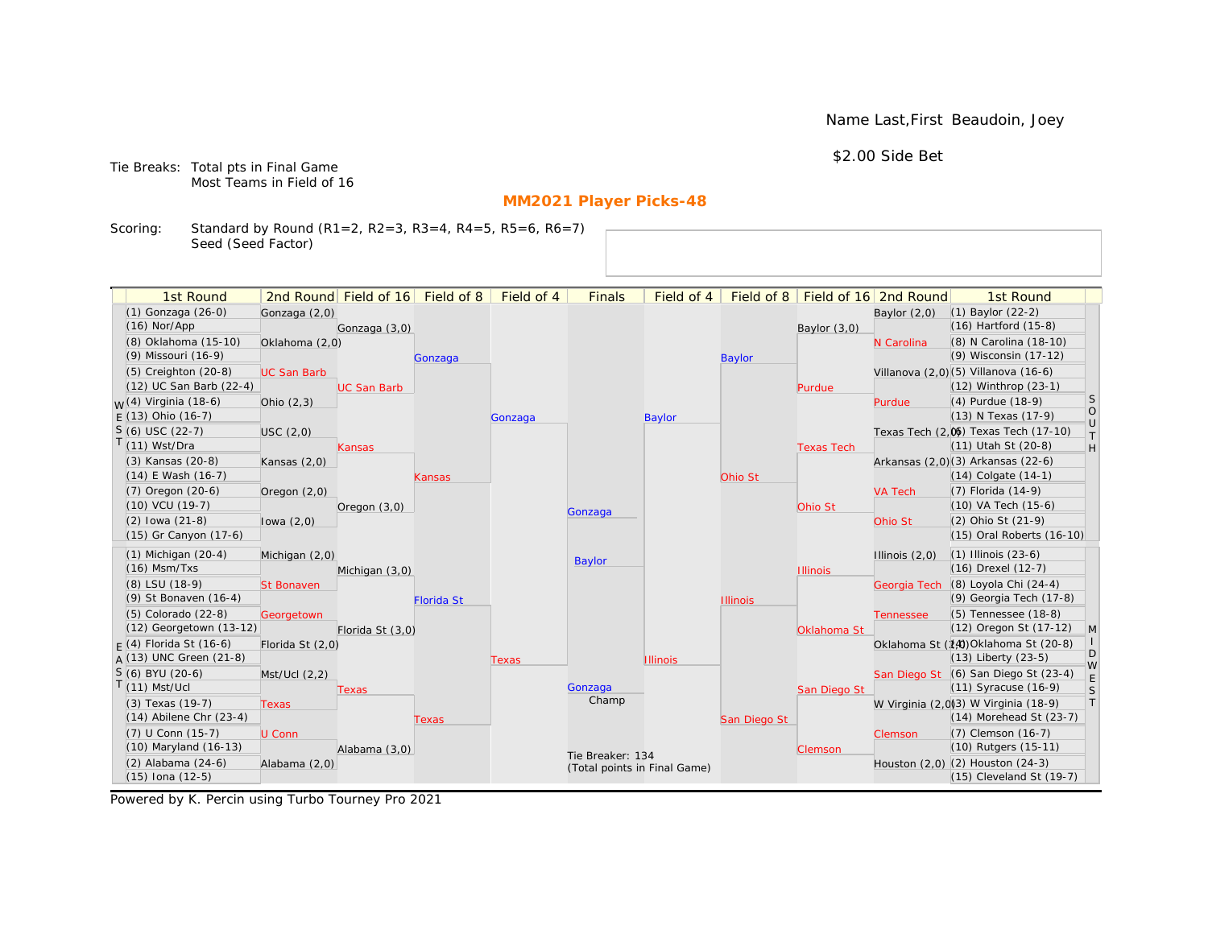Name Last,First Beaudoin, Joey

$2.00 Side Bet

Tie Breaks: Total pts in Final Game
Most Teams in Field of 16

## MM2021 Player Picks-48

Scoring: Standard by Round (R1=2, R2=3, R3=4, R4=5, R5=6, R6=7)
Seed (Seed Factor)

| 1st Round | 2nd Round | Field of 16 | Field of 8 | Field of 4 | Finals | Field of 4 | Field of 8 | Field of 16 | 2nd Round | 1st Round |
|---|---|---|---|---|---|---|---|---|---|---|
| (1) Gonzaga (26-0) | Gonzaga (2,0) | | | | | | | | Baylor (2,0) | (1) Baylor (22-2) |
| (16) Nor/App | | Gonzaga (3,0) | | | | | | Baylor (3,0) | | (16) Hartford (15-8) |
| (8) Oklahoma (15-10) | Oklahoma (2,0) | | | | | | | | N Carolina | (8) N Carolina (18-10) |
| (9) Missouri (16-9) | | | Gonzaga | | | | Baylor | | | (9) Wisconsin (17-12) |
| (5) Creighton (20-8) | UC San Barb | | | | | | | | Villanova (2,0) | (5) Villanova (16-6) |
| (12) UC San Barb (22-4) | | UC San Barb | | | | | | Purdue | | (12) Winthrop (23-1) |
| (4) Virginia (18-6) | Ohio (2,3) | | | | | | | | Purdue | (4) Purdue (18-9) |
| (13) Ohio (16-7) | | | | Gonzaga | | Baylor | | | | (13) N Texas (17-9) |
| (6) USC (22-7) | USC (2,0) | | | | | | | | Texas Tech (2,0) | (6) Texas Tech (17-10) |
| (11) Wst/Dra | | Kansas | | | | | | Texas Tech | | (11) Utah St (20-8) |
| (3) Kansas (20-8) | Kansas (2,0) | | | | | | | | Arkansas (2,0) | (3) Arkansas (22-6) |
| (14) E Wash (16-7) | | | Kansas | | | | Ohio St | | | (14) Colgate (14-1) |
| (7) Oregon (20-6) | Oregon (2,0) | | | | | | | | VA Tech | (7) Florida (14-9) |
| (10) VCU (19-7) | | Oregon (3,0) | | | | | | Ohio St | | (10) VA Tech (15-6) |
| (2) Iowa (21-8) | Iowa (2,0) | | | | Gonzaga | | | | Ohio St | (2) Ohio St (21-9) |
| (15) Gr Canyon (17-6) | | | | | | | | | | (15) Oral Roberts (16-10) |
| (1) Michigan (20-4) | Michigan (2,0) | | | | Baylor | | | | Illinois (2,0) | (1) Illinois (23-6) |
| (16) Msm/Txs | | Michigan (3,0) | | | | | | Illinois | | (16) Drexel (12-7) |
| (8) LSU (18-9) | St Bonaven | | | | | | | | Georgia Tech | (8) Loyola Chi (24-4) |
| (9) St Bonaven (16-4) | | | Florida St | | | | Illinois | | | (9) Georgia Tech (17-8) |
| (5) Colorado (22-8) | Georgetown | | | | | | | | Tennessee | (5) Tennessee (18-8) |
| (12) Georgetown (13-12) | | Florida St (3,0) | | | | | | Oklahoma St | | (12) Oregon St (17-12) |
| (4) Florida St (16-6) | Florida St (2,0) | | | | | | | | Oklahoma St (2,0) | (4) Oklahoma St (20-8) |
| (13) UNC Green (21-8) | | | | Texas | | Illinois | | | | (13) Liberty (23-5) |
| (6) BYU (20-6) | Mst/Ucl (2,2) | | | | | | | | San Diego St | (6) San Diego St (23-4) |
| (11) Mst/Ucl | | Texas | | | Gonzaga Champ | | | San Diego St | | (11) Syracuse (16-9) |
| (3) Texas (19-7) | Texas | | | | | | | | W Virginia (2,0) | (3) W Virginia (18-9) |
| (14) Abilene Chr (23-4) | | | Texas | | | | San Diego St | | | (14) Morehead St (23-7) |
| (7) U Conn (15-7) | U Conn | | | | | | | | Clemson | (7) Clemson (16-7) |
| (10) Maryland (16-13) | | Alabama (3,0) | | | | | | Clemson | | (10) Rutgers (15-11) |
| (2) Alabama (24-6) | Alabama (2,0) | | | | Tie Breaker: 134 (Total points in Final Game) | | | | Houston (2,0) | (2) Houston (24-3) |
| (15) Iona (12-5) | | | | | | | | | | (15) Cleveland St (19-7) |

Regions: WEST (top left), EAST (bottom left), SOUTH (top right), MIDWEST (bottom right)

Powered by K. Percin using Turbo Tourney Pro 2021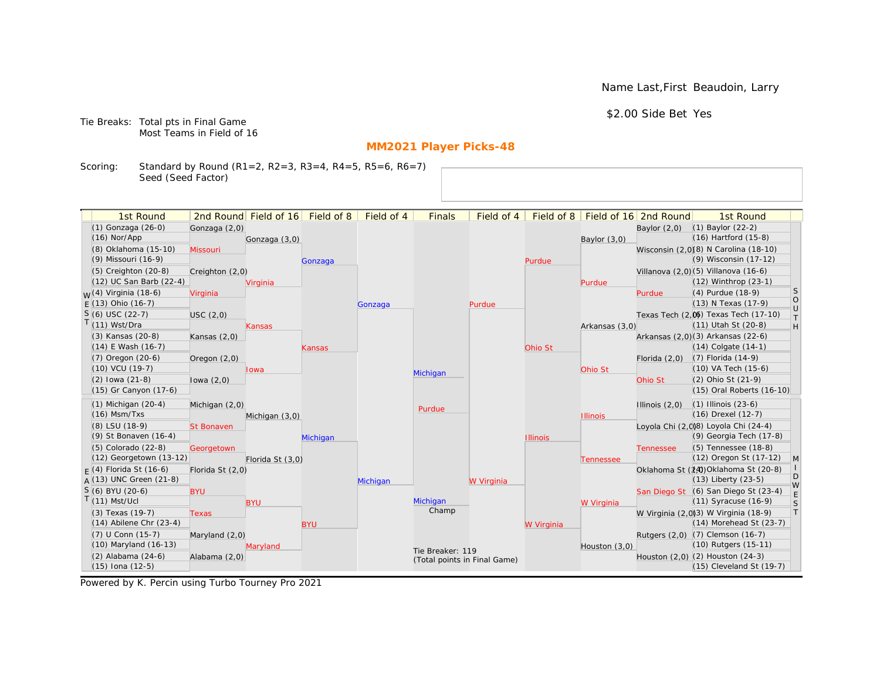Name Last,First Beaudoin, Larry

$2.00 Side Bet Yes

Tie Breaks: Total pts in Final Game
Most Teams in Field of 16

## MM2021 Player Picks-48

Scoring: Standard by Round (R1=2, R2=3, R3=4, R4=5, R5=6, R6=7)
Seed (Seed Factor)

### WEST

| 1st Round | 2nd Round | Field of 16 | Field of 8 | Field of 4 |
|---|---|---|---|---|
| (1) Gonzaga (26-0) | Gonzaga (2,0) | Gonzaga (3,0) | Gonzaga | Gonzaga |
| (16) Nor/App | | | | |
| (8) Oklahoma (15-10) | Missouri | | | |
| (9) Missouri (16-9) | | | | |
| (5) Creighton (20-8) | Creighton (2,0) | Virginia | | |
| (12) UC San Barb (22-4) | | | | |
| (4) Virginia (18-6) | Virginia | | | |
| (13) Ohio (16-7) | | | | |
| (6) USC (22-7) | USC (2,0) | Kansas | Kansas | |
| (11) Wst/Dra | | | | |
| (3) Kansas (20-8) | Kansas (2,0) | | | |
| (14) E Wash (16-7) | | | | |
| (7) Oregon (20-6) | Oregon (2,0) | Iowa | | |
| (10) VCU (19-7) | | | | |
| (2) Iowa (21-8) | Iowa (2,0) | | | |
| (15) Gr Canyon (17-6) | | | | |

### EAST

| 1st Round | 2nd Round | Field of 16 | Field of 8 | Field of 4 |
|---|---|---|---|---|
| (1) Michigan (20-4) | Michigan (2,0) | Michigan (3,0) | Michigan | Michigan |
| (16) Msm/Txs | | | | |
| (8) LSU (18-9) | St Bonaven | | | |
| (9) St Bonaven (16-4) | | | | |
| (5) Colorado (22-8) | Georgetown | Florida St (3,0) | | |
| (12) Georgetown (13-12) | | | | |
| (4) Florida St (16-6) | Florida St (2,0) | | | |
| (13) UNC Green (21-8) | | | | |
| (6) BYU (20-6) | BYU | BYU | BYU | |
| (11) Mst/Ucl | | | | |
| (3) Texas (19-7) | Texas | | | |
| (14) Abilene Chr (23-4) | | | | |
| (7) U Conn (15-7) | Maryland (2,0) | Maryland | | |
| (10) Maryland (16-13) | | | | |
| (2) Alabama (24-6) | Alabama (2,0) | | | |
| (15) Iona (12-5) | | | | |

### SOUTH

| 1st Round | 2nd Round | Field of 16 | Field of 8 | Field of 4 |
|---|---|---|---|---|
| (1) Baylor (22-2) | Baylor (2,0) | Baylor (3,0) | Purdue | Purdue |
| (16) Hartford (15-8) | | | | |
| (8) N Carolina (18-10) | Wisconsin (2,0) | | | |
| (9) Wisconsin (17-12) | | | | |
| (5) Villanova (16-6) | Villanova (2,0) | Purdue | | |
| (12) Winthrop (23-1) | | | | |
| (4) Purdue (18-9) | Purdue | | | |
| (13) N Texas (17-9) | | | | |
| (6) Texas Tech (17-10) | Texas Tech (2,0) | Arkansas (3,0) | Ohio St | |
| (11) Utah St (20-8) | | | | |
| (3) Arkansas (22-6) | Arkansas (2,0) | | | |
| (14) Colgate (14-1) | | | | |
| (7) Florida (14-9) | Florida (2,0) | Ohio St | | |
| (10) VA Tech (15-6) | | | | |
| (2) Ohio St (21-9) | Ohio St | | | |
| (15) Oral Roberts (16-10) | | | | |

### MIDWEST

| 1st Round | 2nd Round | Field of 16 | Field of 8 | Field of 4 |
|---|---|---|---|---|
| (1) Illinois (23-6) | Illinois (2,0) | Illinois | Illinois | W Virginia |
| (16) Drexel (12-7) | | | | |
| (8) Loyola Chi (24-4) | Loyola Chi (2,0) | | | |
| (9) Georgia Tech (17-8) | | | | |
| (5) Tennessee (18-8) | Tennessee | Tennessee | | |
| (12) Oregon St (17-12) | | | | |
| (4) Oklahoma St (20-8) | Oklahoma St (2,0) | | | |
| (13) Liberty (23-5) | | | | |
| (6) San Diego St (23-4) | San Diego St | W Virginia | W Virginia | |
| (11) Syracuse (16-9) | | | | |
| (3) W Virginia (18-9) | W Virginia (2,0) | | | |
| (14) Morehead St (23-7) | | | | |
| (7) Clemson (16-7) | Rutgers (2,0) | Houston (3,0) | | |
| (10) Rutgers (15-11) | | | | |
| (2) Houston (24-3) | Houston (2,0) | | | |
| (15) Cleveland St (19-7) | | | | |

### Finals

| Finals |
|---|
| Michigan |
| Purdue |

Champ: Michigan

Tie Breaker: 119
(Total points in Final Game)

Powered by K. Percin using Turbo Tourney Pro 2021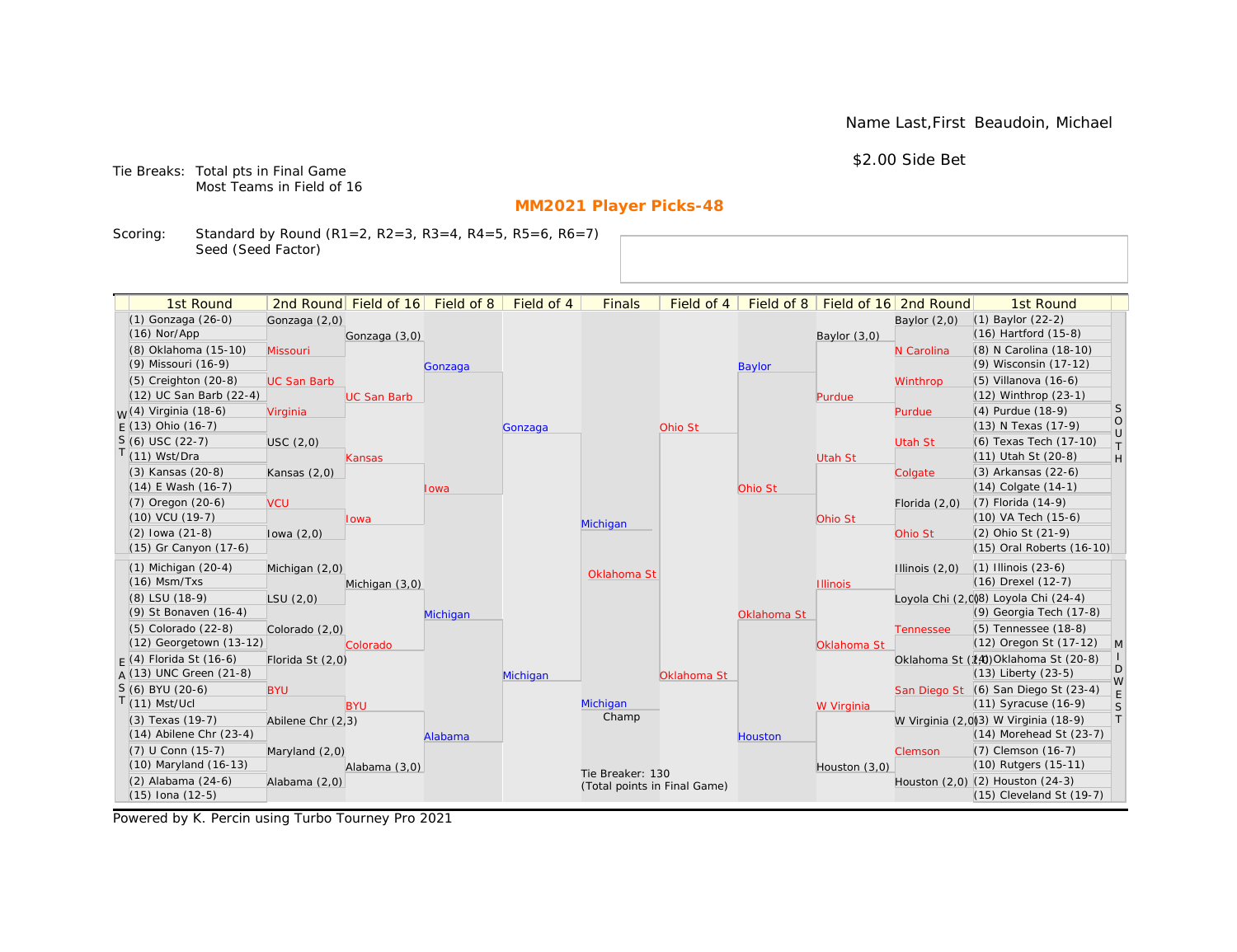Name Last,First Beaudoin, Michael

$2.00 Side Bet

Tie Breaks: Total pts in Final Game
Most Teams in Field of 16

## MM2021 Player Picks-48

Scoring: Standard by Round (R1=2, R2=3, R3=4, R4=5, R5=6, R6=7)
Seed (Seed Factor)

### WEST

| 1st Round | 2nd Round | Field of 16 | Field of 8 | Field of 4 |
|---|---|---|---|---|
| (1) Gonzaga (26-0) | Gonzaga (2,0) | Gonzaga (3,0) | Gonzaga | Gonzaga |
| (16) Nor/App | | | | |
| (8) Oklahoma (15-10) | Missouri | | | |
| (9) Missouri (16-9) | | | | |
| (5) Creighton (20-8) | UC San Barb | UC San Barb | | |
| (12) UC San Barb (22-4) | | | | |
| (4) Virginia (18-6) | Virginia | | | |
| (13) Ohio (16-7) | | | | |
| (6) USC (22-7) | USC (2,0) | Kansas | Iowa | |
| (11) Wst/Dra | | | | |
| (3) Kansas (20-8) | Kansas (2,0) | | | |
| (14) E Wash (16-7) | | | | |
| (7) Oregon (20-6) | VCU | Iowa | | |
| (10) VCU (19-7) | | | | |
| (2) Iowa (21-8) | Iowa (2,0) | | | |
| (15) Gr Canyon (17-6) | | | | |

### EAST

| 1st Round | 2nd Round | Field of 16 | Field of 8 | Field of 4 |
|---|---|---|---|---|
| (1) Michigan (20-4) | Michigan (2,0) | Michigan (3,0) | Michigan | Michigan |
| (16) Msm/Txs | | | | |
| (8) LSU (18-9) | LSU (2,0) | | | |
| (9) St Bonaven (16-4) | | | | |
| (5) Colorado (22-8) | Colorado (2,0) | Colorado | | |
| (12) Georgetown (13-12) | | | | |
| (4) Florida St (16-6) | Florida St (2,0) | | | |
| (13) UNC Green (21-8) | | | | |
| (6) BYU (20-6) | BYU | BYU | Alabama | |
| (11) Mst/Ucl | | | | |
| (3) Texas (19-7) | Abilene Chr (2,3) | | | |
| (14) Abilene Chr (23-4) | | | | |
| (7) U Conn (15-7) | Maryland (2,0) | Alabama (3,0) | | |
| (10) Maryland (16-13) | | | | |
| (2) Alabama (24-6) | Alabama (2,0) | | | |
| (15) Iona (12-5) | | | | |

### SOUTH

| 1st Round | 2nd Round | Field of 16 | Field of 8 | Field of 4 |
|---|---|---|---|---|
| (1) Baylor (22-2) | Baylor (2,0) | Baylor (3,0) | Baylor | Ohio St |
| (16) Hartford (15-8) | | | | |
| (8) N Carolina (18-10) | N Carolina | | | |
| (9) Wisconsin (17-12) | | | | |
| (5) Villanova (16-6) | Winthrop | Purdue | | |
| (12) Winthrop (23-1) | | | | |
| (4) Purdue (18-9) | Purdue | | | |
| (13) N Texas (17-9) | | | | |
| (6) Texas Tech (17-10) | Utah St | Utah St | Ohio St | |
| (11) Utah St (20-8) | | | | |
| (3) Arkansas (22-6) | Colgate | | | |
| (14) Colgate (14-1) | | | | |
| (7) Florida (14-9) | Florida (2,0) | Ohio St | | |
| (10) VA Tech (15-6) | | | | |
| (2) Ohio St (21-9) | Ohio St | | | |
| (15) Oral Roberts (16-10) | | | | |

### MIDWEST

| 1st Round | 2nd Round | Field of 16 | Field of 8 | Field of 4 |
|---|---|---|---|---|
| (1) Illinois (23-6) | Illinois (2,0) | Illinois | Oklahoma St | Oklahoma St |
| (16) Drexel (12-7) | | | | |
| (8) Loyola Chi (24-4) | Loyola Chi (2,0) | | | |
| (9) Georgia Tech (17-8) | | | | |
| (5) Tennessee (18-8) | Tennessee | Oklahoma St | | |
| (12) Oregon St (17-12) | | | | |
| (4) Oklahoma St (20-8) | Oklahoma St (2,0) | | | |
| (13) Liberty (23-5) | | | | |
| (6) San Diego St (23-4) | San Diego St | W Virginia | Houston | |
| (11) Syracuse (16-9) | | | | |
| (3) W Virginia (18-9) | W Virginia (2,0) | | | |
| (14) Morehead St (23-7) | | | | |
| (7) Clemson (16-7) | Clemson | Houston (3,0) | | |
| (10) Rutgers (15-11) | | | | |
| (2) Houston (24-3) | Houston (2,0) | | | |
| (15) Cleveland St (19-7) | | | | |

### Finals

Michigan

Oklahoma St

Champ: Michigan

Tie Breaker: 130
(Total points in Final Game)

Powered by K. Percin using Turbo Tourney Pro 2021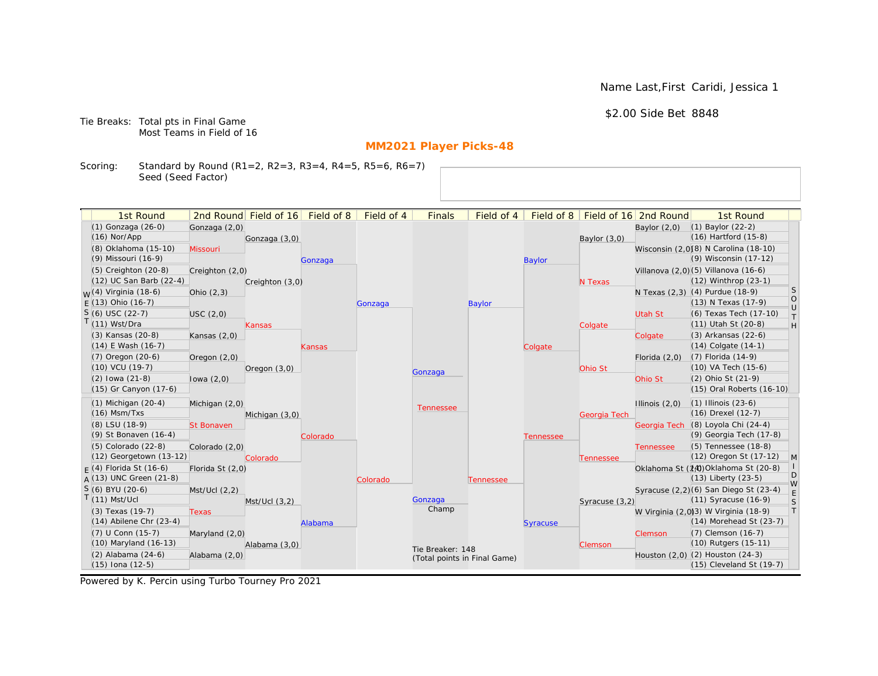Name Last,First Caridi, Jessica 1

$2.00 Side Bet 8848

Tie Breaks: Total pts in Final Game
Most Teams in Field of 16

## MM2021 Player Picks-48

Scoring: Standard by Round (R1=2, R2=3, R3=4, R4=5, R5=6, R6=7)
Seed (Seed Factor)

| 1st Round | 2nd Round | Field of 16 | Field of 8 | Field of 4 | Finals | Field of 4 | Field of 8 | Field of 16 | 2nd Round | 1st Round |
|---|---|---|---|---|---|---|---|---|---|---|
| (1) Gonzaga (26-0) | Gonzaga (2,0) | Gonzaga (3,0) | Gonzaga | Gonzaga | Gonzaga | Baylor | Baylor | Baylor (3,0) | Baylor (2,0) | (1) Baylor (22-2) |
| (16) Nor/App | | | | | | | | | | (16) Hartford (15-8) |
| (8) Oklahoma (15-10) | Missouri | | | | | | | | Wisconsin (2,0) | (8) N Carolina (18-10) |
| (9) Missouri (16-9) | | | | | | | | | | (9) Wisconsin (17-12) |
| (5) Creighton (20-8) | Creighton (2,0) | Creighton (3,0) | | | | | | N Texas | Villanova (2,0) | (5) Villanova (16-6) |
| (12) UC San Barb (22-4) | | | | | | | | | | (12) Winthrop (23-1) |
| (4) Virginia (18-6) | Ohio (2,3) | | | | | | | | N Texas (2,3) | (4) Purdue (18-9) |
| (13) Ohio (16-7) | | | | | | | | | | (13) N Texas (17-9) |
| (6) USC (22-7) | USC (2,0) | Kansas | Kansas | | | | Colgate | Colgate | Utah St | (6) Texas Tech (17-10) |
| (11) Wst/Dra | | | | | | | | | | (11) Utah St (20-8) |
| (3) Kansas (20-8) | Kansas (2,0) | | | | | | | | Colgate | (3) Arkansas (22-6) |
| (14) E Wash (16-7) | | | | | | | | | | (14) Colgate (14-1) |
| (7) Oregon (20-6) | Oregon (2,0) | Oregon (3,0) | | | | | | Ohio St | Florida (2,0) | (7) Florida (14-9) |
| (10) VCU (19-7) | | | | | | | | | | (10) VA Tech (15-6) |
| (2) Iowa (21-8) | Iowa (2,0) | | | | | | | | Ohio St | (2) Ohio St (21-9) |
| (15) Gr Canyon (17-6) | | | | | | | | | | (15) Oral Roberts (16-10) |
| (1) Michigan (20-4) | Michigan (2,0) | Michigan (3,0) | Colorado | Colorado | Tennessee | Tennessee | Tennessee | Georgia Tech | Illinois (2,0) | (1) Illinois (23-6) |
| (16) Msm/Txs | | | | | | | | | | (16) Drexel (12-7) |
| (8) LSU (18-9) | St Bonaven | | | | | | | | Georgia Tech | (8) Loyola Chi (24-4) |
| (9) St Bonaven (16-4) | | | | | | | | | | (9) Georgia Tech (17-8) |
| (5) Colorado (22-8) | Colorado (2,0) | Colorado | | | | | | Tennessee | Tennessee | (5) Tennessee (18-8) |
| (12) Georgetown (13-12) | | | | | | | | | | (12) Oregon St (17-12) |
| (4) Florida St (16-6) | Florida St (2,0) | | | | | | | | Oklahoma St (2,0) | (4) Oklahoma St (20-8) |
| (13) UNC Green (21-8) | | | | | | | | | | (13) Liberty (23-5) |
| (6) BYU (20-6) | Mst/Ucl (2,2) | Mst/Ucl (3,2) | Alabama | | | | Syracuse | Syracuse (3,2) | Syracuse (2,2) | (6) San Diego St (23-4) |
| (11) Mst/Ucl | | | | | | | | | | (11) Syracuse (16-9) |
| (3) Texas (19-7) | Texas | | | | | | | | W Virginia (2,0) | (3) W Virginia (18-9) |
| (14) Abilene Chr (23-4) | | | | | | | | | | (14) Morehead St (23-7) |
| (7) U Conn (15-7) | Maryland (2,0) | Alabama (3,0) | | | | | | Clemson | Clemson | (7) Clemson (16-7) |
| (10) Maryland (16-13) | | | | | | | | | | (10) Rutgers (15-11) |
| (2) Alabama (24-6) | Alabama (2,0) | | | | | | | | Houston (2,0) | (2) Houston (24-3) |
| (15) Iona (12-5) | | | | | | | | | | (15) Cleveland St (19-7) |

Regions: WEST (top left), EAST (bottom left), SOUTH (top right), MIDWEST (bottom right)

Champ: Gonzaga

Tie Breaker: 148
(Total points in Final Game)

Powered by K. Percin using Turbo Tourney Pro 2021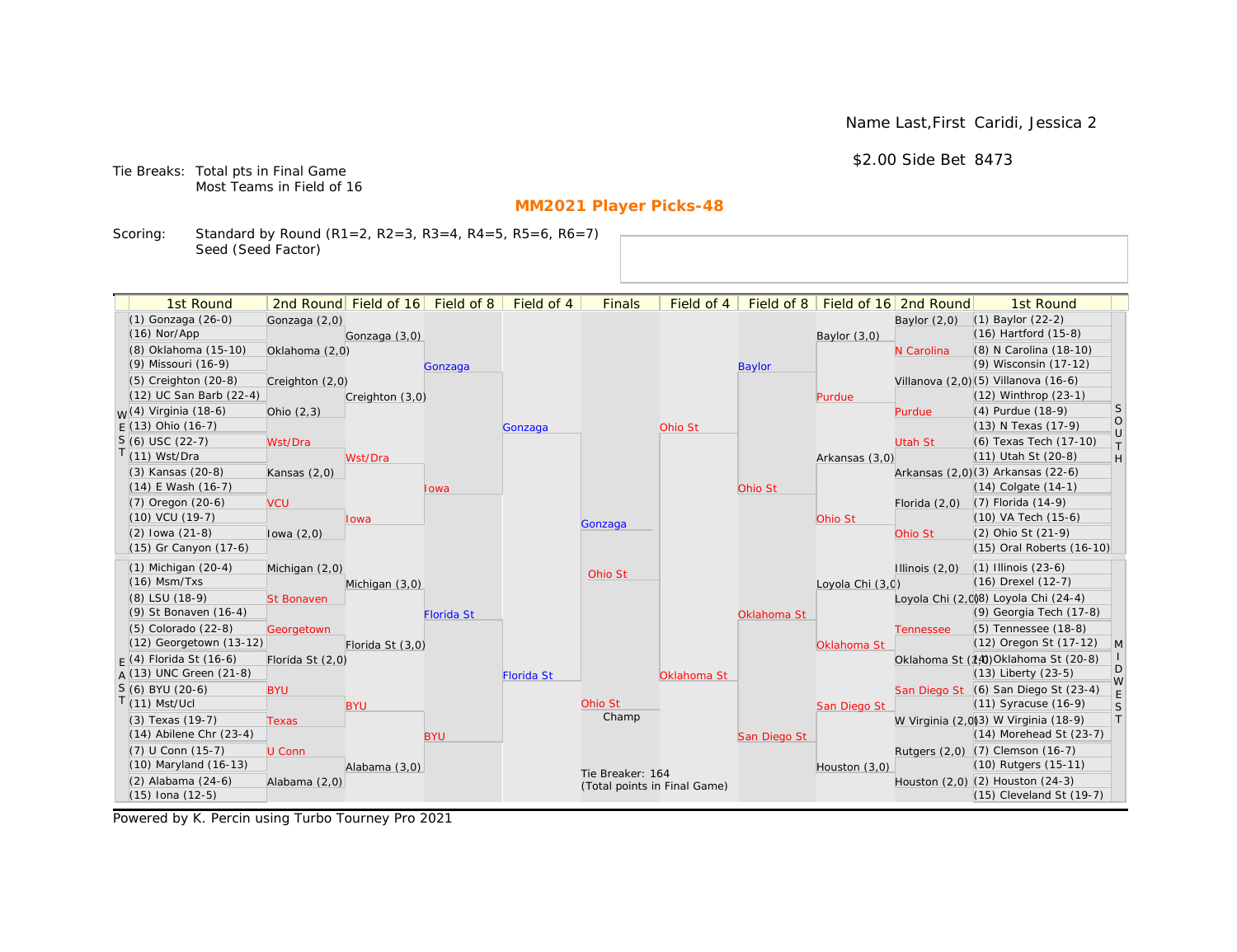Name Last,First Caridi, Jessica 2

$2.00 Side Bet 8473

Tie Breaks: Total pts in Final Game
Most Teams in Field of 16

## MM2021 Player Picks-48

Scoring: Standard by Round (R1=2, R2=3, R3=4, R4=5, R5=6, R6=7)
Seed (Seed Factor)

| 1st Round | 2nd Round | Field of 16 | Field of 8 | Field of 4 | Finals | Field of 4 | Field of 8 | Field of 16 | 2nd Round | 1st Round |
|---|---|---|---|---|---|---|---|---|---|---|
| (1) Gonzaga (26-0) | Gonzaga (2,0) | Gonzaga (3,0) | Gonzaga | Gonzaga | Gonzaga | Ohio St | Baylor | Baylor (3,0) | Baylor (2,0) | (1) Baylor (22-2) |
| (16) Nor/App | Oklahoma (2,0) | Creighton (3,0) | Iowa | Florida St | Ohio St | Oklahoma St | Ohio St | Purdue | N Carolina | (16) Hartford (15-8) |
| (8) Oklahoma (15-10) | Creighton (2,0) | Wst/Dra | Florida St | | Ohio St | | Oklahoma St | Arkansas (3,0) | Villanova (2,0) | (8) N Carolina (18-10) |
| (9) Missouri (16-9) | Ohio (2,3) | Iowa | BYU | | | | San Diego St | Ohio St | Purdue | (9) Wisconsin (17-12) |
| (5) Creighton (20-8) | Wst/Dra | Michigan (3,0) | | | | | | Loyola Chi (3,0) | Utah St | (5) Villanova (16-6) |
| (12) UC San Barb (22-4) | Kansas (2,0) | Florida St (3,0) | | | | | | Oklahoma St | Arkansas (2,0) | (12) Winthrop (23-1) |
| (4) Virginia (18-6) | VCU | BYU | | | | | | San Diego St | Florida (2,0) | (4) Purdue (18-9) |
| (13) Ohio (16-7) | Iowa (2,0) | Alabama (3,0) | | | | | | Houston (3,0) | Ohio St | (13) N Texas (17-9) |
| (6) USC (22-7) | Michigan (2,0) | | | | | | | | Illinois (2,0) | (6) Texas Tech (17-10) |
| (11) Wst/Dra | St Bonaven | | | | | | | | Loyola Chi (2,0) | (11) Utah St (20-8) |
| (3) Kansas (20-8) | Georgetown | | | | | | | | Tennessee | (3) Arkansas (22-6) |
| (14) E Wash (16-7) | Florida St (2,0) | | | | | | | | Oklahoma St (2,0) | (14) Colgate (14-1) |
| (7) Oregon (20-6) | BYU | | | | | | | | San Diego St | (7) Florida (14-9) |
| (10) VCU (19-7) | Texas | | | | | | | | W Virginia (2,0) | (10) VA Tech (15-6) |
| (2) Iowa (21-8) | U Conn | | | | | | | | Rutgers (2,0) | (2) Ohio St (21-9) |
| (15) Gr Canyon (17-6) | Alabama (2,0) | | | | | | | | Houston (2,0) | (15) Oral Roberts (16-10) |
| (1) Michigan (20-4) | | | | | | | | | | (1) Illinois (23-6) |
| (16) Msm/Txs | | | | | | | | | | (16) Drexel (12-7) |
| (8) LSU (18-9) | | | | | | | | | | (8) Loyola Chi (24-4) |
| (9) St Bonaven (16-4) | | | | | | | | | | (9) Georgia Tech (17-8) |
| (5) Colorado (22-8) | | | | | | | | | | (5) Tennessee (18-8) |
| (12) Georgetown (13-12) | | | | | | | | | | (12) Oregon St (17-12) |
| (4) Florida St (16-6) | | | | | | | | | | (4) Oklahoma St (20-8) |
| (13) UNC Green (21-8) | | | | | | | | | | (13) Liberty (23-5) |
| (6) BYU (20-6) | | | | | | | | | | (6) San Diego St (23-4) |
| (11) Mst/Ucl | | | | | | | | | | (11) Syracuse (16-9) |
| (3) Texas (19-7) | | | | | | | | | | (3) W Virginia (18-9) |
| (14) Abilene Chr (23-4) | | | | | | | | | | (14) Morehead St (23-7) |
| (7) U Conn (15-7) | | | | | | | | | | (7) Clemson (16-7) |
| (10) Maryland (16-13) | | | | | | | | | | (10) Rutgers (15-11) |
| (2) Alabama (24-6) | | | | | | | | | | (2) Houston (24-3) |
| (15) Iona (12-5) | | | | | | | | | | (15) Cleveland St (19-7) |

Champ: Ohio St

Tie Breaker: 164
(Total points in Final Game)

Powered by K. Percin using Turbo Tourney Pro 2021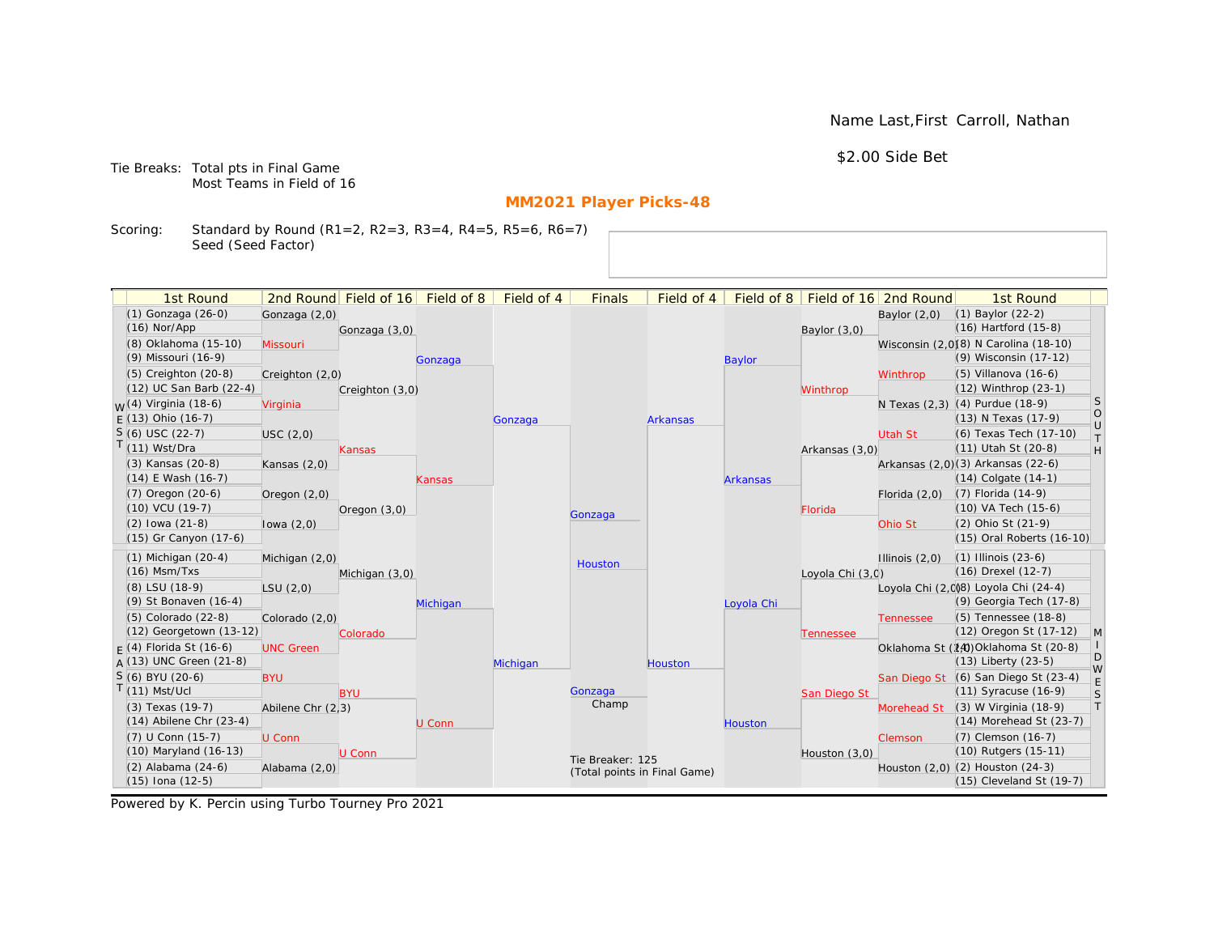Name Last,First Carroll, Nathan

$2.00 Side Bet

Tie Breaks: Total pts in Final Game
Most Teams in Field of 16

## MM2021 Player Picks-48

Scoring: Standard by Round (R1=2, R2=3, R3=4, R4=5, R5=6, R6=7)
Seed (Seed Factor)

### WEST

| 1st Round | 2nd Round | Field of 16 | Field of 8 | Field of 4 |
|---|---|---|---|---|
| (1) Gonzaga (26-0) | Gonzaga (2,0) | Gonzaga (3,0) | Gonzaga | Gonzaga |
| (16) Nor/App | | | | |
| (8) Oklahoma (15-10) | Missouri | | | |
| (9) Missouri (16-9) | | | | |
| (5) Creighton (20-8) | Creighton (2,0) | Creighton (3,0) | | |
| (12) UC San Barb (22-4) | | | | |
| (4) Virginia (18-6) | Virginia | | | |
| (13) Ohio (16-7) | | | | |
| (6) USC (22-7) | USC (2,0) | Kansas | Kansas | |
| (11) Wst/Dra | | | | |
| (3) Kansas (20-8) | Kansas (2,0) | | | |
| (14) E Wash (16-7) | | | | |
| (7) Oregon (20-6) | Oregon (2,0) | Oregon (3,0) | | |
| (10) VCU (19-7) | | | | |
| (2) Iowa (21-8) | Iowa (2,0) | | | |
| (15) Gr Canyon (17-6) | | | | |

### EAST

| 1st Round | 2nd Round | Field of 16 | Field of 8 | Field of 4 |
|---|---|---|---|---|
| (1) Michigan (20-4) | Michigan (2,0) | Michigan (3,0) | Michigan | Michigan |
| (16) Msm/Txs | | | | |
| (8) LSU (18-9) | LSU (2,0) | | | |
| (9) St Bonaven (16-4) | | | | |
| (5) Colorado (22-8) | Colorado (2,0) | Colorado | | |
| (12) Georgetown (13-12) | | | | |
| (4) Florida St (16-6) | UNC Green | | | |
| (13) UNC Green (21-8) | | | | |
| (6) BYU (20-6) | BYU | BYU | U Conn | |
| (11) Mst/Ucl | | | | |
| (3) Texas (19-7) | Abilene Chr (2,3) | | | |
| (14) Abilene Chr (23-4) | | | | |
| (7) U Conn (15-7) | U Conn | U Conn | | |
| (10) Maryland (16-13) | | | | |
| (2) Alabama (24-6) | Alabama (2,0) | | | |
| (15) Iona (12-5) | | | | |

### SOUTH

| 1st Round | 2nd Round | Field of 16 | Field of 8 | Field of 4 |
|---|---|---|---|---|
| (1) Baylor (22-2) | Baylor (2,0) | Baylor (3,0) | Baylor | Arkansas |
| (16) Hartford (15-8) | | | | |
| (8) N Carolina (18-10) | Wisconsin (2,0) | | | |
| (9) Wisconsin (17-12) | | | | |
| (5) Villanova (16-6) | Winthrop | Winthrop | | |
| (12) Winthrop (23-1) | | | | |
| (4) Purdue (18-9) | N Texas (2,3) | | | |
| (13) N Texas (17-9) | | | | |
| (6) Texas Tech (17-10) | Utah St | Arkansas (3,0) | Arkansas | |
| (11) Utah St (20-8) | | | | |
| (3) Arkansas (22-6) | Arkansas (2,0) | | | |
| (14) Colgate (14-1) | | | | |
| (7) Florida (14-9) | Florida (2,0) | Florida | | |
| (10) VA Tech (15-6) | | | | |
| (2) Ohio St (21-9) | Ohio St | | | |
| (15) Oral Roberts (16-10) | | | | |

### MIDWEST

| 1st Round | 2nd Round | Field of 16 | Field of 8 | Field of 4 |
|---|---|---|---|---|
| (1) Illinois (23-6) | Illinois (2,0) | Loyola Chi (3,0) | Loyola Chi | Houston |
| (16) Drexel (12-7) | | | | |
| (8) Loyola Chi (24-4) | Loyola Chi (2,0) | | | |
| (9) Georgia Tech (17-8) | | | | |
| (5) Tennessee (18-8) | Tennessee | Tennessee | | |
| (12) Oregon St (17-12) | | | | |
| (4) Oklahoma St (20-8) | Oklahoma St (2,0) | | | |
| (13) Liberty (23-5) | | | | |
| (6) San Diego St (23-4) | San Diego St | San Diego St | Houston | |
| (11) Syracuse (16-9) | | | | |
| (3) W Virginia (18-9) | Morehead St | | | |
| (14) Morehead St (23-7) | | | | |
| (7) Clemson (16-7) | Clemson | Houston (3,0) | | |
| (10) Rutgers (15-11) | | | | |
| (2) Houston (24-3) | Houston (2,0) | | | |
| (15) Cleveland St (19-7) | | | | |

### Finals

| Finals |
|---|
| Gonzaga |
| Houston |
| Champ: Gonzaga |

Tie Breaker: 125
(Total points in Final Game)

Powered by K. Percin using Turbo Tourney Pro 2021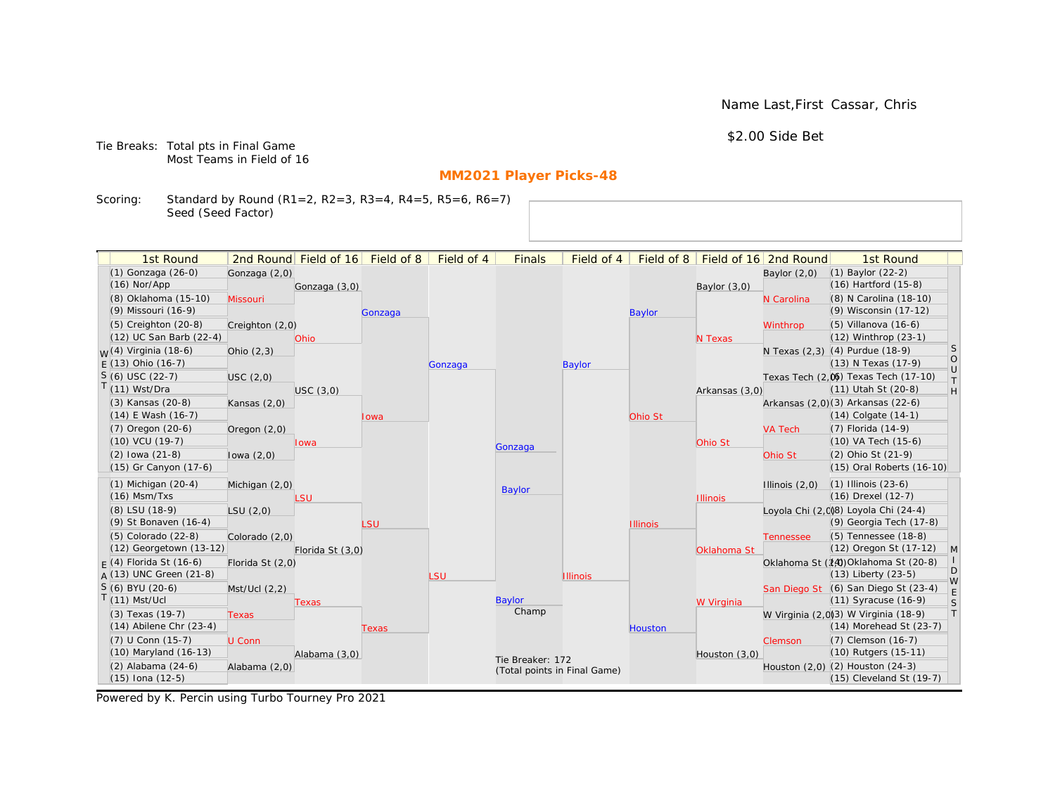Name Last,First Cassar, Chris

$2.00 Side Bet

Tie Breaks: Total pts in Final Game
Most Teams in Field of 16

## MM2021 Player Picks-48

Scoring: Standard by Round (R1=2, R2=3, R3=4, R4=5, R5=6, R6=7)
Seed (Seed Factor)

| 1st Round | 2nd Round | Field of 16 | Field of 8 | Field of 4 | Finals | Field of 4 | Field of 8 | Field of 16 | 2nd Round | 1st Round |
|---|---|---|---|---|---|---|---|---|---|---|
| (1) Gonzaga (26-0) | Gonzaga (2,0) | | | | | | | | Baylor (2,0) | (1) Baylor (22-2) |
| (16) Nor/App | | Gonzaga (3,0) | | | | | | Baylor (3,0) | | (16) Hartford (15-8) |
| (8) Oklahoma (15-10) | Missouri | | | | | | | | N Carolina | (8) N Carolina (18-10) |
| (9) Missouri (16-9) | | | Gonzaga | | | | Baylor | | | (9) Wisconsin (17-12) |
| (5) Creighton (20-8) | Creighton (2,0) | | | | | | | | Winthrop | (5) Villanova (16-6) |
| (12) UC San Barb (22-4) | | Ohio | | | | | | N Texas | | (12) Winthrop (23-1) |
| (4) Virginia (18-6) | Ohio (2,3) | | | | | | | | N Texas (2,3) | (4) Purdue (18-9) |
| (13) Ohio (16-7) | | | | Gonzaga | | Baylor | | | | (13) N Texas (17-9) |
| (6) USC (22-7) | USC (2,0) | | | | | | | | Texas Tech (2,0) | (6) Texas Tech (17-10) |
| (11) Wst/Dra | | USC (3,0) | | | | | | Arkansas (3,0) | | (11) Utah St (20-8) |
| (3) Kansas (20-8) | Kansas (2,0) | | | | | | | | Arkansas (2,0) | (3) Arkansas (22-6) |
| (14) E Wash (16-7) | | | Iowa | | | | Ohio St | | | (14) Colgate (14-1) |
| (7) Oregon (20-6) | Oregon (2,0) | | | | | | | | VA Tech | (7) Florida (14-9) |
| (10) VCU (19-7) | | Iowa | | | | | | Ohio St | | (10) VA Tech (15-6) |
| (2) Iowa (21-8) | Iowa (2,0) | | | | Gonzaga | | | | Ohio St | (2) Ohio St (21-9) |
| (15) Gr Canyon (17-6) | | | | | | | | | | (15) Oral Roberts (16-10) |
| (1) Michigan (20-4) | Michigan (2,0) | | | | Baylor | | | | Illinois (2,0) | (1) Illinois (23-6) |
| (16) Msm/Txs | | LSU | | | | | | Illinois | | (16) Drexel (12-7) |
| (8) LSU (18-9) | LSU (2,0) | | | | | | | | Loyola Chi (2,0) | (8) Loyola Chi (24-4) |
| (9) St Bonaven (16-4) | | | LSU | | | | Illinois | | | (9) Georgia Tech (17-8) |
| (5) Colorado (22-8) | Colorado (2,0) | | | | | | | | Tennessee | (5) Tennessee (18-8) |
| (12) Georgetown (13-12) | | Florida St (3,0) | | | | | | Oklahoma St | | (12) Oregon St (17-12) |
| (4) Florida St (16-6) | Florida St (2,0) | | | | | | | | Oklahoma St (2,0) | (4) Oklahoma St (20-8) |
| (13) UNC Green (21-8) | | | | LSU | | Illinois | | | | (13) Liberty (23-5) |
| (6) BYU (20-6) | Mst/Ucl (2,2) | | | | | | | | San Diego St | (6) San Diego St (23-4) |
| (11) Mst/Ucl | | Texas | | | Baylor Champ | | | W Virginia | | (11) Syracuse (16-9) |
| (3) Texas (19-7) | Texas | | | | | | | | W Virginia (2,0) | (3) W Virginia (18-9) |
| (14) Abilene Chr (23-4) | | | Texas | | | | Houston | | | (14) Morehead St (23-7) |
| (7) U Conn (15-7) | U Conn | | | | | | | | Clemson | (7) Clemson (16-7) |
| (10) Maryland (16-13) | | Alabama (3,0) | | | | | | Houston (3,0) | | (10) Rutgers (15-11) |
| (2) Alabama (24-6) | Alabama (2,0) | | | | | | | | Houston (2,0) | (2) Houston (24-3) |
| (15) Iona (12-5) | | | | | | | | | | (15) Cleveland St (19-7) |

WEST / EAST (left); SOUTH / MIDWEST (right)

Tie Breaker: 172
(Total points in Final Game)

Powered by K. Percin using Turbo Tourney Pro 2021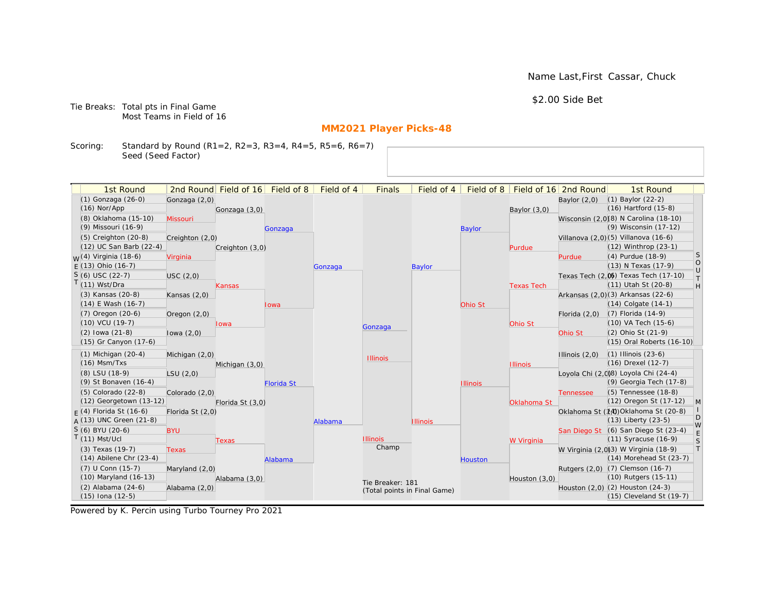Name Last,First Cassar, Chuck

$2.00 Side Bet

Tie Breaks: Total pts in Final Game
Most Teams in Field of 16

## MM2021 Player Picks-48

Scoring: Standard by Round (R1=2, R2=3, R3=4, R4=5, R5=6, R6=7)
Seed (Seed Factor)

| 1st Round | 2nd Round | Field of 16 | Field of 8 | Field of 4 | Finals | Field of 4 | Field of 8 | Field of 16 | 2nd Round | 1st Round |
|---|---|---|---|---|---|---|---|---|---|---|
| (1) Gonzaga (26-0) | Gonzaga (2,0) | | | | | | | | Baylor (2,0) | (1) Baylor (22-2) |
| (16) Nor/App | | Gonzaga (3,0) | | | | | | Baylor (3,0) | | (16) Hartford (15-8) |
| (8) Oklahoma (15-10) | Missouri | | | | | | | | Wisconsin (2,0) | (8) N Carolina (18-10) |
| (9) Missouri (16-9) | | | Gonzaga | | | | Baylor | | | (9) Wisconsin (17-12) |
| (5) Creighton (20-8) | Creighton (2,0) | | | | | | | | Villanova (2,0) | (5) Villanova (16-6) |
| (12) UC San Barb (22-4) | | Creighton (3,0) | | | | | | Purdue | | (12) Winthrop (23-1) |
| WEST (4) Virginia (18-6) | Virginia | | | | | | | | Purdue | (4) Purdue (18-9) SOUTH |
| (13) Ohio (16-7) | | | | Gonzaga | | Baylor | | | | (13) N Texas (17-9) |
| (6) USC (22-7) | USC (2,0) | | | | | | | | Texas Tech (2,0) | (6) Texas Tech (17-10) |
| (11) Wst/Dra | | Kansas | | | | | | Texas Tech | | (11) Utah St (20-8) |
| (3) Kansas (20-8) | Kansas (2,0) | | | | | | | | Arkansas (2,0) | (3) Arkansas (22-6) |
| (14) E Wash (16-7) | | | Iowa | | | | Ohio St | | | (14) Colgate (14-1) |
| (7) Oregon (20-6) | Oregon (2,0) | | | | | | | | Florida (2,0) | (7) Florida (14-9) |
| (10) VCU (19-7) | | Iowa | | | | | | Ohio St | | (10) VA Tech (15-6) |
| (2) Iowa (21-8) | Iowa (2,0) | | | | Gonzaga | | | | Ohio St | (2) Ohio St (21-9) |
| (15) Gr Canyon (17-6) | | | | | | | | | | (15) Oral Roberts (16-10) |
| (1) Michigan (20-4) | Michigan (2,0) | | | | Illinois | | | | Illinois (2,0) | (1) Illinois (23-6) |
| (16) Msm/Txs | | Michigan (3,0) | | | | | | Illinois | | (16) Drexel (12-7) |
| (8) LSU (18-9) | LSU (2,0) | | | | | | | | Loyola Chi (2,0) | (8) Loyola Chi (24-4) |
| (9) St Bonaven (16-4) | | | Florida St | | | | Illinois | | | (9) Georgia Tech (17-8) |
| (5) Colorado (22-8) | Colorado (2,0) | | | | | | | | Tennessee | (5) Tennessee (18-8) |
| (12) Georgetown (13-12) | | Florida St (3,0) | | | | | | Oklahoma St | | (12) Oregon St (17-12) MIDWEST |
| EAST (4) Florida St (16-6) | Florida St (2,0) | | | | | | | | Oklahoma St (2,0) | (4) Oklahoma St (20-8) |
| (13) UNC Green (21-8) | | | | Alabama | | Illinois | | | | (13) Liberty (23-5) |
| (6) BYU (20-6) | BYU | | | | | | | | San Diego St | (6) San Diego St (23-4) |
| (11) Mst/Ucl | | Texas | | | Illinois | | | W Virginia | | (11) Syracuse (16-9) |
| (3) Texas (19-7) | Texas | | | | Champ | | | | W Virginia (2,0) | (3) W Virginia (18-9) |
| (14) Abilene Chr (23-4) | | | Alabama | | | | Houston | | | (14) Morehead St (23-7) |
| (7) U Conn (15-7) | Maryland (2,0) | | | | | | | | Rutgers (2,0) | (7) Clemson (16-7) |
| (10) Maryland (16-13) | | Alabama (3,0) | | | | | | Houston (3,0) | | (10) Rutgers (15-11) |
| (2) Alabama (24-6) | Alabama (2,0) | | | | Tie Breaker: 181 (Total points in Final Game) | | | | Houston (2,0) | (2) Houston (24-3) |
| (15) Iona (12-5) | | | | | | | | | | (15) Cleveland St (19-7) |

Powered by K. Percin using Turbo Tourney Pro 2021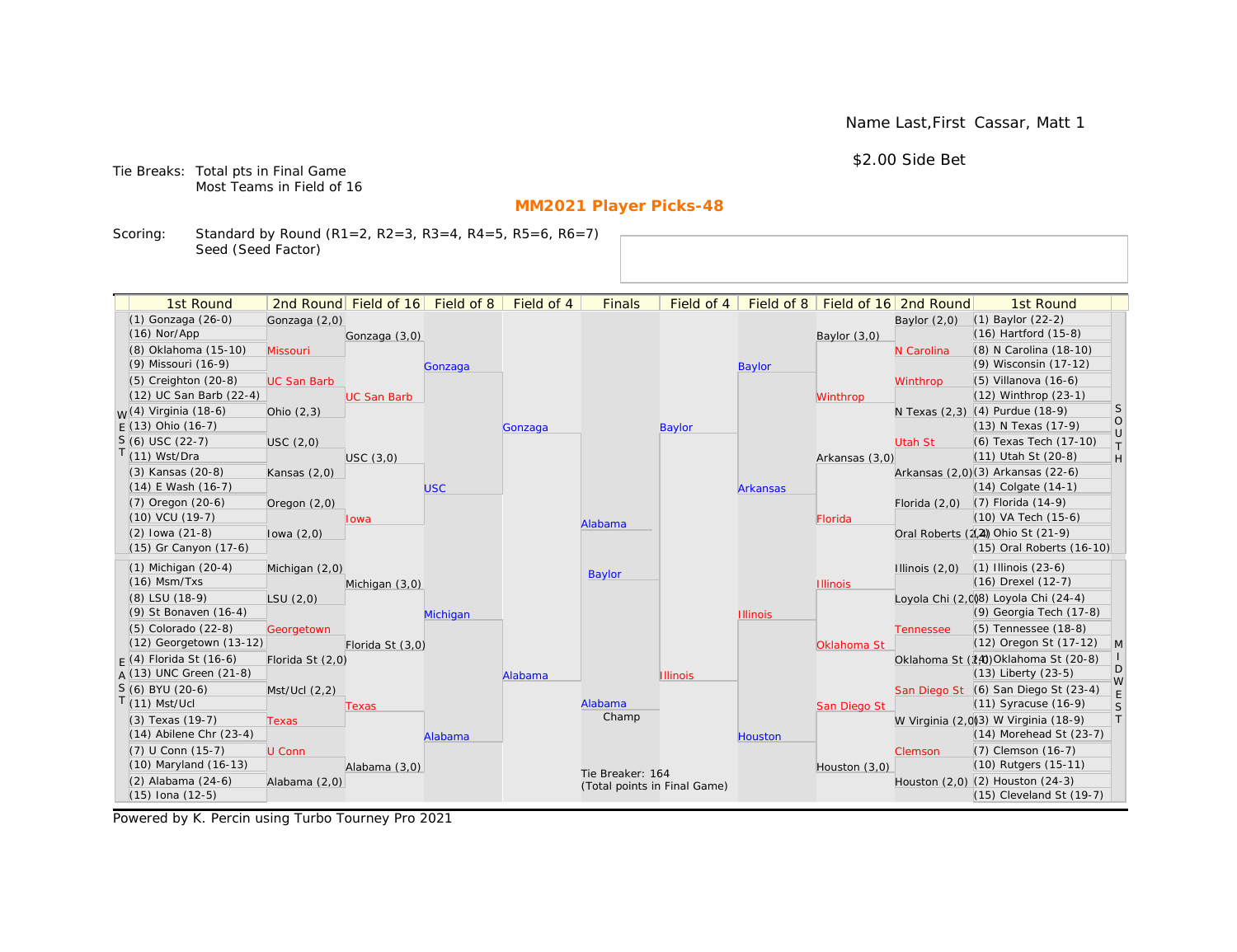Name Last,First Cassar, Matt 1

$2.00 Side Bet

Tie Breaks: Total pts in Final Game
Most Teams in Field of 16

## MM2021 Player Picks-48

Scoring: Standard by Round (R1=2, R2=3, R3=4, R4=5, R5=6, R6=7)
Seed (Seed Factor)

### WEST

| 1st Round | 2nd Round | Field of 16 | Field of 8 | Field of 4 |
|---|---|---|---|---|
| (1) Gonzaga (26-0) | Gonzaga (2,0) | Gonzaga (3,0) | Gonzaga | Gonzaga |
| (16) Nor/App | | | | |
| (8) Oklahoma (15-10) | Missouri | | | |
| (9) Missouri (16-9) | | | | |
| (5) Creighton (20-8) | UC San Barb | UC San Barb | | |
| (12) UC San Barb (22-4) | | | | |
| (4) Virginia (18-6) | Ohio (2,3) | | | |
| (13) Ohio (16-7) | | | | |
| (6) USC (22-7) | USC (2,0) | USC (3,0) | USC | |
| (11) Wst/Dra | | | | |
| (3) Kansas (20-8) | Kansas (2,0) | | | |
| (14) E Wash (16-7) | | | | |
| (7) Oregon (20-6) | Oregon (2,0) | Iowa | | |
| (10) VCU (19-7) | | | | |
| (2) Iowa (21-8) | Iowa (2,0) | | | |
| (15) Gr Canyon (17-6) | | | | |

### EAST

| 1st Round | 2nd Round | Field of 16 | Field of 8 | Field of 4 |
|---|---|---|---|---|
| (1) Michigan (20-4) | Michigan (2,0) | Michigan (3,0) | Michigan | Alabama |
| (16) Msm/Txs | | | | |
| (8) LSU (18-9) | LSU (2,0) | | | |
| (9) St Bonaven (16-4) | | | | |
| (5) Colorado (22-8) | Georgetown | Florida St (3,0) | | |
| (12) Georgetown (13-12) | | | | |
| (4) Florida St (16-6) | Florida St (2,0) | | | |
| (13) UNC Green (21-8) | | | | |
| (6) BYU (20-6) | Mst/Ucl (2,2) | Texas | Alabama | |
| (11) Mst/Ucl | | | | |
| (3) Texas (19-7) | Texas | | | |
| (14) Abilene Chr (23-4) | | | | |
| (7) U Conn (15-7) | U Conn | Alabama (3,0) | | |
| (10) Maryland (16-13) | | | | |
| (2) Alabama (24-6) | Alabama (2,0) | | | |
| (15) Iona (12-5) | | | | |

### SOUTH

| 1st Round | 2nd Round | Field of 16 | Field of 8 | Field of 4 |
|---|---|---|---|---|
| (1) Baylor (22-2) | Baylor (2,0) | Baylor (3,0) | Baylor | Baylor |
| (16) Hartford (15-8) | | | | |
| (8) N Carolina (18-10) | N Carolina | | | |
| (9) Wisconsin (17-12) | | | | |
| (5) Villanova (16-6) | Winthrop | Winthrop | | |
| (12) Winthrop (23-1) | | | | |
| (4) Purdue (18-9) | N Texas (2,3) | | | |
| (13) N Texas (17-9) | | | | |
| (6) Texas Tech (17-10) | Utah St | Arkansas (3,0) | Arkansas | |
| (11) Utah St (20-8) | | | | |
| (3) Arkansas (22-6) | Arkansas (2,0) | | | |
| (14) Colgate (14-1) | | | | |
| (7) Florida (14-9) | Florida (2,0) | Florida | | |
| (10) VA Tech (15-6) | | | | |
| (2) Ohio St (21-9) | Oral Roberts (2,4) | | | |
| (15) Oral Roberts (16-10) | | | | |

### MIDWEST

| 1st Round | 2nd Round | Field of 16 | Field of 8 | Field of 4 |
|---|---|---|---|---|
| (1) Illinois (23-6) | Illinois (2,0) | Illinois | Illinois | Illinois |
| (16) Drexel (12-7) | | | | |
| (8) Loyola Chi (24-4) | Loyola Chi (2,0) | | | |
| (9) Georgia Tech (17-8) | | | | |
| (5) Tennessee (18-8) | Tennessee | Oklahoma St | | |
| (12) Oregon St (17-12) | | | | |
| (4) Oklahoma St (20-8) | Oklahoma St (2,0) | | | |
| (13) Liberty (23-5) | | | | |
| (6) San Diego St (23-4) | San Diego St | San Diego St | Houston | |
| (11) Syracuse (16-9) | | | | |
| (3) W Virginia (18-9) | W Virginia (2,0) | | | |
| (14) Morehead St (23-7) | | | | |
| (7) Clemson (16-7) | Clemson | Houston (3,0) | | |
| (10) Rutgers (15-11) | | | | |
| (2) Houston (24-3) | Houston (2,0) | | | |
| (15) Cleveland St (19-7) | | | | |

### Finals

Alabama

Baylor

Champ: Alabama

Tie Breaker: 164
(Total points in Final Game)

Powered by K. Percin using Turbo Tourney Pro 2021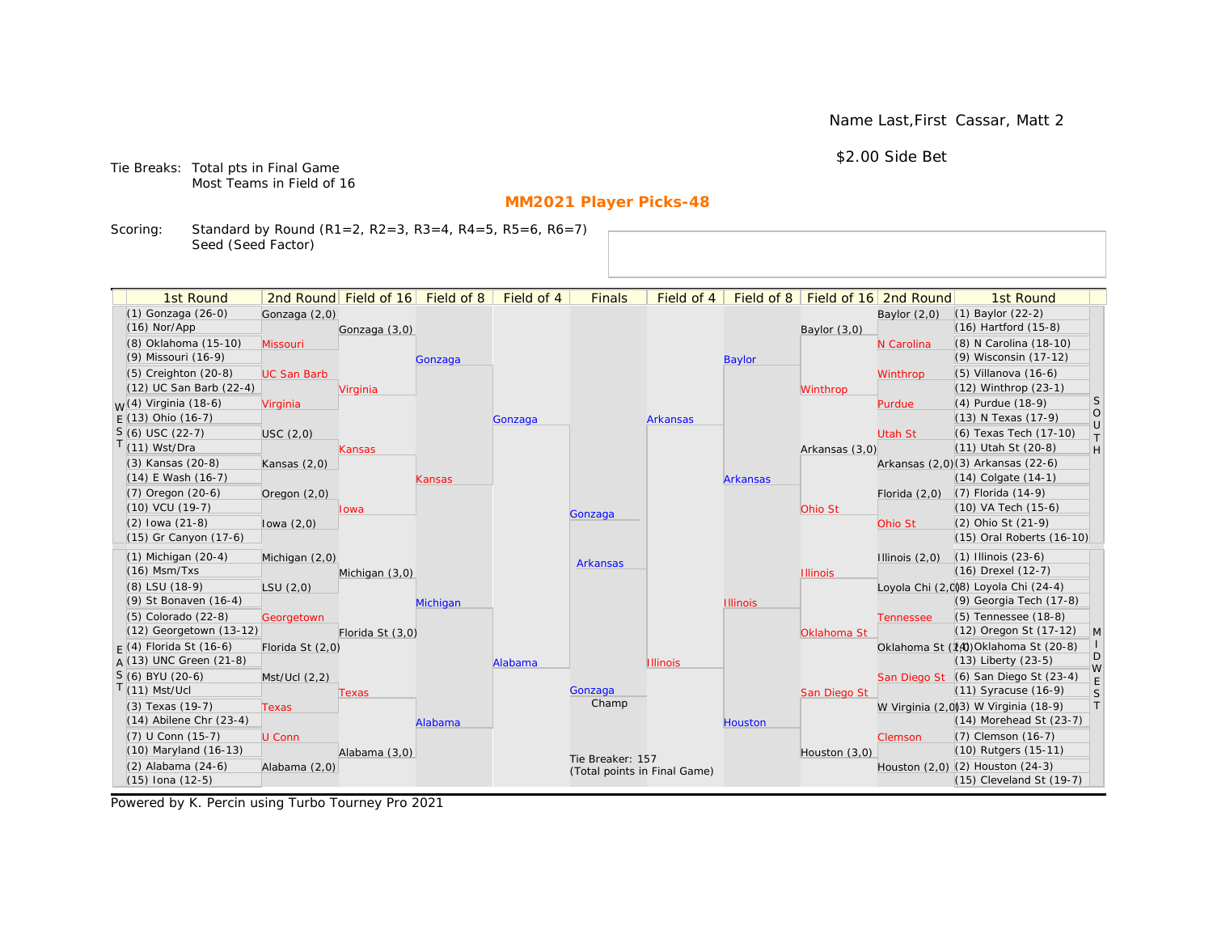Name Last,First Cassar, Matt 2

$2.00 Side Bet

Tie Breaks: Total pts in Final Game
Most Teams in Field of 16

## MM2021 Player Picks-48

Scoring: Standard by Round (R1=2, R2=3, R3=4, R4=5, R5=6, R6=7)
Seed (Seed Factor)

### WEST

| 1st Round | 2nd Round | Field of 16 | Field of 8 | Field of 4 |
|---|---|---|---|---|
| (1) Gonzaga (26-0) | Gonzaga (2,0) | Gonzaga (3,0) | Gonzaga | Gonzaga |
| (16) Nor/App | | | | |
| (8) Oklahoma (15-10) | Missouri | | | |
| (9) Missouri (16-9) | | | | |
| (5) Creighton (20-8) | UC San Barb | Virginia | | |
| (12) UC San Barb (22-4) | | | | |
| (4) Virginia (18-6) | Virginia | | | |
| (13) Ohio (16-7) | | | | |
| (6) USC (22-7) | USC (2,0) | Kansas | Kansas | |
| (11) Wst/Dra | | | | |
| (3) Kansas (20-8) | Kansas (2,0) | | | |
| (14) E Wash (16-7) | | | | |
| (7) Oregon (20-6) | Oregon (2,0) | Iowa | | |
| (10) VCU (19-7) | | | | |
| (2) Iowa (21-8) | Iowa (2,0) | | | |
| (15) Gr Canyon (17-6) | | | | |

### EAST

| 1st Round | 2nd Round | Field of 16 | Field of 8 | Field of 4 |
|---|---|---|---|---|
| (1) Michigan (20-4) | Michigan (2,0) | Michigan (3,0) | Michigan | Alabama |
| (16) Msm/Txs | | | | |
| (8) LSU (18-9) | LSU (2,0) | | | |
| (9) St Bonaven (16-4) | | | | |
| (5) Colorado (22-8) | Georgetown | Florida St (3,0) | | |
| (12) Georgetown (13-12) | | | | |
| (4) Florida St (16-6) | Florida St (2,0) | | | |
| (13) UNC Green (21-8) | | | | |
| (6) BYU (20-6) | Mst/Ucl (2,2) | Texas | Alabama | |
| (11) Mst/Ucl | | | | |
| (3) Texas (19-7) | Texas | | | |
| (14) Abilene Chr (23-4) | | | | |
| (7) U Conn (15-7) | U Conn | Alabama (3,0) | | |
| (10) Maryland (16-13) | | | | |
| (2) Alabama (24-6) | Alabama (2,0) | | | |
| (15) Iona (12-5) | | | | |

### SOUTH

| 1st Round | 2nd Round | Field of 16 | Field of 8 | Field of 4 |
|---|---|---|---|---|
| (1) Baylor (22-2) | Baylor (2,0) | Baylor (3,0) | Baylor | Arkansas |
| (16) Hartford (15-8) | | | | |
| (8) N Carolina (18-10) | N Carolina | | | |
| (9) Wisconsin (17-12) | | | | |
| (5) Villanova (16-6) | Winthrop | Winthrop | | |
| (12) Winthrop (23-1) | | | | |
| (4) Purdue (18-9) | Purdue | | | |
| (13) N Texas (17-9) | | | | |
| (6) Texas Tech (17-10) | Utah St | Arkansas (3,0) | Arkansas | |
| (11) Utah St (20-8) | | | | |
| (3) Arkansas (22-6) | Arkansas (2,0) | | | |
| (14) Colgate (14-1) | | | | |
| (7) Florida (14-9) | Florida (2,0) | Ohio St | | |
| (10) VA Tech (15-6) | | | | |
| (2) Ohio St (21-9) | Ohio St | | | |
| (15) Oral Roberts (16-10) | | | | |

### MIDWEST

| 1st Round | 2nd Round | Field of 16 | Field of 8 | Field of 4 |
|---|---|---|---|---|
| (1) Illinois (23-6) | Illinois (2,0) | Illinois | Illinois | Illinois |
| (16) Drexel (12-7) | | | | |
| (8) Loyola Chi (24-4) | Loyola Chi (2,0) | | | |
| (9) Georgia Tech (17-8) | | | | |
| (5) Tennessee (18-8) | Tennessee | Oklahoma St | | |
| (12) Oregon St (17-12) | | | | |
| (4) Oklahoma St (20-8) | Oklahoma St (2,0) | | | |
| (13) Liberty (23-5) | | | | |
| (6) San Diego St (23-4) | San Diego St | San Diego St | Houston | |
| (11) Syracuse (16-9) | | | | |
| (3) W Virginia (18-9) | W Virginia (2,0) | | | |
| (14) Morehead St (23-7) | | | | |
| (7) Clemson (16-7) | Clemson | Houston (3,0) | | |
| (10) Rutgers (15-11) | | | | |
| (2) Houston (24-3) | Houston (2,0) | | | |
| (15) Cleveland St (19-7) | | | | |

### Finals

Gonzaga

Arkansas

Champ: Gonzaga

Tie Breaker: 157
(Total points in Final Game)

Powered by K. Percin using Turbo Tourney Pro 2021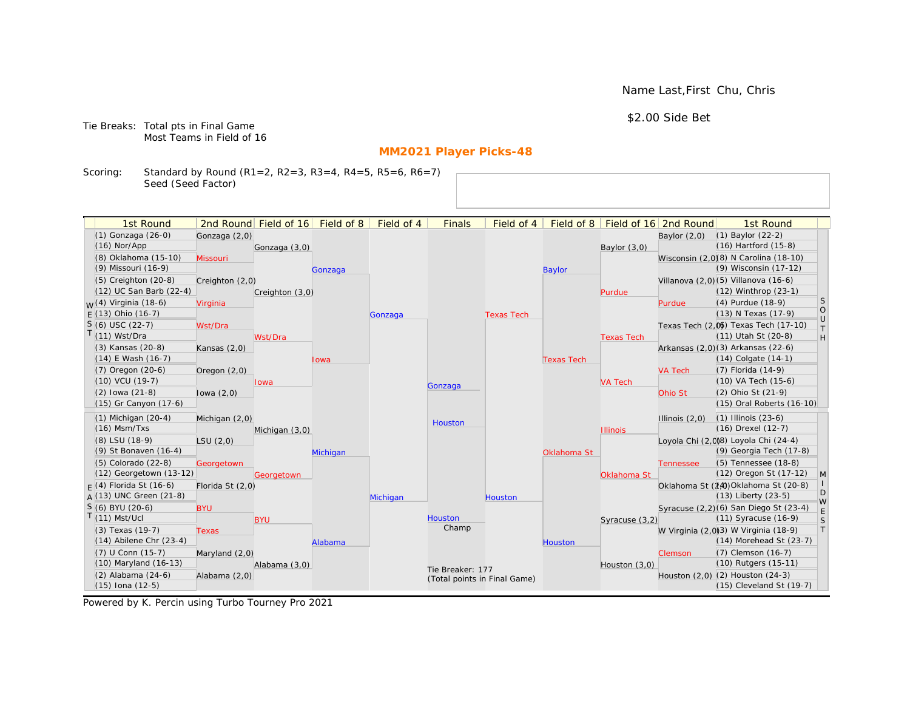Name Last,First Chu, Chris

$2.00 Side Bet

Tie Breaks: Total pts in Final Game
Most Teams in Field of 16

## MM2021 Player Picks-48

Scoring: Standard by Round (R1=2, R2=3, R3=4, R4=5, R5=6, R6=7)
Seed (Seed Factor)

### WEST

| 1st Round | 2nd Round | Field of 16 | Field of 8 | Field of 4 |
|---|---|---|---|---|
| (1) Gonzaga (26-0) | Gonzaga (2,0) | Gonzaga (3,0) | Gonzaga | Gonzaga |
| (16) Nor/App | | | | |
| (8) Oklahoma (15-10) | Missouri | | | |
| (9) Missouri (16-9) | | | | |
| (5) Creighton (20-8) | Creighton (2,0) | Creighton (3,0) | | |
| (12) UC San Barb (22-4) | | | | |
| (4) Virginia (18-6) | Virginia | | | |
| (13) Ohio (16-7) | | | | |
| (6) USC (22-7) | Wst/Dra | Wst/Dra | Iowa | |
| (11) Wst/Dra | | | | |
| (3) Kansas (20-8) | Kansas (2,0) | | | |
| (14) E Wash (16-7) | | | | |
| (7) Oregon (20-6) | Oregon (2,0) | Iowa | | |
| (10) VCU (19-7) | | | | |
| (2) Iowa (21-8) | Iowa (2,0) | | | |
| (15) Gr Canyon (17-6) | | | | |

### EAST

| 1st Round | 2nd Round | Field of 16 | Field of 8 | Field of 4 |
|---|---|---|---|---|
| (1) Michigan (20-4) | Michigan (2,0) | Michigan (3,0) | Michigan | Michigan |
| (16) Msm/Txs | | | | |
| (8) LSU (18-9) | LSU (2,0) | | | |
| (9) St Bonaven (16-4) | | | | |
| (5) Colorado (22-8) | Georgetown | Georgetown | | |
| (12) Georgetown (13-12) | | | | |
| (4) Florida St (16-6) | Florida St (2,0) | | | |
| (13) UNC Green (21-8) | | | | |
| (6) BYU (20-6) | BYU | BYU | Alabama | |
| (11) Mst/Ucl | | | | |
| (3) Texas (19-7) | Texas | | | |
| (14) Abilene Chr (23-4) | | | | |
| (7) U Conn (15-7) | Maryland (2,0) | Alabama (3,0) | | |
| (10) Maryland (16-13) | | | | |
| (2) Alabama (24-6) | Alabama (2,0) | | | |
| (15) Iona (12-5) | | | | |

### SOUTH

| 1st Round | 2nd Round | Field of 16 | Field of 8 | Field of 4 |
|---|---|---|---|---|
| (1) Baylor (22-2) | Baylor (2,0) | Baylor (3,0) | Baylor | Texas Tech |
| (16) Hartford (15-8) | | | | |
| (8) N Carolina (18-10) | Wisconsin (2,0) | | | |
| (9) Wisconsin (17-12) | | | | |
| (5) Villanova (16-6) | Villanova (2,0) | Purdue | | |
| (12) Winthrop (23-1) | | | | |
| (4) Purdue (18-9) | Purdue | | | |
| (13) N Texas (17-9) | | | | |
| (6) Texas Tech (17-10) | Texas Tech (2,0) | Texas Tech | Texas Tech | |
| (11) Utah St (20-8) | | | | |
| (3) Arkansas (22-6) | Arkansas (2,0) | | | |
| (14) Colgate (14-1) | | | | |
| (7) Florida (14-9) | VA Tech | VA Tech | | |
| (10) VA Tech (15-6) | | | | |
| (2) Ohio St (21-9) | Ohio St | | | |
| (15) Oral Roberts (16-10) | | | | |

### MIDWEST

| 1st Round | 2nd Round | Field of 16 | Field of 8 | Field of 4 |
|---|---|---|---|---|
| (1) Illinois (23-6) | Illinois (2,0) | Illinois | Oklahoma St | Houston |
| (16) Drexel (12-7) | | | | |
| (8) Loyola Chi (24-4) | Loyola Chi (2,0) | | | |
| (9) Georgia Tech (17-8) | | | | |
| (5) Tennessee (18-8) | Tennessee | Oklahoma St | | |
| (12) Oregon St (17-12) | | | | |
| (4) Oklahoma St (20-8) | Oklahoma St (2,0) | | | |
| (13) Liberty (23-5) | | | | |
| (6) San Diego St (23-4) | Syracuse (2,2) | Syracuse (3,2) | Houston | |
| (11) Syracuse (16-9) | | | | |
| (3) W Virginia (18-9) | W Virginia (2,0) | | | |
| (14) Morehead St (23-7) | | | | |
| (7) Clemson (16-7) | Clemson | Houston (3,0) | | |
| (10) Rutgers (15-11) | | | | |
| (2) Houston (24-3) | Houston (2,0) | | | |
| (15) Cleveland St (19-7) | | | | |

### Finals

Gonzaga

Houston

Champ: Houston

Tie Breaker: 177
(Total points in Final Game)

Powered by K. Percin using Turbo Tourney Pro 2021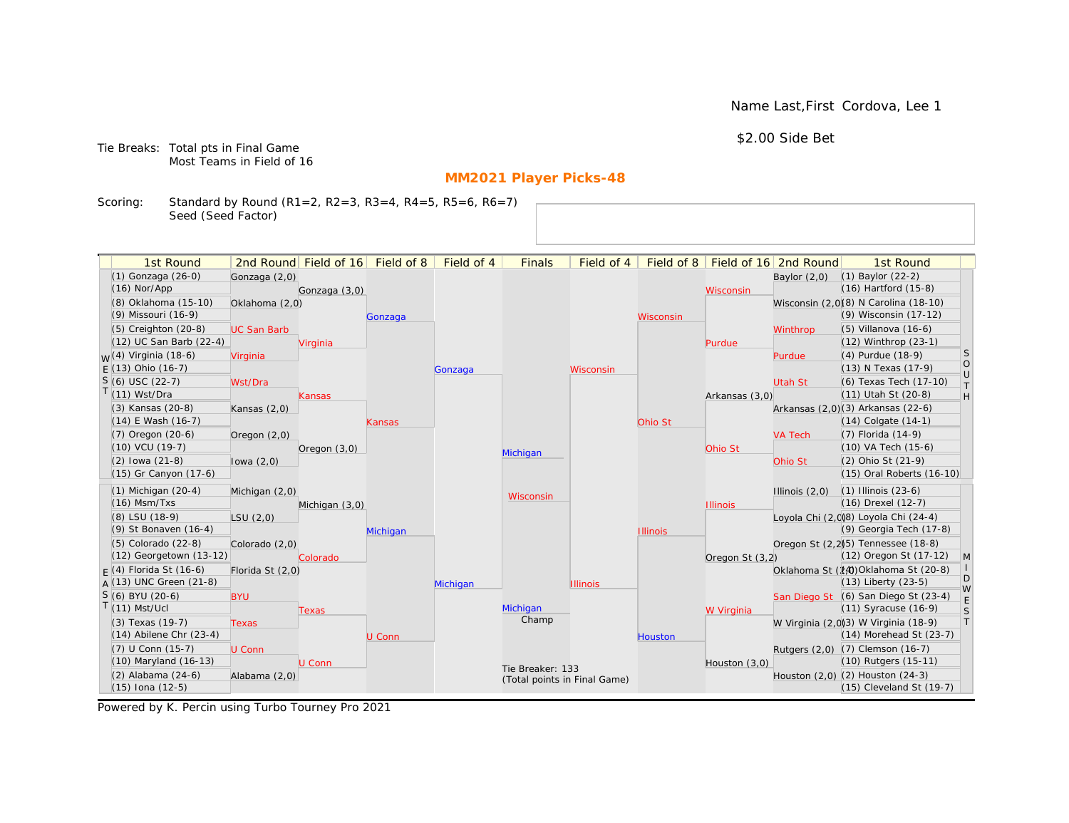Name Last,First Cordova, Lee 1

$2.00 Side Bet

Tie Breaks: Total pts in Final Game
Most Teams in Field of 16

## MM2021 Player Picks-48

Scoring: Standard by Round (R1=2, R2=3, R3=4, R4=5, R5=6, R6=7)
Seed (Seed Factor)

| 1st Round | 2nd Round | Field of 16 | Field of 8 | Field of 4 | Finals | Field of 4 | Field of 8 | Field of 16 | 2nd Round | 1st Round |
|---|---|---|---|---|---|---|---|---|---|---|
| (1) Gonzaga (26-0) | Gonzaga (2,0) | | | | | | | | Baylor (2,0) | (1) Baylor (22-2) |
| (16) Nor/App | | Gonzaga (3,0) | | | | | | Wisconsin | | (16) Hartford (15-8) |
| (8) Oklahoma (15-10) | Oklahoma (2,0) | | | | | | | | Wisconsin (2,0) | (8) N Carolina (18-10) |
| (9) Missouri (16-9) | | | Gonzaga | | | | Wisconsin | | | (9) Wisconsin (17-12) |
| (5) Creighton (20-8) | UC San Barb | | | | | | | | Winthrop | (5) Villanova (16-6) |
| (12) UC San Barb (22-4) | | Virginia | | | | | | Purdue | | (12) Winthrop (23-1) |
| (4) Virginia (18-6) | Virginia | | | | | | | | Purdue | (4) Purdue (18-9) |
| (13) Ohio (16-7) | | | | Gonzaga | | Wisconsin | | | | (13) N Texas (17-9) |
| (6) USC (22-7) | Wst/Dra | | | | | | | | Utah St | (6) Texas Tech (17-10) |
| (11) Wst/Dra | | Kansas | | | | | | Arkansas (3,0) | | (11) Utah St (20-8) |
| (3) Kansas (20-8) | Kansas (2,0) | | | | | | | | Arkansas (2,0) | (3) Arkansas (22-6) |
| (14) E Wash (16-7) | | | Kansas | | | | Ohio St | | | (14) Colgate (14-1) |
| (7) Oregon (20-6) | Oregon (2,0) | | | | | | | | VA Tech | (7) Florida (14-9) |
| (10) VCU (19-7) | | Oregon (3,0) | | | Michigan | | | Ohio St | | (10) VA Tech (15-6) |
| (2) Iowa (21-8) | Iowa (2,0) | | | | | | | | Ohio St | (2) Ohio St (21-9) |
| (15) Gr Canyon (17-6) | | | | | | | | | | (15) Oral Roberts (16-10) |
| (1) Michigan (20-4) | Michigan (2,0) | | | | Wisconsin | | | | Illinois (2,0) | (1) Illinois (23-6) |
| (16) Msm/Txs | | Michigan (3,0) | | | | | | Illinois | | (16) Drexel (12-7) |
| (8) LSU (18-9) | LSU (2,0) | | | | | | | | Loyola Chi (2,0) | (8) Loyola Chi (24-4) |
| (9) St Bonaven (16-4) | | | Michigan | | | | Illinois | | | (9) Georgia Tech (17-8) |
| (5) Colorado (22-8) | Colorado (2,0) | | | | | | | | Oregon St (2,2) | (5) Tennessee (18-8) |
| (12) Georgetown (13-12) | | Colorado | | | | | | Oregon St (3,2) | | (12) Oregon St (17-12) |
| (4) Florida St (16-6) | Florida St (2,0) | | | | | | | | Oklahoma St (2,0) | (4) Oklahoma St (20-8) |
| (13) UNC Green (21-8) | | | | Michigan | | Illinois | | | | (13) Liberty (23-5) |
| (6) BYU (20-6) | BYU | | | | | | | | San Diego St | (6) San Diego St (23-4) |
| (11) Mst/Ucl | | Texas | | | Michigan | | | W Virginia | | (11) Syracuse (16-9) |
| (3) Texas (19-7) | Texas | | | | Champ | | | | W Virginia (2,0) | (3) W Virginia (18-9) |
| (14) Abilene Chr (23-4) | | | U Conn | | | | Houston | | | (14) Morehead St (23-7) |
| (7) U Conn (15-7) | U Conn | | | | | | | | Rutgers (2,0) | (7) Clemson (16-7) |
| (10) Maryland (16-13) | | U Conn | | | Tie Breaker: 133 (Total points in Final Game) | | | Houston (3,0) | | (10) Rutgers (15-11) |
| (2) Alabama (24-6) | Alabama (2,0) | | | | | | | | Houston (2,0) | (2) Houston (24-3) |
| (15) Iona (12-5) | | | | | | | | | | (15) Cleveland St (19-7) |

Regions: WEST (top left), EAST (bottom left), SOUTH (top right), MIDWEST (bottom right)

Powered by K. Percin using Turbo Tourney Pro 2021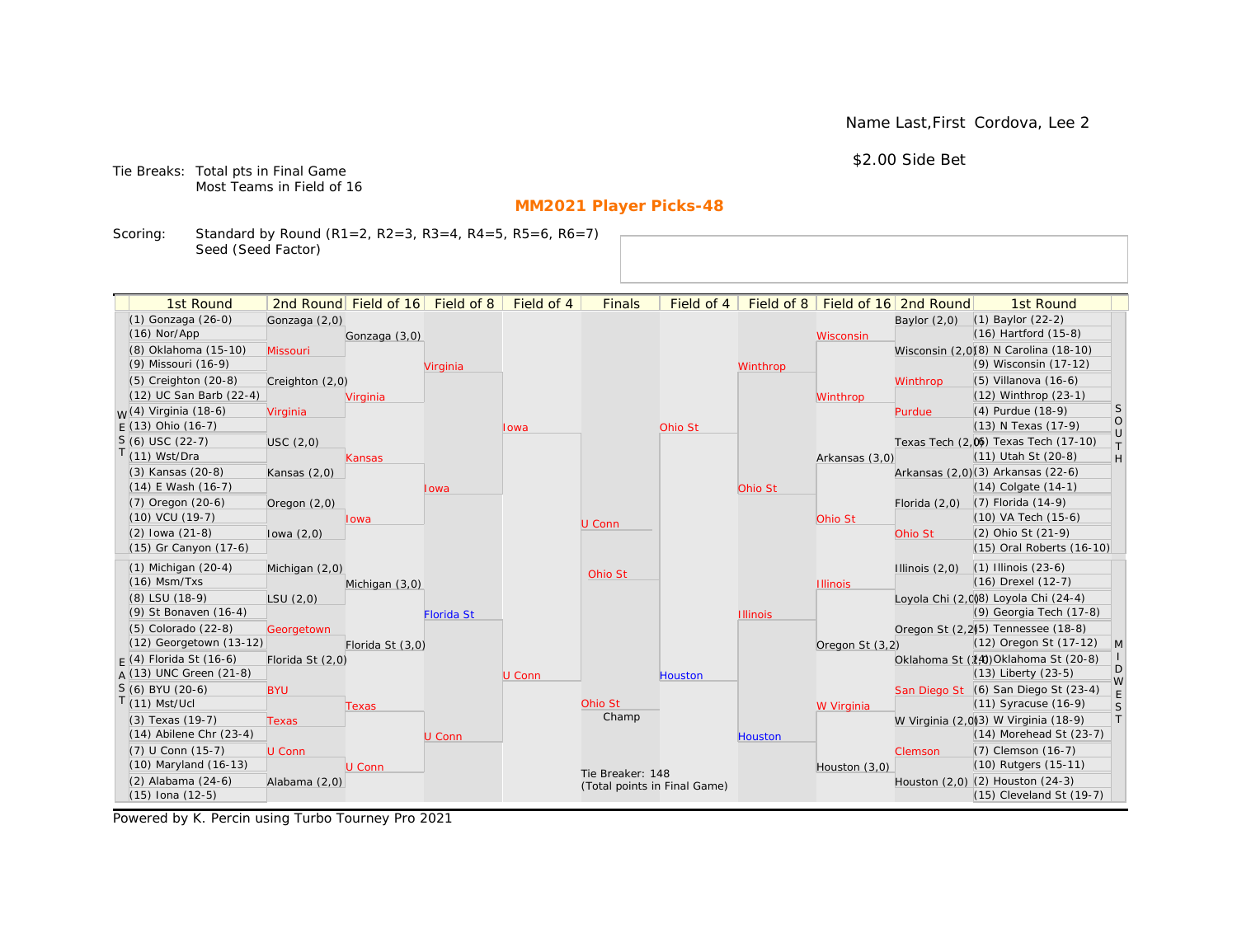Name Last,First Cordova, Lee 2

$2.00 Side Bet

Tie Breaks: Total pts in Final Game
Most Teams in Field of 16

## MM2021 Player Picks-48

Scoring: Standard by Round (R1=2, R2=3, R3=4, R4=5, R5=6, R6=7)
Seed (Seed Factor)

| 1st Round | 2nd Round | Field of 16 | Field of 8 | Field of 4 | Finals | Field of 4 | Field of 8 | Field of 16 | 2nd Round | 1st Round |
|---|---|---|---|---|---|---|---|---|---|---|
| (1) Gonzaga (26-0) | Gonzaga (2,0) | | | | | | | | Baylor (2,0) | (1) Baylor (22-2) |
| (16) Nor/App | | Gonzaga (3,0) | | | | | | Wisconsin | | (16) Hartford (15-8) |
| (8) Oklahoma (15-10) | Missouri | | | | | | | | Wisconsin (2,0) | (8) N Carolina (18-10) |
| (9) Missouri (16-9) | | | Virginia | | | | Winthrop | | | (9) Wisconsin (17-12) |
| (5) Creighton (20-8) | Creighton (2,0) | | | | | | | | Winthrop | (5) Villanova (16-6) |
| (12) UC San Barb (22-4) | | Virginia | | | | | | Winthrop | | (12) Winthrop (23-1) |
| (4) Virginia (18-6) | Virginia | | | | | | | | Purdue | (4) Purdue (18-9) |
| (13) Ohio (16-7) | | | | Iowa | | Ohio St | | | | (13) N Texas (17-9) |
| (6) USC (22-7) | USC (2,0) | | | | | | | | Texas Tech (2,0) | (6) Texas Tech (17-10) |
| (11) Wst/Dra | | Kansas | | | | | | Arkansas (3,0) | | (11) Utah St (20-8) |
| (3) Kansas (20-8) | Kansas (2,0) | | | | | | | | Arkansas (2,0) | (3) Arkansas (22-6) |
| (14) E Wash (16-7) | | | Iowa | | | | Ohio St | | | (14) Colgate (14-1) |
| (7) Oregon (20-6) | Oregon (2,0) | | | | | | | | Florida (2,0) | (7) Florida (14-9) |
| (10) VCU (19-7) | | Iowa | | | U Conn | | | Ohio St | | (10) VA Tech (15-6) |
| (2) Iowa (21-8) | Iowa (2,0) | | | | | | | | Ohio St | (2) Ohio St (21-9) |
| (15) Gr Canyon (17-6) | | | | | | | | | | (15) Oral Roberts (16-10) |
| (1) Michigan (20-4) | Michigan (2,0) | | | | Ohio St | | | | Illinois (2,0) | (1) Illinois (23-6) |
| (16) Msm/Txs | | Michigan (3,0) | | | | | | Illinois | | (16) Drexel (12-7) |
| (8) LSU (18-9) | LSU (2,0) | | | | | | | | Loyola Chi (2,0) | (8) Loyola Chi (24-4) |
| (9) St Bonaven (16-4) | | | Florida St | | | | Illinois | | | (9) Georgia Tech (17-8) |
| (5) Colorado (22-8) | Georgetown | | | | | | | | Oregon St (2,2) | (5) Tennessee (18-8) |
| (12) Georgetown (13-12) | | Florida St (3,0) | | | | | | Oregon St (3,2) | | (12) Oregon St (17-12) |
| (4) Florida St (16-6) | Florida St (2,0) | | | | | | | | Oklahoma St (2,0) | (4) Oklahoma St (20-8) |
| (13) UNC Green (21-8) | | | | U Conn | | Houston | | | | (13) Liberty (23-5) |
| (6) BYU (20-6) | BYU | | | | | | | | San Diego St | (6) San Diego St (23-4) |
| (11) Mst/Ucl | | Texas | | | Ohio St (Champ) | | | W Virginia | | (11) Syracuse (16-9) |
| (3) Texas (19-7) | Texas | | | | | | | | W Virginia (2,0) | (3) W Virginia (18-9) |
| (14) Abilene Chr (23-4) | | | U Conn | | | | Houston | | | (14) Morehead St (23-7) |
| (7) U Conn (15-7) | U Conn | | | | | | | | Clemson | (7) Clemson (16-7) |
| (10) Maryland (16-13) | | U Conn | | | | | | Houston (3,0) | | (10) Rutgers (15-11) |
| (2) Alabama (24-6) | Alabama (2,0) | | | | | | | | Houston (2,0) | (2) Houston (24-3) |
| (15) Iona (12-5) | | | | | | | | | | (15) Cleveland St (19-7) |

Left regions: WEST (top), EAST (bottom). Right regions: SOUTH (top), MIDWEST (bottom).

Tie Breaker: 148
(Total points in Final Game)

Powered by K. Percin using Turbo Tourney Pro 2021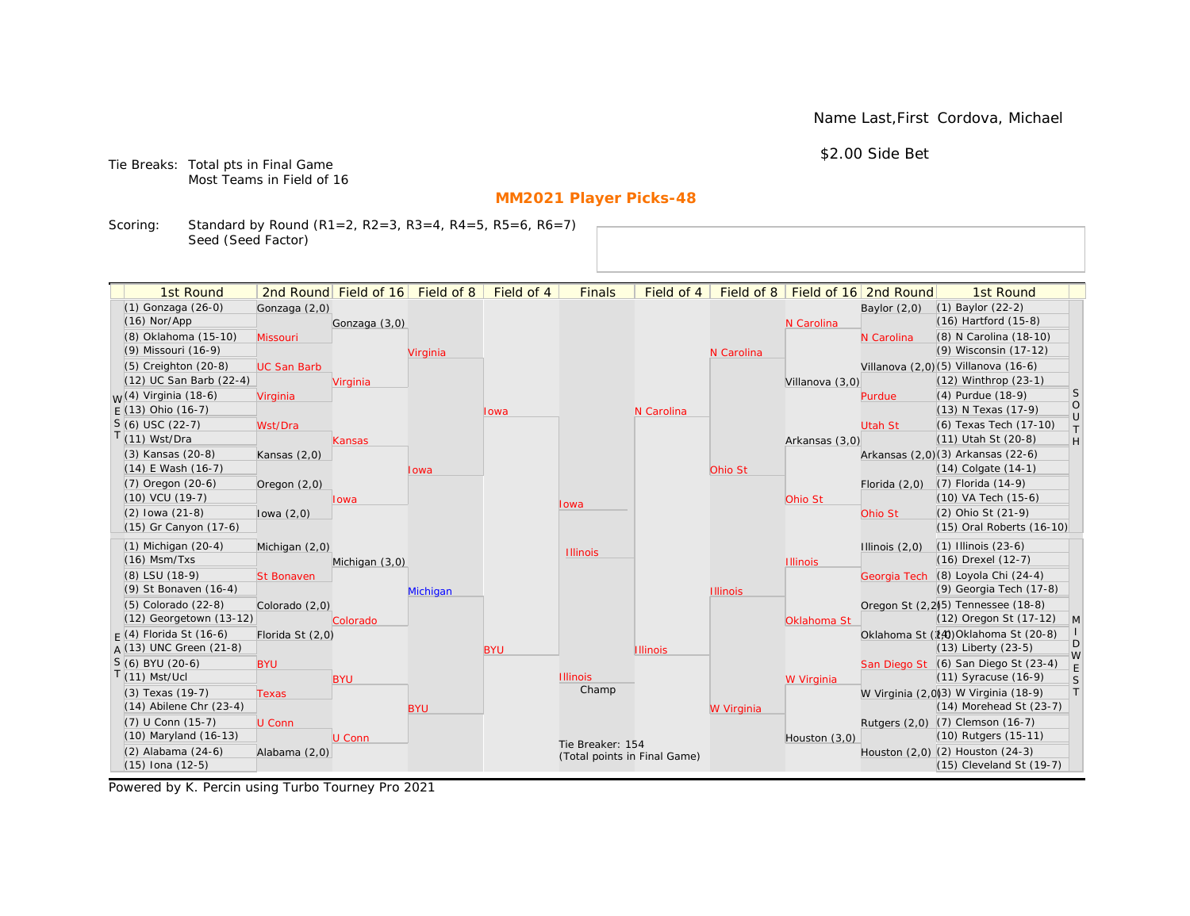Name Last,First Cordova, Michael

$2.00 Side Bet

Tie Breaks: Total pts in Final Game
Most Teams in Field of 16

## MM2021 Player Picks-48

Scoring: Standard by Round (R1=2, R2=3, R3=4, R4=5, R5=6, R6=7)
Seed (Seed Factor)

| 1st Round | 2nd Round | Field of 16 | Field of 8 | Field of 4 | Finals | Field of 4 | Field of 8 | Field of 16 | 2nd Round | 1st Round |
|---|---|---|---|---|---|---|---|---|---|---|
| **WEST** | | | | | | | | | | **SOUTH** |
| (1) Gonzaga (26-0) | Gonzaga (2,0) | Gonzaga (3,0) | Virginia | Iowa | Iowa | N Carolina | N Carolina | N Carolina | Baylor (2,0) | (1) Baylor (22-2) |
| (16) Nor/App | | | | | | | | | | (16) Hartford (15-8) |
| (8) Oklahoma (15-10) | Missouri | | | | | | | | N Carolina | (8) N Carolina (18-10) |
| (9) Missouri (16-9) | | | | | | | | | | (9) Wisconsin (17-12) |
| (5) Creighton (20-8) | UC San Barb | Virginia | | | | | | Villanova (3,0) | Villanova (2,0) | (5) Villanova (16-6) |
| (12) UC San Barb (22-4) | | | | | | | | | | (12) Winthrop (23-1) |
| (4) Virginia (18-6) | Virginia | | | | | | | | Purdue | (4) Purdue (18-9) |
| (13) Ohio (16-7) | | | | | | | | | | (13) N Texas (17-9) |
| (6) USC (22-7) | Wst/Dra | Kansas | Iowa | | | | Ohio St | Arkansas (3,0) | Utah St | (6) Texas Tech (17-10) |
| (11) Wst/Dra | | | | | | | | | | (11) Utah St (20-8) |
| (3) Kansas (20-8) | Kansas (2,0) | | | | | | | | Arkansas (2,0) | (3) Arkansas (22-6) |
| (14) E Wash (16-7) | | | | | | | | | | (14) Colgate (14-1) |
| (7) Oregon (20-6) | Oregon (2,0) | Iowa | | | | | | Ohio St | Florida (2,0) | (7) Florida (14-9) |
| (10) VCU (19-7) | | | | | | | | | | (10) VA Tech (15-6) |
| (2) Iowa (21-8) | Iowa (2,0) | | | | | | | | Ohio St | (2) Ohio St (21-9) |
| (15) Gr Canyon (17-6) | | | | | | | | | | (15) Oral Roberts (16-10) |
| **EAST** | | | | | | | | | | **MIDWEST** |
| (1) Michigan (20-4) | Michigan (2,0) | Michigan (3,0) | Michigan | BYU | Illinois | Illinois | Illinois | Illinois | Illinois (2,0) | (1) Illinois (23-6) |
| (16) Msm/Txs | | | | | | | | | | (16) Drexel (12-7) |
| (8) LSU (18-9) | St Bonaven | | | | | | | | Georgia Tech | (8) Loyola Chi (24-4) |
| (9) St Bonaven (16-4) | | | | | | | | | | (9) Georgia Tech (17-8) |
| (5) Colorado (22-8) | Colorado (2,0) | Colorado | | | | | | Oklahoma St | Oregon St (2,2) | (5) Tennessee (18-8) |
| (12) Georgetown (13-12) | | | | | | | | | | (12) Oregon St (17-12) |
| (4) Florida St (16-6) | Florida St (2,0) | | | | | | | | Oklahoma St (2,0) | (4) Oklahoma St (20-8) |
| (13) UNC Green (21-8) | | | | | | | | | | (13) Liberty (23-5) |
| (6) BYU (20-6) | BYU | BYU | BYU | | | | W Virginia | W Virginia | San Diego St | (6) San Diego St (23-4) |
| (11) Mst/Ucl | | | | | | | | | | (11) Syracuse (16-9) |
| (3) Texas (19-7) | Texas | | | | | | | | W Virginia (2,0) | (3) W Virginia (18-9) |
| (14) Abilene Chr (23-4) | | | | | | | | | | (14) Morehead St (23-7) |
| (7) U Conn (15-7) | U Conn | U Conn | | | | | | Houston (3,0) | Rutgers (2,0) | (7) Clemson (16-7) |
| (10) Maryland (16-13) | | | | | | | | | | (10) Rutgers (15-11) |
| (2) Alabama (24-6) | Alabama (2,0) | | | | | | | | Houston (2,0) | (2) Houston (24-3) |
| (15) Iona (12-5) | | | | | | | | | | (15) Cleveland St (19-7) |

Champ: Illinois

Tie Breaker: 154
(Total points in Final Game)

Powered by K. Percin using Turbo Tourney Pro 2021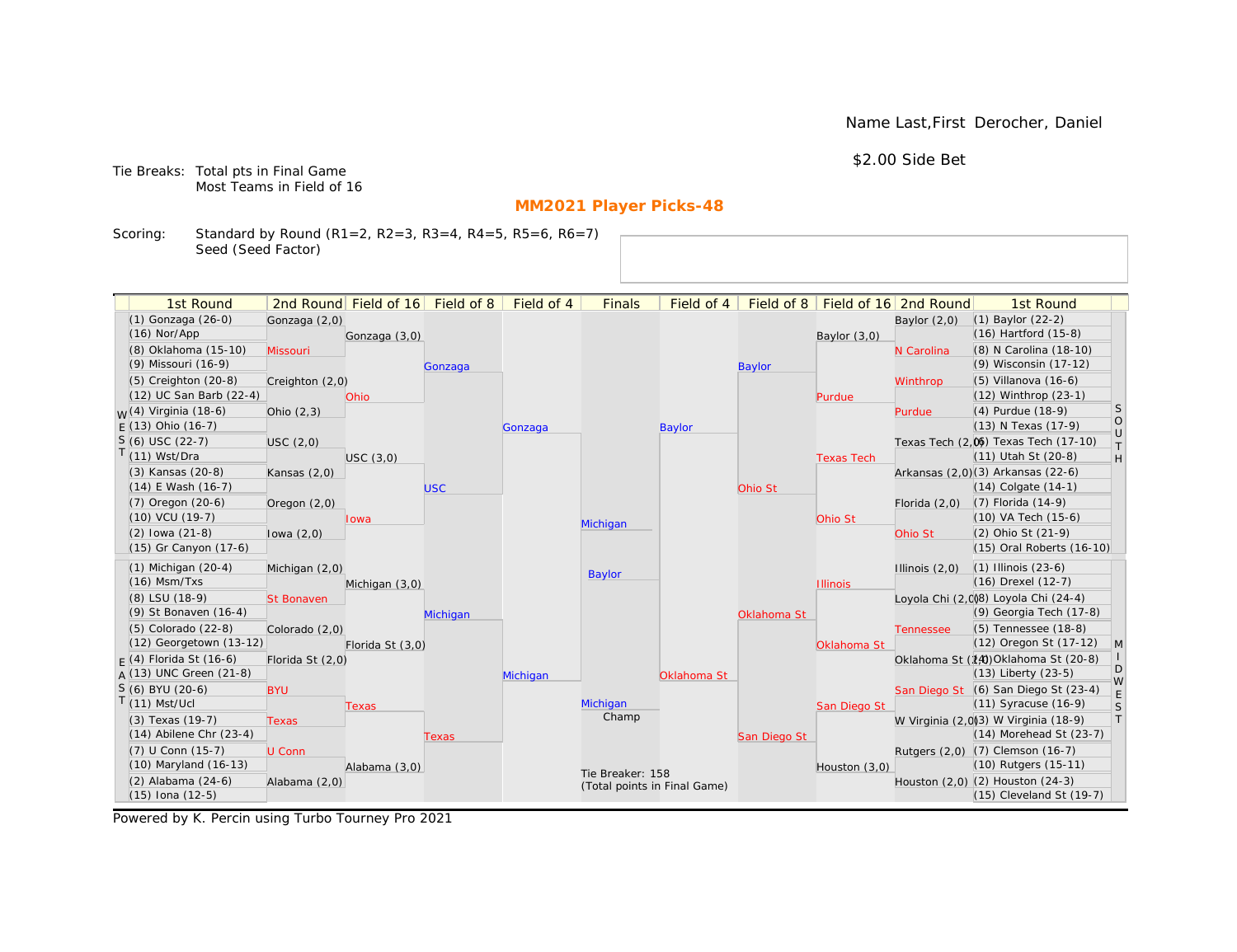Name Last,First Derocher, Daniel

$2.00 Side Bet

Tie Breaks: Total pts in Final Game
Most Teams in Field of 16

## MM2021 Player Picks-48

Scoring: Standard by Round (R1=2, R2=3, R3=4, R4=5, R5=6, R6=7)
Seed (Seed Factor)

| 1st Round | 2nd Round | Field of 16 | Field of 8 | Field of 4 | Finals | Field of 4 | Field of 8 | Field of 16 | 2nd Round | 1st Round |
|---|---|---|---|---|---|---|---|---|---|---|
| (1) Gonzaga (26-0) | Gonzaga (2,0) | Gonzaga (3,0) | Gonzaga | Gonzaga | Michigan | Baylor | Baylor | Baylor (3,0) | Baylor (2,0) | (1) Baylor (22-2) |
| (16) Nor/App | | | | | | | | | | (16) Hartford (15-8) |
| (8) Oklahoma (15-10) | Missouri | | | | | | | | N Carolina | (8) N Carolina (18-10) |
| (9) Missouri (16-9) | | | | | | | | | | (9) Wisconsin (17-12) |
| (5) Creighton (20-8) | Creighton (2,0) | Ohio | | | | | | Purdue | Winthrop | (5) Villanova (16-6) |
| (12) UC San Barb (22-4) | | | | | | | | | | (12) Winthrop (23-1) |
| (4) Virginia (18-6) | Ohio (2,3) | | | | | | | | Purdue | (4) Purdue (18-9) |
| (13) Ohio (16-7) | | | | | | | | | | (13) N Texas (17-9) |
| (6) USC (22-7) | USC (2,0) | USC (3,0) | USC | | | | Ohio St | Texas Tech | Texas Tech (2,0) | (6) Texas Tech (17-10) |
| (11) Wst/Dra | | | | | | | | | | (11) Utah St (20-8) |
| (3) Kansas (20-8) | Kansas (2,0) | | | | | | | | Arkansas (2,0) | (3) Arkansas (22-6) |
| (14) E Wash (16-7) | | | | | | | | | | (14) Colgate (14-1) |
| (7) Oregon (20-6) | Oregon (2,0) | Iowa | | | | | | Ohio St | Florida (2,0) | (7) Florida (14-9) |
| (10) VCU (19-7) | | | | | | | | | | (10) VA Tech (15-6) |
| (2) Iowa (21-8) | Iowa (2,0) | | | | | | | | Ohio St | (2) Ohio St (21-9) |
| (15) Gr Canyon (17-6) | | | | | | | | | | (15) Oral Roberts (16-10) |
| (1) Michigan (20-4) | Michigan (2,0) | Michigan (3,0) | Michigan | Michigan | Baylor | Oklahoma St | Oklahoma St | Illinois | Illinois (2,0) | (1) Illinois (23-6) |
| (16) Msm/Txs | | | | | | | | | | (16) Drexel (12-7) |
| (8) LSU (18-9) | St Bonaven | | | | | | | | Loyola Chi (2,0) | (8) Loyola Chi (24-4) |
| (9) St Bonaven (16-4) | | | | | | | | | | (9) Georgia Tech (17-8) |
| (5) Colorado (22-8) | Colorado (2,0) | Florida St (3,0) | | | | | | Oklahoma St | Tennessee | (5) Tennessee (18-8) |
| (12) Georgetown (13-12) | | | | | | | | | | (12) Oregon St (17-12) |
| (4) Florida St (16-6) | Florida St (2,0) | | | | | | | | Oklahoma St (2,0) | (4) Oklahoma St (20-8) |
| (13) UNC Green (21-8) | | | | | | | | | | (13) Liberty (23-5) |
| (6) BYU (20-6) | BYU | Texas | Texas | | Michigan (Champ) | | San Diego St | San Diego St | San Diego St | (6) San Diego St (23-4) |
| (11) Mst/Ucl | | | | | | | | | | (11) Syracuse (16-9) |
| (3) Texas (19-7) | Texas | | | | | | | | W Virginia (2,0) | (3) W Virginia (18-9) |
| (14) Abilene Chr (23-4) | | | | | | | | | | (14) Morehead St (23-7) |
| (7) U Conn (15-7) | U Conn | Alabama (3,0) | | | | | | Houston (3,0) | Rutgers (2,0) | (7) Clemson (16-7) |
| (10) Maryland (16-13) | | | | | | | | | | (10) Rutgers (15-11) |
| (2) Alabama (24-6) | Alabama (2,0) | | | | | | | | Houston (2,0) | (2) Houston (24-3) |
| (15) Iona (12-5) | | | | | | | | | | (15) Cleveland St (19-7) |

Left regions: WEST (top), EAST (bottom). Right regions: SOUTH (top), MIDWEST (bottom).

Tie Breaker: 158
(Total points in Final Game)

Powered by K. Percin using Turbo Tourney Pro 2021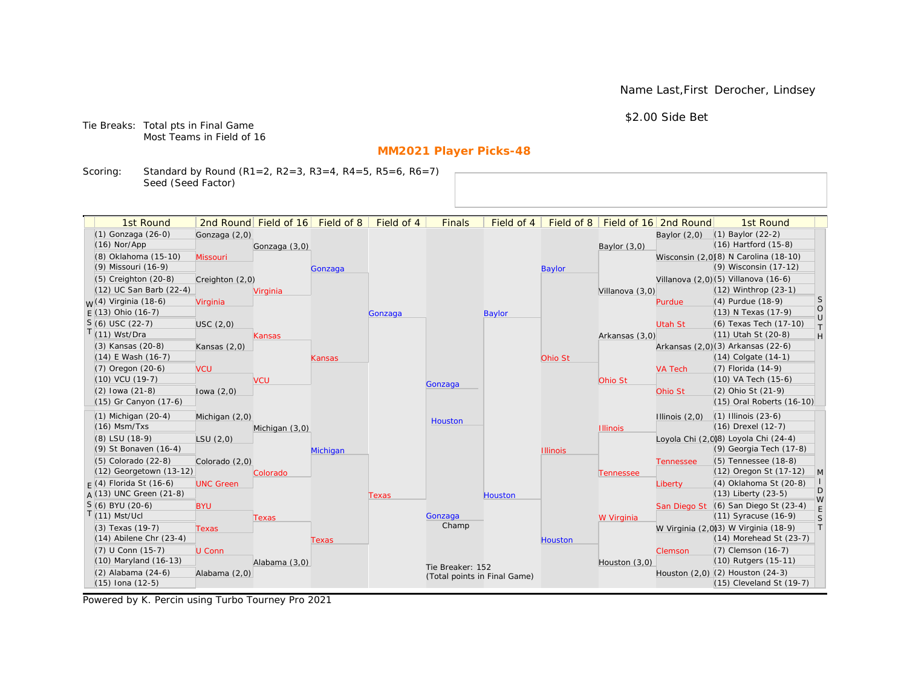Name Last,First  Derocher, Lindsey

$2.00 Side Bet

Tie Breaks: Total pts in Final Game
Most Teams in Field of 16

**MM2021 Player Picks-48**

Scoring: Standard by Round (R1=2, R2=3, R3=4, R4=5, R5=6, R6=7)
Seed (Seed Factor)

| 1st Round | 2nd Round | Field of 16 | Field of 8 | Field of 4 | Finals | Field of 4 | Field of 8 | Field of 16 | 2nd Round | 1st Round |
|---|---|---|---|---|---|---|---|---|---|---|
| (1) Gonzaga (26-0) | Gonzaga (2,0) | | | | | | | | Baylor (2,0) | (1) Baylor (22-2) |
| (16) Nor/App | | Gonzaga (3,0) | | | | | | Baylor (3,0) | | (16) Hartford (15-8) |
| (8) Oklahoma (15-10) | Missouri | | | | | | | | Wisconsin (2,0) | (8) N Carolina (18-10) |
| (9) Missouri (16-9) | | | Gonzaga | | | | Baylor | | | (9) Wisconsin (17-12) |
| (5) Creighton (20-8) | Creighton (2,0) | | | | | | | | Villanova (2,0) | (5) Villanova (16-6) |
| (12) UC San Barb (22-4) | | Virginia | | | | | | Villanova (3,0) | | (12) Winthrop (23-1) |
| (4) Virginia (18-6) | Virginia | | | | | | | | Purdue | (4) Purdue (18-9) |
| (13) Ohio (16-7) | | | | Gonzaga | | Baylor | | | | (13) N Texas (17-9) |
| (6) USC (22-7) | USC (2,0) | | | | | | | | Utah St | (6) Texas Tech (17-10) |
| (11) Wst/Dra | | Kansas | | | | | | Arkansas (3,0) | | (11) Utah St (20-8) |
| (3) Kansas (20-8) | Kansas (2,0) | | | | | | | | Arkansas (2,0) | (3) Arkansas (22-6) |
| (14) E Wash (16-7) | | | Kansas | | | | Ohio St | | | (14) Colgate (14-1) |
| (7) Oregon (20-6) | VCU | | | | | | | | VA Tech | (7) Florida (14-9) |
| (10) VCU (19-7) | | VCU | | | Gonzaga | | | Ohio St | | (10) VA Tech (15-6) |
| (2) Iowa (21-8) | Iowa (2,0) | | | | | | | | Ohio St | (2) Ohio St (21-9) |
| (15) Gr Canyon (17-6) | | | | | | | | | | (15) Oral Roberts (16-10) |
| (1) Michigan (20-4) | Michigan (2,0) | | | | Houston | | | | Illinois (2,0) | (1) Illinois (23-6) |
| (16) Msm/Txs | | Michigan (3,0) | | | | | | Illinois | | (16) Drexel (12-7) |
| (8) LSU (18-9) | LSU (2,0) | | | | | | | | Loyola Chi (2,0) | (8) Loyola Chi (24-4) |
| (9) St Bonaven (16-4) | | | Michigan | | | | Illinois | | | (9) Georgia Tech (17-8) |
| (5) Colorado (22-8) | Colorado (2,0) | | | | | | | | Tennessee | (5) Tennessee (18-8) |
| (12) Georgetown (13-12) | | Colorado | | | | | | Tennessee | | (12) Oregon St (17-12) |
| (4) Florida St (16-6) | UNC Green | | | | | | | | Liberty | (4) Oklahoma St (20-8) |
| (13) UNC Green (21-8) | | | | Texas | | Houston | | | | (13) Liberty (23-5) |
| (6) BYU (20-6) | BYU | | | | | | | | San Diego St | (6) San Diego St (23-4) |
| (11) Mst/Ucl | | Texas | | | Gonzaga (Champ) | | | W Virginia | | (11) Syracuse (16-9) |
| (3) Texas (19-7) | Texas | | | | | | | | W Virginia (2,0) | (3) W Virginia (18-9) |
| (14) Abilene Chr (23-4) | | | Texas | | | | Houston | | | (14) Morehead St (23-7) |
| (7) U Conn (15-7) | U Conn | | | | | | | | Clemson | (7) Clemson (16-7) |
| (10) Maryland (16-13) | | Alabama (3,0) | | | | | | Houston (3,0) | | (10) Rutgers (15-11) |
| (2) Alabama (24-6) | Alabama (2,0) | | | | | | | | Houston (2,0) | (2) Houston (24-3) |
| (15) Iona (12-5) | | | | | | | | | | (15) Cleveland St (19-7) |

Regions: WEST (top left), EAST (bottom left), SOUTH (top right), MIDWEST (bottom right)

Tie Breaker: 152
(Total points in Final Game)

Powered by K. Percin using Turbo Tourney Pro 2021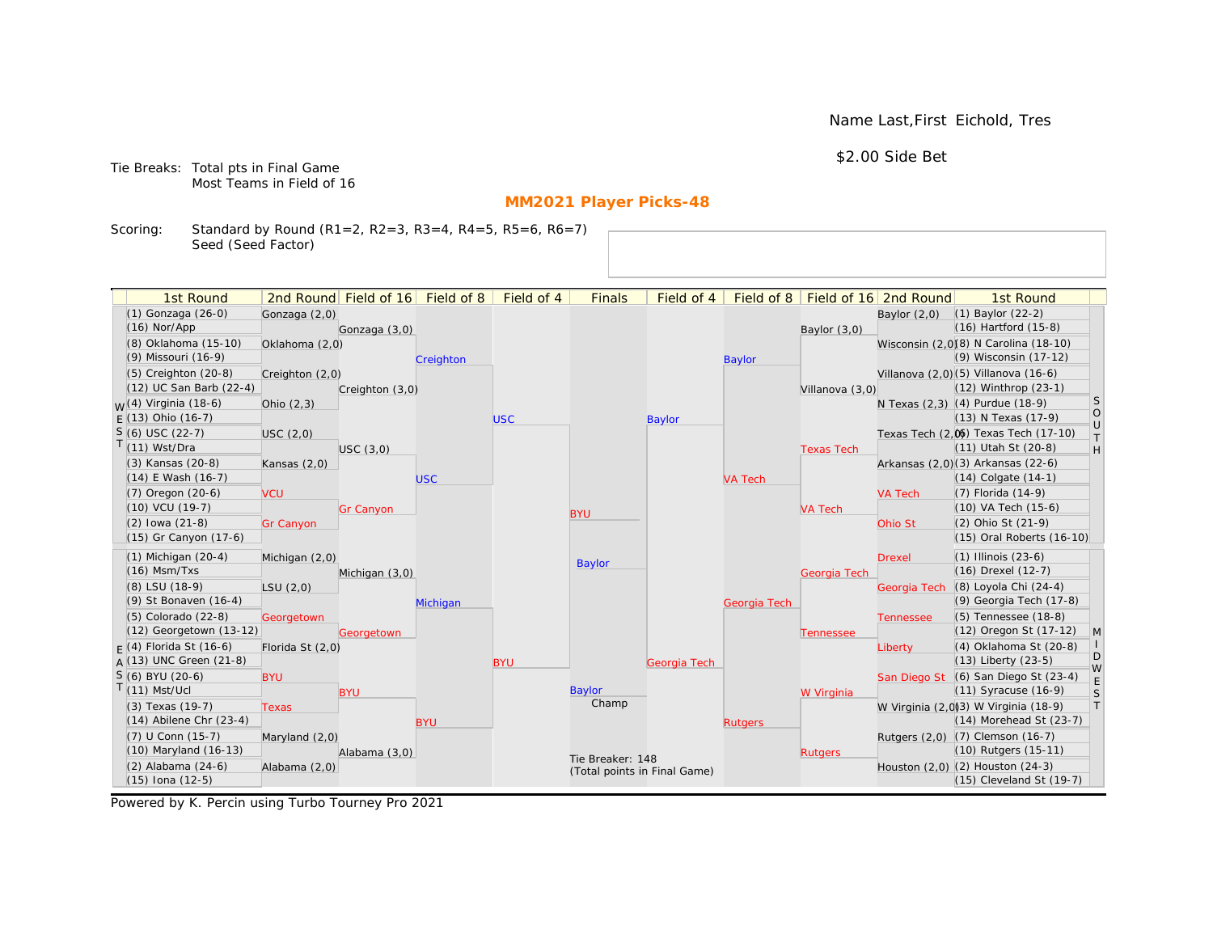Name Last,First  Eichold, Tres

$2.00 Side Bet

Tie Breaks: Total pts in Final Game
Most Teams in Field of 16

## MM2021 Player Picks-48

Scoring: Standard by Round (R1=2, R2=3, R3=4, R4=5, R5=6, R6=7)
Seed (Seed Factor)

### WEST

| 1st Round | 2nd Round | Field of 16 | Field of 8 | Field of 4 |
|---|---|---|---|---|
| (1) Gonzaga (26-0) | Gonzaga (2,0) | Gonzaga (3,0) | Creighton | USC |
| (16) Nor/App | | | | |
| (8) Oklahoma (15-10) | Oklahoma (2,0) | | | |
| (9) Missouri (16-9) | | | | |
| (5) Creighton (20-8) | Creighton (2,0) | Creighton (3,0) | | |
| (12) UC San Barb (22-4) | | | | |
| (4) Virginia (18-6) | Ohio (2,3) | USC (3,0) | USC | |
| (13) Ohio (16-7) | | | | |
| (6) USC (22-7) | USC (2,0) | | | |
| (11) Wst/Dra | | | | |
| (3) Kansas (20-8) | Kansas (2,0) | Gr Canyon | | |
| (14) E Wash (16-7) | | | | |
| (7) Oregon (20-6) | VCU | | | |
| (10) VCU (19-7) | | | | |
| (2) Iowa (21-8) | Gr Canyon | | | |
| (15) Gr Canyon (17-6) | | | | |

### EAST

| 1st Round | 2nd Round | Field of 16 | Field of 8 | Field of 4 |
|---|---|---|---|---|
| (1) Michigan (20-4) | Michigan (2,0) | Michigan (3,0) | Michigan | BYU |
| (16) Msm/Txs | | | | |
| (8) LSU (18-9) | LSU (2,0) | | | |
| (9) St Bonaven (16-4) | | | | |
| (5) Colorado (22-8) | Georgetown | Georgetown | | |
| (12) Georgetown (13-12) | | | | |
| (4) Florida St (16-6) | Florida St (2,0) | BYU | BYU | |
| (13) UNC Green (21-8) | | | | |
| (6) BYU (20-6) | BYU | | | |
| (11) Mst/Ucl | | | | |
| (3) Texas (19-7) | Texas | Alabama (3,0) | | |
| (14) Abilene Chr (23-4) | | | | |
| (7) U Conn (15-7) | Maryland (2,0) | | | |
| (10) Maryland (16-13) | | | | |
| (2) Alabama (24-6) | Alabama (2,0) | | | |
| (15) Iona (12-5) | | | | |

### SOUTH

| 1st Round | 2nd Round | Field of 16 | Field of 8 | Field of 4 |
|---|---|---|---|---|
| (1) Baylor (22-2) | Baylor (2,0) | Baylor (3,0) | Baylor | Baylor |
| (16) Hartford (15-8) | | | | |
| (8) N Carolina (18-10) | Wisconsin (2,0) | | | |
| (9) Wisconsin (17-12) | | | | |
| (5) Villanova (16-6) | Villanova (2,0) | Villanova (3,0) | | |
| (12) Winthrop (23-1) | | | | |
| (4) Purdue (18-9) | N Texas (2,3) | Texas Tech | VA Tech | |
| (13) N Texas (17-9) | | | | |
| (6) Texas Tech (17-10) | Texas Tech (2,0) | | | |
| (11) Utah St (20-8) | | | | |
| (3) Arkansas (22-6) | Arkansas (2,0) | VA Tech | | |
| (14) Colgate (14-1) | | | | |
| (7) Florida (14-9) | VA Tech | | | |
| (10) VA Tech (15-6) | | | | |
| (2) Ohio St (21-9) | Ohio St | | | |
| (15) Oral Roberts (16-10) | | | | |

### MIDWEST

| 1st Round | 2nd Round | Field of 16 | Field of 8 | Field of 4 |
|---|---|---|---|---|
| (1) Illinois (23-6) | Drexel | Georgia Tech | Georgia Tech | Georgia Tech |
| (16) Drexel (12-7) | | | | |
| (8) Loyola Chi (24-4) | Georgia Tech | | | |
| (9) Georgia Tech (17-8) | | | | |
| (5) Tennessee (18-8) | Tennessee | Tennessee | | |
| (12) Oregon St (17-12) | | | | |
| (4) Oklahoma St (20-8) | Liberty | W Virginia | Rutgers | |
| (13) Liberty (23-5) | | | | |
| (6) San Diego St (23-4) | San Diego St | | | |
| (11) Syracuse (16-9) | | | | |
| (3) W Virginia (18-9) | W Virginia (2,0) | Rutgers | | |
| (14) Morehead St (23-7) | | | | |
| (7) Clemson (16-7) | Rutgers (2,0) | | | |
| (10) Rutgers (15-11) | | | | |
| (2) Houston (24-3) | Houston (2,0) | | | |
| (15) Cleveland St (19-7) | | | | |

### Finals

BYU
Baylor

Champ: Baylor

Tie Breaker: 148
(Total points in Final Game)

Powered by K. Percin using Turbo Tourney Pro 2021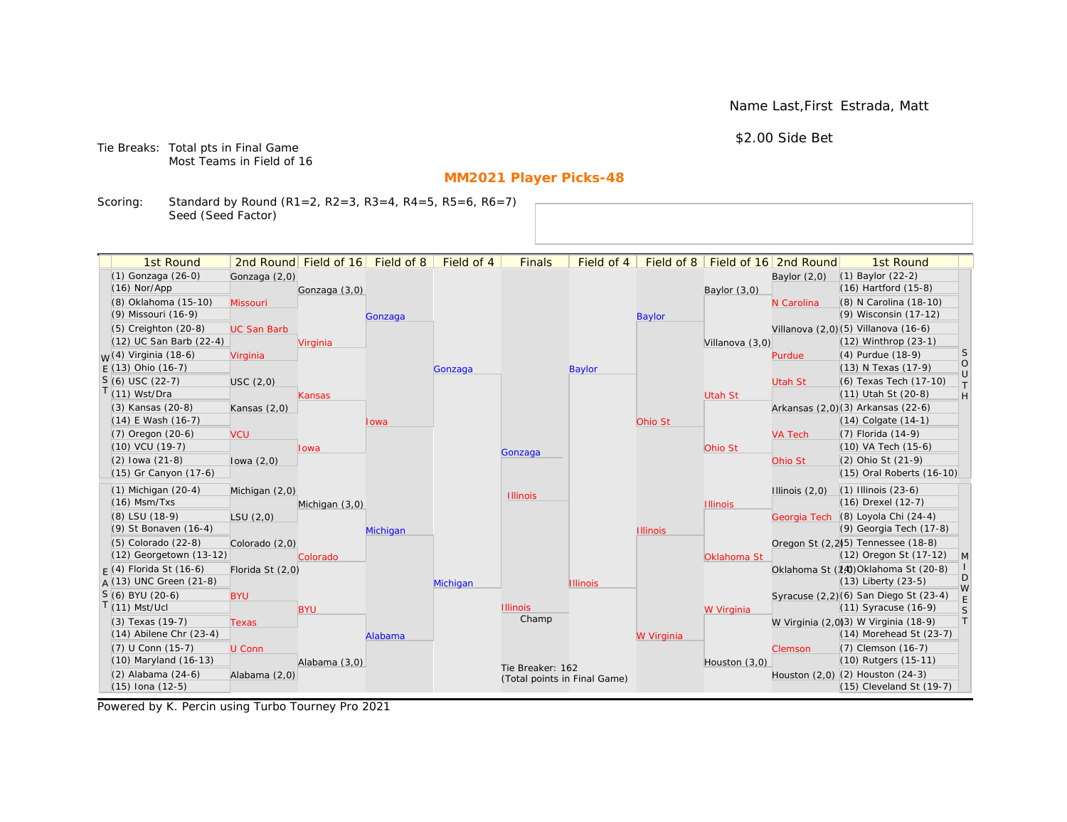Name Last,First Estrada, Matt

$2.00 Side Bet

Tie Breaks: Total pts in Final Game
Most Teams in Field of 16

## MM2021 Player Picks-48

Scoring: Standard by Round (R1=2, R2=3, R3=4, R4=5, R5=6, R6=7)
Seed (Seed Factor)

### WEST

| 1st Round | 2nd Round | Field of 16 | Field of 8 | Field of 4 |
|---|---|---|---|---|
| (1) Gonzaga (26-0) | Gonzaga (2,0) | Gonzaga (3,0) | Gonzaga | Gonzaga |
| (16) Nor/App | | | | |
| (8) Oklahoma (15-10) | Missouri | | | |
| (9) Missouri (16-9) | | | | |
| (5) Creighton (20-8) | UC San Barb | Virginia | | |
| (12) UC San Barb (22-4) | | | | |
| (4) Virginia (18-6) | Virginia | | | |
| (13) Ohio (16-7) | | | | |
| (6) USC (22-7) | USC (2,0) | Kansas | Iowa | |
| (11) Wst/Dra | | | | |
| (3) Kansas (20-8) | Kansas (2,0) | | | |
| (14) E Wash (16-7) | | | | |
| (7) Oregon (20-6) | VCU | Iowa | | |
| (10) VCU (19-7) | | | | |
| (2) Iowa (21-8) | Iowa (2,0) | | | |
| (15) Gr Canyon (17-6) | | | | |

### EAST

| 1st Round | 2nd Round | Field of 16 | Field of 8 | Field of 4 |
|---|---|---|---|---|
| (1) Michigan (20-4) | Michigan (2,0) | Michigan (3,0) | Michigan | Michigan |
| (16) Msm/Txs | | | | |
| (8) LSU (18-9) | LSU (2,0) | | | |
| (9) St Bonaven (16-4) | | | | |
| (5) Colorado (22-8) | Colorado (2,0) | Colorado | | |
| (12) Georgetown (13-12) | | | | |
| (4) Florida St (16-6) | Florida St (2,0) | | | |
| (13) UNC Green (21-8) | | | | |
| (6) BYU (20-6) | BYU | BYU | Alabama | |
| (11) Mst/Ucl | | | | |
| (3) Texas (19-7) | Texas | | | |
| (14) Abilene Chr (23-4) | | | | |
| (7) U Conn (15-7) | U Conn | Alabama (3,0) | | |
| (10) Maryland (16-13) | | | | |
| (2) Alabama (24-6) | Alabama (2,0) | | | |
| (15) Iona (12-5) | | | | |

### SOUTH

| 1st Round | 2nd Round | Field of 16 | Field of 8 | Field of 4 |
|---|---|---|---|---|
| (1) Baylor (22-2) | Baylor (2,0) | Baylor (3,0) | Baylor | Baylor |
| (16) Hartford (15-8) | | | | |
| (8) N Carolina (18-10) | N Carolina | | | |
| (9) Wisconsin (17-12) | | | | |
| (5) Villanova (16-6) | Villanova (2,0) | Villanova (3,0) | | |
| (12) Winthrop (23-1) | | | | |
| (4) Purdue (18-9) | Purdue | | | |
| (13) N Texas (17-9) | | | | |
| (6) Texas Tech (17-10) | Utah St | Utah St | Ohio St | |
| (11) Utah St (20-8) | | | | |
| (3) Arkansas (22-6) | Arkansas (2,0) | | | |
| (14) Colgate (14-1) | | | | |
| (7) Florida (14-9) | VA Tech | Ohio St | | |
| (10) VA Tech (15-6) | | | | |
| (2) Ohio St (21-9) | Ohio St | | | |
| (15) Oral Roberts (16-10) | | | | |

### MIDWEST

| 1st Round | 2nd Round | Field of 16 | Field of 8 | Field of 4 |
|---|---|---|---|---|
| (1) Illinois (23-6) | Illinois (2,0) | Illinois | Illinois | Illinois |
| (16) Drexel (12-7) | | | | |
| (8) Loyola Chi (24-4) | Georgia Tech | | | |
| (9) Georgia Tech (17-8) | | | | |
| (5) Tennessee (18-8) | Oregon St (2,2) | Oklahoma St | | |
| (12) Oregon St (17-12) | | | | |
| (4) Oklahoma St (20-8) | Oklahoma St (2,0) | | | |
| (13) Liberty (23-5) | | | | |
| (6) San Diego St (23-4) | Syracuse (2,2) | W Virginia | W Virginia | |
| (11) Syracuse (16-9) | | | | |
| (3) W Virginia (18-9) | W Virginia (2,0) | | | |
| (14) Morehead St (23-7) | | | | |
| (7) Clemson (16-7) | Clemson | Houston (3,0) | | |
| (10) Rutgers (15-11) | | | | |
| (2) Houston (24-3) | Houston (2,0) | | | |
| (15) Cleveland St (19-7) | | | | |

### Finals

| Finals | |
|---|---|
| Gonzaga | Illinois |
| Champ | Illinois |

Tie Breaker: 162
(Total points in Final Game)

Powered by K. Percin using Turbo Tourney Pro 2021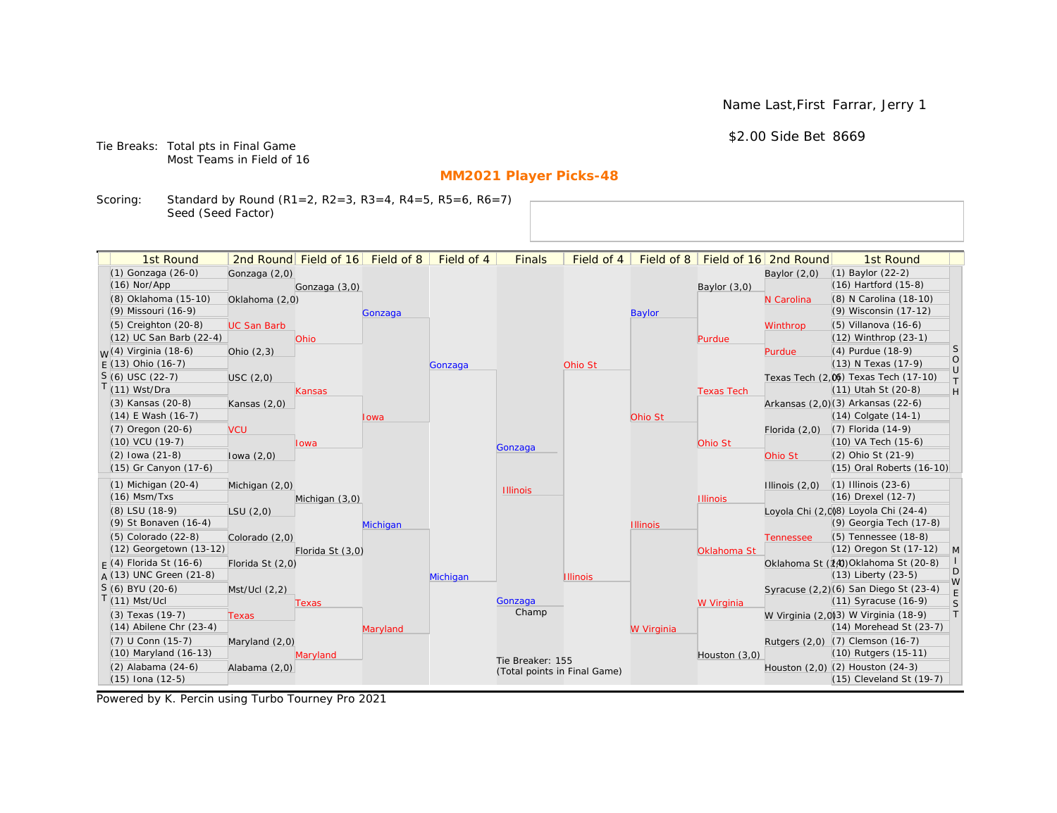Name Last,First Farrar, Jerry 1

$2.00 Side Bet 8669

Tie Breaks: Total pts in Final Game
Most Teams in Field of 16

## MM2021 Player Picks-48

Scoring: Standard by Round (R1=2, R2=3, R3=4, R4=5, R5=6, R6=7)
Seed (Seed Factor)

| 1st Round | 2nd Round | Field of 16 | Field of 8 | Field of 4 | Finals | Field of 4 | Field of 8 | Field of 16 | 2nd Round | 1st Round |
|---|---|---|---|---|---|---|---|---|---|---|
| (1) Gonzaga (26-0) | Gonzaga (2,0) | | | | | | | | Baylor (2,0) | (1) Baylor (22-2) |
| (16) Nor/App | | Gonzaga (3,0) | | | | | | Baylor (3,0) | | (16) Hartford (15-8) |
| (8) Oklahoma (15-10) | Oklahoma (2,0) | | | | | | | | N Carolina | (8) N Carolina (18-10) |
| (9) Missouri (16-9) | | | Gonzaga | | | | Baylor | | | (9) Wisconsin (17-12) |
| (5) Creighton (20-8) | UC San Barb | | | | | | | | Winthrop | (5) Villanova (16-6) |
| (12) UC San Barb (22-4) | | Ohio | | | | | | Purdue | | (12) Winthrop (23-1) |
| (4) Virginia (18-6) | Ohio (2,3) | | | | | | | | Purdue | (4) Purdue (18-9) |
| (13) Ohio (16-7) | | | | Gonzaga | | Ohio St | | | | (13) N Texas (17-9) |
| (6) USC (22-7) | USC (2,0) | | | | | | | | Texas Tech (2,0) | (6) Texas Tech (17-10) |
| (11) Wst/Dra | | Kansas | | | | | | Texas Tech | | (11) Utah St (20-8) |
| (3) Kansas (20-8) | Kansas (2,0) | | | | | | | | Arkansas (2,0) | (3) Arkansas (22-6) |
| (14) E Wash (16-7) | | | Iowa | | | | Ohio St | | | (14) Colgate (14-1) |
| (7) Oregon (20-6) | VCU | | | | | | | | Florida (2,0) | (7) Florida (14-9) |
| (10) VCU (19-7) | | Iowa | | | Gonzaga | | | Ohio St | | (10) VA Tech (15-6) |
| (2) Iowa (21-8) | Iowa (2,0) | | | | | | | | Ohio St | (2) Ohio St (21-9) |
| (15) Gr Canyon (17-6) | | | | | | | | | | (15) Oral Roberts (16-10) |
| (1) Michigan (20-4) | Michigan (2,0) | | | | Illinois | | | | Illinois (2,0) | (1) Illinois (23-6) |
| (16) Msm/Txs | | Michigan (3,0) | | | | | | Illinois | | (16) Drexel (12-7) |
| (8) LSU (18-9) | LSU (2,0) | | | | | | | | Loyola Chi (2,0) | (8) Loyola Chi (24-4) |
| (9) St Bonaven (16-4) | | | Michigan | | | | Illinois | | | (9) Georgia Tech (17-8) |
| (5) Colorado (22-8) | Colorado (2,0) | | | | | | | | Tennessee | (5) Tennessee (18-8) |
| (12) Georgetown (13-12) | | Florida St (3,0) | | | | | | Oklahoma St | | (12) Oregon St (17-12) |
| (4) Florida St (16-6) | Florida St (2,0) | | | | | | | | Oklahoma St (2,0) | (4) Oklahoma St (20-8) |
| (13) UNC Green (21-8) | | | | Michigan | | Illinois | | | | (13) Liberty (23-5) |
| (6) BYU (20-6) | Mst/Ucl (2,2) | | | | | | | | Syracuse (2,2) | (6) San Diego St (23-4) |
| (11) Mst/Ucl | | Texas | | | Gonzaga Champ | | | W Virginia | | (11) Syracuse (16-9) |
| (3) Texas (19-7) | Texas | | | | | | | | W Virginia (2,0) | (3) W Virginia (18-9) |
| (14) Abilene Chr (23-4) | | | Maryland | | | | W Virginia | | | (14) Morehead St (23-7) |
| (7) U Conn (15-7) | Maryland (2,0) | | | | | | | | Rutgers (2,0) | (7) Clemson (16-7) |
| (10) Maryland (16-13) | | Maryland | | | Tie Breaker: 155 (Total points in Final Game) | | | Houston (3,0) | | (10) Rutgers (15-11) |
| (2) Alabama (24-6) | Alabama (2,0) | | | | | | | | Houston (2,0) | (2) Houston (24-3) |
| (15) Iona (12-5) | | | | | | | | | | (15) Cleveland St (19-7) |

Regions: WEST (top left), EAST (bottom left), SOUTH (top right), MIDWEST (bottom right)

Powered by K. Percin using Turbo Tourney Pro 2021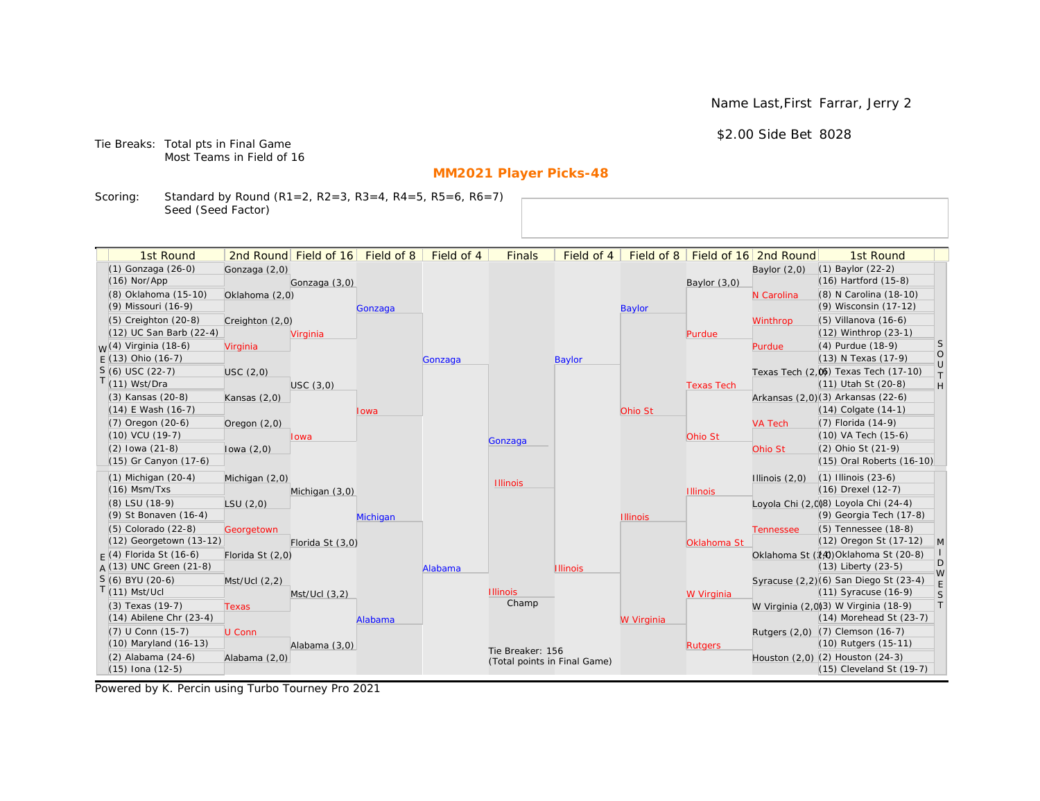Name Last,First Farrar, Jerry 2

$2.00 Side Bet 8028

Tie Breaks: Total pts in Final Game
Most Teams in Field of 16

## MM2021 Player Picks-48

Scoring: Standard by Round (R1=2, R2=3, R3=4, R4=5, R5=6, R6=7)
Seed (Seed Factor)

| 1st Round | 2nd Round | Field of 16 | Field of 8 | Field of 4 | Finals | Field of 4 | Field of 8 | Field of 16 | 2nd Round | 1st Round |
|---|---|---|---|---|---|---|---|---|---|---|
| (1) Gonzaga (26-0) | Gonzaga (2,0) | | | | | | | | Baylor (2,0) | (1) Baylor (22-2) |
| (16) Nor/App | | Gonzaga (3,0) | | | | | | Baylor (3,0) | | (16) Hartford (15-8) |
| (8) Oklahoma (15-10) | Oklahoma (2,0) | | | | | | | | N Carolina | (8) N Carolina (18-10) |
| (9) Missouri (16-9) | | | Gonzaga | | | | Baylor | | | (9) Wisconsin (17-12) |
| (5) Creighton (20-8) | Creighton (2,0) | | | | | | | | Winthrop | (5) Villanova (16-6) |
| (12) UC San Barb (22-4) | | Virginia | | | | | | Purdue | | (12) Winthrop (23-1) |
| (4) Virginia (18-6) | Virginia | | | | | | | | Purdue | (4) Purdue (18-9) |
| (13) Ohio (16-7) | | | | Gonzaga | | Baylor | | | | (13) N Texas (17-9) |
| (6) USC (22-7) | USC (2,0) | | | | | | | | Texas Tech (2,0) | (6) Texas Tech (17-10) |
| (11) Wst/Dra | | USC (3,0) | | | | | | Texas Tech | | (11) Utah St (20-8) |
| (3) Kansas (20-8) | Kansas (2,0) | | | | | | | | Arkansas (2,0) | (3) Arkansas (22-6) |
| (14) E Wash (16-7) | | | Iowa | | | | Ohio St | | | (14) Colgate (14-1) |
| (7) Oregon (20-6) | Oregon (2,0) | | | | | | | | VA Tech | (7) Florida (14-9) |
| (10) VCU (19-7) | | Iowa | | | Gonzaga | | | Ohio St | | (10) VA Tech (15-6) |
| (2) Iowa (21-8) | Iowa (2,0) | | | | | | | | Ohio St | (2) Ohio St (21-9) |
| (15) Gr Canyon (17-6) | | | | | | | | | | (15) Oral Roberts (16-10) |
| (1) Michigan (20-4) | Michigan (2,0) | | | | Illinois | | | | Illinois (2,0) | (1) Illinois (23-6) |
| (16) Msm/Txs | | Michigan (3,0) | | | | | | Illinois | | (16) Drexel (12-7) |
| (8) LSU (18-9) | LSU (2,0) | | | | | | | | Loyola Chi (2,0) | (8) Loyola Chi (24-4) |
| (9) St Bonaven (16-4) | | | Michigan | | | | Illinois | | | (9) Georgia Tech (17-8) |
| (5) Colorado (22-8) | Georgetown | | | | | | | | Tennessee | (5) Tennessee (18-8) |
| (12) Georgetown (13-12) | | Florida St (3,0) | | | | | | Oklahoma St | | (12) Oregon St (17-12) |
| (4) Florida St (16-6) | Florida St (2,0) | | | | | | | | Oklahoma St (2,0) | (4) Oklahoma St (20-8) |
| (13) UNC Green (21-8) | | | | Alabama | | Illinois | | | | (13) Liberty (23-5) |
| (6) BYU (20-6) | Mst/Ucl (2,2) | | | | | | | | Syracuse (2,2) | (6) San Diego St (23-4) |
| (11) Mst/Ucl | | Mst/Ucl (3,2) | | | Illinois | | | W Virginia | | (11) Syracuse (16-9) |
| (3) Texas (19-7) | Texas | | | | Champ | | | | W Virginia (2,0) | (3) W Virginia (18-9) |
| (14) Abilene Chr (23-4) | | | Alabama | | | | W Virginia | | | (14) Morehead St (23-7) |
| (7) U Conn (15-7) | U Conn | | | | | | | | Rutgers (2,0) | (7) Clemson (16-7) |
| (10) Maryland (16-13) | | Alabama (3,0) | | | | | | Rutgers | | (10) Rutgers (15-11) |
| (2) Alabama (24-6) | Alabama (2,0) | | | | | | | | Houston (2,0) | (2) Houston (24-3) |
| (15) Iona (12-5) | | | | | | | | | | (15) Cleveland St (19-7) |

Regions: WEST (top left), EAST (bottom left), SOUTH (top right), MIDWEST (bottom right)

Tie Breaker: 156
(Total points in Final Game)

Powered by K. Percin using Turbo Tourney Pro 2021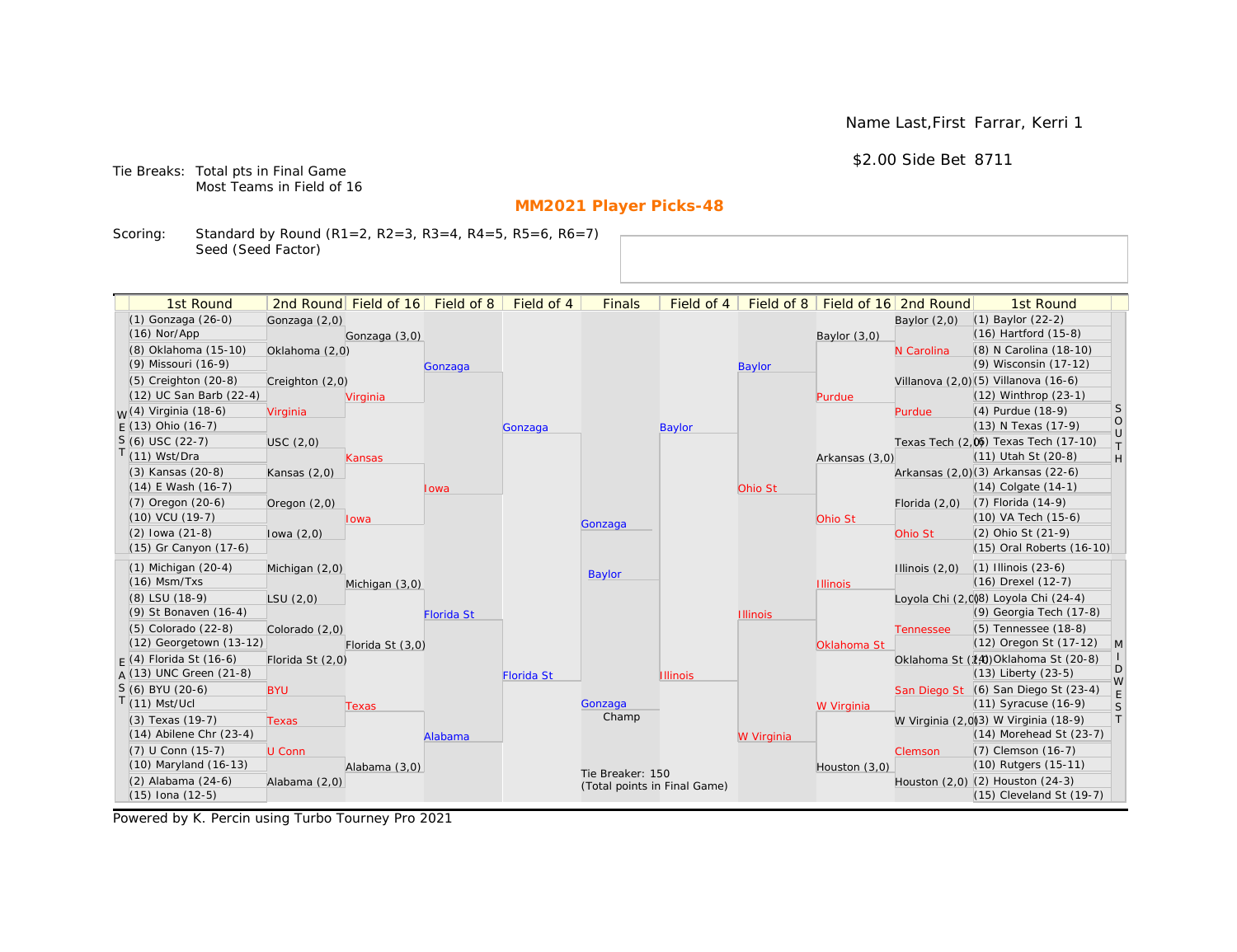Name Last,First Farrar, Kerri 1

$2.00 Side Bet 8711

Tie Breaks: Total pts in Final Game
Most Teams in Field of 16

## MM2021 Player Picks-48

Scoring: Standard by Round (R1=2, R2=3, R3=4, R4=5, R5=6, R6=7)
Seed (Seed Factor)

| 1st Round | 2nd Round | Field of 16 | Field of 8 | Field of 4 | Finals | Field of 4 | Field of 8 | Field of 16 | 2nd Round | 1st Round |
|---|---|---|---|---|---|---|---|---|---|---|
| (1) Gonzaga (26-0) | Gonzaga (2,0) | | | | | | | | Baylor (2,0) | (1) Baylor (22-2) |
| (16) Nor/App | | Gonzaga (3,0) | | | | | | Baylor (3,0) | | (16) Hartford (15-8) |
| (8) Oklahoma (15-10) | Oklahoma (2,0) | | | | | | | | N Carolina | (8) N Carolina (18-10) |
| (9) Missouri (16-9) | | | Gonzaga | | | | Baylor | | | (9) Wisconsin (17-12) |
| (5) Creighton (20-8) | Creighton (2,0) | | | | | | | | Villanova (2,0) | (5) Villanova (16-6) |
| (12) UC San Barb (22-4) | | Virginia | | | | | | Purdue | | (12) Winthrop (23-1) |
| (4) Virginia (18-6) | Virginia | | | | | | | | Purdue | (4) Purdue (18-9) |
| (13) Ohio (16-7) | | | | Gonzaga | | Baylor | | | | (13) N Texas (17-9) |
| (6) USC (22-7) | USC (2,0) | | | | | | | | Texas Tech (2,0) | (6) Texas Tech (17-10) |
| (11) Wst/Dra | | Kansas | | | | | | Arkansas (3,0) | | (11) Utah St (20-8) |
| (3) Kansas (20-8) | Kansas (2,0) | | | | | | | | Arkansas (2,0) | (3) Arkansas (22-6) |
| (14) E Wash (16-7) | | | Iowa | | | | Ohio St | | | (14) Colgate (14-1) |
| (7) Oregon (20-6) | Oregon (2,0) | | | | | | | | Florida (2,0) | (7) Florida (14-9) |
| (10) VCU (19-7) | | Iowa | | | Gonzaga | | | Ohio St | | (10) VA Tech (15-6) |
| (2) Iowa (21-8) | Iowa (2,0) | | | | | | | | Ohio St | (2) Ohio St (21-9) |
| (15) Gr Canyon (17-6) | | | | | | | | | | (15) Oral Roberts (16-10) |
| (1) Michigan (20-4) | Michigan (2,0) | | | | Baylor | | | | Illinois (2,0) | (1) Illinois (23-6) |
| (16) Msm/Txs | | Michigan (3,0) | | | | | | Illinois | | (16) Drexel (12-7) |
| (8) LSU (18-9) | LSU (2,0) | | | | | | | | Loyola Chi (2,0) | (8) Loyola Chi (24-4) |
| (9) St Bonaven (16-4) | | | Florida St | | | | Illinois | | | (9) Georgia Tech (17-8) |
| (5) Colorado (22-8) | Colorado (2,0) | | | | | | | | Tennessee | (5) Tennessee (18-8) |
| (12) Georgetown (13-12) | | Florida St (3,0) | | | | | | Oklahoma St | | (12) Oregon St (17-12) |
| (4) Florida St (16-6) | Florida St (2,0) | | | | | | | | Oklahoma St (2,0) | (4) Oklahoma St (20-8) |
| (13) UNC Green (21-8) | | | | Florida St | | Illinois | | | | (13) Liberty (23-5) |
| (6) BYU (20-6) | BYU | | | | | | | | San Diego St | (6) San Diego St (23-4) |
| (11) Mst/Ucl | | Texas | | | Gonzaga (Champ) | | | W Virginia | | (11) Syracuse (16-9) |
| (3) Texas (19-7) | Texas | | | | | | | | W Virginia (2,0) | (3) W Virginia (18-9) |
| (14) Abilene Chr (23-4) | | | Alabama | | | | W Virginia | | | (14) Morehead St (23-7) |
| (7) U Conn (15-7) | U Conn | | | | | | | | Clemson | (7) Clemson (16-7) |
| (10) Maryland (16-13) | | Alabama (3,0) | | | | | | Houston (3,0) | | (10) Rutgers (15-11) |
| (2) Alabama (24-6) | Alabama (2,0) | | | | | | | | Houston (2,0) | (2) Houston (24-3) |
| (15) Iona (12-5) | | | | | | | | | | (15) Cleveland St (19-7) |

Left regions: WEST (top), EAST (bottom). Right regions: SOUTH (top), MIDWEST (bottom).

Tie Breaker: 150
(Total points in Final Game)

Powered by K. Percin using Turbo Tourney Pro 2021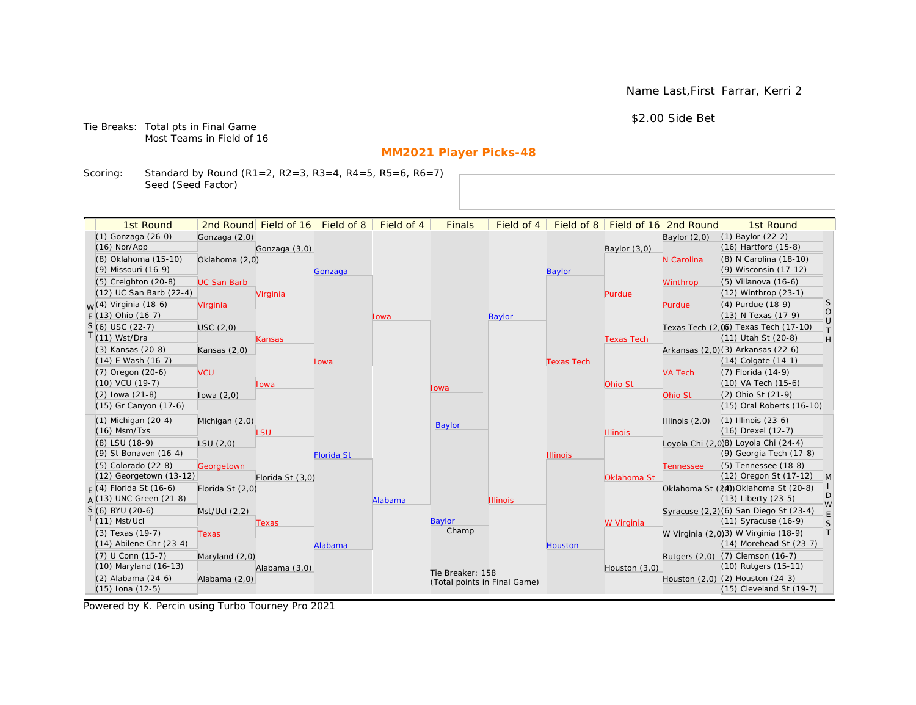Name Last,First Farrar, Kerri 2

$2.00 Side Bet

Tie Breaks: Total pts in Final Game
Most Teams in Field of 16

## MM2021 Player Picks-48

Scoring: Standard by Round (R1=2, R2=3, R3=4, R4=5, R5=6, R6=7)
Seed (Seed Factor)

| 1st Round | 2nd Round | Field of 16 | Field of 8 | Field of 4 | Finals | Field of 4 | Field of 8 | Field of 16 | 2nd Round | 1st Round |
|---|---|---|---|---|---|---|---|---|---|---|
| (1) Gonzaga (26-0) | Gonzaga (2,0) | | | | | | | | Baylor (2,0) | (1) Baylor (22-2) |
| (16) Nor/App | | Gonzaga (3,0) | | | | | | Baylor (3,0) | | (16) Hartford (15-8) |
| (8) Oklahoma (15-10) | Oklahoma (2,0) | | | | | | | | N Carolina | (8) N Carolina (18-10) |
| (9) Missouri (16-9) | | | Gonzaga | | | | Baylor | | | (9) Wisconsin (17-12) |
| (5) Creighton (20-8) | UC San Barb | | | | | | | | Winthrop | (5) Villanova (16-6) |
| (12) UC San Barb (22-4) | | Virginia | | | | | | Purdue | | (12) Winthrop (23-1) |
| (4) Virginia (18-6) | Virginia | | | | | | | | Purdue | (4) Purdue (18-9) |
| (13) Ohio (16-7) | | | | Iowa | | Baylor | | | | (13) N Texas (17-9) |
| (6) USC (22-7) | USC (2,0) | | | | | | | | Texas Tech (2,0) | (6) Texas Tech (17-10) |
| (11) Wst/Dra | | Kansas | | | | | | Texas Tech | | (11) Utah St (20-8) |
| (3) Kansas (20-8) | Kansas (2,0) | | | | | | | | Arkansas (2,0) | (3) Arkansas (22-6) |
| (14) E Wash (16-7) | | | Iowa | | | | Texas Tech | | | (14) Colgate (14-1) |
| (7) Oregon (20-6) | VCU | | | | | | | | VA Tech | (7) Florida (14-9) |
| (10) VCU (19-7) | | Iowa | | | | | | Ohio St | | (10) VA Tech (15-6) |
| (2) Iowa (21-8) | Iowa (2,0) | | | | Iowa | | | | Ohio St | (2) Ohio St (21-9) |
| (15) Gr Canyon (17-6) | | | | | | | | | | (15) Oral Roberts (16-10) |
| (1) Michigan (20-4) | Michigan (2,0) | | | | Baylor | | | | Illinois (2,0) | (1) Illinois (23-6) |
| (16) Msm/Txs | | LSU | | | | | | Illinois | | (16) Drexel (12-7) |
| (8) LSU (18-9) | LSU (2,0) | | | | | | | | Loyola Chi (2,0) | (8) Loyola Chi (24-4) |
| (9) St Bonaven (16-4) | | | Florida St | | | | Illinois | | | (9) Georgia Tech (17-8) |
| (5) Colorado (22-8) | Georgetown | | | | | | | | Tennessee | (5) Tennessee (18-8) |
| (12) Georgetown (13-12) | | Florida St (3,0) | | | | | | Oklahoma St | | (12) Oregon St (17-12) |
| (4) Florida St (16-6) | Florida St (2,0) | | | | | | | | Oklahoma St (2,0) | (4) Oklahoma St (20-8) |
| (13) UNC Green (21-8) | | | | Alabama | | Illinois | | | | (13) Liberty (23-5) |
| (6) BYU (20-6) | Mst/Ucl (2,2) | | | | | | | | Syracuse (2,2) | (6) San Diego St (23-4) |
| (11) Mst/Ucl | | Texas | | | Baylor | | | W Virginia | | (11) Syracuse (16-9) |
| (3) Texas (19-7) | Texas | | | | Champ | | | | W Virginia (2,0) | (3) W Virginia (18-9) |
| (14) Abilene Chr (23-4) | | | Alabama | | | | Houston | | | (14) Morehead St (23-7) |
| (7) U Conn (15-7) | Maryland (2,0) | | | | | | | | Rutgers (2,0) | (7) Clemson (16-7) |
| (10) Maryland (16-13) | | Alabama (3,0) | | | | | | Houston (3,0) | | (10) Rutgers (15-11) |
| (2) Alabama (24-6) | Alabama (2,0) | | | | | | | | Houston (2,0) | (2) Houston (24-3) |
| (15) Iona (12-5) | | | | | | | | | | (15) Cleveland St (19-7) |

Left regions: WEST (top), EAST (bottom). Right regions: SOUTH (top), MIDWEST (bottom).

Tie Breaker: 158
(Total points in Final Game)

Powered by K. Percin using Turbo Tourney Pro 2021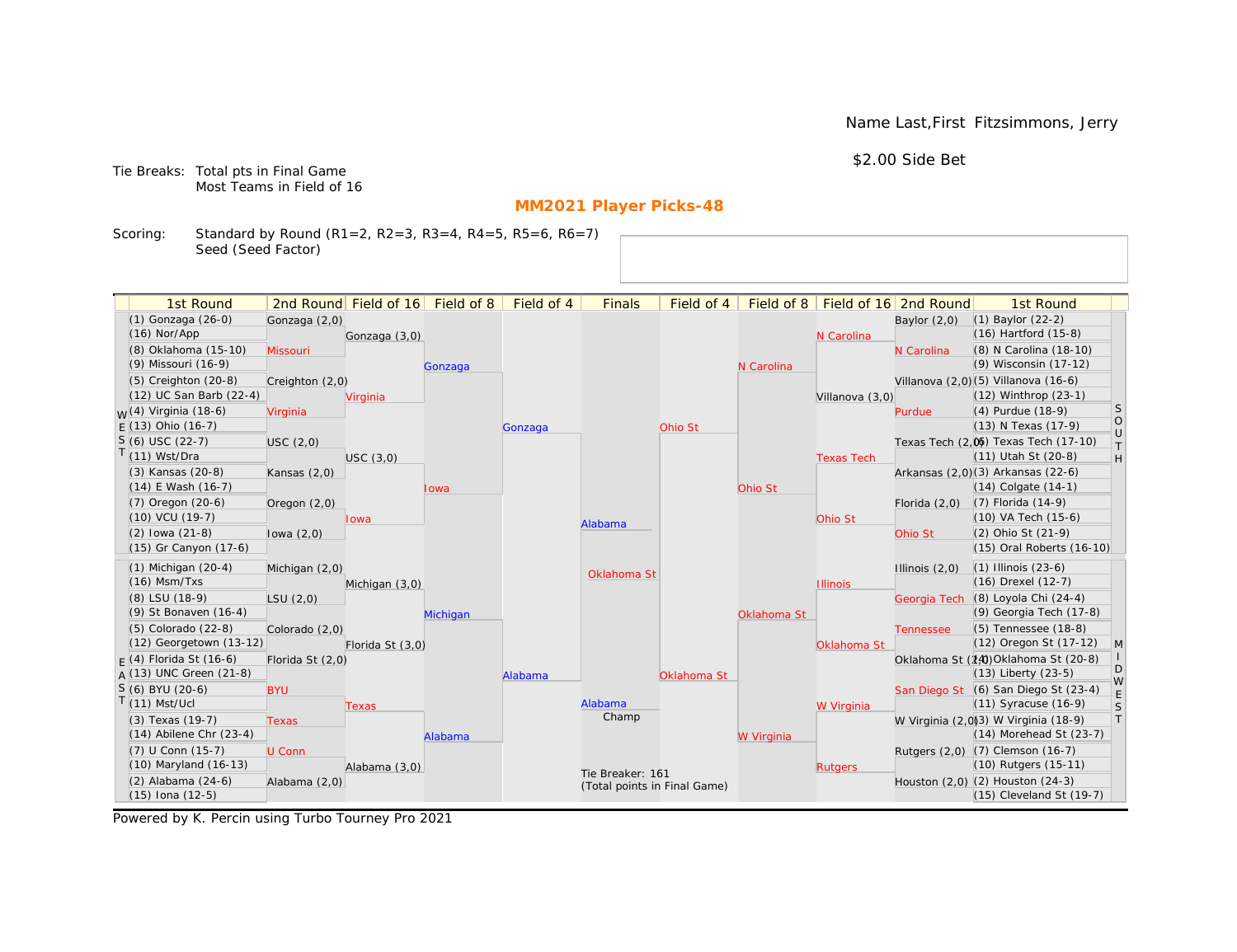Name Last,First Fitzsimmons, Jerry

$2.00 Side Bet

Tie Breaks: Total pts in Final Game
Most Teams in Field of 16

## MM2021 Player Picks-48

Scoring: Standard by Round (R1=2, R2=3, R3=4, R4=5, R5=6, R6=7)
Seed (Seed Factor)

### WEST

| 1st Round | 2nd Round | Field of 16 | Field of 8 | Field of 4 |
|---|---|---|---|---|
| (1) Gonzaga (26-0) | Gonzaga (2,0) | Gonzaga (3,0) | Gonzaga | Gonzaga |
| (16) Nor/App | | | | |
| (8) Oklahoma (15-10) | Missouri | | | |
| (9) Missouri (16-9) | | | | |
| (5) Creighton (20-8) | Creighton (2,0) | Virginia | | |
| (12) UC San Barb (22-4) | | | | |
| (4) Virginia (18-6) | Virginia | | | |
| (13) Ohio (16-7) | | | | |
| (6) USC (22-7) | USC (2,0) | USC (3,0) | Iowa | |
| (11) Wst/Dra | | | | |
| (3) Kansas (20-8) | Kansas (2,0) | | | |
| (14) E Wash (16-7) | | | | |
| (7) Oregon (20-6) | Oregon (2,0) | Iowa | | |
| (10) VCU (19-7) | | | | |
| (2) Iowa (21-8) | Iowa (2,0) | | | |
| (15) Gr Canyon (17-6) | | | | |

### EAST

| 1st Round | 2nd Round | Field of 16 | Field of 8 | Field of 4 |
|---|---|---|---|---|
| (1) Michigan (20-4) | Michigan (2,0) | Michigan (3,0) | Michigan | Alabama |
| (16) Msm/Txs | | | | |
| (8) LSU (18-9) | LSU (2,0) | | | |
| (9) St Bonaven (16-4) | | | | |
| (5) Colorado (22-8) | Colorado (2,0) | Florida St (3,0) | | |
| (12) Georgetown (13-12) | | | | |
| (4) Florida St (16-6) | Florida St (2,0) | | | |
| (13) UNC Green (21-8) | | | | |
| (6) BYU (20-6) | BYU | Texas | Alabama | |
| (11) Mst/Ucl | | | | |
| (3) Texas (19-7) | Texas | | | |
| (14) Abilene Chr (23-4) | | | | |
| (7) U Conn (15-7) | U Conn | Alabama (3,0) | | |
| (10) Maryland (16-13) | | | | |
| (2) Alabama (24-6) | Alabama (2,0) | | | |
| (15) Iona (12-5) | | | | |

### SOUTH

| 1st Round | 2nd Round | Field of 16 | Field of 8 | Field of 4 |
|---|---|---|---|---|
| (1) Baylor (22-2) | Baylor (2,0) | N Carolina | N Carolina | Ohio St |
| (16) Hartford (15-8) | | | | |
| (8) N Carolina (18-10) | N Carolina | | | |
| (9) Wisconsin (17-12) | | | | |
| (5) Villanova (16-6) | Villanova (2,0) | Villanova (3,0) | | |
| (12) Winthrop (23-1) | | | | |
| (4) Purdue (18-9) | Purdue | | | |
| (13) N Texas (17-9) | | | | |
| (6) Texas Tech (17-10) | Texas Tech (2,0) | Texas Tech | Ohio St | |
| (11) Utah St (20-8) | | | | |
| (3) Arkansas (22-6) | Arkansas (2,0) | | | |
| (14) Colgate (14-1) | | | | |
| (7) Florida (14-9) | Florida (2,0) | Ohio St | | |
| (10) VA Tech (15-6) | | | | |
| (2) Ohio St (21-9) | Ohio St | | | |
| (15) Oral Roberts (16-10) | | | | |

### MIDWEST

| 1st Round | 2nd Round | Field of 16 | Field of 8 | Field of 4 |
|---|---|---|---|---|
| (1) Illinois (23-6) | Illinois (2,0) | Illinois | Oklahoma St | Oklahoma St |
| (16) Drexel (12-7) | | | | |
| (8) Loyola Chi (24-4) | Georgia Tech | | | |
| (9) Georgia Tech (17-8) | | | | |
| (5) Tennessee (18-8) | Tennessee | Oklahoma St | | |
| (12) Oregon St (17-12) | | | | |
| (4) Oklahoma St (20-8) | Oklahoma St (2,0) | | | |
| (13) Liberty (23-5) | | | | |
| (6) San Diego St (23-4) | San Diego St | W Virginia | W Virginia | |
| (11) Syracuse (16-9) | | | | |
| (3) W Virginia (18-9) | W Virginia (2,0) | | | |
| (14) Morehead St (23-7) | | | | |
| (7) Clemson (16-7) | Rutgers (2,0) | Rutgers | | |
| (10) Rutgers (15-11) | | | | |
| (2) Houston (24-3) | Houston (2,0) | | | |
| (15) Cleveland St (19-7) | | | | |

### Finals

| Finals |
|---|
| Alabama |
| Oklahoma St |

Champ: Alabama

Tie Breaker: 161
(Total points in Final Game)

Powered by K. Percin using Turbo Tourney Pro 2021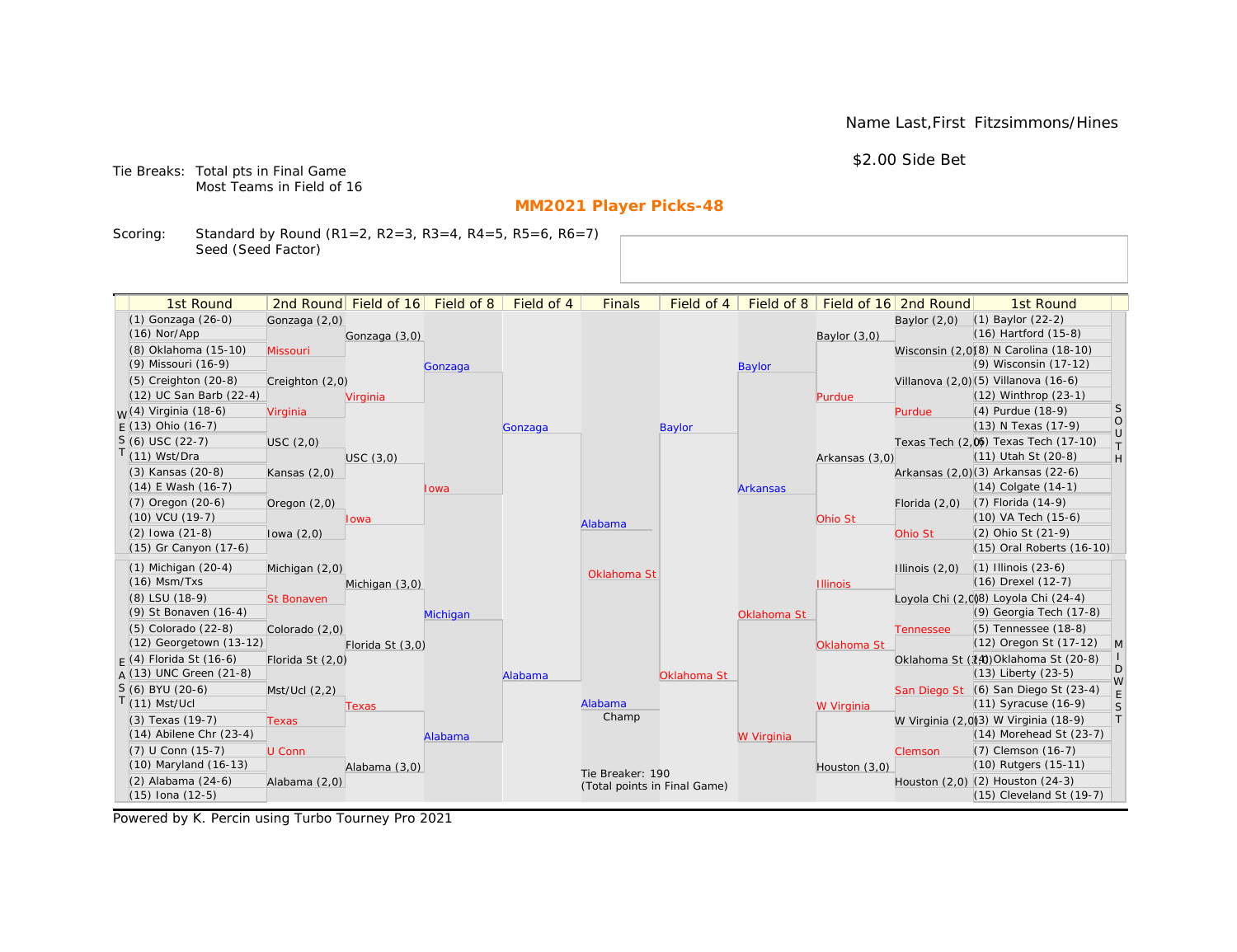Name Last,First Fitzsimmons/Hines

$2.00 Side Bet

Tie Breaks: Total pts in Final Game
Most Teams in Field of 16

## MM2021 Player Picks-48

Scoring: Standard by Round (R1=2, R2=3, R3=4, R4=5, R5=6, R6=7)
Seed (Seed Factor)

| 1st Round | 2nd Round | Field of 16 | Field of 8 | Field of 4 | Finals | Field of 4 | Field of 8 | Field of 16 | 2nd Round | 1st Round |
|---|---|---|---|---|---|---|---|---|---|---|
| (1) Gonzaga (26-0) | Gonzaga (2,0) | | | | | | | | Baylor (2,0) | (1) Baylor (22-2) |
| (16) Nor/App | | Gonzaga (3,0) | | | | | | Baylor (3,0) | | (16) Hartford (15-8) |
| (8) Oklahoma (15-10) | Missouri | | | | | | | | Wisconsin (2,0) | (8) N Carolina (18-10) |
| (9) Missouri (16-9) | | | Gonzaga | | | | Baylor | | | (9) Wisconsin (17-12) |
| (5) Creighton (20-8) | Creighton (2,0) | | | | | | | | Villanova (2,0) | (5) Villanova (16-6) |
| (12) UC San Barb (22-4) | | Virginia | | | | | | Purdue | | (12) Winthrop (23-1) |
| (4) Virginia (18-6) | Virginia | | | | | | | | Purdue | (4) Purdue (18-9) |
| (13) Ohio (16-7) | | | | Gonzaga | | Baylor | | | | (13) N Texas (17-9) |
| (6) USC (22-7) | USC (2,0) | | | | | | | | Texas Tech (2,0) | (6) Texas Tech (17-10) |
| (11) Wst/Dra | | USC (3,0) | | | | | | Arkansas (3,0) | | (11) Utah St (20-8) |
| (3) Kansas (20-8) | Kansas (2,0) | | | | | | | | Arkansas (2,0) | (3) Arkansas (22-6) |
| (14) E Wash (16-7) | | | Iowa | | | | Arkansas | | | (14) Colgate (14-1) |
| (7) Oregon (20-6) | Oregon (2,0) | | | | | | | | Florida (2,0) | (7) Florida (14-9) |
| (10) VCU (19-7) | | Iowa | | | Alabama | | | Ohio St | | (10) VA Tech (15-6) |
| (2) Iowa (21-8) | Iowa (2,0) | | | | | | | | Ohio St | (2) Ohio St (21-9) |
| (15) Gr Canyon (17-6) | | | | | | | | | | (15) Oral Roberts (16-10) |
| (1) Michigan (20-4) | Michigan (2,0) | | | | Oklahoma St | | | | Illinois (2,0) | (1) Illinois (23-6) |
| (16) Msm/Txs | | Michigan (3,0) | | | | | | Illinois | | (16) Drexel (12-7) |
| (8) LSU (18-9) | St Bonaven | | | | | | | | Loyola Chi (2,0) | (8) Loyola Chi (24-4) |
| (9) St Bonaven (16-4) | | | Michigan | | | | Oklahoma St | | | (9) Georgia Tech (17-8) |
| (5) Colorado (22-8) | Colorado (2,0) | | | | | | | | Tennessee | (5) Tennessee (18-8) |
| (12) Georgetown (13-12) | | Florida St (3,0) | | | | | | Oklahoma St | | (12) Oregon St (17-12) |
| (4) Florida St (16-6) | Florida St (2,0) | | | | | | | | Oklahoma St (2,0) | (4) Oklahoma St (20-8) |
| (13) UNC Green (21-8) | | | | Alabama | | Oklahoma St | | | | (13) Liberty (23-5) |
| (6) BYU (20-6) | Mst/Ucl (2,2) | | | | | | | | San Diego St | (6) San Diego St (23-4) |
| (11) Mst/Ucl | | Texas | | | Alabama | | | W Virginia | | (11) Syracuse (16-9) |
| (3) Texas (19-7) | Texas | | | | Champ | | | | W Virginia (2,0) | (3) W Virginia (18-9) |
| (14) Abilene Chr (23-4) | | | Alabama | | | | W Virginia | | | (14) Morehead St (23-7) |
| (7) U Conn (15-7) | U Conn | | | | | | | | Clemson | (7) Clemson (16-7) |
| (10) Maryland (16-13) | | Alabama (3,0) | | | | | | Houston (3,0) | | (10) Rutgers (15-11) |
| (2) Alabama (24-6) | Alabama (2,0) | | | | Tie Breaker: 190 (Total points in Final Game) | | | | Houston (2,0) | (2) Houston (24-3) |
| (15) Iona (12-5) | | | | | | | | | | (15) Cleveland St (19-7) |

WEST / EAST / SOUTH / MIDWEST

Powered by K. Percin using Turbo Tourney Pro 2021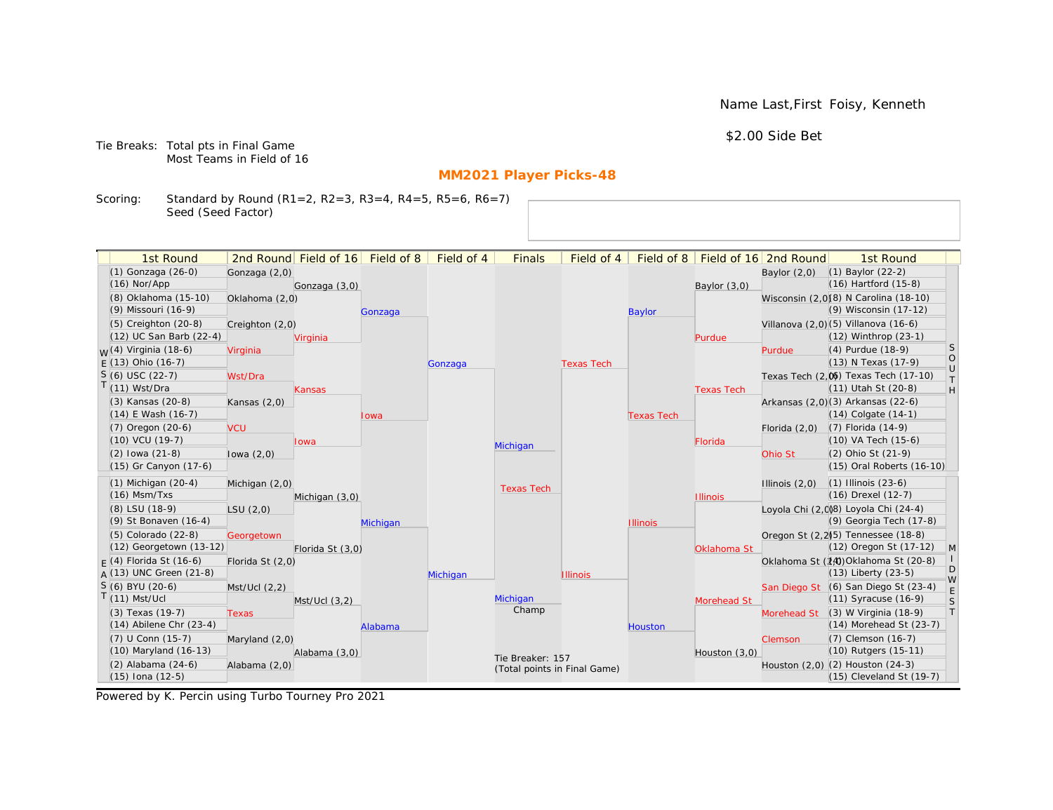Name Last,First Foisy, Kenneth

$2.00 Side Bet

Tie Breaks: Total pts in Final Game
Most Teams in Field of 16

## MM2021 Player Picks-48

Scoring: Standard by Round (R1=2, R2=3, R3=4, R4=5, R5=6, R6=7)
Seed (Seed Factor)

| 1st Round | 2nd Round | Field of 16 | Field of 8 | Field of 4 | Finals | Field of 4 | Field of 8 | Field of 16 | 2nd Round | 1st Round |
|---|---|---|---|---|---|---|---|---|---|---|
| (1) Gonzaga (26-0) | Gonzaga (2,0) | Gonzaga (3,0) | Gonzaga | Gonzaga | Michigan | Texas Tech | Baylor | Baylor (3,0) | Baylor (2,0) | (1) Baylor (22-2) |
| (16) Nor/App | | | | | | | | | | (16) Hartford (15-8) |
| (8) Oklahoma (15-10) | Oklahoma (2,0) | | | | | | | | Wisconsin (2,0) | (8) N Carolina (18-10) |
| (9) Missouri (16-9) | | | | | | | | | | (9) Wisconsin (17-12) |
| (5) Creighton (20-8) | Creighton (2,0) | Virginia | | | | | | Purdue | Villanova (2,0) | (5) Villanova (16-6) |
| (12) UC San Barb (22-4) | | | | | | | | | | (12) Winthrop (23-1) |
| (4) Virginia (18-6) | Virginia | | | | | | | | Purdue | (4) Purdue (18-9) |
| (13) Ohio (16-7) | | | | | | | | | | (13) N Texas (17-9) |
| (6) USC (22-7) | Wst/Dra | Kansas | Iowa | | | | Texas Tech | Texas Tech | Texas Tech (2,0) | (6) Texas Tech (17-10) |
| (11) Wst/Dra | | | | | | | | | | (11) Utah St (20-8) |
| (3) Kansas (20-8) | Kansas (2,0) | | | | | | | | Arkansas (2,0) | (3) Arkansas (22-6) |
| (14) E Wash (16-7) | | | | | | | | | | (14) Colgate (14-1) |
| (7) Oregon (20-6) | VCU | Iowa | | | | | | Florida | Florida (2,0) | (7) Florida (14-9) |
| (10) VCU (19-7) | | | | | | | | | | (10) VA Tech (15-6) |
| (2) Iowa (21-8) | Iowa (2,0) | | | | | | | | Ohio St | (2) Ohio St (21-9) |
| (15) Gr Canyon (17-6) | | | | | | | | | | (15) Oral Roberts (16-10) |
| (1) Michigan (20-4) | Michigan (2,0) | Michigan (3,0) | Michigan | Michigan | Texas Tech | Illinois | Illinois | Illinois | Illinois (2,0) | (1) Illinois (23-6) |
| (16) Msm/Txs | | | | | | | | | | (16) Drexel (12-7) |
| (8) LSU (18-9) | LSU (2,0) | | | | | | | | Loyola Chi (2,0) | (8) Loyola Chi (24-4) |
| (9) St Bonaven (16-4) | | | | | | | | | | (9) Georgia Tech (17-8) |
| (5) Colorado (22-8) | Georgetown | Florida St (3,0) | | | | | | Oklahoma St | Oregon St (2,2) | (5) Tennessee (18-8) |
| (12) Georgetown (13-12) | | | | | | | | | | (12) Oregon St (17-12) |
| (4) Florida St (16-6) | Florida St (2,0) | | | | | | | | Oklahoma St (2,0) | (4) Oklahoma St (20-8) |
| (13) UNC Green (21-8) | | | | | | | | | | (13) Liberty (23-5) |
| (6) BYU (20-6) | Mst/Ucl (2,2) | Mst/Ucl (3,2) | Alabama | | | | Houston | Morehead St | San Diego St | (6) San Diego St (23-4) |
| (11) Mst/Ucl | | | | | | | | | | (11) Syracuse (16-9) |
| (3) Texas (19-7) | Texas | | | | | | | | Morehead St | (3) W Virginia (18-9) |
| (14) Abilene Chr (23-4) | | | | | | | | | | (14) Morehead St (23-7) |
| (7) U Conn (15-7) | Maryland (2,0) | Alabama (3,0) | | | | | | Houston (3,0) | Clemson | (7) Clemson (16-7) |
| (10) Maryland (16-13) | | | | | | | | | | (10) Rutgers (15-11) |
| (2) Alabama (24-6) | Alabama (2,0) | | | | | | | | Houston (2,0) | (2) Houston (24-3) |
| (15) Iona (12-5) | | | | | | | | | | (15) Cleveland St (19-7) |

Champ: Michigan

Tie Breaker: 157
(Total points in Final Game)

Powered by K. Percin using Turbo Tourney Pro 2021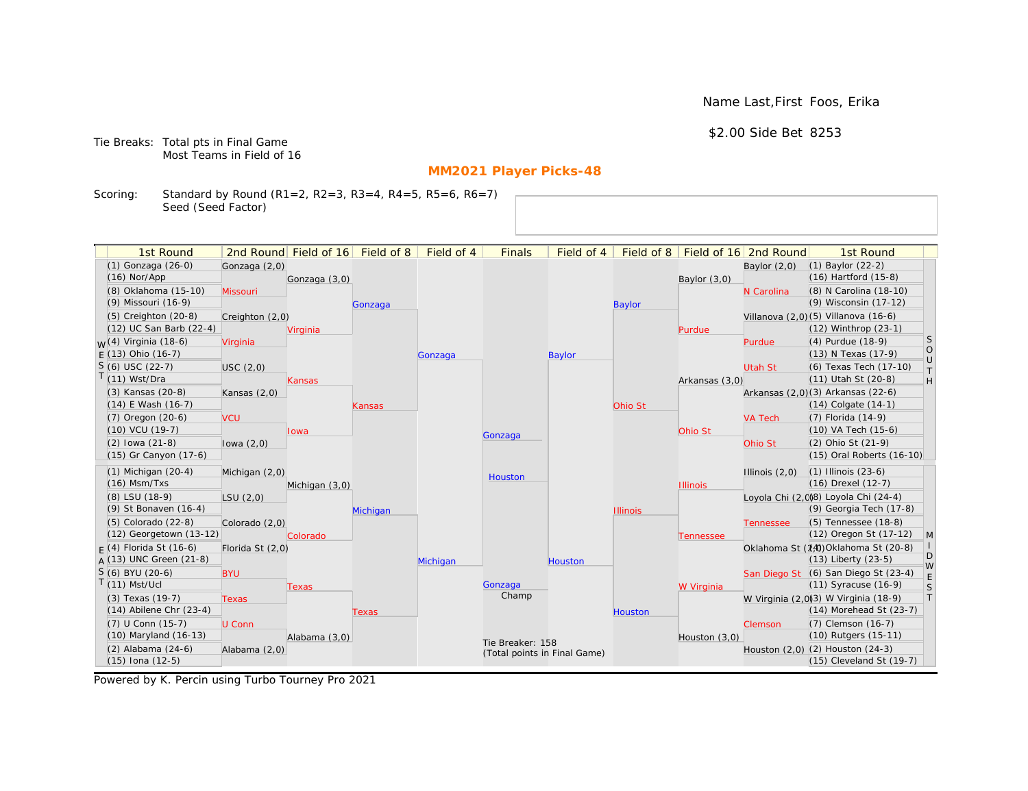Name Last,First Foos, Erika

$2.00 Side Bet 8253

Tie Breaks: Total pts in Final Game
Most Teams in Field of 16

## MM2021 Player Picks-48

Scoring: Standard by Round (R1=2, R2=3, R3=4, R4=5, R5=6, R6=7)
Seed (Seed Factor)

| 1st Round | 2nd Round | Field of 16 | Field of 8 | Field of 4 | Finals | Field of 4 | Field of 8 | Field of 16 | 2nd Round | 1st Round |
|---|---|---|---|---|---|---|---|---|---|---|
| (1) Gonzaga (26-0) | Gonzaga (2,0) | Gonzaga (3,0) | Gonzaga | Gonzaga | Gonzaga | Baylor | Baylor | Baylor (3,0) | Baylor (2,0) | (1) Baylor (22-2) |
| (16) Nor/App | | | | | | | | | | (16) Hartford (15-8) |
| (8) Oklahoma (15-10) | Missouri | | | | | | | | N Carolina | (8) N Carolina (18-10) |
| (9) Missouri (16-9) | | | | | | | | | | (9) Wisconsin (17-12) |
| (5) Creighton (20-8) | Creighton (2,0) | Virginia | | | | | | Purdue | Villanova (2,0) | (5) Villanova (16-6) |
| (12) UC San Barb (22-4) | | | | | | | | | | (12) Winthrop (23-1) |
| (4) Virginia (18-6) | Virginia | | | | | | | | Purdue | (4) Purdue (18-9) |
| (13) Ohio (16-7) | | | | | | | | | | (13) N Texas (17-9) |
| (6) USC (22-7) | USC (2,0) | Kansas | Kansas | | | | Ohio St | Arkansas (3,0) | Utah St | (6) Texas Tech (17-10) |
| (11) Wst/Dra | | | | | | | | | | (11) Utah St (20-8) |
| (3) Kansas (20-8) | Kansas (2,0) | | | | | | | | Arkansas (2,0) | (3) Arkansas (22-6) |
| (14) E Wash (16-7) | | | | | | | | | | (14) Colgate (14-1) |
| (7) Oregon (20-6) | VCU | Iowa | | | | | | Ohio St | VA Tech | (7) Florida (14-9) |
| (10) VCU (19-7) | | | | | | | | | | (10) VA Tech (15-6) |
| (2) Iowa (21-8) | Iowa (2,0) | | | | | | | | Ohio St | (2) Ohio St (21-9) |
| (15) Gr Canyon (17-6) | | | | | | | | | | (15) Oral Roberts (16-10) |
| (1) Michigan (20-4) | Michigan (2,0) | Michigan (3,0) | Michigan | Michigan | Houston | Houston | Illinois | Illinois | Illinois (2,0) | (1) Illinois (23-6) |
| (16) Msm/Txs | | | | | | | | | | (16) Drexel (12-7) |
| (8) LSU (18-9) | LSU (2,0) | | | | | | | | Loyola Chi (2,0) | (8) Loyola Chi (24-4) |
| (9) St Bonaven (16-4) | | | | | | | | | | (9) Georgia Tech (17-8) |
| (5) Colorado (22-8) | Colorado (2,0) | Colorado | | | | | | Tennessee | Tennessee | (5) Tennessee (18-8) |
| (12) Georgetown (13-12) | | | | | | | | | | (12) Oregon St (17-12) |
| (4) Florida St (16-6) | Florida St (2,0) | | | | | | | | Oklahoma St (2,0) | (4) Oklahoma St (20-8) |
| (13) UNC Green (21-8) | | | | | | | | | | (13) Liberty (23-5) |
| (6) BYU (20-6) | BYU | Texas | Texas | | | | Houston | W Virginia | San Diego St | (6) San Diego St (23-4) |
| (11) Mst/Ucl | | | | | | | | | | (11) Syracuse (16-9) |
| (3) Texas (19-7) | Texas | | | | | | | | W Virginia (2,0) | (3) W Virginia (18-9) |
| (14) Abilene Chr (23-4) | | | | | | | | | | (14) Morehead St (23-7) |
| (7) U Conn (15-7) | U Conn | Alabama (3,0) | | | | | | Houston (3,0) | Clemson | (7) Clemson (16-7) |
| (10) Maryland (16-13) | | | | | | | | | | (10) Rutgers (15-11) |
| (2) Alabama (24-6) | Alabama (2,0) | | | | | | | | Houston (2,0) | (2) Houston (24-3) |
| (15) Iona (12-5) | | | | | | | | | | (15) Cleveland St (19-7) |

Regions: WEST (top left), EAST (bottom left), SOUTH (top right), MIDWEST (bottom right)

Champ: Gonzaga

Tie Breaker: 158
(Total points in Final Game)

Powered by K. Percin using Turbo Tourney Pro 2021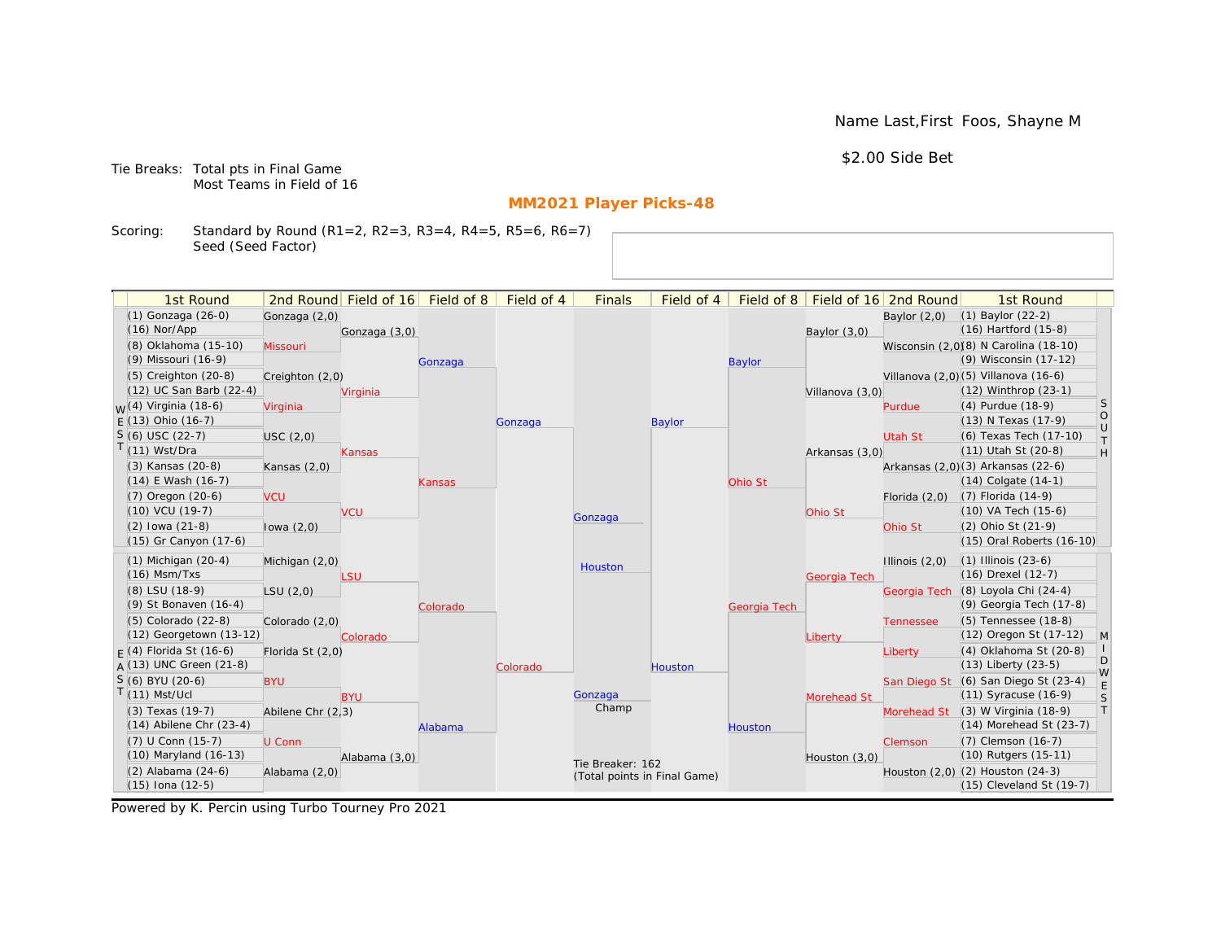Name Last,First Foos, Shayne M

$2.00 Side Bet

Tie Breaks: Total pts in Final Game
Most Teams in Field of 16

## MM2021 Player Picks-48

Scoring: Standard by Round (R1=2, R2=3, R3=4, R4=5, R5=6, R6=7)
Seed (Seed Factor)

### WEST

| 1st Round | 2nd Round | Field of 16 | Field of 8 | Field of 4 |
|---|---|---|---|---|
| (1) Gonzaga (26-0) | Gonzaga (2,0) | Gonzaga (3,0) | Gonzaga | Gonzaga |
| (16) Nor/App | | | | |
| (8) Oklahoma (15-10) | Missouri | | | |
| (9) Missouri (16-9) | | | | |
| (5) Creighton (20-8) | Creighton (2,0) | Virginia | | |
| (12) UC San Barb (22-4) | | | | |
| (4) Virginia (18-6) | Virginia | | | |
| (13) Ohio (16-7) | | | | |
| (6) USC (22-7) | USC (2,0) | Kansas | Kansas | |
| (11) Wst/Dra | | | | |
| (3) Kansas (20-8) | Kansas (2,0) | | | |
| (14) E Wash (16-7) | | | | |
| (7) Oregon (20-6) | VCU | VCU | | |
| (10) VCU (19-7) | | | | |
| (2) Iowa (21-8) | Iowa (2,0) | | | |
| (15) Gr Canyon (17-6) | | | | |

### EAST

| 1st Round | 2nd Round | Field of 16 | Field of 8 | Field of 4 |
|---|---|---|---|---|
| (1) Michigan (20-4) | Michigan (2,0) | LSU | Colorado | Colorado |
| (16) Msm/Txs | | | | |
| (8) LSU (18-9) | LSU (2,0) | | | |
| (9) St Bonaven (16-4) | | | | |
| (5) Colorado (22-8) | Colorado (2,0) | Colorado | | |
| (12) Georgetown (13-12) | | | | |
| (4) Florida St (16-6) | Florida St (2,0) | | | |
| (13) UNC Green (21-8) | | | | |
| (6) BYU (20-6) | BYU | BYU | Alabama | |
| (11) Mst/Ucl | | | | |
| (3) Texas (19-7) | Abilene Chr (2,3) | | | |
| (14) Abilene Chr (23-4) | | | | |
| (7) U Conn (15-7) | U Conn | Alabama (3,0) | | |
| (10) Maryland (16-13) | | | | |
| (2) Alabama (24-6) | Alabama (2,0) | | | |
| (15) Iona (12-5) | | | | |

### SOUTH

| 1st Round | 2nd Round | Field of 16 | Field of 8 | Field of 4 |
|---|---|---|---|---|
| (1) Baylor (22-2) | Baylor (2,0) | Baylor (3,0) | Baylor | Baylor |
| (16) Hartford (15-8) | | | | |
| (8) N Carolina (18-10) | Wisconsin (2,0) | | | |
| (9) Wisconsin (17-12) | | | | |
| (5) Villanova (16-6) | Villanova (2,0) | Villanova (3,0) | | |
| (12) Winthrop (23-1) | | | | |
| (4) Purdue (18-9) | Purdue | | | |
| (13) N Texas (17-9) | | | | |
| (6) Texas Tech (17-10) | Utah St | Arkansas (3,0) | Ohio St | |
| (11) Utah St (20-8) | | | | |
| (3) Arkansas (22-6) | Arkansas (2,0) | | | |
| (14) Colgate (14-1) | | | | |
| (7) Florida (14-9) | Florida (2,0) | Ohio St | | |
| (10) VA Tech (15-6) | | | | |
| (2) Ohio St (21-9) | Ohio St | | | |
| (15) Oral Roberts (16-10) | | | | |

### MIDWEST

| 1st Round | 2nd Round | Field of 16 | Field of 8 | Field of 4 |
|---|---|---|---|---|
| (1) Illinois (23-6) | Illinois (2,0) | Georgia Tech | Georgia Tech | Houston |
| (16) Drexel (12-7) | | | | |
| (8) Loyola Chi (24-4) | Georgia Tech | | | |
| (9) Georgia Tech (17-8) | | | | |
| (5) Tennessee (18-8) | Tennessee | Liberty | | |
| (12) Oregon St (17-12) | | | | |
| (4) Oklahoma St (20-8) | Liberty | | | |
| (13) Liberty (23-5) | | | | |
| (6) San Diego St (23-4) | San Diego St | Morehead St | Houston | |
| (11) Syracuse (16-9) | | | | |
| (3) W Virginia (18-9) | Morehead St | | | |
| (14) Morehead St (23-7) | | | | |
| (7) Clemson (16-7) | Clemson | Houston (3,0) | | |
| (10) Rutgers (15-11) | | | | |
| (2) Houston (24-3) | Houston (2,0) | | | |
| (15) Cleveland St (19-7) | | | | |

### Finals

Gonzaga vs. Houston

Champ: Gonzaga

Tie Breaker: 162
(Total points in Final Game)

Powered by K. Percin using Turbo Tourney Pro 2021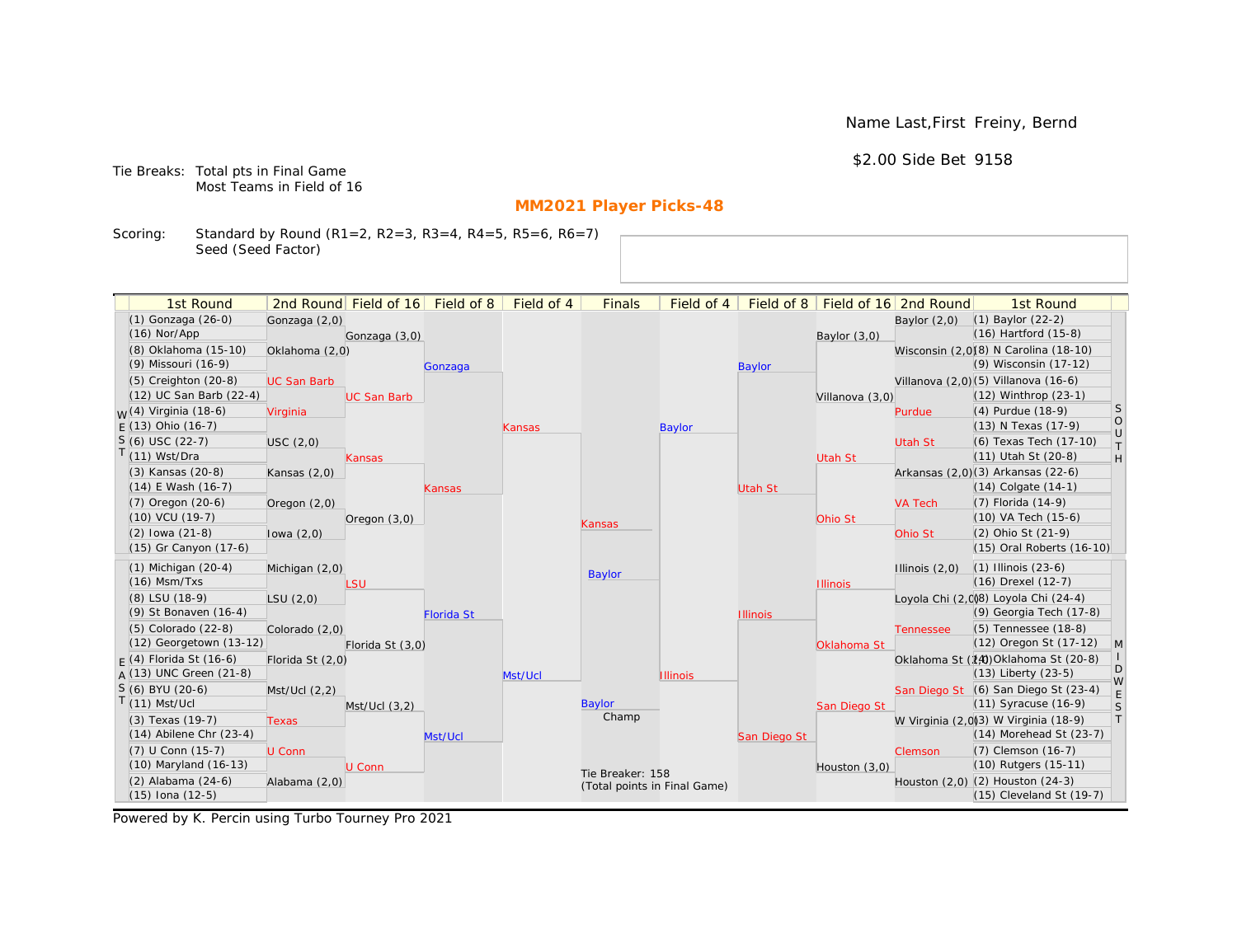Name Last,First Freiny, Bernd

$2.00 Side Bet 9158

Tie Breaks: Total pts in Final Game
Most Teams in Field of 16

## MM2021 Player Picks-48

Scoring: Standard by Round (R1=2, R2=3, R3=4, R4=5, R5=6, R6=7)
Seed (Seed Factor)

| 1st Round | 2nd Round | Field of 16 | Field of 8 | Field of 4 | Finals | Field of 4 | Field of 8 | Field of 16 | 2nd Round | 1st Round |
|---|---|---|---|---|---|---|---|---|---|---|
| (1) Gonzaga (26-0) | Gonzaga (2,0) | | | | | | | | Baylor (2,0) | (1) Baylor (22-2) |
| (16) Nor/App | | Gonzaga (3,0) | | | | | | Baylor (3,0) | | (16) Hartford (15-8) |
| (8) Oklahoma (15-10) | Oklahoma (2,0) | | | | | | | | Wisconsin (2,0) | (8) N Carolina (18-10) |
| (9) Missouri (16-9) | | | Gonzaga | | | | Baylor | | | (9) Wisconsin (17-12) |
| (5) Creighton (20-8) | UC San Barb | | | | | | | | Villanova (2,0) | (5) Villanova (16-6) |
| (12) UC San Barb (22-4) | | UC San Barb | | | | | | Villanova (3,0) | | (12) Winthrop (23-1) |
| (4) Virginia (18-6) | Virginia | | | | | | | | Purdue | (4) Purdue (18-9) |
| (13) Ohio (16-7) | | | | Kansas | | Baylor | | | | (13) N Texas (17-9) |
| (6) USC (22-7) | USC (2,0) | | | | | | | | Utah St | (6) Texas Tech (17-10) |
| (11) Wst/Dra | | Kansas | | | | | | Utah St | | (11) Utah St (20-8) |
| (3) Kansas (20-8) | Kansas (2,0) | | | | | | | | Arkansas (2,0) | (3) Arkansas (22-6) |
| (14) E Wash (16-7) | | | Kansas | | | | Utah St | | | (14) Colgate (14-1) |
| (7) Oregon (20-6) | Oregon (2,0) | | | | | | | | VA Tech | (7) Florida (14-9) |
| (10) VCU (19-7) | | Oregon (3,0) | | | | | | Ohio St | | (10) VA Tech (15-6) |
| (2) Iowa (21-8) | Iowa (2,0) | | | | Kansas | | | | Ohio St | (2) Ohio St (21-9) |
| (15) Gr Canyon (17-6) | | | | | | | | | | (15) Oral Roberts (16-10) |
| (1) Michigan (20-4) | Michigan (2,0) | | | | Baylor | | | | Illinois (2,0) | (1) Illinois (23-6) |
| (16) Msm/Txs | | LSU | | | | | | Illinois | | (16) Drexel (12-7) |
| (8) LSU (18-9) | LSU (2,0) | | | | | | | | Loyola Chi (2,0) | (8) Loyola Chi (24-4) |
| (9) St Bonaven (16-4) | | | Florida St | | | | Illinois | | | (9) Georgia Tech (17-8) |
| (5) Colorado (22-8) | Colorado (2,0) | | | | | | | | Tennessee | (5) Tennessee (18-8) |
| (12) Georgetown (13-12) | | Florida St (3,0) | | | | | | Oklahoma St | | (12) Oregon St (17-12) |
| (4) Florida St (16-6) | Florida St (2,0) | | | | | | | | Oklahoma St (2,0) | (4) Oklahoma St (20-8) |
| (13) UNC Green (21-8) | | | | Mst/Ucl | | Illinois | | | | (13) Liberty (23-5) |
| (6) BYU (20-6) | Mst/Ucl (2,2) | | | | | | | | San Diego St | (6) San Diego St (23-4) |
| (11) Mst/Ucl | | Mst/Ucl (3,2) | | | Baylor | | | San Diego St | | (11) Syracuse (16-9) |
| (3) Texas (19-7) | Texas | | | | Champ | | | | W Virginia (2,0) | (3) W Virginia (18-9) |
| (14) Abilene Chr (23-4) | | | Mst/Ucl | | | | San Diego St | | | (14) Morehead St (23-7) |
| (7) U Conn (15-7) | U Conn | | | | | | | | Clemson | (7) Clemson (16-7) |
| (10) Maryland (16-13) | | U Conn | | | | | | Houston (3,0) | | (10) Rutgers (15-11) |
| (2) Alabama (24-6) | Alabama (2,0) | | | | Tie Breaker: 158 (Total points in Final Game) | | | | Houston (2,0) | (2) Houston (24-3) |
| (15) Iona (12-5) | | | | | | | | | | (15) Cleveland St (19-7) |

WEST / EAST / SOUTH / MIDWEST

Powered by K. Percin using Turbo Tourney Pro 2021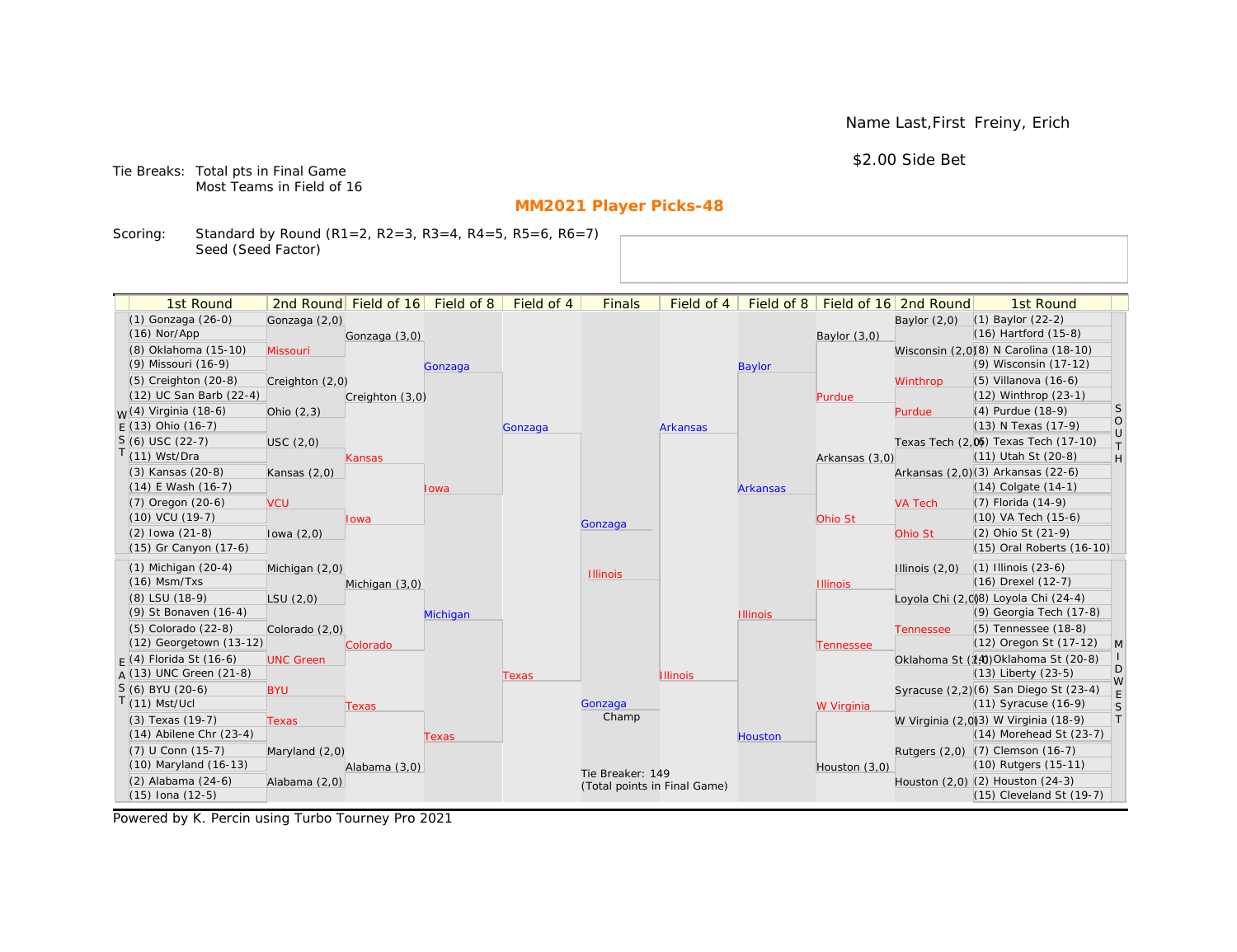Name Last,First Freiny, Erich

$2.00 Side Bet

Tie Breaks: Total pts in Final Game
Most Teams in Field of 16

## MM2021 Player Picks-48

Scoring: Standard by Round (R1=2, R2=3, R3=4, R4=5, R5=6, R6=7)
Seed (Seed Factor)

| 1st Round | 2nd Round | Field of 16 | Field of 8 | Field of 4 | Finals | Field of 4 | Field of 8 | Field of 16 | 2nd Round | 1st Round |
|---|---|---|---|---|---|---|---|---|---|---|
| (1) Gonzaga (26-0) | Gonzaga (2,0) | Gonzaga (3,0) | Gonzaga | Gonzaga | Gonzaga | Arkansas | Baylor | Baylor (3,0) | Baylor (2,0) | (1) Baylor (22-2) |
| (16) Nor/App | | | | | | | | | | (16) Hartford (15-8) |
| (8) Oklahoma (15-10) | Missouri | | | | | | | | Wisconsin (2,0) | (8) N Carolina (18-10) |
| (9) Missouri (16-9) | | | | | | | | | | (9) Wisconsin (17-12) |
| (5) Creighton (20-8) | Creighton (2,0) | Creighton (3,0) | | | | | | Purdue | Winthrop | (5) Villanova (16-6) |
| (12) UC San Barb (22-4) | | | | | | | | | | (12) Winthrop (23-1) |
| (4) Virginia (18-6) | Ohio (2,3) | | | | | | | | Purdue | (4) Purdue (18-9) |
| (13) Ohio (16-7) | | | | | | | | | | (13) N Texas (17-9) |
| (6) USC (22-7) | USC (2,0) | Kansas | Iowa | | | | Arkansas | Arkansas (3,0) | Texas Tech (2,0) | (6) Texas Tech (17-10) |
| (11) Wst/Dra | | | | | | | | | | (11) Utah St (20-8) |
| (3) Kansas (20-8) | Kansas (2,0) | | | | | | | | Arkansas (2,0) | (3) Arkansas (22-6) |
| (14) E Wash (16-7) | | | | | | | | | | (14) Colgate (14-1) |
| (7) Oregon (20-6) | VCU | Iowa | | | | | | Ohio St | VA Tech | (7) Florida (14-9) |
| (10) VCU (19-7) | | | | | | | | | | (10) VA Tech (15-6) |
| (2) Iowa (21-8) | Iowa (2,0) | | | | | | | | Ohio St | (2) Ohio St (21-9) |
| (15) Gr Canyon (17-6) | | | | | | | | | | (15) Oral Roberts (16-10) |
| (1) Michigan (20-4) | Michigan (2,0) | Michigan (3,0) | Michigan | Texas | Illinois | Illinois | Illinois | Illinois | Illinois (2,0) | (1) Illinois (23-6) |
| (16) Msm/Txs | | | | | | | | | | (16) Drexel (12-7) |
| (8) LSU (18-9) | LSU (2,0) | | | | | | | | Loyola Chi (2,0) | (8) Loyola Chi (24-4) |
| (9) St Bonaven (16-4) | | | | | | | | | | (9) Georgia Tech (17-8) |
| (5) Colorado (22-8) | Colorado (2,0) | Colorado | | | | | | Tennessee | Tennessee | (5) Tennessee (18-8) |
| (12) Georgetown (13-12) | | | | | | | | | | (12) Oregon St (17-12) |
| (4) Florida St (16-6) | UNC Green | | | | | | | | Oklahoma St (2,0) | (4) Oklahoma St (20-8) |
| (13) UNC Green (21-8) | | | | | | | | | | (13) Liberty (23-5) |
| (6) BYU (20-6) | BYU | Texas | Texas | | | | Houston | W Virginia | Syracuse (2,2) | (6) San Diego St (23-4) |
| (11) Mst/Ucl | | | | | | | | | | (11) Syracuse (16-9) |
| (3) Texas (19-7) | Texas | | | | | | | | W Virginia (2,0) | (3) W Virginia (18-9) |
| (14) Abilene Chr (23-4) | | | | | | | | | | (14) Morehead St (23-7) |
| (7) U Conn (15-7) | Maryland (2,0) | Alabama (3,0) | | | | | | Houston (3,0) | Rutgers (2,0) | (7) Clemson (16-7) |
| (10) Maryland (16-13) | | | | | | | | | | (10) Rutgers (15-11) |
| (2) Alabama (24-6) | Alabama (2,0) | | | | | | | | Houston (2,0) | (2) Houston (24-3) |
| (15) Iona (12-5) | | | | | | | | | | (15) Cleveland St (19-7) |

Regions: WEST (top left), EAST (bottom left), SOUTH (top right), MIDWEST (bottom right)

Champ: Gonzaga

Tie Breaker: 149
(Total points in Final Game)

Powered by K. Percin using Turbo Tourney Pro 2021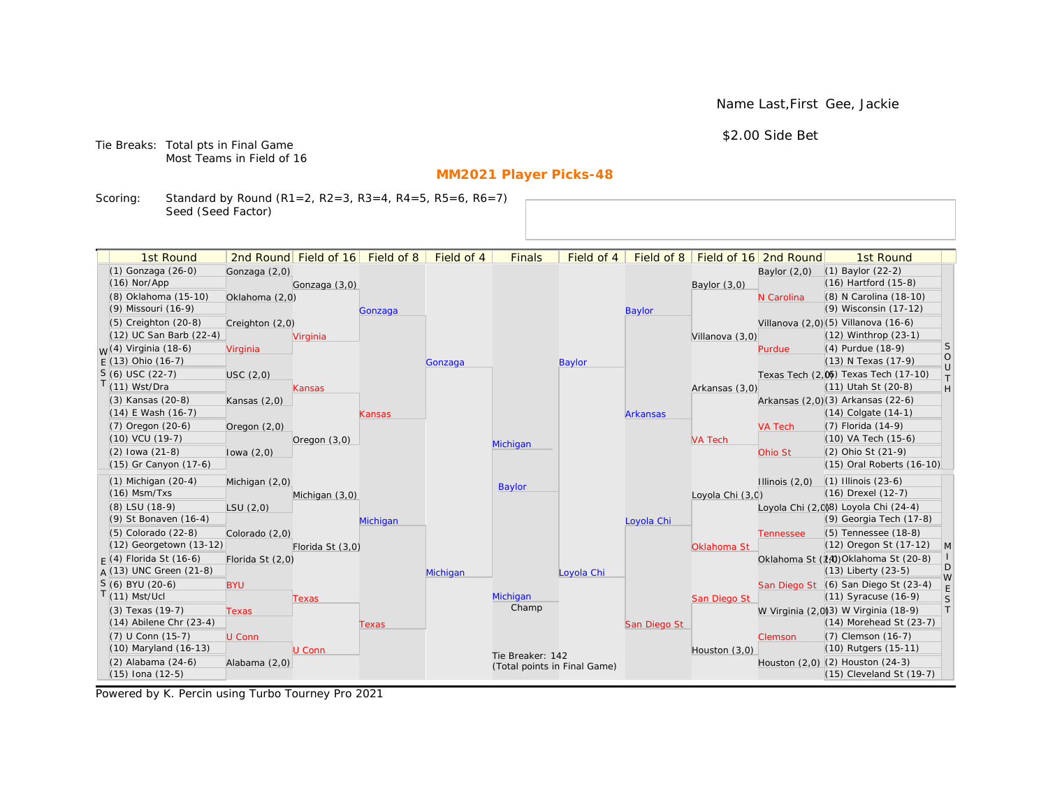Name Last,First Gee, Jackie

$2.00 Side Bet

Tie Breaks: Total pts in Final Game
Most Teams in Field of 16

## MM2021 Player Picks-48

Scoring: Standard by Round (R1=2, R2=3, R3=4, R4=5, R5=6, R6=7)
Seed (Seed Factor)

| 1st Round | 2nd Round | Field of 16 | Field of 8 | Field of 4 | Finals | Field of 4 | Field of 8 | Field of 16 | 2nd Round | 1st Round |
|---|---|---|---|---|---|---|---|---|---|---|
| (1) Gonzaga (26-0) | Gonzaga (2,0) | | | | | | | | Baylor (2,0) | (1) Baylor (22-2) |
| (16) Nor/App | | Gonzaga (3,0) | | | | | | Baylor (3,0) | | (16) Hartford (15-8) |
| (8) Oklahoma (15-10) | Oklahoma (2,0) | | | | | | | | N Carolina | (8) N Carolina (18-10) |
| (9) Missouri (16-9) | | | Gonzaga | | | | Baylor | | | (9) Wisconsin (17-12) |
| (5) Creighton (20-8) | Creighton (2,0) | | | | | | | | Villanova (2,0) | (5) Villanova (16-6) |
| (12) UC San Barb (22-4) | | Virginia | | | | | | Villanova (3,0) | | (12) Winthrop (23-1) |
| WEST (4) Virginia (18-6) | Virginia | | | | | | | | Purdue | (4) Purdue (18-9) SOUTH |
| (13) Ohio (16-7) | | | | Gonzaga | | Baylor | | | | (13) N Texas (17-9) |
| (6) USC (22-7) | USC (2,0) | | | | | | | | Texas Tech (2,0) | (6) Texas Tech (17-10) |
| (11) Wst/Dra | | Kansas | | | | | | Arkansas (3,0) | | (11) Utah St (20-8) |
| (3) Kansas (20-8) | Kansas (2,0) | | | | | | | | Arkansas (2,0) | (3) Arkansas (22-6) |
| (14) E Wash (16-7) | | | Kansas | | | | Arkansas | | | (14) Colgate (14-1) |
| (7) Oregon (20-6) | Oregon (2,0) | | | | | | | | VA Tech | (7) Florida (14-9) |
| (10) VCU (19-7) | | Oregon (3,0) | | | Michigan | | | VA Tech | | (10) VA Tech (15-6) |
| (2) Iowa (21-8) | Iowa (2,0) | | | | | | | | Ohio St | (2) Ohio St (21-9) |
| (15) Gr Canyon (17-6) | | | | | | | | | | (15) Oral Roberts (16-10) |
| (1) Michigan (20-4) | Michigan (2,0) | | | | Baylor | | | | Illinois (2,0) | (1) Illinois (23-6) |
| (16) Msm/Txs | | Michigan (3,0) | | | | | | Loyola Chi (3,0) | | (16) Drexel (12-7) |
| (8) LSU (18-9) | LSU (2,0) | | | | | | | | Loyola Chi (2,0) | (8) Loyola Chi (24-4) |
| (9) St Bonaven (16-4) | | | Michigan | | | | Loyola Chi | | | (9) Georgia Tech (17-8) |
| (5) Colorado (22-8) | Colorado (2,0) | | | | | | | | Tennessee | (5) Tennessee (18-8) |
| (12) Georgetown (13-12) | | Florida St (3,0) | | | | | | Oklahoma St | | (12) Oregon St (17-12) MIDWEST |
| EAST (4) Florida St (16-6) | Florida St (2,0) | | | | | | | | Oklahoma St (2,0) | (4) Oklahoma St (20-8) |
| (13) UNC Green (21-8) | | | | Michigan | | Loyola Chi | | | | (13) Liberty (23-5) |
| (6) BYU (20-6) | BYU | | | | | | | | San Diego St | (6) San Diego St (23-4) |
| (11) Mst/Ucl | | Texas | | | Michigan Champ | | | San Diego St | | (11) Syracuse (16-9) |
| (3) Texas (19-7) | Texas | | | | | | | | W Virginia (2,0) | (3) W Virginia (18-9) |
| (14) Abilene Chr (23-4) | | | Texas | | | | San Diego St | | | (14) Morehead St (23-7) |
| (7) U Conn (15-7) | U Conn | | | | | | | | Clemson | (7) Clemson (16-7) |
| (10) Maryland (16-13) | | U Conn | | | | | | Houston (3,0) | | (10) Rutgers (15-11) |
| (2) Alabama (24-6) | Alabama (2,0) | | | | | | | | Houston (2,0) | (2) Houston (24-3) |
| (15) Iona (12-5) | | | | | | | | | | (15) Cleveland St (19-7) |

Tie Breaker: 142
(Total points in Final Game)

Powered by K. Percin using Turbo Tourney Pro 2021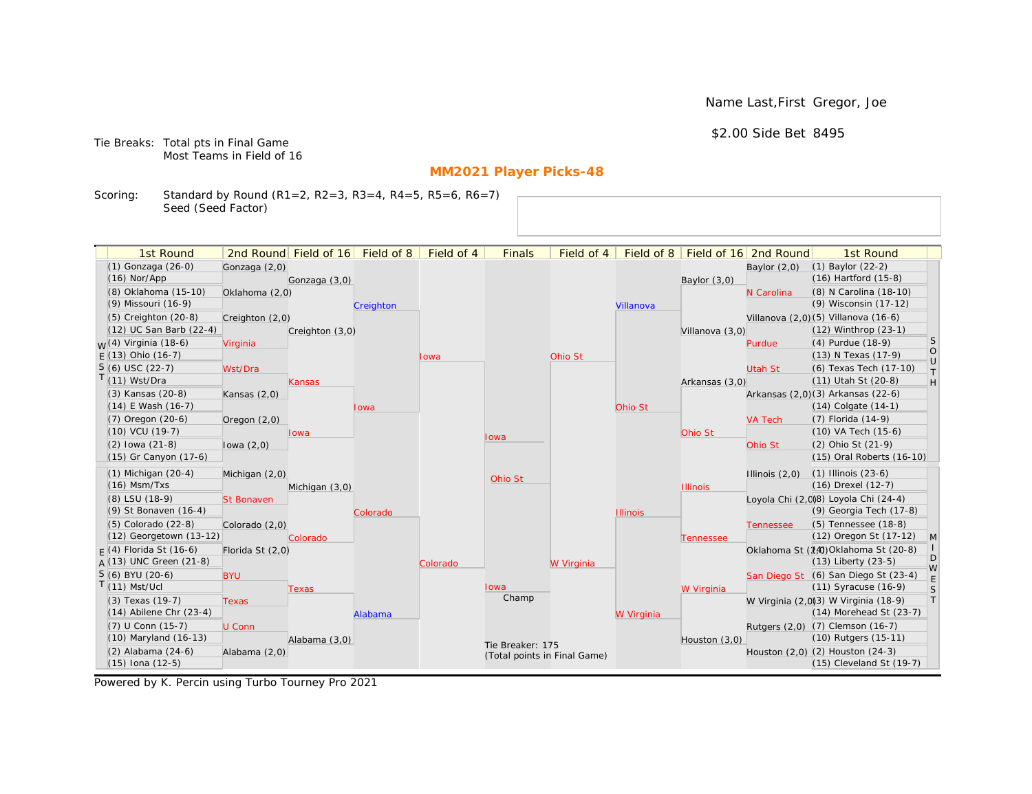Name Last,First Gregor, Joe

$2.00 Side Bet 8495

Tie Breaks: Total pts in Final Game
Most Teams in Field of 16

## MM2021 Player Picks-48

Scoring: Standard by Round (R1=2, R2=3, R3=4, R4=5, R5=6, R6=7)
Seed (Seed Factor)

| 1st Round | 2nd Round | Field of 16 | Field of 8 | Field of 4 | Finals | Field of 4 | Field of 8 | Field of 16 | 2nd Round | 1st Round |
|---|---|---|---|---|---|---|---|---|---|---|
| (1) Gonzaga (26-0) | Gonzaga (2,0) | | | | | | | | Baylor (2,0) | (1) Baylor (22-2) |
| (16) Nor/App | | Gonzaga (3,0) | | | | | | Baylor (3,0) | | (16) Hartford (15-8) |
| (8) Oklahoma (15-10) | Oklahoma (2,0) | | | | | | | | N Carolina | (8) N Carolina (18-10) |
| (9) Missouri (16-9) | | | Creighton | | | | Villanova | | | (9) Wisconsin (17-12) |
| (5) Creighton (20-8) | Creighton (2,0) | | | | | | | | Villanova (2,0) | (5) Villanova (16-6) |
| (12) UC San Barb (22-4) | | Creighton (3,0) | | | | | | Villanova (3,0) | | (12) Winthrop (23-1) |
| (4) Virginia (18-6) | Virginia | | | | | | | | Purdue | (4) Purdue (18-9) |
| (13) Ohio (16-7) | | | | Iowa | | Ohio St | | | | (13) N Texas (17-9) |
| (6) USC (22-7) | Wst/Dra | | | | | | | | Utah St | (6) Texas Tech (17-10) |
| (11) Wst/Dra | | Kansas | | | | | | Arkansas (3,0) | | (11) Utah St (20-8) |
| (3) Kansas (20-8) | Kansas (2,0) | | | | | | | | Arkansas (2,0) | (3) Arkansas (22-6) |
| (14) E Wash (16-7) | | | Iowa | | | | Ohio St | | | (14) Colgate (14-1) |
| (7) Oregon (20-6) | Oregon (2,0) | | | | | | | | VA Tech | (7) Florida (14-9) |
| (10) VCU (19-7) | | Iowa | | | Iowa | | | Ohio St | | (10) VA Tech (15-6) |
| (2) Iowa (21-8) | Iowa (2,0) | | | | | | | | Ohio St | (2) Ohio St (21-9) |
| (15) Gr Canyon (17-6) | | | | | | | | | | (15) Oral Roberts (16-10) |
| (1) Michigan (20-4) | Michigan (2,0) | | | | Ohio St | | | | Illinois (2,0) | (1) Illinois (23-6) |
| (16) Msm/Txs | | Michigan (3,0) | | | | | | Illinois | | (16) Drexel (12-7) |
| (8) LSU (18-9) | St Bonaven | | | | | | | | Loyola Chi (2,0) | (8) Loyola Chi (24-4) |
| (9) St Bonaven (16-4) | | | Colorado | | | | Illinois | | | (9) Georgia Tech (17-8) |
| (5) Colorado (22-8) | Colorado (2,0) | | | | | | | | Tennessee | (5) Tennessee (18-8) |
| (12) Georgetown (13-12) | | Colorado | | | | | | Tennessee | | (12) Oregon St (17-12) |
| (4) Florida St (16-6) | Florida St (2,0) | | | | | | | | Oklahoma St (2,0) | (4) Oklahoma St (20-8) |
| (13) UNC Green (21-8) | | | | Colorado | | W Virginia | | | | (13) Liberty (23-5) |
| (6) BYU (20-6) | BYU | | | | | | | | San Diego St | (6) San Diego St (23-4) |
| (11) Mst/Ucl | | Texas | | | Iowa | | | W Virginia | | (11) Syracuse (16-9) |
| (3) Texas (19-7) | Texas | | | | Champ | | | | W Virginia (2,0) | (3) W Virginia (18-9) |
| (14) Abilene Chr (23-4) | | | Alabama | | | | W Virginia | | | (14) Morehead St (23-7) |
| (7) U Conn (15-7) | U Conn | | | | | | | | Rutgers (2,0) | (7) Clemson (16-7) |
| (10) Maryland (16-13) | | Alabama (3,0) | | | | | | Houston (3,0) | | (10) Rutgers (15-11) |
| (2) Alabama (24-6) | Alabama (2,0) | | | | Tie Breaker: 175 (Total points in Final Game) | | | | Houston (2,0) | (2) Houston (24-3) |
| (15) Iona (12-5) | | | | | | | | | | (15) Cleveland St (19-7) |

Regions: WEST (upper left), EAST (lower left), SOUTH (upper right), MIDWEST (lower right)

Powered by K. Percin using Turbo Tourney Pro 2021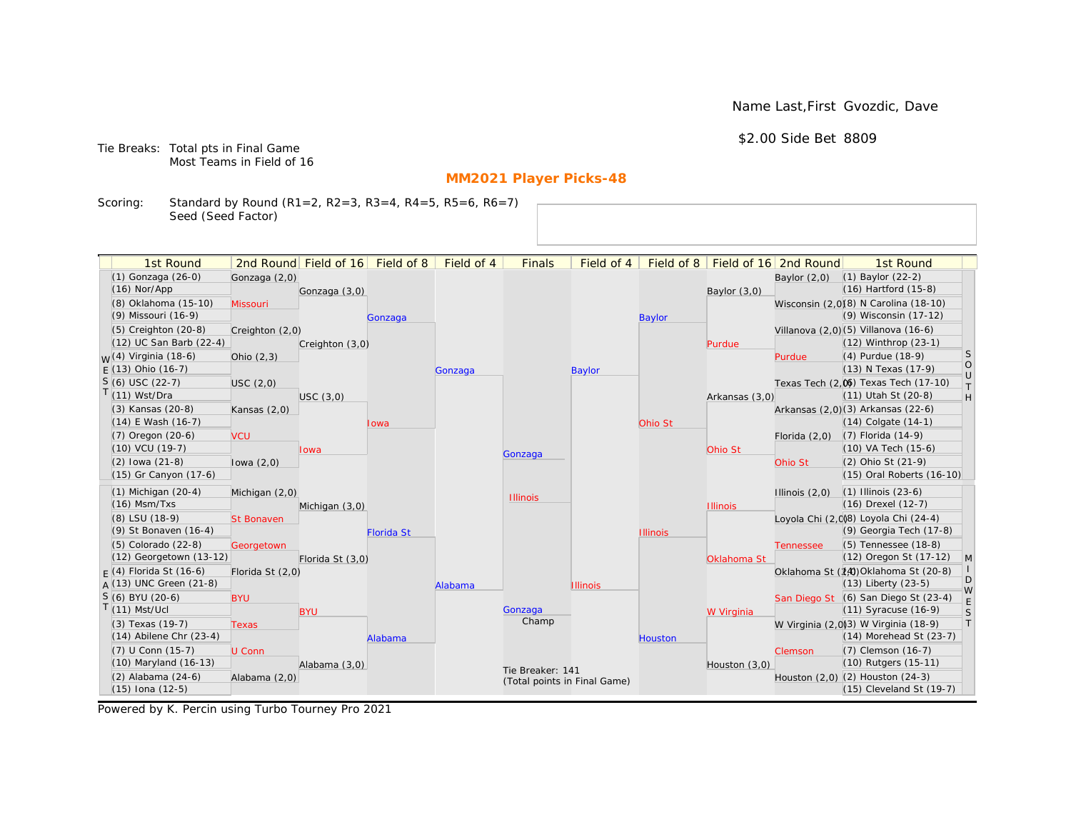Name Last,First Gvozdic, Dave

$2.00 Side Bet 8809

Tie Breaks: Total pts in Final Game
Most Teams in Field of 16

## MM2021 Player Picks-48

Scoring: Standard by Round (R1=2, R2=3, R3=4, R4=5, R5=6, R6=7)
Seed (Seed Factor)

| 1st Round | 2nd Round | Field of 16 | Field of 8 | Field of 4 | Finals | Field of 4 | Field of 8 | Field of 16 | 2nd Round | 1st Round |
|---|---|---|---|---|---|---|---|---|---|---|
| (1) Gonzaga (26-0) | Gonzaga (2,0) | | | | | | | | Baylor (2,0) | (1) Baylor (22-2) |
| (16) Nor/App | | Gonzaga (3,0) | | | | | | Baylor (3,0) | | (16) Hartford (15-8) |
| (8) Oklahoma (15-10) | Missouri | | | | | | | | Wisconsin (2,0) | (8) N Carolina (18-10) |
| (9) Missouri (16-9) | | | Gonzaga | | | | Baylor | | | (9) Wisconsin (17-12) |
| (5) Creighton (20-8) | Creighton (2,0) | | | | | | | | Villanova (2,0) | (5) Villanova (16-6) |
| (12) UC San Barb (22-4) | | Creighton (3,0) | | | | | | Purdue | | (12) Winthrop (23-1) |
| (4) Virginia (18-6) | Ohio (2,3) | | | | | | | | Purdue | (4) Purdue (18-9) |
| (13) Ohio (16-7) | | | | Gonzaga | | Baylor | | | | (13) N Texas (17-9) |
| (6) USC (22-7) | USC (2,0) | | | | | | | | Texas Tech (2,0) | (6) Texas Tech (17-10) |
| (11) Wst/Dra | | USC (3,0) | | | | | | Arkansas (3,0) | | (11) Utah St (20-8) |
| (3) Kansas (20-8) | Kansas (2,0) | | | | | | | | Arkansas (2,0) | (3) Arkansas (22-6) |
| (14) E Wash (16-7) | | | Iowa | | | | Ohio St | | | (14) Colgate (14-1) |
| (7) Oregon (20-6) | VCU | | | | | | | | Florida (2,0) | (7) Florida (14-9) |
| (10) VCU (19-7) | | Iowa | | | Gonzaga | | | Ohio St | | (10) VA Tech (15-6) |
| (2) Iowa (21-8) | Iowa (2,0) | | | | | | | | Ohio St | (2) Ohio St (21-9) |
| (15) Gr Canyon (17-6) | | | | | | | | | | (15) Oral Roberts (16-10) |
| (1) Michigan (20-4) | Michigan (2,0) | | | | Illinois | | | | Illinois (2,0) | (1) Illinois (23-6) |
| (16) Msm/Txs | | Michigan (3,0) | | | | | | Illinois | | (16) Drexel (12-7) |
| (8) LSU (18-9) | St Bonaven | | | | | | | | Loyola Chi (2,0) | (8) Loyola Chi (24-4) |
| (9) St Bonaven (16-4) | | | Florida St | | | | Illinois | | | (9) Georgia Tech (17-8) |
| (5) Colorado (22-8) | Georgetown | | | | | | | | Tennessee | (5) Tennessee (18-8) |
| (12) Georgetown (13-12) | | Florida St (3,0) | | | | | | Oklahoma St | | (12) Oregon St (17-12) |
| (4) Florida St (16-6) | Florida St (2,0) | | | | | | | | Oklahoma St (2,0) | (4) Oklahoma St (20-8) |
| (13) UNC Green (21-8) | | | | Alabama | | Illinois | | | | (13) Liberty (23-5) |
| (6) BYU (20-6) | BYU | | | | | | | | San Diego St | (6) San Diego St (23-4) |
| (11) Mst/Ucl | | BYU | | | Gonzaga (Champ) | | | W Virginia | | (11) Syracuse (16-9) |
| (3) Texas (19-7) | Texas | | | | | | | | W Virginia (2,0) | (3) W Virginia (18-9) |
| (14) Abilene Chr (23-4) | | | Alabama | | | | Houston | | | (14) Morehead St (23-7) |
| (7) U Conn (15-7) | U Conn | | | | | | | | Clemson | (7) Clemson (16-7) |
| (10) Maryland (16-13) | | Alabama (3,0) | | | | | | Houston (3,0) | | (10) Rutgers (15-11) |
| (2) Alabama (24-6) | Alabama (2,0) | | | | | | | | Houston (2,0) | (2) Houston (24-3) |
| (15) Iona (12-5) | | | | | | | | | | (15) Cleveland St (19-7) |

Regions: WEST (top left), EAST (bottom left), SOUTH (top right), MIDWEST (bottom right)

Tie Breaker: 141
(Total points in Final Game)

Powered by K. Percin using Turbo Tourney Pro 2021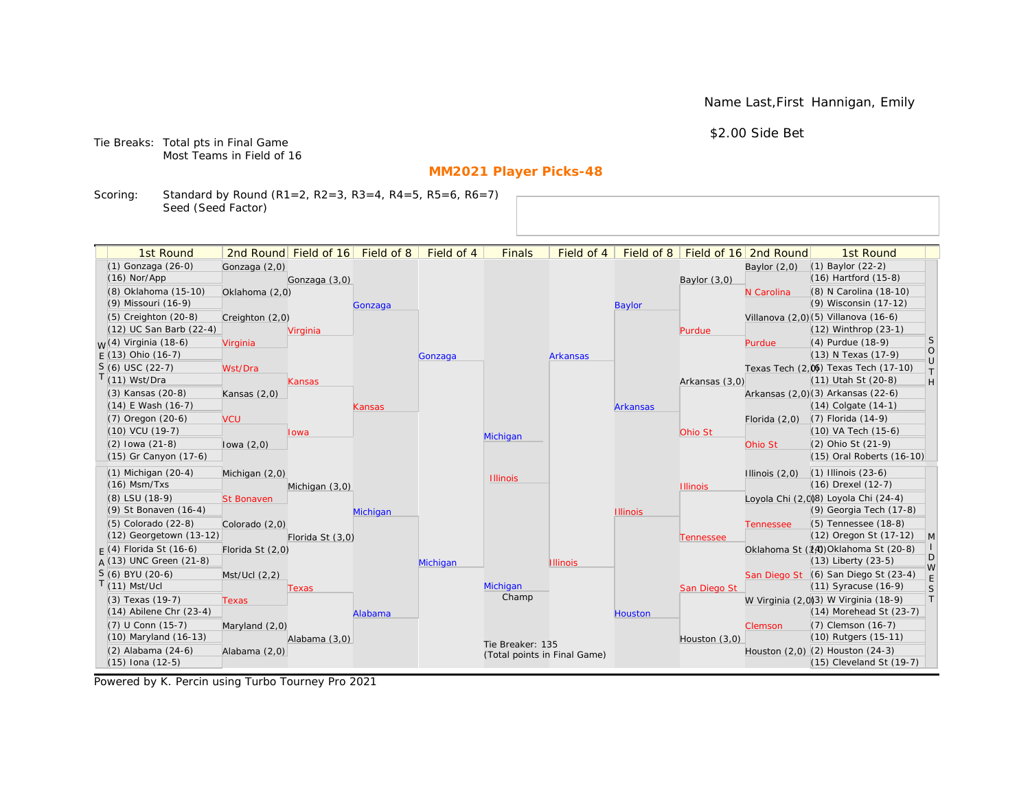Name Last,First Hannigan, Emily

$2.00 Side Bet

Tie Breaks: Total pts in Final Game
Most Teams in Field of 16

## MM2021 Player Picks-48

Scoring: Standard by Round (R1=2, R2=3, R3=4, R4=5, R5=6, R6=7)
Seed (Seed Factor)

| 1st Round | 2nd Round | Field of 16 | Field of 8 | Field of 4 | Finals | Field of 4 | Field of 8 | Field of 16 | 2nd Round | 1st Round |
|---|---|---|---|---|---|---|---|---|---|---|
| (1) Gonzaga (26-0) | Gonzaga (2,0) | | | | | | | | Baylor (2,0) | (1) Baylor (22-2) |
| (16) Nor/App | | Gonzaga (3,0) | | | | | | Baylor (3,0) | | (16) Hartford (15-8) |
| (8) Oklahoma (15-10) | Oklahoma (2,0) | | | | | | | | N Carolina | (8) N Carolina (18-10) |
| (9) Missouri (16-9) | | | Gonzaga | | | | Baylor | | | (9) Wisconsin (17-12) |
| (5) Creighton (20-8) | Creighton (2,0) | | | | | | | | Villanova (2,0) | (5) Villanova (16-6) |
| (12) UC San Barb (22-4) | | Virginia | | | | | | Purdue | | (12) Winthrop (23-1) |
| (4) Virginia (18-6) | Virginia | | | | | | | | Purdue | (4) Purdue (18-9) |
| (13) Ohio (16-7) | | | | Gonzaga | | Arkansas | | | | (13) N Texas (17-9) |
| (6) USC (22-7) | Wst/Dra | | | | | | | | Texas Tech (2,0) | (6) Texas Tech (17-10) |
| (11) Wst/Dra | | Kansas | | | | | | Arkansas (3,0) | | (11) Utah St (20-8) |
| (3) Kansas (20-8) | Kansas (2,0) | | | | | | | | Arkansas (2,0) | (3) Arkansas (22-6) |
| (14) E Wash (16-7) | | | Kansas | | | | Arkansas | | | (14) Colgate (14-1) |
| (7) Oregon (20-6) | VCU | | | | | | | | Florida (2,0) | (7) Florida (14-9) |
| (10) VCU (19-7) | | Iowa | | | | | | Ohio St | | (10) VA Tech (15-6) |
| (2) Iowa (21-8) | Iowa (2,0) | | | | Michigan | | | | Ohio St | (2) Ohio St (21-9) |
| (15) Gr Canyon (17-6) | | | | | | | | | | (15) Oral Roberts (16-10) |
| (1) Michigan (20-4) | Michigan (2,0) | | | | Illinois | | | | Illinois (2,0) | (1) Illinois (23-6) |
| (16) Msm/Txs | | Michigan (3,0) | | | | | | Illinois | | (16) Drexel (12-7) |
| (8) LSU (18-9) | St Bonaven | | | | | | | | Loyola Chi (2,0) | (8) Loyola Chi (24-4) |
| (9) St Bonaven (16-4) | | | Michigan | | | | Illinois | | | (9) Georgia Tech (17-8) |
| (5) Colorado (22-8) | Colorado (2,0) | | | | | | | | Tennessee | (5) Tennessee (18-8) |
| (12) Georgetown (13-12) | | Florida St (3,0) | | | | | | Tennessee | | (12) Oregon St (17-12) |
| (4) Florida St (16-6) | Florida St (2,0) | | | | | | | | Oklahoma St (2,0) | (4) Oklahoma St (20-8) |
| (13) UNC Green (21-8) | | | | Michigan | | Illinois | | | | (13) Liberty (23-5) |
| (6) BYU (20-6) | Mst/Ucl (2,2) | | | | | | | | San Diego St | (6) San Diego St (23-4) |
| (11) Mst/Ucl | | Texas | | | Michigan Champ | | | San Diego St | | (11) Syracuse (16-9) |
| (3) Texas (19-7) | Texas | | | | | | | | W Virginia (2,0) | (3) W Virginia (18-9) |
| (14) Abilene Chr (23-4) | | | Alabama | | | | Houston | | | (14) Morehead St (23-7) |
| (7) U Conn (15-7) | Maryland (2,0) | | | | | | | | Clemson | (7) Clemson (16-7) |
| (10) Maryland (16-13) | | Alabama (3,0) | | | | | | Houston (3,0) | | (10) Rutgers (15-11) |
| (2) Alabama (24-6) | Alabama (2,0) | | | | Tie Breaker: 135 (Total points in Final Game) | | | | Houston (2,0) | (2) Houston (24-3) |
| (15) Iona (12-5) | | | | | | | | | | (15) Cleveland St (19-7) |

Regions: WEST (top left), EAST (bottom left), SOUTH (top right), MIDWEST (bottom right)

Powered by K. Percin using Turbo Tourney Pro 2021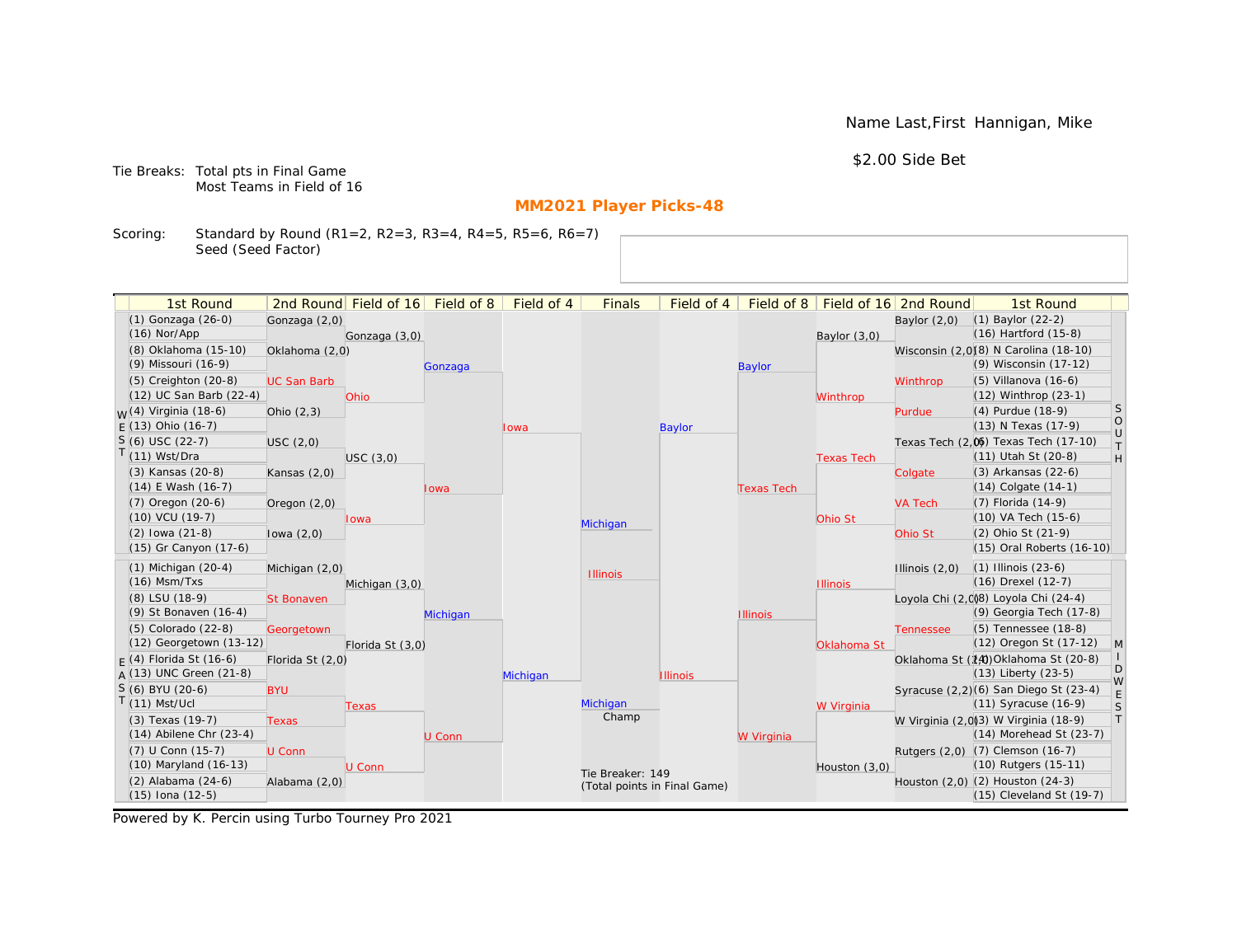Name Last,First Hannigan, Mike

$2.00 Side Bet

Tie Breaks: Total pts in Final Game
Most Teams in Field of 16

## MM2021 Player Picks-48

Scoring: Standard by Round (R1=2, R2=3, R3=4, R4=5, R5=6, R6=7)
Seed (Seed Factor)

### WEST

| 1st Round | 2nd Round | Field of 16 | Field of 8 | Field of 4 |
|---|---|---|---|---|
| (1) Gonzaga (26-0) | Gonzaga (2,0) | Gonzaga (3,0) | Gonzaga | Iowa |
| (16) Nor/App | | | | |
| (8) Oklahoma (15-10) | Oklahoma (2,0) | | | |
| (9) Missouri (16-9) | | | | |
| (5) Creighton (20-8) | UC San Barb | Ohio | | |
| (12) UC San Barb (22-4) | | | | |
| (4) Virginia (18-6) | Ohio (2,3) | | | |
| (13) Ohio (16-7) | | | | |
| (6) USC (22-7) | USC (2,0) | USC (3,0) | Iowa | |
| (11) Wst/Dra | | | | |
| (3) Kansas (20-8) | Kansas (2,0) | | | |
| (14) E Wash (16-7) | | | | |
| (7) Oregon (20-6) | Oregon (2,0) | Iowa | | |
| (10) VCU (19-7) | | | | |
| (2) Iowa (21-8) | Iowa (2,0) | | | |
| (15) Gr Canyon (17-6) | | | | |

### EAST

| 1st Round | 2nd Round | Field of 16 | Field of 8 | Field of 4 |
|---|---|---|---|---|
| (1) Michigan (20-4) | Michigan (2,0) | Michigan (3,0) | Michigan | Michigan |
| (16) Msm/Txs | | | | |
| (8) LSU (18-9) | St Bonaven | | | |
| (9) St Bonaven (16-4) | | | | |
| (5) Colorado (22-8) | Georgetown | Florida St (3,0) | | |
| (12) Georgetown (13-12) | | | | |
| (4) Florida St (16-6) | Florida St (2,0) | | | |
| (13) UNC Green (21-8) | | | | |
| (6) BYU (20-6) | BYU | Texas | U Conn | |
| (11) Mst/Ucl | | | | |
| (3) Texas (19-7) | Texas | | | |
| (14) Abilene Chr (23-4) | | | | |
| (7) U Conn (15-7) | U Conn | U Conn | | |
| (10) Maryland (16-13) | | | | |
| (2) Alabama (24-6) | Alabama (2,0) | | | |
| (15) Iona (12-5) | | | | |

### SOUTH

| 1st Round | 2nd Round | Field of 16 | Field of 8 | Field of 4 |
|---|---|---|---|---|
| (1) Baylor (22-2) | Baylor (2,0) | Baylor (3,0) | Baylor | Baylor |
| (16) Hartford (15-8) | | | | |
| (8) N Carolina (18-10) | Wisconsin (2,0) | | | |
| (9) Wisconsin (17-12) | | | | |
| (5) Villanova (16-6) | Winthrop | Winthrop | | |
| (12) Winthrop (23-1) | | | | |
| (4) Purdue (18-9) | Purdue | | | |
| (13) N Texas (17-9) | | | | |
| (6) Texas Tech (17-10) | Texas Tech (2,0) | Texas Tech | Texas Tech | |
| (11) Utah St (20-8) | | | | |
| (3) Arkansas (22-6) | Colgate | | | |
| (14) Colgate (14-1) | | | | |
| (7) Florida (14-9) | VA Tech | Ohio St | | |
| (10) VA Tech (15-6) | | | | |
| (2) Ohio St (21-9) | Ohio St | | | |
| (15) Oral Roberts (16-10) | | | | |

### MIDWEST

| 1st Round | 2nd Round | Field of 16 | Field of 8 | Field of 4 |
|---|---|---|---|---|
| (1) Illinois (23-6) | Illinois (2,0) | Illinois | Illinois | Illinois |
| (16) Drexel (12-7) | | | | |
| (8) Loyola Chi (24-4) | Loyola Chi (2,0) | | | |
| (9) Georgia Tech (17-8) | | | | |
| (5) Tennessee (18-8) | Tennessee | Oklahoma St | | |
| (12) Oregon St (17-12) | | | | |
| (4) Oklahoma St (20-8) | Oklahoma St (2,0) | | | |
| (13) Liberty (23-5) | | | | |
| (6) San Diego St (23-4) | Syracuse (2,2) | W Virginia | W Virginia | |
| (11) Syracuse (16-9) | | | | |
| (3) W Virginia (18-9) | W Virginia (2,0) | | | |
| (14) Morehead St (23-7) | | | | |
| (7) Clemson (16-7) | Rutgers (2,0) | Houston (3,0) | | |
| (10) Rutgers (15-11) | | | | |
| (2) Houston (24-3) | Houston (2,0) | | | |
| (15) Cleveland St (19-7) | | | | |

### Finals

Michigan vs. Illinois

Champ: Michigan

Tie Breaker: 149
(Total points in Final Game)

Powered by K. Percin using Turbo Tourney Pro 2021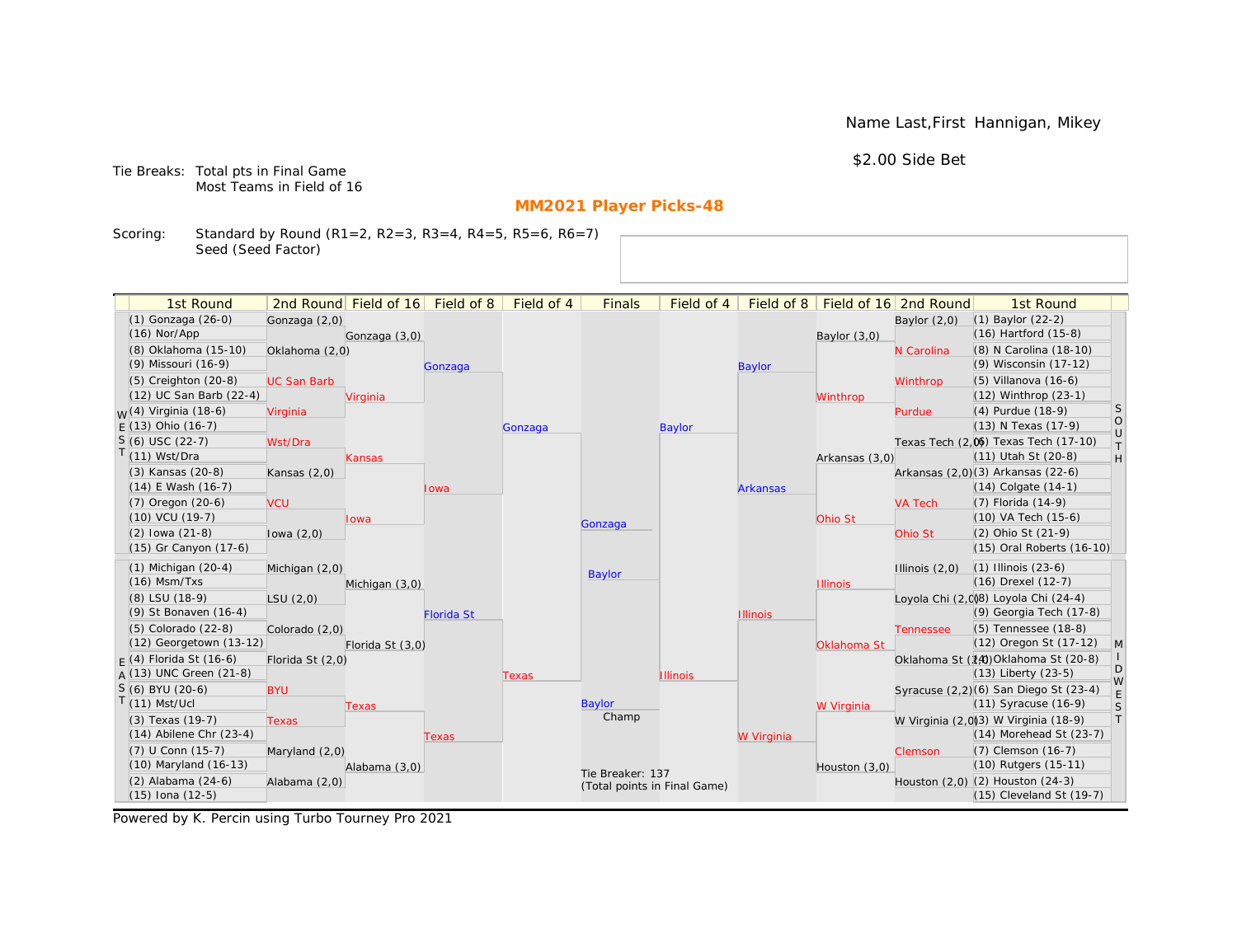Name Last,First Hannigan, Mikey

$2.00 Side Bet

Tie Breaks: Total pts in Final Game
Most Teams in Field of 16

## MM2021 Player Picks-48

Scoring: Standard by Round (R1=2, R2=3, R3=4, R4=5, R5=6, R6=7)
Seed (Seed Factor)

| 1st Round | 2nd Round | Field of 16 | Field of 8 | Field of 4 | Finals | Field of 4 | Field of 8 | Field of 16 | 2nd Round | 1st Round |
|---|---|---|---|---|---|---|---|---|---|---|
| (1) Gonzaga (26-0) | Gonzaga (2,0) | | | | | | | | Baylor (2,0) | (1) Baylor (22-2) |
| (16) Nor/App | | Gonzaga (3,0) | | | | | | Baylor (3,0) | | (16) Hartford (15-8) |
| (8) Oklahoma (15-10) | Oklahoma (2,0) | | | | | | | | N Carolina | (8) N Carolina (18-10) |
| (9) Missouri (16-9) | | | Gonzaga | | | | Baylor | | | (9) Wisconsin (17-12) |
| (5) Creighton (20-8) | UC San Barb | | | | | | | | Winthrop | (5) Villanova (16-6) |
| (12) UC San Barb (22-4) | | Virginia | | | | | | Winthrop | | (12) Winthrop (23-1) |
| (4) Virginia (18-6) | Virginia | | | | | | | | Purdue | (4) Purdue (18-9) |
| (13) Ohio (16-7) | | | | Gonzaga | | Baylor | | | | (13) N Texas (17-9) |
| (6) USC (22-7) | Wst/Dra | | | | | | | | Texas Tech (2,0) | (6) Texas Tech (17-10) |
| (11) Wst/Dra | | Kansas | | | | | | Arkansas (3,0) | | (11) Utah St (20-8) |
| (3) Kansas (20-8) | Kansas (2,0) | | | | | | | | Arkansas (2,0) | (3) Arkansas (22-6) |
| (14) E Wash (16-7) | | | Iowa | | | | Arkansas | | | (14) Colgate (14-1) |
| (7) Oregon (20-6) | VCU | | | | | | | | VA Tech | (7) Florida (14-9) |
| (10) VCU (19-7) | | Iowa | | | | | | Ohio St | | (10) VA Tech (15-6) |
| (2) Iowa (21-8) | Iowa (2,0) | | | | Gonzaga | | | | Ohio St | (2) Ohio St (21-9) |
| (15) Gr Canyon (17-6) | | | | | | | | | | (15) Oral Roberts (16-10) |
| (1) Michigan (20-4) | Michigan (2,0) | | | | Baylor | | | | Illinois (2,0) | (1) Illinois (23-6) |
| (16) Msm/Txs | | Michigan (3,0) | | | | | | Illinois | | (16) Drexel (12-7) |
| (8) LSU (18-9) | LSU (2,0) | | | | | | | | Loyola Chi (2,0) | (8) Loyola Chi (24-4) |
| (9) St Bonaven (16-4) | | | Florida St | | | | Illinois | | | (9) Georgia Tech (17-8) |
| (5) Colorado (22-8) | Colorado (2,0) | | | | | | | | Tennessee | (5) Tennessee (18-8) |
| (12) Georgetown (13-12) | | Florida St (3,0) | | | | | | Oklahoma St | | (12) Oregon St (17-12) |
| (4) Florida St (16-6) | Florida St (2,0) | | | | | | | | Oklahoma St (2,0) | (4) Oklahoma St (20-8) |
| (13) UNC Green (21-8) | | | | Texas | | Illinois | | | | (13) Liberty (23-5) |
| (6) BYU (20-6) | BYU | | | | | | | | Syracuse (2,2) | (6) San Diego St (23-4) |
| (11) Mst/Ucl | | Texas | | | Baylor | | | W Virginia | | (11) Syracuse (16-9) |
| (3) Texas (19-7) | Texas | | | | Champ | | | | W Virginia (2,0) | (3) W Virginia (18-9) |
| (14) Abilene Chr (23-4) | | | Texas | | | | W Virginia | | | (14) Morehead St (23-7) |
| (7) U Conn (15-7) | Maryland (2,0) | | | | | | | | Clemson | (7) Clemson (16-7) |
| (10) Maryland (16-13) | | Alabama (3,0) | | | | | | Houston (3,0) | | (10) Rutgers (15-11) |
| (2) Alabama (24-6) | Alabama (2,0) | | | | | | | | Houston (2,0) | (2) Houston (24-3) |
| (15) Iona (12-5) | | | | | | | | | | (15) Cleveland St (19-7) |

Regions: WEST (top left), EAST (bottom left), SOUTH (top right), MIDWEST (bottom right)

Tie Breaker: 137
(Total points in Final Game)

Powered by K. Percin using Turbo Tourney Pro 2021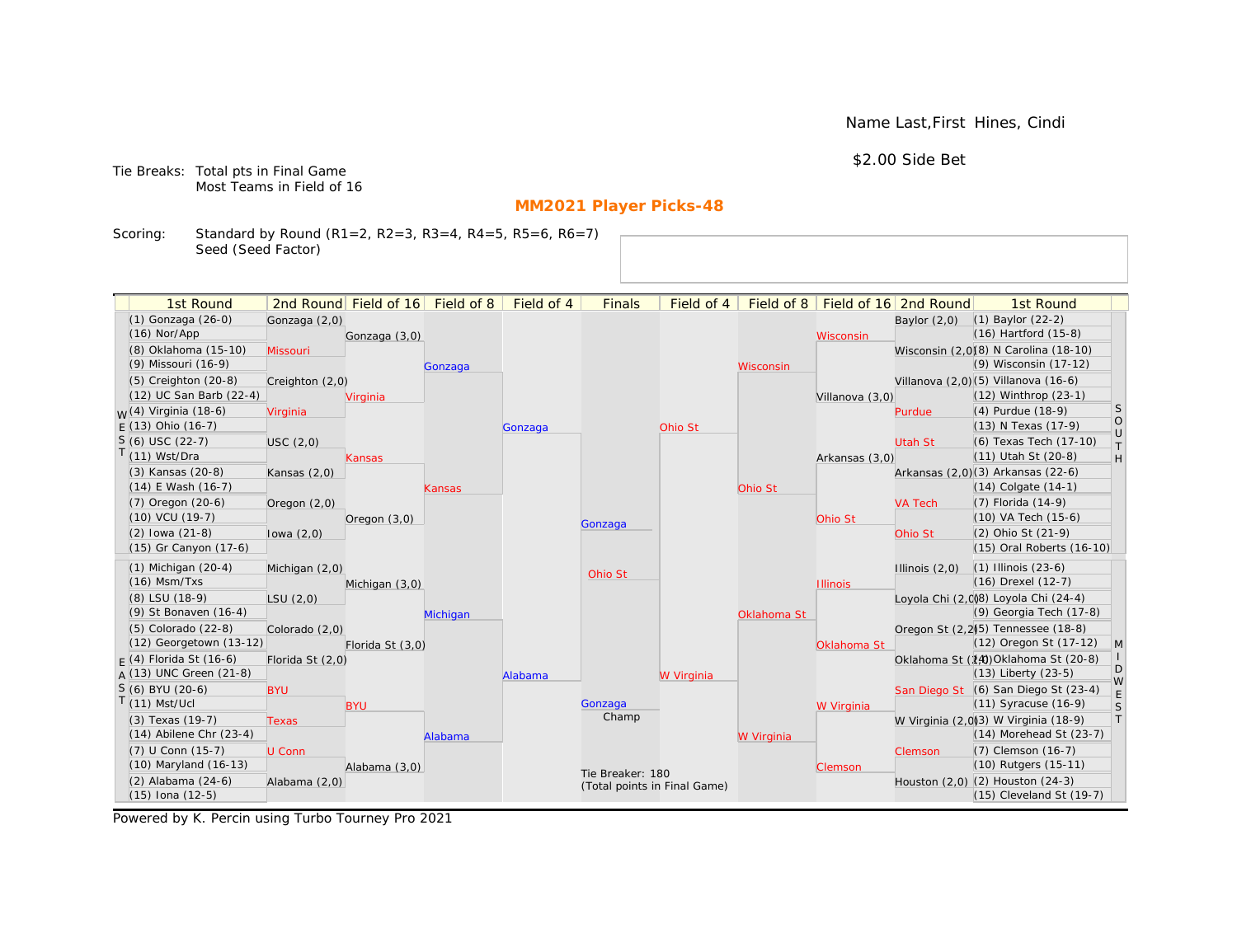Name Last,First Hines, Cindi

$2.00 Side Bet

Tie Breaks: Total pts in Final Game
Most Teams in Field of 16

## MM2021 Player Picks-48

Scoring: Standard by Round (R1=2, R2=3, R3=4, R4=5, R5=6, R6=7)
Seed (Seed Factor)

### WEST

| 1st Round | 2nd Round | Field of 16 | Field of 8 | Field of 4 |
|---|---|---|---|---|
| (1) Gonzaga (26-0) | Gonzaga (2,0) | Gonzaga (3,0) | Gonzaga | Gonzaga |
| (16) Nor/App | | | | |
| (8) Oklahoma (15-10) | Missouri | | | |
| (9) Missouri (16-9) | | | | |
| (5) Creighton (20-8) | Creighton (2,0) | Virginia | | |
| (12) UC San Barb (22-4) | | | | |
| (4) Virginia (18-6) | Virginia | | | |
| (13) Ohio (16-7) | | | | |
| (6) USC (22-7) | USC (2,0) | Kansas | Kansas | |
| (11) Wst/Dra | | | | |
| (3) Kansas (20-8) | Kansas (2,0) | | | |
| (14) E Wash (16-7) | | | | |
| (7) Oregon (20-6) | Oregon (2,0) | Oregon (3,0) | | |
| (10) VCU (19-7) | | | | |
| (2) Iowa (21-8) | Iowa (2,0) | | | |
| (15) Gr Canyon (17-6) | | | | |

### EAST

| 1st Round | 2nd Round | Field of 16 | Field of 8 | Field of 4 |
|---|---|---|---|---|
| (1) Michigan (20-4) | Michigan (2,0) | Michigan (3,0) | Michigan | Alabama |
| (16) Msm/Txs | | | | |
| (8) LSU (18-9) | LSU (2,0) | | | |
| (9) St Bonaven (16-4) | | | | |
| (5) Colorado (22-8) | Colorado (2,0) | Florida St (3,0) | | |
| (12) Georgetown (13-12) | | | | |
| (4) Florida St (16-6) | Florida St (2,0) | | | |
| (13) UNC Green (21-8) | | | | |
| (6) BYU (20-6) | BYU | BYU | Alabama | |
| (11) Mst/Ucl | | | | |
| (3) Texas (19-7) | Texas | | | |
| (14) Abilene Chr (23-4) | | | | |
| (7) U Conn (15-7) | U Conn | Alabama (3,0) | | |
| (10) Maryland (16-13) | | | | |
| (2) Alabama (24-6) | Alabama (2,0) | | | |
| (15) Iona (12-5) | | | | |

### SOUTH

| 1st Round | 2nd Round | Field of 16 | Field of 8 | Field of 4 |
|---|---|---|---|---|
| (1) Baylor (22-2) | Baylor (2,0) | Wisconsin | Wisconsin | Ohio St |
| (16) Hartford (15-8) | | | | |
| (8) N Carolina (18-10) | Wisconsin (2,0) | | | |
| (9) Wisconsin (17-12) | | | | |
| (5) Villanova (16-6) | Villanova (2,0) | Villanova (3,0) | | |
| (12) Winthrop (23-1) | | | | |
| (4) Purdue (18-9) | Purdue | | | |
| (13) N Texas (17-9) | | | | |
| (6) Texas Tech (17-10) | Utah St | Arkansas (3,0) | Ohio St | |
| (11) Utah St (20-8) | | | | |
| (3) Arkansas (22-6) | Arkansas (2,0) | | | |
| (14) Colgate (14-1) | | | | |
| (7) Florida (14-9) | VA Tech | Ohio St | | |
| (10) VA Tech (15-6) | | | | |
| (2) Ohio St (21-9) | Ohio St | | | |
| (15) Oral Roberts (16-10) | | | | |

### MIDWEST

| 1st Round | 2nd Round | Field of 16 | Field of 8 | Field of 4 |
|---|---|---|---|---|
| (1) Illinois (23-6) | Illinois (2,0) | Illinois | Oklahoma St | W Virginia |
| (16) Drexel (12-7) | | | | |
| (8) Loyola Chi (24-4) | Loyola Chi (2,0) | | | |
| (9) Georgia Tech (17-8) | | | | |
| (5) Tennessee (18-8) | Oregon St (2,2) | Oklahoma St | | |
| (12) Oregon St (17-12) | | | | |
| (4) Oklahoma St (20-8) | Oklahoma St (2,0) | | | |
| (13) Liberty (23-5) | | | | |
| (6) San Diego St (23-4) | San Diego St | W Virginia | W Virginia | |
| (11) Syracuse (16-9) | | | | |
| (3) W Virginia (18-9) | W Virginia (2,0) | | | |
| (14) Morehead St (23-7) | | | | |
| (7) Clemson (16-7) | Clemson | Clemson | | |
| (10) Rutgers (15-11) | | | | |
| (2) Houston (24-3) | Houston (2,0) | | | |
| (15) Cleveland St (19-7) | | | | |

### Finals

- Gonzaga (West/East)
- Ohio St (South/Midwest)

Champ: Gonzaga

Tie Breaker: 180
(Total points in Final Game)

Powered by K. Percin using Turbo Tourney Pro 2021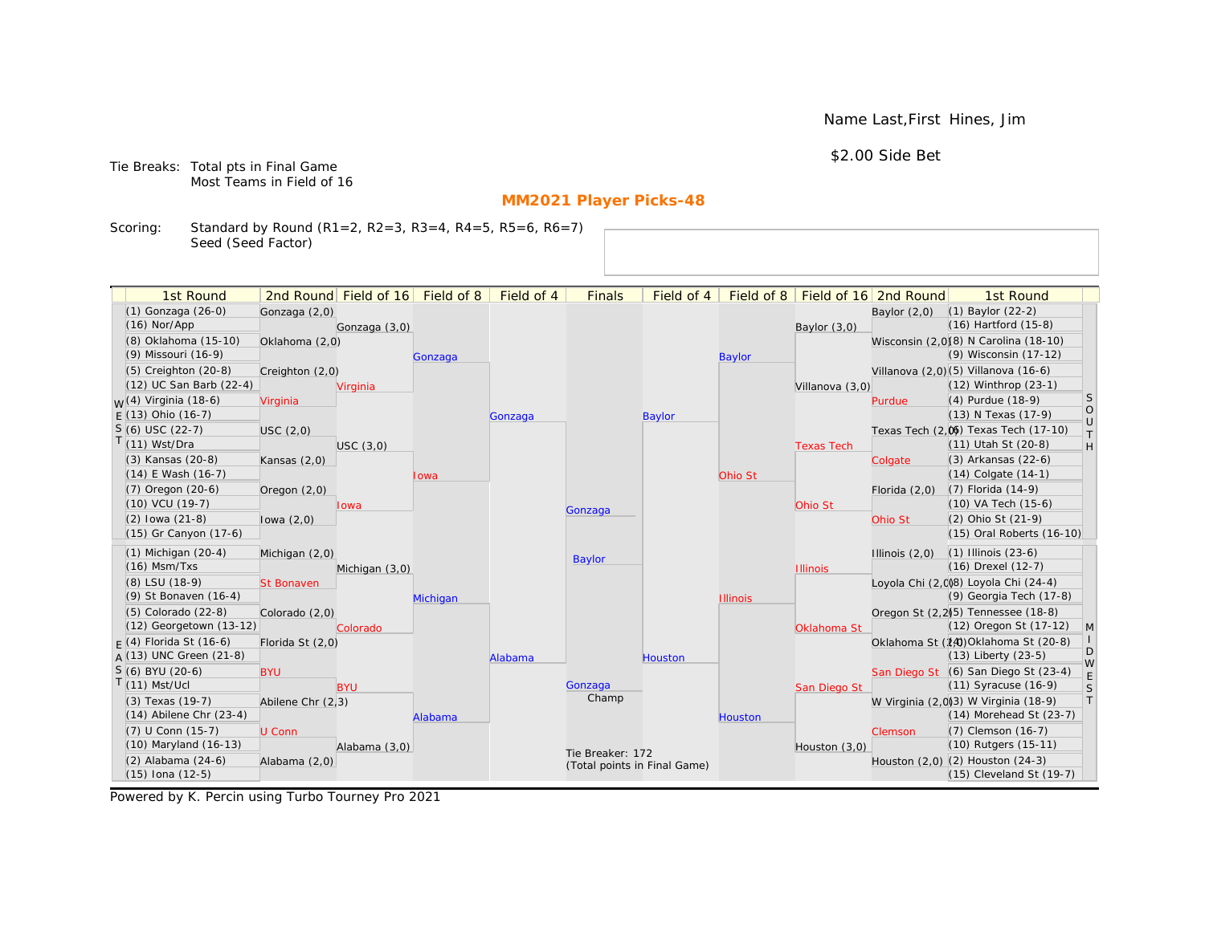Name Last,First Hines, Jim

$2.00 Side Bet

Tie Breaks: Total pts in Final Game
Most Teams in Field of 16

## MM2021 Player Picks-48

Scoring: Standard by Round (R1=2, R2=3, R3=4, R4=5, R5=6, R6=7)
Seed (Seed Factor)

| 1st Round | 2nd Round | Field of 16 | Field of 8 | Field of 4 | Finals | Field of 4 | Field of 8 | Field of 16 | 2nd Round | 1st Round |
|---|---|---|---|---|---|---|---|---|---|---|
| (1) Gonzaga (26-0) | Gonzaga (2,0) | | | | | | | | Baylor (2,0) | (1) Baylor (22-2) |
| (16) Nor/App | | Gonzaga (3,0) | | | | | | Baylor (3,0) | | (16) Hartford (15-8) |
| (8) Oklahoma (15-10) | Oklahoma (2,0) | | | | | | | | Wisconsin (2,0) | (8) N Carolina (18-10) |
| (9) Missouri (16-9) | | | Gonzaga | | | | Baylor | | | (9) Wisconsin (17-12) |
| (5) Creighton (20-8) | Creighton (2,0) | | | | | | | | Villanova (2,0) | (5) Villanova (16-6) |
| (12) UC San Barb (22-4) | | Virginia | | | | | | Villanova (3,0) | | (12) Winthrop (23-1) |
| (4) Virginia (18-6) | Virginia | | | | | | | | Purdue | (4) Purdue (18-9) |
| (13) Ohio (16-7) | | | | Gonzaga | | Baylor | | | | (13) N Texas (17-9) |
| (6) USC (22-7) | USC (2,0) | | | | | | | | Texas Tech (2,0) | (6) Texas Tech (17-10) |
| (11) Wst/Dra | | USC (3,0) | | | | | | Texas Tech | | (11) Utah St (20-8) |
| (3) Kansas (20-8) | Kansas (2,0) | | | | | | | | Colgate | (3) Arkansas (22-6) |
| (14) E Wash (16-7) | | | Iowa | | | | Ohio St | | | (14) Colgate (14-1) |
| (7) Oregon (20-6) | Oregon (2,0) | | | | | | | | Florida (2,0) | (7) Florida (14-9) |
| (10) VCU (19-7) | | Iowa | | | Gonzaga | | | Ohio St | | (10) VA Tech (15-6) |
| (2) Iowa (21-8) | Iowa (2,0) | | | | | | | | Ohio St | (2) Ohio St (21-9) |
| (15) Gr Canyon (17-6) | | | | | | | | | | (15) Oral Roberts (16-10) |
| (1) Michigan (20-4) | Michigan (2,0) | | | | Baylor | | | | Illinois (2,0) | (1) Illinois (23-6) |
| (16) Msm/Txs | | Michigan (3,0) | | | | | | Illinois | | (16) Drexel (12-7) |
| (8) LSU (18-9) | St Bonaven | | | | | | | | Loyola Chi (2,0) | (8) Loyola Chi (24-4) |
| (9) St Bonaven (16-4) | | | Michigan | | | | Illinois | | | (9) Georgia Tech (17-8) |
| (5) Colorado (22-8) | Colorado (2,0) | | | | | | | | Oregon St (2,2) | (5) Tennessee (18-8) |
| (12) Georgetown (13-12) | | Colorado | | | | | | Oklahoma St | | (12) Oregon St (17-12) |
| (4) Florida St (16-6) | Florida St (2,0) | | | | | | | | Oklahoma St (2,0) | (4) Oklahoma St (20-8) |
| (13) UNC Green (21-8) | | | | Alabama | | Houston | | | | (13) Liberty (23-5) |
| (6) BYU (20-6) | BYU | | | | | | | | San Diego St | (6) San Diego St (23-4) |
| (11) Mst/Ucl | | BYU | | | Gonzaga | | | San Diego St | | (11) Syracuse (16-9) |
| (3) Texas (19-7) | Abilene Chr (2,3) | | | | Champ | | | | W Virginia (2,0) | (3) W Virginia (18-9) |
| (14) Abilene Chr (23-4) | | | Alabama | | | | Houston | | | (14) Morehead St (23-7) |
| (7) U Conn (15-7) | U Conn | | | | | | | | Clemson | (7) Clemson (16-7) |
| (10) Maryland (16-13) | | Alabama (3,0) | | | Tie Breaker: 172 | | | Houston (3,0) | | (10) Rutgers (15-11) |
| (2) Alabama (24-6) | Alabama (2,0) | | | | (Total points in Final Game) | | | | Houston (2,0) | (2) Houston (24-3) |
| (15) Iona (12-5) | | | | | | | | | | (15) Cleveland St (19-7) |

Powered by K. Percin using Turbo Tourney Pro 2021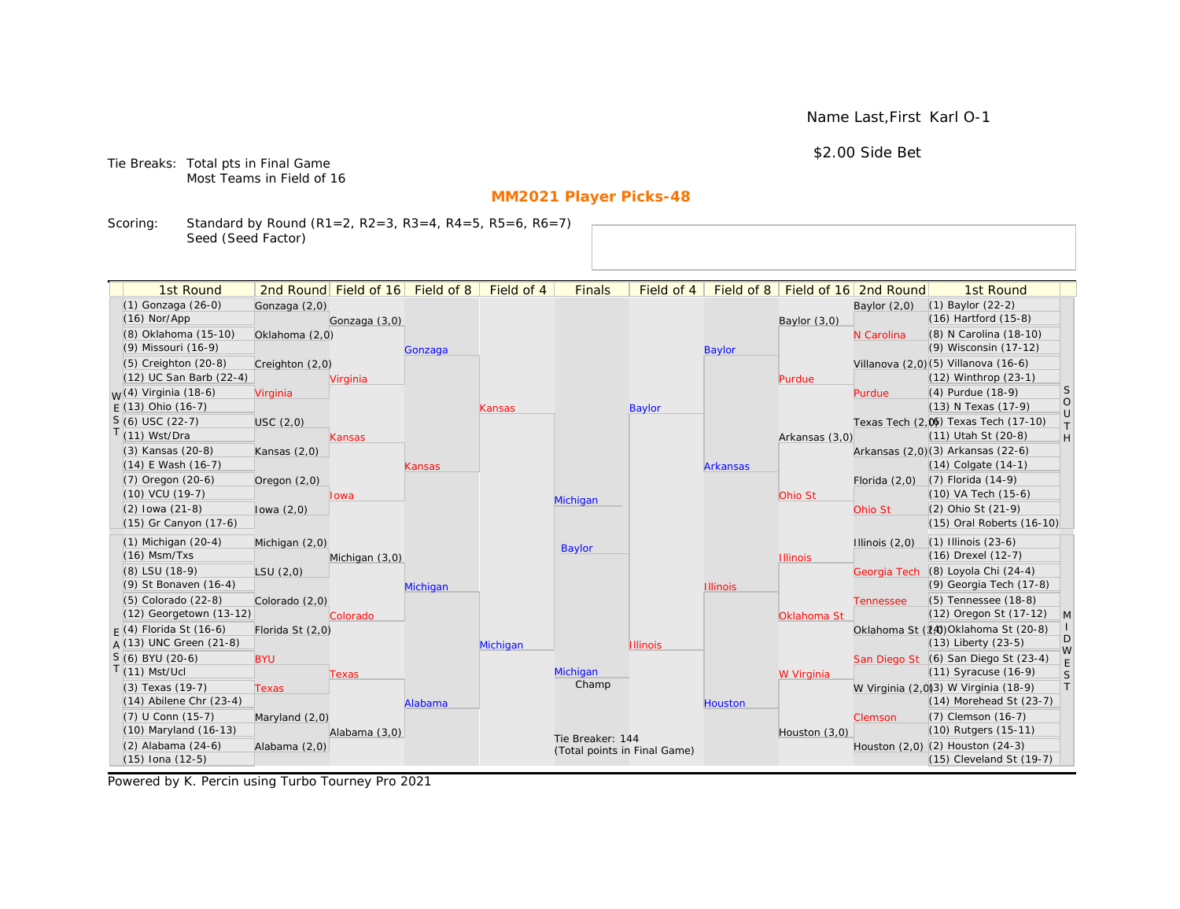Name Last,First Karl O-1

$2.00 Side Bet

Tie Breaks: Total pts in Final Game
Most Teams in Field of 16

## MM2021 Player Picks-48

Scoring: Standard by Round (R1=2, R2=3, R3=4, R4=5, R5=6, R6=7)
Seed (Seed Factor)

### WEST

| 1st Round | 2nd Round | Field of 16 | Field of 8 | Field of 4 |
|---|---|---|---|---|
| (1) Gonzaga (26-0) | Gonzaga (2,0) | Gonzaga (3,0) | Gonzaga | Kansas |
| (16) Nor/App | | | | |
| (8) Oklahoma (15-10) | Oklahoma (2,0) | | | |
| (9) Missouri (16-9) | | | | |
| (5) Creighton (20-8) | Creighton (2,0) | Virginia | Kansas | |
| (12) UC San Barb (22-4) | | | | |
| (4) Virginia (18-6) | Virginia | | | |
| (13) Ohio (16-7) | | | | |
| (6) USC (22-7) | USC (2,0) | Kansas | | |
| (11) Wst/Dra | | | | |
| (3) Kansas (20-8) | Kansas (2,0) | | | |
| (14) E Wash (16-7) | | | | |
| (7) Oregon (20-6) | Oregon (2,0) | Iowa | | |
| (10) VCU (19-7) | | | | |
| (2) Iowa (21-8) | Iowa (2,0) | | | |
| (15) Gr Canyon (17-6) | | | | |

### EAST

| 1st Round | 2nd Round | Field of 16 | Field of 8 | Field of 4 |
|---|---|---|---|---|
| (1) Michigan (20-4) | Michigan (2,0) | Michigan (3,0) | Michigan | Michigan |
| (16) Msm/Txs | | | | |
| (8) LSU (18-9) | LSU (2,0) | | | |
| (9) St Bonaven (16-4) | | | | |
| (5) Colorado (22-8) | Colorado (2,0) | Colorado | Alabama | |
| (12) Georgetown (13-12) | | | | |
| (4) Florida St (16-6) | Florida St (2,0) | | | |
| (13) UNC Green (21-8) | | | | |
| (6) BYU (20-6) | BYU | Texas | | |
| (11) Mst/Ucl | | | | |
| (3) Texas (19-7) | Texas | | | |
| (14) Abilene Chr (23-4) | | | | |
| (7) U Conn (15-7) | Maryland (2,0) | Alabama (3,0) | | |
| (10) Maryland (16-13) | | | | |
| (2) Alabama (24-6) | Alabama (2,0) | | | |
| (15) Iona (12-5) | | | | |

### SOUTH

| 1st Round | 2nd Round | Field of 16 | Field of 8 | Field of 4 |
|---|---|---|---|---|
| (1) Baylor (22-2) | Baylor (2,0) | Baylor (3,0) | Baylor | Baylor |
| (16) Hartford (15-8) | | | | |
| (8) N Carolina (18-10) | N Carolina | | | |
| (9) Wisconsin (17-12) | | | | |
| (5) Villanova (16-6) | Villanova (2,0) | Purdue | Arkansas | |
| (12) Winthrop (23-1) | | | | |
| (4) Purdue (18-9) | Purdue | | | |
| (13) N Texas (17-9) | | | | |
| (6) Texas Tech (17-10) | Texas Tech (2,0) | Arkansas (3,0) | | |
| (11) Utah St (20-8) | | | | |
| (3) Arkansas (22-6) | Arkansas (2,0) | | | |
| (14) Colgate (14-1) | | | | |
| (7) Florida (14-9) | Florida (2,0) | Ohio St | | |
| (10) VA Tech (15-6) | | | | |
| (2) Ohio St (21-9) | Ohio St | | | |
| (15) Oral Roberts (16-10) | | | | |

### MIDWEST

| 1st Round | 2nd Round | Field of 16 | Field of 8 | Field of 4 |
|---|---|---|---|---|
| (1) Illinois (23-6) | Illinois (2,0) | Illinois | Illinois | Illinois |
| (16) Drexel (12-7) | | | | |
| (8) Loyola Chi (24-4) | Georgia Tech | | | |
| (9) Georgia Tech (17-8) | | | | |
| (5) Tennessee (18-8) | Tennessee | Oklahoma St | Houston | |
| (12) Oregon St (17-12) | | | | |
| (4) Oklahoma St (20-8) | Oklahoma St (2,0) | | | |
| (13) Liberty (23-5) | | | | |
| (6) San Diego St (23-4) | San Diego St | W Virginia | | |
| (11) Syracuse (16-9) | | | | |
| (3) W Virginia (18-9) | W Virginia (2,0) | | | |
| (14) Morehead St (23-7) | | | | |
| (7) Clemson (16-7) | Clemson | Houston (3,0) | | |
| (10) Rutgers (15-11) | | | | |
| (2) Houston (24-3) | Houston (2,0) | | | |
| (15) Cleveland St (19-7) | | | | |

### Finals

- Michigan
- Baylor

Champ: Michigan

Tie Breaker: 144
(Total points in Final Game)

Powered by K. Percin using Turbo Tourney Pro 2021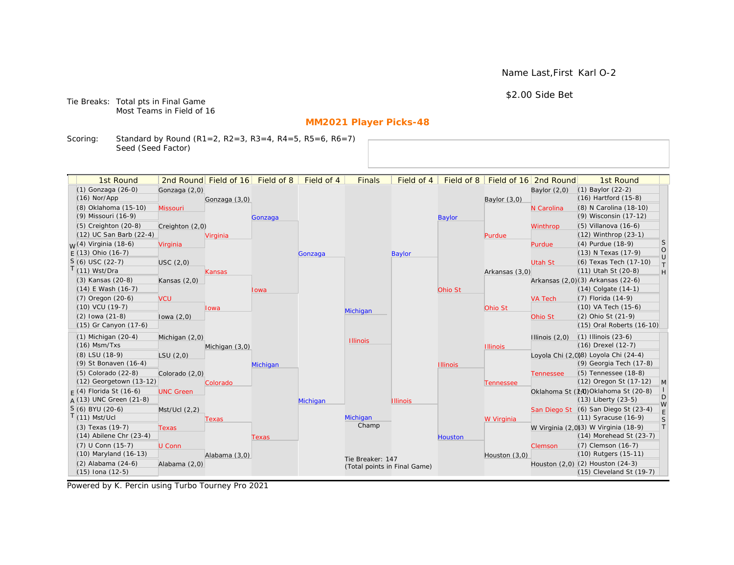Name Last,First Karl O-2

$2.00 Side Bet

Tie Breaks: Total pts in Final Game
Most Teams in Field of 16

## MM2021 Player Picks-48

Scoring: Standard by Round (R1=2, R2=3, R3=4, R4=5, R5=6, R6=7)
Seed (Seed Factor)

| 1st Round | 2nd Round | Field of 16 | Field of 8 | Field of 4 | Finals | Field of 4 | Field of 8 | Field of 16 | 2nd Round | 1st Round |
|---|---|---|---|---|---|---|---|---|---|---|
| (1) Gonzaga (26-0) | Gonzaga (2,0) | | | | | | | | Baylor (2,0) | (1) Baylor (22-2) |
| (16) Nor/App | | Gonzaga (3,0) | | | | | | Baylor (3,0) | | (16) Hartford (15-8) |
| (8) Oklahoma (15-10) | Missouri | | | | | | | | N Carolina | (8) N Carolina (18-10) |
| (9) Missouri (16-9) | | | Gonzaga | | | | Baylor | | | (9) Wisconsin (17-12) |
| (5) Creighton (20-8) | Creighton (2,0) | | | | | | | | Winthrop | (5) Villanova (16-6) |
| (12) UC San Barb (22-4) | | Virginia | | | | | | Purdue | | (12) Winthrop (23-1) |
| WEST (4) Virginia (18-6) | Virginia | | | | | | | | Purdue | (4) Purdue (18-9) SOUTH |
| (13) Ohio (16-7) | | | | Gonzaga | | Baylor | | | | (13) N Texas (17-9) |
| (6) USC (22-7) | USC (2,0) | | | | | | | | Utah St | (6) Texas Tech (17-10) |
| (11) Wst/Dra | | Kansas | | | | | | Arkansas (3,0) | | (11) Utah St (20-8) |
| (3) Kansas (20-8) | Kansas (2,0) | | | | | | | | Arkansas (2,0) | (3) Arkansas (22-6) |
| (14) E Wash (16-7) | | | Iowa | | | | Ohio St | | | (14) Colgate (14-1) |
| (7) Oregon (20-6) | VCU | | | | | | | | VA Tech | (7) Florida (14-9) |
| (10) VCU (19-7) | | Iowa | | | Michigan | | | Ohio St | | (10) VA Tech (15-6) |
| (2) Iowa (21-8) | Iowa (2,0) | | | | | | | | Ohio St | (2) Ohio St (21-9) |
| (15) Gr Canyon (17-6) | | | | | | | | | | (15) Oral Roberts (16-10) |
| (1) Michigan (20-4) | Michigan (2,0) | | | | Illinois | | | | Illinois (2,0) | (1) Illinois (23-6) |
| (16) Msm/Txs | | Michigan (3,0) | | | | | | Illinois | | (16) Drexel (12-7) |
| (8) LSU (18-9) | LSU (2,0) | | | | | | | | Loyola Chi (2,0) | (8) Loyola Chi (24-4) |
| (9) St Bonaven (16-4) | | | Michigan | | | | Illinois | | | (9) Georgia Tech (17-8) |
| (5) Colorado (22-8) | Colorado (2,0) | | | | | | | | Tennessee | (5) Tennessee (18-8) |
| (12) Georgetown (13-12) | | Colorado | | | | | | Tennessee | | (12) Oregon St (17-12) MIDWEST |
| EAST (4) Florida St (16-6) | UNC Green | | | | | | | | Oklahoma St (2,0) | (4) Oklahoma St (20-8) |
| (13) UNC Green (21-8) | | | | Michigan | | Illinois | | | | (13) Liberty (23-5) |
| (6) BYU (20-6) | Mst/Ucl (2,2) | | | | | | | | San Diego St | (6) San Diego St (23-4) |
| (11) Mst/Ucl | | Texas | | | Michigan Champ | | | W Virginia | | (11) Syracuse (16-9) |
| (3) Texas (19-7) | Texas | | | | | | | | W Virginia (2,0) | (3) W Virginia (18-9) |
| (14) Abilene Chr (23-4) | | | Texas | | | | Houston | | | (14) Morehead St (23-7) |
| (7) U Conn (15-7) | U Conn | | | | | | | | Clemson | (7) Clemson (16-7) |
| (10) Maryland (16-13) | | Alabama (3,0) | | | Tie Breaker: 147 (Total points in Final Game) | | | Houston (3,0) | | (10) Rutgers (15-11) |
| (2) Alabama (24-6) | Alabama (2,0) | | | | | | | | Houston (2,0) | (2) Houston (24-3) |
| (15) Iona (12-5) | | | | | | | | | | (15) Cleveland St (19-7) |

Powered by K. Percin using Turbo Tourney Pro 2021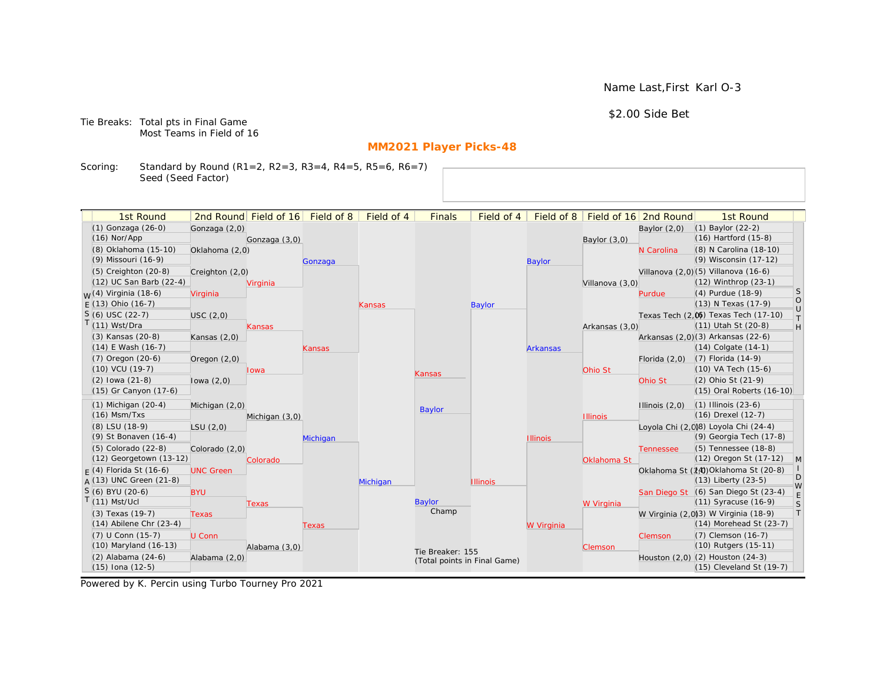Name Last,First Karl O-3

$2.00 Side Bet

Tie Breaks: Total pts in Final Game
Most Teams in Field of 16

## MM2021 Player Picks-48

Scoring: Standard by Round (R1=2, R2=3, R3=4, R4=5, R5=6, R6=7)
Seed (Seed Factor)

| 1st Round | 2nd Round | Field of 16 | Field of 8 | Field of 4 | Finals | Field of 4 | Field of 8 | Field of 16 | 2nd Round | 1st Round |
|---|---|---|---|---|---|---|---|---|---|---|
| (1) Gonzaga (26-0) | Gonzaga (2,0) | | | | | | | | Baylor (2,0) | (1) Baylor (22-2) |
| (16) Nor/App | | Gonzaga (3,0) | | | | | | Baylor (3,0) | | (16) Hartford (15-8) |
| (8) Oklahoma (15-10) | Oklahoma (2,0) | | | | | | | | N Carolina | (8) N Carolina (18-10) |
| (9) Missouri (16-9) | | | Gonzaga | | | | Baylor | | | (9) Wisconsin (17-12) |
| (5) Creighton (20-8) | Creighton (2,0) | | | | | | | | Villanova (2,0) | (5) Villanova (16-6) |
| (12) UC San Barb (22-4) | | Virginia | | | | | | Villanova (3,0) | | (12) Winthrop (23-1) |
| (4) Virginia (18-6) | Virginia | | | | | | | | Purdue | (4) Purdue (18-9) |
| (13) Ohio (16-7) | | | | Kansas | | Baylor | | | | (13) N Texas (17-9) |
| (6) USC (22-7) | USC (2,0) | | | | | | | | Texas Tech (2,0) | (6) Texas Tech (17-10) |
| (11) Wst/Dra | | Kansas | | | | | | Arkansas (3,0) | | (11) Utah St (20-8) |
| (3) Kansas (20-8) | Kansas (2,0) | | | | | | | | Arkansas (2,0) | (3) Arkansas (22-6) |
| (14) E Wash (16-7) | | | Kansas | | | | Arkansas | | | (14) Colgate (14-1) |
| (7) Oregon (20-6) | Oregon (2,0) | | | | | | | | Florida (2,0) | (7) Florida (14-9) |
| (10) VCU (19-7) | | Iowa | | | Kansas | | | Ohio St | | (10) VA Tech (15-6) |
| (2) Iowa (21-8) | Iowa (2,0) | | | | | | | | Ohio St | (2) Ohio St (21-9) |
| (15) Gr Canyon (17-6) | | | | | | | | | | (15) Oral Roberts (16-10) |
| (1) Michigan (20-4) | Michigan (2,0) | | | | Baylor | | | | Illinois (2,0) | (1) Illinois (23-6) |
| (16) Msm/Txs | | Michigan (3,0) | | | | | | Illinois | | (16) Drexel (12-7) |
| (8) LSU (18-9) | LSU (2,0) | | | | | | | | Loyola Chi (2,0) | (8) Loyola Chi (24-4) |
| (9) St Bonaven (16-4) | | | Michigan | | | | Illinois | | | (9) Georgia Tech (17-8) |
| (5) Colorado (22-8) | Colorado (2,0) | | | | | | | | Tennessee | (5) Tennessee (18-8) |
| (12) Georgetown (13-12) | | Colorado | | | | | | Oklahoma St | | (12) Oregon St (17-12) |
| (4) Florida St (16-6) | UNC Green | | | | | | | | Oklahoma St (2,0) | (4) Oklahoma St (20-8) |
| (13) UNC Green (21-8) | | | | Michigan | | Illinois | | | | (13) Liberty (23-5) |
| (6) BYU (20-6) | BYU | | | | | | | | San Diego St | (6) San Diego St (23-4) |
| (11) Mst/Ucl | | Texas | | | Baylor Champ | | | W Virginia | | (11) Syracuse (16-9) |
| (3) Texas (19-7) | Texas | | | | | | | | W Virginia (2,0) | (3) W Virginia (18-9) |
| (14) Abilene Chr (23-4) | | | Texas | | | | W Virginia | | | (14) Morehead St (23-7) |
| (7) U Conn (15-7) | U Conn | | | | | | | | Clemson | (7) Clemson (16-7) |
| (10) Maryland (16-13) | | Alabama (3,0) | | | | | | Clemson | | (10) Rutgers (15-11) |
| (2) Alabama (24-6) | Alabama (2,0) | | | | | | | | Houston (2,0) | (2) Houston (24-3) |
| (15) Iona (12-5) | | | | | | | | | | (15) Cleveland St (19-7) |

Tie Breaker: 155
(Total points in Final Game)

Powered by K. Percin using Turbo Tourney Pro 2021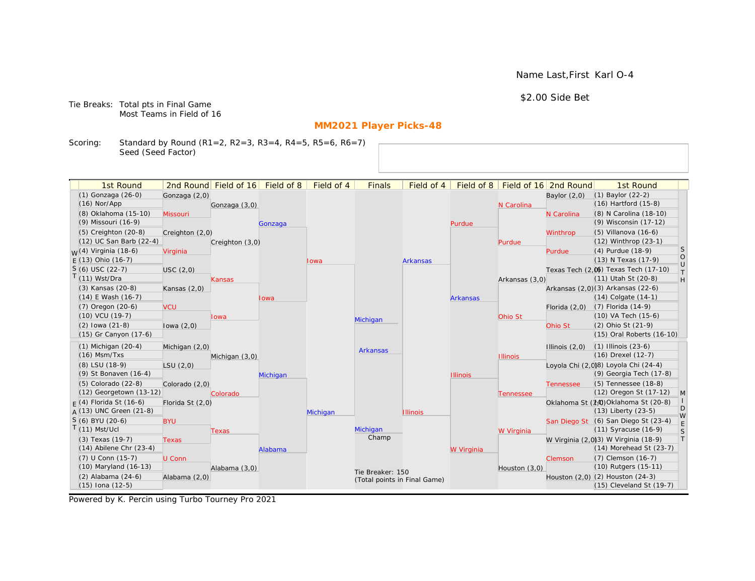Name Last,First Karl O-4

$2.00 Side Bet

Tie Breaks: Total pts in Final Game
Most Teams in Field of 16

## MM2021 Player Picks-48

Scoring: Standard by Round (R1=2, R2=3, R3=4, R4=5, R5=6, R6=7)
Seed (Seed Factor)

| 1st Round | 2nd Round | Field of 16 | Field of 8 | Field of 4 | Finals | Field of 4 | Field of 8 | Field of 16 | 2nd Round | 1st Round |
|---|---|---|---|---|---|---|---|---|---|---|
| (1) Gonzaga (26-0) | Gonzaga (2,0) | | | | | | | | Baylor (2,0) | (1) Baylor (22-2) |
| (16) Nor/App | | Gonzaga (3,0) | | | | | | N Carolina | | (16) Hartford (15-8) |
| (8) Oklahoma (15-10) | Missouri | | | | | | | | N Carolina | (8) N Carolina (18-10) |
| (9) Missouri (16-9) | | | Gonzaga | | | | Purdue | | | (9) Wisconsin (17-12) |
| (5) Creighton (20-8) | Creighton (2,0) | | | | | | | | Winthrop | (5) Villanova (16-6) |
| (12) UC San Barb (22-4) | | Creighton (3,0) | | | | | | Purdue | | (12) Winthrop (23-1) |
| (4) Virginia (18-6) | Virginia | | | | | | | | Purdue | (4) Purdue (18-9) |
| (13) Ohio (16-7) | | | | Iowa | | Arkansas | | | | (13) N Texas (17-9) |
| (6) USC (22-7) | USC (2,0) | | | | | | | | Texas Tech (2,0) | (6) Texas Tech (17-10) |
| (11) Wst/Dra | | Kansas | | | | | | Arkansas (3,0) | | (11) Utah St (20-8) |
| (3) Kansas (20-8) | Kansas (2,0) | | | | | | | | Arkansas (2,0) | (3) Arkansas (22-6) |
| (14) E Wash (16-7) | | | Iowa | | | | Arkansas | | | (14) Colgate (14-1) |
| (7) Oregon (20-6) | VCU | | | | | | | | Florida (2,0) | (7) Florida (14-9) |
| (10) VCU (19-7) | | Iowa | | | | | | Ohio St | | (10) VA Tech (15-6) |
| (2) Iowa (21-8) | Iowa (2,0) | | | | Michigan | | | | Ohio St | (2) Ohio St (21-9) |
| (15) Gr Canyon (17-6) | | | | | | | | | | (15) Oral Roberts (16-10) |
| (1) Michigan (20-4) | Michigan (2,0) | | | | Arkansas | | | | Illinois (2,0) | (1) Illinois (23-6) |
| (16) Msm/Txs | | Michigan (3,0) | | | | | | Illinois | | (16) Drexel (12-7) |
| (8) LSU (18-9) | LSU (2,0) | | | | | | | | Loyola Chi (2,0) | (8) Loyola Chi (24-4) |
| (9) St Bonaven (16-4) | | | Michigan | | | | Illinois | | | (9) Georgia Tech (17-8) |
| (5) Colorado (22-8) | Colorado (2,0) | | | | | | | | Tennessee | (5) Tennessee (18-8) |
| (12) Georgetown (13-12) | | Colorado | | | | | | Tennessee | | (12) Oregon St (17-12) |
| (4) Florida St (16-6) | Florida St (2,0) | | | | | | | | Oklahoma St (2,0) | (4) Oklahoma St (20-8) |
| (13) UNC Green (21-8) | | | | Michigan | | Illinois | | | | (13) Liberty (23-5) |
| (6) BYU (20-6) | BYU | | | | | | | | San Diego St | (6) San Diego St (23-4) |
| (11) Mst/Ucl | | Texas | | | Michigan (Champ) | | | W Virginia | | (11) Syracuse (16-9) |
| (3) Texas (19-7) | Texas | | | | | | | | W Virginia (2,0) | (3) W Virginia (18-9) |
| (14) Abilene Chr (23-4) | | | Alabama | | | | W Virginia | | | (14) Morehead St (23-7) |
| (7) U Conn (15-7) | U Conn | | | | | | | | Clemson | (7) Clemson (16-7) |
| (10) Maryland (16-13) | | Alabama (3,0) | | | | | | Houston (3,0) | | (10) Rutgers (15-11) |
| (2) Alabama (24-6) | Alabama (2,0) | | | | | | | | Houston (2,0) | (2) Houston (24-3) |
| (15) Iona (12-5) | | | | | | | | | | (15) Cleveland St (19-7) |

Regions: WEST (top left), EAST (bottom left), SOUTH (top right), MIDWEST (bottom right)

Tie Breaker: 150
(Total points in Final Game)

Powered by K. Percin using Turbo Tourney Pro 2021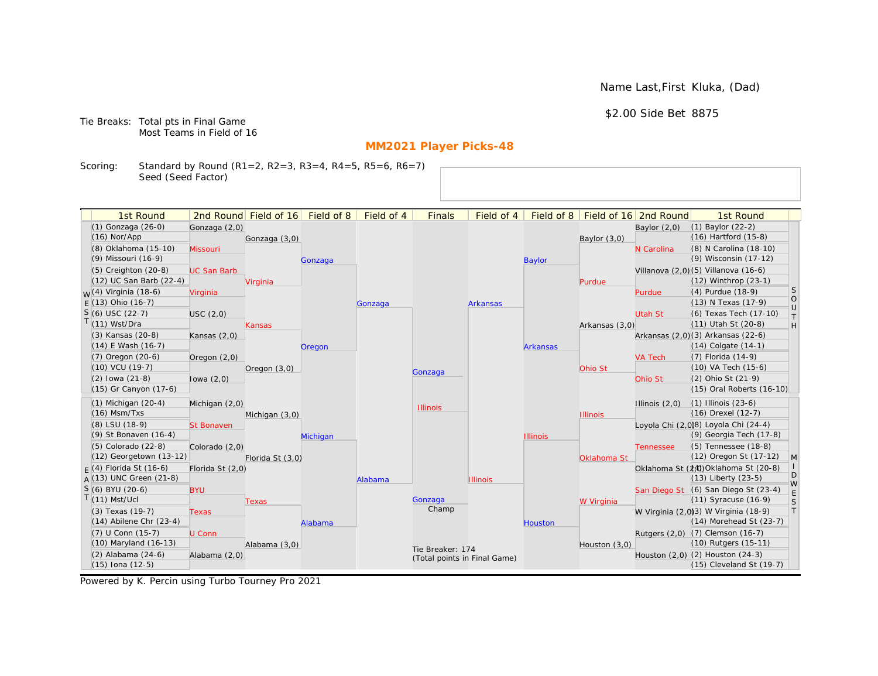Name Last,First Kluka, (Dad)

$2.00 Side Bet 8875

Tie Breaks: Total pts in Final Game
Most Teams in Field of 16

## MM2021 Player Picks-48

Scoring: Standard by Round (R1=2, R2=3, R3=4, R4=5, R5=6, R6=7)
Seed (Seed Factor)

| 1st Round | 2nd Round | Field of 16 | Field of 8 | Field of 4 | Finals | Field of 4 | Field of 8 | Field of 16 | 2nd Round | 1st Round |
|---|---|---|---|---|---|---|---|---|---|---|
| (1) Gonzaga (26-0) | Gonzaga (2,0) | | | | | | | | Baylor (2,0) | (1) Baylor (22-2) |
| (16) Nor/App | | Gonzaga (3,0) | | | | | | Baylor (3,0) | | (16) Hartford (15-8) |
| (8) Oklahoma (15-10) | Missouri | | | | | | | | N Carolina | (8) N Carolina (18-10) |
| (9) Missouri (16-9) | | | Gonzaga | | | | Baylor | | | (9) Wisconsin (17-12) |
| (5) Creighton (20-8) | UC San Barb | | | | | | | | Villanova (2,0) | (5) Villanova (16-6) |
| (12) UC San Barb (22-4) | | Virginia | | | | | | Purdue | | (12) Winthrop (23-1) |
| (4) Virginia (18-6) | Virginia | | | | | | | | Purdue | (4) Purdue (18-9) |
| (13) Ohio (16-7) | | | | Gonzaga | | Arkansas | | | | (13) N Texas (17-9) |
| (6) USC (22-7) | USC (2,0) | | | | | | | | Utah St | (6) Texas Tech (17-10) |
| (11) Wst/Dra | | Kansas | | | | | | Arkansas (3,0) | | (11) Utah St (20-8) |
| (3) Kansas (20-8) | Kansas (2,0) | | | | | | | | Arkansas (2,0) | (3) Arkansas (22-6) |
| (14) E Wash (16-7) | | | Oregon | | | | Arkansas | | | (14) Colgate (14-1) |
| (7) Oregon (20-6) | Oregon (2,0) | | | | | | | | VA Tech | (7) Florida (14-9) |
| (10) VCU (19-7) | | Oregon (3,0) | | | Gonzaga | | | Ohio St | | (10) VA Tech (15-6) |
| (2) Iowa (21-8) | Iowa (2,0) | | | | | | | | Ohio St | (2) Ohio St (21-9) |
| (15) Gr Canyon (17-6) | | | | | | | | | | (15) Oral Roberts (16-10) |
| (1) Michigan (20-4) | Michigan (2,0) | | | | Illinois | | | | Illinois (2,0) | (1) Illinois (23-6) |
| (16) Msm/Txs | | Michigan (3,0) | | | | | | Illinois | | (16) Drexel (12-7) |
| (8) LSU (18-9) | St Bonaven | | | | | | | | Loyola Chi (2,0) | (8) Loyola Chi (24-4) |
| (9) St Bonaven (16-4) | | | Michigan | | | | Illinois | | | (9) Georgia Tech (17-8) |
| (5) Colorado (22-8) | Colorado (2,0) | | | | | | | | Tennessee | (5) Tennessee (18-8) |
| (12) Georgetown (13-12) | | Florida St (3,0) | | | | | | Oklahoma St | | (12) Oregon St (17-12) |
| (4) Florida St (16-6) | Florida St (2,0) | | | | | | | | Oklahoma St (2,0) | (4) Oklahoma St (20-8) |
| (13) UNC Green (21-8) | | | | Alabama | | Illinois | | | | (13) Liberty (23-5) |
| (6) BYU (20-6) | BYU | | | | | | | | San Diego St | (6) San Diego St (23-4) |
| (11) Mst/Ucl | | Texas | | | Gonzaga Champ | | | W Virginia | | (11) Syracuse (16-9) |
| (3) Texas (19-7) | Texas | | | | | | | | W Virginia (2,0) | (3) W Virginia (18-9) |
| (14) Abilene Chr (23-4) | | | Alabama | | | | Houston | | | (14) Morehead St (23-7) |
| (7) U Conn (15-7) | U Conn | | | | | | | | Rutgers (2,0) | (7) Clemson (16-7) |
| (10) Maryland (16-13) | | Alabama (3,0) | | | | | | Houston (3,0) | | (10) Rutgers (15-11) |
| (2) Alabama (24-6) | Alabama (2,0) | | | | | | | | Houston (2,0) | (2) Houston (24-3) |
| (15) Iona (12-5) | | | | | | | | | | (15) Cleveland St (19-7) |

Tie Breaker: 174
(Total points in Final Game)

Powered by K. Percin using Turbo Tourney Pro 2021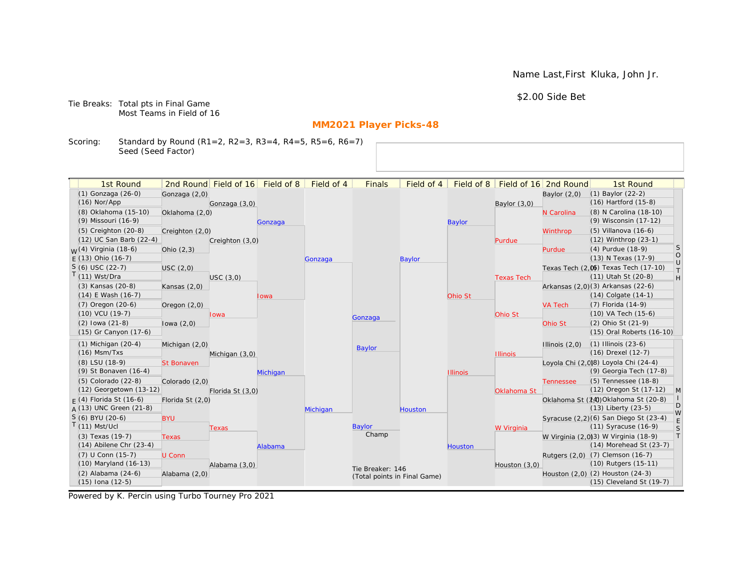Name Last,First Kluka, John Jr.

$2.00 Side Bet

Tie Breaks: Total pts in Final Game
Most Teams in Field of 16

## MM2021 Player Picks-48

Scoring: Standard by Round (R1=2, R2=3, R3=4, R4=5, R5=6, R6=7)
Seed (Seed Factor)

| 1st Round | 2nd Round | Field of 16 | Field of 8 | Field of 4 | Finals | Field of 4 | Field of 8 | Field of 16 | 2nd Round | 1st Round |
|---|---|---|---|---|---|---|---|---|---|---|
| (1) Gonzaga (26-0) | Gonzaga (2,0) | | | | | | | | Baylor (2,0) | (1) Baylor (22-2) |
| (16) Nor/App | | Gonzaga (3,0) | | | | | | Baylor (3,0) | | (16) Hartford (15-8) |
| (8) Oklahoma (15-10) | Oklahoma (2,0) | | | | | | | | N Carolina | (8) N Carolina (18-10) |
| (9) Missouri (16-9) | | | Gonzaga | | | | Baylor | | | (9) Wisconsin (17-12) |
| (5) Creighton (20-8) | Creighton (2,0) | | | | | | | | Winthrop | (5) Villanova (16-6) |
| (12) UC San Barb (22-4) | | Creighton (3,0) | | | | | | Purdue | | (12) Winthrop (23-1) |
| (4) Virginia (18-6) | Ohio (2,3) | | | | | | | | Purdue | (4) Purdue (18-9) |
| (13) Ohio (16-7) | | | | Gonzaga | | Baylor | | | | (13) N Texas (17-9) |
| (6) USC (22-7) | USC (2,0) | | | | | | | | Texas Tech (2,0) | (6) Texas Tech (17-10) |
| (11) Wst/Dra | | USC (3,0) | | | | | | Texas Tech | | (11) Utah St (20-8) |
| (3) Kansas (20-8) | Kansas (2,0) | | | | | | | | Arkansas (2,0) | (3) Arkansas (22-6) |
| (14) E Wash (16-7) | | | Iowa | | | | Ohio St | | | (14) Colgate (14-1) |
| (7) Oregon (20-6) | Oregon (2,0) | | | | | | | | VA Tech | (7) Florida (14-9) |
| (10) VCU (19-7) | | Iowa | | | | | | Ohio St | | (10) VA Tech (15-6) |
| (2) Iowa (21-8) | Iowa (2,0) | | | | Gonzaga | | | | Ohio St | (2) Ohio St (21-9) |
| (15) Gr Canyon (17-6) | | | | | | | | | | (15) Oral Roberts (16-10) |
| (1) Michigan (20-4) | Michigan (2,0) | | | | Baylor | | | | Illinois (2,0) | (1) Illinois (23-6) |
| (16) Msm/Txs | | Michigan (3,0) | | | | | | Illinois | | (16) Drexel (12-7) |
| (8) LSU (18-9) | St Bonaven | | | | | | | | Loyola Chi (2,0) | (8) Loyola Chi (24-4) |
| (9) St Bonaven (16-4) | | | Michigan | | | | Illinois | | | (9) Georgia Tech (17-8) |
| (5) Colorado (22-8) | Colorado (2,0) | | | | | | | | Tennessee | (5) Tennessee (18-8) |
| (12) Georgetown (13-12) | | Florida St (3,0) | | | | | | Oklahoma St | | (12) Oregon St (17-12) |
| (4) Florida St (16-6) | Florida St (2,0) | | | | | | | | Oklahoma St (2,0) | (4) Oklahoma St (20-8) |
| (13) UNC Green (21-8) | | | | Michigan | | Houston | | | | (13) Liberty (23-5) |
| (6) BYU (20-6) | BYU | | | | | | | | Syracuse (2,2) | (6) San Diego St (23-4) |
| (11) Mst/Ucl | | Texas | | | Baylor Champ | | | W Virginia | | (11) Syracuse (16-9) |
| (3) Texas (19-7) | Texas | | | | | | | | W Virginia (2,0) | (3) W Virginia (18-9) |
| (14) Abilene Chr (23-4) | | | Alabama | | | | Houston | | | (14) Morehead St (23-7) |
| (7) U Conn (15-7) | U Conn | | | | | | | | Rutgers (2,0) | (7) Clemson (16-7) |
| (10) Maryland (16-13) | | Alabama (3,0) | | | | | | Houston (3,0) | | (10) Rutgers (15-11) |
| (2) Alabama (24-6) | Alabama (2,0) | | | | | | | | Houston (2,0) | (2) Houston (24-3) |
| (15) Iona (12-5) | | | | | | | | | | (15) Cleveland St (19-7) |

Tie Breaker: 146
(Total points in Final Game)

Powered by K. Percin using Turbo Tourney Pro 2021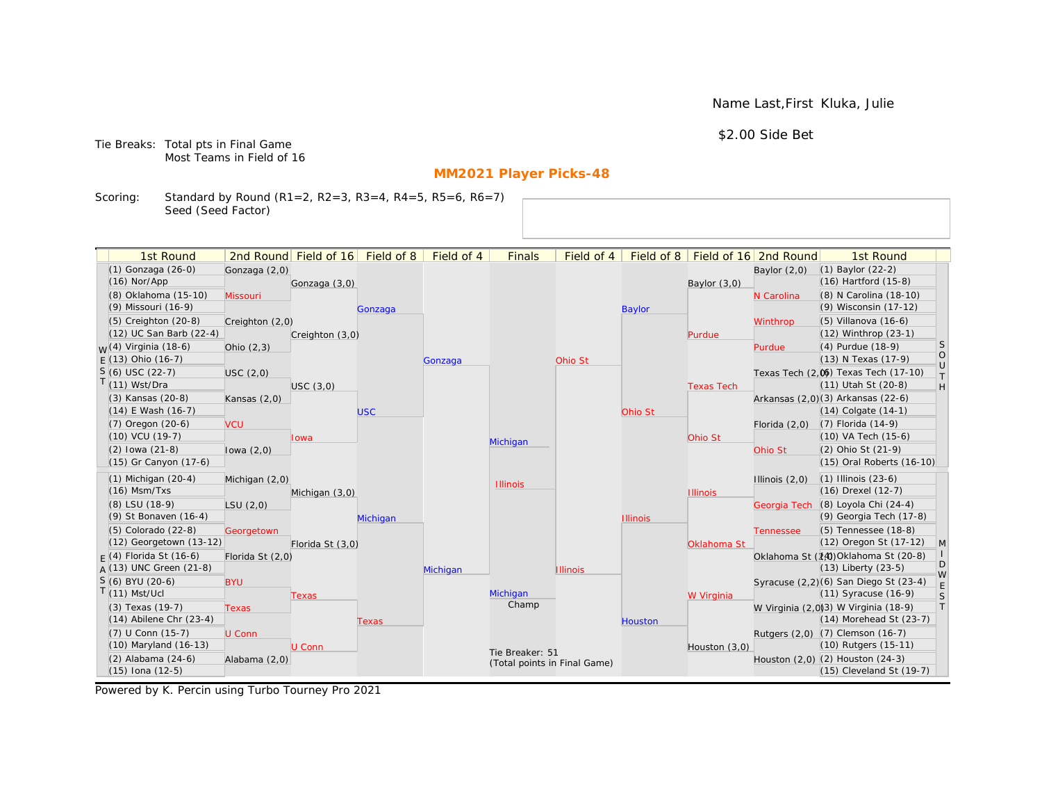Name Last,First Kluka, Julie

$2.00 Side Bet

Tie Breaks: Total pts in Final Game
Most Teams in Field of 16

## MM2021 Player Picks-48

Scoring: Standard by Round (R1=2, R2=3, R3=4, R4=5, R5=6, R6=7)
Seed (Seed Factor)

| 1st Round | 2nd Round | Field of 16 | Field of 8 | Field of 4 | Finals | Field of 4 | Field of 8 | Field of 16 | 2nd Round | 1st Round |
|---|---|---|---|---|---|---|---|---|---|---|
| (1) Gonzaga (26-0) | Gonzaga (2,0) | | | | | | | | Baylor (2,0) | (1) Baylor (22-2) |
| (16) Nor/App | | Gonzaga (3,0) | | | | | | Baylor (3,0) | | (16) Hartford (15-8) |
| (8) Oklahoma (15-10) | Missouri | | | | | | | | N Carolina | (8) N Carolina (18-10) |
| (9) Missouri (16-9) | | | Gonzaga | | | | Baylor | | | (9) Wisconsin (17-12) |
| (5) Creighton (20-8) | Creighton (2,0) | | | | | | | | Winthrop | (5) Villanova (16-6) |
| (12) UC San Barb (22-4) | | Creighton (3,0) | | | | | | Purdue | | (12) Winthrop (23-1) |
| (4) Virginia (18-6) | Ohio (2,3) | | | | | | | | Purdue | (4) Purdue (18-9) |
| (13) Ohio (16-7) | | | | Gonzaga | | Ohio St | | | | (13) N Texas (17-9) |
| (6) USC (22-7) | USC (2,0) | | | | | | | | Texas Tech (2,0) | (6) Texas Tech (17-10) |
| (11) Wst/Dra | | USC (3,0) | | | | | | Texas Tech | | (11) Utah St (20-8) |
| (3) Kansas (20-8) | Kansas (2,0) | | | | | | | | Arkansas (2,0) | (3) Arkansas (22-6) |
| (14) E Wash (16-7) | | | USC | | | | Ohio St | | | (14) Colgate (14-1) |
| (7) Oregon (20-6) | VCU | | | | | | | | Florida (2,0) | (7) Florida (14-9) |
| (10) VCU (19-7) | | Iowa | | | Michigan | | | Ohio St | | (10) VA Tech (15-6) |
| (2) Iowa (21-8) | Iowa (2,0) | | | | | | | | Ohio St | (2) Ohio St (21-9) |
| (15) Gr Canyon (17-6) | | | | | | | | | | (15) Oral Roberts (16-10) |
| (1) Michigan (20-4) | Michigan (2,0) | | | | Illinois | | | | Illinois (2,0) | (1) Illinois (23-6) |
| (16) Msm/Txs | | Michigan (3,0) | | | | | | Illinois | | (16) Drexel (12-7) |
| (8) LSU (18-9) | LSU (2,0) | | | | | | | | Georgia Tech | (8) Loyola Chi (24-4) |
| (9) St Bonaven (16-4) | | | Michigan | | | | Illinois | | | (9) Georgia Tech (17-8) |
| (5) Colorado (22-8) | Georgetown | | | | | | | | Tennessee | (5) Tennessee (18-8) |
| (12) Georgetown (13-12) | | Florida St (3,0) | | | | | | Oklahoma St | | (12) Oregon St (17-12) |
| (4) Florida St (16-6) | Florida St (2,0) | | | | | | | | Oklahoma St (2,0) | (4) Oklahoma St (20-8) |
| (13) UNC Green (21-8) | | | | Michigan | | Illinois | | | | (13) Liberty (23-5) |
| (6) BYU (20-6) | BYU | | | | | | | | Syracuse (2,2) | (6) San Diego St (23-4) |
| (11) Mst/Ucl | | Texas | | | Michigan Champ | | | W Virginia | | (11) Syracuse (16-9) |
| (3) Texas (19-7) | Texas | | | | | | | | W Virginia (2,0) | (3) W Virginia (18-9) |
| (14) Abilene Chr (23-4) | | | Texas | | | | Houston | | | (14) Morehead St (23-7) |
| (7) U Conn (15-7) | U Conn | | | | | | | | Rutgers (2,0) | (7) Clemson (16-7) |
| (10) Maryland (16-13) | | U Conn | | | | | | Houston (3,0) | | (10) Rutgers (15-11) |
| (2) Alabama (24-6) | Alabama (2,0) | | | | | | | | Houston (2,0) | (2) Houston (24-3) |
| (15) Iona (12-5) | | | | | | | | | | (15) Cleveland St (19-7) |

Tie Breaker: 51
(Total points in Final Game)

Powered by K. Percin using Turbo Tourney Pro 2021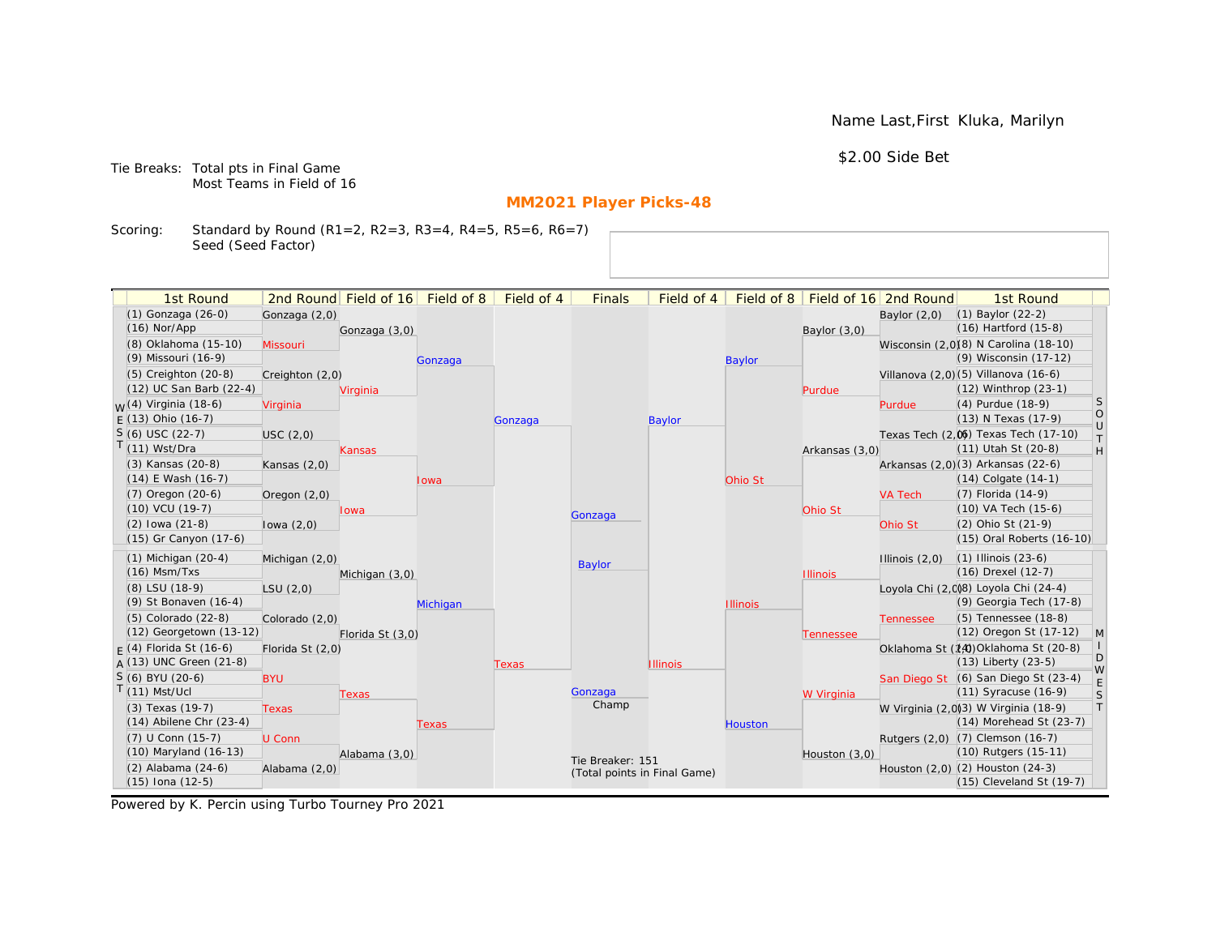Name Last,First Kluka, Marilyn

$2.00 Side Bet

Tie Breaks: Total pts in Final Game
Most Teams in Field of 16

## MM2021 Player Picks-48

Scoring: Standard by Round (R1=2, R2=3, R3=4, R4=5, R5=6, R6=7)
Seed (Seed Factor)

| 1st Round | 2nd Round | Field of 16 | Field of 8 | Field of 4 | Finals | Field of 4 | Field of 8 | Field of 16 | 2nd Round | 1st Round |
|---|---|---|---|---|---|---|---|---|---|---|
| (1) Gonzaga (26-0) | Gonzaga (2,0) | | | | | | | | Baylor (2,0) | (1) Baylor (22-2) |
| (16) Nor/App | | Gonzaga (3,0) | | | | | | Baylor (3,0) | | (16) Hartford (15-8) |
| (8) Oklahoma (15-10) | Missouri | | | | | | | | Wisconsin (2,0) | (8) N Carolina (18-10) |
| (9) Missouri (16-9) | | | Gonzaga | | | | Baylor | | | (9) Wisconsin (17-12) |
| (5) Creighton (20-8) | Creighton (2,0) | | | | | | | | Villanova (2,0) | (5) Villanova (16-6) |
| (12) UC San Barb (22-4) | | Virginia | | | | | | Purdue | | (12) Winthrop (23-1) |
| (4) Virginia (18-6) | Virginia | | | | | | | | Purdue | (4) Purdue (18-9) |
| (13) Ohio (16-7) | | | | Gonzaga | | Baylor | | | | (13) N Texas (17-9) |
| (6) USC (22-7) | USC (2,0) | | | | | | | | Texas Tech (2,0) | (6) Texas Tech (17-10) |
| (11) Wst/Dra | | Kansas | | | | | | Arkansas (3,0) | | (11) Utah St (20-8) |
| (3) Kansas (20-8) | Kansas (2,0) | | | | | | | | Arkansas (2,0) | (3) Arkansas (22-6) |
| (14) E Wash (16-7) | | | Iowa | | | | Ohio St | | | (14) Colgate (14-1) |
| (7) Oregon (20-6) | Oregon (2,0) | | | | | | | | VA Tech | (7) Florida (14-9) |
| (10) VCU (19-7) | | Iowa | | | | | | Ohio St | | (10) VA Tech (15-6) |
| (2) Iowa (21-8) | Iowa (2,0) | | | | Gonzaga | | | | Ohio St | (2) Ohio St (21-9) |
| (15) Gr Canyon (17-6) | | | | | | | | | | (15) Oral Roberts (16-10) |
| (1) Michigan (20-4) | Michigan (2,0) | | | | Baylor | | | | Illinois (2,0) | (1) Illinois (23-6) |
| (16) Msm/Txs | | Michigan (3,0) | | | | | | Illinois | | (16) Drexel (12-7) |
| (8) LSU (18-9) | LSU (2,0) | | | | | | | | Loyola Chi (2,0) | (8) Loyola Chi (24-4) |
| (9) St Bonaven (16-4) | | | Michigan | | | | Illinois | | | (9) Georgia Tech (17-8) |
| (5) Colorado (22-8) | Colorado (2,0) | | | | | | | | Tennessee | (5) Tennessee (18-8) |
| (12) Georgetown (13-12) | | Florida St (3,0) | | | | | | Tennessee | | (12) Oregon St (17-12) |
| (4) Florida St (16-6) | Florida St (2,0) | | | | | | | | Oklahoma St (2,0) | (4) Oklahoma St (20-8) |
| (13) UNC Green (21-8) | | | | Texas | | Illinois | | | | (13) Liberty (23-5) |
| (6) BYU (20-6) | BYU | | | | | | | | San Diego St | (6) San Diego St (23-4) |
| (11) Mst/Ucl | | Texas | | | Gonzaga Champ | | | W Virginia | | (11) Syracuse (16-9) |
| (3) Texas (19-7) | Texas | | | | | | | | W Virginia (2,0) | (3) W Virginia (18-9) |
| (14) Abilene Chr (23-4) | | | Texas | | | | Houston | | | (14) Morehead St (23-7) |
| (7) U Conn (15-7) | U Conn | | | | | | | | Rutgers (2,0) | (7) Clemson (16-7) |
| (10) Maryland (16-13) | | Alabama (3,0) | | | Tie Breaker: 151 (Total points in Final Game) | | | Houston (3,0) | | (10) Rutgers (15-11) |
| (2) Alabama (24-6) | Alabama (2,0) | | | | | | | | Houston (2,0) | (2) Houston (24-3) |
| (15) Iona (12-5) | | | | | | | | | | (15) Cleveland St (19-7) |

Powered by K. Percin using Turbo Tourney Pro 2021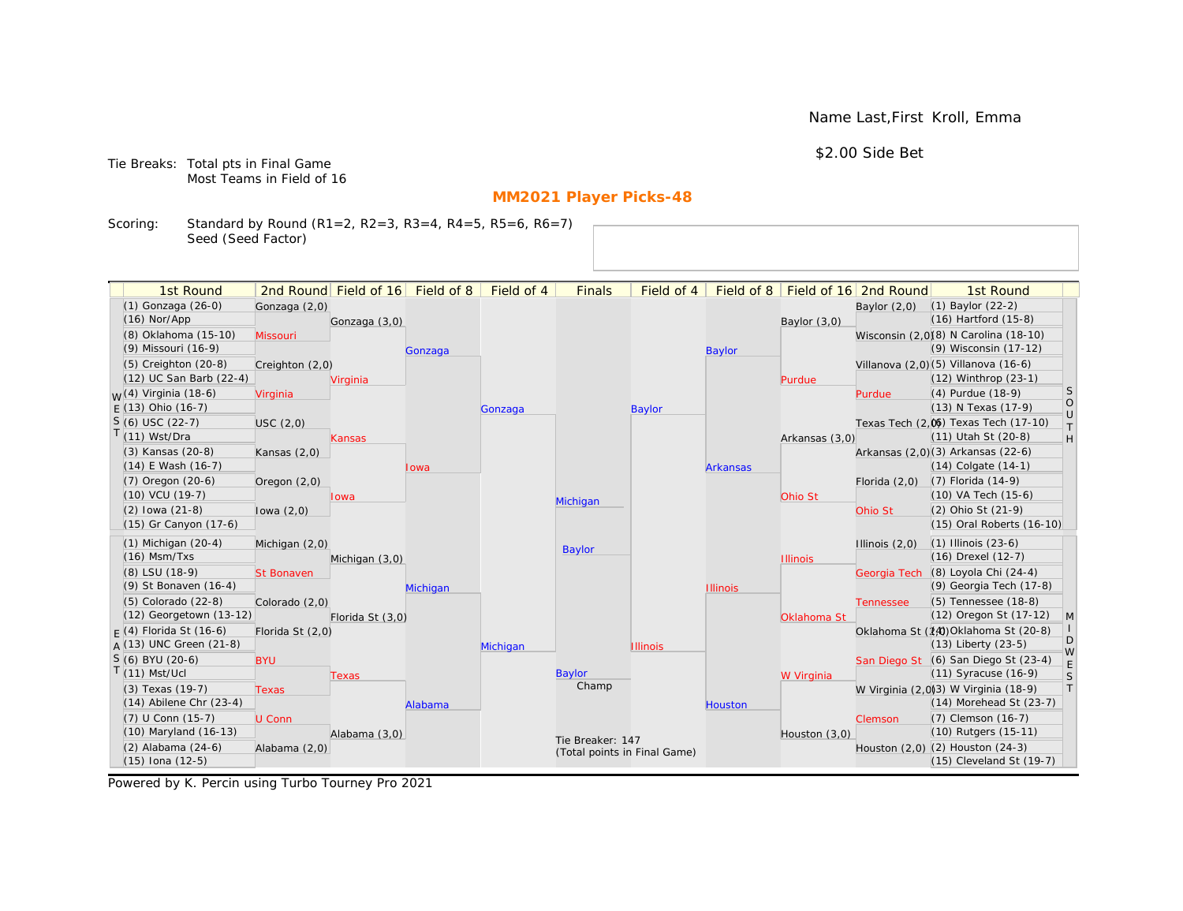Name Last,First Kroll, Emma

$2.00 Side Bet

Tie Breaks: Total pts in Final Game
Most Teams in Field of 16

## MM2021 Player Picks-48

Scoring: Standard by Round (R1=2, R2=3, R3=4, R4=5, R5=6, R6=7)
Seed (Seed Factor)

| 1st Round | 2nd Round | Field of 16 | Field of 8 | Field of 4 | Finals | Field of 4 | Field of 8 | Field of 16 | 2nd Round | 1st Round |
|---|---|---|---|---|---|---|---|---|---|---|
| (1) Gonzaga (26-0) | Gonzaga (2,0) | Gonzaga (3,0) | Gonzaga | Gonzaga | Michigan | Baylor | Baylor | Baylor (3,0) | Baylor (2,0) | (1) Baylor (22-2) |
| (16) Nor/App | | | | | | | | | | (16) Hartford (15-8) |
| (8) Oklahoma (15-10) | Missouri | | | | | | | | Wisconsin (2,0) | (8) N Carolina (18-10) |
| (9) Missouri (16-9) | | | | | | | | | | (9) Wisconsin (17-12) |
| (5) Creighton (20-8) | Creighton (2,0) | Virginia | | | | | | Purdue | Villanova (2,0) | (5) Villanova (16-6) |
| (12) UC San Barb (22-4) | | | | | | | | | | (12) Winthrop (23-1) |
| (4) Virginia (18-6) | Virginia | | | | | | | | Purdue | (4) Purdue (18-9) |
| (13) Ohio (16-7) | | | | | | | | | | (13) N Texas (17-9) |
| (6) USC (22-7) | USC (2,0) | Kansas | Iowa | | | | Arkansas | Arkansas (3,0) | Texas Tech (2,0) | (6) Texas Tech (17-10) |
| (11) Wst/Dra | | | | | | | | | | (11) Utah St (20-8) |
| (3) Kansas (20-8) | Kansas (2,0) | | | | | | | | Arkansas (2,0) | (3) Arkansas (22-6) |
| (14) E Wash (16-7) | | | | | | | | | | (14) Colgate (14-1) |
| (7) Oregon (20-6) | Oregon (2,0) | Iowa | | | | | | Ohio St | Florida (2,0) | (7) Florida (14-9) |
| (10) VCU (19-7) | | | | | | | | | | (10) VA Tech (15-6) |
| (2) Iowa (21-8) | Iowa (2,0) | | | | | | | | Ohio St | (2) Ohio St (21-9) |
| (15) Gr Canyon (17-6) | | | | | | | | | | (15) Oral Roberts (16-10) |
| (1) Michigan (20-4) | Michigan (2,0) | Michigan (3,0) | Michigan | Michigan | Baylor | Illinois | Illinois | Illinois | Illinois (2,0) | (1) Illinois (23-6) |
| (16) Msm/Txs | | | | | | | | | | (16) Drexel (12-7) |
| (8) LSU (18-9) | St Bonaven | | | | | | | | Georgia Tech | (8) Loyola Chi (24-4) |
| (9) St Bonaven (16-4) | | | | | | | | | | (9) Georgia Tech (17-8) |
| (5) Colorado (22-8) | Colorado (2,0) | Florida St (3,0) | | | | | | Oklahoma St | Tennessee | (5) Tennessee (18-8) |
| (12) Georgetown (13-12) | | | | | | | | | | (12) Oregon St (17-12) |
| (4) Florida St (16-6) | Florida St (2,0) | | | | | | | | Oklahoma St (2,0) | (4) Oklahoma St (20-8) |
| (13) UNC Green (21-8) | | | | | | | | | | (13) Liberty (23-5) |
| (6) BYU (20-6) | BYU | Texas | Alabama | | | | Houston | W Virginia | San Diego St | (6) San Diego St (23-4) |
| (11) Mst/Ucl | | | | | | | | | | (11) Syracuse (16-9) |
| (3) Texas (19-7) | Texas | | | | | | | | W Virginia (2,0) | (3) W Virginia (18-9) |
| (14) Abilene Chr (23-4) | | | | | | | | | | (14) Morehead St (23-7) |
| (7) U Conn (15-7) | U Conn | Alabama (3,0) | | | | | | Houston (3,0) | Clemson | (7) Clemson (16-7) |
| (10) Maryland (16-13) | | | | | | | | | | (10) Rutgers (15-11) |
| (2) Alabama (24-6) | Alabama (2,0) | | | | | | | | Houston (2,0) | (2) Houston (24-3) |
| (15) Iona (12-5) | | | | | | | | | | (15) Cleveland St (19-7) |

Regions: WEST (top left), EAST (bottom left), SOUTH (top right), MIDWEST (bottom right)

Champ: Baylor

Tie Breaker: 147
(Total points in Final Game)

Powered by K. Percin using Turbo Tourney Pro 2021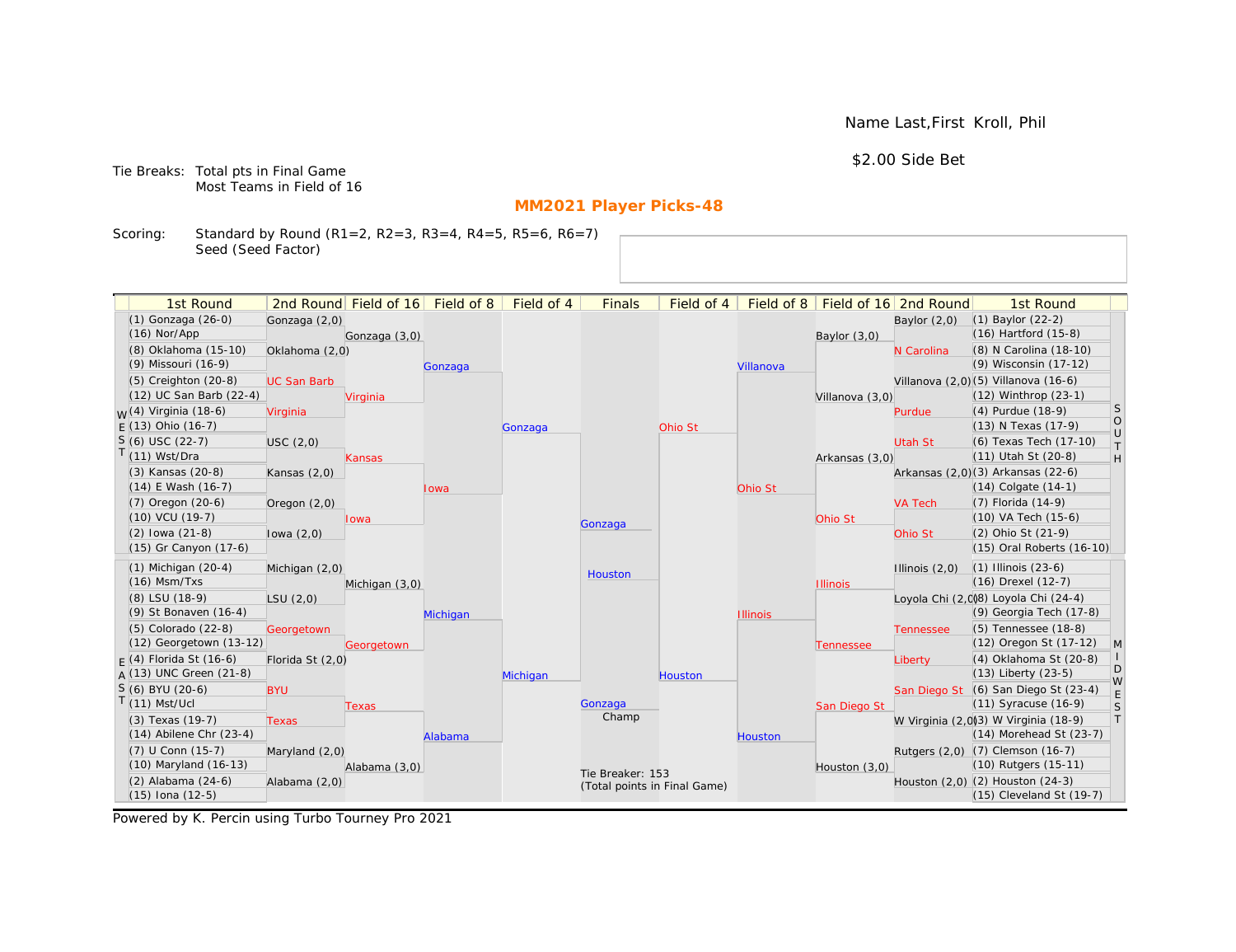Name Last,First Kroll, Phil

$2.00 Side Bet

Tie Breaks: Total pts in Final Game
Most Teams in Field of 16

## MM2021 Player Picks-48

Scoring: Standard by Round (R1=2, R2=3, R3=4, R4=5, R5=6, R6=7)
Seed (Seed Factor)

| 1st Round | 2nd Round | Field of 16 | Field of 8 | Field of 4 | Finals | Field of 4 | Field of 8 | Field of 16 | 2nd Round | 1st Round |
|---|---|---|---|---|---|---|---|---|---|---|
| (1) Gonzaga (26-0) | Gonzaga (2,0) | | | | | | | | Baylor (2,0) | (1) Baylor (22-2) |
| (16) Nor/App | | Gonzaga (3,0) | | | | | | Baylor (3,0) | | (16) Hartford (15-8) |
| (8) Oklahoma (15-10) | Oklahoma (2,0) | | | | | | | | N Carolina | (8) N Carolina (18-10) |
| (9) Missouri (16-9) | | | Gonzaga | | | | Villanova | | | (9) Wisconsin (17-12) |
| (5) Creighton (20-8) | UC San Barb | | | | | | | | Villanova (2,0) | (5) Villanova (16-6) |
| (12) UC San Barb (22-4) | | Virginia | | | | | | Villanova (3,0) | | (12) Winthrop (23-1) |
| (4) Virginia (18-6) | Virginia | | | | | | | | Purdue | (4) Purdue (18-9) |
| (13) Ohio (16-7) | | | | Gonzaga | | Ohio St | | | | (13) N Texas (17-9) |
| (6) USC (22-7) | USC (2,0) | | | | | | | | Utah St | (6) Texas Tech (17-10) |
| (11) Wst/Dra | | Kansas | | | | | | Arkansas (3,0) | | (11) Utah St (20-8) |
| (3) Kansas (20-8) | Kansas (2,0) | | | | | | | | Arkansas (2,0) | (3) Arkansas (22-6) |
| (14) E Wash (16-7) | | | Iowa | | | | Ohio St | | | (14) Colgate (14-1) |
| (7) Oregon (20-6) | Oregon (2,0) | | | | | | | | VA Tech | (7) Florida (14-9) |
| (10) VCU (19-7) | | Iowa | | | | | | Ohio St | | (10) VA Tech (15-6) |
| (2) Iowa (21-8) | Iowa (2,0) | | | | Gonzaga | | | | Ohio St | (2) Ohio St (21-9) |
| (15) Gr Canyon (17-6) | | | | | | | | | | (15) Oral Roberts (16-10) |
| (1) Michigan (20-4) | Michigan (2,0) | | | | Houston | | | | Illinois (2,0) | (1) Illinois (23-6) |
| (16) Msm/Txs | | Michigan (3,0) | | | | | | Illinois | | (16) Drexel (12-7) |
| (8) LSU (18-9) | LSU (2,0) | | | | | | | | Loyola Chi (2,0) | (8) Loyola Chi (24-4) |
| (9) St Bonaven (16-4) | | | Michigan | | | | Illinois | | | (9) Georgia Tech (17-8) |
| (5) Colorado (22-8) | Georgetown | | | | | | | | Tennessee | (5) Tennessee (18-8) |
| (12) Georgetown (13-12) | | Georgetown | | | | | | Tennessee | | (12) Oregon St (17-12) |
| (4) Florida St (16-6) | Florida St (2,0) | | | | | | | | Liberty | (4) Oklahoma St (20-8) |
| (13) UNC Green (21-8) | | | | Michigan | | Houston | | | | (13) Liberty (23-5) |
| (6) BYU (20-6) | BYU | | | | | | | | San Diego St | (6) San Diego St (23-4) |
| (11) Mst/Ucl | | Texas | | | Gonzaga (Champ) | | | San Diego St | | (11) Syracuse (16-9) |
| (3) Texas (19-7) | Texas | | | | | | | | W Virginia (2,0) | (3) W Virginia (18-9) |
| (14) Abilene Chr (23-4) | | | Alabama | | | | Houston | | | (14) Morehead St (23-7) |
| (7) U Conn (15-7) | Maryland (2,0) | | | | | | | | Rutgers (2,0) | (7) Clemson (16-7) |
| (10) Maryland (16-13) | | Alabama (3,0) | | | | | | Houston (3,0) | | (10) Rutgers (15-11) |
| (2) Alabama (24-6) | Alabama (2,0) | | | | | | | | Houston (2,0) | (2) Houston (24-3) |
| (15) Iona (12-5) | | | | | | | | | | (15) Cleveland St (19-7) |

Left regions: WEST (top), EAST (bottom). Right regions: SOUTH (top), MIDWEST (bottom).

Tie Breaker: 153
(Total points in Final Game)

Powered by K. Percin using Turbo Tourney Pro 2021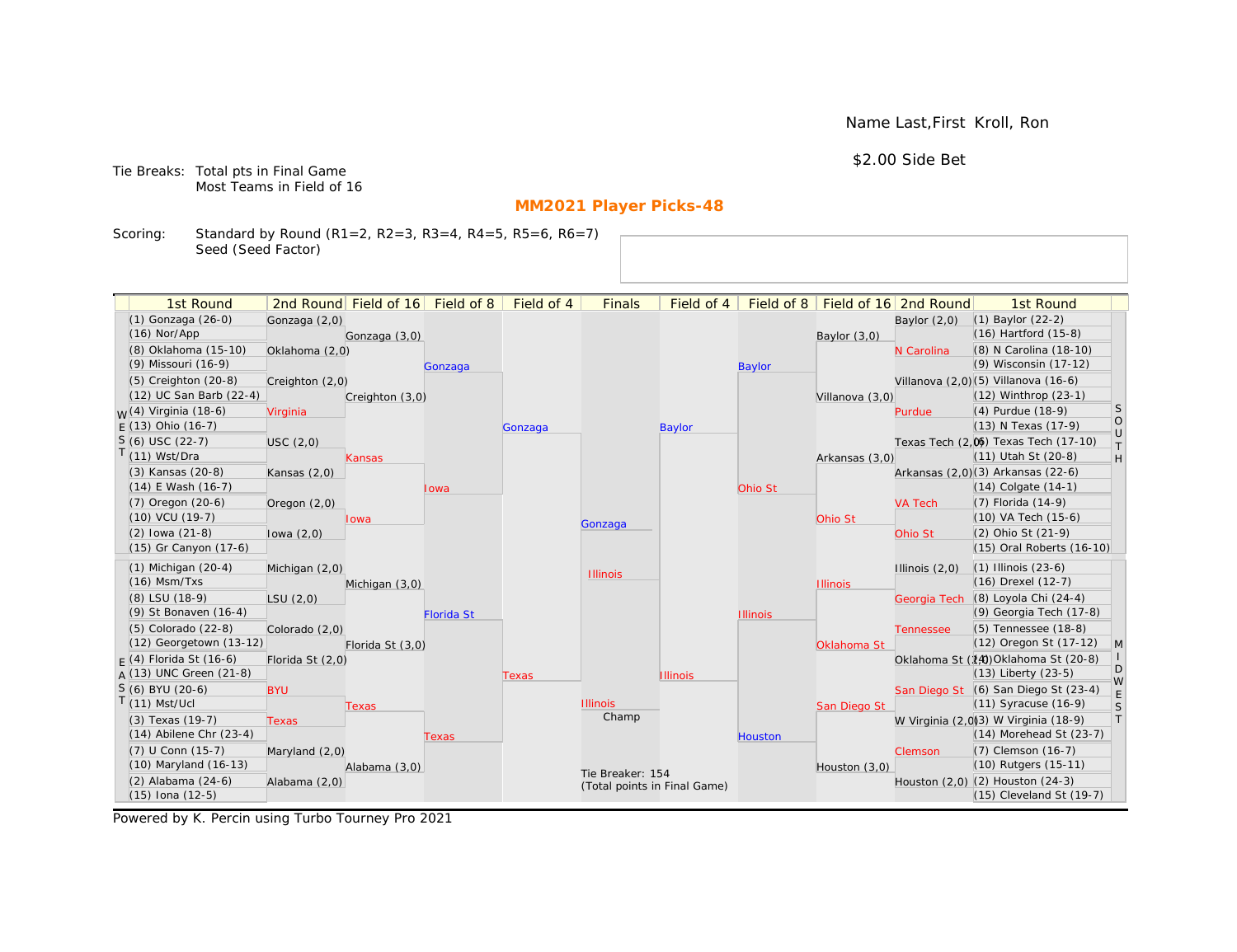Name Last,First Kroll, Ron

$2.00 Side Bet

Tie Breaks: Total pts in Final Game
Most Teams in Field of 16

## MM2021 Player Picks-48

Scoring: Standard by Round (R1=2, R2=3, R3=4, R4=5, R5=6, R6=7)
Seed (Seed Factor)

| 1st Round | 2nd Round | Field of 16 | Field of 8 | Field of 4 | Finals | Field of 4 | Field of 8 | Field of 16 | 2nd Round | 1st Round |
|---|---|---|---|---|---|---|---|---|---|---|
| (1) Gonzaga (26-0) | Gonzaga (2,0) | | | | | | | | Baylor (2,0) | (1) Baylor (22-2) |
| (16) Nor/App | | Gonzaga (3,0) | | | | | | Baylor (3,0) | | (16) Hartford (15-8) |
| (8) Oklahoma (15-10) | Oklahoma (2,0) | | | | | | | | N Carolina | (8) N Carolina (18-10) |
| (9) Missouri (16-9) | | | Gonzaga | | | | Baylor | | | (9) Wisconsin (17-12) |
| (5) Creighton (20-8) | Creighton (2,0) | | | | | | | | Villanova (2,0) | (5) Villanova (16-6) |
| (12) UC San Barb (22-4) | | Creighton (3,0) | | | | | | Villanova (3,0) | | (12) Winthrop (23-1) |
| (4) Virginia (18-6) | Virginia | | | | | | | | Purdue | (4) Purdue (18-9) |
| (13) Ohio (16-7) | | | | Gonzaga | | Baylor | | | | (13) N Texas (17-9) |
| (6) USC (22-7) | USC (2,0) | | | | | | | | Texas Tech (2,0) | (6) Texas Tech (17-10) |
| (11) Wst/Dra | | Kansas | | | | | | Arkansas (3,0) | | (11) Utah St (20-8) |
| (3) Kansas (20-8) | Kansas (2,0) | | | | | | | | Arkansas (2,0) | (3) Arkansas (22-6) |
| (14) E Wash (16-7) | | | Iowa | | | | Ohio St | | | (14) Colgate (14-1) |
| (7) Oregon (20-6) | Oregon (2,0) | | | | | | | | VA Tech | (7) Florida (14-9) |
| (10) VCU (19-7) | | Iowa | | | Gonzaga | | | Ohio St | | (10) VA Tech (15-6) |
| (2) Iowa (21-8) | Iowa (2,0) | | | | | | | | Ohio St | (2) Ohio St (21-9) |
| (15) Gr Canyon (17-6) | | | | | | | | | | (15) Oral Roberts (16-10) |
| (1) Michigan (20-4) | Michigan (2,0) | | | | Illinois | | | | Illinois (2,0) | (1) Illinois (23-6) |
| (16) Msm/Txs | | Michigan (3,0) | | | | | | Illinois | | (16) Drexel (12-7) |
| (8) LSU (18-9) | LSU (2,0) | | | | | | | | Georgia Tech | (8) Loyola Chi (24-4) |
| (9) St Bonaven (16-4) | | | Florida St | | | | Illinois | | | (9) Georgia Tech (17-8) |
| (5) Colorado (22-8) | Colorado (2,0) | | | | | | | | Tennessee | (5) Tennessee (18-8) |
| (12) Georgetown (13-12) | | Florida St (3,0) | | | | | | Oklahoma St | | (12) Oregon St (17-12) |
| (4) Florida St (16-6) | Florida St (2,0) | | | | | | | | Oklahoma St (2,0) | (4) Oklahoma St (20-8) |
| (13) UNC Green (21-8) | | | | Texas | | Illinois | | | | (13) Liberty (23-5) |
| (6) BYU (20-6) | BYU | | | | | | | | San Diego St | (6) San Diego St (23-4) |
| (11) Mst/Ucl | | Texas | | | Illinois | | | San Diego St | | (11) Syracuse (16-9) |
| (3) Texas (19-7) | Texas | | | | Champ | | | | W Virginia (2,0) | (3) W Virginia (18-9) |
| (14) Abilene Chr (23-4) | | | Texas | | | | Houston | | | (14) Morehead St (23-7) |
| (7) U Conn (15-7) | Maryland (2,0) | | | | | | | | Clemson | (7) Clemson (16-7) |
| (10) Maryland (16-13) | | Alabama (3,0) | | | | | | Houston (3,0) | | (10) Rutgers (15-11) |
| (2) Alabama (24-6) | Alabama (2,0) | | | | | | | | Houston (2,0) | (2) Houston (24-3) |
| (15) Iona (12-5) | | | | | | | | | | (15) Cleveland St (19-7) |

Regions: WEST (top left), EAST (bottom left), SOUTH (top right), MIDWEST (bottom right)

Tie Breaker: 154
(Total points in Final Game)

Powered by K. Percin using Turbo Tourney Pro 2021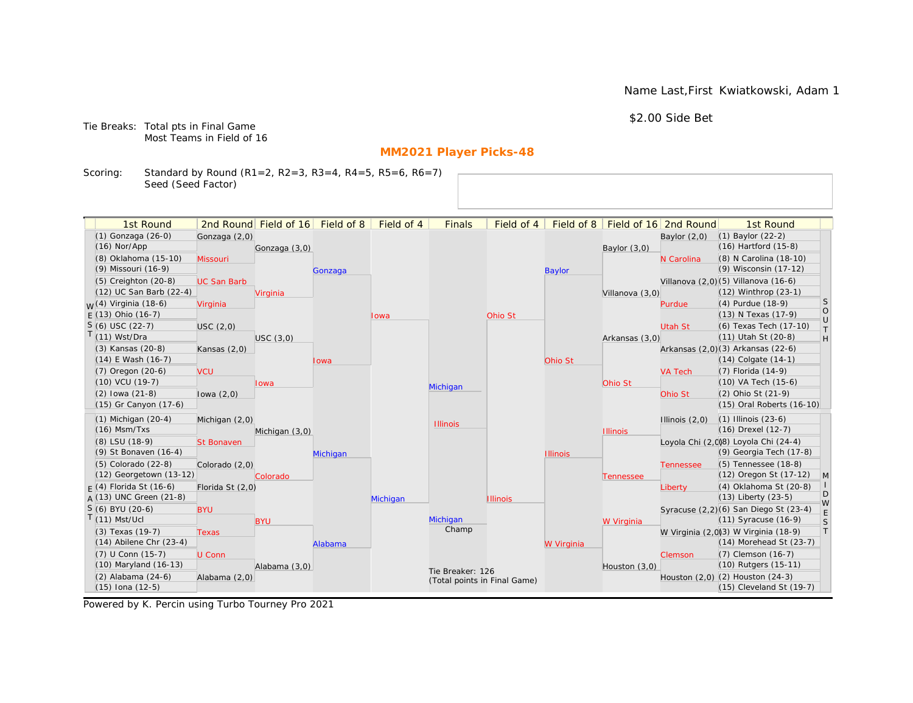Name Last,First Kwiatkowski, Adam 1

$2.00 Side Bet

Tie Breaks: Total pts in Final Game
Most Teams in Field of 16

## MM2021 Player Picks-48

Scoring: Standard by Round (R1=2, R2=3, R3=4, R4=5, R5=6, R6=7)
Seed (Seed Factor)

### WEST

| 1st Round | 2nd Round | Field of 16 | Field of 8 | Field of 4 |
|---|---|---|---|---|
| (1) Gonzaga (26-0) | Gonzaga (2,0) | Gonzaga (3,0) | Gonzaga | Iowa |
| (16) Nor/App | | | | |
| (8) Oklahoma (15-10) | Missouri | | | |
| (9) Missouri (16-9) | | | | |
| (5) Creighton (20-8) | UC San Barb | Virginia | | |
| (12) UC San Barb (22-4) | | | | |
| (4) Virginia (18-6) | Virginia | | | |
| (13) Ohio (16-7) | | | | |
| (6) USC (22-7) | USC (2,0) | USC (3,0) | Iowa | |
| (11) Wst/Dra | | | | |
| (3) Kansas (20-8) | Kansas (2,0) | | | |
| (14) E Wash (16-7) | | | | |
| (7) Oregon (20-6) | VCU | Iowa | | |
| (10) VCU (19-7) | | | | |
| (2) Iowa (21-8) | Iowa (2,0) | | | |
| (15) Gr Canyon (17-6) | | | | |

### EAST

| 1st Round | 2nd Round | Field of 16 | Field of 8 | Field of 4 |
|---|---|---|---|---|
| (1) Michigan (20-4) | Michigan (2,0) | Michigan (3,0) | Michigan | Michigan |
| (16) Msm/Txs | | | | |
| (8) LSU (18-9) | St Bonaven | | | |
| (9) St Bonaven (16-4) | | | | |
| (5) Colorado (22-8) | Colorado (2,0) | Colorado | | |
| (12) Georgetown (13-12) | | | | |
| (4) Florida St (16-6) | Florida St (2,0) | | | |
| (13) UNC Green (21-8) | | | | |
| (6) BYU (20-6) | BYU | BYU | Alabama | |
| (11) Mst/Ucl | | | | |
| (3) Texas (19-7) | Texas | | | |
| (14) Abilene Chr (23-4) | | | | |
| (7) U Conn (15-7) | U Conn | Alabama (3,0) | | |
| (10) Maryland (16-13) | | | | |
| (2) Alabama (24-6) | Alabama (2,0) | | | |
| (15) Iona (12-5) | | | | |

### SOUTH

| 1st Round | 2nd Round | Field of 16 | Field of 8 | Field of 4 |
|---|---|---|---|---|
| (1) Baylor (22-2) | Baylor (2,0) | Baylor (3,0) | Baylor | Ohio St |
| (16) Hartford (15-8) | | | | |
| (8) N Carolina (18-10) | N Carolina | | | |
| (9) Wisconsin (17-12) | | | | |
| (5) Villanova (16-6) | Villanova (2,0) | Villanova (3,0) | | |
| (12) Winthrop (23-1) | | | | |
| (4) Purdue (18-9) | Purdue | | | |
| (13) N Texas (17-9) | | | | |
| (6) Texas Tech (17-10) | Utah St | Arkansas (3,0) | Ohio St | |
| (11) Utah St (20-8) | | | | |
| (3) Arkansas (22-6) | Arkansas (2,0) | | | |
| (14) Colgate (14-1) | | | | |
| (7) Florida (14-9) | VA Tech | Ohio St | | |
| (10) VA Tech (15-6) | | | | |
| (2) Ohio St (21-9) | Ohio St | | | |
| (15) Oral Roberts (16-10) | | | | |

### MIDWEST

| 1st Round | 2nd Round | Field of 16 | Field of 8 | Field of 4 |
|---|---|---|---|---|
| (1) Illinois (23-6) | Illinois (2,0) | Illinois | Illinois | Illinois |
| (16) Drexel (12-7) | | | | |
| (8) Loyola Chi (24-4) | Loyola Chi (2,0) | | | |
| (9) Georgia Tech (17-8) | | | | |
| (5) Tennessee (18-8) | Tennessee | Tennessee | | |
| (12) Oregon St (17-12) | | | | |
| (4) Oklahoma St (20-8) | Liberty | | | |
| (13) Liberty (23-5) | | | | |
| (6) San Diego St (23-4) | Syracuse (2,2) | W Virginia | W Virginia | |
| (11) Syracuse (16-9) | | | | |
| (3) W Virginia (18-9) | W Virginia (2,0) | | | |
| (14) Morehead St (23-7) | | | | |
| (7) Clemson (16-7) | Clemson | Houston (3,0) | | |
| (10) Rutgers (15-11) | | | | |
| (2) Houston (24-3) | Houston (2,0) | | | |
| (15) Cleveland St (19-7) | | | | |

### Finals

- Michigan
- Illinois

Champ: Michigan

Tie Breaker: 126
(Total points in Final Game)

Powered by K. Percin using Turbo Tourney Pro 2021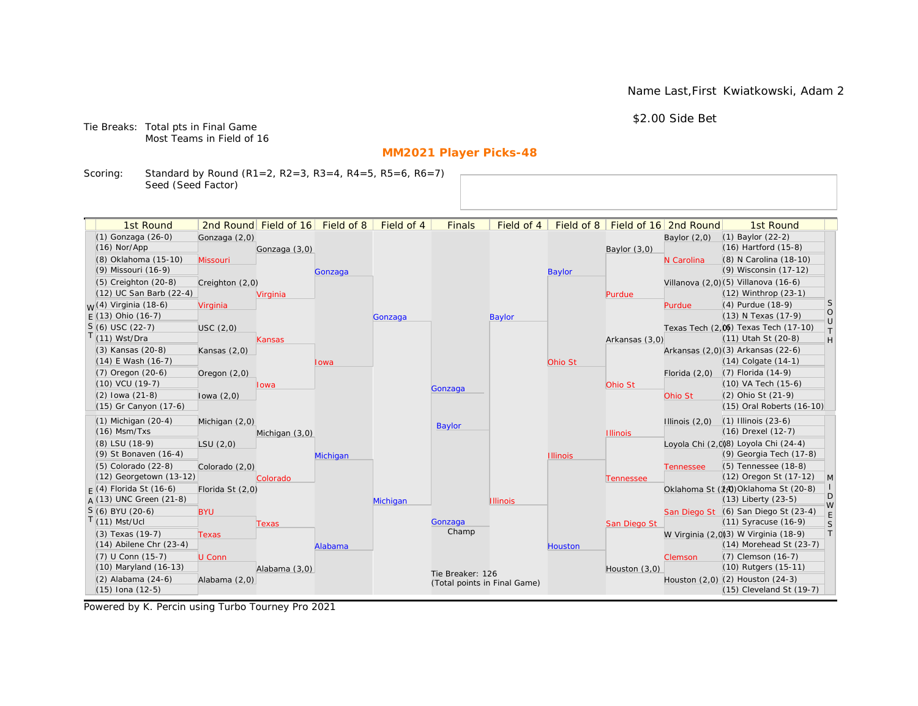Name Last,First Kwiatkowski, Adam 2

$2.00 Side Bet

Tie Breaks: Total pts in Final Game
Most Teams in Field of 16

## MM2021 Player Picks-48

Scoring: Standard by Round (R1=2, R2=3, R3=4, R4=5, R5=6, R6=7)
Seed (Seed Factor)

| 1st Round | 2nd Round | Field of 16 | Field of 8 | Field of 4 | Finals | Field of 4 | Field of 8 | Field of 16 | 2nd Round | 1st Round |
|---|---|---|---|---|---|---|---|---|---|---|
| (1) Gonzaga (26-0) | Gonzaga (2,0) | | | | | | | | Baylor (2,0) | (1) Baylor (22-2) |
| (16) Nor/App | | Gonzaga (3,0) | | | | | | Baylor (3,0) | | (16) Hartford (15-8) |
| (8) Oklahoma (15-10) | Missouri | | | | | | | | N Carolina | (8) N Carolina (18-10) |
| (9) Missouri (16-9) | | | Gonzaga | | | | Baylor | | | (9) Wisconsin (17-12) |
| (5) Creighton (20-8) | Creighton (2,0) | | | | | | | | Villanova (2,0) | (5) Villanova (16-6) |
| (12) UC San Barb (22-4) | | Virginia | | | | | | Purdue | | (12) Winthrop (23-1) |
| (4) Virginia (18-6) | Virginia | | | | | | | | Purdue | (4) Purdue (18-9) |
| (13) Ohio (16-7) | | | | Gonzaga | | Baylor | | | | (13) N Texas (17-9) |
| (6) USC (22-7) | USC (2,0) | | | | | | | | Texas Tech (2,0) | (6) Texas Tech (17-10) |
| (11) Wst/Dra | | Kansas | | | | | | Arkansas (3,0) | | (11) Utah St (20-8) |
| (3) Kansas (20-8) | Kansas (2,0) | | | | | | | | Arkansas (2,0) | (3) Arkansas (22-6) |
| (14) E Wash (16-7) | | | Iowa | | | | Ohio St | | | (14) Colgate (14-1) |
| (7) Oregon (20-6) | Oregon (2,0) | | | | | | | | Florida (2,0) | (7) Florida (14-9) |
| (10) VCU (19-7) | | Iowa | | | Gonzaga | | | Ohio St | | (10) VA Tech (15-6) |
| (2) Iowa (21-8) | Iowa (2,0) | | | | | | | | Ohio St | (2) Ohio St (21-9) |
| (15) Gr Canyon (17-6) | | | | | | | | | | (15) Oral Roberts (16-10) |
| (1) Michigan (20-4) | Michigan (2,0) | | | | Baylor | | | | Illinois (2,0) | (1) Illinois (23-6) |
| (16) Msm/Txs | | Michigan (3,0) | | | | | | Illinois | | (16) Drexel (12-7) |
| (8) LSU (18-9) | LSU (2,0) | | | | | | | | Loyola Chi (2,0) | (8) Loyola Chi (24-4) |
| (9) St Bonaven (16-4) | | | Michigan | | | | Illinois | | | (9) Georgia Tech (17-8) |
| (5) Colorado (22-8) | Colorado (2,0) | | | | | | | | Tennessee | (5) Tennessee (18-8) |
| (12) Georgetown (13-12) | | Colorado | | | | | | Tennessee | | (12) Oregon St (17-12) |
| (4) Florida St (16-6) | Florida St (2,0) | | | | | | | | Oklahoma St (2,0) | (4) Oklahoma St (20-8) |
| (13) UNC Green (21-8) | | | | Michigan | | Illinois | | | | (13) Liberty (23-5) |
| (6) BYU (20-6) | BYU | | | | | | | | San Diego St | (6) San Diego St (23-4) |
| (11) Mst/Ucl | | Texas | | | Gonzaga Champ | | | San Diego St | | (11) Syracuse (16-9) |
| (3) Texas (19-7) | Texas | | | | | | | | W Virginia (2,0) | (3) W Virginia (18-9) |
| (14) Abilene Chr (23-4) | | | Alabama | | | | Houston | | | (14) Morehead St (23-7) |
| (7) U Conn (15-7) | U Conn | | | | | | | | Clemson | (7) Clemson (16-7) |
| (10) Maryland (16-13) | | Alabama (3,0) | | | | | | Houston (3,0) | | (10) Rutgers (15-11) |
| (2) Alabama (24-6) | Alabama (2,0) | | | | | | | | Houston (2,0) | (2) Houston (24-3) |
| (15) Iona (12-5) | | | | | | | | | | (15) Cleveland St (19-7) |

Regions: WEST (top left), EAST (bottom left), SOUTH (top right), MIDWEST (bottom right)

Tie Breaker: 126
(Total points in Final Game)

Powered by K. Percin using Turbo Tourney Pro 2021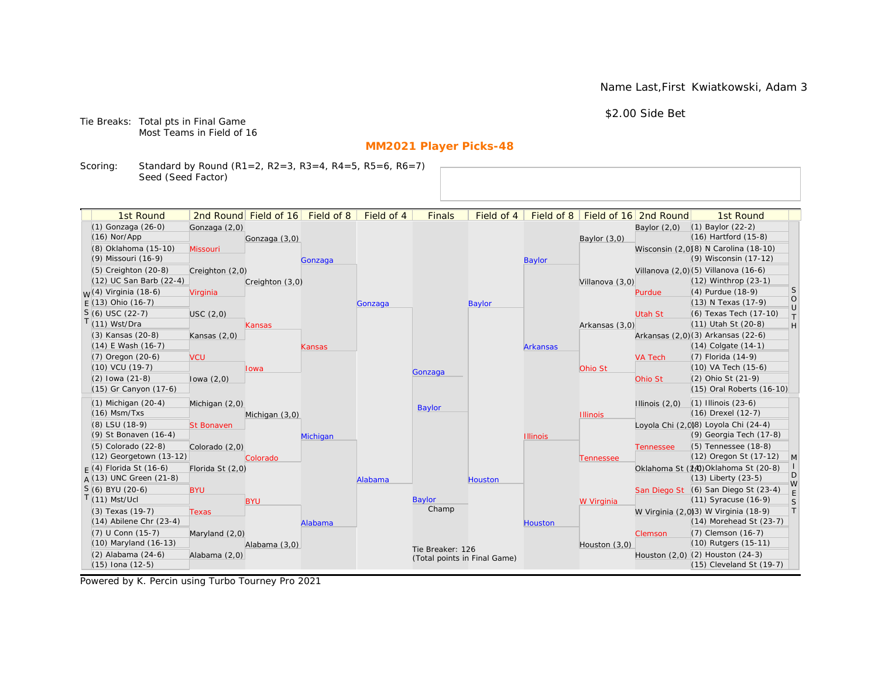Name Last,First Kwiatkowski, Adam 3

$2.00 Side Bet

Tie Breaks: Total pts in Final Game
Most Teams in Field of 16

## MM2021 Player Picks-48

Scoring: Standard by Round (R1=2, R2=3, R3=4, R4=5, R5=6, R6=7)
Seed (Seed Factor)

| 1st Round | 2nd Round | Field of 16 | Field of 8 | Field of 4 | Finals | Field of 4 | Field of 8 | Field of 16 | 2nd Round | 1st Round |
|---|---|---|---|---|---|---|---|---|---|---|
| (1) Gonzaga (26-0) | Gonzaga (2,0) | | | | | | | | Baylor (2,0) | (1) Baylor (22-2) |
| (16) Nor/App | | Gonzaga (3,0) | | | | | | Baylor (3,0) | | (16) Hartford (15-8) |
| (8) Oklahoma (15-10) | Missouri | | | | | | | | Wisconsin (2,0) | (8) N Carolina (18-10) |
| (9) Missouri (16-9) | | | Gonzaga | | | | Baylor | | | (9) Wisconsin (17-12) |
| (5) Creighton (20-8) | Creighton (2,0) | | | | | | | | Villanova (2,0) | (5) Villanova (16-6) |
| (12) UC San Barb (22-4) | | Creighton (3,0) | | | | | | Villanova (3,0) | | (12) Winthrop (23-1) |
| (4) Virginia (18-6) | Virginia | | | | | | | | Purdue | (4) Purdue (18-9) |
| (13) Ohio (16-7) | | | | Gonzaga | | Baylor | | | | (13) N Texas (17-9) |
| (6) USC (22-7) | USC (2,0) | | | | | | | | Utah St | (6) Texas Tech (17-10) |
| (11) Wst/Dra | | Kansas | | | | | | Arkansas (3,0) | | (11) Utah St (20-8) |
| (3) Kansas (20-8) | Kansas (2,0) | | | | | | | | Arkansas (2,0) | (3) Arkansas (22-6) |
| (14) E Wash (16-7) | | | Kansas | | | | Arkansas | | | (14) Colgate (14-1) |
| (7) Oregon (20-6) | VCU | | | | | | | | VA Tech | (7) Florida (14-9) |
| (10) VCU (19-7) | | Iowa | | | Gonzaga | | | Ohio St | | (10) VA Tech (15-6) |
| (2) Iowa (21-8) | Iowa (2,0) | | | | | | | | Ohio St | (2) Ohio St (21-9) |
| (15) Gr Canyon (17-6) | | | | | | | | | | (15) Oral Roberts (16-10) |
| (1) Michigan (20-4) | Michigan (2,0) | | | | Baylor | | | | Illinois (2,0) | (1) Illinois (23-6) |
| (16) Msm/Txs | | Michigan (3,0) | | | | | | Illinois | | (16) Drexel (12-7) |
| (8) LSU (18-9) | St Bonaven | | | | | | | | Loyola Chi (2,0) | (8) Loyola Chi (24-4) |
| (9) St Bonaven (16-4) | | | Michigan | | | | Illinois | | | (9) Georgia Tech (17-8) |
| (5) Colorado (22-8) | Colorado (2,0) | | | | | | | | Tennessee | (5) Tennessee (18-8) |
| (12) Georgetown (13-12) | | Colorado | | | | | | Tennessee | | (12) Oregon St (17-12) |
| (4) Florida St (16-6) | Florida St (2,0) | | | | | | | | Oklahoma St (2,0) | (4) Oklahoma St (20-8) |
| (13) UNC Green (21-8) | | | | Alabama | | Houston | | | | (13) Liberty (23-5) |
| (6) BYU (20-6) | BYU | | | | | | | | San Diego St | (6) San Diego St (23-4) |
| (11) Mst/Ucl | | BYU | | | Baylor (Champ) | | | W Virginia | | (11) Syracuse (16-9) |
| (3) Texas (19-7) | Texas | | | | | | | | W Virginia (2,0) | (3) W Virginia (18-9) |
| (14) Abilene Chr (23-4) | | | Alabama | | | | Houston | | | (14) Morehead St (23-7) |
| (7) U Conn (15-7) | Maryland (2,0) | | | | | | | | Clemson | (7) Clemson (16-7) |
| (10) Maryland (16-13) | | Alabama (3,0) | | | | | | Houston (3,0) | | (10) Rutgers (15-11) |
| (2) Alabama (24-6) | Alabama (2,0) | | | | | | | | Houston (2,0) | (2) Houston (24-3) |
| (15) Iona (12-5) | | | | | | | | | | (15) Cleveland St (19-7) |

Regions: WEST (top left), EAST (bottom left), SOUTH (top right), MIDWEST (bottom right)

Tie Breaker: 126
(Total points in Final Game)

Powered by K. Percin using Turbo Tourney Pro 2021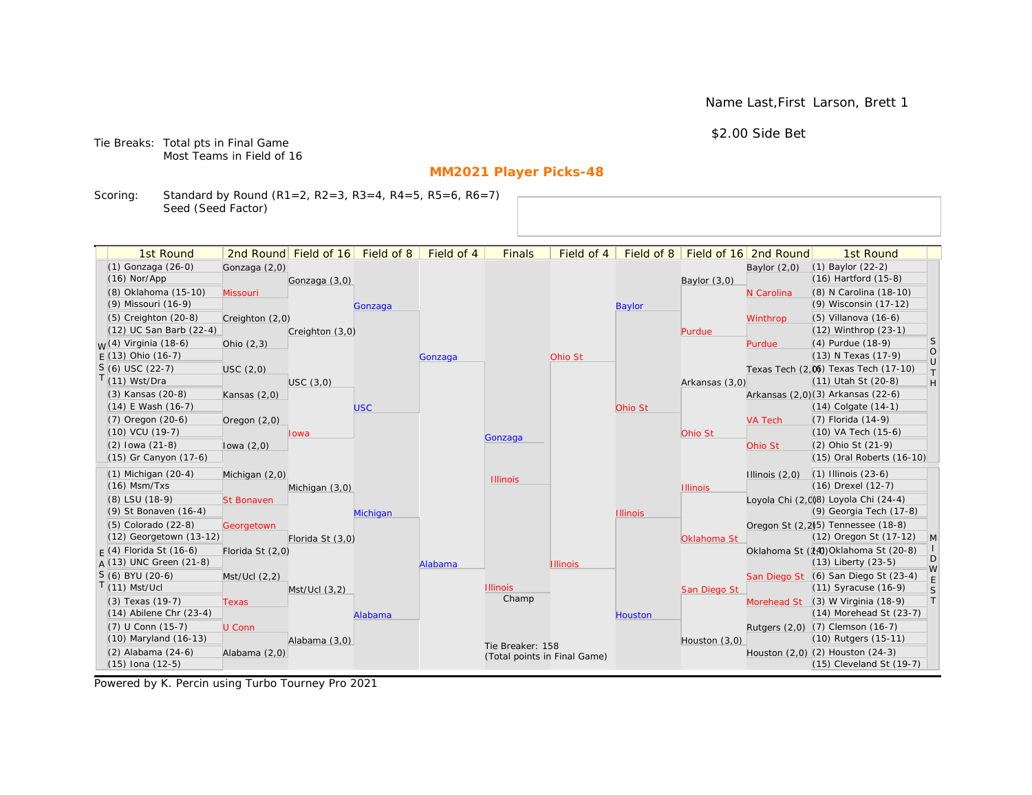Name Last,First Larson, Brett 1

$2.00 Side Bet

Tie Breaks: Total pts in Final Game
Most Teams in Field of 16

**MM2021 Player Picks-48**

Scoring: Standard by Round (R1=2, R2=3, R3=4, R4=5, R5=6, R6=7)
Seed (Seed Factor)

| 1st Round | 2nd Round | Field of 16 | Field of 8 | Field of 4 | Finals | Field of 4 | Field of 8 | Field of 16 | 2nd Round | 1st Round |
|---|---|---|---|---|---|---|---|---|---|---|
| (1) Gonzaga (26-0) | Gonzaga (2,0) | | | | | | | | Baylor (2,0) | (1) Baylor (22-2) |
| (16) Nor/App | | Gonzaga (3,0) | | | | | | Baylor (3,0) | | (16) Hartford (15-8) |
| (8) Oklahoma (15-10) | Missouri | | | | | | | | N Carolina | (8) N Carolina (18-10) |
| (9) Missouri (16-9) | | | Gonzaga | | | | Baylor | | | (9) Wisconsin (17-12) |
| (5) Creighton (20-8) | Creighton (2,0) | | | | | | | | Winthrop | (5) Villanova (16-6) |
| (12) UC San Barb (22-4) | | Creighton (3,0) | | | | | | Purdue | | (12) Winthrop (23-1) |
| WEST (4) Virginia (18-6) | Ohio (2,3) | | | | | | | | Purdue | (4) Purdue (18-9) SOUTH |
| (13) Ohio (16-7) | | | | Gonzaga | | Ohio St | | | | (13) N Texas (17-9) |
| (6) USC (22-7) | USC (2,0) | | | | | | | | Texas Tech (2,0) | (6) Texas Tech (17-10) |
| (11) Wst/Dra | | USC (3,0) | | | | | | Arkansas (3,0) | | (11) Utah St (20-8) |
| (3) Kansas (20-8) | Kansas (2,0) | | | | | | | | Arkansas (2,0) | (3) Arkansas (22-6) |
| (14) E Wash (16-7) | | | USC | | | | Ohio St | | | (14) Colgate (14-1) |
| (7) Oregon (20-6) | Oregon (2,0) | | | | | | | | VA Tech | (7) Florida (14-9) |
| (10) VCU (19-7) | | Iowa | | | | | | Ohio St | | (10) VA Tech (15-6) |
| (2) Iowa (21-8) | Iowa (2,0) | | | | Gonzaga | | | | Ohio St | (2) Ohio St (21-9) |
| (15) Gr Canyon (17-6) | | | | | | | | | | (15) Oral Roberts (16-10) |
| (1) Michigan (20-4) | Michigan (2,0) | | | | Illinois | | | | Illinois (2,0) | (1) Illinois (23-6) |
| (16) Msm/Txs | | Michigan (3,0) | | | | | | Illinois | | (16) Drexel (12-7) |
| (8) LSU (18-9) | St Bonaven | | | | | | | | Loyola Chi (2,0) | (8) Loyola Chi (24-4) |
| (9) St Bonaven (16-4) | | | Michigan | | | | Illinois | | | (9) Georgia Tech (17-8) |
| (5) Colorado (22-8) | Georgetown | | | | | | | | Oregon St (2,2) | (5) Tennessee (18-8) |
| (12) Georgetown (13-12) | | Florida St (3,0) | | | | | | Oklahoma St | | (12) Oregon St (17-12) MIDWEST |
| EAST (4) Florida St (16-6) | Florida St (2,0) | | | | | | | | Oklahoma St (2,0) | (4) Oklahoma St (20-8) |
| (13) UNC Green (21-8) | | | | Alabama | | Illinois | | | | (13) Liberty (23-5) |
| (6) BYU (20-6) | Msт/Ucl (2,2) | | | | | | | | San Diego St | (6) San Diego St (23-4) |
| (11) Mst/Ucl | | Mst/Ucl (3,2) | | | Illinois | | | San Diego St | | (11) Syracuse (16-9) |
| (3) Texas (19-7) | Texas | | | | Champ | | | | Morehead St | (3) W Virginia (18-9) |
| (14) Abilene Chr (23-4) | | | Alabama | | | | Houston | | | (14) Morehead St (23-7) |
| (7) U Conn (15-7) | U Conn | | | | | | | | Rutgers (2,0) | (7) Clemson (16-7) |
| (10) Maryland (16-13) | | Alabama (3,0) | | | Tie Breaker: 158 | | | Houston (3,0) | | (10) Rutgers (15-11) |
| (2) Alabama (24-6) | Alabama (2,0) | | | | (Total points in Final Game) | | | | Houston (2,0) | (2) Houston (24-3) |
| (15) Iona (12-5) | | | | | | | | | | (15) Cleveland St (19-7) |

Powered by K. Percin using Turbo Tourney Pro 2021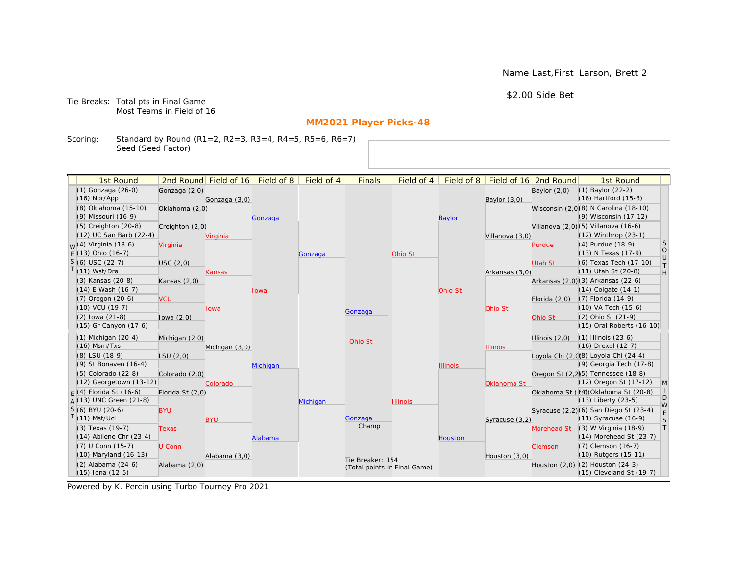Name Last,First Larson, Brett 2

$2.00 Side Bet

Tie Breaks: Total pts in Final Game
Most Teams in Field of 16

## MM2021 Player Picks-48

Scoring: Standard by Round (R1=2, R2=3, R3=4, R4=5, R5=6, R6=7)
Seed (Seed Factor)

| 1st Round | 2nd Round | Field of 16 | Field of 8 | Field of 4 | Finals | Field of 4 | Field of 8 | Field of 16 | 2nd Round | 1st Round |
|---|---|---|---|---|---|---|---|---|---|---|
| (1) Gonzaga (26-0) | Gonzaga (2,0) | Gonzaga (3,0) | Gonzaga | Gonzaga | Gonzaga | Ohio St | Baylor | Baylor (3,0) | Baylor (2,0) | (1) Baylor (22-2) |
| (16) Nor/App | | | | | | | | | | (16) Hartford (15-8) |
| (8) Oklahoma (15-10) | Oklahoma (2,0) | | | | | | | | Wisconsin (2,0) | (8) N Carolina (18-10) |
| (9) Missouri (16-9) | | | | | | | | | | (9) Wisconsin (17-12) |
| (5) Creighton (20-8) | Creighton (2,0) | Virginia | | | | | | Villanova (3,0) | Villanova (2,0) | (5) Villanova (16-6) |
| (12) UC San Barb (22-4) | | | | | | | | | | (12) Winthrop (23-1) |
| (4) Virginia (18-6) | Virginia | | | | | | | | Purdue | (4) Purdue (18-9) |
| (13) Ohio (16-7) | | | | | | | | | | (13) N Texas (17-9) |
| (6) USC (22-7) | USC (2,0) | Kansas | Iowa | | | | Ohio St | Arkansas (3,0) | Utah St | (6) Texas Tech (17-10) |
| (11) Wst/Dra | | | | | | | | | | (11) Utah St (20-8) |
| (3) Kansas (20-8) | Kansas (2,0) | | | | | | | | Arkansas (2,0) | (3) Arkansas (22-6) |
| (14) E Wash (16-7) | | | | | | | | | | (14) Colgate (14-1) |
| (7) Oregon (20-6) | VCU | Iowa | | | | | | Ohio St | Florida (2,0) | (7) Florida (14-9) |
| (10) VCU (19-7) | | | | | | | | | | (10) VA Tech (15-6) |
| (2) Iowa (21-8) | Iowa (2,0) | | | | | | | | Ohio St | (2) Ohio St (21-9) |
| (15) Gr Canyon (17-6) | | | | | | | | | | (15) Oral Roberts (16-10) |
| (1) Michigan (20-4) | Michigan (2,0) | Michigan (3,0) | Michigan | Michigan | Ohio St | Illinois | Illinois | Illinois | Illinois (2,0) | (1) Illinois (23-6) |
| (16) Msm/Txs | | | | | | | | | | (16) Drexel (12-7) |
| (8) LSU (18-9) | LSU (2,0) | | | | | | | | Loyola Chi (2,0) | (8) Loyola Chi (24-4) |
| (9) St Bonaven (16-4) | | | | | | | | | | (9) Georgia Tech (17-8) |
| (5) Colorado (22-8) | Colorado (2,0) | Colorado | | | | | | Oklahoma St | Oregon St (2,2) | (5) Tennessee (18-8) |
| (12) Georgetown (13-12) | | | | | | | | | | (12) Oregon St (17-12) |
| (4) Florida St (16-6) | Florida St (2,0) | | | | | | | | Oklahoma St (2,0) | (4) Oklahoma St (20-8) |
| (13) UNC Green (21-8) | | | | | | | | | | (13) Liberty (23-5) |
| (6) BYU (20-6) | BYU | BYU | Alabama | | | | Houston | Syracuse (3,2) | Syracuse (2,2) | (6) San Diego St (23-4) |
| (11) Mst/Ucl | | | | | | | | | | (11) Syracuse (16-9) |
| (3) Texas (19-7) | Texas | | | | | | | | Morehead St | (3) W Virginia (18-9) |
| (14) Abilene Chr (23-4) | | | | | | | | | | (14) Morehead St (23-7) |
| (7) U Conn (15-7) | U Conn | Alabama (3,0) | | | | | | Houston (3,0) | Clemson | (7) Clemson (16-7) |
| (10) Maryland (16-13) | | | | | | | | | | (10) Rutgers (15-11) |
| (2) Alabama (24-6) | Alabama (2,0) | | | | | | | | Houston (2,0) | (2) Houston (24-3) |
| (15) Iona (12-5) | | | | | | | | | | (15) Cleveland St (19-7) |

Left regions: WEST (top), EAST (bottom). Right regions: SOUTH (top), MIDWEST (bottom).

Champ: Gonzaga

Tie Breaker: 154
(Total points in Final Game)

Powered by K. Percin using Turbo Tourney Pro 2021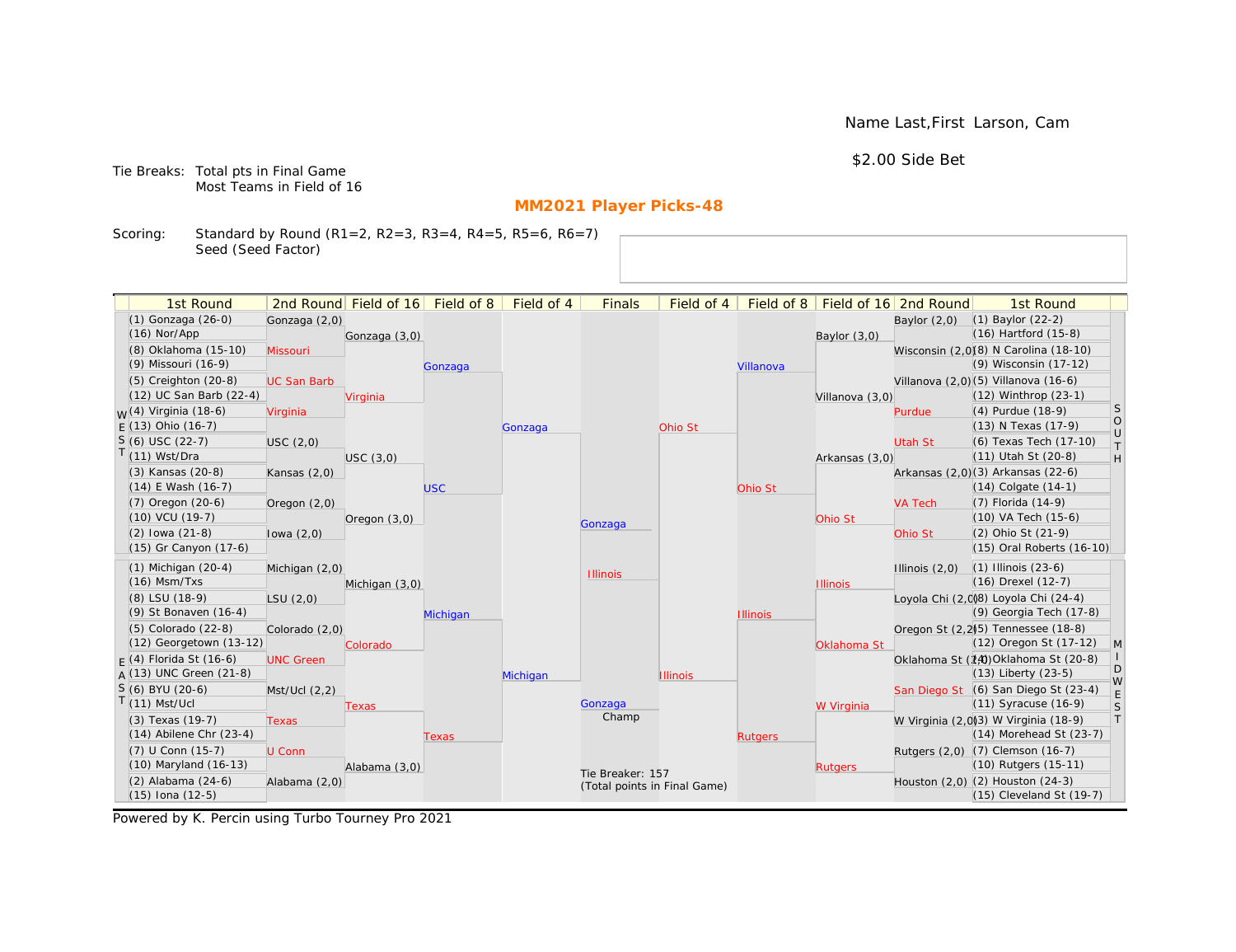Name Last,First Larson, Cam

$2.00 Side Bet

Tie Breaks: Total pts in Final Game
Most Teams in Field of 16

## MM2021 Player Picks-48

Scoring: Standard by Round (R1=2, R2=3, R3=4, R4=5, R5=6, R6=7)
Seed (Seed Factor)

| 1st Round | 2nd Round | Field of 16 | Field of 8 | Field of 4 | Finals | Field of 4 | Field of 8 | Field of 16 | 2nd Round | 1st Round |
|---|---|---|---|---|---|---|---|---|---|---|
| (1) Gonzaga (26-0) | Gonzaga (2,0) | | | | | | | | Baylor (2,0) | (1) Baylor (22-2) |
| (16) Nor/App | | Gonzaga (3,0) | | | | | | Baylor (3,0) | | (16) Hartford (15-8) |
| (8) Oklahoma (15-10) | Missouri | | | | | | | | Wisconsin (2,0) | (8) N Carolina (18-10) |
| (9) Missouri (16-9) | | | Gonzaga | | | | Villanova | | | (9) Wisconsin (17-12) |
| (5) Creighton (20-8) | UC San Barb | | | | | | | | Villanova (2,0) | (5) Villanova (16-6) |
| (12) UC San Barb (22-4) | | Virginia | | | | | | Villanova (3,0) | | (12) Winthrop (23-1) |
| (4) Virginia (18-6) | Virginia | | | | | | | | Purdue | (4) Purdue (18-9) |
| (13) Ohio (16-7) | | | | Gonzaga | | Ohio St | | | | (13) N Texas (17-9) |
| (6) USC (22-7) | USC (2,0) | | | | | | | | Utah St | (6) Texas Tech (17-10) |
| (11) Wst/Dra | | USC (3,0) | | | | | | Arkansas (3,0) | | (11) Utah St (20-8) |
| (3) Kansas (20-8) | Kansas (2,0) | | | | | | | | Arkansas (2,0) | (3) Arkansas (22-6) |
| (14) E Wash (16-7) | | | USC | | | | Ohio St | | | (14) Colgate (14-1) |
| (7) Oregon (20-6) | Oregon (2,0) | | | | | | | | VA Tech | (7) Florida (14-9) |
| (10) VCU (19-7) | | Oregon (3,0) | | | | | | Ohio St | | (10) VA Tech (15-6) |
| (2) Iowa (21-8) | Iowa (2,0) | | | | Gonzaga | | | | Ohio St | (2) Ohio St (21-9) |
| (15) Gr Canyon (17-6) | | | | | | | | | | (15) Oral Roberts (16-10) |
| (1) Michigan (20-4) | Michigan (2,0) | | | | Illinois | | | | Illinois (2,0) | (1) Illinois (23-6) |
| (16) Msm/Txs | | Michigan (3,0) | | | | | | Illinois | | (16) Drexel (12-7) |
| (8) LSU (18-9) | LSU (2,0) | | | | | | | | Loyola Chi (2,0) | (8) Loyola Chi (24-4) |
| (9) St Bonaven (16-4) | | | Michigan | | | | Illinois | | | (9) Georgia Tech (17-8) |
| (5) Colorado (22-8) | Colorado (2,0) | | | | | | | | Oregon St (2,2) | (5) Tennessee (18-8) |
| (12) Georgetown (13-12) | | Colorado | | | | | | Oklahoma St | | (12) Oregon St (17-12) |
| (4) Florida St (16-6) | UNC Green | | | | | | | | Oklahoma St (2,0) | (4) Oklahoma St (20-8) |
| (13) UNC Green (21-8) | | | | Michigan | | Illinois | | | | (13) Liberty (23-5) |
| (6) BYU (20-6) | Mst/Ucl (2,2) | | | | | | | | San Diego St | (6) San Diego St (23-4) |
| (11) Mst/Ucl | | Texas | | | Gonzaga Champ | | | W Virginia | | (11) Syracuse (16-9) |
| (3) Texas (19-7) | Texas | | | | | | | | W Virginia (2,0) | (3) W Virginia (18-9) |
| (14) Abilene Chr (23-4) | | | Texas | | | | Rutgers | | | (14) Morehead St (23-7) |
| (7) U Conn (15-7) | U Conn | | | | | | | | Rutgers (2,0) | (7) Clemson (16-7) |
| (10) Maryland (16-13) | | Alabama (3,0) | | | Tie Breaker: 157 (Total points in Final Game) | | | Rutgers | | (10) Rutgers (15-11) |
| (2) Alabama (24-6) | Alabama (2,0) | | | | | | | | Houston (2,0) | (2) Houston (24-3) |
| (15) Iona (12-5) | | | | | | | | | | (15) Cleveland St (19-7) |

Regions: WEST (top left), EAST (bottom left), SOUTH (top right), MIDWEST (bottom right)

Powered by K. Percin using Turbo Tourney Pro 2021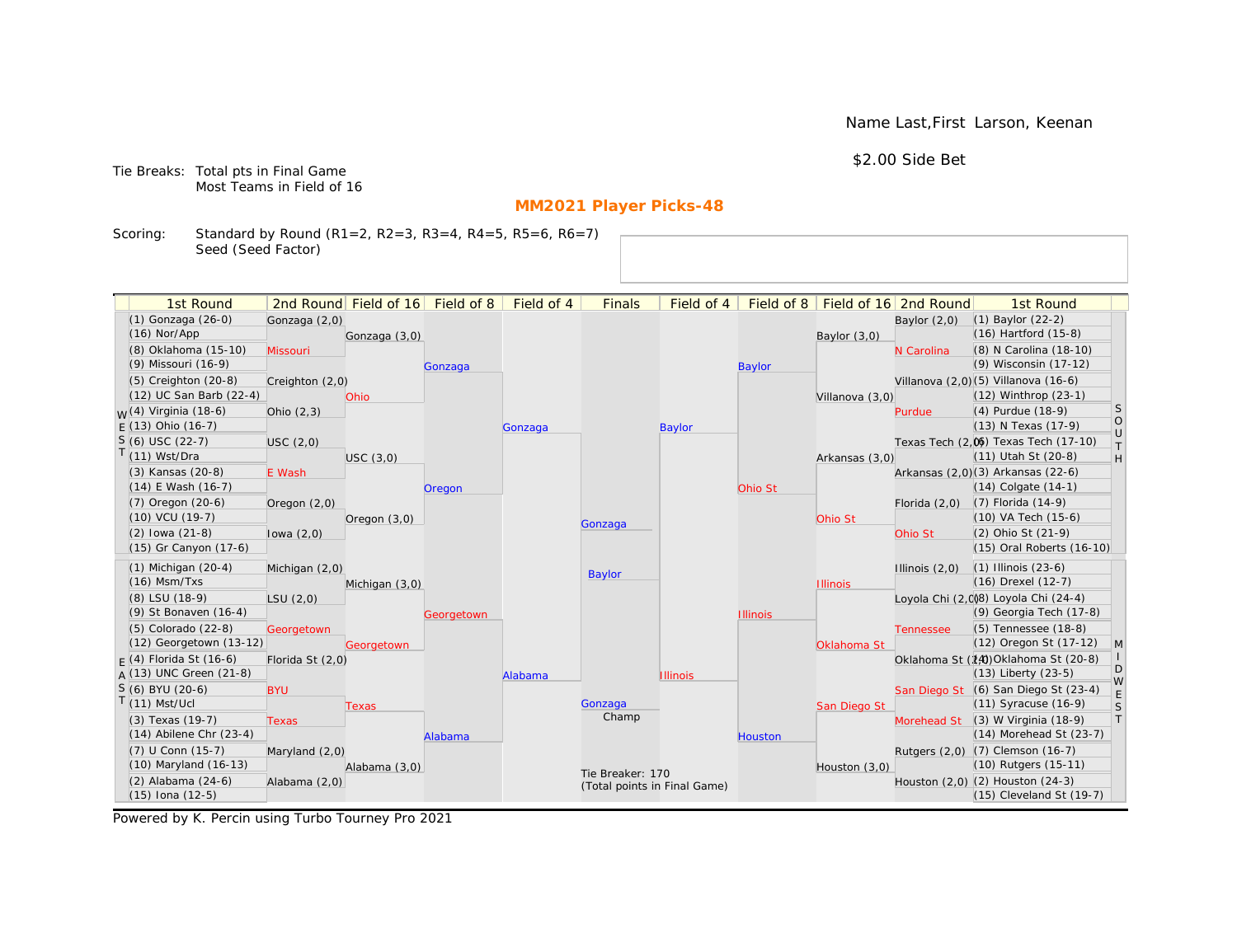Name Last,First Larson, Keenan

$2.00 Side Bet

Tie Breaks: Total pts in Final Game
Most Teams in Field of 16

## MM2021 Player Picks-48

Scoring: Standard by Round (R1=2, R2=3, R3=4, R4=5, R5=6, R6=7)
Seed (Seed Factor)

| 1st Round | 2nd Round | Field of 16 | Field of 8 | Field of 4 | Finals | Field of 4 | Field of 8 | Field of 16 | 2nd Round | 1st Round |
|---|---|---|---|---|---|---|---|---|---|---|
| (1) Gonzaga (26-0) | Gonzaga (2,0) | | | | | | | | Baylor (2,0) | (1) Baylor (22-2) |
| (16) Nor/App | | Gonzaga (3,0) | | | | | | Baylor (3,0) | | (16) Hartford (15-8) |
| (8) Oklahoma (15-10) | Missouri | | | | | | | | N Carolina | (8) N Carolina (18-10) |
| (9) Missouri (16-9) | | | Gonzaga | | | | Baylor | | | (9) Wisconsin (17-12) |
| (5) Creighton (20-8) | Creighton (2,0) | | | | | | | | Villanova (2,0) | (5) Villanova (16-6) |
| (12) UC San Barb (22-4) | | Ohio | | | | | | Villanova (3,0) | | (12) Winthrop (23-1) |
| (4) Virginia (18-6) | Ohio (2,3) | | | | | | | | Purdue | (4) Purdue (18-9) |
| (13) Ohio (16-7) | | | | Gonzaga | | Baylor | | | | (13) N Texas (17-9) |
| (6) USC (22-7) | USC (2,0) | | | | | | | | Texas Tech (2,0) | (6) Texas Tech (17-10) |
| (11) Wst/Dra | | USC (3,0) | | | | | | Arkansas (3,0) | | (11) Utah St (20-8) |
| (3) Kansas (20-8) | E Wash | | | | | | | | Arkansas (2,0) | (3) Arkansas (22-6) |
| (14) E Wash (16-7) | | | Oregon | | | | Ohio St | | | (14) Colgate (14-1) |
| (7) Oregon (20-6) | Oregon (2,0) | | | | | | | | Florida (2,0) | (7) Florida (14-9) |
| (10) VCU (19-7) | | Oregon (3,0) | | | Gonzaga | | | Ohio St | | (10) VA Tech (15-6) |
| (2) Iowa (21-8) | Iowa (2,0) | | | | | | | | Ohio St | (2) Ohio St (21-9) |
| (15) Gr Canyon (17-6) | | | | | | | | | | (15) Oral Roberts (16-10) |
| (1) Michigan (20-4) | Michigan (2,0) | | | | Baylor | | | | Illinois (2,0) | (1) Illinois (23-6) |
| (16) Msm/Txs | | Michigan (3,0) | | | | | | Illinois | | (16) Drexel (12-7) |
| (8) LSU (18-9) | LSU (2,0) | | | | | | | | Loyola Chi (2,0) | (8) Loyola Chi (24-4) |
| (9) St Bonaven (16-4) | | | Georgetown | | | | Illinois | | | (9) Georgia Tech (17-8) |
| (5) Colorado (22-8) | Georgetown | | | | | | | | Tennessee | (5) Tennessee (18-8) |
| (12) Georgetown (13-12) | | Georgetown | | | | | | Oklahoma St | | (12) Oregon St (17-12) |
| (4) Florida St (16-6) | Florida St (2,0) | | | | | | | | Oklahoma St (2,0) | (4) Oklahoma St (20-8) |
| (13) UNC Green (21-8) | | | | Alabama | | Illinois | | | | (13) Liberty (23-5) |
| (6) BYU (20-6) | BYU | | | | | | | | San Diego St | (6) San Diego St (23-4) |
| (11) Mst/Ucl | | Texas | | | Gonzaga Champ | | | San Diego St | | (11) Syracuse (16-9) |
| (3) Texas (19-7) | Texas | | | | | | | | Morehead St | (3) W Virginia (18-9) |
| (14) Abilene Chr (23-4) | | | Alabama | | | | Houston | | | (14) Morehead St (23-7) |
| (7) U Conn (15-7) | Maryland (2,0) | | | | | | | | Rutgers (2,0) | (7) Clemson (16-7) |
| (10) Maryland (16-13) | | Alabama (3,0) | | | | | | Houston (3,0) | | (10) Rutgers (15-11) |
| (2) Alabama (24-6) | Alabama (2,0) | | | | Tie Breaker: 170 (Total points in Final Game) | | | | Houston (2,0) | (2) Houston (24-3) |
| (15) Iona (12-5) | | | | | | | | | | (15) Cleveland St (19-7) |

WEST / EAST / SOUTH / MIDWEST

Powered by K. Percin using Turbo Tourney Pro 2021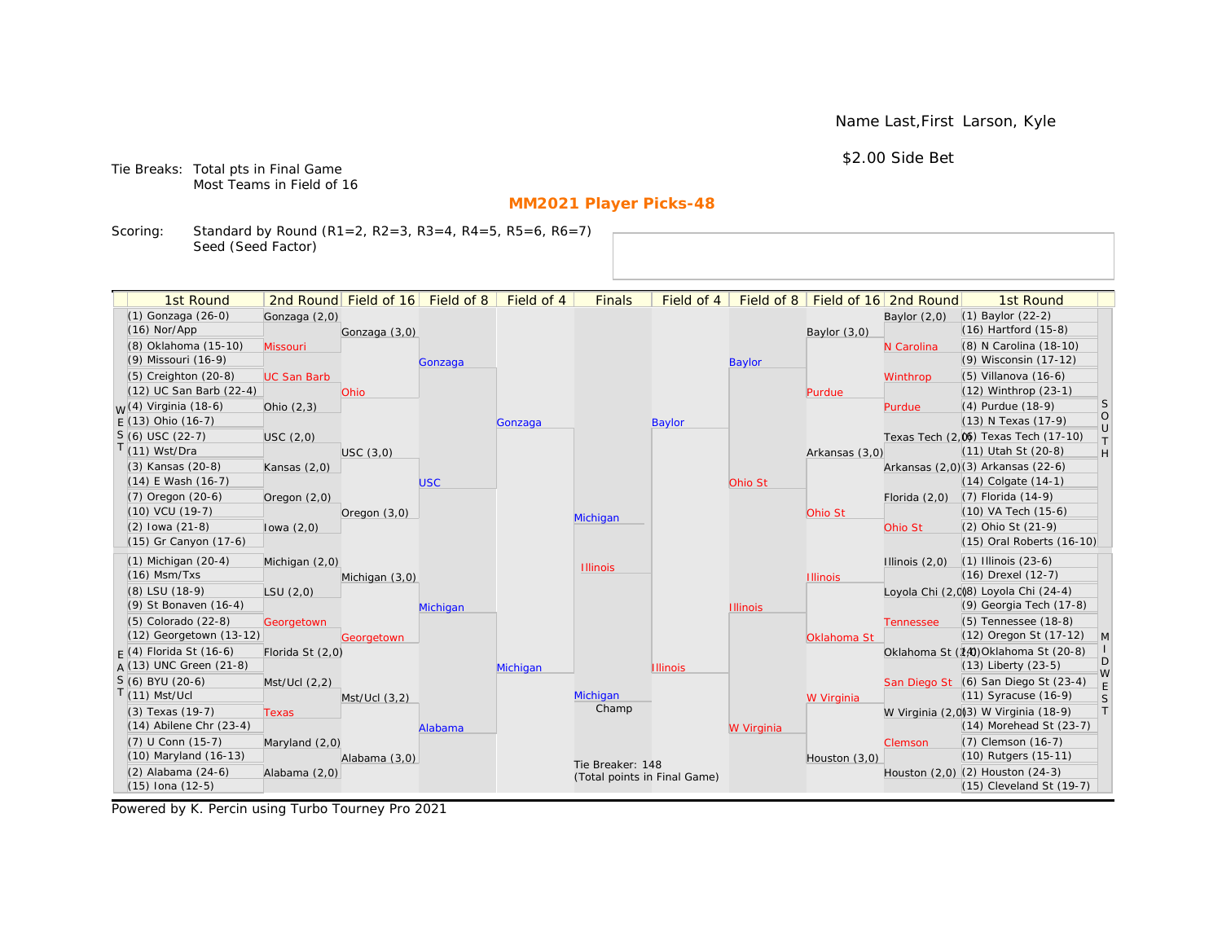Name Last,First  Larson, Kyle

$2.00 Side Bet

Tie Breaks: Total pts in Final Game
Most Teams in Field of 16

## MM2021 Player Picks-48

Scoring: Standard by Round (R1=2, R2=3, R3=4, R4=5, R5=6, R6=7)
Seed (Seed Factor)

| 1st Round | 2nd Round | Field of 16 | Field of 8 | Field of 4 | Finals | Field of 4 | Field of 8 | Field of 16 | 2nd Round | 1st Round |
|---|---|---|---|---|---|---|---|---|---|---|
| (1) Gonzaga (26-0) | Gonzaga (2,0) | | | | | | | | Baylor (2,0) | (1) Baylor (22-2) |
| (16) Nor/App | | Gonzaga (3,0) | | | | | | Baylor (3,0) | | (16) Hartford (15-8) |
| (8) Oklahoma (15-10) | Missouri | | | | | | | | N Carolina | (8) N Carolina (18-10) |
| (9) Missouri (16-9) | | | Gonzaga | | | | Baylor | | | (9) Wisconsin (17-12) |
| (5) Creighton (20-8) | UC San Barb | | | | | | | | Winthrop | (5) Villanova (16-6) |
| (12) UC San Barb (22-4) | | Ohio | | | | | | Purdue | | (12) Winthrop (23-1) |
| (4) Virginia (18-6) | Ohio (2,3) | | | | | | | | Purdue | (4) Purdue (18-9) |
| (13) Ohio (16-7) | | | | Gonzaga | | Baylor | | | | (13) N Texas (17-9) |
| (6) USC (22-7) | USC (2,0) | | | | | | | | Texas Tech (2,0) | (6) Texas Tech (17-10) |
| (11) Wst/Dra | | USC (3,0) | | | | | | Arkansas (3,0) | | (11) Utah St (20-8) |
| (3) Kansas (20-8) | Kansas (2,0) | | | | | | | | Arkansas (2,0) | (3) Arkansas (22-6) |
| (14) E Wash (16-7) | | | USC | | | | Ohio St | | | (14) Colgate (14-1) |
| (7) Oregon (20-6) | Oregon (2,0) | | | | | | | | Florida (2,0) | (7) Florida (14-9) |
| (10) VCU (19-7) | | Oregon (3,0) | | | Michigan | | | Ohio St | | (10) VA Tech (15-6) |
| (2) Iowa (21-8) | Iowa (2,0) | | | | | | | | Ohio St | (2) Ohio St (21-9) |
| (15) Gr Canyon (17-6) | | | | | | | | | | (15) Oral Roberts (16-10) |
| (1) Michigan (20-4) | Michigan (2,0) | | | | Illinois | | | | Illinois (2,0) | (1) Illinois (23-6) |
| (16) Msm/Txs | | Michigan (3,0) | | | | | | Illinois | | (16) Drexel (12-7) |
| (8) LSU (18-9) | LSU (2,0) | | | | | | | | Loyola Chi (2,0) | (8) Loyola Chi (24-4) |
| (9) St Bonaven (16-4) | | | Michigan | | | | Illinois | | | (9) Georgia Tech (17-8) |
| (5) Colorado (22-8) | Georgetown | | | | | | | | Tennessee | (5) Tennessee (18-8) |
| (12) Georgetown (13-12) | | Georgetown | | | | | | Oklahoma St | | (12) Oregon St (17-12) |
| (4) Florida St (16-6) | Florida St (2,0) | | | | | | | | Oklahoma St (2,0) | (4) Oklahoma St (20-8) |
| (13) UNC Green (21-8) | | | | Michigan | | Illinois | | | | (13) Liberty (23-5) |
| (6) BYU (20-6) | Mst/Ucl (2,2) | | | | | | | | San Diego St | (6) San Diego St (23-4) |
| (11) Mst/Ucl | | Mst/Ucl (3,2) | | | Michigan | | | W Virginia | | (11) Syracuse (16-9) |
| (3) Texas (19-7) | Texas | | | | Champ | | | | W Virginia (2,0) | (3) W Virginia (18-9) |
| (14) Abilene Chr (23-4) | | | Alabama | | | | W Virginia | | | (14) Morehead St (23-7) |
| (7) U Conn (15-7) | Maryland (2,0) | | | | | | | | Clemson | (7) Clemson (16-7) |
| (10) Maryland (16-13) | | Alabama (3,0) | | | | | | Houston (3,0) | | (10) Rutgers (15-11) |
| (2) Alabama (24-6) | Alabama (2,0) | | | | Tie Breaker: 148 (Total points in Final Game) | | | | Houston (2,0) | (2) Houston (24-3) |
| (15) Iona (12-5) | | | | | | | | | | (15) Cleveland St (19-7) |

Regions: WEST (top left), EAST (bottom left), SOUTH (top right), MIDWEST (bottom right)

Powered by K. Percin using Turbo Tourney Pro 2021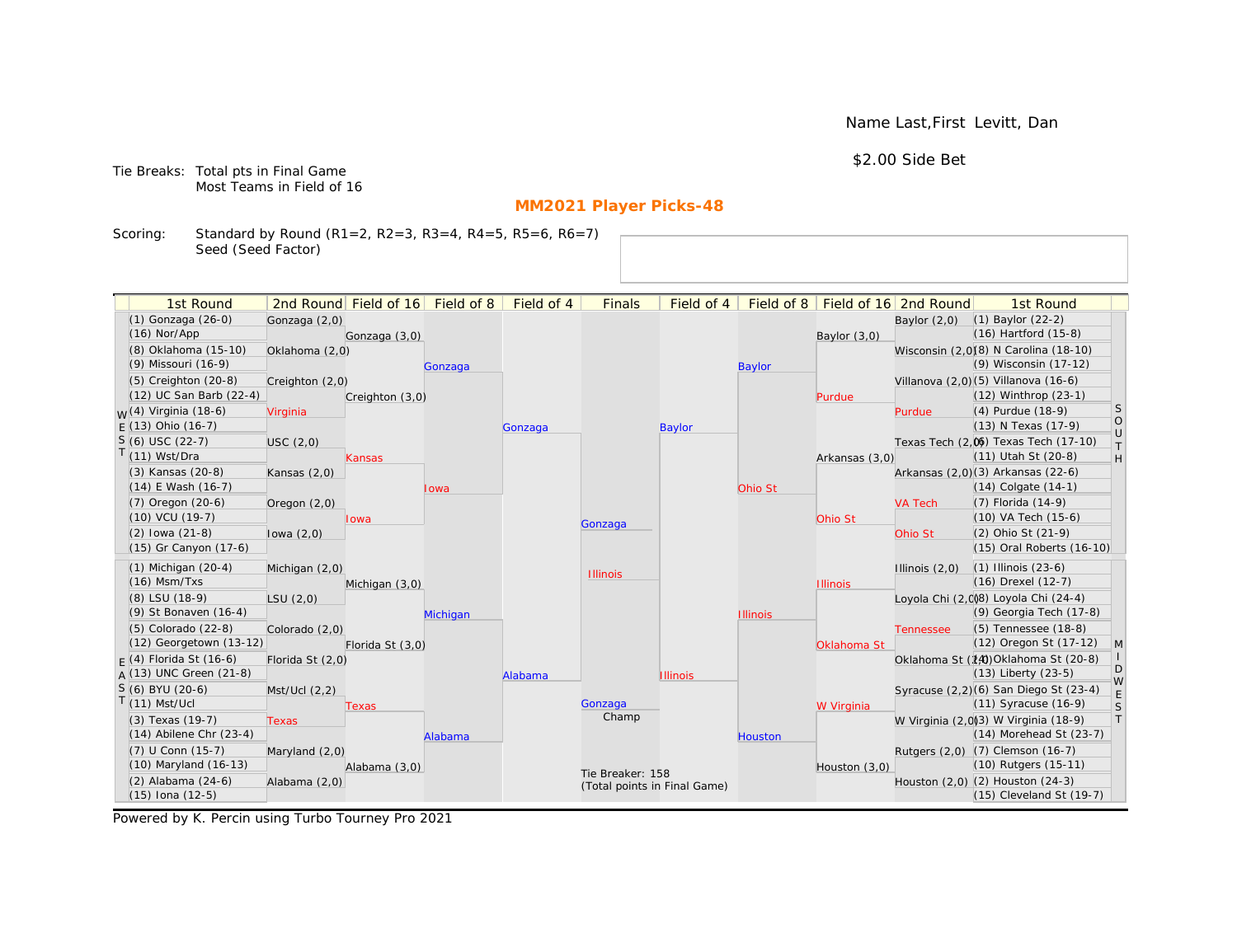Name Last,First Levitt, Dan

$2.00 Side Bet

Tie Breaks: Total pts in Final Game
Most Teams in Field of 16

## MM2021 Player Picks-48

Scoring: Standard by Round (R1=2, R2=3, R3=4, R4=5, R5=6, R6=7)
Seed (Seed Factor)

| 1st Round | 2nd Round | Field of 16 | Field of 8 | Field of 4 | Finals | Field of 4 | Field of 8 | Field of 16 | 2nd Round | 1st Round |
|---|---|---|---|---|---|---|---|---|---|---|
| (1) Gonzaga (26-0) | Gonzaga (2,0) | | | | | | | | Baylor (2,0) | (1) Baylor (22-2) |
| (16) Nor/App | | Gonzaga (3,0) | | | | | | Baylor (3,0) | | (16) Hartford (15-8) |
| (8) Oklahoma (15-10) | Oklahoma (2,0) | | | | | | | | Wisconsin (2,0) | (8) N Carolina (18-10) |
| (9) Missouri (16-9) | | | Gonzaga | | | | Baylor | | | (9) Wisconsin (17-12) |
| (5) Creighton (20-8) | Creighton (2,0) | | | | | | | | Villanova (2,0) | (5) Villanova (16-6) |
| (12) UC San Barb (22-4) | | Creighton (3,0) | | | | | | Purdue | | (12) Winthrop (23-1) |
| (4) Virginia (18-6) | Virginia | | | | | | | | Purdue | (4) Purdue (18-9) |
| (13) Ohio (16-7) | | | | Gonzaga | | Baylor | | | | (13) N Texas (17-9) |
| (6) USC (22-7) | USC (2,0) | | | | | | | | Texas Tech (2,0) | (6) Texas Tech (17-10) |
| (11) Wst/Dra | | Kansas | | | | | | Arkansas (3,0) | | (11) Utah St (20-8) |
| (3) Kansas (20-8) | Kansas (2,0) | | | | | | | | Arkansas (2,0) | (3) Arkansas (22-6) |
| (14) E Wash (16-7) | | | Iowa | | | | Ohio St | | | (14) Colgate (14-1) |
| (7) Oregon (20-6) | Oregon (2,0) | | | | | | | | VA Tech | (7) Florida (14-9) |
| (10) VCU (19-7) | | Iowa | | | Gonzaga | | | Ohio St | | (10) VA Tech (15-6) |
| (2) Iowa (21-8) | Iowa (2,0) | | | | | | | | Ohio St | (2) Ohio St (21-9) |
| (15) Gr Canyon (17-6) | | | | | | | | | | (15) Oral Roberts (16-10) |
| (1) Michigan (20-4) | Michigan (2,0) | | | | Illinois | | | | Illinois (2,0) | (1) Illinois (23-6) |
| (16) Msm/Txs | | Michigan (3,0) | | | | | | Illinois | | (16) Drexel (12-7) |
| (8) LSU (18-9) | LSU (2,0) | | | | | | | | Loyola Chi (2,0) | (8) Loyola Chi (24-4) |
| (9) St Bonaven (16-4) | | | Michigan | | | | Illinois | | | (9) Georgia Tech (17-8) |
| (5) Colorado (22-8) | Colorado (2,0) | | | | | | | | Tennessee | (5) Tennessee (18-8) |
| (12) Georgetown (13-12) | | Florida St (3,0) | | | | | | Oklahoma St | | (12) Oregon St (17-12) |
| (4) Florida St (16-6) | Florida St (2,0) | | | | | | | | Oklahoma St (2,0) | (4) Oklahoma St (20-8) |
| (13) UNC Green (21-8) | | | | Alabama | | Illinois | | | | (13) Liberty (23-5) |
| (6) BYU (20-6) | Mst/Ucl (2,2) | | | | | | | | Syracuse (2,2) | (6) San Diego St (23-4) |
| (11) Mst/Ucl | | Texas | | | Gonzaga (Champ) | | | W Virginia | | (11) Syracuse (16-9) |
| (3) Texas (19-7) | Texas | | | | | | | | W Virginia (2,0) | (3) W Virginia (18-9) |
| (14) Abilene Chr (23-4) | | | Alabama | | | | Houston | | | (14) Morehead St (23-7) |
| (7) U Conn (15-7) | Maryland (2,0) | | | | | | | | Rutgers (2,0) | (7) Clemson (16-7) |
| (10) Maryland (16-13) | | Alabama (3,0) | | | | | | Houston (3,0) | | (10) Rutgers (15-11) |
| (2) Alabama (24-6) | Alabama (2,0) | | | | | | | | Houston (2,0) | (2) Houston (24-3) |
| (15) Iona (12-5) | | | | | | | | | | (15) Cleveland St (19-7) |

Left side: WEST (top), EAST (bottom). Right side: SOUTH (top), MIDWEST (bottom).

Tie Breaker: 158
(Total points in Final Game)

Powered by K. Percin using Turbo Tourney Pro 2021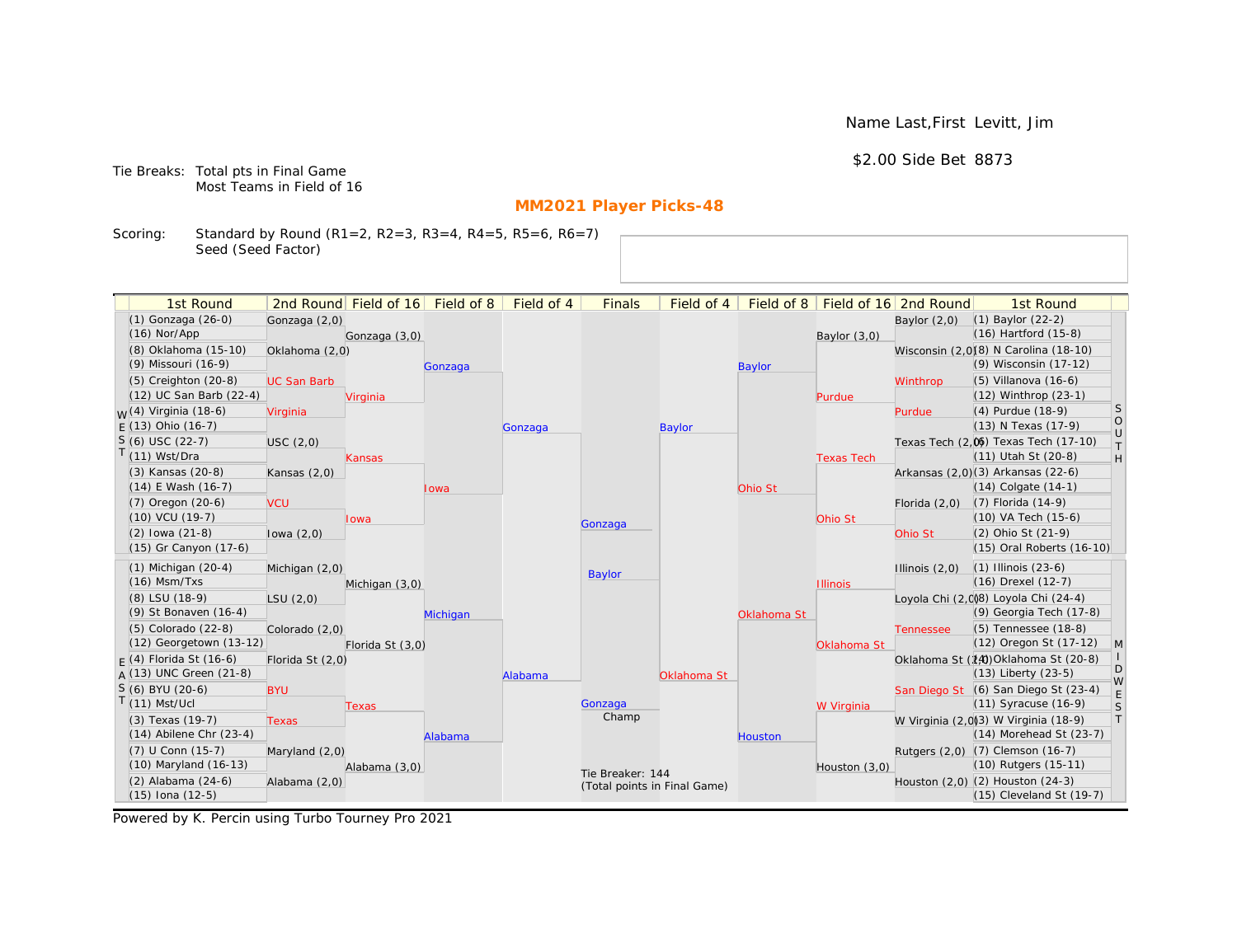Name Last,First Levitt, Jim

$2.00 Side Bet 8873

Tie Breaks: Total pts in Final Game
Most Teams in Field of 16

## MM2021 Player Picks-48

Scoring: Standard by Round (R1=2, R2=3, R3=4, R4=5, R5=6, R6=7)
Seed (Seed Factor)

### WEST

| 1st Round | 2nd Round | Field of 16 | Field of 8 | Field of 4 |
|---|---|---|---|---|
| (1) Gonzaga (26-0) | Gonzaga (2,0) | Gonzaga (3,0) | Gonzaga | Gonzaga |
| (16) Nor/App | | | | |
| (8) Oklahoma (15-10) | Oklahoma (2,0) | | | |
| (9) Missouri (16-9) | | | | |
| (5) Creighton (20-8) | UC San Barb | Virginia | | |
| (12) UC San Barb (22-4) | | | | |
| (4) Virginia (18-6) | Virginia | | | |
| (13) Ohio (16-7) | | | | |
| (6) USC (22-7) | USC (2,0) | Kansas | Iowa | |
| (11) Wst/Dra | | | | |
| (3) Kansas (20-8) | Kansas (2,0) | | | |
| (14) E Wash (16-7) | | | | |
| (7) Oregon (20-6) | VCU | Iowa | | |
| (10) VCU (19-7) | | | | |
| (2) Iowa (21-8) | Iowa (2,0) | | | |
| (15) Gr Canyon (17-6) | | | | |

### EAST

| 1st Round | 2nd Round | Field of 16 | Field of 8 | Field of 4 |
|---|---|---|---|---|
| (1) Michigan (20-4) | Michigan (2,0) | Michigan (3,0) | Michigan | Alabama |
| (16) Msm/Txs | | | | |
| (8) LSU (18-9) | LSU (2,0) | | | |
| (9) St Bonaven (16-4) | | | | |
| (5) Colorado (22-8) | Colorado (2,0) | Florida St (3,0) | | |
| (12) Georgetown (13-12) | | | | |
| (4) Florida St (16-6) | Florida St (2,0) | | | |
| (13) UNC Green (21-8) | | | | |
| (6) BYU (20-6) | BYU | Texas | Alabama | |
| (11) Mst/Ucl | | | | |
| (3) Texas (19-7) | Texas | | | |
| (14) Abilene Chr (23-4) | | | | |
| (7) U Conn (15-7) | Maryland (2,0) | Alabama (3,0) | | |
| (10) Maryland (16-13) | | | | |
| (2) Alabama (24-6) | Alabama (2,0) | | | |
| (15) Iona (12-5) | | | | |

### SOUTH

| 1st Round | 2nd Round | Field of 16 | Field of 8 | Field of 4 |
|---|---|---|---|---|
| (1) Baylor (22-2) | Baylor (2,0) | Baylor (3,0) | Baylor | Baylor |
| (16) Hartford (15-8) | | | | |
| (8) N Carolina (18-10) | Wisconsin (2,0) | | | |
| (9) Wisconsin (17-12) | | | | |
| (5) Villanova (16-6) | Winthrop | Purdue | | |
| (12) Winthrop (23-1) | | | | |
| (4) Purdue (18-9) | Purdue | | | |
| (13) N Texas (17-9) | | | | |
| (6) Texas Tech (17-10) | Texas Tech (2,0) | Texas Tech | Ohio St | |
| (11) Utah St (20-8) | | | | |
| (3) Arkansas (22-6) | Arkansas (2,0) | | | |
| (14) Colgate (14-1) | | | | |
| (7) Florida (14-9) | Florida (2,0) | Ohio St | | |
| (10) VA Tech (15-6) | | | | |
| (2) Ohio St (21-9) | Ohio St | | | |
| (15) Oral Roberts (16-10) | | | | |

### MIDWEST

| 1st Round | 2nd Round | Field of 16 | Field of 8 | Field of 4 |
|---|---|---|---|---|
| (1) Illinois (23-6) | Illinois (2,0) | Illinois | Oklahoma St | Oklahoma St |
| (16) Drexel (12-7) | | | | |
| (8) Loyola Chi (24-4) | Loyola Chi (2,0) | | | |
| (9) Georgia Tech (17-8) | | | | |
| (5) Tennessee (18-8) | Tennessee | Oklahoma St | | |
| (12) Oregon St (17-12) | | | | |
| (4) Oklahoma St (20-8) | Oklahoma St (2,0) | | | |
| (13) Liberty (23-5) | | | | |
| (6) San Diego St (23-4) | San Diego St | W Virginia | Houston | |
| (11) Syracuse (16-9) | | | | |
| (3) W Virginia (18-9) | W Virginia (2,0) | | | |
| (14) Morehead St (23-7) | | | | |
| (7) Clemson (16-7) | Rutgers (2,0) | Houston (3,0) | | |
| (10) Rutgers (15-11) | | | | |
| (2) Houston (24-3) | Houston (2,0) | | | |
| (15) Cleveland St (19-7) | | | | |

### Finals

Gonzaga

Baylor

Champ: Gonzaga

Tie Breaker: 144
(Total points in Final Game)

Powered by K. Percin using Turbo Tourney Pro 2021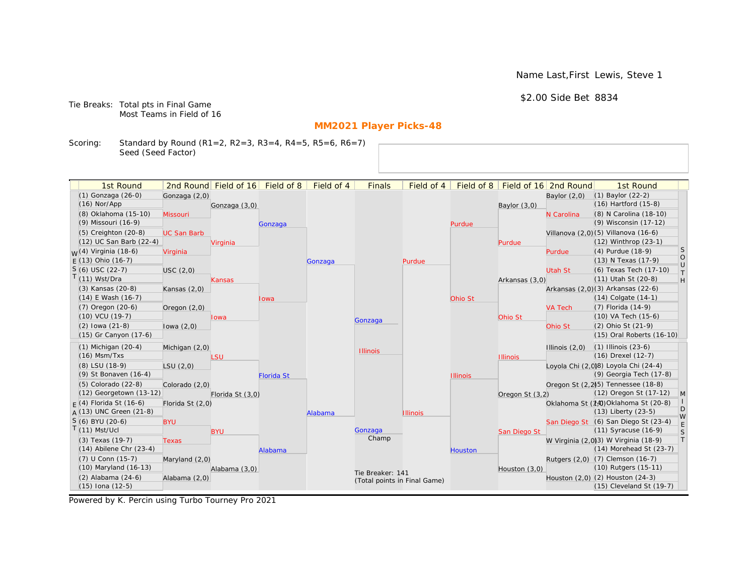Name Last,First Lewis, Steve 1

$2.00 Side Bet 8834

Tie Breaks: Total pts in Final Game
Most Teams in Field of 16

## MM2021 Player Picks-48

Scoring: Standard by Round (R1=2, R2=3, R3=4, R4=5, R5=6, R6=7)
Seed (Seed Factor)

### WEST

| 1st Round | 2nd Round | Field of 16 | Field of 8 | Field of 4 |
|---|---|---|---|---|
| (1) Gonzaga (26-0) | Gonzaga (2,0) | Gonzaga (3,0) | Gonzaga | Gonzaga |
| (16) Nor/App | | | | |
| (8) Oklahoma (15-10) | Missouri | | | |
| (9) Missouri (16-9) | | | | |
| (5) Creighton (20-8) | UC San Barb | Virginia | | |
| (12) UC San Barb (22-4) | | | | |
| (4) Virginia (18-6) | Virginia | | | |
| (13) Ohio (16-7) | | | | |
| (6) USC (22-7) | USC (2,0) | Kansas | Iowa | |
| (11) Wst/Dra | | | | |
| (3) Kansas (20-8) | Kansas (2,0) | | | |
| (14) E Wash (16-7) | | | | |
| (7) Oregon (20-6) | Oregon (2,0) | Iowa | | |
| (10) VCU (19-7) | | | | |
| (2) Iowa (21-8) | Iowa (2,0) | | | |
| (15) Gr Canyon (17-6) | | | | |

### EAST

| 1st Round | 2nd Round | Field of 16 | Field of 8 | Field of 4 |
|---|---|---|---|---|
| (1) Michigan (20-4) | Michigan (2,0) | LSU | Florida St | Alabama |
| (16) Msm/Txs | | | | |
| (8) LSU (18-9) | LSU (2,0) | | | |
| (9) St Bonaven (16-4) | | | | |
| (5) Colorado (22-8) | Colorado (2,0) | Florida St (3,0) | | |
| (12) Georgetown (13-12) | | | | |
| (4) Florida St (16-6) | Florida St (2,0) | | | |
| (13) UNC Green (21-8) | | | | |
| (6) BYU (20-6) | BYU | BYU | Alabama | |
| (11) Mst/Ucl | | | | |
| (3) Texas (19-7) | Texas | | | |
| (14) Abilene Chr (23-4) | | | | |
| (7) U Conn (15-7) | Maryland (2,0) | Alabama (3,0) | | |
| (10) Maryland (16-13) | | | | |
| (2) Alabama (24-6) | Alabama (2,0) | | | |
| (15) Iona (12-5) | | | | |

### SOUTH

| 1st Round | 2nd Round | Field of 16 | Field of 8 | Field of 4 |
|---|---|---|---|---|
| (1) Baylor (22-2) | Baylor (2,0) | Baylor (3,0) | Purdue | Purdue |
| (16) Hartford (15-8) | | | | |
| (8) N Carolina (18-10) | N Carolina | | | |
| (9) Wisconsin (17-12) | | | | |
| (5) Villanova (16-6) | Villanova (2,0) | Purdue | | |
| (12) Winthrop (23-1) | | | | |
| (4) Purdue (18-9) | Purdue | | | |
| (13) N Texas (17-9) | | | | |
| (6) Texas Tech (17-10) | Utah St | Arkansas (3,0) | Ohio St | |
| (11) Utah St (20-8) | | | | |
| (3) Arkansas (22-6) | Arkansas (2,0) | | | |
| (14) Colgate (14-1) | | | | |
| (7) Florida (14-9) | VA Tech | Ohio St | | |
| (10) VA Tech (15-6) | | | | |
| (2) Ohio St (21-9) | Ohio St | | | |
| (15) Oral Roberts (16-10) | | | | |

### MIDWEST

| 1st Round | 2nd Round | Field of 16 | Field of 8 | Field of 4 |
|---|---|---|---|---|
| (1) Illinois (23-6) | Illinois (2,0) | Illinois | Illinois | Illinois |
| (16) Drexel (12-7) | | | | |
| (8) Loyola Chi (24-4) | Loyola Chi (2,0) | | | |
| (9) Georgia Tech (17-8) | | | | |
| (5) Tennessee (18-8) | Oregon St (2,2) | Oregon St (3,2) | | |
| (12) Oregon St (17-12) | | | | |
| (4) Oklahoma St (20-8) | Oklahoma St (2,0) | | | |
| (13) Liberty (23-5) | | | | |
| (6) San Diego St (23-4) | San Diego St | San Diego St | Houston | |
| (11) Syracuse (16-9) | | | | |
| (3) W Virginia (18-9) | W Virginia (2,0) | | | |
| (14) Morehead St (23-7) | | | | |
| (7) Clemson (16-7) | Rutgers (2,0) | Houston (3,0) | | |
| (10) Rutgers (15-11) | | | | |
| (2) Houston (24-3) | Houston (2,0) | | | |
| (15) Cleveland St (19-7) | | | | |

### Finals

Gonzaga

Illinois

Gonzaga
Champ

Tie Breaker: 141
(Total points in Final Game)

Powered by K. Percin using Turbo Tourney Pro 2021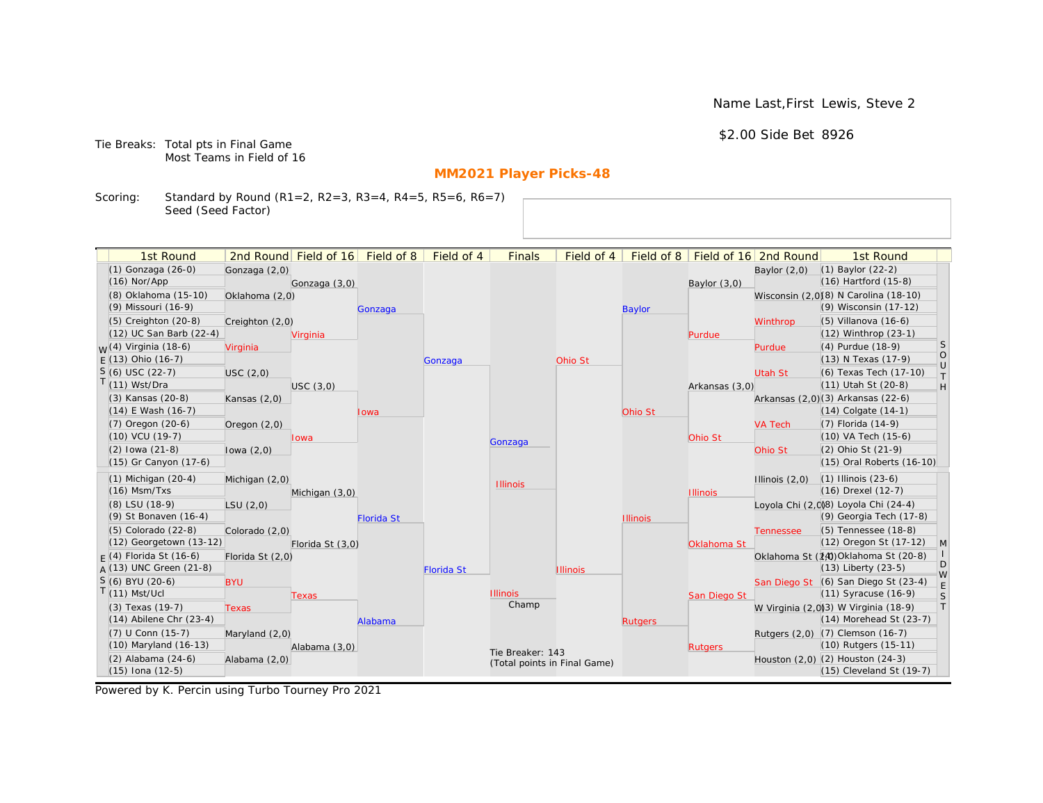Name Last,First Lewis, Steve 2

$2.00 Side Bet 8926

Tie Breaks: Total pts in Final Game
Most Teams in Field of 16

## MM2021 Player Picks-48

Scoring: Standard by Round (R1=2, R2=3, R3=4, R4=5, R5=6, R6=7)
Seed (Seed Factor)

| 1st Round | 2nd Round | Field of 16 | Field of 8 | Field of 4 | Finals | Field of 4 | Field of 8 | Field of 16 | 2nd Round | 1st Round |
|---|---|---|---|---|---|---|---|---|---|---|
| (1) Gonzaga (26-0) | Gonzaga (2,0) | Gonzaga (3,0) | Gonzaga | Gonzaga | Gonzaga | Ohio St | Baylor | Baylor (3,0) | Baylor (2,0) | (1) Baylor (22-2) |
| (16) Nor/App | | | | | | | | | | (16) Hartford (15-8) |
| (8) Oklahoma (15-10) | Oklahoma (2,0) | | | | | | | | Wisconsin (2,0) | (8) N Carolina (18-10) |
| (9) Missouri (16-9) | | | | | | | | | | (9) Wisconsin (17-12) |
| (5) Creighton (20-8) | Creighton (2,0) | Virginia | | | | | | Purdue | Winthrop | (5) Villanova (16-6) |
| (12) UC Santa Barb (22-4) | | | | | | | | | | (12) Winthrop (23-1) |
| (4) Virginia (18-6) | Virginia | | | | | | | | Purdue | (4) Purdue (18-9) |
| (13) Ohio (16-7) | | | | | | | | | | (13) N Texas (17-9) |
| (6) USC (22-7) | USC (2,0) | USC (3,0) | Iowa | | | | Ohio St | Arkansas (3,0) | Utah St | (6) Texas Tech (17-10) |
| (11) Wst/Dra | | | | | | | | | | (11) Utah St (20-8) |
| (3) Kansas (20-8) | Kansas (2,0) | | | | | | | | Arkansas (2,0) | (3) Arkansas (22-6) |
| (14) E Wash (16-7) | | | | | | | | | | (14) Colgate (14-1) |
| (7) Oregon (20-6) | Oregon (2,0) | Iowa | | | | | | Ohio St | VA Tech | (7) Florida (14-9) |
| (10) VCU (19-7) | | | | | | | | | | (10) VA Tech (15-6) |
| (2) Iowa (21-8) | Iowa (2,0) | | | | | | | | Ohio St | (2) Ohio St (21-9) |
| (15) Gr Canyon (17-6) | | | | | | | | | | (15) Oral Roberts (16-10) |
| (1) Michigan (20-4) | Michigan (2,0) | Michigan (3,0) | Florida St | Florida St | Illinois | Illinois | Illinois | Illinois | Illinois (2,0) | (1) Illinois (23-6) |
| (16) Msm/Txs | | | | | | | | | | (16) Drexel (12-7) |
| (8) LSU (18-9) | LSU (2,0) | | | | | | | | Loyola Chi (2,0) | (8) Loyola Chi (24-4) |
| (9) St Bonaven (16-4) | | | | | | | | | | (9) Georgia Tech (17-8) |
| (5) Colorado (22-8) | Colorado (2,0) | Florida St (3,0) | | | | | | Oklahoma St | Tennessee | (5) Tennessee (18-8) |
| (12) Georgetown (13-12) | | | | | | | | | | (12) Oregon St (17-12) |
| (4) Florida St (16-6) | Florida St (2,0) | | | | | | | | Oklahoma St (2,0) | (4) Oklahoma St (20-8) |
| (13) UNC Green (21-8) | | | | | | | | | | (13) Liberty (23-5) |
| (6) BYU (20-6) | BYU | Texas | Alabama | | | | Rutgers | San Diego St | San Diego St | (6) San Diego St (23-4) |
| (11) Mst/Ucl | | | | | | | | | | (11) Syracuse (16-9) |
| (3) Texas (19-7) | Texas | | | | | | | | W Virginia (2,0) | (3) W Virginia (18-9) |
| (14) Abilene Chr (23-4) | | | | | | | | | | (14) Morehead St (23-7) |
| (7) U Conn (15-7) | Maryland (2,0) | Alabama (3,0) | | | | | | Rutgers | Rutgers (2,0) | (7) Clemson (16-7) |
| (10) Maryland (16-13) | | | | | | | | | | (10) Rutgers (15-11) |
| (2) Alabama (24-6) | Alabama (2,0) | | | | | | | | Houston (2,0) | (2) Houston (24-3) |
| (15) Iona (12-5) | | | | | | | | | | (15) Cleveland St (19-7) |

Champ: Illinois

Tie Breaker: 143
(Total points in Final Game)

Powered by K. Percin using Turbo Tourney Pro 2021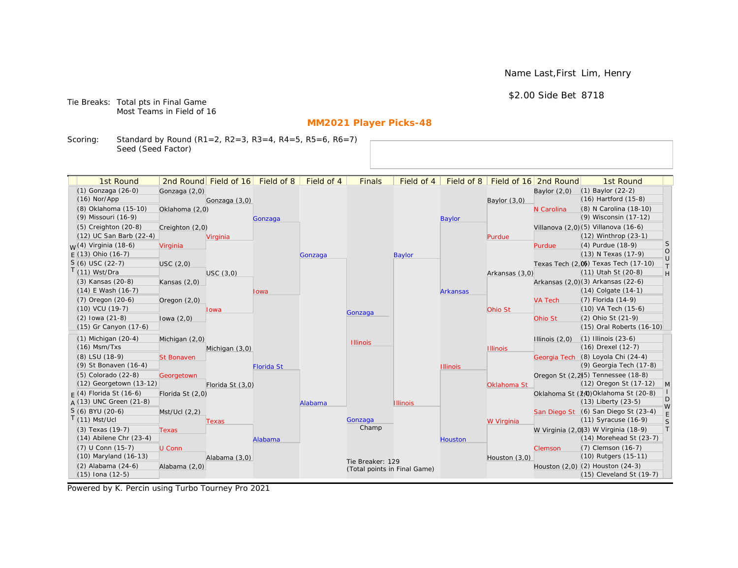Name Last,First Lim, Henry

$2.00 Side Bet 8718

Tie Breaks: Total pts in Final Game
Most Teams in Field of 16

## MM2021 Player Picks-48

Scoring: Standard by Round (R1=2, R2=3, R3=4, R4=5, R5=6, R6=7)
Seed (Seed Factor)

### WEST

| 1st Round | 2nd Round | Field of 16 | Field of 8 | Field of 4 |
|---|---|---|---|---|
| (1) Gonzaga (26-0) | Gonzaga (2,0) | Gonzaga (3,0) | Gonzaga | Gonzaga |
| (16) Nor/App | | | | |
| (8) Oklahoma (15-10) | Oklahoma (2,0) | | | |
| (9) Missouri (16-9) | | | | |
| (5) Creighton (20-8) | Creighton (2,0) | Virginia | | |
| (12) UC San Barb (22-4) | | | | |
| (4) Virginia (18-6) | Virginia | | | |
| (13) Ohio (16-7) | | | | |
| (6) USC (22-7) | USC (2,0) | USC (3,0) | Iowa | |
| (11) Wst/Dra | | | | |
| (3) Kansas (20-8) | Kansas (2,0) | | | |
| (14) E Wash (16-7) | | | | |
| (7) Oregon (20-6) | Oregon (2,0) | Iowa | | |
| (10) VCU (19-7) | | | | |
| (2) Iowa (21-8) | Iowa (2,0) | | | |
| (15) Gr Canyon (17-6) | | | | |

### EAST

| 1st Round | 2nd Round | Field of 16 | Field of 8 | Field of 4 |
|---|---|---|---|---|
| (1) Michigan (20-4) | Michigan (2,0) | Michigan (3,0) | Florida St | Alabama |
| (16) Msm/Txs | | | | |
| (8) LSU (18-9) | St Bonaven | | | |
| (9) St Bonaven (16-4) | | | | |
| (5) Colorado (22-8) | Georgetown | Florida St (3,0) | | |
| (12) Georgetown (13-12) | | | | |
| (4) Florida St (16-6) | Florida St (2,0) | | | |
| (13) UNC Green (21-8) | | | | |
| (6) BYU (20-6) | Mst/Ucl (2,2) | Texas | Alabama | |
| (11) Mst/Ucl | | | | |
| (3) Texas (19-7) | Texas | | | |
| (14) Abilene Chr (23-4) | | | | |
| (7) U Conn (15-7) | U Conn | Alabama (3,0) | | |
| (10) Maryland (16-13) | | | | |
| (2) Alabama (24-6) | Alabama (2,0) | | | |
| (15) Iona (12-5) | | | | |

### SOUTH

| 1st Round | 2nd Round | Field of 16 | Field of 8 | Field of 4 |
|---|---|---|---|---|
| (1) Baylor (22-2) | Baylor (2,0) | Baylor (3,0) | Baylor | Baylor |
| (16) Hartford (15-8) | | | | |
| (8) N Carolina (18-10) | N Carolina | | | |
| (9) Wisconsin (17-12) | | | | |
| (5) Villanova (16-6) | Villanova (2,0) | Purdue | | |
| (12) Winthrop (23-1) | | | | |
| (4) Purdue (18-9) | Purdue | | | |
| (13) N Texas (17-9) | | | | |
| (6) Texas Tech (17-10) | Texas Tech (2,0) | Arkansas (3,0) | Arkansas | |
| (11) Utah St (20-8) | | | | |
| (3) Arkansas (22-6) | Arkansas (2,0) | | | |
| (14) Colgate (14-1) | | | | |
| (7) Florida (14-9) | VA Tech | Ohio St | | |
| (10) VA Tech (15-6) | | | | |
| (2) Ohio St (21-9) | Ohio St | | | |
| (15) Oral Roberts (16-10) | | | | |

### MIDWEST

| 1st Round | 2nd Round | Field of 16 | Field of 8 | Field of 4 |
|---|---|---|---|---|
| (1) Illinois (23-6) | Illinois (2,0) | Illinois | Illinois | Illinois |
| (16) Drexel (12-7) | | | | |
| (8) Loyola Chi (24-4) | Georgia Tech | | | |
| (9) Georgia Tech (17-8) | | | | |
| (5) Tennessee (18-8) | Oregon St (2,2) | Oklahoma St | | |
| (12) Oregon St (17-12) | | | | |
| (4) Oklahoma St (20-8) | Oklahoma St (2,0) | | | |
| (13) Liberty (23-5) | | | | |
| (6) San Diego St (23-4) | San Diego St | W Virginia | Houston | |
| (11) Syracuse (16-9) | | | | |
| (3) W Virginia (18-9) | W Virginia (2,0) | | | |
| (14) Morehead St (23-7) | | | | |
| (7) Clemson (16-7) | Clemson | Houston (3,0) | | |
| (10) Rutgers (15-11) | | | | |
| (2) Houston (24-3) | Houston (2,0) | | | |
| (15) Cleveland St (19-7) | | | | |

### Finals

Gonzaga

Illinois

Champ: Gonzaga

Tie Breaker: 129
(Total points in Final Game)

Powered by K. Percin using Turbo Tourney Pro 2021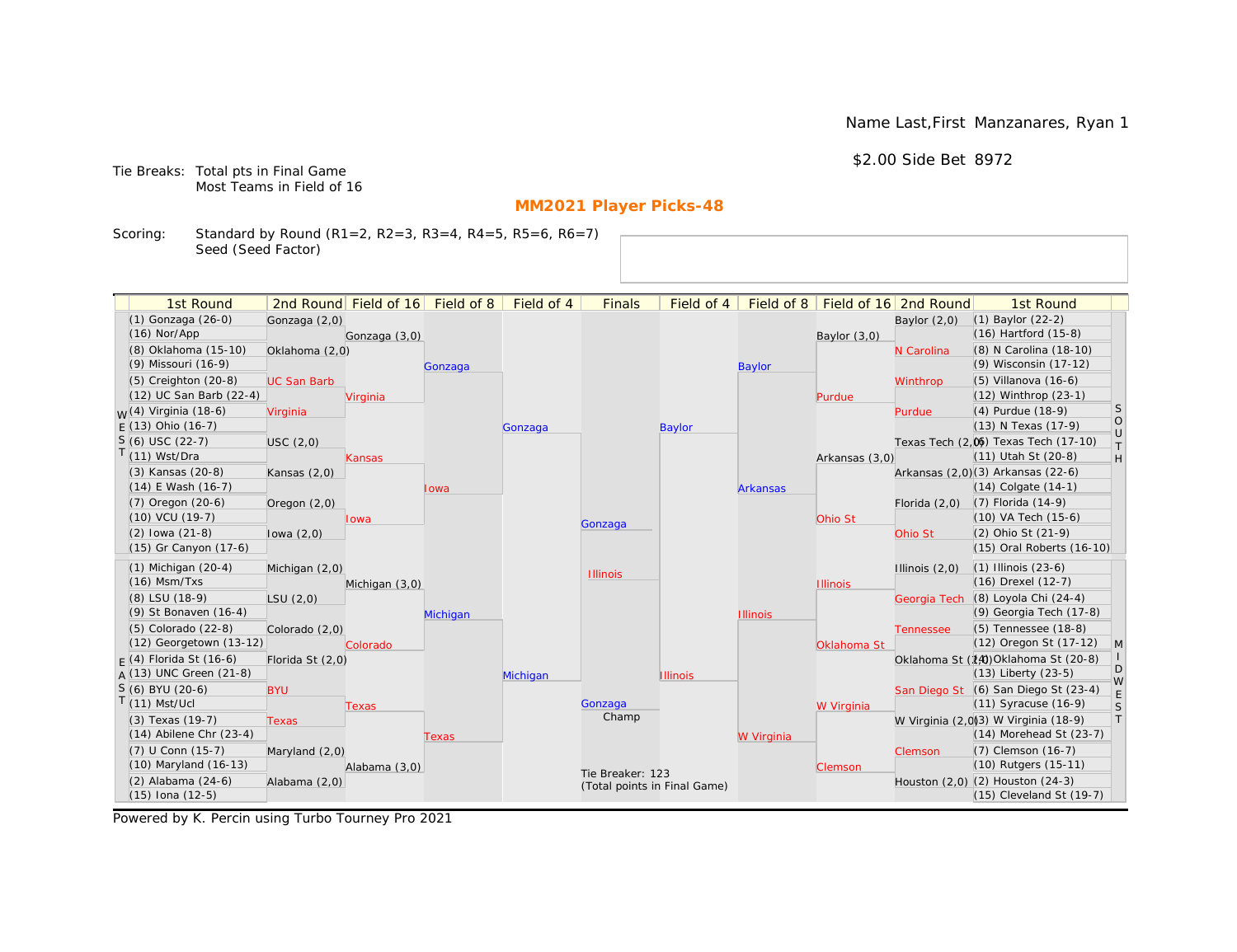Name Last,First Manzanares, Ryan 1

$2.00 Side Bet 8972

Tie Breaks: Total pts in Final Game
Most Teams in Field of 16

## MM2021 Player Picks-48

Scoring: Standard by Round (R1=2, R2=3, R3=4, R4=5, R5=6, R6=7)
Seed (Seed Factor)

### WEST

| 1st Round | 2nd Round | Field of 16 | Field of 8 | Field of 4 |
|---|---|---|---|---|
| (1) Gonzaga (26-0) | Gonzaga (2,0) | Gonzaga (3,0) | Gonzaga | Gonzaga |
| (16) Nor/App | | | | |
| (8) Oklahoma (15-10) | Oklahoma (2,0) | | | |
| (9) Missouri (16-9) | | | | |
| (5) Creighton (20-8) | UC San Barb | Virginia | | |
| (12) UC San Barb (22-4) | | | | |
| (4) Virginia (18-6) | Virginia | | | |
| (13) Ohio (16-7) | | | | |
| (6) USC (22-7) | USC (2,0) | Kansas | Iowa | |
| (11) Wst/Dra | | | | |
| (3) Kansas (20-8) | Kansas (2,0) | | | |
| (14) E Wash (16-7) | | | | |
| (7) Oregon (20-6) | Oregon (2,0) | Iowa | | |
| (10) VCU (19-7) | | | | |
| (2) Iowa (21-8) | Iowa (2,0) | | | |
| (15) Gr Canyon (17-6) | | | | |

### EAST

| 1st Round | 2nd Round | Field of 16 | Field of 8 | Field of 4 |
|---|---|---|---|---|
| (1) Michigan (20-4) | Michigan (2,0) | Michigan (3,0) | Michigan | Michigan |
| (16) Msm/Txs | | | | |
| (8) LSU (18-9) | LSU (2,0) | | | |
| (9) St Bonaven (16-4) | | | | |
| (5) Colorado (22-8) | Colorado (2,0) | Colorado | | |
| (12) Georgetown (13-12) | | | | |
| (4) Florida St (16-6) | Florida St (2,0) | | | |
| (13) UNC Green (21-8) | | | | |
| (6) BYU (20-6) | BYU | Texas | Texas | |
| (11) Mst/Ucl | | | | |
| (3) Texas (19-7) | Texas | | | |
| (14) Abilene Chr (23-4) | | | | |
| (7) U Conn (15-7) | Maryland (2,0) | Alabama (3,0) | | |
| (10) Maryland (16-13) | | | | |
| (2) Alabama (24-6) | Alabama (2,0) | | | |
| (15) Iona (12-5) | | | | |

### SOUTH

| 1st Round | 2nd Round | Field of 16 | Field of 8 | Field of 4 |
|---|---|---|---|---|
| (1) Baylor (22-2) | Baylor (2,0) | Baylor (3,0) | Baylor | Baylor |
| (16) Hartford (15-8) | | | | |
| (8) N Carolina (18-10) | N Carolina | | | |
| (9) Wisconsin (17-12) | | | | |
| (5) Villanova (16-6) | Winthrop | Purdue | | |
| (12) Winthrop (23-1) | | | | |
| (4) Purdue (18-9) | Purdue | | | |
| (13) N Texas (17-9) | | | | |
| (6) Texas Tech (17-10) | Texas Tech (2,0) | Arkansas (3,0) | Arkansas | |
| (11) Utah St (20-8) | | | | |
| (3) Arkansas (22-6) | Arkansas (2,0) | | | |
| (14) Colgate (14-1) | | | | |
| (7) Florida (14-9) | Florida (2,0) | Ohio St | | |
| (10) VA Tech (15-6) | | | | |
| (2) Ohio St (21-9) | Ohio St | | | |
| (15) Oral Roberts (16-10) | | | | |

### MIDWEST

| 1st Round | 2nd Round | Field of 16 | Field of 8 | Field of 4 |
|---|---|---|---|---|
| (1) Illinois (23-6) | Illinois (2,0) | Illinois | Illinois | Illinois |
| (16) Drexel (12-7) | | | | |
| (8) Loyola Chi (24-4) | Georgia Tech | | | |
| (9) Georgia Tech (17-8) | | | | |
| (5) Tennessee (18-8) | Tennessee | Oklahoma St | | |
| (12) Oregon St (17-12) | | | | |
| (4) Oklahoma St (20-8) | Oklahoma St (2,0) | | | |
| (13) Liberty (23-5) | | | | |
| (6) San Diego St (23-4) | San Diego St | W Virginia | W Virginia | |
| (11) Syracuse (16-9) | | | | |
| (3) W Virginia (18-9) | W Virginia (2,0) | | | |
| (14) Morehead St (23-7) | | | | |
| (7) Clemson (16-7) | Clemson | Clemson | | |
| (10) Rutgers (15-11) | | | | |
| (2) Houston (24-3) | Houston (2,0) | | | |
| (15) Cleveland St (19-7) | | | | |

### Finals

Gonzaga
Illinois

Champ: Gonzaga

Tie Breaker: 123
(Total points in Final Game)

Powered by K. Percin using Turbo Tourney Pro 2021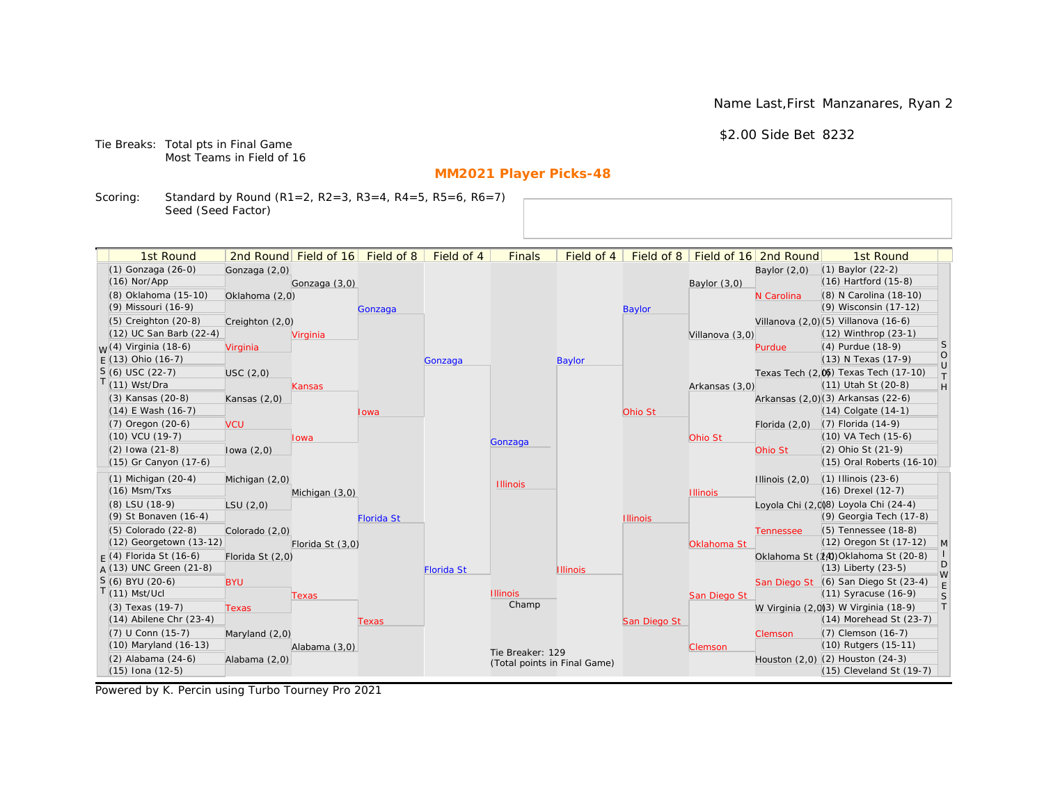Name Last,First Manzanares, Ryan 2

$2.00 Side Bet 8232

Tie Breaks: Total pts in Final Game
Most Teams in Field of 16

## MM2021 Player Picks-48

Scoring: Standard by Round (R1=2, R2=3, R3=4, R4=5, R5=6, R6=7)
Seed (Seed Factor)

### WEST

| 1st Round | 2nd Round | Field of 16 | Field of 8 | Field of 4 |
|---|---|---|---|---|
| (1) Gonzaga (26-0) | Gonzaga (2,0) | Gonzaga (3,0) | Gonzaga | Gonzaga |
| (16) Nor/App | | | | |
| (8) Oklahoma (15-10) | Oklahoma (2,0) | | | |
| (9) Missouri (16-9) | | | | |
| (5) Creighton (20-8) | Creighton (2,0) | Virginia | | |
| (12) UC San Barb (22-4) | | | | |
| (4) Virginia (18-6) | Virginia | | | |
| (13) Ohio (16-7) | | | | |
| (6) USC (22-7) | USC (2,0) | Kansas | Iowa | |
| (11) Wst/Dra | | | | |
| (3) Kansas (20-8) | Kansas (2,0) | | | |
| (14) E Wash (16-7) | | | | |
| (7) Oregon (20-6) | VCU | Iowa | | |
| (10) VCU (19-7) | | | | |
| (2) Iowa (21-8) | Iowa (2,0) | | | |
| (15) Gr Canyon (17-6) | | | | |

### EAST

| 1st Round | 2nd Round | Field of 16 | Field of 8 | Field of 4 |
|---|---|---|---|---|
| (1) Michigan (20-4) | Michigan (2,0) | Michigan (3,0) | Florida St | Florida St |
| (16) Msm/Txs | | | | |
| (8) LSU (18-9) | LSU (2,0) | | | |
| (9) St Bonaven (16-4) | | | | |
| (5) Colorado (22-8) | Colorado (2,0) | Florida St (3,0) | | |
| (12) Georgetown (13-12) | | | | |
| (4) Florida St (16-6) | Florida St (2,0) | | | |
| (13) UNC Green (21-8) | | | | |
| (6) BYU (20-6) | BYU | Texas | Texas | |
| (11) Mst/Ucl | | | | |
| (3) Texas (19-7) | Texas | | | |
| (14) Abilene Chr (23-4) | | | | |
| (7) U Conn (15-7) | Maryland (2,0) | Alabama (3,0) | | |
| (10) Maryland (16-13) | | | | |
| (2) Alabama (24-6) | Alabama (2,0) | | | |
| (15) Iona (12-5) | | | | |

### SOUTH

| 1st Round | 2nd Round | Field of 16 | Field of 8 | Field of 4 |
|---|---|---|---|---|
| (1) Baylor (22-2) | Baylor (2,0) | Baylor (3,0) | Baylor | Baylor |
| (16) Hartford (15-8) | | | | |
| (8) N Carolina (18-10) | N Carolina | | | |
| (9) Wisconsin (17-12) | | | | |
| (5) Villanova (16-6) | Villanova (2,0) | Villanova (3,0) | | |
| (12) Winthrop (23-1) | | | | |
| (4) Purdue (18-9) | Purdue | | | |
| (13) N Texas (17-9) | | | | |
| (6) Texas Tech (17-10) | Texas Tech (2,0) | Arkansas (3,0) | Ohio St | |
| (11) Utah St (20-8) | | | | |
| (3) Arkansas (22-6) | Arkansas (2,0) | | | |
| (14) Colgate (14-1) | | | | |
| (7) Florida (14-9) | Florida (2,0) | Ohio St | | |
| (10) VA Tech (15-6) | | | | |
| (2) Ohio St (21-9) | Ohio St | | | |
| (15) Oral Roberts (16-10) | | | | |

### MIDWEST

| 1st Round | 2nd Round | Field of 16 | Field of 8 | Field of 4 |
|---|---|---|---|---|
| (1) Illinois (23-6) | Illinois (2,0) | Illinois | Illinois | Illinois |
| (16) Drexel (12-7) | | | | |
| (8) Loyola Chi (24-4) | Loyola Chi (2,0) | | | |
| (9) Georgia Tech (17-8) | | | | |
| (5) Tennessee (18-8) | Tennessee | Oklahoma St | | |
| (12) Oregon St (17-12) | | | | |
| (4) Oklahoma St (20-8) | Oklahoma St (2,0) | | | |
| (13) Liberty (23-5) | | | | |
| (6) San Diego St (23-4) | San Diego St | San Diego St | San Diego St | |
| (11) Syracuse (16-9) | | | | |
| (3) W Virginia (18-9) | W Virginia (2,0) | | | |
| (14) Morehead St (23-7) | | | | |
| (7) Clemson (16-7) | Clemson | Clemson | | |
| (10) Rutgers (15-11) | | | | |
| (2) Houston (24-3) | Houston (2,0) | | | |
| (15) Cleveland St (19-7) | | | | |

### Finals

Gonzaga vs. Illinois

Champ: Illinois

Tie Breaker: 129
(Total points in Final Game)

Powered by K. Percin using Turbo Tourney Pro 2021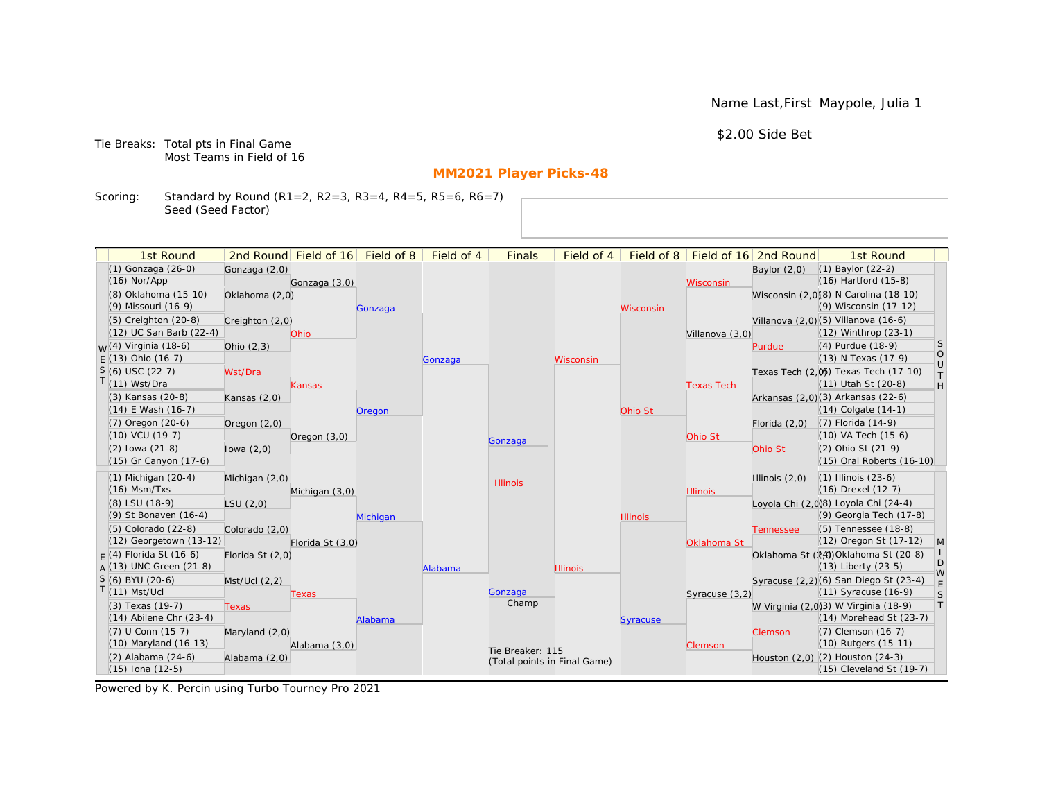Name Last,First Maypole, Julia 1

$2.00 Side Bet

Tie Breaks: Total pts in Final Game
Most Teams in Field of 16

## MM2021 Player Picks-48

Scoring: Standard by Round (R1=2, R2=3, R3=4, R4=5, R5=6, R6=7)
Seed (Seed Factor)

| 1st Round | 2nd Round | Field of 16 | Field of 8 | Field of 4 | Finals | Field of 4 | Field of 8 | Field of 16 | 2nd Round | 1st Round |
|---|---|---|---|---|---|---|---|---|---|---|
| (1) Gonzaga (26-0) | Gonzaga (2,0) | | | | | | | | Baylor (2,0) | (1) Baylor (22-2) |
| (16) Nor/App | | Gonzaga (3,0) | | | | | | Wisconsin | | (16) Hartford (15-8) |
| (8) Oklahoma (15-10) | Oklahoma (2,0) | | | | | | | | Wisconsin (2,0) | (8) N Carolina (18-10) |
| (9) Missouri (16-9) | | | Gonzaga | | | | Wisconsin | | | (9) Wisconsin (17-12) |
| (5) Creighton (20-8) | Creighton (2,0) | | | | | | | | Villanova (2,0) | (5) Villanova (16-6) |
| (12) UC San Barb (22-4) | | Ohio | | | | | | Villanova (3,0) | | (12) Winthrop (23-1) |
| (4) Virginia (18-6) | Ohio (2,3) | | | | | | | | Purdue | (4) Purdue (18-9) |
| (13) Ohio (16-7) | | | | Gonzaga | | Wisconsin | | | | (13) N Texas (17-9) |
| (6) USC (22-7) | Wst/Dra | | | | | | | | Texas Tech (2,0) | (6) Texas Tech (17-10) |
| (11) Wst/Dra | | Kansas | | | | | | Texas Tech | | (11) Utah St (20-8) |
| (3) Kansas (20-8) | Kansas (2,0) | | | | | | | | Arkansas (2,0) | (3) Arkansas (22-6) |
| (14) E Wash (16-7) | | | Oregon | | | | Ohio St | | | (14) Colgate (14-1) |
| (7) Oregon (20-6) | Oregon (2,0) | | | | | | | | Florida (2,0) | (7) Florida (14-9) |
| (10) VCU (19-7) | | Oregon (3,0) | | | Gonzaga | | | Ohio St | | (10) VA Tech (15-6) |
| (2) Iowa (21-8) | Iowa (2,0) | | | | | | | | Ohio St | (2) Ohio St (21-9) |
| (15) Gr Canyon (17-6) | | | | | | | | | | (15) Oral Roberts (16-10) |
| (1) Michigan (20-4) | Michigan (2,0) | | | | Illinois | | | | Illinois (2,0) | (1) Illinois (23-6) |
| (16) Msm/Txs | | Michigan (3,0) | | | | | | Illinois | | (16) Drexel (12-7) |
| (8) LSU (18-9) | LSU (2,0) | | | | | | | | Loyola Chi (2,0) | (8) Loyola Chi (24-4) |
| (9) St Bonaven (16-4) | | | Michigan | | | | Illinois | | | (9) Georgia Tech (17-8) |
| (5) Colorado (22-8) | Colorado (2,0) | | | | | | | | Tennessee | (5) Tennessee (18-8) |
| (12) Georgetown (13-12) | | Florida St (3,0) | | | | | | Oklahoma St | | (12) Oregon St (17-12) |
| (4) Florida St (16-6) | Florida St (2,0) | | | | | | | | Oklahoma St (2,0) | (4) Oklahoma St (20-8) |
| (13) UNC Green (21-8) | | | | Alabama | | Illinois | | | | (13) Liberty (23-5) |
| (6) BYU (20-6) | Mst/Ucl (2,2) | | | | | | | | Syracuse (2,2) | (6) San Diego St (23-4) |
| (11) Mst/Ucl | | Texas | | | Gonzaga Champ | | | Syracuse (3,2) | | (11) Syracuse (16-9) |
| (3) Texas (19-7) | Texas | | | | | | | | W Virginia (2,0) | (3) W Virginia (18-9) |
| (14) Abilene Chr (23-4) | | | Alabama | | | | Syracuse | | | (14) Morehead St (23-7) |
| (7) U Conn (15-7) | Maryland (2,0) | | | | | | | | Clemson | (7) Clemson (16-7) |
| (10) Maryland (16-13) | | Alabama (3,0) | | | | | | Clemson | | (10) Rutgers (15-11) |
| (2) Alabama (24-6) | Alabama (2,0) | | | | Tie Breaker: 115 (Total points in Final Game) | | | | Houston (2,0) | (2) Houston (24-3) |
| (15) Iona (12-5) | | | | | | | | | | (15) Cleveland St (19-7) |

Powered by K. Percin using Turbo Tourney Pro 2021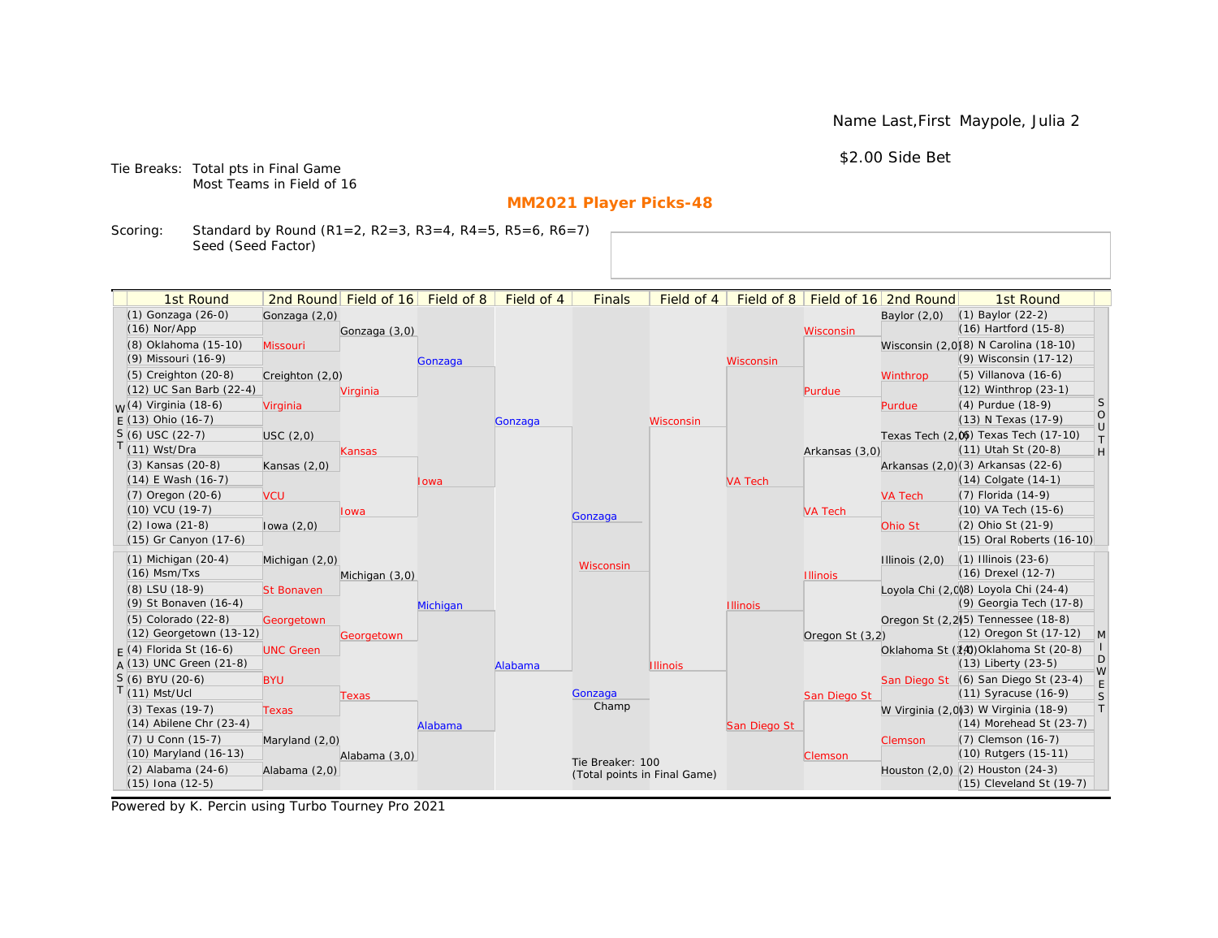Name Last,First Maypole, Julia 2

$2.00 Side Bet

Tie Breaks: Total pts in Final Game
Most Teams in Field of 16

## MM2021 Player Picks-48

Scoring: Standard by Round (R1=2, R2=3, R3=4, R4=5, R5=6, R6=7)
Seed (Seed Factor)

| 1st Round | 2nd Round | Field of 16 | Field of 8 | Field of 4 | Finals | Field of 4 | Field of 8 | Field of 16 | 2nd Round | 1st Round |
|---|---|---|---|---|---|---|---|---|---|---|
| (1) Gonzaga (26-0) | Gonzaga (2,0) | | | | | | | | Baylor (2,0) | (1) Baylor (22-2) |
| (16) Nor/App | | Gonzaga (3,0) | | | | | | Wisconsin | | (16) Hartford (15-8) |
| (8) Oklahoma (15-10) | Missouri | | | | | | | | Wisconsin (2,0) | (8) N Carolina (18-10) |
| (9) Missouri (16-9) | | | Gonzaga | | | | Wisconsin | | | (9) Wisconsin (17-12) |
| (5) Creighton (20-8) | Creighton (2,0) | | | | | | | | Winthrop | (5) Villanova (16-6) |
| (12) UC San Barb (22-4) | | Virginia | | | | | | Purdue | | (12) Winthrop (23-1) |
| (4) Virginia (18-6) | Virginia | | | | | | | | Purdue | (4) Purdue (18-9) |
| (13) Ohio (16-7) | | | | Gonzaga | | Wisconsin | | | | (13) N Texas (17-9) |
| (6) USC (22-7) | USC (2,0) | | | | | | | | Texas Tech (2,0) | (6) Texas Tech (17-10) |
| (11) Wst/Dra | | Kansas | | | | | | Arkansas (3,0) | | (11) Utah St (20-8) |
| (3) Kansas (20-8) | Kansas (2,0) | | | | | | | | Arkansas (2,0) | (3) Arkansas (22-6) |
| (14) E Wash (16-7) | | | Iowa | | | | VA Tech | | | (14) Colgate (14-1) |
| (7) Oregon (20-6) | VCU | | | | | | | | VA Tech | (7) Florida (14-9) |
| (10) VCU (19-7) | | Iowa | | | | | | VA Tech | | (10) VA Tech (15-6) |
| (2) Iowa (21-8) | Iowa (2,0) | | | | Gonzaga | | | | Ohio St | (2) Ohio St (21-9) |
| (15) Gr Canyon (17-6) | | | | | | | | | | (15) Oral Roberts (16-10) |
| (1) Michigan (20-4) | Michigan (2,0) | | | | Wisconsin | | | | Illinois (2,0) | (1) Illinois (23-6) |
| (16) Msm/Txs | | Michigan (3,0) | | | | | | Illinois | | (16) Drexel (12-7) |
| (8) LSU (18-9) | St Bonaven | | | | | | | | Loyola Chi (2,0) | (8) Loyola Chi (24-4) |
| (9) St Bonaven (16-4) | | | Michigan | | | | Illinois | | | (9) Georgia Tech (17-8) |
| (5) Colorado (22-8) | Georgetown | | | | | | | | Oregon St (2,2) | (5) Tennessee (18-8) |
| (12) Georgetown (13-12) | | Georgetown | | | | | | Oregon St (3,2) | | (12) Oregon St (17-12) |
| (4) Florida St (16-6) | UNC Green | | | | | | | | Oklahoma St (2,0) | (4) Oklahoma St (20-8) |
| (13) UNC Green (21-8) | | | | Alabama | | Illinois | | | | (13) Liberty (23-5) |
| (6) BYU (20-6) | BYU | | | | | | | | San Diego St | (6) San Diego St (23-4) |
| (11) Mst/Ucl | | Texas | | | Gonzaga | | | San Diego St | | (11) Syracuse (16-9) |
| (3) Texas (19-7) | Texas | | | | Champ | | | | W Virginia (2,0) | (3) W Virginia (18-9) |
| (14) Abilene Chr (23-4) | | | Alabama | | | | San Diego St | | | (14) Morehead St (23-7) |
| (7) U Conn (15-7) | Maryland (2,0) | | | | | | | | Clemson | (7) Clemson (16-7) |
| (10) Maryland (16-13) | | Alabama (3,0) | | | | | | Clemson | | (10) Rutgers (15-11) |
| (2) Alabama (24-6) | Alabama (2,0) | | | | Tie Breaker: 100 (Total points in Final Game) | | | | Houston (2,0) | (2) Houston (24-3) |
| (15) Iona (12-5) | | | | | | | | | | (15) Cleveland St (19-7) |

Regions: WEST (top left), EAST (bottom left), SOUTH (top right), MIDWEST (bottom right)

Powered by K. Percin using Turbo Tourney Pro 2021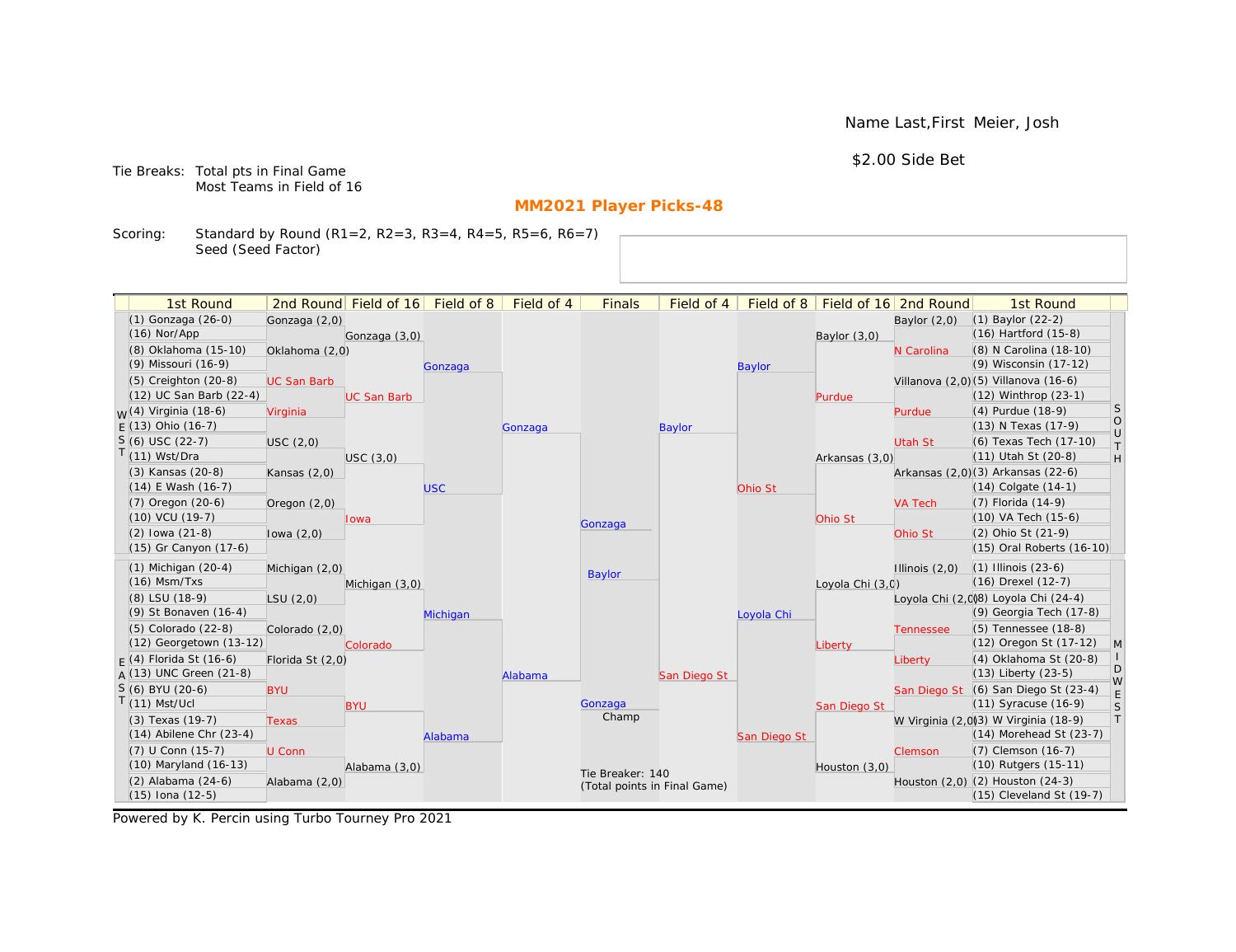Name Last,First Meier, Josh

$2.00 Side Bet

Tie Breaks: Total pts in Final Game
Most Teams in Field of 16

## MM2021 Player Picks-48

Scoring: Standard by Round (R1=2, R2=3, R3=4, R4=5, R5=6, R6=7)
Seed (Seed Factor)

### WEST

| 1st Round | 2nd Round | Field of 16 | Field of 8 | Field of 4 |
|---|---|---|---|---|
| (1) Gonzaga (26-0) | Gonzaga (2,0) | Gonzaga (3,0) | Gonzaga | Gonzaga |
| (16) Nor/App | | | | |
| (8) Oklahoma (15-10) | Oklahoma (2,0) | | | |
| (9) Missouri (16-9) | | | | |
| (5) Creighton (20-8) | UC San Barb | UC San Barb | | |
| (12) UC San Barb (22-4) | | | | |
| (4) Virginia (18-6) | Virginia | | | |
| (13) Ohio (16-7) | | | | |
| (6) USC (22-7) | USC (2,0) | USC (3,0) | USC | |
| (11) Wst/Dra | | | | |
| (3) Kansas (20-8) | Kansas (2,0) | | | |
| (14) E Wash (16-7) | | | | |
| (7) Oregon (20-6) | Oregon (2,0) | Iowa | | |
| (10) VCU (19-7) | | | | |
| (2) Iowa (21-8) | Iowa (2,0) | | | |
| (15) Gr Canyon (17-6) | | | | |

### EAST

| 1st Round | 2nd Round | Field of 16 | Field of 8 | Field of 4 |
|---|---|---|---|---|
| (1) Michigan (20-4) | Michigan (2,0) | Michigan (3,0) | Michigan | Alabama |
| (16) Msm/Txs | | | | |
| (8) LSU (18-9) | LSU (2,0) | | | |
| (9) St Bonaven (16-4) | | | | |
| (5) Colorado (22-8) | Colorado (2,0) | Colorado | | |
| (12) Georgetown (13-12) | | | | |
| (4) Florida St (16-6) | Florida St (2,0) | | | |
| (13) UNC Green (21-8) | | | | |
| (6) BYU (20-6) | BYU | BYU | Alabama | |
| (11) Mst/Ucl | | | | |
| (3) Texas (19-7) | Texas | | | |
| (14) Abilene Chr (23-4) | | | | |
| (7) U Conn (15-7) | U Conn | Alabama (3,0) | | |
| (10) Maryland (16-13) | | | | |
| (2) Alabama (24-6) | Alabama (2,0) | | | |
| (15) Iona (12-5) | | | | |

### SOUTH

| 1st Round | 2nd Round | Field of 16 | Field of 8 | Field of 4 |
|---|---|---|---|---|
| (1) Baylor (22-2) | Baylor (2,0) | Baylor (3,0) | Baylor | Baylor |
| (16) Hartford (15-8) | | | | |
| (8) N Carolina (18-10) | N Carolina | | | |
| (9) Wisconsin (17-12) | | | | |
| (5) Villanova (16-6) | Villanova (2,0) | Purdue | | |
| (12) Winthrop (23-1) | | | | |
| (4) Purdue (18-9) | Purdue | | | |
| (13) N Texas (17-9) | | | | |
| (6) Texas Tech (17-10) | Utah St | Arkansas (3,0) | Ohio St | |
| (11) Utah St (20-8) | | | | |
| (3) Arkansas (22-6) | Arkansas (2,0) | | | |
| (14) Colgate (14-1) | | | | |
| (7) Florida (14-9) | VA Tech | Ohio St | | |
| (10) VA Tech (15-6) | | | | |
| (2) Ohio St (21-9) | Ohio St | | | |
| (15) Oral Roberts (16-10) | | | | |

### MIDWEST

| 1st Round | 2nd Round | Field of 16 | Field of 8 | Field of 4 |
|---|---|---|---|---|
| (1) Illinois (23-6) | Illinois (2,0) | Loyola Chi (3,0) | Loyola Chi | San Diego St |
| (16) Drexel (12-7) | | | | |
| (8) Loyola Chi (24-4) | Loyola Chi (2,0) | | | |
| (9) Georgia Tech (17-8) | | | | |
| (5) Tennessee (18-8) | Tennessee | Liberty | | |
| (12) Oregon St (17-12) | | | | |
| (4) Oklahoma St (20-8) | Liberty | | | |
| (13) Liberty (23-5) | | | | |
| (6) San Diego St (23-4) | San Diego St | San Diego St | San Diego St | |
| (11) Syracuse (16-9) | | | | |
| (3) W Virginia (18-9) | W Virginia (2,0) | | | |
| (14) Morehead St (23-7) | | | | |
| (7) Clemson (16-7) | Clemson | Houston (3,0) | | |
| (10) Rutgers (15-11) | | | | |
| (2) Houston (24-3) | Houston (2,0) | | | |
| (15) Cleveland St (19-7) | | | | |

### Finals

Gonzaga

Baylor

Champ: Gonzaga

Tie Breaker: 140
(Total points in Final Game)

Powered by K. Percin using Turbo Tourney Pro 2021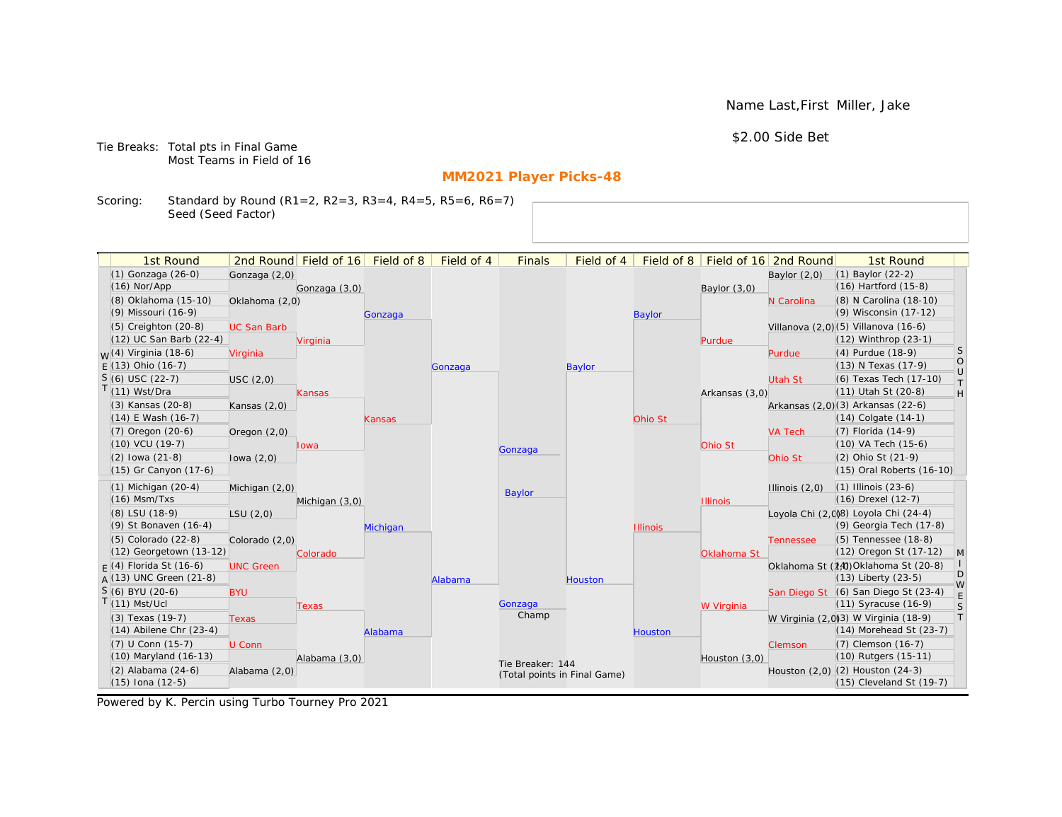Name Last,First Miller, Jake

$2.00 Side Bet

Tie Breaks: Total pts in Final Game
Most Teams in Field of 16

## MM2021 Player Picks-48

Scoring: Standard by Round (R1=2, R2=3, R3=4, R4=5, R5=6, R6=7)
Seed (Seed Factor)

### WEST

| 1st Round | 2nd Round | Field of 16 | Field of 8 | Field of 4 |
|---|---|---|---|---|
| (1) Gonzaga (26-0) | Gonzaga (2,0) | Gonzaga (3,0) | Gonzaga | Gonzaga |
| (16) Nor/App | | | | |
| (8) Oklahoma (15-10) | Oklahoma (2,0) | | | |
| (9) Missouri (16-9) | | | | |
| (5) Creighton (20-8) | UC San Barb | Virginia | | |
| (12) UC San Barb (22-4) | | | | |
| (4) Virginia (18-6) | Virginia | | | |
| (13) Ohio (16-7) | | | | |
| (6) USC (22-7) | USC (2,0) | Kansas | Kansas | |
| (11) Wst/Dra | | | | |
| (3) Kansas (20-8) | Kansas (2,0) | | | |
| (14) E Wash (16-7) | | | | |
| (7) Oregon (20-6) | Oregon (2,0) | Iowa | | |
| (10) VCU (19-7) | | | | |
| (2) Iowa (21-8) | Iowa (2,0) | | | |
| (15) Gr Canyon (17-6) | | | | |

### EAST

| 1st Round | 2nd Round | Field of 16 | Field of 8 | Field of 4 |
|---|---|---|---|---|
| (1) Michigan (20-4) | Michigan (2,0) | Michigan (3,0) | Michigan | Alabama |
| (16) Msm/Txs | | | | |
| (8) LSU (18-9) | LSU (2,0) | | | |
| (9) St Bonaven (16-4) | | | | |
| (5) Colorado (22-8) | Colorado (2,0) | Colorado | | |
| (12) Georgetown (13-12) | | | | |
| (4) Florida St (16-6) | UNC Green | | | |
| (13) UNC Green (21-8) | | | | |
| (6) BYU (20-6) | BYU | Texas | Alabama | |
| (11) Mst/Ucl | | | | |
| (3) Texas (19-7) | Texas | | | |
| (14) Abilene Chr (23-4) | | | | |
| (7) U Conn (15-7) | U Conn | Alabama (3,0) | | |
| (10) Maryland (16-13) | | | | |
| (2) Alabama (24-6) | Alabama (2,0) | | | |
| (15) Iona (12-5) | | | | |

### SOUTH

| 1st Round | 2nd Round | Field of 16 | Field of 8 | Field of 4 |
|---|---|---|---|---|
| (1) Baylor (22-2) | Baylor (2,0) | Baylor (3,0) | Baylor | Baylor |
| (16) Hartford (15-8) | | | | |
| (8) N Carolina (18-10) | N Carolina | | | |
| (9) Wisconsin (17-12) | | | | |
| (5) Villanova (16-6) | Villanova (2,0) | Purdue | | |
| (12) Winthrop (23-1) | | | | |
| (4) Purdue (18-9) | Purdue | | | |
| (13) N Texas (17-9) | | | | |
| (6) Texas Tech (17-10) | Utah St | Arkansas (3,0) | Ohio St | |
| (11) Utah St (20-8) | | | | |
| (3) Arkansas (22-6) | Arkansas (2,0) | | | |
| (14) Colgate (14-1) | | | | |
| (7) Florida (14-9) | VA Tech | Ohio St | | |
| (10) VA Tech (15-6) | | | | |
| (2) Ohio St (21-9) | Ohio St | | | |
| (15) Oral Roberts (16-10) | | | | |

### MIDWEST

| 1st Round | 2nd Round | Field of 16 | Field of 8 | Field of 4 |
|---|---|---|---|---|
| (1) Illinois (23-6) | Illinois (2,0) | Illinois | Illinois | Houston |
| (16) Drexel (12-7) | | | | |
| (8) Loyola Chi (24-4) | Loyola Chi (2,0) | | | |
| (9) Georgia Tech (17-8) | | | | |
| (5) Tennessee (18-8) | Tennessee | Oklahoma St | | |
| (12) Oregon St (17-12) | | | | |
| (4) Oklahoma St (20-8) | Oklahoma St (2,0) | | | |
| (13) Liberty (23-5) | | | | |
| (6) San Diego St (23-4) | San Diego St | W Virginia | Houston | |
| (11) Syracuse (16-9) | | | | |
| (3) W Virginia (18-9) | W Virginia (2,0) | | | |
| (14) Morehead St (23-7) | | | | |
| (7) Clemson (16-7) | Clemson | Houston (3,0) | | |
| (10) Rutgers (15-11) | | | | |
| (2) Houston (24-3) | Houston (2,0) | | | |
| (15) Cleveland St (19-7) | | | | |

### Finals

Gonzaga

Baylor

Gonzaga
Champ

Tie Breaker: 144
(Total points in Final Game)

Powered by K. Percin using Turbo Tourney Pro 2021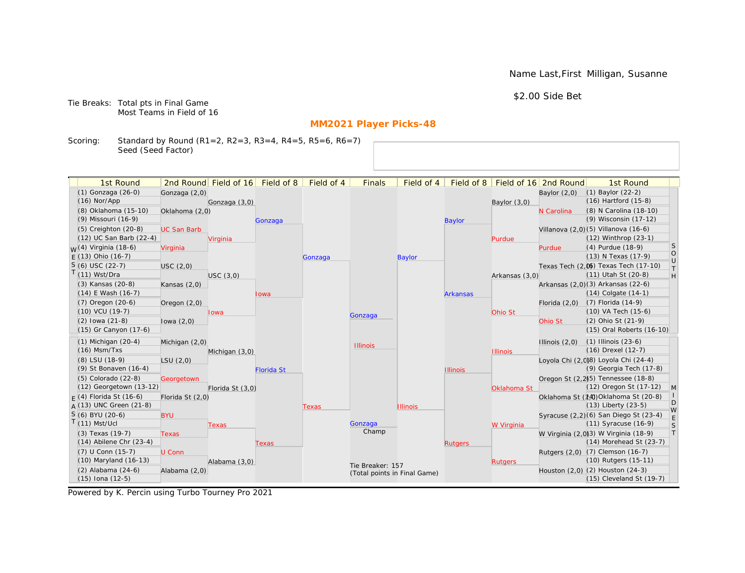Name Last,First Milligan, Susanne

$2.00 Side Bet

Tie Breaks: Total pts in Final Game
Most Teams in Field of 16

## MM2021 Player Picks-48

Scoring: Standard by Round (R1=2, R2=3, R3=4, R4=5, R5=6, R6=7)
Seed (Seed Factor)

| 1st Round | 2nd Round | Field of 16 | Field of 8 | Field of 4 | Finals | Field of 4 | Field of 8 | Field of 16 | 2nd Round | 1st Round |
|---|---|---|---|---|---|---|---|---|---|---|
| (1) Gonzaga (26-0) | Gonzaga (2,0) | Gonzaga (3,0) | Gonzaga | Gonzaga | Gonzaga | Baylor | Baylor | Baylor (3,0) | Baylor (2,0) | (1) Baylor (22-2) |
| (16) Nor/App | | | | | | | | | | (16) Hartford (15-8) |
| (8) Oklahoma (15-10) | Oklahoma (2,0) | | | | | | | | N Carolina | (8) N Carolina (18-10) |
| (9) Missouri (16-9) | | | | | | | | | | (9) Wisconsin (17-12) |
| (5) Creighton (20-8) | UC San Barb | Virginia | | | | | | Purdue | Villanova (2,0) | (5) Villanova (16-6) |
| (12) UC San Barb (22-4) | | | | | | | | | | (12) Winthrop (23-1) |
| (4) Virginia (18-6) | Virginia | | | | | | | | Purdue | (4) Purdue (18-9) |
| (13) Ohio (16-7) | | | | | | | | | | (13) N Texas (17-9) |
| (6) USC (22-7) | USC (2,0) | USC (3,0) | Iowa | | | | Arkansas | Arkansas (3,0) | Texas Tech (2,0) | (6) Texas Tech (17-10) |
| (11) Wst/Dra | | | | | | | | | | (11) Utah St (20-8) |
| (3) Kansas (20-8) | Kansas (2,0) | | | | | | | | Arkansas (2,0) | (3) Arkansas (22-6) |
| (14) E Wash (16-7) | | | | | | | | | | (14) Colgate (14-1) |
| (7) Oregon (20-6) | Oregon (2,0) | Iowa | | | | | | Ohio St | Florida (2,0) | (7) Florida (14-9) |
| (10) VCU (19-7) | | | | | | | | | | (10) VA Tech (15-6) |
| (2) Iowa (21-8) | Iowa (2,0) | | | | | | | | Ohio St | (2) Ohio St (21-9) |
| (15) Gr Canyon (17-6) | | | | | | | | | | (15) Oral Roberts (16-10) |
| (1) Michigan (20-4) | Michigan (2,0) | Michigan (3,0) | Florida St | Texas | Illinois | Illinois | Illinois | Illinois | Illinois (2,0) | (1) Illinois (23-6) |
| (16) Msm/Txs | | | | | | | | | | (16) Drexel (12-7) |
| (8) LSU (18-9) | LSU (2,0) | | | | | | | | Loyola Chi (2,0) | (8) Loyola Chi (24-4) |
| (9) St Bonaven (16-4) | | | | | | | | | | (9) Georgia Tech (17-8) |
| (5) Colorado (22-8) | Georgetown | Florida St (3,0) | | | | | | Oklahoma St | Oregon St (2,2) | (5) Tennessee (18-8) |
| (12) Georgetown (13-12) | | | | | | | | | | (12) Oregon St (17-12) |
| (4) Florida St (16-6) | Florida St (2,0) | | | | | | | | Oklahoma St (2,0) | (4) Oklahoma St (20-8) |
| (13) UNC Green (21-8) | | | | | | | | | | (13) Liberty (23-5) |
| (6) BYU (20-6) | BYU | Texas | Texas | | | | Rutgers | W Virginia | Syracuse (2,2) | (6) San Diego St (23-4) |
| (11) Mst/Ucl | | | | | | | | | | (11) Syracuse (16-9) |
| (3) Texas (19-7) | Texas | | | | | | | | W Virginia (2,0) | (3) W Virginia (18-9) |
| (14) Abilene Chr (23-4) | | | | | | | | | | (14) Morehead St (23-7) |
| (7) U Conn (15-7) | U Conn | Alabama (3,0) | | | | | | Rutgers | Rutgers (2,0) | (7) Clemson (16-7) |
| (10) Maryland (16-13) | | | | | | | | | | (10) Rutgers (15-11) |
| (2) Alabama (24-6) | Alabama (2,0) | | | | | | | | Houston (2,0) | (2) Houston (24-3) |
| (15) Iona (12-5) | | | | | | | | | | (15) Cleveland St (19-7) |

Regions: WEST (top left), EAST (bottom left), SOUTH (top right), MIDWEST (bottom right)

Champ: Gonzaga

Tie Breaker: 157
(Total points in Final Game)

Powered by K. Percin using Turbo Tourney Pro 2021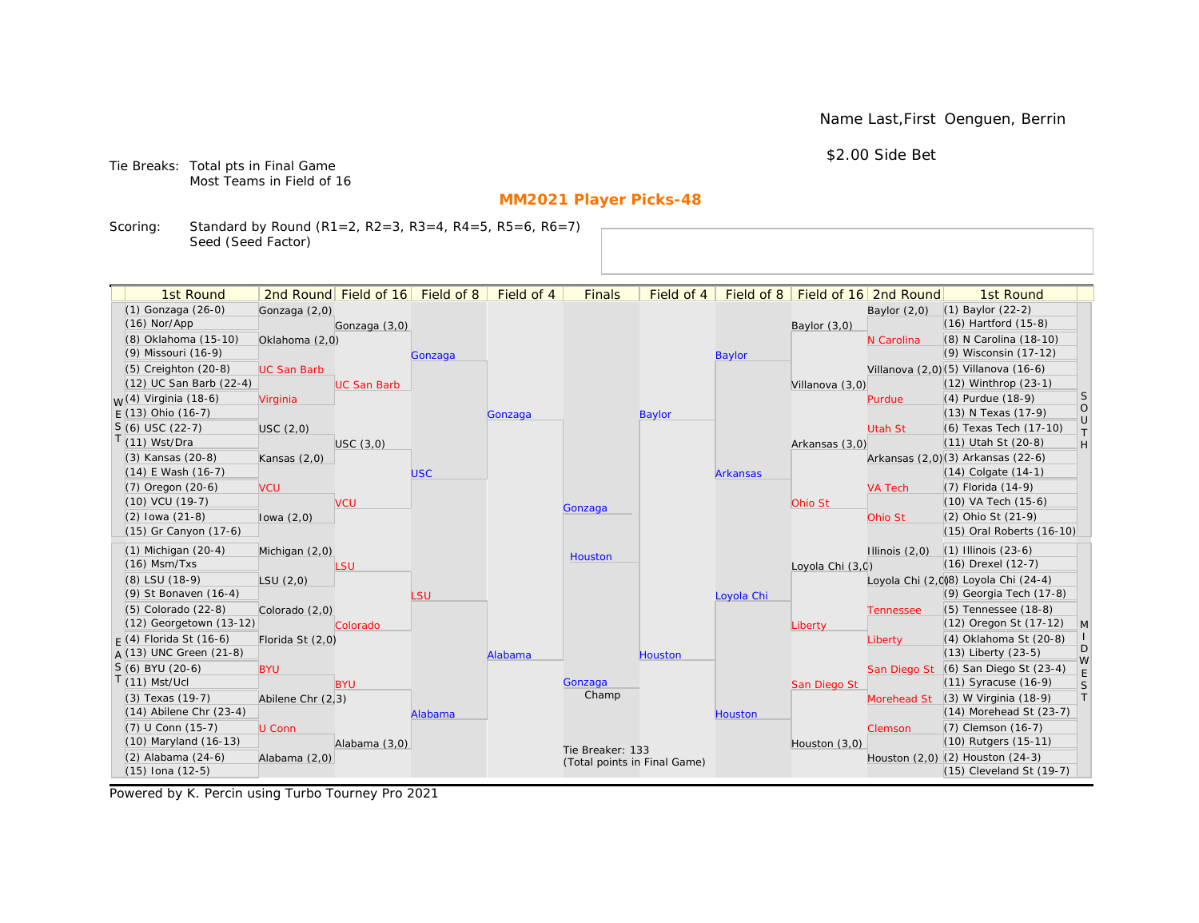Name Last,First Oenguen, Berrin

$2.00 Side Bet

Tie Breaks: Total pts in Final Game
Most Teams in Field of 16

## MM2021 Player Picks-48

Scoring: Standard by Round (R1=2, R2=3, R3=4, R4=5, R5=6, R6=7)
Seed (Seed Factor)

### WEST

| 1st Round | 2nd Round | Field of 16 | Field of 8 | Field of 4 |
|---|---|---|---|---|
| (1) Gonzaga (26-0) | Gonzaga (2,0) | Gonzaga (3,0) | Gonzaga | Gonzaga |
| (16) Nor/App | | | | |
| (8) Oklahoma (15-10) | Oklahoma (2,0) | | | |
| (9) Missouri (16-9) | | | | |
| (5) Creighton (20-8) | UC San Barb | UC San Barb | | |
| (12) UC San Barb (22-4) | | | | |
| (4) Virginia (18-6) | Virginia | | | |
| (13) Ohio (16-7) | | | | |
| (6) USC (22-7) | USC (2,0) | USC (3,0) | USC | |
| (11) Wst/Dra | | | | |
| (3) Kansas (20-8) | Kansas (2,0) | | | |
| (14) E Wash (16-7) | | | | |
| (7) Oregon (20-6) | VCU | VCU | | |
| (10) VCU (19-7) | | | | |
| (2) Iowa (21-8) | Iowa (2,0) | | | |
| (15) Gr Canyon (17-6) | | | | |

### EAST

| 1st Round | 2nd Round | Field of 16 | Field of 8 | Field of 4 |
|---|---|---|---|---|
| (1) Michigan (20-4) | Michigan (2,0) | LSU | LSU | Alabama |
| (16) Msm/Txs | | | | |
| (8) LSU (18-9) | LSU (2,0) | | | |
| (9) St Bonaven (16-4) | | | | |
| (5) Colorado (22-8) | Colorado (2,0) | Colorado | | |
| (12) Georgetown (13-12) | | | | |
| (4) Florida St (16-6) | Florida St (2,0) | | | |
| (13) UNC Green (21-8) | | | | |
| (6) BYU (20-6) | BYU | BYU | Alabama | |
| (11) Mst/Ucl | | | | |
| (3) Texas (19-7) | Abilene Chr (2,3) | | | |
| (14) Abilene Chr (23-4) | | | | |
| (7) U Conn (15-7) | U Conn | Alabama (3,0) | | |
| (10) Maryland (16-13) | | | | |
| (2) Alabama (24-6) | Alabama (2,0) | | | |
| (15) Iona (12-5) | | | | |

### SOUTH

| 1st Round | 2nd Round | Field of 16 | Field of 8 | Field of 4 |
|---|---|---|---|---|
| (1) Baylor (22-2) | Baylor (2,0) | Baylor (3,0) | Baylor | Baylor |
| (16) Hartford (15-8) | | | | |
| (8) N Carolina (18-10) | N Carolina | | | |
| (9) Wisconsin (17-12) | | | | |
| (5) Villanova (16-6) | Villanova (2,0) | Villanova (3,0) | | |
| (12) Winthrop (23-1) | | | | |
| (4) Purdue (18-9) | Purdue | | | |
| (13) N Texas (17-9) | | | | |
| (6) Texas Tech (17-10) | Utah St | Arkansas (3,0) | Arkansas | |
| (11) Utah St (20-8) | | | | |
| (3) Arkansas (22-6) | Arkansas (2,0) | | | |
| (14) Colgate (14-1) | | | | |
| (7) Florida (14-9) | VA Tech | Ohio St | | |
| (10) VA Tech (15-6) | | | | |
| (2) Ohio St (21-9) | Ohio St | | | |
| (15) Oral Roberts (16-10) | | | | |

### MIDWEST

| 1st Round | 2nd Round | Field of 16 | Field of 8 | Field of 4 |
|---|---|---|---|---|
| (1) Illinois (23-6) | Illinois (2,0) | Loyola Chi (3,0) | Loyola Chi | Houston |
| (16) Drexel (12-7) | | | | |
| (8) Loyola Chi (24-4) | Loyola Chi (2,0) | | | |
| (9) Georgia Tech (17-8) | | | | |
| (5) Tennessee (18-8) | Tennessee | Liberty | | |
| (12) Oregon St (17-12) | | | | |
| (4) Oklahoma St (20-8) | Liberty | | | |
| (13) Liberty (23-5) | | | | |
| (6) San Diego St (23-4) | San Diego St | San Diego St | Houston | |
| (11) Syracuse (16-9) | | | | |
| (3) W Virginia (18-9) | Morehead St | | | |
| (14) Morehead St (23-7) | | | | |
| (7) Clemson (16-7) | Clemson | Houston (3,0) | | |
| (10) Rutgers (15-11) | | | | |
| (2) Houston (24-3) | Houston (2,0) | | | |
| (15) Cleveland St (19-7) | | | | |

### Finals

Gonzaga
Houston

Gonzaga
Champ

Tie Breaker: 133
(Total points in Final Game)

Powered by K. Percin using Turbo Tourney Pro 2021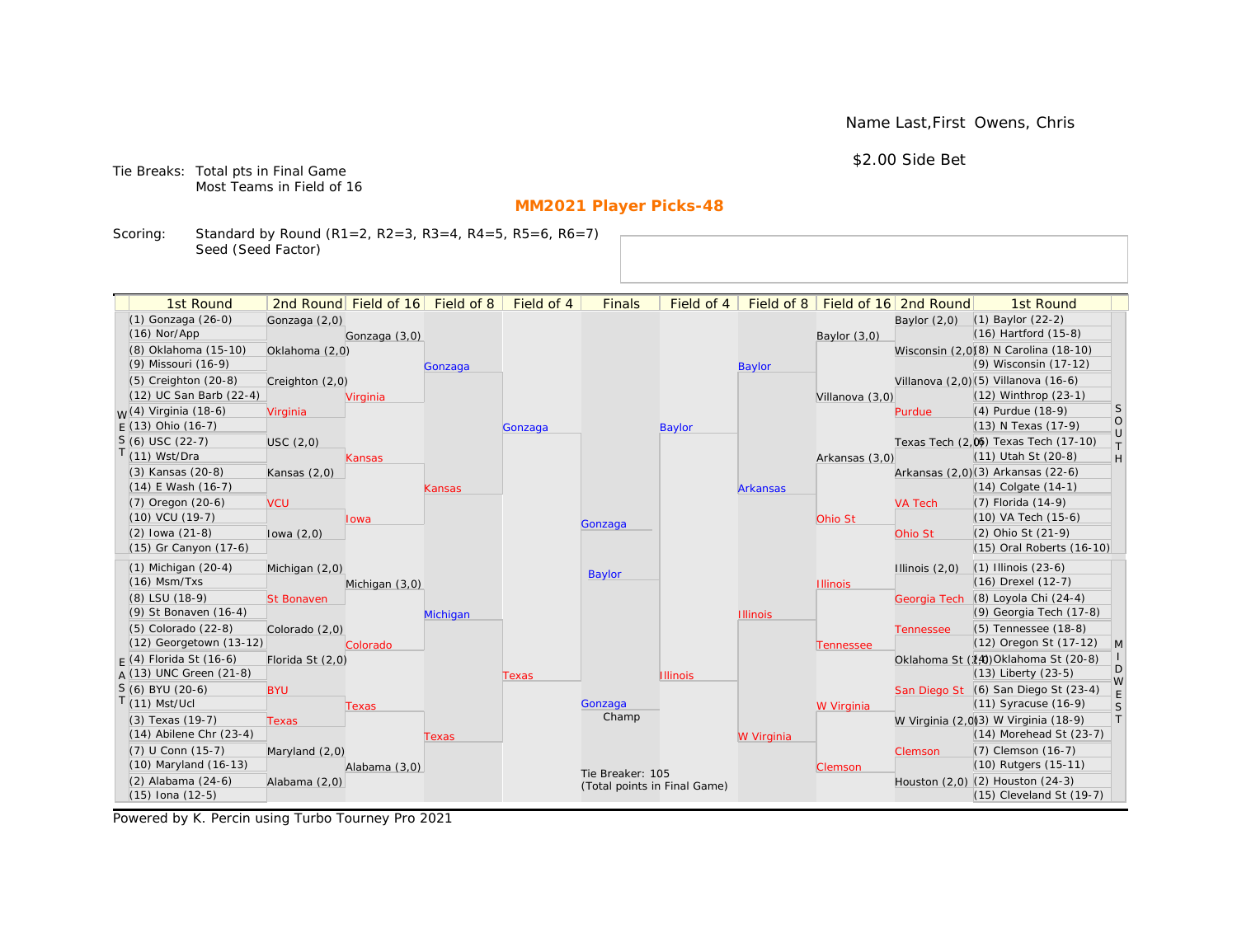Name Last,First Owens, Chris

$2.00 Side Bet

Tie Breaks: Total pts in Final Game
Most Teams in Field of 16

## MM2021 Player Picks-48

Scoring: Standard by Round (R1=2, R2=3, R3=4, R4=5, R5=6, R6=7)
Seed (Seed Factor)

| 1st Round | 2nd Round | Field of 16 | Field of 8 | Field of 4 | Finals | Field of 4 | Field of 8 | Field of 16 | 2nd Round | 1st Round |
|---|---|---|---|---|---|---|---|---|---|---|
| (1) Gonzaga (26-0) | Gonzaga (2,0) | Gonzaga (3,0) | Gonzaga | Gonzaga | Gonzaga | Baylor | Baylor | Baylor (3,0) | Baylor (2,0) | (1) Baylor (22-2) |
| (16) Nor/App | | | | | | | | | | (16) Hartford (15-8) |
| (8) Oklahoma (15-10) | Oklahoma (2,0) | | | | | | | | Wisconsin (2,0) | (8) N Carolina (18-10) |
| (9) Missouri (16-9) | | | | | | | | | | (9) Wisconsin (17-12) |
| (5) Creighton (20-8) | Creighton (2,0) | Virginia | | | | | | Villanova (3,0) | Villanova (2,0) | (5) Villanova (16-6) |
| (12) UC San Barb (22-4) | | | | | | | | | | (12) Winthrop (23-1) |
| (4) Virginia (18-6) | Virginia | | | | | | | | Purdue | (4) Purdue (18-9) |
| (13) Ohio (16-7) | | | | | | | | | | (13) N Texas (17-9) |
| (6) USC (22-7) | USC (2,0) | Kansas | Kansas | | | | Arkansas | Arkansas (3,0) | Texas Tech (2,0) | (6) Texas Tech (17-10) |
| (11) Wst/Dra | | | | | | | | | | (11) Utah St (20-8) |
| (3) Kansas (20-8) | Kansas (2,0) | | | | | | | | Arkansas (2,0) | (3) Arkansas (22-6) |
| (14) E Wash (16-7) | | | | | | | | | | (14) Colgate (14-1) |
| (7) Oregon (20-6) | VCU | Iowa | | | | | | Ohio St | VA Tech | (7) Florida (14-9) |
| (10) VCU (19-7) | | | | | | | | | | (10) VA Tech (15-6) |
| (2) Iowa (21-8) | Iowa (2,0) | | | | | | | | Ohio St | (2) Ohio St (21-9) |
| (15) Gr Canyon (17-6) | | | | | | | | | | (15) Oral Roberts (16-10) |
| (1) Michigan (20-4) | Michigan (2,0) | Michigan (3,0) | Michigan | Texas | Baylor | Illinois | Illinois | Illinois | Illinois (2,0) | (1) Illinois (23-6) |
| (16) Msm/Txs | | | | | | | | | | (16) Drexel (12-7) |
| (8) LSU (18-9) | St Bonaven | | | | | | | | Georgia Tech | (8) Loyola Chi (24-4) |
| (9) St Bonaven (16-4) | | | | | | | | | | (9) Georgia Tech (17-8) |
| (5) Colorado (22-8) | Colorado (2,0) | Colorado | | | | | | Tennessee | Tennessee | (5) Tennessee (18-8) |
| (12) Georgetown (13-12) | | | | | | | | | | (12) Oregon St (17-12) |
| (4) Florida St (16-6) | Florida St (2,0) | | | | | | | | Oklahoma St (2,0) | (4) Oklahoma St (20-8) |
| (13) UNC Green (21-8) | | | | | | | | | | (13) Liberty (23-5) |
| (6) BYU (20-6) | BYU | Texas | Texas | | Gonzaga (Champ) | | W Virginia | W Virginia | San Diego St | (6) San Diego St (23-4) |
| (11) Mst/Ucl | | | | | | | | | | (11) Syracuse (16-9) |
| (3) Texas (19-7) | Texas | | | | | | | | W Virginia (2,0) | (3) W Virginia (18-9) |
| (14) Abilene Chr (23-4) | | | | | | | | | | (14) Morehead St (23-7) |
| (7) U Conn (15-7) | Maryland (2,0) | Alabama (3,0) | | | | | | Clemson | Clemson | (7) Clemson (16-7) |
| (10) Maryland (16-13) | | | | | | | | | | (10) Rutgers (15-11) |
| (2) Alabama (24-6) | Alabama (2,0) | | | | | | | | Houston (2,0) | (2) Houston (24-3) |
| (15) Iona (12-5) | | | | | | | | | | (15) Cleveland St (19-7) |

Regions: WEST (top left), EAST (bottom left), SOUTH (top right), MIDWEST (bottom right)

Tie Breaker: 105
(Total points in Final Game)

Powered by K. Percin using Turbo Tourney Pro 2021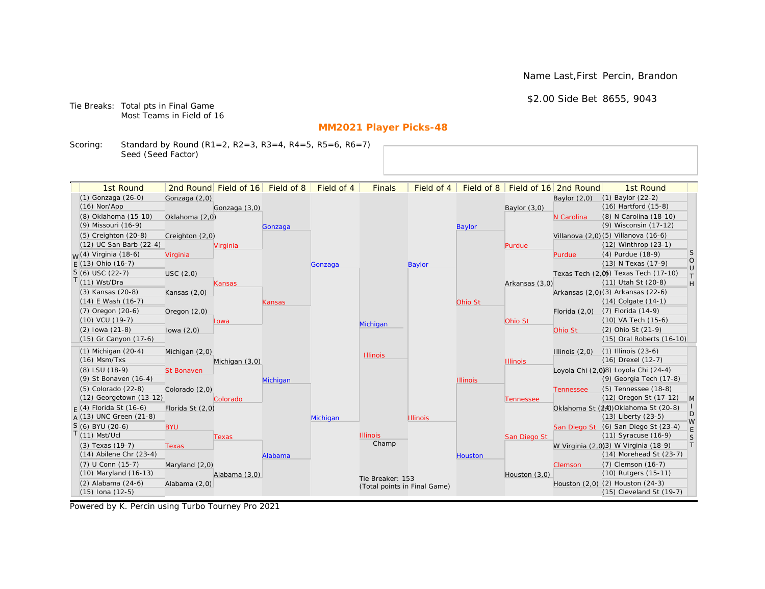Name Last,First  Percin, Brandon

$2.00 Side Bet  8655, 9043

Tie Breaks: Total pts in Final Game
Most Teams in Field of 16

## MM2021 Player Picks-48

Scoring: Standard by Round (R1=2, R2=3, R3=4, R4=5, R5=6, R6=7)
Seed (Seed Factor)

### WEST

| 1st Round | 2nd Round | Field of 16 | Field of 8 | Field of 4 |
|---|---|---|---|---|
| (1) Gonzaga (26-0) | Gonzaga (2,0) | Gonzaga (3,0) | Gonzaga | Gonzaga |
| (16) Nor/App | | | | |
| (8) Oklahoma (15-10) | Oklahoma (2,0) | | | |
| (9) Missouri (16-9) | | | | |
| (5) Creighton (20-8) | Creighton (2,0) | Virginia | | |
| (12) UC San Barb (22-4) | | | | |
| (4) Virginia (18-6) | Virginia | | | |
| (13) Ohio (16-7) | | | | |
| (6) USC (22-7) | USC (2,0) | Kansas | Kansas | |
| (11) Wst/Dra | | | | |
| (3) Kansas (20-8) | Kansas (2,0) | | | |
| (14) E Wash (16-7) | | | | |
| (7) Oregon (20-6) | Oregon (2,0) | Iowa | | |
| (10) VCU (19-7) | | | | |
| (2) Iowa (21-8) | Iowa (2,0) | | | |
| (15) Gr Canyon (17-6) | | | | |

### EAST

| 1st Round | 2nd Round | Field of 16 | Field of 8 | Field of 4 |
|---|---|---|---|---|
| (1) Michigan (20-4) | Michigan (2,0) | Michigan (3,0) | Michigan | Michigan |
| (16) Msm/Txs | | | | |
| (8) LSU (18-9) | St Bonaven | | | |
| (9) St Bonaven (16-4) | | | | |
| (5) Colorado (22-8) | Colorado (2,0) | Colorado | | |
| (12) Georgetown (13-12) | | | | |
| (4) Florida St (16-6) | Florida St (2,0) | | | |
| (13) UNC Green (21-8) | | | | |
| (6) BYU (20-6) | BYU | Texas | Alabama | |
| (11) Mst/Ucl | | | | |
| (3) Texas (19-7) | Texas | | | |
| (14) Abilene Chr (23-4) | | | | |
| (7) U Conn (15-7) | Maryland (2,0) | Alabama (3,0) | | |
| (10) Maryland (16-13) | | | | |
| (2) Alabama (24-6) | Alabama (2,0) | | | |
| (15) Iona (12-5) | | | | |

### SOUTH

| 1st Round | 2nd Round | Field of 16 | Field of 8 | Field of 4 |
|---|---|---|---|---|
| (1) Baylor (22-2) | Baylor (2,0) | Baylor (3,0) | Baylor | Baylor |
| (16) Hartford (15-8) | | | | |
| (8) N Carolina (18-10) | N Carolina | | | |
| (9) Wisconsin (17-12) | | | | |
| (5) Villanova (16-6) | Villanova (2,0) | Purdue | | |
| (12) Winthrop (23-1) | | | | |
| (4) Purdue (18-9) | Purdue | | | |
| (13) N Texas (17-9) | | | | |
| (6) Texas Tech (17-10) | Texas Tech (2,0) | Arkansas (3,0) | Ohio St | |
| (11) Utah St (20-8) | | | | |
| (3) Arkansas (22-6) | Arkansas (2,0) | | | |
| (14) Colgate (14-1) | | | | |
| (7) Florida (14-9) | Florida (2,0) | Ohio St | | |
| (10) VA Tech (15-6) | | | | |
| (2) Ohio St (21-9) | Ohio St | | | |
| (15) Oral Roberts (16-10) | | | | |

### MIDWEST

| 1st Round | 2nd Round | Field of 16 | Field of 8 | Field of 4 |
|---|---|---|---|---|
| (1) Illinois (23-6) | Illinois (2,0) | Illinois | Illinois | Illinois |
| (16) Drexel (12-7) | | | | |
| (8) Loyola Chi (24-4) | Loyola Chi (2,0) | | | |
| (9) Georgia Tech (17-8) | | | | |
| (5) Tennessee (18-8) | Tennessee | Tennessee | | |
| (12) Oregon St (17-12) | | | | |
| (4) Oklahoma St (20-8) | Oklahoma St (2,0) | | | |
| (13) Liberty (23-5) | | | | |
| (6) San Diego St (23-4) | San Diego St | San Diego St | Houston | |
| (11) Syracuse (16-9) | | | | |
| (3) W Virginia (18-9) | W Virginia (2,0) | | | |
| (14) Morehead St (23-7) | | | | |
| (7) Clemson (16-7) | Clemson | Houston (3,0) | | |
| (10) Rutgers (15-11) | | | | |
| (2) Houston (24-3) | Houston (2,0) | | | |
| (15) Cleveland St (19-7) | | | | |

### Finals

| Finals |
|---|
| Michigan |
| Illinois |
| Illinois (Champ) |

Tie Breaker: 153
(Total points in Final Game)

Powered by K. Percin using Turbo Tourney Pro 2021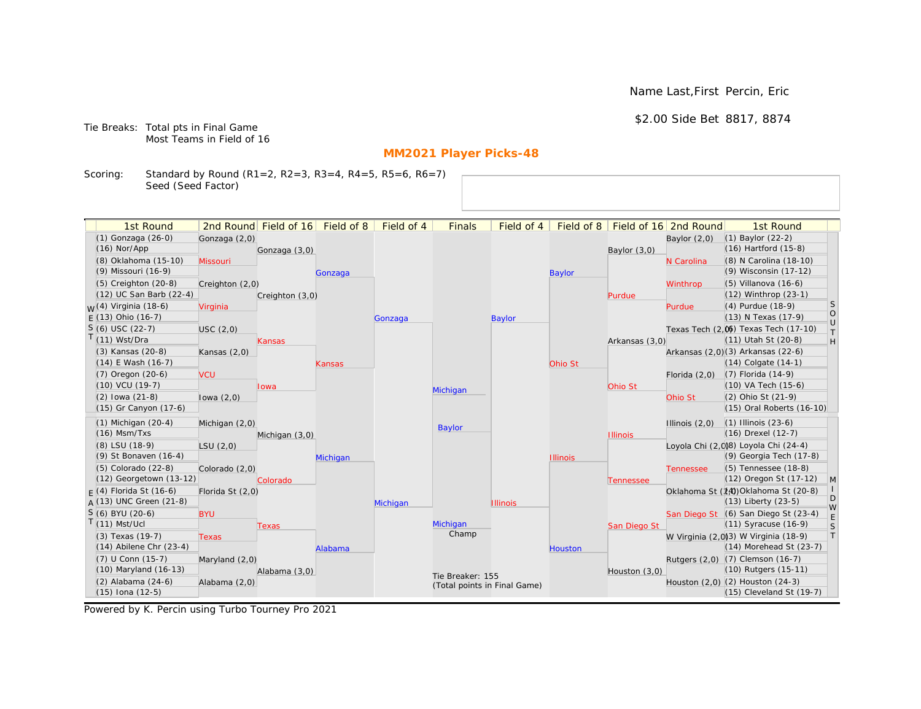Name Last,First Percin, Eric

$2.00 Side Bet 8817, 8874

Tie Breaks: Total pts in Final Game
Most Teams in Field of 16

## MM2021 Player Picks-48

Scoring: Standard by Round (R1=2, R2=3, R3=4, R4=5, R5=6, R6=7)
Seed (Seed Factor)

| 1st Round | 2nd Round | Field of 16 | Field of 8 | Field of 4 | Finals | Field of 4 | Field of 8 | Field of 16 | 2nd Round | 1st Round |
|---|---|---|---|---|---|---|---|---|---|---|
| (1) Gonzaga (26-0) | Gonzaga (2,0) | | | | | | | | Baylor (2,0) | (1) Baylor (22-2) |
| (16) Nor/App | | Gonzaga (3,0) | | | | | | Baylor (3,0) | | (16) Hartford (15-8) |
| (8) Oklahoma (15-10) | Missouri | | | | | | | | N Carolina | (8) N Carolina (18-10) |
| (9) Missouri (16-9) | | | Gonzaga | | | | Baylor | | | (9) Wisconsin (17-12) |
| (5) Creighton (20-8) | Creighton (2,0) | | | | | | | | Winthrop | (5) Villanova (16-6) |
| (12) UC San Barb (22-4) | | Creighton (3,0) | | | | | | Purdue | | (12) Winthrop (23-1) |
| (4) Virginia (18-6) | Virginia | | | | | | | | Purdue | (4) Purdue (18-9) |
| (13) Ohio (16-7) | | | | Gonzaga | | Baylor | | | | (13) N Texas (17-9) |
| (6) USC (22-7) | USC (2,0) | | | | | | | | Texas Tech (2,0) | (6) Texas Tech (17-10) |
| (11) Wst/Dra | | Kansas | | | | | | Arkansas (3,0) | | (11) Utah St (20-8) |
| (3) Kansas (20-8) | Kansas (2,0) | | | | | | | | Arkansas (2,0) | (3) Arkansas (22-6) |
| (14) E Wash (16-7) | | | Kansas | | | | Ohio St | | | (14) Colgate (14-1) |
| (7) Oregon (20-6) | VCU | | | | | | | | Florida (2,0) | (7) Florida (14-9) |
| (10) VCU (19-7) | | Iowa | | | Michigan | | | Ohio St | | (10) VA Tech (15-6) |
| (2) Iowa (21-8) | Iowa (2,0) | | | | | | | | Ohio St | (2) Ohio St (21-9) |
| (15) Gr Canyon (17-6) | | | | | | | | | | (15) Oral Roberts (16-10) |
| (1) Michigan (20-4) | Michigan (2,0) | | | | Baylor | | | | Illinois (2,0) | (1) Illinois (23-6) |
| (16) Msm/Txs | | Michigan (3,0) | | | | | | Illinois | | (16) Drexel (12-7) |
| (8) LSU (18-9) | LSU (2,0) | | | | | | | | Loyola Chi (2,0) | (8) Loyola Chi (24-4) |
| (9) St Bonaven (16-4) | | | Michigan | | | | Illinois | | | (9) Georgia Tech (17-8) |
| (5) Colorado (22-8) | Colorado (2,0) | | | | | | | | Tennessee | (5) Tennessee (18-8) |
| (12) Georgetown (13-12) | | Colorado | | | | | | Tennessee | | (12) Oregon St (17-12) |
| (4) Florida St (16-6) | Florida St (2,0) | | | | | | | | Oklahoma St (2,0) | (4) Oklahoma St (20-8) |
| (13) UNC Green (21-8) | | | | Michigan | | Illinois | | | | (13) Liberty (23-5) |
| (6) BYU (20-6) | BYU | | | | | | | | San Diego St | (6) San Diego St (23-4) |
| (11) Mst/Ucl | | Texas | | | Michigan | | | San Diego St | | (11) Syracuse (16-9) |
| (3) Texas (19-7) | Texas | | | | Champ | | | | W Virginia (2,0) | (3) W Virginia (18-9) |
| (14) Abilene Chr (23-4) | | | Alabama | | | | Houston | | | (14) Morehead St (23-7) |
| (7) U Conn (15-7) | Maryland (2,0) | | | | | | | | Rutgers (2,0) | (7) Clemson (16-7) |
| (10) Maryland (16-13) | | Alabama (3,0) | | | | | | Houston (3,0) | | (10) Rutgers (15-11) |
| (2) Alabama (24-6) | Alabama (2,0) | | | | Tie Breaker: 155 (Total points in Final Game) | | | | Houston (2,0) | (2) Houston (24-3) |
| (15) Iona (12-5) | | | | | | | | | | (15) Cleveland St (19-7) |

Left bracket top: WEST; left bracket bottom: EAST; right bracket top: SOUTH; right bracket bottom: MIDWEST

Powered by K. Percin using Turbo Tourney Pro 2021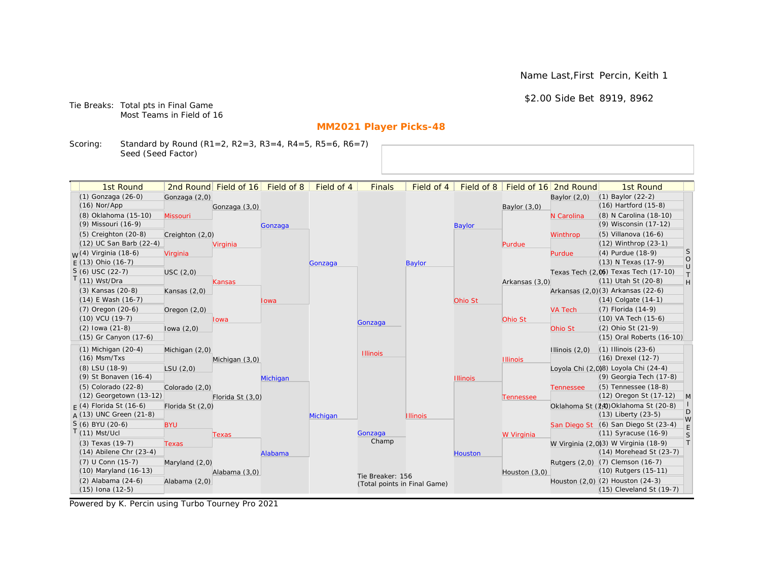Name Last,First  Percin, Keith 1

$2.00 Side Bet  8919, 8962

Tie Breaks: Total pts in Final Game
Most Teams in Field of 16

## MM2021 Player Picks-48

Scoring: Standard by Round (R1=2, R2=3, R3=4, R4=5, R5=6, R6=7)
Seed (Seed Factor)

### WEST

| 1st Round | 2nd Round | Field of 16 | Field of 8 | Field of 4 |
|---|---|---|---|---|
| (1) Gonzaga (26-0) | Gonzaga (2,0) | Gonzaga (3,0) | Gonzaga | Gonzaga |
| (16) Nor/App | | | | |
| (8) Oklahoma (15-10) | Missouri | | | |
| (9) Missouri (16-9) | | | | |
| (5) Creighton (20-8) | Creighton (2,0) | Virginia | | |
| (12) UC San Barb (22-4) | | | | |
| (4) Virginia (18-6) | Virginia | | | |
| (13) Ohio (16-7) | | | | |
| (6) USC (22-7) | USC (2,0) | Kansas | Iowa | |
| (11) Wst/Dra | | | | |
| (3) Kansas (20-8) | Kansas (2,0) | | | |
| (14) E Wash (16-7) | | | | |
| (7) Oregon (20-6) | Oregon (2,0) | Iowa | | |
| (10) VCU (19-7) | | | | |
| (2) Iowa (21-8) | Iowa (2,0) | | | |
| (15) Gr Canyon (17-6) | | | | |

### EAST

| 1st Round | 2nd Round | Field of 16 | Field of 8 | Field of 4 |
|---|---|---|---|---|
| (1) Michigan (20-4) | Michigan (2,0) | Michigan (3,0) | Michigan | Michigan |
| (16) Msm/Txs | | | | |
| (8) LSU (18-9) | LSU (2,0) | | | |
| (9) St Bonaven (16-4) | | | | |
| (5) Colorado (22-8) | Colorado (2,0) | Florida St (3,0) | | |
| (12) Georgetown (13-12) | | | | |
| (4) Florida St (16-6) | Florida St (2,0) | | | |
| (13) UNC Green (21-8) | | | | |
| (6) BYU (20-6) | BYU | Texas | Alabama | |
| (11) Mst/Ucl | | | | |
| (3) Texas (19-7) | Texas | | | |
| (14) Abilene Chr (23-4) | | | | |
| (7) U Conn (15-7) | Maryland (2,0) | Alabama (3,0) | | |
| (10) Maryland (16-13) | | | | |
| (2) Alabama (24-6) | Alabama (2,0) | | | |
| (15) Iona (12-5) | | | | |

### SOUTH

| 1st Round | 2nd Round | Field of 16 | Field of 8 | Field of 4 |
|---|---|---|---|---|
| (1) Baylor (22-2) | Baylor (2,0) | Baylor (3,0) | Baylor | Baylor |
| (16) Hartford (15-8) | | | | |
| (8) N Carolina (18-10) | N Carolina | | | |
| (9) Wisconsin (17-12) | | | | |
| (5) Villanova (16-6) | Winthrop | Purdue | | |
| (12) Winthrop (23-1) | | | | |
| (4) Purdue (18-9) | Purdue | | | |
| (13) N Texas (17-9) | | | | |
| (6) Texas Tech (17-10) | Texas Tech (2,0) | Arkansas (3,0) | Ohio St | |
| (11) Utah St (20-8) | | | | |
| (3) Arkansas (22-6) | Arkansas (2,0) | | | |
| (14) Colgate (14-1) | | | | |
| (7) Florida (14-9) | VA Tech | Ohio St | | |
| (10) VA Tech (15-6) | | | | |
| (2) Ohio St (21-9) | Ohio St | | | |
| (15) Oral Roberts (16-10) | | | | |

### MIDWEST

| 1st Round | 2nd Round | Field of 16 | Field of 8 | Field of 4 |
|---|---|---|---|---|
| (1) Illinois (23-6) | Illinois (2,0) | Illinois | Illinois | Illinois |
| (16) Drexel (12-7) | | | | |
| (8) Loyola Chi (24-4) | Loyola Chi (2,0) | | | |
| (9) Georgia Tech (17-8) | | | | |
| (5) Tennessee (18-8) | Tennessee | Tennessee | | |
| (12) Oregon St (17-12) | | | | |
| (4) Oklahoma St (20-8) | Oklahoma St (2,0) | | | |
| (13) Liberty (23-5) | | | | |
| (6) San Diego St (23-4) | San Diego St | W Virginia | Houston | |
| (11) Syracuse (16-9) | | | | |
| (3) W Virginia (18-9) | W Virginia (2,0) | | | |
| (14) Morehead St (23-7) | | | | |
| (7) Clemson (16-7) | Rutgers (2,0) | Houston (3,0) | | |
| (10) Rutgers (15-11) | | | | |
| (2) Houston (24-3) | Houston (2,0) | | | |
| (15) Cleveland St (19-7) | | | | |

### Finals

- Gonzaga
- Illinois

Champ: Gonzaga

Tie Breaker: 156
(Total points in Final Game)

Powered by K. Percin using Turbo Tourney Pro 2021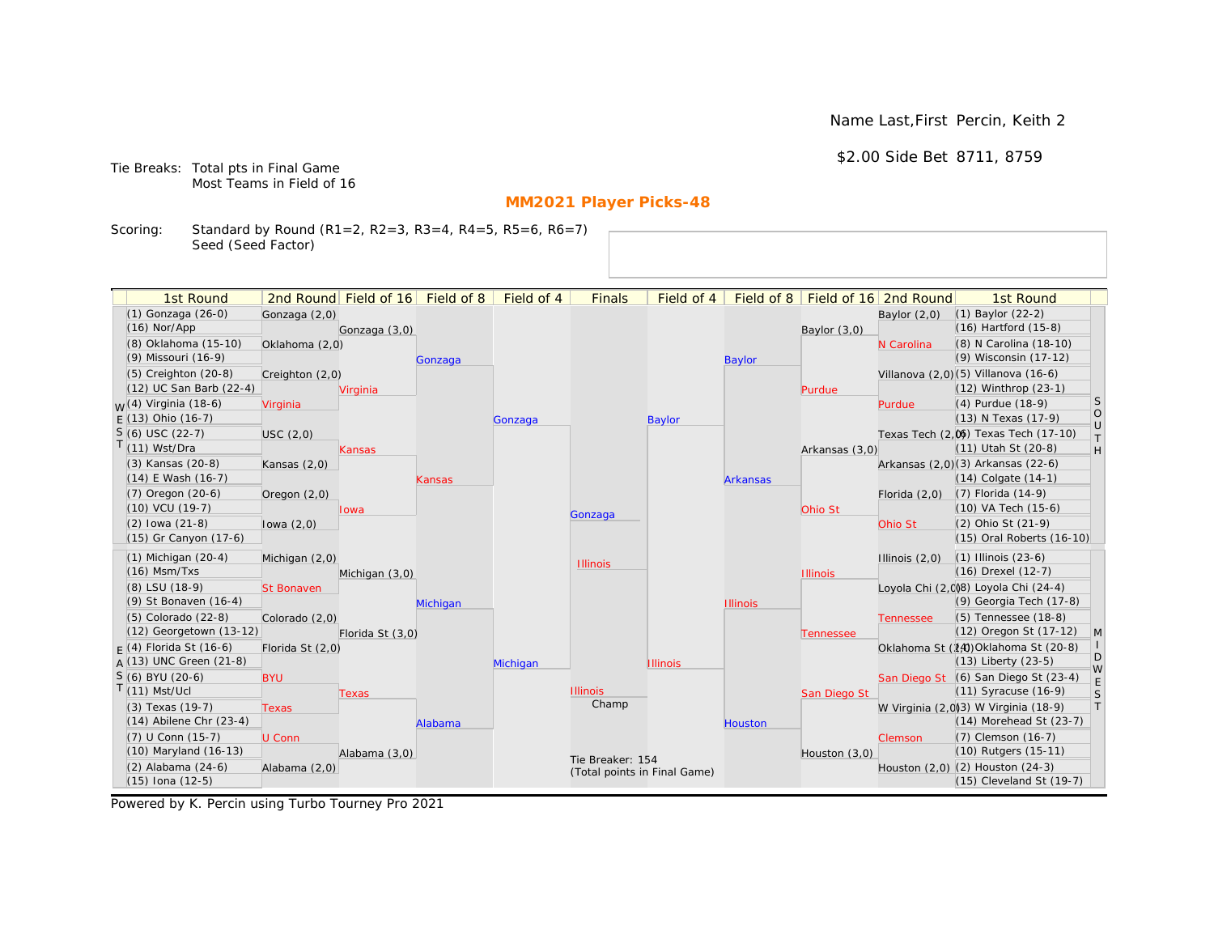Name Last,First Percin, Keith 2

$2.00 Side Bet 8711, 8759

Tie Breaks: Total pts in Final Game
Most Teams in Field of 16

## MM2021 Player Picks-48

Scoring: Standard by Round (R1=2, R2=3, R3=4, R4=5, R5=6, R6=7)
Seed (Seed Factor)

| 1st Round | 2nd Round | Field of 16 | Field of 8 | Field of 4 | Finals | Field of 4 | Field of 8 | Field of 16 | 2nd Round | 1st Round |
|---|---|---|---|---|---|---|---|---|---|---|
| (1) Gonzaga (26-0) | Gonzaga (2,0) | Gonzaga (3,0) | Gonzaga | Gonzaga | Gonzaga | Baylor | Baylor | Baylor (3,0) | Baylor (2,0) | (1) Baylor (22-2) |
| (16) Nor/App | | | | | | | | | | (16) Hartford (15-8) |
| (8) Oklahoma (15-10) | Oklahoma (2,0) | | | | | | | | N Carolina | (8) N Carolina (18-10) |
| (9) Missouri (16-9) | | | | | | | | | | (9) Wisconsin (17-12) |
| (5) Creighton (20-8) | Creighton (2,0) | Virginia | | | | | | Purdue | Villanova (2,0) | (5) Villanova (16-6) |
| (12) UC San Barb (22-4) | | | | | | | | | | (12) Winthrop (23-1) |
| (4) Virginia (18-6) | Virginia | | | | | | | | Purdue | (4) Purdue (18-9) |
| (13) Ohio (16-7) | | | | | | | | | | (13) N Texas (17-9) |
| (6) USC (22-7) | USC (2,0) | Kansas | Kansas | | | | Arkansas | Arkansas (3,0) | Texas Tech (2,0) | (6) Texas Tech (17-10) |
| (11) Wst/Dra | | | | | | | | | | (11) Utah St (20-8) |
| (3) Kansas (20-8) | Kansas (2,0) | | | | | | | | Arkansas (2,0) | (3) Arkansas (22-6) |
| (14) E Wash (16-7) | | | | | | | | | | (14) Colgate (14-1) |
| (7) Oregon (20-6) | Oregon (2,0) | Iowa | | | | | | Ohio St | Florida (2,0) | (7) Florida (14-9) |
| (10) VCU (19-7) | | | | | | | | | | (10) VA Tech (15-6) |
| (2) Iowa (21-8) | Iowa (2,0) | | | | | | | | Ohio St | (2) Ohio St (21-9) |
| (15) Gr Canyon (17-6) | | | | | | | | | | (15) Oral Roberts (16-10) |
| (1) Michigan (20-4) | Michigan (2,0) | Michigan (3,0) | Michigan | Michigan | Illinois | Illinois | Illinois | Illinois | Illinois (2,0) | (1) Illinois (23-6) |
| (16) Msm/Txs | | | | | | | | | | (16) Drexel (12-7) |
| (8) LSU (18-9) | St Bonaven | | | | | | | | Loyola Chi (2,0) | (8) Loyola Chi (24-4) |
| (9) St Bonaven (16-4) | | | | | | | | | | (9) Georgia Tech (17-8) |
| (5) Colorado (22-8) | Colorado (2,0) | Florida St (3,0) | | | | | | Tennessee | Tennessee | (5) Tennessee (18-8) |
| (12) Georgetown (13-12) | | | | | | | | | | (12) Oregon St (17-12) |
| (4) Florida St (16-6) | Florida St (2,0) | | | | | | | | Oklahoma St (2,0) | (4) Oklahoma St (20-8) |
| (13) UNC Green (21-8) | | | | | | | | | | (13) Liberty (23-5) |
| (6) BYU (20-6) | BYU | Texas | Alabama | | | | Houston | San Diego St | San Diego St | (6) San Diego St (23-4) |
| (11) Mst/Ucl | | | | | | | | | | (11) Syracuse (16-9) |
| (3) Texas (19-7) | Texas | | | | | | | | W Virginia (2,0) | (3) W Virginia (18-9) |
| (14) Abilene Chr (23-4) | | | | | | | | | | (14) Morehead St (23-7) |
| (7) U Conn (15-7) | U Conn | Alabama (3,0) | | | | | | Houston (3,0) | Clemson | (7) Clemson (16-7) |
| (10) Maryland (16-13) | | | | | | | | | | (10) Rutgers (15-11) |
| (2) Alabama (24-6) | Alabama (2,0) | | | | | | | | Houston (2,0) | (2) Houston (24-3) |
| (15) Iona (12-5) | | | | | | | | | | (15) Cleveland St (19-7) |

Regions: WEST (top left), EAST (bottom left), SOUTH (top right), MIDWEST (bottom right)

Champ: Illinois

Tie Breaker: 154
(Total points in Final Game)

Powered by K. Percin using Turbo Tourney Pro 2021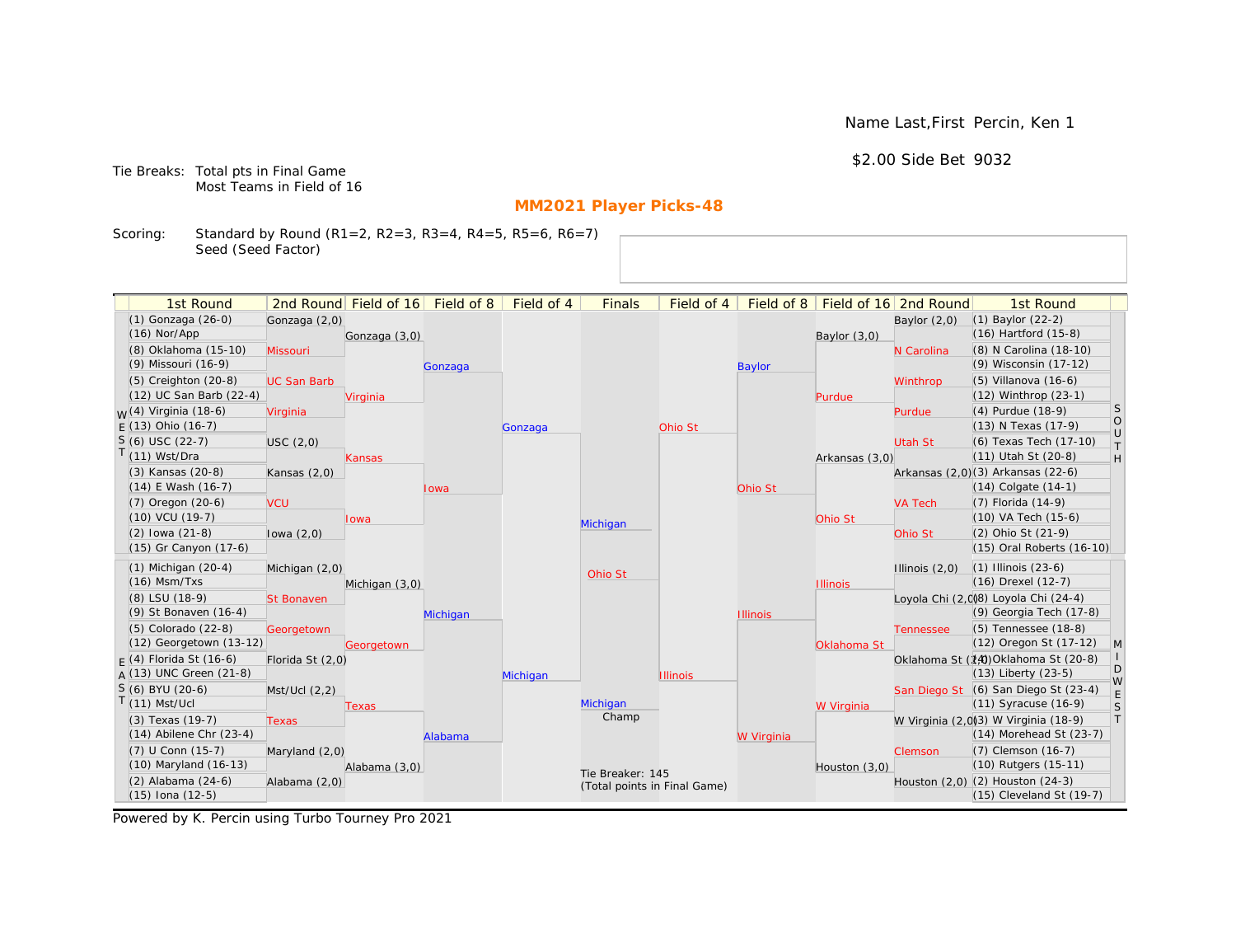Name Last,First Percin, Ken 1

$2.00 Side Bet 9032

Tie Breaks: Total pts in Final Game
Most Teams in Field of 16

## MM2021 Player Picks-48

Scoring: Standard by Round (R1=2, R2=3, R3=4, R4=5, R5=6, R6=7)
Seed (Seed Factor)

### WEST

| 1st Round | 2nd Round | Field of 16 | Field of 8 | Field of 4 |
|---|---|---|---|---|
| (1) Gonzaga (26-0) | Gonzaga (2,0) | Gonzaga (3,0) | Gonzaga | Gonzaga |
| (16) Nor/App | | | | |
| (8) Oklahoma (15-10) | Missouri | | | |
| (9) Missouri (16-9) | | | | |
| (5) Creighton (20-8) | UC San Barb | Virginia | | |
| (12) UC San Barb (22-4) | | | | |
| (4) Virginia (18-6) | Virginia | | | |
| (13) Ohio (16-7) | | | | |
| (6) USC (22-7) | USC (2,0) | Kansas | Iowa | |
| (11) Wst/Dra | | | | |
| (3) Kansas (20-8) | Kansas (2,0) | | | |
| (14) E Wash (16-7) | | | | |
| (7) Oregon (20-6) | VCU | Iowa | | |
| (10) VCU (19-7) | | | | |
| (2) Iowa (21-8) | Iowa (2,0) | | | |
| (15) Gr Canyon (17-6) | | | | |

### EAST

| 1st Round | 2nd Round | Field of 16 | Field of 8 | Field of 4 |
|---|---|---|---|---|
| (1) Michigan (20-4) | Michigan (2,0) | Michigan (3,0) | Michigan | Michigan |
| (16) Msm/Txs | | | | |
| (8) LSU (18-9) | St Bonaven | | | |
| (9) St Bonaven (16-4) | | | | |
| (5) Colorado (22-8) | Georgetown | Georgetown | | |
| (12) Georgetown (13-12) | | | | |
| (4) Florida St (16-6) | Florida St (2,0) | | | |
| (13) UNC Green (21-8) | | | | |
| (6) BYU (20-6) | Mst/Ucl (2,2) | Texas | Alabama | |
| (11) Mst/Ucl | | | | |
| (3) Texas (19-7) | Texas | | | |
| (14) Abilene Chr (23-4) | | | | |
| (7) U Conn (15-7) | Maryland (2,0) | Alabama (3,0) | | |
| (10) Maryland (16-13) | | | | |
| (2) Alabama (24-6) | Alabama (2,0) | | | |
| (15) Iona (12-5) | | | | |

### SOUTH

| 1st Round | 2nd Round | Field of 16 | Field of 8 | Field of 4 |
|---|---|---|---|---|
| (1) Baylor (22-2) | Baylor (2,0) | Baylor (3,0) | Baylor | Ohio St |
| (16) Hartford (15-8) | | | | |
| (8) N Carolina (18-10) | N Carolina | | | |
| (9) Wisconsin (17-12) | | | | |
| (5) Villanova (16-6) | Winthrop | Purdue | | |
| (12) Winthrop (23-1) | | | | |
| (4) Purdue (18-9) | Purdue | | | |
| (13) N Texas (17-9) | | | | |
| (6) Texas Tech (17-10) | Utah St | Arkansas (3,0) | Ohio St | |
| (11) Utah St (20-8) | | | | |
| (3) Arkansas (22-6) | Arkansas (2,0) | | | |
| (14) Colgate (14-1) | | | | |
| (7) Florida (14-9) | VA Tech | Ohio St | | |
| (10) VA Tech (15-6) | | | | |
| (2) Ohio St (21-9) | Ohio St | | | |
| (15) Oral Roberts (16-10) | | | | |

### MIDWEST

| 1st Round | 2nd Round | Field of 16 | Field of 8 | Field of 4 |
|---|---|---|---|---|
| (1) Illinois (23-6) | Illinois (2,0) | Illinois | Illinois | Illinois |
| (16) Drexel (12-7) | | | | |
| (8) Loyola Chi (24-4) | Loyola Chi (2,0) | | | |
| (9) Georgia Tech (17-8) | | | | |
| (5) Tennessee (18-8) | Tennessee | Oklahoma St | | |
| (12) Oregon St (17-12) | | | | |
| (4) Oklahoma St (20-8) | Oklahoma St (2,0) | | | |
| (13) Liberty (23-5) | | | | |
| (6) San Diego St (23-4) | San Diego St | W Virginia | W Virginia | |
| (11) Syracuse (16-9) | | | | |
| (3) W Virginia (18-9) | W Virginia (2,0) | | | |
| (14) Morehead St (23-7) | | | | |
| (7) Clemson (16-7) | Clemson | Houston (3,0) | | |
| (10) Rutgers (15-11) | | | | |
| (2) Houston (24-3) | Houston (2,0) | | | |
| (15) Cleveland St (19-7) | | | | |

### Finals

Michigan vs. Ohio St

Champ: Michigan

Tie Breaker: 145
(Total points in Final Game)

Powered by K. Percin using Turbo Tourney Pro 2021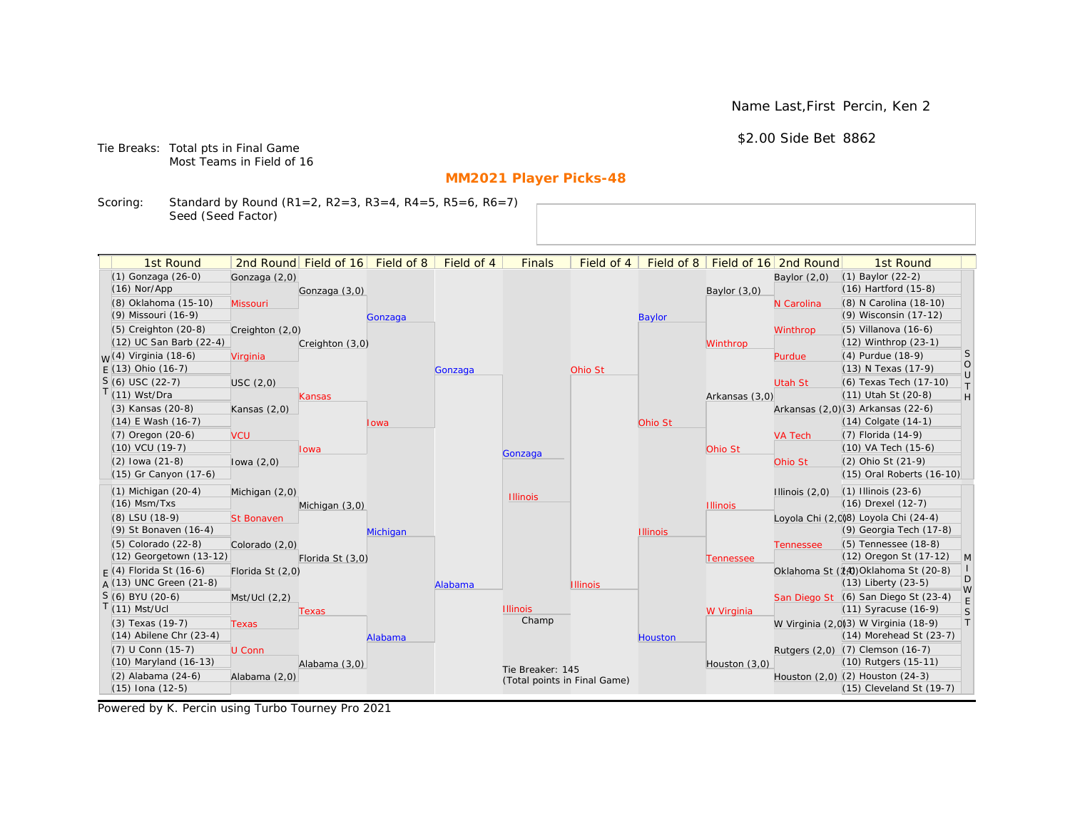Name Last,First Percin, Ken 2

$2.00 Side Bet 8862

Tie Breaks: Total pts in Final Game
Most Teams in Field of 16

## MM2021 Player Picks-48

Scoring: Standard by Round (R1=2, R2=3, R3=4, R4=5, R5=6, R6=7)
Seed (Seed Factor)

| 1st Round | 2nd Round | Field of 16 | Field of 8 | Field of 4 | Finals | Field of 4 | Field of 8 | Field of 16 | 2nd Round | 1st Round |
|---|---|---|---|---|---|---|---|---|---|---|
| (1) Gonzaga (26-0) | Gonzaga (2,0) | | | | | | | | Baylor (2,0) | (1) Baylor (22-2) |
| (16) Nor/App | | Gonzaga (3,0) | | | | | | Baylor (3,0) | | (16) Hartford (15-8) |
| (8) Oklahoma (15-10) | Missouri | | | | | | | | N Carolina | (8) N Carolina (18-10) |
| (9) Missouri (16-9) | | | Gonzaga | | | | Baylor | | | (9) Wisconsin (17-12) |
| (5) Creighton (20-8) | Creighton (2,0) | | | | | | | | Winthrop | (5) Villanova (16-6) |
| (12) UC San Barb (22-4) | | Creighton (3,0) | | | | | | Winthrop | | (12) Winthrop (23-1) |
| (4) Virginia (18-6) | Virginia | | | | | | | | Purdue | (4) Purdue (18-9) |
| (13) Ohio (16-7) | | | | Gonzaga | | Ohio St | | | | (13) N Texas (17-9) |
| (6) USC (22-7) | USC (2,0) | | | | | | | | Utah St | (6) Texas Tech (17-10) |
| (11) Wst/Dra | | Kansas | | | | | | Arkansas (3,0) | | (11) Utah St (20-8) |
| (3) Kansas (20-8) | Kansas (2,0) | | | | | | | | Arkansas (2,0) | (3) Arkansas (22-6) |
| (14) E Wash (16-7) | | | Iowa | | | | Ohio St | | | (14) Colgate (14-1) |
| (7) Oregon (20-6) | VCU | | | | | | | | VA Tech | (7) Florida (14-9) |
| (10) VCU (19-7) | | Iowa | | | Gonzaga | | | Ohio St | | (10) VA Tech (15-6) |
| (2) Iowa (21-8) | Iowa (2,0) | | | | | | | | Ohio St | (2) Ohio St (21-9) |
| (15) Gr Canyon (17-6) | | | | | | | | | | (15) Oral Roberts (16-10) |
| (1) Michigan (20-4) | Michigan (2,0) | | | | Illinois | | | | Illinois (2,0) | (1) Illinois (23-6) |
| (16) Msm/Txs | | Michigan (3,0) | | | | | | Illinois | | (16) Drexel (12-7) |
| (8) LSU (18-9) | St Bonaven | | | | | | | | Loyola Chi (2,0) | (8) Loyola Chi (24-4) |
| (9) St Bonaven (16-4) | | | Michigan | | | | Illinois | | | (9) Georgia Tech (17-8) |
| (5) Colorado (22-8) | Colorado (2,0) | | | | | | | | Tennessee | (5) Tennessee (18-8) |
| (12) Georgetown (13-12) | | Florida St (3,0) | | | | | | Tennessee | | (12) Oregon St (17-12) |
| (4) Florida St (16-6) | Florida St (2,0) | | | | | | | | Oklahoma St (2,0) | (4) Oklahoma St (20-8) |
| (13) UNC Green (21-8) | | | | Alabama | | Illinois | | | | (13) Liberty (23-5) |
| (6) BYU (20-6) | Mst/Ucl (2,2) | | | | | | | | San Diego St | (6) San Diego St (23-4) |
| (11) Mst/Ucl | | Texas | | | Illinois | | | W Virginia | | (11) Syracuse (16-9) |
| (3) Texas (19-7) | Texas | | | | Champ | | | | W Virginia (2,0) | (3) W Virginia (18-9) |
| (14) Abilene Chr (23-4) | | | Alabama | | | | Houston | | | (14) Morehead St (23-7) |
| (7) U Conn (15-7) | U Conn | | | | | | | | Rutgers (2,0) | (7) Clemson (16-7) |
| (10) Maryland (16-13) | | Alabama (3,0) | | | | | | Houston (3,0) | | (10) Rutgers (15-11) |
| (2) Alabama (24-6) | Alabama (2,0) | | | | Tie Breaker: 145 (Total points in Final Game) | | | | Houston (2,0) | (2) Houston (24-3) |
| (15) Iona (12-5) | | | | | | | | | | (15) Cleveland St (19-7) |

Regions: WEST (top left), EAST (bottom left), SOUTH (top right), MIDWEST (bottom right)

Powered by K. Percin using Turbo Tourney Pro 2021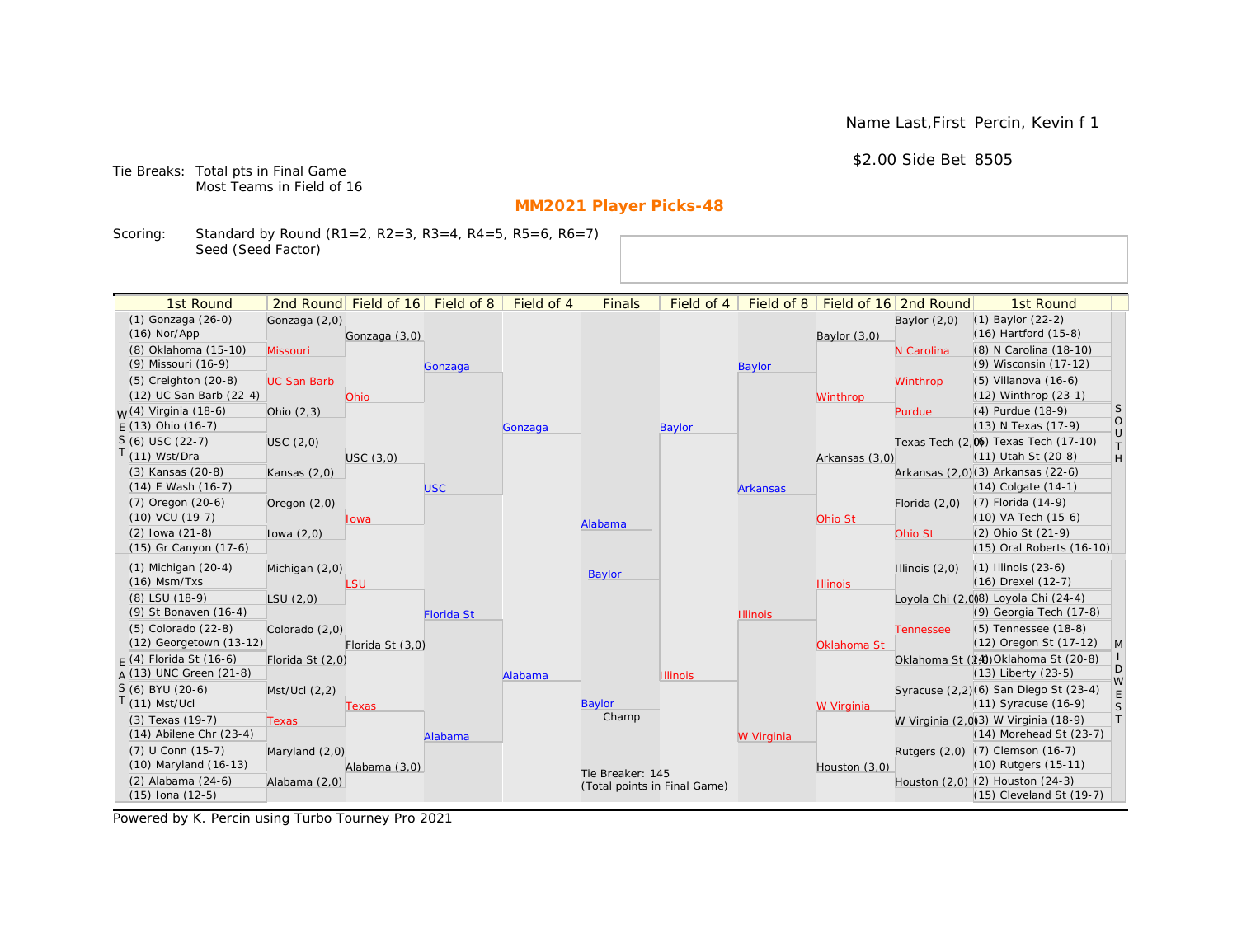Name Last,First Percin, Kevin f 1

$2.00 Side Bet 8505

Tie Breaks: Total pts in Final Game
Most Teams in Field of 16

## MM2021 Player Picks-48

Scoring: Standard by Round (R1=2, R2=3, R3=4, R4=5, R5=6, R6=7)
Seed (Seed Factor)

| 1st Round | 2nd Round | Field of 16 | Field of 8 | Field of 4 | Finals | Field of 4 | Field of 8 | Field of 16 | 2nd Round | 1st Round |
|---|---|---|---|---|---|---|---|---|---|---|
| (1) Gonzaga (26-0) | Gonzaga (2,0) | | | | | | | | Baylor (2,0) | (1) Baylor (22-2) |
| (16) Nor/App | | Gonzaga (3,0) | | | | | | Baylor (3,0) | | (16) Hartford (15-8) |
| (8) Oklahoma (15-10) | Missouri | | | | | | | | N Carolina | (8) N Carolina (18-10) |
| (9) Missouri (16-9) | | | Gonzaga | | | | Baylor | | | (9) Wisconsin (17-12) |
| (5) Creighton (20-8) | UC San Barb | | | | | | | | Winthrop | (5) Villanova (16-6) |
| (12) UC San Barb (22-4) | | Ohio | | | | | | Winthrop | | (12) Winthrop (23-1) |
| (4) Virginia (18-6) | Ohio (2,3) | | | | | | | | Purdue | (4) Purdue (18-9) |
| (13) Ohio (16-7) | | | | Gonzaga | | Baylor | | | | (13) N Texas (17-9) |
| (6) USC (22-7) | USC (2,0) | | | | | | | | Texas Tech (2,0) | (6) Texas Tech (17-10) |
| (11) Wst/Dra | | USC (3,0) | | | | | | Arkansas (3,0) | | (11) Utah St (20-8) |
| (3) Kansas (20-8) | Kansas (2,0) | | | | | | | | Arkansas (2,0) | (3) Arkansas (22-6) |
| (14) E Wash (16-7) | | | USC | | | | Arkansas | | | (14) Colgate (14-1) |
| (7) Oregon (20-6) | Oregon (2,0) | | | | | | | | Florida (2,0) | (7) Florida (14-9) |
| (10) VCU (19-7) | | Iowa | | | Alabama | | | Ohio St | | (10) VA Tech (15-6) |
| (2) Iowa (21-8) | Iowa (2,0) | | | | | | | | Ohio St | (2) Ohio St (21-9) |
| (15) Gr Canyon (17-6) | | | | | | | | | | (15) Oral Roberts (16-10) |
| (1) Michigan (20-4) | Michigan (2,0) | | | | Baylor | | | | Illinois (2,0) | (1) Illinois (23-6) |
| (16) Msm/Txs | | LSU | | | | | | Illinois | | (16) Drexel (12-7) |
| (8) LSU (18-9) | LSU (2,0) | | | | | | | | Loyola Chi (2,0) | (8) Loyola Chi (24-4) |
| (9) St Bonaven (16-4) | | | Florida St | | | | Illinois | | | (9) Georgia Tech (17-8) |
| (5) Colorado (22-8) | Colorado (2,0) | | | | | | | | Tennessee | (5) Tennessee (18-8) |
| (12) Georgetown (13-12) | | Florida St (3,0) | | | | | | Oklahoma St | | (12) Oregon St (17-12) |
| (4) Florida St (16-6) | Florida St (2,0) | | | | | | | | Oklahoma St (2,0) | (4) Oklahoma St (20-8) |
| (13) UNC Green (21-8) | | | | Alabama | | Illinois | | | | (13) Liberty (23-5) |
| (6) BYU (20-6) | Mst/Ucl (2,2) | | | | | | | | Syracuse (2,2) | (6) San Diego St (23-4) |
| (11) Mst/Ucl | | Texas | | | Baylor Champ | | | W Virginia | | (11) Syracuse (16-9) |
| (3) Texas (19-7) | Texas | | | | | | | | W Virginia (2,0) | (3) W Virginia (18-9) |
| (14) Abilene Chr (23-4) | | | Alabama | | | | W Virginia | | | (14) Morehead St (23-7) |
| (7) U Conn (15-7) | Maryland (2,0) | | | | | | | | Rutgers (2,0) | (7) Clemson (16-7) |
| (10) Maryland (16-13) | | Alabama (3,0) | | | | | | Houston (3,0) | | (10) Rutgers (15-11) |
| (2) Alabama (24-6) | Alabama (2,0) | | | | Tie Breaker: 145 (Total points in Final Game) | | | | Houston (2,0) | (2) Houston (24-3) |
| (15) Iona (12-5) | | | | | | | | | | (15) Cleveland St (19-7) |

Powered by K. Percin using Turbo Tourney Pro 2021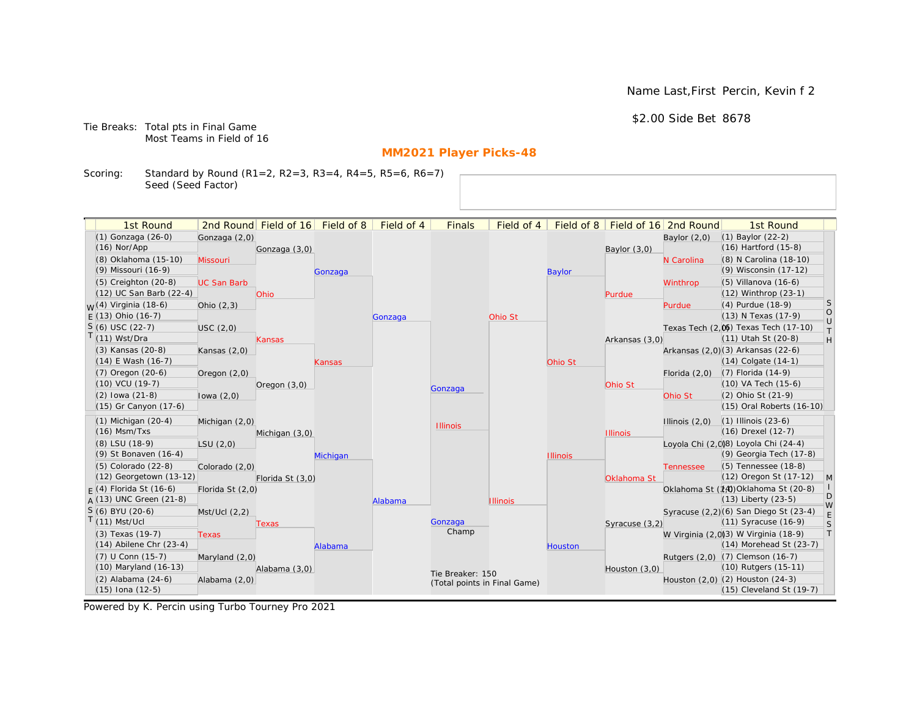Name Last,First Percin, Kevin f 2

$2.00 Side Bet 8678

Tie Breaks: Total pts in Final Game
Most Teams in Field of 16

## MM2021 Player Picks-48

Scoring: Standard by Round (R1=2, R2=3, R3=4, R4=5, R5=6, R6=7)
Seed (Seed Factor)

| 1st Round | 2nd Round | Field of 16 | Field of 8 | Field of 4 | Finals | Field of 4 | Field of 8 | Field of 16 | 2nd Round | 1st Round |
|---|---|---|---|---|---|---|---|---|---|---|
| (1) Gonzaga (26-0) | Gonzaga (2,0) | | | | | | | | Baylor (2,0) | (1) Baylor (22-2) |
| (16) Nor/App | | Gonzaga (3,0) | | | | | | Baylor (3,0) | | (16) Hartford (15-8) |
| (8) Oklahoma (15-10) | Missouri | | | | | | | | N Carolina | (8) N Carolina (18-10) |
| (9) Missouri (16-9) | | | Gonzaga | | | | Baylor | | | (9) Wisconsin (17-12) |
| (5) Creighton (20-8) | UC San Barb | | | | | | | | Winthrop | (5) Villanova (16-6) |
| (12) UC San Barb (22-4) | | Ohio | | | | | | Purdue | | (12) Winthrop (23-1) |
| (4) Virginia (18-6) | Ohio (2,3) | | | | | | | | Purdue | (4) Purdue (18-9) |
| (13) Ohio (16-7) | | | | Gonzaga | | Ohio St | | | | (13) N Texas (17-9) |
| (6) USC (22-7) | USC (2,0) | | | | | | | | Texas Tech (2,0) | (6) Texas Tech (17-10) |
| (11) Wst/Dra | | Kansas | | | | | | Arkansas (3,0) | | (11) Utah St (20-8) |
| (3) Kansas (20-8) | Kansas (2,0) | | | | | | | | Arkansas (2,0) | (3) Arkansas (22-6) |
| (14) E Wash (16-7) | | | Kansas | | | | Ohio St | | | (14) Colgate (14-1) |
| (7) Oregon (20-6) | Oregon (2,0) | | | | | | | | Florida (2,0) | (7) Florida (14-9) |
| (10) VCU (19-7) | | Oregon (3,0) | | | Gonzaga | | | Ohio St | | (10) VA Tech (15-6) |
| (2) Iowa (21-8) | Iowa (2,0) | | | | | | | | Ohio St | (2) Ohio St (21-9) |
| (15) Gr Canyon (17-6) | | | | | | | | | | (15) Oral Roberts (16-10) |
| (1) Michigan (20-4) | Michigan (2,0) | | | | Illinois | | | | Illinois (2,0) | (1) Illinois (23-6) |
| (16) Msm/Txs | | Michigan (3,0) | | | | | | Illinois | | (16) Drexel (12-7) |
| (8) LSU (18-9) | LSU (2,0) | | | | | | | | Loyola Chi (2,0) | (8) Loyola Chi (24-4) |
| (9) St Bonaven (16-4) | | | Michigan | | | | Illinois | | | (9) Georgia Tech (17-8) |
| (5) Colorado (22-8) | Colorado (2,0) | | | | | | | | Tennessee | (5) Tennessee (18-8) |
| (12) Georgetown (13-12) | | Florida St (3,0) | | | | | | Oklahoma St | | (12) Oregon St (17-12) |
| (4) Florida St (16-6) | Florida St (2,0) | | | | | | | | Oklahoma St (2,0) | (4) Oklahoma St (20-8) |
| (13) UNC Green (21-8) | | | | Alabama | | Illinois | | | | (13) Liberty (23-5) |
| (6) BYU (20-6) | Mst/Ucl (2,2) | | | | | | | | Syracuse (2,2) | (6) San Diego St (23-4) |
| (11) Mst/Ucl | | Texas | | | Gonzaga Champ | | | Syracuse (3,2) | | (11) Syracuse (16-9) |
| (3) Texas (19-7) | Texas | | | | | | | | W Virginia (2,0) | (3) W Virginia (18-9) |
| (14) Abilene Chr (23-4) | | | Alabama | | | | Houston | | | (14) Morehead St (23-7) |
| (7) U Conn (15-7) | Maryland (2,0) | | | | | | | | Rutgers (2,0) | (7) Clemson (16-7) |
| (10) Maryland (16-13) | | Alabama (3,0) | | | | | | Houston (3,0) | | (10) Rutgers (15-11) |
| (2) Alabama (24-6) | Alabama (2,0) | | | | Tie Breaker: 150 (Total points in Final Game) | | | | Houston (2,0) | (2) Houston (24-3) |
| (15) Iona (12-5) | | | | | | | | | | (15) Cleveland St (19-7) |

Regions: WEST (top left), EAST (bottom left), SOUTH (top right), MIDWEST (bottom right)

Powered by K. Percin using Turbo Tourney Pro 2021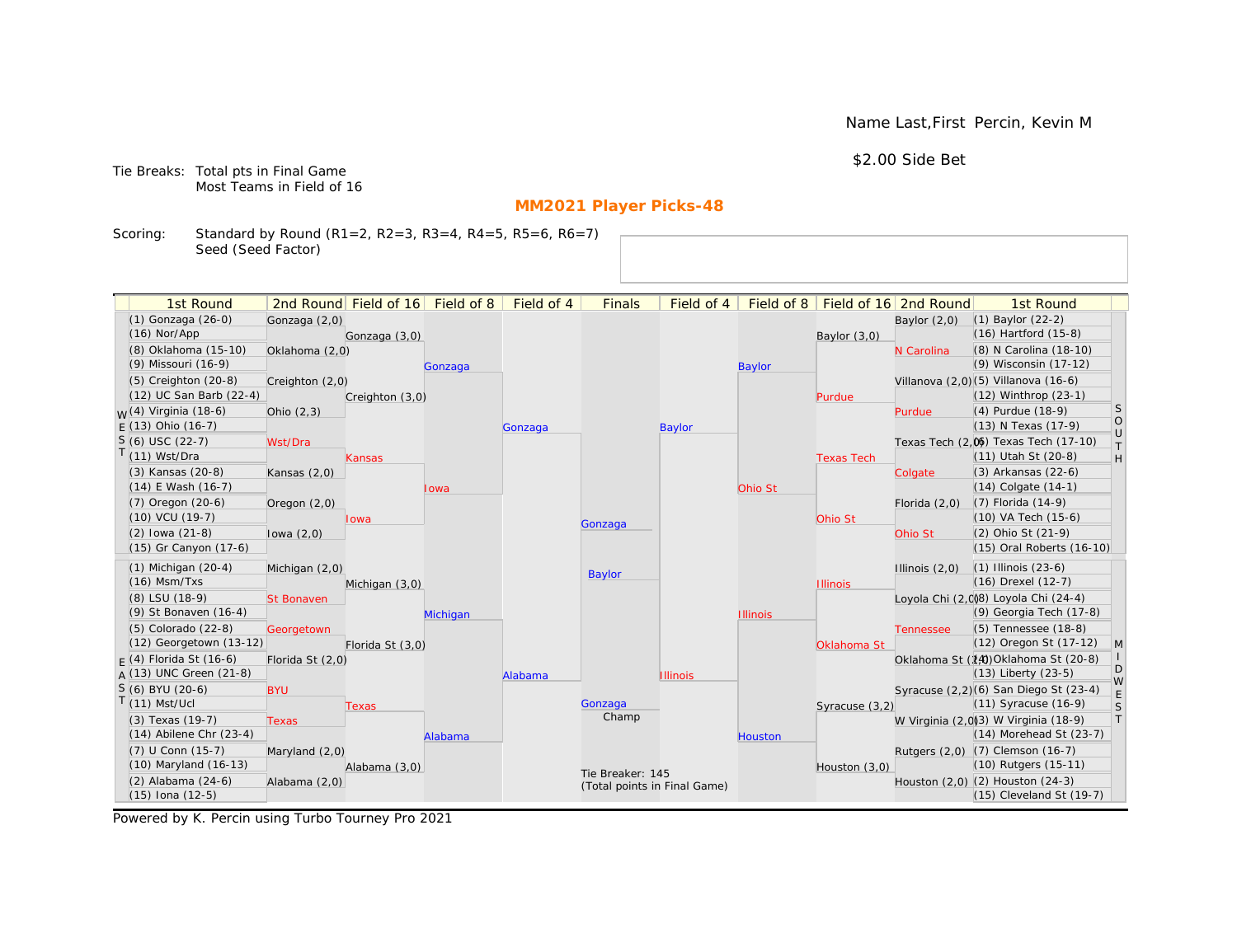Name Last,First Percin, Kevin M

$2.00 Side Bet

Tie Breaks: Total pts in Final Game
Most Teams in Field of 16

## MM2021 Player Picks-48

Scoring: Standard by Round (R1=2, R2=3, R3=4, R4=5, R5=6, R6=7)
Seed (Seed Factor)

| 1st Round | 2nd Round | Field of 16 | Field of 8 | Field of 4 | Finals | Field of 4 | Field of 8 | Field of 16 | 2nd Round | 1st Round |
|---|---|---|---|---|---|---|---|---|---|---|
| (1) Gonzaga (26-0) | Gonzaga (2,0) | | | | | | | | Baylor (2,0) | (1) Baylor (22-2) |
| (16) Nor/App | | Gonzaga (3,0) | | | | | | Baylor (3,0) | | (16) Hartford (15-8) |
| (8) Oklahoma (15-10) | Oklahoma (2,0) | | | | | | | | N Carolina | (8) N Carolina (18-10) |
| (9) Missouri (16-9) | | | Gonzaga | | | | Baylor | | | (9) Wisconsin (17-12) |
| (5) Creighton (20-8) | Creighton (2,0) | | | | | | | | Villanova (2,0) | (5) Villanova (16-6) |
| (12) UC San Barb (22-4) | | Creighton (3,0) | | | | | | Purdue | | (12) Winthrop (23-1) |
| (4) Virginia (18-6) | Ohio (2,3) | | | | | | | | Purdue | (4) Purdue (18-9) |
| (13) Ohio (16-7) | | | | Gonzaga | | Baylor | | | | (13) N Texas (17-9) |
| (6) USC (22-7) | Wst/Dra | | | | | | | | Texas Tech (2,0) | (6) Texas Tech (17-10) |
| (11) Wst/Dra | | Kansas | | | | | | Texas Tech | | (11) Utah St (20-8) |
| (3) Kansas (20-8) | Kansas (2,0) | | | | | | | | Colgate | (3) Arkansas (22-6) |
| (14) E Wash (16-7) | | | Iowa | | | | Ohio St | | | (14) Colgate (14-1) |
| (7) Oregon (20-6) | Oregon (2,0) | | | | | | | | Florida (2,0) | (7) Florida (14-9) |
| (10) VCU (19-7) | | Iowa | | | Gonzaga | | | Ohio St | | (10) VA Tech (15-6) |
| (2) Iowa (21-8) | Iowa (2,0) | | | | | | | | Ohio St | (2) Ohio St (21-9) |
| (15) Gr Canyon (17-6) | | | | | | | | | | (15) Oral Roberts (16-10) |
| (1) Michigan (20-4) | Michigan (2,0) | | | | Baylor | | | | Illinois (2,0) | (1) Illinois (23-6) |
| (16) Msm/Txs | | Michigan (3,0) | | | | | | Illinois | | (16) Drexel (12-7) |
| (8) LSU (18-9) | St Bonaven | | | | | | | | Loyola Chi (2,0) | (8) Loyola Chi (24-4) |
| (9) St Bonaven (16-4) | | | Michigan | | | | Illinois | | | (9) Georgia Tech (17-8) |
| (5) Colorado (22-8) | Georgetown | | | | | | | | Tennessee | (5) Tennessee (18-8) |
| (12) Georgetown (13-12) | | Florida St (3,0) | | | | | | Oklahoma St | | (12) Oregon St (17-12) |
| (4) Florida St (16-6) | Florida St (2,0) | | | | | | | | Oklahoma St (2,0) | (4) Oklahoma St (20-8) |
| (13) UNC Green (21-8) | | | | Alabama | | Illinois | | | | (13) Liberty (23-5) |
| (6) BYU (20-6) | BYU | | | | | | | | Syracuse (2,2) | (6) San Diego St (23-4) |
| (11) Mst/Ucl | | Texas | | | Gonzaga Champ | | | Syracuse (3,2) | | (11) Syracuse (16-9) |
| (3) Texas (19-7) | Texas | | | | | | | | W Virginia (2,0) | (3) W Virginia (18-9) |
| (14) Abilene Chr (23-4) | | | Alabama | | | | Houston | | | (14) Morehead St (23-7) |
| (7) U Conn (15-7) | Maryland (2,0) | | | | | | | | Rutgers (2,0) | (7) Clemson (16-7) |
| (10) Maryland (16-13) | | Alabama (3,0) | | | | | | Houston (3,0) | | (10) Rutgers (15-11) |
| (2) Alabama (24-6) | Alabama (2,0) | | | | Tie Breaker: 145 (Total points in Final Game) | | | | Houston (2,0) | (2) Houston (24-3) |
| (15) Iona (12-5) | | | | | | | | | | (15) Cleveland St (19-7) |

Regions: WEST (top left), EAST (bottom left), SOUTH (top right), MIDWEST (bottom right)

Powered by K. Percin using Turbo Tourney Pro 2021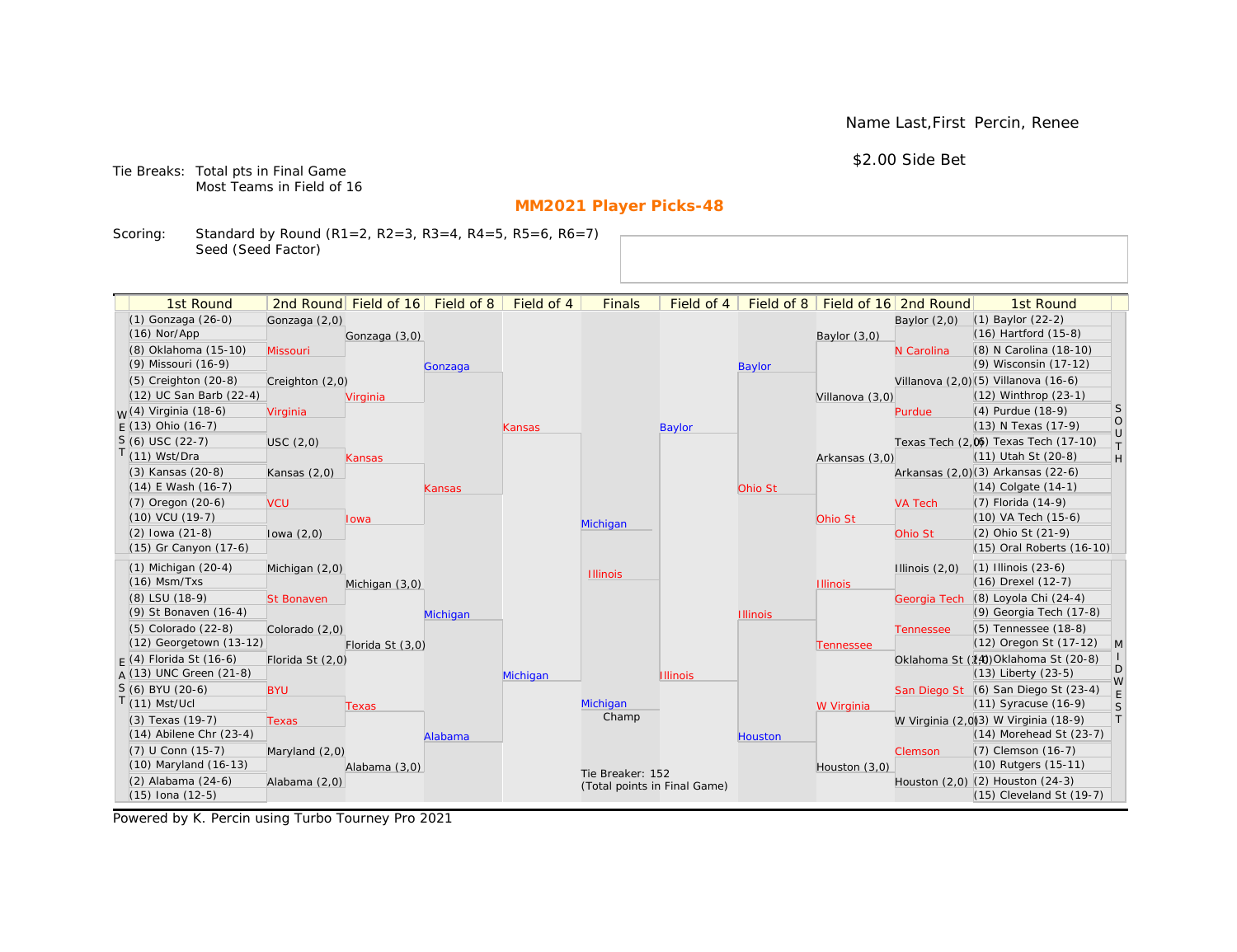Name Last,First Percin, Renee

$2.00 Side Bet

Tie Breaks: Total pts in Final Game
Most Teams in Field of 16

## MM2021 Player Picks-48

Scoring: Standard by Round (R1=2, R2=3, R3=4, R4=5, R5=6, R6=7)
Seed (Seed Factor)

| 1st Round | 2nd Round | Field of 16 | Field of 8 | Field of 4 | Finals | Field of 4 | Field of 8 | Field of 16 | 2nd Round | 1st Round |
|---|---|---|---|---|---|---|---|---|---|---|
| (1) Gonzaga (26-0) | Gonzaga (2,0) | Gonzaga (3,0) | Gonzaga | Kansas | Michigan | Baylor | Baylor | Baylor (3,0) | Baylor (2,0) | (1) Baylor (22-2) |
| (16) Nor/App | | | | | | | | | | (16) Hartford (15-8) |
| (8) Oklahoma (15-10) | Missouri | | | | | | | | N Carolina | (8) N Carolina (18-10) |
| (9) Missouri (16-9) | | | | | | | | | | (9) Wisconsin (17-12) |
| (5) Creighton (20-8) | Creighton (2,0) | Virginia | | | | | | Villanova (3,0) | Villanova (2,0) | (5) Villanova (16-6) |
| (12) UC San Barb (22-4) | | | | | | | | | | (12) Winthrop (23-1) |
| (4) Virginia (18-6) | Virginia | | | | | | | | Purdue | (4) Purdue (18-9) |
| (13) Ohio (16-7) | | | | | | | | | | (13) N Texas (17-9) |
| (6) USC (22-7) | USC (2,0) | Kansas | Kansas | | | | Ohio St | Arkansas (3,0) | Texas Tech (2,0) | (6) Texas Tech (17-10) |
| (11) Wst/Dra | | | | | | | | | | (11) Utah St (20-8) |
| (3) Kansas (20-8) | Kansas (2,0) | | | | | | | | Arkansas (2,0) | (3) Arkansas (22-6) |
| (14) E Wash (16-7) | | | | | | | | | | (14) Colgate (14-1) |
| (7) Oregon (20-6) | VCU | Iowa | | | | | | Ohio St | VA Tech | (7) Florida (14-9) |
| (10) VCU (19-7) | | | | | | | | | | (10) VA Tech (15-6) |
| (2) Iowa (21-8) | Iowa (2,0) | | | | | | | | Ohio St | (2) Ohio St (21-9) |
| (15) Gr Canyon (17-6) | | | | | | | | | | (15) Oral Roberts (16-10) |
| (1) Michigan (20-4) | Michigan (2,0) | Michigan (3,0) | Michigan | Michigan | Illinois | Illinois | Illinois | Illinois | Illinois (2,0) | (1) Illinois (23-6) |
| (16) Msm/Txs | | | | | | | | | | (16) Drexel (12-7) |
| (8) LSU (18-9) | St Bonaven | | | | | | | | Georgia Tech | (8) Loyola Chi (24-4) |
| (9) St Bonaven (16-4) | | | | | | | | | | (9) Georgia Tech (17-8) |
| (5) Colorado (22-8) | Colorado (2,0) | Florida St (3,0) | | | | | | Tennessee | Tennessee | (5) Tennessee (18-8) |
| (12) Georgetown (13-12) | | | | | | | | | | (12) Oregon St (17-12) |
| (4) Florida St (16-6) | Florida St (2,0) | | | | | | | | Oklahoma St (2,0) | (4) Oklahoma St (20-8) |
| (13) UNC Green (21-8) | | | | | | | | | | (13) Liberty (23-5) |
| (6) BYU (20-6) | BYU | Texas | Alabama | | Michigan Champ | | Houston | W Virginia | San Diego St | (6) San Diego St (23-4) |
| (11) Mst/Ucl | | | | | | | | | | (11) Syracuse (16-9) |
| (3) Texas (19-7) | Texas | | | | | | | | W Virginia (2,0) | (3) W Virginia (18-9) |
| (14) Abilene Chr (23-4) | | | | | | | | | | (14) Morehead St (23-7) |
| (7) U Conn (15-7) | Maryland (2,0) | Alabama (3,0) | | | | | | Houston (3,0) | Clemson | (7) Clemson (16-7) |
| (10) Maryland (16-13) | | | | | | | | | | (10) Rutgers (15-11) |
| (2) Alabama (24-6) | Alabama (2,0) | | | | | | | | Houston (2,0) | (2) Houston (24-3) |
| (15) Iona (12-5) | | | | | | | | | | (15) Cleveland St (19-7) |

Regions: WEST (top left), EAST (bottom left), SOUTH (top right), MIDWEST (bottom right)

Tie Breaker: 152
(Total points in Final Game)

Powered by K. Percin using Turbo Tourney Pro 2021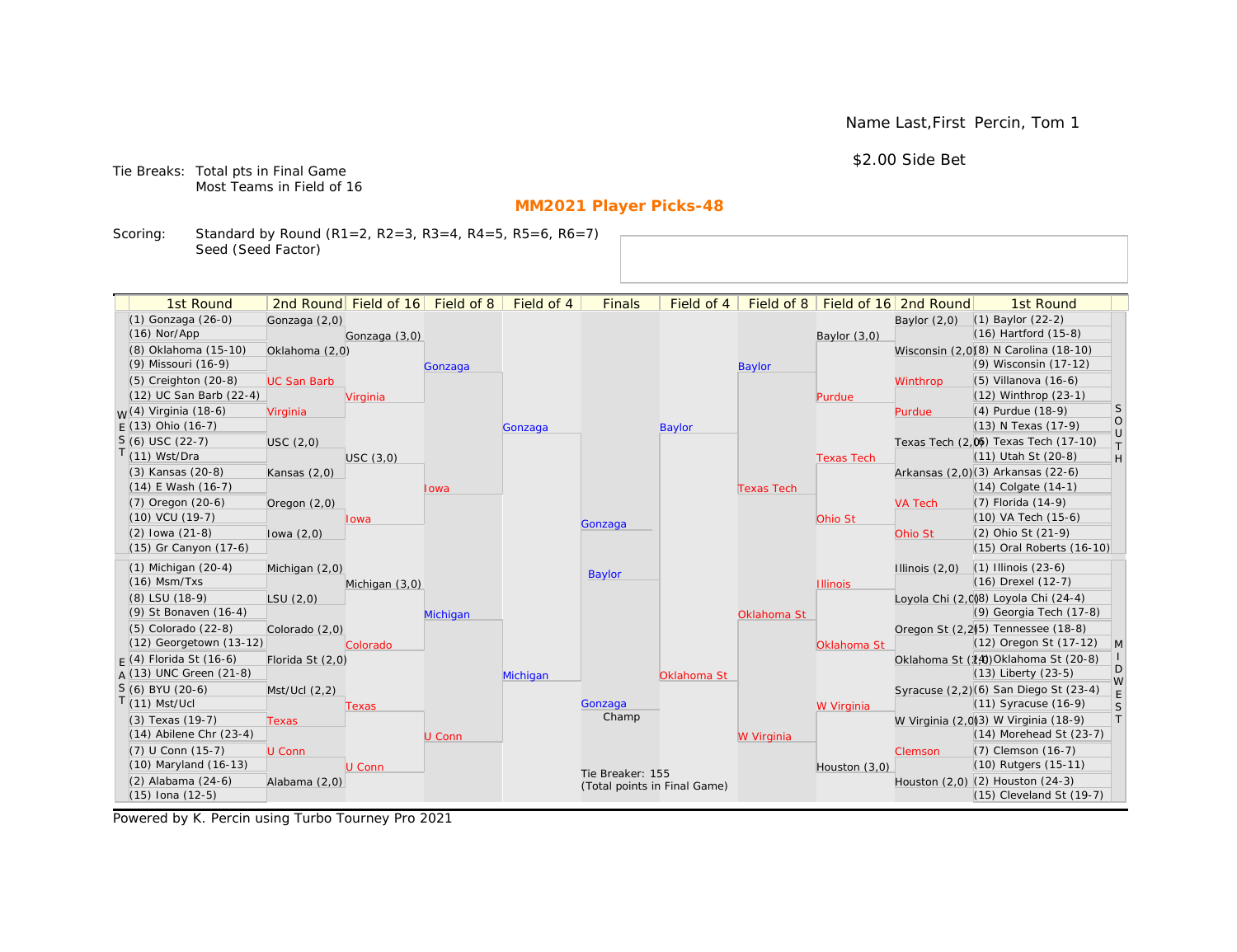Name Last,First Percin, Tom 1

$2.00 Side Bet

Tie Breaks: Total pts in Final Game
Most Teams in Field of 16

## MM2021 Player Picks-48

Scoring: Standard by Round (R1=2, R2=3, R3=4, R4=5, R5=6, R6=7)
Seed (Seed Factor)

| 1st Round | 2nd Round | Field of 16 | Field of 8 | Field of 4 | Finals | Field of 4 | Field of 8 | Field of 16 | 2nd Round | 1st Round |
|---|---|---|---|---|---|---|---|---|---|---|
| (1) Gonzaga (26-0) | Gonzaga (2,0) | | | | | | | | Baylor (2,0) | (1) Baylor (22-2) |
| (16) Nor/App | | Gonzaga (3,0) | | | | | | Baylor (3,0) | | (16) Hartford (15-8) |
| (8) Oklahoma (15-10) | Oklahoma (2,0) | | | | | | | | Wisconsin (2,0) | (8) N Carolina (18-10) |
| (9) Missouri (16-9) | | | Gonzaga | | | | Baylor | | | (9) Wisconsin (17-12) |
| (5) Creighton (20-8) | UC San Barb | | | | | | | | Winthrop | (5) Villanova (16-6) |
| (12) UC San Barb (22-4) | | Virginia | | | | | | Purdue | | (12) Winthrop (23-1) |
| WEST (4) Virginia (18-6) | Virginia | | | | | | | | Purdue | (4) Purdue (18-9) SOUTH |
| (13) Ohio (16-7) | | | | Gonzaga | | Baylor | | | | (13) N Texas (17-9) |
| (6) USC (22-7) | USC (2,0) | | | | | | | | Texas Tech (2,0) | (6) Texas Tech (17-10) |
| (11) Wst/Dra | | USC (3,0) | | | | | | Texas Tech | | (11) Utah St (20-8) |
| (3) Kansas (20-8) | Kansas (2,0) | | | | | | | | Arkansas (2,0) | (3) Arkansas (22-6) |
| (14) E Wash (16-7) | | | Iowa | | | | Texas Tech | | | (14) Colgate (14-1) |
| (7) Oregon (20-6) | Oregon (2,0) | | | | | | | | VA Tech | (7) Florida (14-9) |
| (10) VCU (19-7) | | Iowa | | | | | | Ohio St | | (10) VA Tech (15-6) |
| (2) Iowa (21-8) | Iowa (2,0) | | | | Gonzaga | | | | Ohio St | (2) Ohio St (21-9) |
| (15) Gr Canyon (17-6) | | | | | | | | | | (15) Oral Roberts (16-10) |
| (1) Michigan (20-4) | Michigan (2,0) | | | | Baylor | | | | Illinois (2,0) | (1) Illinois (23-6) |
| (16) Msm/Txs | | Michigan (3,0) | | | | | | Illinois | | (16) Drexel (12-7) |
| (8) LSU (18-9) | LSU (2,0) | | | | | | | | Loyola Chi (2,0) | (8) Loyola Chi (24-4) |
| (9) St Bonaven (16-4) | | | Michigan | | | | Oklahoma St | | | (9) Georgia Tech (17-8) |
| (5) Colorado (22-8) | Colorado (2,0) | | | | | | | | Oregon St (2,2) | (5) Tennessee (18-8) |
| (12) Georgetown (13-12) | | Colorado | | | | | | Oklahoma St | | (12) Oregon St (17-12) MIDWEST |
| EAST (4) Florida St (16-6) | Florida St (2,0) | | | | | | | | Oklahoma St (2,0) | (4) Oklahoma St (20-8) |
| (13) UNC Green (21-8) | | | | Michigan | | Oklahoma St | | | | (13) Liberty (23-5) |
| (6) BYU (20-6) | Mst/Ucl (2,2) | | | | | | | | Syracuse (2,2) | (6) San Diego St (23-4) |
| (11) Mst/Ucl | | Texas | | | Gonzaga Champ | | | W Virginia | | (11) Syracuse (16-9) |
| (3) Texas (19-7) | Texas | | | | | | | | W Virginia (2,0) | (3) W Virginia (18-9) |
| (14) Abilene Chr (23-4) | | | U Conn | | | | W Virginia | | | (14) Morehead St (23-7) |
| (7) U Conn (15-7) | U Conn | | | | | | | | Clemson | (7) Clemson (16-7) |
| (10) Maryland (16-13) | | U Conn | | | | | | Houston (3,0) | | (10) Rutgers (15-11) |
| (2) Alabama (24-6) | Alabama (2,0) | | | | Tie Breaker: 155 (Total points in Final Game) | | | | Houston (2,0) | (2) Houston (24-3) |
| (15) Iona (12-5) | | | | | | | | | | (15) Cleveland St (19-7) |

Powered by K. Percin using Turbo Tourney Pro 2021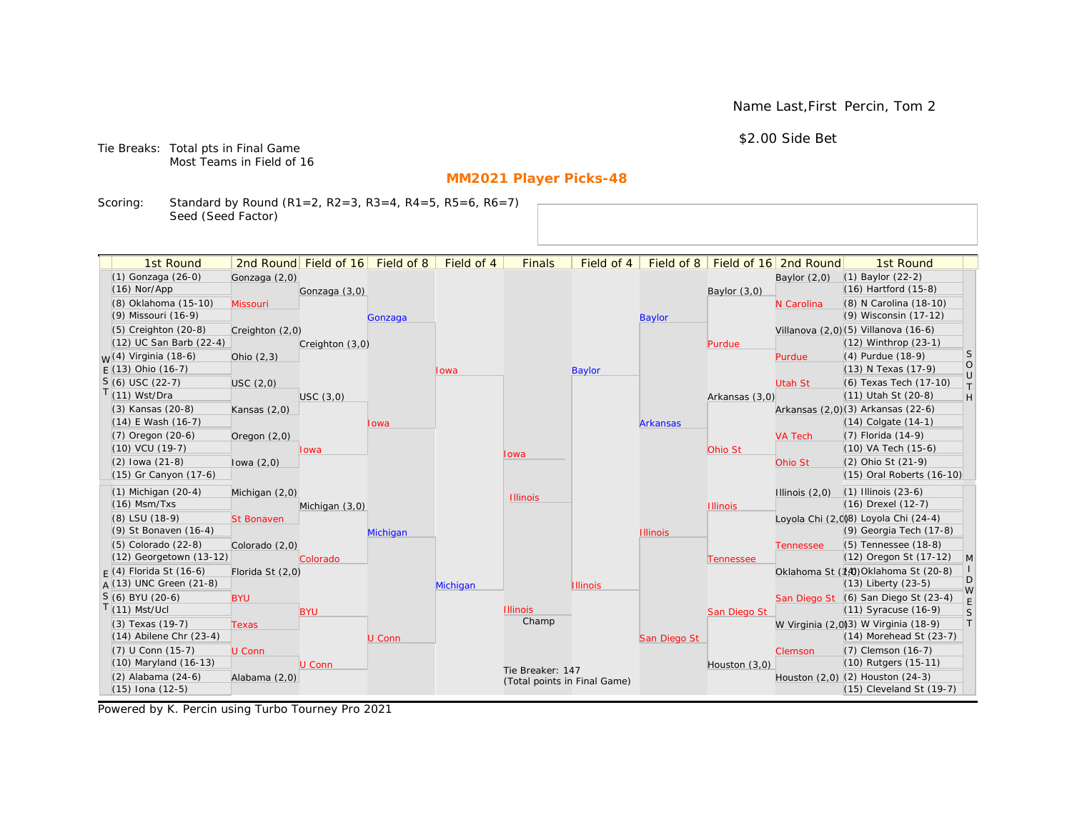Name Last,First Percin, Tom 2

$2.00 Side Bet

Tie Breaks: Total pts in Final Game
Most Teams in Field of 16

**MM2021 Player Picks-48**

Scoring: Standard by Round (R1=2, R2=3, R3=4, R4=5, R5=6, R6=7)
Seed (Seed Factor)

| 1st Round | 2nd Round | Field of 16 | Field of 8 | Field of 4 | Finals | Field of 4 | Field of 8 | Field of 16 | 2nd Round | 1st Round |
|---|---|---|---|---|---|---|---|---|---|---|
| (1) Gonzaga (26-0) | Gonzaga (2,0) | | | | | | | | Baylor (2,0) | (1) Baylor (22-2) |
| (16) Nor/App | | Gonzaga (3,0) | | | | | | Baylor (3,0) | | (16) Hartford (15-8) |
| (8) Oklahoma (15-10) | Missouri | | | | | | | | N Carolina | (8) N Carolina (18-10) |
| (9) Missouri (16-9) | | | Gonzaga | | | | Baylor | | | (9) Wisconsin (17-12) |
| (5) Creighton (20-8) | Creighton (2,0) | | | | | | | | Villanova (2,0) | (5) Villanova (16-6) |
| (12) UC San Barb (22-4) | | Creighton (3,0) | | | | | | Purdue | | (12) Winthrop (23-1) |
| (4) Virginia (18-6) | Ohio (2,3) | | | | | | | | Purdue | (4) Purdue (18-9) |
| (13) Ohio (16-7) | | | | Iowa | | Baylor | | | | (13) N Texas (17-9) |
| (6) USC (22-7) | USC (2,0) | | | | | | | | Utah St | (6) Texas Tech (17-10) |
| (11) Wst/Dra | | USC (3,0) | | | | | | Arkansas (3,0) | | (11) Utah St (20-8) |
| (3) Kansas (20-8) | Kansas (2,0) | | | | | | | | Arkansas (2,0) | (3) Arkansas (22-6) |
| (14) E Wash (16-7) | | | Iowa | | | | Arkansas | | | (14) Colgate (14-1) |
| (7) Oregon (20-6) | Oregon (2,0) | | | | | | | | VA Tech | (7) Florida (14-9) |
| (10) VCU (19-7) | | Iowa | | | Iowa | | | Ohio St | | (10) VA Tech (15-6) |
| (2) Iowa (21-8) | Iowa (2,0) | | | | | | | | Ohio St | (2) Ohio St (21-9) |
| (15) Gr Canyon (17-6) | | | | | | | | | | (15) Oral Roberts (16-10) |
| (1) Michigan (20-4) | Michigan (2,0) | | | | Illinois | | | | Illinois (2,0) | (1) Illinois (23-6) |
| (16) Msm/Txs | | Michigan (3,0) | | | | | | Illinois | | (16) Drexel (12-7) |
| (8) LSU (18-9) | St Bonaven | | | | | | | | Loyola Chi (2,0) | (8) Loyola Chi (24-4) |
| (9) St Bonaven (16-4) | | | Michigan | | | | Illinois | | | (9) Georgia Tech (17-8) |
| (5) Colorado (22-8) | Colorado (2,0) | | | | | | | | Tennessee | (5) Tennessee (18-8) |
| (12) Georgetown (13-12) | | Colorado | | | | | | Tennessee | | (12) Oregon St (17-12) |
| (4) Florida St (16-6) | Florida St (2,0) | | | | | | | | Oklahoma St (2,0) | (4) Oklahoma St (20-8) |
| (13) UNC Green (21-8) | | | | Michigan | | Illinois | | | | (13) Liberty (23-5) |
| (6) BYU (20-6) | BYU | | | | | | | | San Diego St | (6) San Diego St (23-4) |
| (11) Mst/Ucl | | BYU | | | Illinois | | | San Diego St | | (11) Syracuse (16-9) |
| (3) Texas (19-7) | Texas | | | | Champ | | | | W Virginia (2,0) | (3) W Virginia (18-9) |
| (14) Abilene Chr (23-4) | | | U Conn | | | | San Diego St | | | (14) Morehead St (23-7) |
| (7) U Conn (15-7) | U Conn | | | | | | | | Clemson | (7) Clemson (16-7) |
| (10) Maryland (16-13) | | U Conn | | | | | | Houston (3,0) | | (10) Rutgers (15-11) |
| (2) Alabama (24-6) | Alabama (2,0) | | | | Tie Breaker: 147 (Total points in Final Game) | | | | Houston (2,0) | (2) Houston (24-3) |
| (15) Iona (12-5) | | | | | | | | | | (15) Cleveland St (19-7) |

Powered by K. Percin using Turbo Tourney Pro 2021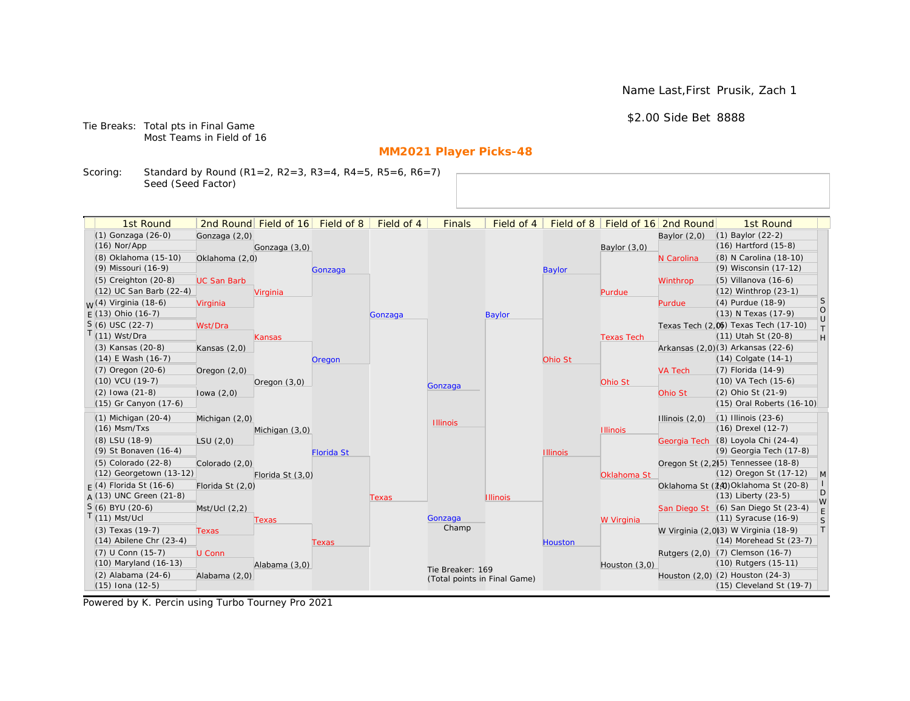Name Last,First Prusik, Zach 1

$2.00 Side Bet 8888

Tie Breaks: Total pts in Final Game
Most Teams in Field of 16

## MM2021 Player Picks-48

Scoring: Standard by Round (R1=2, R2=3, R3=4, R4=5, R5=6, R6=7)
Seed (Seed Factor)

### WEST

| 1st Round | 2nd Round | Field of 16 | Field of 8 | Field of 4 |
|---|---|---|---|---|
| (1) Gonzaga (26-0) | Gonzaga (2,0) | Gonzaga (3,0) | Gonzaga | Gonzaga |
| (16) Nor/App | | | | |
| (8) Oklahoma (15-10) | Oklahoma (2,0) | | | |
| (9) Missouri (16-9) | | | | |
| (5) Creighton (20-8) | UC San Barb | Virginia | | |
| (12) UC San Barb (22-4) | | | | |
| (4) Virginia (18-6) | Virginia | | | |
| (13) Ohio (16-7) | | | | |
| (6) USC (22-7) | Wst/Dra | Kansas | Oregon | |
| (11) Wst/Dra | | | | |
| (3) Kansas (20-8) | Kansas (2,0) | | | |
| (14) E Wash (16-7) | | | | |
| (7) Oregon (20-6) | Oregon (2,0) | Oregon (3,0) | | |
| (10) VCU (19-7) | | | | |
| (2) Iowa (21-8) | Iowa (2,0) | | | |
| (15) Gr Canyon (17-6) | | | | |

### EAST

| 1st Round | 2nd Round | Field of 16 | Field of 8 | Field of 4 |
|---|---|---|---|---|
| (1) Michigan (20-4) | Michigan (2,0) | Michigan (3,0) | Florida St | Texas |
| (16) Msm/Txs | | | | |
| (8) LSU (18-9) | LSU (2,0) | | | |
| (9) St Bonaven (16-4) | | | | |
| (5) Colorado (22-8) | Colorado (2,0) | Florida St (3,0) | | |
| (12) Georgetown (13-12) | | | | |
| (4) Florida St (16-6) | Florida St (2,0) | | | |
| (13) UNC Green (21-8) | | | | |
| (6) BYU (20-6) | Mst/Ucl (2,2) | Texas | Texas | |
| (11) Mst/Ucl | | | | |
| (3) Texas (19-7) | Texas | | | |
| (14) Abilene Chr (23-4) | | | | |
| (7) U Conn (15-7) | U Conn | Alabama (3,0) | | |
| (10) Maryland (16-13) | | | | |
| (2) Alabama (24-6) | Alabama (2,0) | | | |
| (15) Iona (12-5) | | | | |

### SOUTH

| 1st Round | 2nd Round | Field of 16 | Field of 8 | Field of 4 |
|---|---|---|---|---|
| (1) Baylor (22-2) | Baylor (2,0) | Baylor (3,0) | Baylor | Baylor |
| (16) Hartford (15-8) | | | | |
| (8) N Carolina (18-10) | N Carolina | | | |
| (9) Wisconsin (17-12) | | | | |
| (5) Villanova (16-6) | Winthrop | Purdue | | |
| (12) Winthrop (23-1) | | | | |
| (4) Purdue (18-9) | Purdue | | | |
| (13) N Texas (17-9) | | | | |
| (6) Texas Tech (17-10) | Texas Tech (2,0) | Texas Tech | Ohio St | |
| (11) Utah St (20-8) | | | | |
| (3) Arkansas (22-6) | Arkansas (2,0) | | | |
| (14) Colgate (14-1) | | | | |
| (7) Florida (14-9) | VA Tech | Ohio St | | |
| (10) VA Tech (15-6) | | | | |
| (2) Ohio St (21-9) | Ohio St | | | |
| (15) Oral Roberts (16-10) | | | | |

### MIDWEST

| 1st Round | 2nd Round | Field of 16 | Field of 8 | Field of 4 |
|---|---|---|---|---|
| (1) Illinois (23-6) | Illinois (2,0) | Illinois | Illinois | Illinois |
| (16) Drexel (12-7) | | | | |
| (8) Loyola Chi (24-4) | Georgia Tech | | | |
| (9) Georgia Tech (17-8) | | | | |
| (5) Tennessee (18-8) | Oregon St (2,2) | Oklahoma St | | |
| (12) Oregon St (17-12) | | | | |
| (4) Oklahoma St (20-8) | Oklahoma St (2,0) | | | |
| (13) Liberty (23-5) | | | | |
| (6) San Diego St (23-4) | San Diego St | W Virginia | Houston | |
| (11) Syracuse (16-9) | | | | |
| (3) W Virginia (18-9) | W Virginia (2,0) | | | |
| (14) Morehead St (23-7) | | | | |
| (7) Clemson (16-7) | Rutgers (2,0) | Houston (3,0) | | |
| (10) Rutgers (15-11) | | | | |
| (2) Houston (24-3) | Houston (2,0) | | | |
| (15) Cleveland St (19-7) | | | | |

### Finals

Gonzaga
Illinois

Champ: Gonzaga

Tie Breaker: 169
(Total points in Final Game)

Powered by K. Percin using Turbo Tourney Pro 2021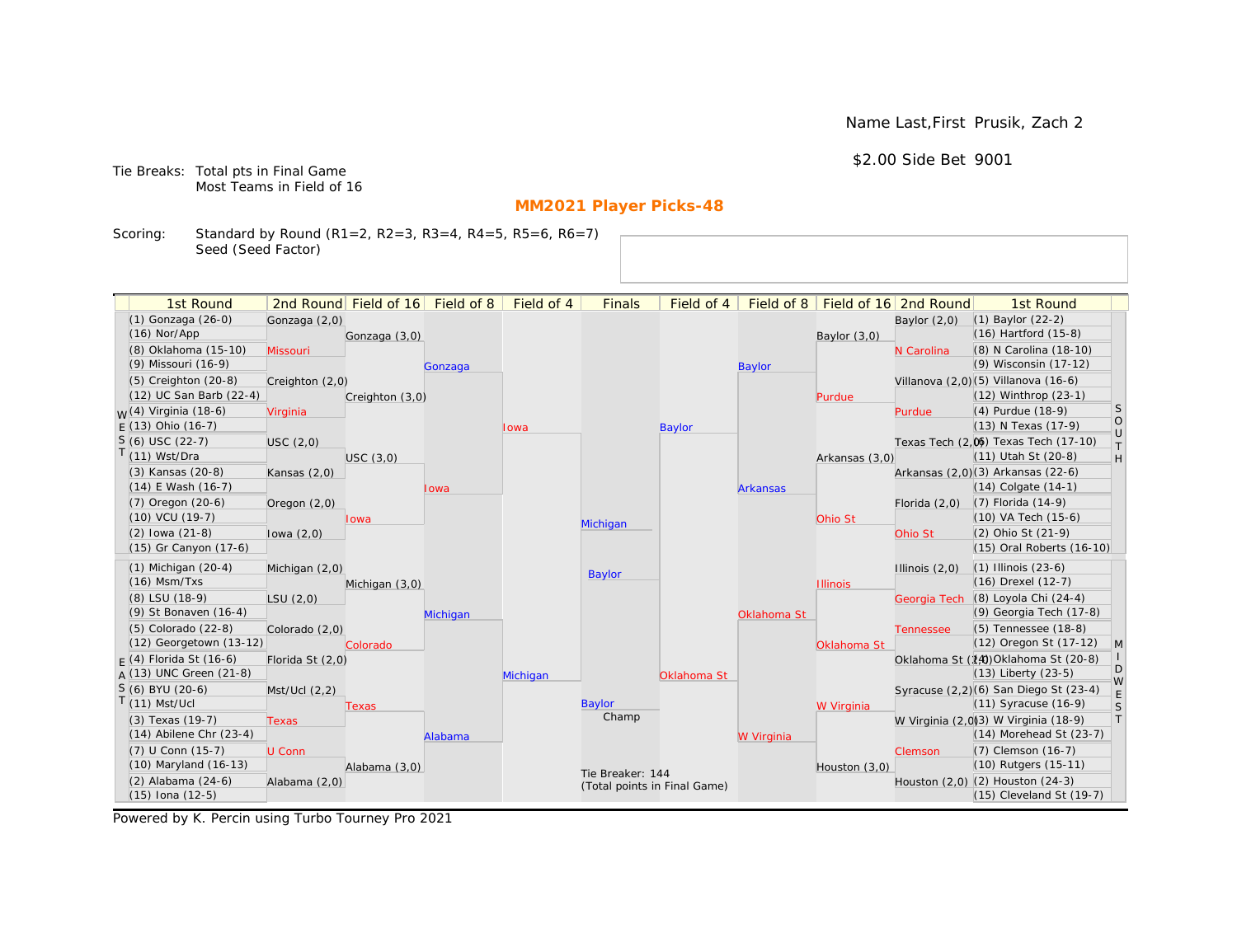Name Last,First Prusik, Zach 2

$2.00 Side Bet 9001

Tie Breaks: Total pts in Final Game
Most Teams in Field of 16

## MM2021 Player Picks-48

Scoring: Standard by Round (R1=2, R2=3, R3=4, R4=5, R5=6, R6=7)
Seed (Seed Factor)

| 1st Round | 2nd Round | Field of 16 | Field of 8 | Field of 4 | Finals | Field of 4 | Field of 8 | Field of 16 | 2nd Round | 1st Round |
|---|---|---|---|---|---|---|---|---|---|---|
| (1) Gonzaga (26-0) | Gonzaga (2,0) | | | | | | | | Baylor (2,0) | (1) Baylor (22-2) |
| (16) Nor/App | | Gonzaga (3,0) | | | | | | Baylor (3,0) | | (16) Hartford (15-8) |
| (8) Oklahoma (15-10) | Missouri | | | | | | | | N Carolina | (8) N Carolina (18-10) |
| (9) Missouri (16-9) | | | Gonzaga | | | | Baylor | | | (9) Wisconsin (17-12) |
| (5) Creighton (20-8) | Creighton (2,0) | | | | | | | | Villanova (2,0) | (5) Villanova (16-6) |
| (12) UC San Barb (22-4) | | Creighton (3,0) | | | | | | Purdue | | (12) Winthrop (23-1) |
| (4) Virginia (18-6) | Virginia | | | | | | | | Purdue | (4) Purdue (18-9) |
| (13) Ohio (16-7) | | | | Iowa | | Baylor | | | | (13) N Texas (17-9) |
| (6) USC (22-7) | USC (2,0) | | | | | | | | Texas Tech (2,0) | (6) Texas Tech (17-10) |
| (11) Wst/Dra | | USC (3,0) | | | | | | Arkansas (3,0) | | (11) Utah St (20-8) |
| (3) Kansas (20-8) | Kansas (2,0) | | | | | | | | Arkansas (2,0) | (3) Arkansas (22-6) |
| (14) E Wash (16-7) | | | Iowa | | | | Arkansas | | | (14) Colgate (14-1) |
| (7) Oregon (20-6) | Oregon (2,0) | | | | | | | | Florida (2,0) | (7) Florida (14-9) |
| (10) VCU (19-7) | | Iowa | | | Michigan | | | Ohio St | | (10) VA Tech (15-6) |
| (2) Iowa (21-8) | Iowa (2,0) | | | | | | | | Ohio St | (2) Ohio St (21-9) |
| (15) Gr Canyon (17-6) | | | | | | | | | | (15) Oral Roberts (16-10) |
| (1) Michigan (20-4) | Michigan (2,0) | | | | Baylor | | | | Illinois (2,0) | (1) Illinois (23-6) |
| (16) Msm/Txs | | Michigan (3,0) | | | | | | Illinois | | (16) Drexel (12-7) |
| (8) LSU (18-9) | LSU (2,0) | | | | | | | | Georgia Tech | (8) Loyola Chi (24-4) |
| (9) St Bonaven (16-4) | | | Michigan | | | | Oklahoma St | | | (9) Georgia Tech (17-8) |
| (5) Colorado (22-8) | Colorado (2,0) | | | | | | | | Tennessee | (5) Tennessee (18-8) |
| (12) Georgetown (13-12) | | Colorado | | | | | | Oklahoma St | | (12) Oregon St (17-12) |
| (4) Florida St (16-6) | Florida St (2,0) | | | | | | | | Oklahoma St (2,0) | (4) Oklahoma St (20-8) |
| (13) UNC Green (21-8) | | | | Michigan | | Oklahoma St | | | | (13) Liberty (23-5) |
| (6) BYU (20-6) | Mst/Ucl (2,2) | | | | | | | | Syracuse (2,2) | (6) San Diego St (23-4) |
| (11) Mst/Ucl | | Texas | | | Baylor | | | W Virginia | | (11) Syracuse (16-9) |
| (3) Texas (19-7) | Texas | | | | Champ | | | | W Virginia (2,0) | (3) W Virginia (18-9) |
| (14) Abilene Chr (23-4) | | | Alabama | | | | W Virginia | | | (14) Morehead St (23-7) |
| (7) U Conn (15-7) | U Conn | | | | | | | | Clemson | (7) Clemson (16-7) |
| (10) Maryland (16-13) | | Alabama (3,0) | | | Tie Breaker: 144 (Total points in Final Game) | | | Houston (3,0) | | (10) Rutgers (15-11) |
| (2) Alabama (24-6) | Alabama (2,0) | | | | | | | | Houston (2,0) | (2) Houston (24-3) |
| (15) Iona (12-5) | | | | | | | | | | (15) Cleveland St (19-7) |

Regions: WEST (top left), EAST (bottom left), SOUTH (top right), MIDWEST (bottom right)

Powered by K. Percin using Turbo Tourney Pro 2021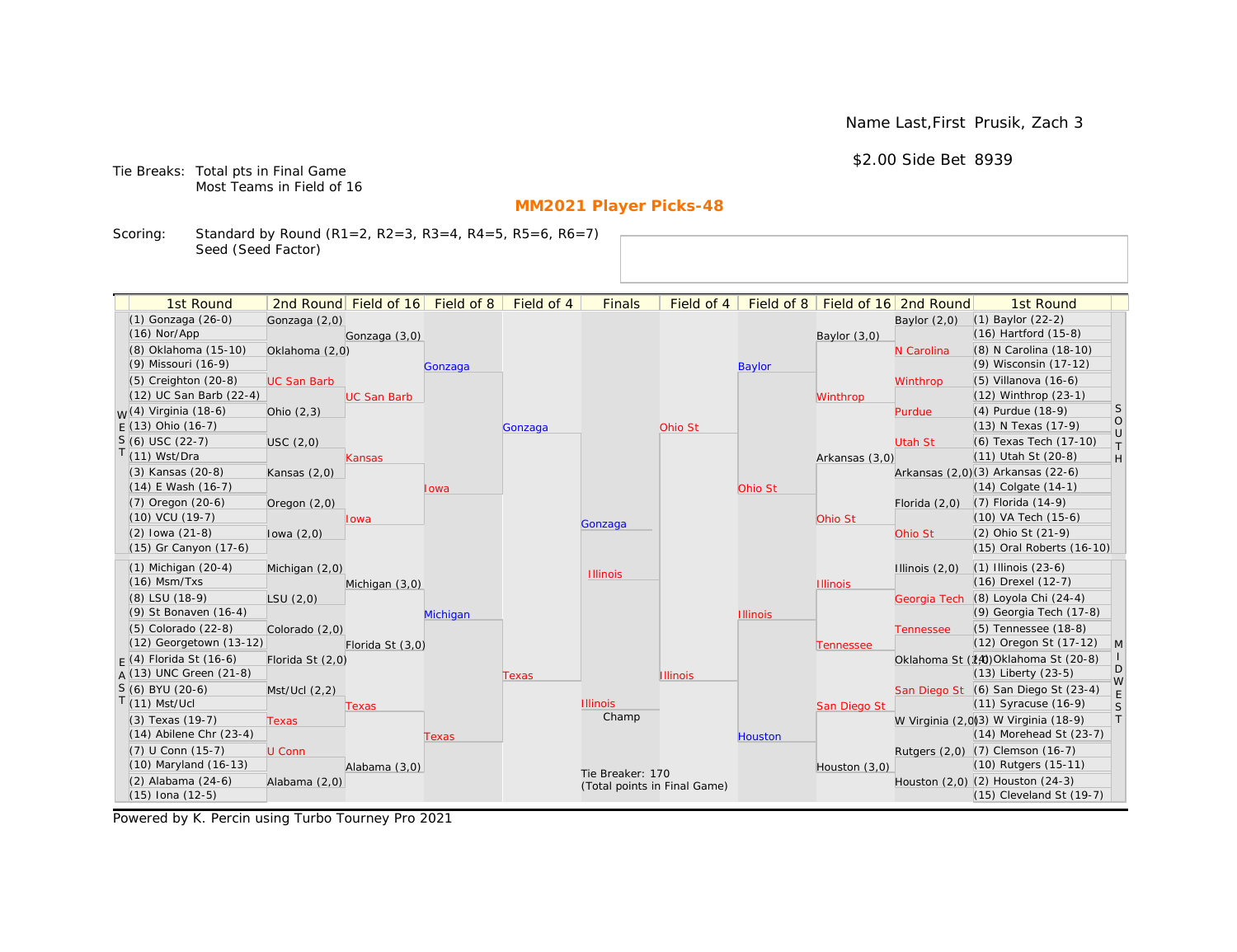Name Last,First Prusik, Zach 3

$2.00 Side Bet 8939

Tie Breaks: Total pts in Final Game
Most Teams in Field of 16

## MM2021 Player Picks-48

Scoring: Standard by Round (R1=2, R2=3, R3=4, R4=5, R5=6, R6=7)
Seed (Seed Factor)

| 1st Round | 2nd Round | Field of 16 | Field of 8 | Field of 4 | Finals | Field of 4 | Field of 8 | Field of 16 | 2nd Round | 1st Round |
|---|---|---|---|---|---|---|---|---|---|---|
| (1) Gonzaga (26-0) | Gonzaga (2,0) | | | | | | | | Baylor (2,0) | (1) Baylor (22-2) |
| (16) Nor/App | | Gonzaga (3,0) | | | | | | Baylor (3,0) | | (16) Hartford (15-8) |
| (8) Oklahoma (15-10) | Oklahoma (2,0) | | | | | | | | N Carolina | (8) N Carolina (18-10) |
| (9) Missouri (16-9) | | | Gonzaga | | | | Baylor | | | (9) Wisconsin (17-12) |
| (5) Creighton (20-8) | UC San Barb | | | | | | | | Winthrop | (5) Villanova (16-6) |
| (12) UC San Barb (22-4) | | UC San Barb | | | | | | Winthrop | | (12) Winthrop (23-1) |
| (4) Virginia (18-6) | Ohio (2,3) | | | | | | | | Purdue | (4) Purdue (18-9) |
| (13) Ohio (16-7) | | | | Gonzaga | | Ohio St | | | | (13) N Texas (17-9) |
| (6) USC (22-7) | USC (2,0) | | | | | | | | Utah St | (6) Texas Tech (17-10) |
| (11) Wst/Dra | | Kansas | | | | | | Arkansas (3,0) | | (11) Utah St (20-8) |
| (3) Kansas (20-8) | Kansas (2,0) | | | | | | | | Arkansas (2,0) | (3) Arkansas (22-6) |
| (14) E Wash (16-7) | | | Iowa | | | | Ohio St | | | (14) Colgate (14-1) |
| (7) Oregon (20-6) | Oregon (2,0) | | | | | | | | Florida (2,0) | (7) Florida (14-9) |
| (10) VCU (19-7) | | Iowa | | | Gonzaga | | | Ohio St | | (10) VA Tech (15-6) |
| (2) Iowa (21-8) | Iowa (2,0) | | | | | | | | Ohio St | (2) Ohio St (21-9) |
| (15) Gr Canyon (17-6) | | | | | | | | | | (15) Oral Roberts (16-10) |
| (1) Michigan (20-4) | Michigan (2,0) | | | | Illinois | | | | Illinois (2,0) | (1) Illinois (23-6) |
| (16) Msm/Txs | | Michigan (3,0) | | | | | | Illinois | | (16) Drexel (12-7) |
| (8) LSU (18-9) | LSU (2,0) | | | | | | | | Georgia Tech | (8) Loyola Chi (24-4) |
| (9) St Bonaven (16-4) | | | Michigan | | | | Illinois | | | (9) Georgia Tech (17-8) |
| (5) Colorado (22-8) | Colorado (2,0) | | | | | | | | Tennessee | (5) Tennessee (18-8) |
| (12) Georgetown (13-12) | | Florida St (3,0) | | | | | | Tennessee | | (12) Oregon St (17-12) |
| (4) Florida St (16-6) | Florida St (2,0) | | | | | | | | Oklahoma St (2,0) | (4) Oklahoma St (20-8) |
| (13) UNC Green (21-8) | | | | Texas | | Illinois | | | | (13) Liberty (23-5) |
| (6) BYU (20-6) | Mst/Ucl (2,2) | | | | | | | | San Diego St | (6) San Diego St (23-4) |
| (11) Mst/Ucl | | Texas | | | Illinois | | | San Diego St | | (11) Syracuse (16-9) |
| (3) Texas (19-7) | Texas | | | | Champ | | | | W Virginia (2,0) | (3) W Virginia (18-9) |
| (14) Abilene Chr (23-4) | | | Texas | | | | Houston | | | (14) Morehead St (23-7) |
| (7) U Conn (15-7) | U Conn | | | | | | | | Rutgers (2,0) | (7) Clemson (16-7) |
| (10) Maryland (16-13) | | Alabama (3,0) | | | | | | Houston (3,0) | | (10) Rutgers (15-11) |
| (2) Alabama (24-6) | Alabama (2,0) | | | | Tie Breaker: 170 (Total points in Final Game) | | | | Houston (2,0) | (2) Houston (24-3) |
| (15) Iona (12-5) | | | | | | | | | | (15) Cleveland St (19-7) |

Regions: WEST (top left), EAST (bottom left), SOUTH (top right), MIDWEST (bottom right)

Powered by K. Percin using Turbo Tourney Pro 2021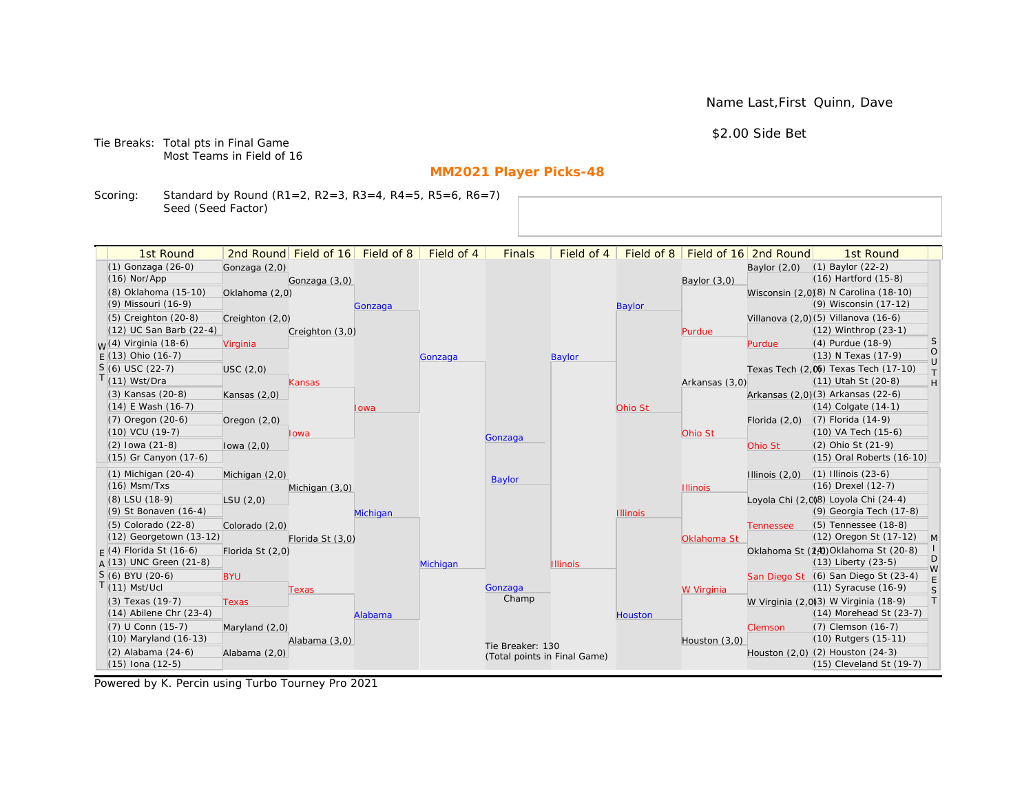Name Last,First Quinn, Dave

$2.00 Side Bet

Tie Breaks: Total pts in Final Game
Most Teams in Field of 16

## MM2021 Player Picks-48

Scoring: Standard by Round (R1=2, R2=3, R3=4, R4=5, R5=6, R6=7)
Seed (Seed Factor)

### WEST

| 1st Round | 2nd Round | Field of 16 | Field of 8 | Field of 4 |
|---|---|---|---|---|
| (1) Gonzaga (26-0) | Gonzaga (2,0) | Gonzaga (3,0) | Gonzaga | Gonzaga |
| (16) Nor/App | | | | |
| (8) Oklahoma (15-10) | Oklahoma (2,0) | | | |
| (9) Missouri (16-9) | | | | |
| (5) Creighton (20-8) | Creighton (2,0) | Creighton (3,0) | | |
| (12) UC San Barb (22-4) | | | | |
| (4) Virginia (18-6) | Virginia | | | |
| (13) Ohio (16-7) | | | | |
| (6) USC (22-7) | USC (2,0) | Kansas | Iowa | |
| (11) Wst/Dra | | | | |
| (3) Kansas (20-8) | Kansas (2,0) | | | |
| (14) E Wash (16-7) | | | | |
| (7) Oregon (20-6) | Oregon (2,0) | Iowa | | |
| (10) VCU (19-7) | | | | |
| (2) Iowa (21-8) | Iowa (2,0) | | | |
| (15) Gr Canyon (17-6) | | | | |

### EAST

| 1st Round | 2nd Round | Field of 16 | Field of 8 | Field of 4 |
|---|---|---|---|---|
| (1) Michigan (20-4) | Michigan (2,0) | Michigan (3,0) | Michigan | Michigan |
| (16) Msm/Txs | | | | |
| (8) LSU (18-9) | LSU (2,0) | | | |
| (9) St Bonaven (16-4) | | | | |
| (5) Colorado (22-8) | Colorado (2,0) | Florida St (3,0) | | |
| (12) Georgetown (13-12) | | | | |
| (4) Florida St (16-6) | Florida St (2,0) | | | |
| (13) UNC Green (21-8) | | | | |
| (6) BYU (20-6) | BYU | Texas | Alabama | |
| (11) Mst/Ucl | | | | |
| (3) Texas (19-7) | Texas | | | |
| (14) Abilene Chr (23-4) | | | | |
| (7) U Conn (15-7) | Maryland (2,0) | Alabama (3,0) | | |
| (10) Maryland (16-13) | | | | |
| (2) Alabama (24-6) | Alabama (2,0) | | | |
| (15) Iona (12-5) | | | | |

### SOUTH

| 1st Round | 2nd Round | Field of 16 | Field of 8 | Field of 4 |
|---|---|---|---|---|
| (1) Baylor (22-2) | Baylor (2,0) | Baylor (3,0) | Baylor | Baylor |
| (16) Hartford (15-8) | | | | |
| (8) N Carolina (18-10) | Wisconsin (2,0) | | | |
| (9) Wisconsin (17-12) | | | | |
| (5) Villanova (16-6) | Villanova (2,0) | Purdue | | |
| (12) Winthrop (23-1) | | | | |
| (4) Purdue (18-9) | Purdue | | | |
| (13) N Texas (17-9) | | | | |
| (6) Texas Tech (17-10) | Texas Tech (2,0) | Arkansas (3,0) | Ohio St | |
| (11) Utah St (20-8) | | | | |
| (3) Arkansas (22-6) | Arkansas (2,0) | | | |
| (14) Colgate (14-1) | | | | |
| (7) Florida (14-9) | Florida (2,0) | Ohio St | | |
| (10) VA Tech (15-6) | | | | |
| (2) Ohio St (21-9) | Ohio St | | | |
| (15) Oral Roberts (16-10) | | | | |

### MIDWEST

| 1st Round | 2nd Round | Field of 16 | Field of 8 | Field of 4 |
|---|---|---|---|---|
| (1) Illinois (23-6) | Illinois (2,0) | Illinois | Illinois | Illinois |
| (16) Drexel (12-7) | | | | |
| (8) Loyola Chi (24-4) | Loyola Chi (2,0) | | | |
| (9) Georgia Tech (17-8) | | | | |
| (5) Tennessee (18-8) | Tennessee | Oklahoma St | | |
| (12) Oregon St (17-12) | | | | |
| (4) Oklahoma St (20-8) | Oklahoma St (2,0) | | | |
| (13) Liberty (23-5) | | | | |
| (6) San Diego St (23-4) | San Diego St | W Virginia | Houston | |
| (11) Syracuse (16-9) | | | | |
| (3) W Virginia (18-9) | W Virginia (2,0) | | | |
| (14) Morehead St (23-7) | | | | |
| (7) Clemson (16-7) | Clemson | Houston (3,0) | | |
| (10) Rutgers (15-11) | | | | |
| (2) Houston (24-3) | Houston (2,0) | | | |
| (15) Cleveland St (19-7) | | | | |

### Finals

Gonzaga

Baylor

Champ: Gonzaga

Tie Breaker: 130
(Total points in Final Game)

Powered by K. Percin using Turbo Tourney Pro 2021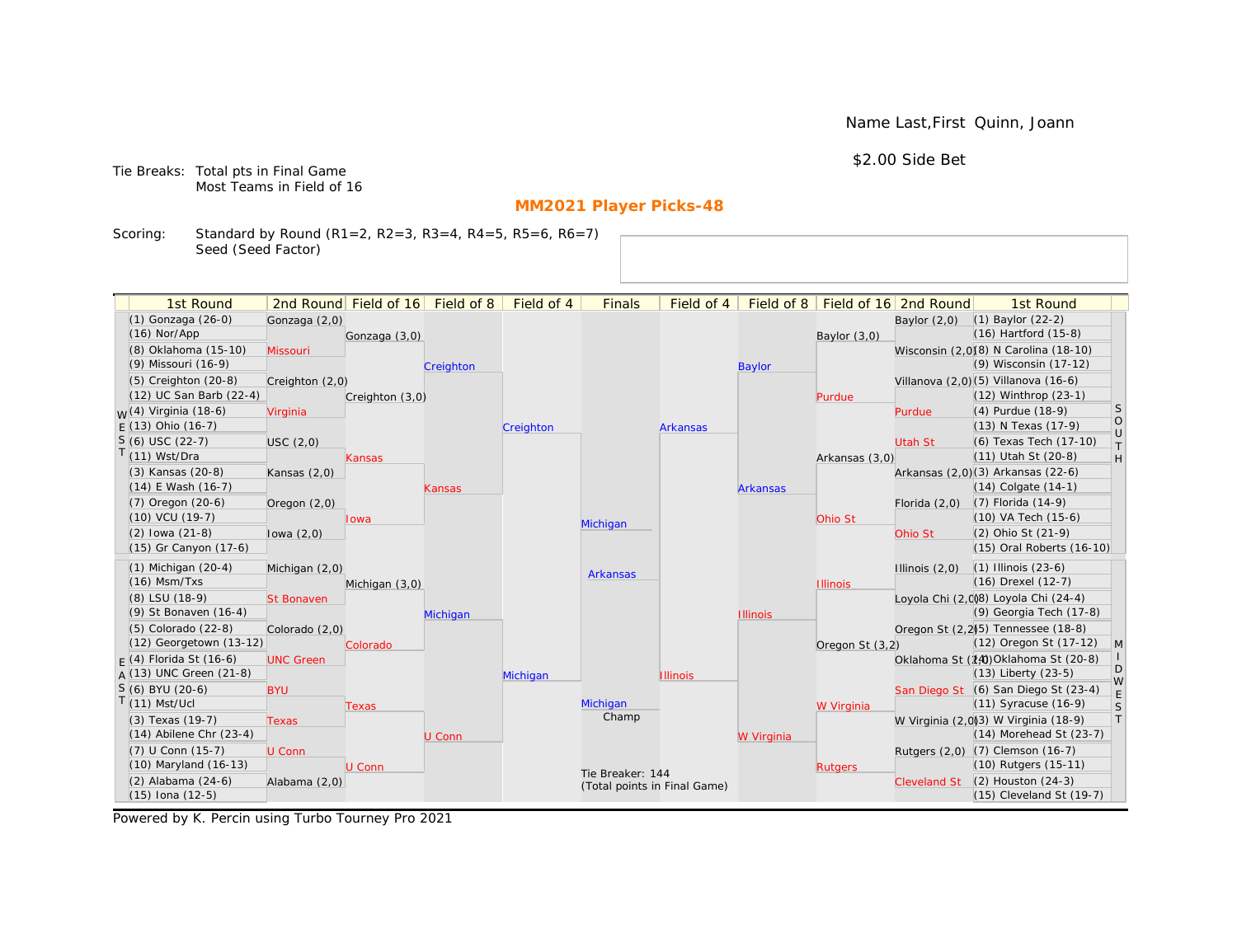Name Last,First Quinn, Joann

$2.00 Side Bet

Tie Breaks: Total pts in Final Game
Most Teams in Field of 16

## MM2021 Player Picks-48

Scoring: Standard by Round (R1=2, R2=3, R3=4, R4=5, R5=6, R6=7)
Seed (Seed Factor)

| 1st Round | 2nd Round | Field of 16 | Field of 8 | Field of 4 | Finals | Field of 4 | Field of 8 | Field of 16 | 2nd Round | 1st Round |
|---|---|---|---|---|---|---|---|---|---|---|
| (1) Gonzaga (26-0) | Gonzaga (2,0) | Gonzaga (3,0) | Creighton | Creighton | Michigan | Arkansas | Baylor | Baylor (3,0) | Baylor (2,0) | (1) Baylor (22-2) |
| (16) Nor/App | | | | | | | | | | (16) Hartford (15-8) |
| (8) Oklahoma (15-10) | Missouri | | | | | | | | Wisconsin (2,0) | (8) N Carolina (18-10) |
| (9) Missouri (16-9) | | | | | | | | | | (9) Wisconsin (17-12) |
| (5) Creighton (20-8) | Creighton (2,0) | Creighton (3,0) | | | | | | Purdue | Villanova (2,0) | (5) Villanova (16-6) |
| (12) UC San Barb (22-4) | | | | | | | | | | (12) Winthrop (23-1) |
| (4) Virginia (18-6) | Virginia | | | | | | | | Purdue | (4) Purdue (18-9) |
| (13) Ohio (16-7) | | | | | | | | | | (13) N Texas (17-9) |
| (6) USC (22-7) | USC (2,0) | Kansas | Kansas | | | | Arkansas | Arkansas (3,0) | Utah St | (6) Texas Tech (17-10) |
| (11) Wst/Dra | | | | | | | | | | (11) Utah St (20-8) |
| (3) Kansas (20-8) | Kansas (2,0) | | | | | | | | Arkansas (2,0) | (3) Arkansas (22-6) |
| (14) E Wash (16-7) | | | | | | | | | | (14) Colgate (14-1) |
| (7) Oregon (20-6) | Oregon (2,0) | Iowa | | | | | | Ohio St | Florida (2,0) | (7) Florida (14-9) |
| (10) VCU (19-7) | | | | | | | | | | (10) VA Tech (15-6) |
| (2) Iowa (21-8) | Iowa (2,0) | | | | | | | | Ohio St | (2) Ohio St (21-9) |
| (15) Gr Canyon (17-6) | | | | | | | | | | (15) Oral Roberts (16-10) |
| (1) Michigan (20-4) | Michigan (2,0) | Michigan (3,0) | Michigan | Michigan | Arkansas | Illinois | Illinois | Illinois | Illinois (2,0) | (1) Illinois (23-6) |
| (16) Msm/Txs | | | | | | | | | | (16) Drexel (12-7) |
| (8) LSU (18-9) | St Bonaven | | | | | | | | Loyola Chi (2,0) | (8) Loyola Chi (24-4) |
| (9) St Bonaven (16-4) | | | | | | | | | | (9) Georgia Tech (17-8) |
| (5) Colorado (22-8) | Colorado (2,0) | Colorado | | | | | | Oregon St (3,2) | Oregon St (2,2) | (5) Tennessee (18-8) |
| (12) Georgetown (13-12) | | | | | | | | | | (12) Oregon St (17-12) |
| (4) Florida St (16-6) | UNC Green | | | | | | | | Oklahoma St (2,0) | (4) Oklahoma St (20-8) |
| (13) UNC Green (21-8) | | | | | | | | | | (13) Liberty (23-5) |
| (6) BYU (20-6) | BYU | Texas | U Conn | | Michigan (Champ) | | W Virginia | W Virginia | San Diego St | (6) San Diego St (23-4) |
| (11) Mst/Ucl | | | | | | | | | | (11) Syracuse (16-9) |
| (3) Texas (19-7) | Texas | | | | | | | | W Virginia (2,0) | (3) W Virginia (18-9) |
| (14) Abilene Chr (23-4) | | | | | | | | | | (14) Morehead St (23-7) |
| (7) U Conn (15-7) | U Conn | U Conn | | | | | | Rutgers | Rutgers (2,0) | (7) Clemson (16-7) |
| (10) Maryland (16-13) | | | | | | | | | | (10) Rutgers (15-11) |
| (2) Alabama (24-6) | Alabama (2,0) | | | | | | | | Cleveland St | (2) Houston (24-3) |
| (15) Iona (12-5) | | | | | | | | | | (15) Cleveland St (19-7) |

Regions: WEST (top left), EAST (bottom left), SOUTH (top right), MIDWEST (bottom right)

Tie Breaker: 144
(Total points in Final Game)

Powered by K. Percin using Turbo Tourney Pro 2021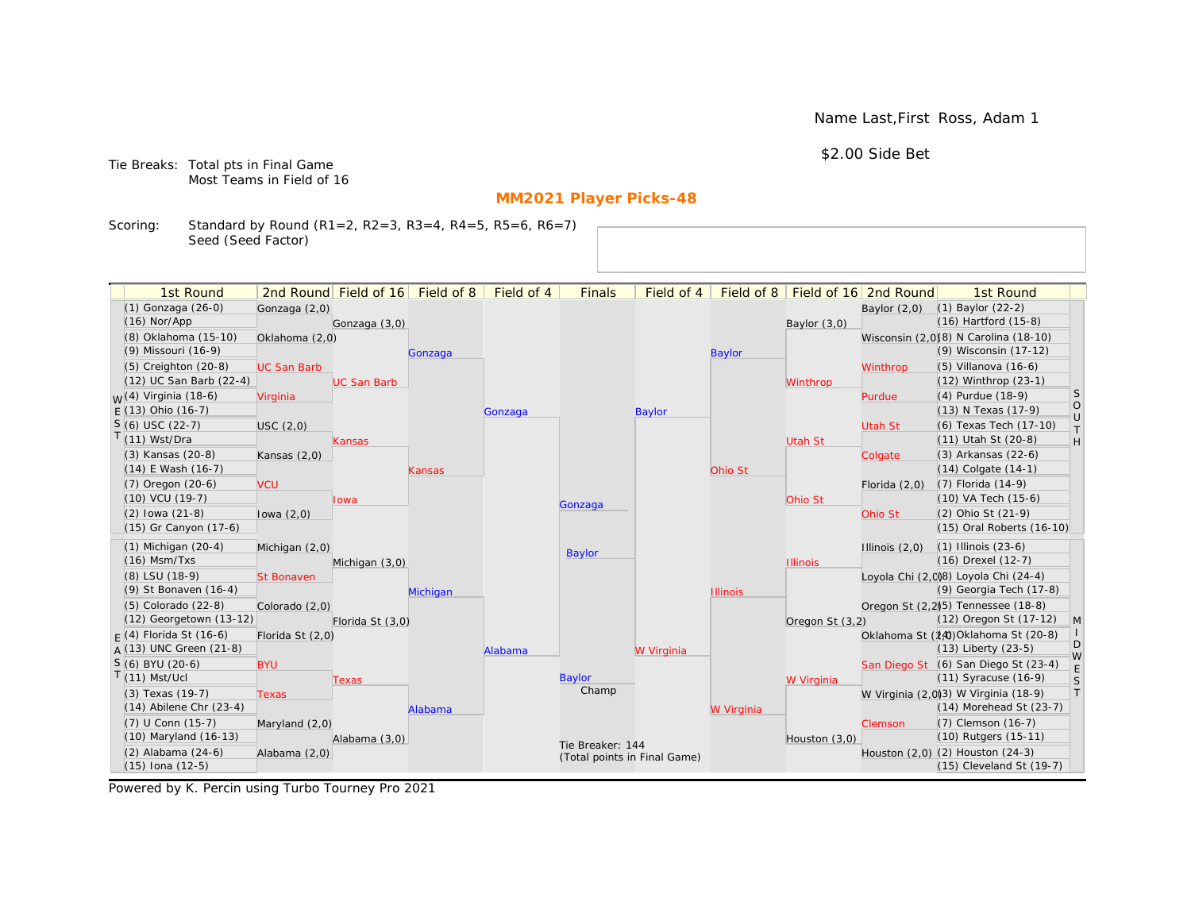Name Last,First Ross, Adam 1

$2.00 Side Bet

Tie Breaks: Total pts in Final Game
Most Teams in Field of 16

## MM2021 Player Picks-48

Scoring: Standard by Round (R1=2, R2=3, R3=4, R4=5, R5=6, R6=7)
Seed (Seed Factor)

### WEST

| 1st Round | 2nd Round | Field of 16 | Field of 8 | Field of 4 |
|---|---|---|---|---|
| (1) Gonzaga (26-0) | Gonzaga (2,0) | Gonzaga (3,0) | Gonzaga | Gonzaga |
| (16) Nor/App | | | | |
| (8) Oklahoma (15-10) | Oklahoma (2,0) | | | |
| (9) Missouri (16-9) | | | | |
| (5) Creighton (20-8) | UC San Barb | UC San Barb | | |
| (12) UC San Barb (22-4) | | | | |
| (4) Virginia (18-6) | Virginia | | | |
| (13) Ohio (16-7) | | | | |
| (6) USC (22-7) | USC (2,0) | Kansas | Kansas | |
| (11) Wst/Dra | | | | |
| (3) Kansas (20-8) | Kansas (2,0) | | | |
| (14) E Wash (16-7) | | | | |
| (7) Oregon (20-6) | VCU | Iowa | | |
| (10) VCU (19-7) | | | | |
| (2) Iowa (21-8) | Iowa (2,0) | | | |
| (15) Gr Canyon (17-6) | | | | |

### EAST

| 1st Round | 2nd Round | Field of 16 | Field of 8 | Field of 4 |
|---|---|---|---|---|
| (1) Michigan (20-4) | Michigan (2,0) | Michigan (3,0) | Michigan | Alabama |
| (16) Msm/Txs | | | | |
| (8) LSU (18-9) | St Bonaven | | | |
| (9) St Bonaven (16-4) | | | | |
| (5) Colorado (22-8) | Colorado (2,0) | Florida St (3,0) | | |
| (12) Georgetown (13-12) | | | | |
| (4) Florida St (16-6) | Florida St (2,0) | | | |
| (13) UNC Green (21-8) | | | | |
| (6) BYU (20-6) | BYU | Texas | Alabama | |
| (11) Mst/Ucl | | | | |
| (3) Texas (19-7) | Texas | | | |
| (14) Abilene Chr (23-4) | | | | |
| (7) U Conn (15-7) | Maryland (2,0) | Alabama (3,0) | | |
| (10) Maryland (16-13) | | | | |
| (2) Alabama (24-6) | Alabama (2,0) | | | |
| (15) Iona (12-5) | | | | |

### SOUTH

| 1st Round | 2nd Round | Field of 16 | Field of 8 | Field of 4 |
|---|---|---|---|---|
| (1) Baylor (22-2) | Baylor (2,0) | Baylor (3,0) | Baylor | Baylor |
| (16) Hartford (15-8) | | | | |
| (8) N Carolina (18-10) | Wisconsin (2,0) | | | |
| (9) Wisconsin (17-12) | | | | |
| (5) Villanova (16-6) | Winthrop | Winthrop | | |
| (12) Winthrop (23-1) | | | | |
| (4) Purdue (18-9) | Purdue | | | |
| (13) N Texas (17-9) | | | | |
| (6) Texas Tech (17-10) | Utah St | Utah St | Ohio St | |
| (11) Utah St (20-8) | | | | |
| (3) Arkansas (22-6) | Colgate | | | |
| (14) Colgate (14-1) | | | | |
| (7) Florida (14-9) | Florida (2,0) | Ohio St | | |
| (10) VA Tech (15-6) | | | | |
| (2) Ohio St (21-9) | Ohio St | | | |
| (15) Oral Roberts (16-10) | | | | |

### MIDWEST

| 1st Round | 2nd Round | Field of 16 | Field of 8 | Field of 4 |
|---|---|---|---|---|
| (1) Illinois (23-6) | Illinois (2,0) | Illinois | Illinois | W Virginia |
| (16) Drexel (12-7) | | | | |
| (8) Loyola Chi (24-4) | Loyola Chi (2,0) | | | |
| (9) Georgia Tech (17-8) | | | | |
| (5) Tennessee (18-8) | Oregon St (2,2) | Oregon St (3,2) | | |
| (12) Oregon St (17-12) | | | | |
| (4) Oklahoma St (20-8) | Oklahoma St (2,0) | | | |
| (13) Liberty (23-5) | | | | |
| (6) San Diego St (23-4) | San Diego St | W Virginia | W Virginia | |
| (11) Syracuse (16-9) | | | | |
| (3) W Virginia (18-9) | W Virginia (2,0) | | | |
| (14) Morehead St (23-7) | | | | |
| (7) Clemson (16-7) | Clemson | Houston (3,0) | | |
| (10) Rutgers (15-11) | | | | |
| (2) Houston (24-3) | Houston (2,0) | | | |
| (15) Cleveland St (19-7) | | | | |

### Finals

Gonzaga
Baylor

Baylor
Champ

Tie Breaker: 144
(Total points in Final Game)

Powered by K. Percin using Turbo Tourney Pro 2021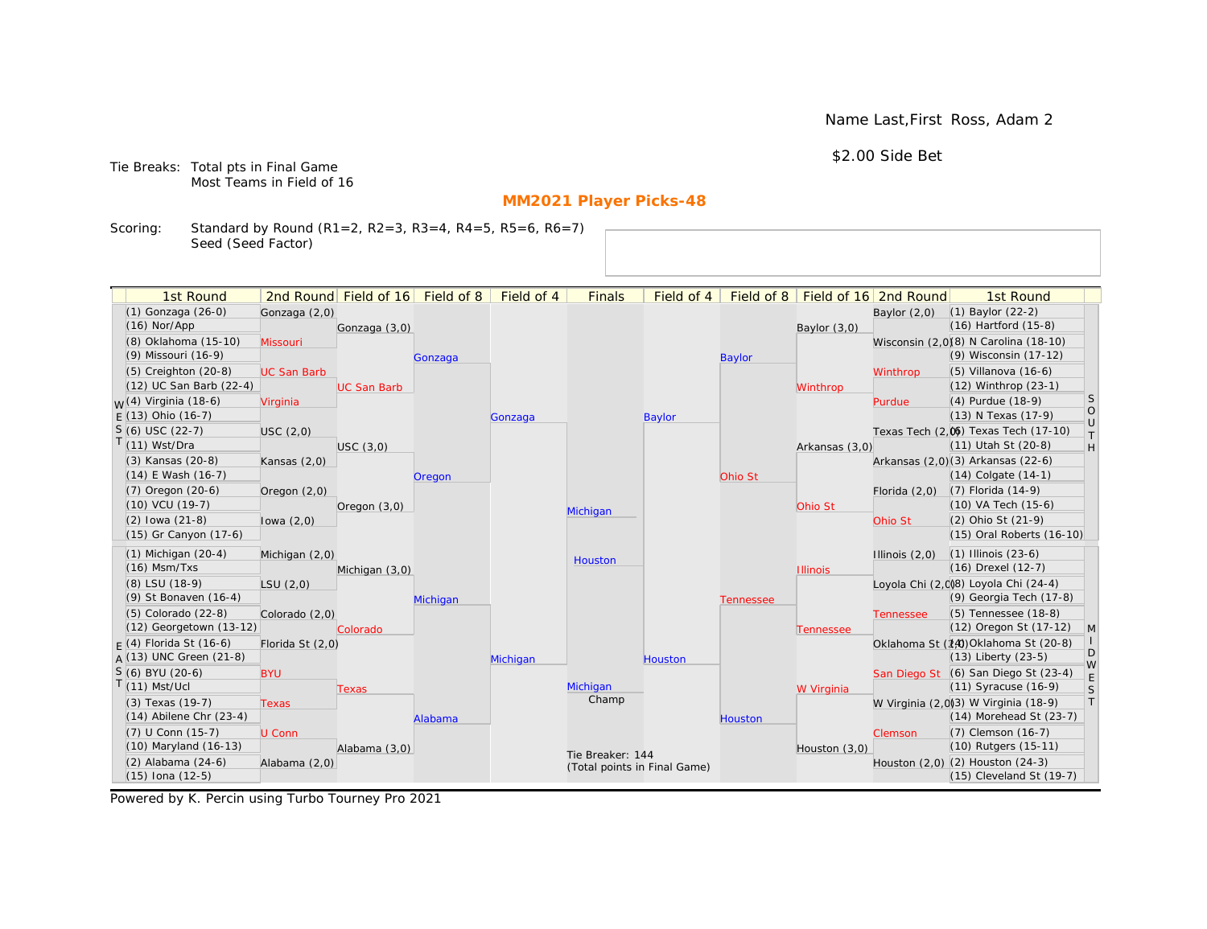Name Last,First Ross, Adam 2

$2.00 Side Bet

Tie Breaks: Total pts in Final Game
Most Teams in Field of 16

## MM2021 Player Picks-48

Scoring: Standard by Round (R1=2, R2=3, R3=4, R4=5, R5=6, R6=7)
Seed (Seed Factor)

| 1st Round | 2nd Round | Field of 16 | Field of 8 | Field of 4 | Finals | Field of 4 | Field of 8 | Field of 16 | 2nd Round | 1st Round |
|---|---|---|---|---|---|---|---|---|---|---|
| (1) Gonzaga (26-0) | Gonzaga (2,0) | Gonzaga (3,0) | Gonzaga | Gonzaga | Michigan | Baylor | Baylor | Baylor (3,0) | Baylor (2,0) | (1) Baylor (22-2) |
| (16) Nor/App | | | | | | | | | | (16) Hartford (15-8) |
| (8) Oklahoma (15-10) | Missouri | | | | | | | | Wisconsin (2,0) | (8) N Carolina (18-10) |
| (9) Missouri (16-9) | | | | | | | | | | (9) Wisconsin (17-12) |
| (5) Creighton (20-8) | UC San Barb | UC San Barb | | | | | | Winthrop | Winthrop | (5) Villanova (16-6) |
| (12) UC San Barb (22-4) | | | | | | | | | | (12) Winthrop (23-1) |
| (4) Virginia (18-6) | Virginia | | | | | | | | Purdue | (4) Purdue (18-9) |
| (13) Ohio (16-7) | | | | | | | | | | (13) N Texas (17-9) |
| (6) USC (22-7) | USC (2,0) | USC (3,0) | Oregon | | | | Ohio St | Arkansas (3,0) | Texas Tech (2,0) | (6) Texas Tech (17-10) |
| (11) Wst/Dra | | | | | | | | | | (11) Utah St (20-8) |
| (3) Kansas (20-8) | Kansas (2,0) | | | | | | | | Arkansas (2,0) | (3) Arkansas (22-6) |
| (14) E Wash (16-7) | | | | | | | | | | (14) Colgate (14-1) |
| (7) Oregon (20-6) | Oregon (2,0) | Oregon (3,0) | | | | | | Ohio St | Florida (2,0) | (7) Florida (14-9) |
| (10) VCU (19-7) | | | | | | | | | | (10) VA Tech (15-6) |
| (2) Iowa (21-8) | Iowa (2,0) | | | | | | | | Ohio St | (2) Ohio St (21-9) |
| (15) Gr Canyon (17-6) | | | | | | | | | | (15) Oral Roberts (16-10) |
| (1) Michigan (20-4) | Michigan (2,0) | Michigan (3,0) | Michigan | Michigan | Houston | Houston | Tennessee | Illinois | Illinois (2,0) | (1) Illinois (23-6) |
| (16) Msm/Txs | | | | | | | | | | (16) Drexel (12-7) |
| (8) LSU (18-9) | LSU (2,0) | | | | | | | | Loyola Chi (2,0) | (8) Loyola Chi (24-4) |
| (9) St Bonaven (16-4) | | | | | | | | | | (9) Georgia Tech (17-8) |
| (5) Colorado (22-8) | Colorado (2,0) | Colorado | | | | | | Tennessee | Tennessee | (5) Tennessee (18-8) |
| (12) Georgetown (13-12) | | | | | | | | | | (12) Oregon St (17-12) |
| (4) Florida St (16-6) | Florida St (2,0) | | | | | | | | Oklahoma St (2,0) | (4) Oklahoma St (20-8) |
| (13) UNC Green (21-8) | | | | | | | | | | (13) Liberty (23-5) |
| (6) BYU (20-6) | BYU | Texas | Alabama | | Michigan (Champ) | | Houston | W Virginia | San Diego St | (6) San Diego St (23-4) |
| (11) Mst/Ucl | | | | | | | | | | (11) Syracuse (16-9) |
| (3) Texas (19-7) | Texas | | | | | | | | W Virginia (2,0) | (3) W Virginia (18-9) |
| (14) Abilene Chr (23-4) | | | | | | | | | | (14) Morehead St (23-7) |
| (7) U Conn (15-7) | U Conn | Alabama (3,0) | | | | | | Houston (3,0) | Clemson | (7) Clemson (16-7) |
| (10) Maryland (16-13) | | | | | | | | | | (10) Rutgers (15-11) |
| (2) Alabama (24-6) | Alabama (2,0) | | | | | | | | Houston (2,0) | (2) Houston (24-3) |
| (15) Iona (12-5) | | | | | | | | | | (15) Cleveland St (19-7) |

Regions: WEST (top left), EAST (bottom left), SOUTH (top right), MIDWEST (bottom right)

Tie Breaker: 144
(Total points in Final Game)

Powered by K. Percin using Turbo Tourney Pro 2021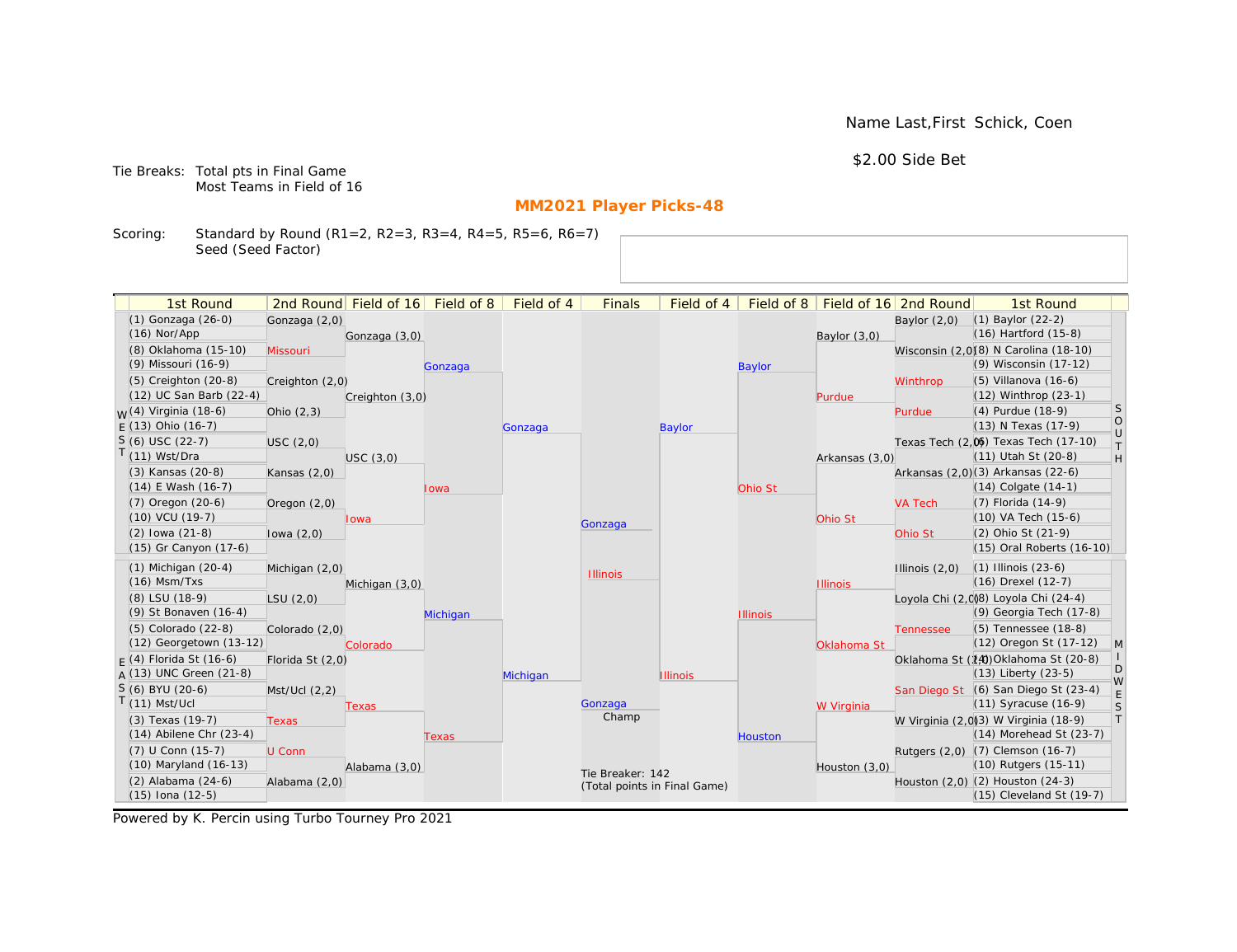Name Last,First Schick, Coen

$2.00 Side Bet

Tie Breaks: Total pts in Final Game
Most Teams in Field of 16

## MM2021 Player Picks-48

Scoring: Standard by Round (R1=2, R2=3, R3=4, R4=5, R5=6, R6=7)
Seed (Seed Factor)

### WEST

| 1st Round | 2nd Round | Field of 16 | Field of 8 | Field of 4 |
|---|---|---|---|---|
| (1) Gonzaga (26-0) | Gonzaga (2,0) | Gonzaga (3,0) | Gonzaga | Gonzaga |
| (16) Nor/App | | | | |
| (8) Oklahoma (15-10) | Missouri | | | |
| (9) Missouri (16-9) | | | | |
| (5) Creighton (20-8) | Creighton (2,0) | Creighton (3,0) | | |
| (12) UC San Barb (22-4) | | | | |
| (4) Virginia (18-6) | Ohio (2,3) | | | |
| (13) Ohio (16-7) | | | | |
| (6) USC (22-7) | USC (2,0) | USC (3,0) | Iowa | |
| (11) Wst/Dra | | | | |
| (3) Kansas (20-8) | Kansas (2,0) | | | |
| (14) E Wash (16-7) | | | | |
| (7) Oregon (20-6) | Oregon (2,0) | Iowa | | |
| (10) VCU (19-7) | | | | |
| (2) Iowa (21-8) | Iowa (2,0) | | | |
| (15) Gr Canyon (17-6) | | | | |

### EAST

| 1st Round | 2nd Round | Field of 16 | Field of 8 | Field of 4 |
|---|---|---|---|---|
| (1) Michigan (20-4) | Michigan (2,0) | Michigan (3,0) | Michigan | Michigan |
| (16) Msm/Txs | | | | |
| (8) LSU (18-9) | LSU (2,0) | | | |
| (9) St Bonaven (16-4) | | | | |
| (5) Colorado (22-8) | Colorado (2,0) | Colorado | | |
| (12) Georgetown (13-12) | | | | |
| (4) Florida St (16-6) | Florida St (2,0) | | | |
| (13) UNC Green (21-8) | | | | |
| (6) BYU (20-6) | Mst/Ucl (2,2) | Texas | Texas | |
| (11) Mst/Ucl | | | | |
| (3) Texas (19-7) | Texas | | | |
| (14) Abilene Chr (23-4) | | | | |
| (7) U Conn (15-7) | U Conn | Alabama (3,0) | | |
| (10) Maryland (16-13) | | | | |
| (2) Alabama (24-6) | Alabama (2,0) | | | |
| (15) Iona (12-5) | | | | |

### SOUTH

| 1st Round | 2nd Round | Field of 16 | Field of 8 | Field of 4 |
|---|---|---|---|---|
| (1) Baylor (22-2) | Baylor (2,0) | Baylor (3,0) | Baylor | Baylor |
| (16) Hartford (15-8) | | | | |
| (8) N Carolina (18-10) | Wisconsin (2,0) | | | |
| (9) Wisconsin (17-12) | | | | |
| (5) Villanova (16-6) | Winthrop | Purdue | | |
| (12) Winthrop (23-1) | | | | |
| (4) Purdue (18-9) | Purdue | | | |
| (13) N Texas (17-9) | | | | |
| (6) Texas Tech (17-10) | Texas Tech (2,0) | Arkansas (3,0) | Ohio St | |
| (11) Utah St (20-8) | | | | |
| (3) Arkansas (22-6) | Arkansas (2,0) | | | |
| (14) Colgate (14-1) | | | | |
| (7) Florida (14-9) | VA Tech | Ohio St | | |
| (10) VA Tech (15-6) | | | | |
| (2) Ohio St (21-9) | Ohio St | | | |
| (15) Oral Roberts (16-10) | | | | |

### MIDWEST

| 1st Round | 2nd Round | Field of 16 | Field of 8 | Field of 4 |
|---|---|---|---|---|
| (1) Illinois (23-6) | Illinois (2,0) | Illinois | Illinois | Illinois |
| (16) Drexel (12-7) | | | | |
| (8) Loyola Chi (24-4) | Loyola Chi (2,0) | | | |
| (9) Georgia Tech (17-8) | | | | |
| (5) Tennessee (18-8) | Tennessee | Oklahoma St | | |
| (12) Oregon St (17-12) | | | | |
| (4) Oklahoma St (20-8) | Oklahoma St (2,0) | | | |
| (13) Liberty (23-5) | | | | |
| (6) San Diego St (23-4) | San Diego St | W Virginia | Houston | |
| (11) Syracuse (16-9) | | | | |
| (3) W Virginia (18-9) | W Virginia (2,0) | | | |
| (14) Morehead St (23-7) | | | | |
| (7) Clemson (16-7) | Rutgers (2,0) | Houston (3,0) | | |
| (10) Rutgers (15-11) | | | | |
| (2) Houston (24-3) | Houston (2,0) | | | |
| (15) Cleveland St (19-7) | | | | |

### Finals

Gonzaga
Illinois

Champ: Gonzaga

Tie Breaker: 142
(Total points in Final Game)

Powered by K. Percin using Turbo Tourney Pro 2021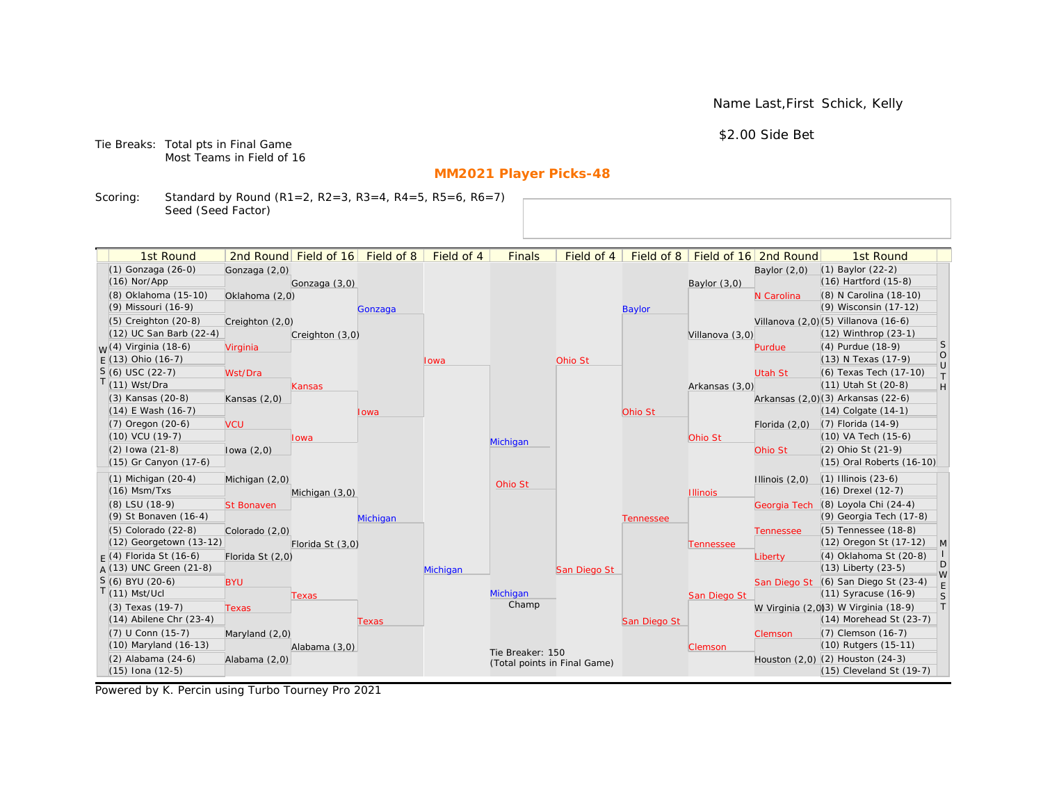Name Last,First Schick, Kelly

$2.00 Side Bet

Tie Breaks: Total pts in Final Game
Most Teams in Field of 16

## MM2021 Player Picks-48

Scoring: Standard by Round (R1=2, R2=3, R3=4, R4=5, R5=6, R6=7)
Seed (Seed Factor)

| 1st Round | 2nd Round | Field of 16 | Field of 8 | Field of 4 | Finals | Field of 4 | Field of 8 | Field of 16 | 2nd Round | 1st Round |
|---|---|---|---|---|---|---|---|---|---|---|
| (1) Gonzaga (26-0) | Gonzaga (2,0) | | | | | | | | Baylor (2,0) | (1) Baylor (22-2) |
| (16) Nor/App | | Gonzaga (3,0) | | | | | | Baylor (3,0) | | (16) Hartford (15-8) |
| (8) Oklahoma (15-10) | Oklahoma (2,0) | | | | | | | | N Carolina | (8) N Carolina (18-10) |
| (9) Missouri (16-9) | | | Gonzaga | | | | Baylor | | | (9) Wisconsin (17-12) |
| (5) Creighton (20-8) | Creighton (2,0) | | | | | | | | Villanova (2,0) | (5) Villanova (16-6) |
| (12) UC San Barb (22-4) | | Creighton (3,0) | | | | | | Villanova (3,0) | | (12) Winthrop (23-1) |
| (4) Virginia (18-6) | Virginia | | | | | | | | Purdue | (4) Purdue (18-9) |
| (13) Ohio (16-7) | | | | Iowa | | Ohio St | | | | (13) N Texas (17-9) |
| (6) USC (22-7) | Wst/Dra | | | | | | | | Utah St | (6) Texas Tech (17-10) |
| (11) Wst/Dra | | Kansas | | | | | | Arkansas (3,0) | | (11) Utah St (20-8) |
| (3) Kansas (20-8) | Kansas (2,0) | | | | | | | | Arkansas (2,0) | (3) Arkansas (22-6) |
| (14) E Wash (16-7) | | | Iowa | | | | Ohio St | | | (14) Colgate (14-1) |
| (7) Oregon (20-6) | VCU | | | | | | | | Florida (2,0) | (7) Florida (14-9) |
| (10) VCU (19-7) | | Iowa | | | Michigan | | | Ohio St | | (10) VA Tech (15-6) |
| (2) Iowa (21-8) | Iowa (2,0) | | | | | | | | Ohio St | (2) Ohio St (21-9) |
| (15) Gr Canyon (17-6) | | | | | | | | | | (15) Oral Roberts (16-10) |
| (1) Michigan (20-4) | Michigan (2,0) | | | | Ohio St | | | | Illinois (2,0) | (1) Illinois (23-6) |
| (16) Msm/Txs | | Michigan (3,0) | | | | | | Illinois | | (16) Drexel (12-7) |
| (8) LSU (18-9) | St Bonaven | | | | | | | | Georgia Tech | (8) Loyola Chi (24-4) |
| (9) St Bonaven (16-4) | | | Michigan | | | | Tennessee | | | (9) Georgia Tech (17-8) |
| (5) Colorado (22-8) | Colorado (2,0) | | | | | | | | Tennessee | (5) Tennessee (18-8) |
| (12) Georgetown (13-12) | | Florida St (3,0) | | | | | | Tennessee | | (12) Oregon St (17-12) |
| (4) Florida St (16-6) | Florida St (2,0) | | | | | | | | Liberty | (4) Oklahoma St (20-8) |
| (13) UNC Green (21-8) | | | | Michigan | | San Diego St | | | | (13) Liberty (23-5) |
| (6) BYU (20-6) | BYU | | | | | | | | San Diego St | (6) San Diego St (23-4) |
| (11) Mst/Ucl | | Texas | | | Michigan | | | San Diego St | | (11) Syracuse (16-9) |
| (3) Texas (19-7) | Texas | | | | Champ | | | | W Virginia (2,0) | (3) W Virginia (18-9) |
| (14) Abilene Chr (23-4) | | | Texas | | | | San Diego St | | | (14) Morehead St (23-7) |
| (7) U Conn (15-7) | Maryland (2,0) | | | | | | | | Clemson | (7) Clemson (16-7) |
| (10) Maryland (16-13) | | Alabama (3,0) | | | | | | Clemson | | (10) Rutgers (15-11) |
| (2) Alabama (24-6) | Alabama (2,0) | | | | Tie Breaker: 150 (Total points in Final Game) | | | | Houston (2,0) | (2) Houston (24-3) |
| (15) Iona (12-5) | | | | | | | | | | (15) Cleveland St (19-7) |

Powered by K. Percin using Turbo Tourney Pro 2021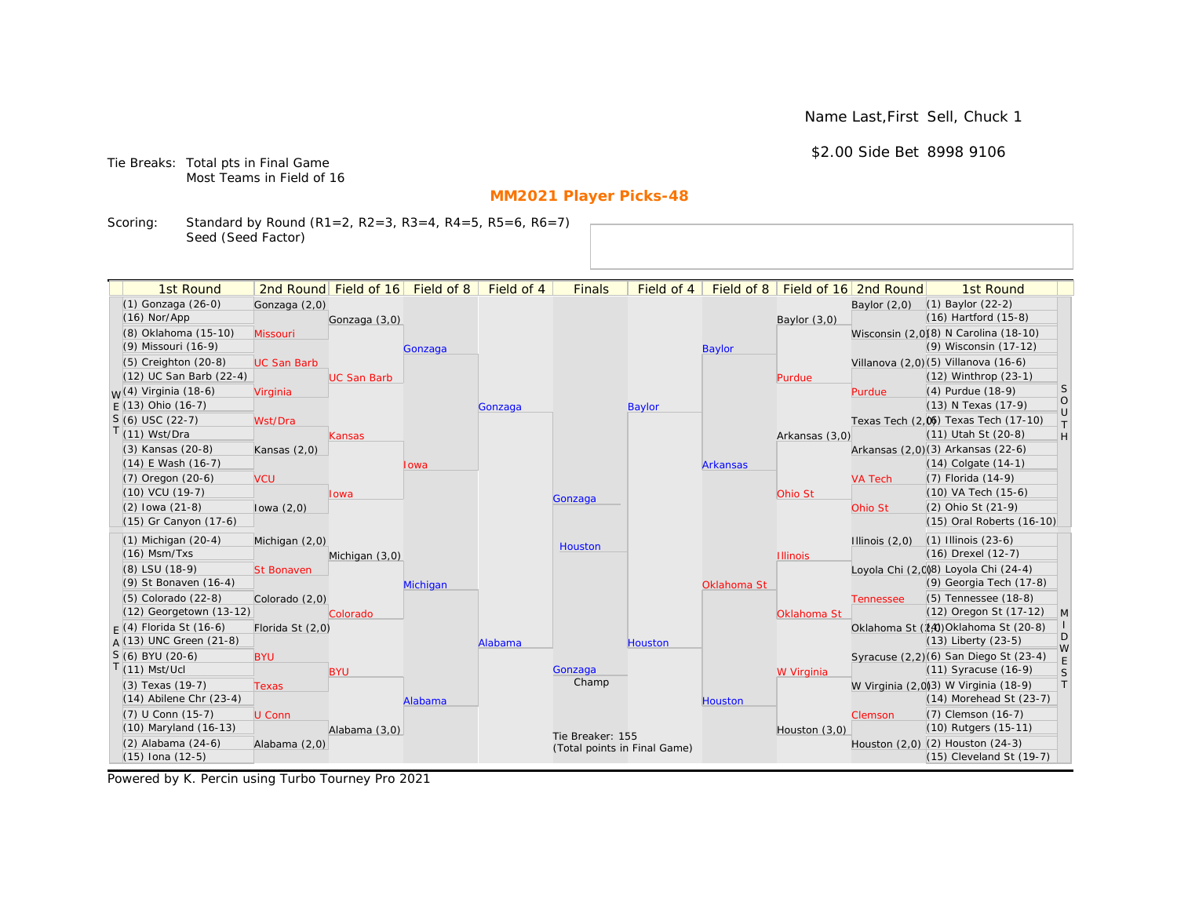Name Last,First Sell, Chuck 1

$2.00 Side Bet 8998 9106

Tie Breaks: Total pts in Final Game
Most Teams in Field of 16

## MM2021 Player Picks-48

Scoring: Standard by Round (R1=2, R2=3, R3=4, R4=5, R5=6, R6=7)
Seed (Seed Factor)

| 1st Round | 2nd Round | Field of 16 | Field of 8 | Field of 4 | Finals | Field of 4 | Field of 8 | Field of 16 | 2nd Round | 1st Round |
|---|---|---|---|---|---|---|---|---|---|---|
| (1) Gonzaga (26-0) | Gonzaga (2,0) | Gonzaga (3,0) | Gonzaga | Gonzaga | Gonzaga | Baylor | Baylor | Baylor (3,0) | Baylor (2,0) | (1) Baylor (22-2) |
| (16) Nor/App | | | | | | | | | | (16) Hartford (15-8) |
| (8) Oklahoma (15-10) | Missouri | | | | | | | | Wisconsin (2,0) | (8) N Carolina (18-10) |
| (9) Missouri (16-9) | | | | | | | | | | (9) Wisconsin (17-12) |
| (5) Creighton (20-8) | UC San Barb | UC San Barb | | | | | | Purdue | Villanova (2,0) | (5) Villanova (16-6) |
| (12) UC San Barb (22-4) | | | | | | | | | | (12) Winthrop (23-1) |
| (4) Virginia (18-6) | Virginia | | | | | | | | Purdue | (4) Purdue (18-9) |
| (13) Ohio (16-7) | | | | | | | | | | (13) N Texas (17-9) |
| (6) USC (22-7) | Wst/Dra | Kansas | Iowa | | | | Arkansas | Arkansas (3,0) | Texas Tech (2,0) | (6) Texas Tech (17-10) |
| (11) Wst/Dra | | | | | | | | | | (11) Utah St (20-8) |
| (3) Kansas (20-8) | Kansas (2,0) | | | | | | | | Arkansas (2,0) | (3) Arkansas (22-6) |
| (14) E Wash (16-7) | | | | | | | | | | (14) Colgate (14-1) |
| (7) Oregon (20-6) | VCU | Iowa | | | | | | Ohio St | VA Tech | (7) Florida (14-9) |
| (10) VCU (19-7) | | | | | | | | | | (10) VA Tech (15-6) |
| (2) Iowa (21-8) | Iowa (2,0) | | | | | | | | Ohio St | (2) Ohio St (21-9) |
| (15) Gr Canyon (17-6) | | | | | | | | | | (15) Oral Roberts (16-10) |
| (1) Michigan (20-4) | Michigan (2,0) | Michigan (3,0) | Michigan | Alabama | Houston | Houston | Oklahoma St | Illinois | Illinois (2,0) | (1) Illinois (23-6) |
| (16) Msm/Txs | | | | | | | | | | (16) Drexel (12-7) |
| (8) LSU (18-9) | St Bonaven | | | | | | | | Loyola Chi (2,0) | (8) Loyola Chi (24-4) |
| (9) St Bonaven (16-4) | | | | | | | | | | (9) Georgia Tech (17-8) |
| (5) Colorado (22-8) | Colorado (2,0) | Colorado | | | | | | Oklahoma St | Tennessee | (5) Tennessee (18-8) |
| (12) Georgetown (13-12) | | | | | | | | | | (12) Oregon St (17-12) |
| (4) Florida St (16-6) | Florida St (2,0) | | | | | | | | Oklahoma St (2,0) | (4) Oklahoma St (20-8) |
| (13) UNC Green (21-8) | | | | | | | | | | (13) Liberty (23-5) |
| (6) BYU (20-6) | BYU | BYU | Alabama | | | | Houston | W Virginia | Syracuse (2,2) | (6) San Diego St (23-4) |
| (11) Mst/Ucl | | | | | | | | | | (11) Syracuse (16-9) |
| (3) Texas (19-7) | Texas | | | | | | | | W Virginia (2,0) | (3) W Virginia (18-9) |
| (14) Abilene Chr (23-4) | | | | | | | | | | (14) Morehead St (23-7) |
| (7) U Conn (15-7) | U Conn | Alabama (3,0) | | | | | | Houston (3,0) | Clemson | (7) Clemson (16-7) |
| (10) Maryland (16-13) | | | | | | | | | | (10) Rutgers (15-11) |
| (2) Alabama (24-6) | Alabama (2,0) | | | | | | | | Houston (2,0) | (2) Houston (24-3) |
| (15) Iona (12-5) | | | | | | | | | | (15) Cleveland St (19-7) |

Regions: WEST (top left), EAST (bottom left), SOUTH (top right), MIDWEST (bottom right)

Champ: Gonzaga

Tie Breaker: 155
(Total points in Final Game)

Powered by K. Percin using Turbo Tourney Pro 2021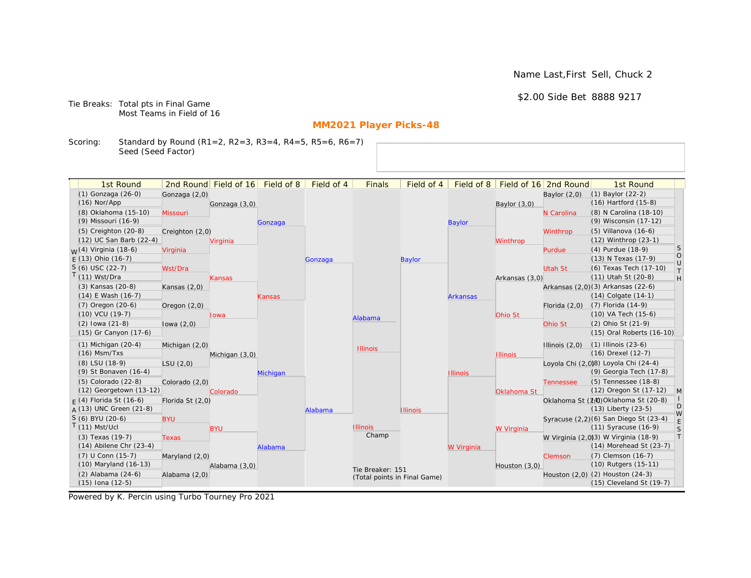Name Last,First Sell, Chuck 2

$2.00 Side Bet 8888 9217

Tie Breaks: Total pts in Final Game
Most Teams in Field of 16

## MM2021 Player Picks-48

Scoring: Standard by Round (R1=2, R2=3, R3=4, R4=5, R5=6, R6=7)
Seed (Seed Factor)

### WEST

| 1st Round | 2nd Round | Field of 16 | Field of 8 | Field of 4 |
|---|---|---|---|---|
| (1) Gonzaga (26-0) | Gonzaga (2,0) | Gonzaga (3,0) | Gonzaga | Gonzaga |
| (16) Nor/App | | | | |
| (8) Oklahoma (15-10) | Missouri | | | |
| (9) Missouri (16-9) | | | | |
| (5) Creighton (20-8) | Creighton (2,0) | Virginia | | |
| (12) UC San Barb (22-4) | | | | |
| (4) Virginia (18-6) | Virginia | | | |
| (13) Ohio (16-7) | | | | |
| (6) USC (22-7) | Wst/Dra | Kansas | Kansas | |
| (11) Wst/Dra | | | | |
| (3) Kansas (20-8) | Kansas (2,0) | | | |
| (14) E Wash (16-7) | | | | |
| (7) Oregon (20-6) | Oregon (2,0) | Iowa | | |
| (10) VCU (19-7) | | | | |
| (2) Iowa (21-8) | Iowa (2,0) | | | |
| (15) Gr Canyon (17-6) | | | | |

### EAST

| 1st Round | 2nd Round | Field of 16 | Field of 8 | Field of 4 |
|---|---|---|---|---|
| (1) Michigan (20-4) | Michigan (2,0) | Michigan (3,0) | Michigan | Alabama |
| (16) Msm/Txs | | | | |
| (8) LSU (18-9) | LSU (2,0) | | | |
| (9) St Bonaven (16-4) | | | | |
| (5) Colorado (22-8) | Colorado (2,0) | Colorado | | |
| (12) Georgetown (13-12) | | | | |
| (4) Florida St (16-6) | Florida St (2,0) | | | |
| (13) UNC Green (21-8) | | | | |
| (6) BYU (20-6) | BYU | BYU | Alabama | |
| (11) Mst/Ucl | | | | |
| (3) Texas (19-7) | Texas | | | |
| (14) Abilene Chr (23-4) | | | | |
| (7) U Conn (15-7) | Maryland (2,0) | Alabama (3,0) | | |
| (10) Maryland (16-13) | | | | |
| (2) Alabama (24-6) | Alabama (2,0) | | | |
| (15) Iona (12-5) | | | | |

### SOUTH

| 1st Round | 2nd Round | Field of 16 | Field of 8 | Field of 4 |
|---|---|---|---|---|
| (1) Baylor (22-2) | Baylor (2,0) | Baylor (3,0) | Baylor | Baylor |
| (16) Hartford (15-8) | | | | |
| (8) N Carolina (18-10) | N Carolina | | | |
| (9) Wisconsin (17-12) | | | | |
| (5) Villanova (16-6) | Winthrop | Winthrop | | |
| (12) Winthrop (23-1) | | | | |
| (4) Purdue (18-9) | Purdue | | | |
| (13) N Texas (17-9) | | | | |
| (6) Texas Tech (17-10) | Utah St | Arkansas (3,0) | Arkansas | |
| (11) Utah St (20-8) | | | | |
| (3) Arkansas (22-6) | Arkansas (2,0) | | | |
| (14) Colgate (14-1) | | | | |
| (7) Florida (14-9) | Florida (2,0) | Ohio St | | |
| (10) VA Tech (15-6) | | | | |
| (2) Ohio St (21-9) | Ohio St | | | |
| (15) Oral Roberts (16-10) | | | | |

### MIDWEST

| 1st Round | 2nd Round | Field of 16 | Field of 8 | Field of 4 |
|---|---|---|---|---|
| (1) Illinois (23-6) | Illinois (2,0) | Illinois | Illinois | Illinois |
| (16) Drexel (12-7) | | | | |
| (8) Loyola Chi (24-4) | Loyola Chi (2,0) | | | |
| (9) Georgia Tech (17-8) | | | | |
| (5) Tennessee (18-8) | Tennessee | Oklahoma St | | |
| (12) Oregon St (17-12) | | | | |
| (4) Oklahoma St (20-8) | Oklahoma St (2,0) | | | |
| (13) Liberty (23-5) | | | | |
| (6) San Diego St (23-4) | Syracuse (2,2) | W Virginia | W Virginia | |
| (11) Syracuse (16-9) | | | | |
| (3) W Virginia (18-9) | W Virginia (2,0) | | | |
| (14) Morehead St (23-7) | | | | |
| (7) Clemson (16-7) | Clemson | Houston (3,0) | | |
| (10) Rutgers (15-11) | | | | |
| (2) Houston (24-3) | Houston (2,0) | | | |
| (15) Cleveland St (19-7) | | | | |

### Finals

Alabama
Illinois

Champ: Illinois

Tie Breaker: 151
(Total points in Final Game)

Powered by K. Percin using Turbo Tourney Pro 2021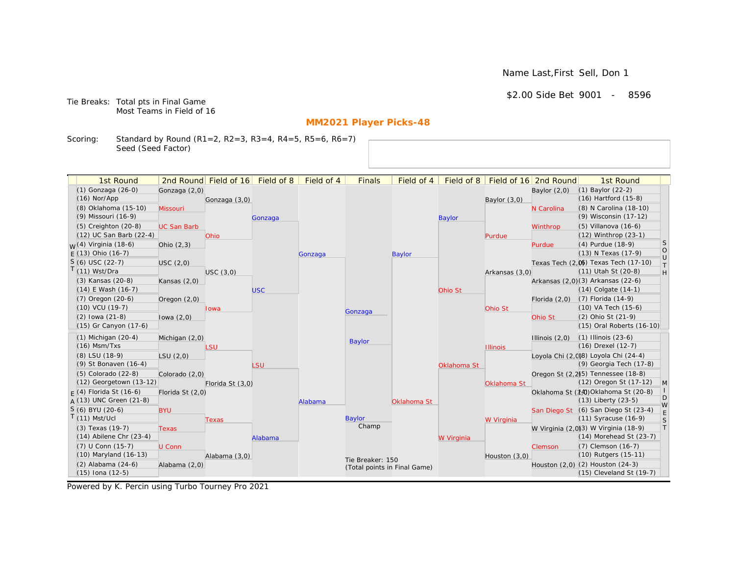Name Last,First Sell, Don 1

$2.00 Side Bet 9001 - 8596

Tie Breaks: Total pts in Final Game
Most Teams in Field of 16

## MM2021 Player Picks-48

Scoring: Standard by Round (R1=2, R2=3, R3=4, R4=5, R5=6, R6=7)
Seed (Seed Factor)

| 1st Round | 2nd Round | Field of 16 | Field of 8 | Field of 4 | Finals | Field of 4 | Field of 8 | Field of 16 | 2nd Round | 1st Round |
|---|---|---|---|---|---|---|---|---|---|---|
| (1) Gonzaga (26-0) | Gonzaga (2,0) | Gonzaga (3,0) | Gonzaga | Gonzaga | Gonzaga | Baylor | Baylor | Baylor (3,0) | Baylor (2,0) | (1) Baylor (22-2) |
| (16) Nor/App | | | | | | | | | | (16) Hartford (15-8) |
| (8) Oklahoma (15-10) | Missouri | | | | | | | | N Carolina | (8) N Carolina (18-10) |
| (9) Missouri (16-9) | | | | | | | | | | (9) Wisconsin (17-12) |
| (5) Creighton (20-8) | UC San Barb | Ohio | | | | | | Purdue | Winthrop | (5) Villanova (16-6) |
| (12) UC San Barb (22-4) | | | | | | | | | | (12) Winthrop (23-1) |
| (4) Virginia (18-6) | Ohio (2,3) | | | | | | | | Purdue | (4) Purdue (18-9) |
| (13) Ohio (16-7) | | | | | | | | | | (13) N Texas (17-9) |
| (6) USC (22-7) | USC (2,0) | USC (3,0) | USC | | | | Ohio St | Arkansas (3,0) | Texas Tech (2,0) | (6) Texas Tech (17-10) |
| (11) Wst/Dra | | | | | | | | | | (11) Utah St (20-8) |
| (3) Kansas (20-8) | Kansas (2,0) | | | | | | | | Arkansas (2,0) | (3) Arkansas (22-6) |
| (14) E Wash (16-7) | | | | | | | | | | (14) Colgate (14-1) |
| (7) Oregon (20-6) | Oregon (2,0) | Iowa | | | | | | Ohio St | Florida (2,0) | (7) Florida (14-9) |
| (10) VCU (19-7) | | | | | | | | | | (10) VA Tech (15-6) |
| (2) Iowa (21-8) | Iowa (2,0) | | | | | | | | Ohio St | (2) Ohio St (21-9) |
| (15) Gr Canyon (17-6) | | | | | | | | | | (15) Oral Roberts (16-10) |
| (1) Michigan (20-4) | Michigan (2,0) | LSU | LSU | Alabama | Baylor | Oklahoma St | Oklahoma St | Illinois | Illinois (2,0) | (1) Illinois (23-6) |
| (16) Msm/Txs | | | | | | | | | | (16) Drexel (12-7) |
| (8) LSU (18-9) | LSU (2,0) | | | | | | | | Loyola Chi (2,0) | (8) Loyola Chi (24-4) |
| (9) St Bonaven (16-4) | | | | | | | | | | (9) Georgia Tech (17-8) |
| (5) Colorado (22-8) | Colorado (2,0) | Florida St (3,0) | | | | | | Oklahoma St | Oregon St (2,2) | (5) Tennessee (18-8) |
| (12) Georgetown (13-12) | | | | | | | | | | (12) Oregon St (17-12) |
| (4) Florida St (16-6) | Florida St (2,0) | | | | | | | | Oklahoma St (2,0) | (4) Oklahoma St (20-8) |
| (13) UNC Green (21-8) | | | | | | | | | | (13) Liberty (23-5) |
| (6) BYU (20-6) | BYU | Texas | Alabama | | | | W Virginia | W Virginia | San Diego St | (6) San Diego St (23-4) |
| (11) Mst/Ucl | | | | | | | | | | (11) Syracuse (16-9) |
| (3) Texas (19-7) | Texas | | | | | | | | W Virginia (2,0) | (3) W Virginia (18-9) |
| (14) Abilene Chr (23-4) | | | | | | | | | | (14) Morehead St (23-7) |
| (7) U Conn (15-7) | U Conn | Alabama (3,0) | | | | | | Houston (3,0) | Clemson | (7) Clemson (16-7) |
| (10) Maryland (16-13) | | | | | | | | | | (10) Rutgers (15-11) |
| (2) Alabama (24-6) | Alabama (2,0) | | | | | | | | Houston (2,0) | (2) Houston (24-3) |
| (15) Iona (12-5) | | | | | | | | | | (15) Cleveland St (19-7) |

Regions: WEST (upper left), EAST (lower left), SOUTH (upper right), MIDWEST (lower right)

Champ: Baylor

Tie Breaker: 150
(Total points in Final Game)

Powered by K. Percin using Turbo Tourney Pro 2021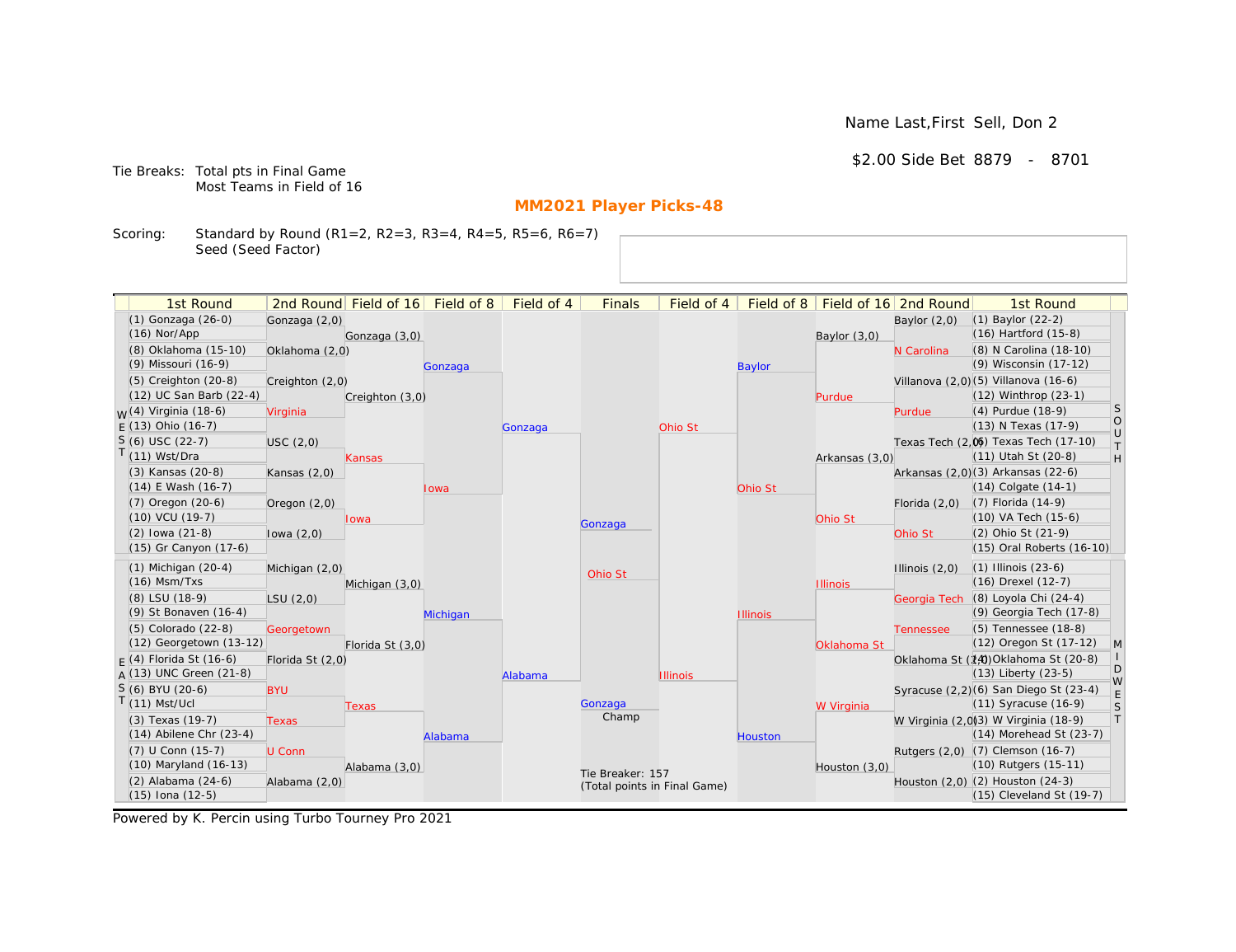Name Last,First Sell, Don 2

$2.00 Side Bet 8879 - 8701

Tie Breaks: Total pts in Final Game
Most Teams in Field of 16

## MM2021 Player Picks-48

Scoring: Standard by Round (R1=2, R2=3, R3=4, R4=5, R5=6, R6=7)
Seed (Seed Factor)

### WEST

| 1st Round | 2nd Round | Field of 16 | Field of 8 | Field of 4 |
|---|---|---|---|---|
| (1) Gonzaga (26-0) | Gonzaga (2,0) | Gonzaga (3,0) | Gonzaga | Gonzaga |
| (16) Nor/App | | | | |
| (8) Oklahoma (15-10) | Oklahoma (2,0) | | | |
| (9) Missouri (16-9) | | | | |
| (5) Creighton (20-8) | Creighton (2,0) | Creighton (3,0) | | |
| (12) UC San Barb (22-4) | | | | |
| (4) Virginia (18-6) | Virginia | | | |
| (13) Ohio (16-7) | | | | |
| (6) USC (22-7) | USC (2,0) | Kansas | Iowa | |
| (11) Wst/Dra | | | | |
| (3) Kansas (20-8) | Kansas (2,0) | | | |
| (14) E Wash (16-7) | | | | |
| (7) Oregon (20-6) | Oregon (2,0) | Iowa | | |
| (10) VCU (19-7) | | | | |
| (2) Iowa (21-8) | Iowa (2,0) | | | |
| (15) Gr Canyon (17-6) | | | | |

### EAST

| 1st Round | 2nd Round | Field of 16 | Field of 8 | Field of 4 |
|---|---|---|---|---|
| (1) Michigan (20-4) | Michigan (2,0) | Michigan (3,0) | Michigan | Alabama |
| (16) Msm/Txs | | | | |
| (8) LSU (18-9) | LSU (2,0) | | | |
| (9) St Bonaven (16-4) | | | | |
| (5) Colorado (22-8) | Georgetown | Florida St (3,0) | | |
| (12) Georgetown (13-12) | | | | |
| (4) Florida St (16-6) | Florida St (2,0) | | | |
| (13) UNC Green (21-8) | | | | |
| (6) BYU (20-6) | BYU | Texas | Alabama | |
| (11) Mst/Ucl | | | | |
| (3) Texas (19-7) | Texas | | | |
| (14) Abilene Chr (23-4) | | | | |
| (7) U Conn (15-7) | U Conn | Alabama (3,0) | | |
| (10) Maryland (16-13) | | | | |
| (2) Alabama (24-6) | Alabama (2,0) | | | |
| (15) Iona (12-5) | | | | |

### SOUTH

| 1st Round | 2nd Round | Field of 16 | Field of 8 | Field of 4 |
|---|---|---|---|---|
| (1) Baylor (22-2) | Baylor (2,0) | Baylor (3,0) | Baylor | Ohio St |
| (16) Hartford (15-8) | | | | |
| (8) N Carolina (18-10) | N Carolina | | | |
| (9) Wisconsin (17-12) | | | | |
| (5) Villanova (16-6) | Villanova (2,0) | Purdue | | |
| (12) Winthrop (23-1) | | | | |
| (4) Purdue (18-9) | Purdue | | | |
| (13) N Texas (17-9) | | | | |
| (6) Texas Tech (17-10) | Texas Tech (2,0) | Arkansas (3,0) | Ohio St | |
| (11) Utah St (20-8) | | | | |
| (3) Arkansas (22-6) | Arkansas (2,0) | | | |
| (14) Colgate (14-1) | | | | |
| (7) Florida (14-9) | Florida (2,0) | Ohio St | | |
| (10) VA Tech (15-6) | | | | |
| (2) Ohio St (21-9) | Ohio St | | | |
| (15) Oral Roberts (16-10) | | | | |

### MIDWEST

| 1st Round | 2nd Round | Field of 16 | Field of 8 | Field of 4 |
|---|---|---|---|---|
| (1) Illinois (23-6) | Illinois (2,0) | Illinois | Illinois | Illinois |
| (16) Drexel (12-7) | | | | |
| (8) Loyola Chi (24-4) | Georgia Tech | | | |
| (9) Georgia Tech (17-8) | | | | |
| (5) Tennessee (18-8) | Tennessee | Oklahoma St | | |
| (12) Oregon St (17-12) | | | | |
| (4) Oklahoma St (20-8) | Oklahoma St (2,0) | | | |
| (13) Liberty (23-5) | | | | |
| (6) San Diego St (23-4) | Syracuse (2,2) | W Virginia | Houston | |
| (11) Syracuse (16-9) | | | | |
| (3) W Virginia (18-9) | W Virginia (2,0) | | | |
| (14) Morehead St (23-7) | | | | |
| (7) Clemson (16-7) | Rutgers (2,0) | Houston (3,0) | | |
| (10) Rutgers (15-11) | | | | |
| (2) Houston (24-3) | Houston (2,0) | | | |
| (15) Cleveland St (19-7) | | | | |

### Finals

| Finals |
|---|
| Gonzaga |
| Ohio St |

Champ: Gonzaga

Tie Breaker: 157
(Total points in Final Game)

Powered by K. Percin using Turbo Tourney Pro 2021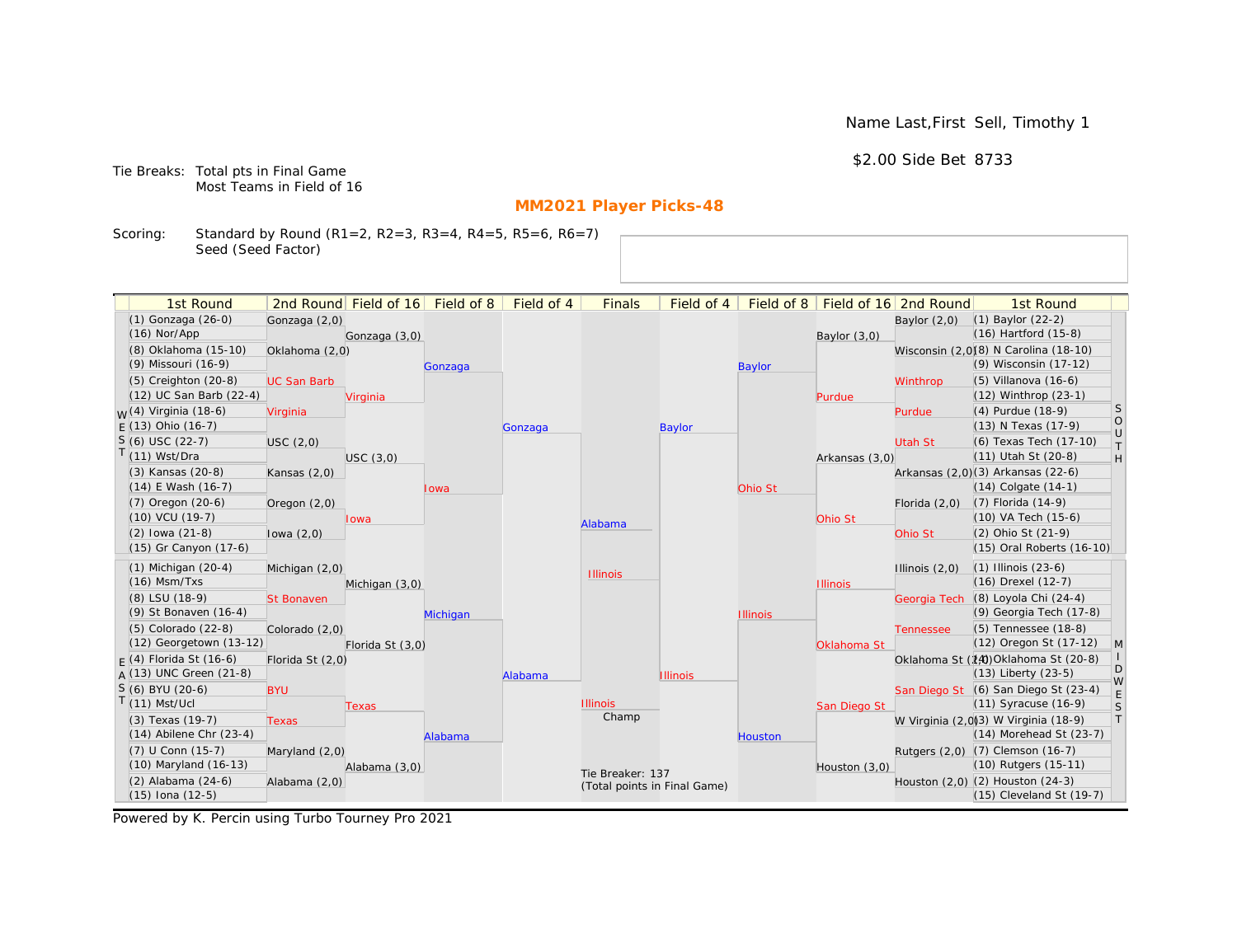Name Last,First Sell, Timothy 1

$2.00 Side Bet 8733

Tie Breaks: Total pts in Final Game
Most Teams in Field of 16

## MM2021 Player Picks-48

Scoring: Standard by Round (R1=2, R2=3, R3=4, R4=5, R5=6, R6=7)
Seed (Seed Factor)

| 1st Round | 2nd Round | Field of 16 | Field of 8 | Field of 4 | Finals | Field of 4 | Field of 8 | Field of 16 | 2nd Round | 1st Round |
|---|---|---|---|---|---|---|---|---|---|---|
| (1) Gonzaga (26-0) | Gonzaga (2,0) | | | | | | | | Baylor (2,0) | (1) Baylor (22-2) |
| (16) Nor/App | | Gonzaga (3,0) | | | | | | Baylor (3,0) | | (16) Hartford (15-8) |
| (8) Oklahoma (15-10) | Oklahoma (2,0) | | | | | | | | Wisconsin (2,0) | (8) N Carolina (18-10) |
| (9) Missouri (16-9) | | | Gonzaga | | | | Baylor | | | (9) Wisconsin (17-12) |
| (5) Creighton (20-8) | UC San Barb | | | | | | | | Winthrop | (5) Villanova (16-6) |
| (12) UC San Barb (22-4) | | Virginia | | | | | | Purdue | | (12) Winthrop (23-1) |
| (4) Virginia (18-6) | Virginia | | | | | | | | Purdue | (4) Purdue (18-9) |
| (13) Ohio (16-7) | | | | Gonzaga | | Baylor | | | | (13) N Texas (17-9) |
| (6) USC (22-7) | USC (2,0) | | | | | | | | Utah St | (6) Texas Tech (17-10) |
| (11) Wst/Dra | | USC (3,0) | | | | | | Arkansas (3,0) | | (11) Utah St (20-8) |
| (3) Kansas (20-8) | Kansas (2,0) | | | | | | | | Arkansas (2,0) | (3) Arkansas (22-6) |
| (14) E Wash (16-7) | | | Iowa | | | | Ohio St | | | (14) Colgate (14-1) |
| (7) Oregon (20-6) | Oregon (2,0) | | | | | | | | Florida (2,0) | (7) Florida (14-9) |
| (10) VCU (19-7) | | Iowa | | | Alabama | | | Ohio St | | (10) VA Tech (15-6) |
| (2) Iowa (21-8) | Iowa (2,0) | | | | | | | | Ohio St | (2) Ohio St (21-9) |
| (15) Gr Canyon (17-6) | | | | | | | | | | (15) Oral Roberts (16-10) |
| (1) Michigan (20-4) | Michigan (2,0) | | | | Illinois | | | | Illinois (2,0) | (1) Illinois (23-6) |
| (16) Msm/Txs | | Michigan (3,0) | | | | | | Illinois | | (16) Drexel (12-7) |
| (8) LSU (18-9) | St Bonaven | | | | | | | | Georgia Tech | (8) Loyola Chi (24-4) |
| (9) St Bonaven (16-4) | | | Michigan | | | | Illinois | | | (9) Georgia Tech (17-8) |
| (5) Colorado (22-8) | Colorado (2,0) | | | | | | | | Tennessee | (5) Tennessee (18-8) |
| (12) Georgetown (13-12) | | Florida St (3,0) | | | | | | Oklahoma St | | (12) Oregon St (17-12) |
| (4) Florida St (16-6) | Florida St (2,0) | | | | | | | | Oklahoma St (2,0) | (4) Oklahoma St (20-8) |
| (13) UNC Green (21-8) | | | | Alabama | | Illinois | | | | (13) Liberty (23-5) |
| (6) BYU (20-6) | BYU | | | | | | | | San Diego St | (6) San Diego St (23-4) |
| (11) Mst/Ucl | | Texas | | | Illinois | | | San Diego St | | (11) Syracuse (16-9) |
| (3) Texas (19-7) | Texas | | | | Champ | | | | W Virginia (2,0) | (3) W Virginia (18-9) |
| (14) Abilene Chr (23-4) | | | Alabama | | | | Houston | | | (14) Morehead St (23-7) |
| (7) U Conn (15-7) | Maryland (2,0) | | | | | | | | Rutgers (2,0) | (7) Clemson (16-7) |
| (10) Maryland (16-13) | | Alabama (3,0) | | | | | | Houston (3,0) | | (10) Rutgers (15-11) |
| (2) Alabama (24-6) | Alabama (2,0) | | | | | | | | Houston (2,0) | (2) Houston (24-3) |
| (15) Iona (12-5) | | | | | | | | | | (15) Cleveland St (19-7) |

WEST / EAST (left side); SOUTH / MIDWEST (right side)

Tie Breaker: 137
(Total points in Final Game)

Powered by K. Percin using Turbo Tourney Pro 2021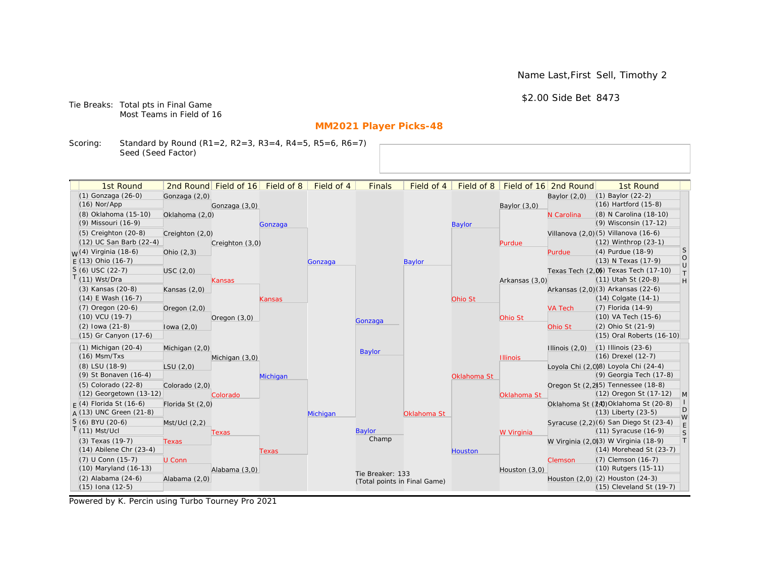Name Last,First Sell, Timothy 2

$2.00 Side Bet 8473

Tie Breaks: Total pts in Final Game
Most Teams in Field of 16

## MM2021 Player Picks-48

Scoring: Standard by Round (R1=2, R2=3, R3=4, R4=5, R5=6, R6=7)
Seed (Seed Factor)

| 1st Round | 2nd Round | Field of 16 | Field of 8 | Field of 4 | Finals | Field of 4 | Field of 8 | Field of 16 | 2nd Round | 1st Round |
|---|---|---|---|---|---|---|---|---|---|---|
| (1) Gonzaga (26-0) | Gonzaga (2,0) | | | | | | | | Baylor (2,0) | (1) Baylor (22-2) |
| (16) Nor/App | | Gonzaga (3,0) | | | | | | Baylor (3,0) | | (16) Hartford (15-8) |
| (8) Oklahoma (15-10) | Oklahoma (2,0) | | | | | | | | N Carolina | (8) N Carolina (18-10) |
| (9) Missouri (16-9) | | | Gonzaga | | | | Baylor | | | (9) Wisconsin (17-12) |
| (5) Creighton (20-8) | Creighton (2,0) | | | | | | | | Villanova (2,0) | (5) Villanova (16-6) |
| (12) UC San Barb (22-4) | | Creighton (3,0) | | | | | | Purdue | | (12) Winthrop (23-1) |
| WEST (4) Virginia (18-6) | Ohio (2,3) | | | | | | | | Purdue | (4) Purdue (18-9) SOUTH |
| (13) Ohio (16-7) | | | | Gonzaga | | Baylor | | | | (13) N Texas (17-9) |
| (6) USC (22-7) | USC (2,0) | | | | | | | | Texas Tech (2,0) | (6) Texas Tech (17-10) |
| (11) Wst/Dra | | Kansas | | | | | | Arkansas (3,0) | | (11) Utah St (20-8) |
| (3) Kansas (20-8) | Kansas (2,0) | | | | | | | | Arkansas (2,0) | (3) Arkansas (22-6) |
| (14) E Wash (16-7) | | | Kansas | | | | Ohio St | | | (14) Colgate (14-1) |
| (7) Oregon (20-6) | Oregon (2,0) | | | | | | | | VA Tech | (7) Florida (14-9) |
| (10) VCU (19-7) | | Oregon (3,0) | | | Gonzaga | | | Ohio St | | (10) VA Tech (15-6) |
| (2) Iowa (21-8) | Iowa (2,0) | | | | | | | | Ohio St | (2) Ohio St (21-9) |
| (15) Gr Canyon (17-6) | | | | | | | | | | (15) Oral Roberts (16-10) |
| (1) Michigan (20-4) | Michigan (2,0) | | | | Baylor | | | | Illinois (2,0) | (1) Illinois (23-6) |
| (16) Msm/Txs | | Michigan (3,0) | | | | | | Illinois | | (16) Drexel (12-7) |
| (8) LSU (18-9) | LSU (2,0) | | | | | | | | Loyola Chi (2,0) | (8) Loyola Chi (24-4) |
| (9) St Bonaven (16-4) | | | Michigan | | | | Oklahoma St | | | (9) Georgia Tech (17-8) |
| (5) Colorado (22-8) | Colorado (2,0) | | | | | | | | Oregon St (2,2) | (5) Tennessee (18-8) |
| (12) Georgetown (13-12) | | Colorado | | | | | | Oklahoma St | | (12) Oregon St (17-12) MIDWEST |
| EAST (4) Florida St (16-6) | Florida St (2,0) | | | | | | | | Oklahoma St (2,0) | (4) Oklahoma St (20-8) |
| (13) UNC Green (21-8) | | | | Michigan | | Oklahoma St | | | | (13) Liberty (23-5) |
| (6) BYU (20-6) | Mst/Ucl (2,2) | | | | | | | | Syracuse (2,2) | (6) San Diego St (23-4) |
| (11) Mst/Ucl | | Texas | | | Baylor Champ | | | W Virginia | | (11) Syracuse (16-9) |
| (3) Texas (19-7) | Texas | | | | | | | | W Virginia (2,0) | (3) W Virginia (18-9) |
| (14) Abilene Chr (23-4) | | | Texas | | | | Houston | | | (14) Morehead St (23-7) |
| (7) U Conn (15-7) | U Conn | | | | | | | | Clemson | (7) Clemson (16-7) |
| (10) Maryland (16-13) | | Alabama (3,0) | | | Tie Breaker: 133 (Total points in Final Game) | | | Houston (3,0) | | (10) Rutgers (15-11) |
| (2) Alabama (24-6) | Alabama (2,0) | | | | | | | | Houston (2,0) | (2) Houston (24-3) |
| (15) Iona (12-5) | | | | | | | | | | (15) Cleveland St (19-7) |

Powered by K. Percin using Turbo Tourney Pro 2021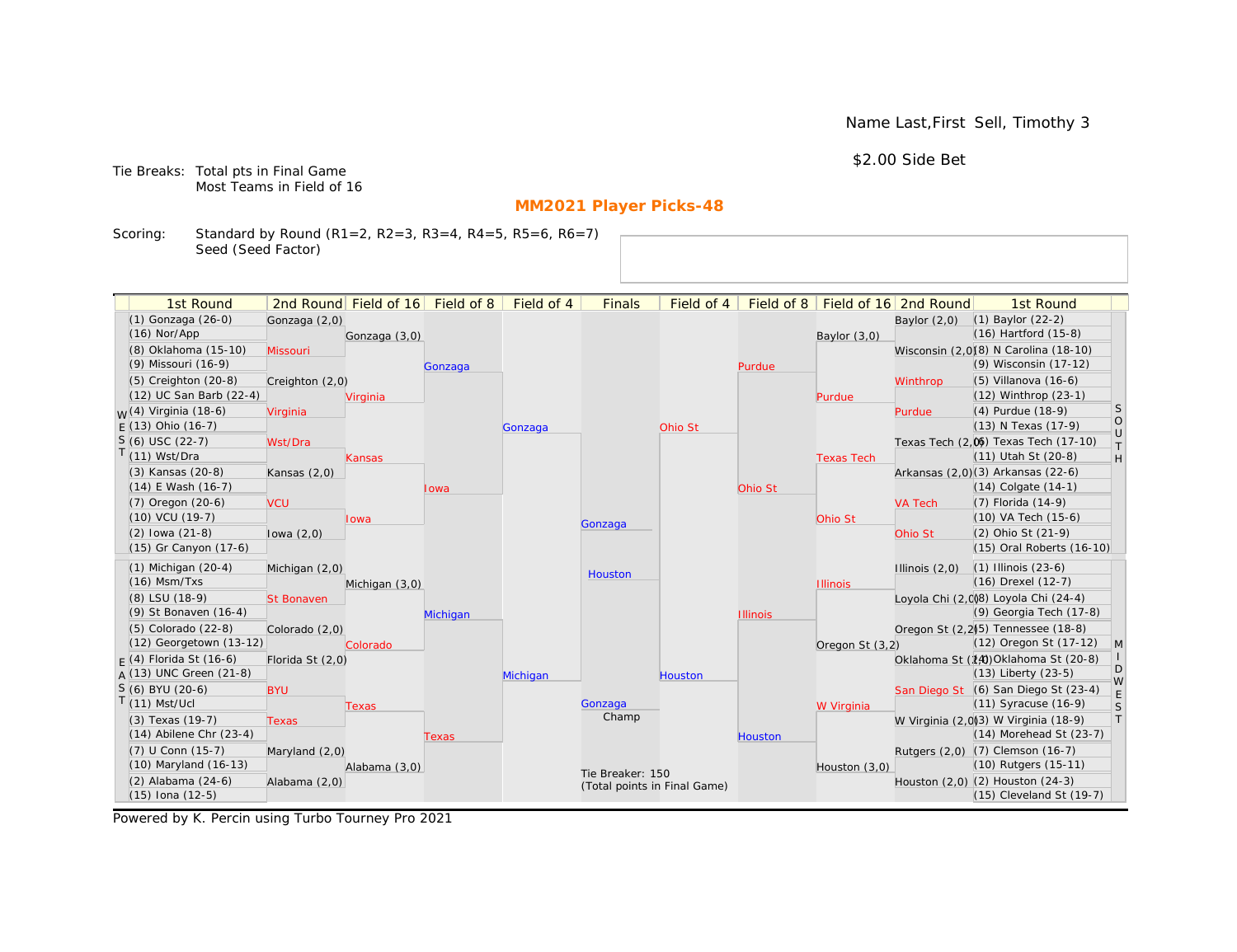Name Last,First Sell, Timothy 3

$2.00 Side Bet

Tie Breaks: Total pts in Final Game
Most Teams in Field of 16

## MM2021 Player Picks-48

Scoring: Standard by Round (R1=2, R2=3, R3=4, R4=5, R5=6, R6=7)
Seed (Seed Factor)

### WEST

| 1st Round | 2nd Round | Field of 16 | Field of 8 | Field of 4 |
|---|---|---|---|---|
| (1) Gonzaga (26-0) | Gonzaga (2,0) | Gonzaga (3,0) | Gonzaga | Gonzaga |
| (16) Nor/App | | | | |
| (8) Oklahoma (15-10) | Missouri | | | |
| (9) Missouri (16-9) | | | | |
| (5) Creighton (20-8) | Creighton (2,0) | Virginia | | |
| (12) UC San Barb (22-4) | | | | |
| (4) Virginia (18-6) | Virginia | | | |
| (13) Ohio (16-7) | | | | |
| (6) USC (22-7) | Wst/Dra | Kansas | Iowa | |
| (11) Wst/Dra | | | | |
| (3) Kansas (20-8) | Kansas (2,0) | | | |
| (14) E Wash (16-7) | | | | |
| (7) Oregon (20-6) | VCU | Iowa | | |
| (10) VCU (19-7) | | | | |
| (2) Iowa (21-8) | Iowa (2,0) | | | |
| (15) Gr Canyon (17-6) | | | | |

### EAST

| 1st Round | 2nd Round | Field of 16 | Field of 8 | Field of 4 |
|---|---|---|---|---|
| (1) Michigan (20-4) | Michigan (2,0) | Michigan (3,0) | Michigan | Michigan |
| (16) Msm/Txs | | | | |
| (8) LSU (18-9) | St Bonaven | | | |
| (9) St Bonaven (16-4) | | | | |
| (5) Colorado (22-8) | Colorado (2,0) | Colorado | | |
| (12) Georgetown (13-12) | | | | |
| (4) Florida St (16-6) | Florida St (2,0) | | | |
| (13) UNC Green (21-8) | | | | |
| (6) BYU (20-6) | BYU | Texas | Texas | |
| (11) Mst/Ucl | | | | |
| (3) Texas (19-7) | Texas | | | |
| (14) Abilene Chr (23-4) | | | | |
| (7) U Conn (15-7) | Maryland (2,0) | Alabama (3,0) | | |
| (10) Maryland (16-13) | | | | |
| (2) Alabama (24-6) | Alabama (2,0) | | | |
| (15) Iona (12-5) | | | | |

### SOUTH

| 1st Round | 2nd Round | Field of 16 | Field of 8 | Field of 4 |
|---|---|---|---|---|
| (1) Baylor (22-2) | Baylor (2,0) | Baylor (3,0) | Purdue | Ohio St |
| (16) Hartford (15-8) | | | | |
| (8) N Carolina (18-10) | Wisconsin (2,0) | | | |
| (9) Wisconsin (17-12) | | | | |
| (5) Villanova (16-6) | Winthrop | Purdue | | |
| (12) Winthrop (23-1) | | | | |
| (4) Purdue (18-9) | Purdue | | | |
| (13) N Texas (17-9) | | | | |
| (6) Texas Tech (17-10) | Texas Tech (2,0) | Texas Tech | Ohio St | |
| (11) Utah St (20-8) | | | | |
| (3) Arkansas (22-6) | Arkansas (2,0) | | | |
| (14) Colgate (14-1) | | | | |
| (7) Florida (14-9) | VA Tech | Ohio St | | |
| (10) VA Tech (15-6) | | | | |
| (2) Ohio St (21-9) | Ohio St | | | |
| (15) Oral Roberts (16-10) | | | | |

### MIDWEST

| 1st Round | 2nd Round | Field of 16 | Field of 8 | Field of 4 |
|---|---|---|---|---|
| (1) Illinois (23-6) | Illinois (2,0) | Illinois | Illinois | Houston |
| (16) Drexel (12-7) | | | | |
| (8) Loyola Chi (24-4) | Loyola Chi (2,0) | | | |
| (9) Georgia Tech (17-8) | | | | |
| (5) Tennessee (18-8) | Oregon St (2,2) | Oregon St (3,2) | | |
| (12) Oregon St (17-12) | | | | |
| (4) Oklahoma St (20-8) | Oklahoma St (2,0) | | | |
| (13) Liberty (23-5) | | | | |
| (6) San Diego St (23-4) | San Diego St | W Virginia | Houston | |
| (11) Syracuse (16-9) | | | | |
| (3) W Virginia (18-9) | W Virginia (2,0) | | | |
| (14) Morehead St (23-7) | | | | |
| (7) Clemson (16-7) | Rutgers (2,0) | Houston (3,0) | | |
| (10) Rutgers (15-11) | | | | |
| (2) Houston (24-3) | Houston (2,0) | | | |
| (15) Cleveland St (19-7) | | | | |

### Finals

| Finals |
|---|
| Gonzaga |
| Houston |
| Champ: Gonzaga |

Tie Breaker: 150
(Total points in Final Game)

Powered by K. Percin using Turbo Tourney Pro 2021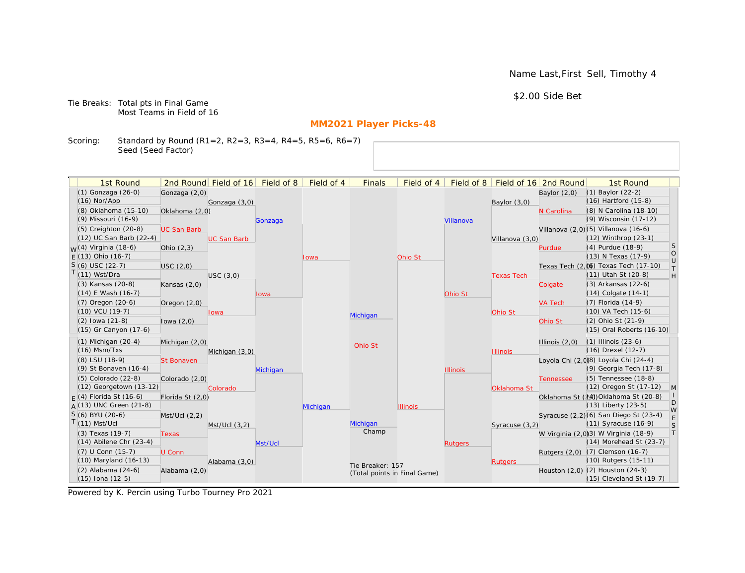Name Last,First Sell, Timothy 4

$2.00 Side Bet

Tie Breaks: Total pts in Final Game
Most Teams in Field of 16

## MM2021 Player Picks-48

Scoring: Standard by Round (R1=2, R2=3, R3=4, R4=5, R5=6, R6=7)
Seed (Seed Factor)

| 1st Round | 2nd Round | Field of 16 | Field of 8 | Field of 4 | Finals | Field of 4 | Field of 8 | Field of 16 | 2nd Round | 1st Round |
|---|---|---|---|---|---|---|---|---|---|---|
| (1) Gonzaga (26-0) | Gonzaga (2,0) | | | | | | | | Baylor (2,0) | (1) Baylor (22-2) |
| (16) Nor/App | | Gonzaga (3,0) | | | | | | Baylor (3,0) | | (16) Hartford (15-8) |
| (8) Oklahoma (15-10) | Oklahoma (2,0) | | | | | | | | N Carolina | (8) N Carolina (18-10) |
| (9) Missouri (16-9) | | | Gonzaga | | | | Villanova | | | (9) Wisconsin (17-12) |
| (5) Creighton (20-8) | UC San Barb | | | | | | | | Villanova (2,0) | (5) Villanova (16-6) |
| (12) UC San Barb (22-4) | | UC San Barb | | | | | | Villanova (3,0) | | (12) Winthrop (23-1) |
| (4) Virginia (18-6) | Ohio (2,3) | | | | | | | | Purdue | (4) Purdue (18-9) |
| (13) Ohio (16-7) | | | | Iowa | | Ohio St | | | | (13) N Texas (17-9) |
| (6) USC (22-7) | USC (2,0) | | | | | | | | Texas Tech (2,0) | (6) Texas Tech (17-10) |
| (11) Wst/Dra | | USC (3,0) | | | | | | Texas Tech | | (11) Utah St (20-8) |
| (3) Kansas (20-8) | Kansas (2,0) | | | | | | | | Colgate | (3) Arkansas (22-6) |
| (14) E Wash (16-7) | | | Iowa | | | | Ohio St | | | (14) Colgate (14-1) |
| (7) Oregon (20-6) | Oregon (2,0) | | | | | | | | VA Tech | (7) Florida (14-9) |
| (10) VCU (19-7) | | Iowa | | | Michigan | | | Ohio St | | (10) VA Tech (15-6) |
| (2) Iowa (21-8) | Iowa (2,0) | | | | | | | | Ohio St | (2) Ohio St (21-9) |
| (15) Gr Canyon (17-6) | | | | | | | | | | (15) Oral Roberts (16-10) |
| (1) Michigan (20-4) | Michigan (2,0) | | | | Ohio St | | | | Illinois (2,0) | (1) Illinois (23-6) |
| (16) Msm/Txs | | Michigan (3,0) | | | | | | Illinois | | (16) Drexel (12-7) |
| (8) LSU (18-9) | St Bonaven | | | | | | | | Loyola Chi (2,0) | (8) Loyola Chi (24-4) |
| (9) St Bonaven (16-4) | | | Michigan | | | | Illinois | | | (9) Georgia Tech (17-8) |
| (5) Colorado (22-8) | Colorado (2,0) | | | | | | | | Tennessee | (5) Tennessee (18-8) |
| (12) Georgetown (13-12) | | Colorado | | | | | | Oklahoma St | | (12) Oregon St (17-12) |
| (4) Florida St (16-6) | Florida St (2,0) | | | | | | | | Oklahoma St (2,0) | (4) Oklahoma St (20-8) |
| (13) UNC Green (21-8) | | | | Michigan | | Illinois | | | | (13) Liberty (23-5) |
| (6) BYU (20-6) | Mst/Ucl (2,2) | | | | | | | | Syracuse (2,2) | (6) San Diego St (23-4) |
| (11) Mst/Ucl | | Mst/Ucl (3,2) | | | Michigan | | | Syracuse (3,2) | | (11) Syracuse (16-9) |
| (3) Texas (19-7) | Texas | | | | Champ | | | | W Virginia (2,0) | (3) W Virginia (18-9) |
| (14) Abilene Chr (23-4) | | | Mst/Ucl | | | | Rutgers | | | (14) Morehead St (23-7) |
| (7) U Conn (15-7) | U Conn | | | | | | | | Rutgers (2,0) | (7) Clemson (16-7) |
| (10) Maryland (16-13) | | Alabama (3,0) | | | | | | Rutgers | | (10) Rutgers (15-11) |
| (2) Alabama (24-6) | Alabama (2,0) | | | | Tie Breaker: 157 (Total points in Final Game) | | | | Houston (2,0) | (2) Houston (24-3) |
| (15) Iona (12-5) | | | | | | | | | | (15) Cleveland St (19-7) |

Powered by K. Percin using Turbo Tourney Pro 2021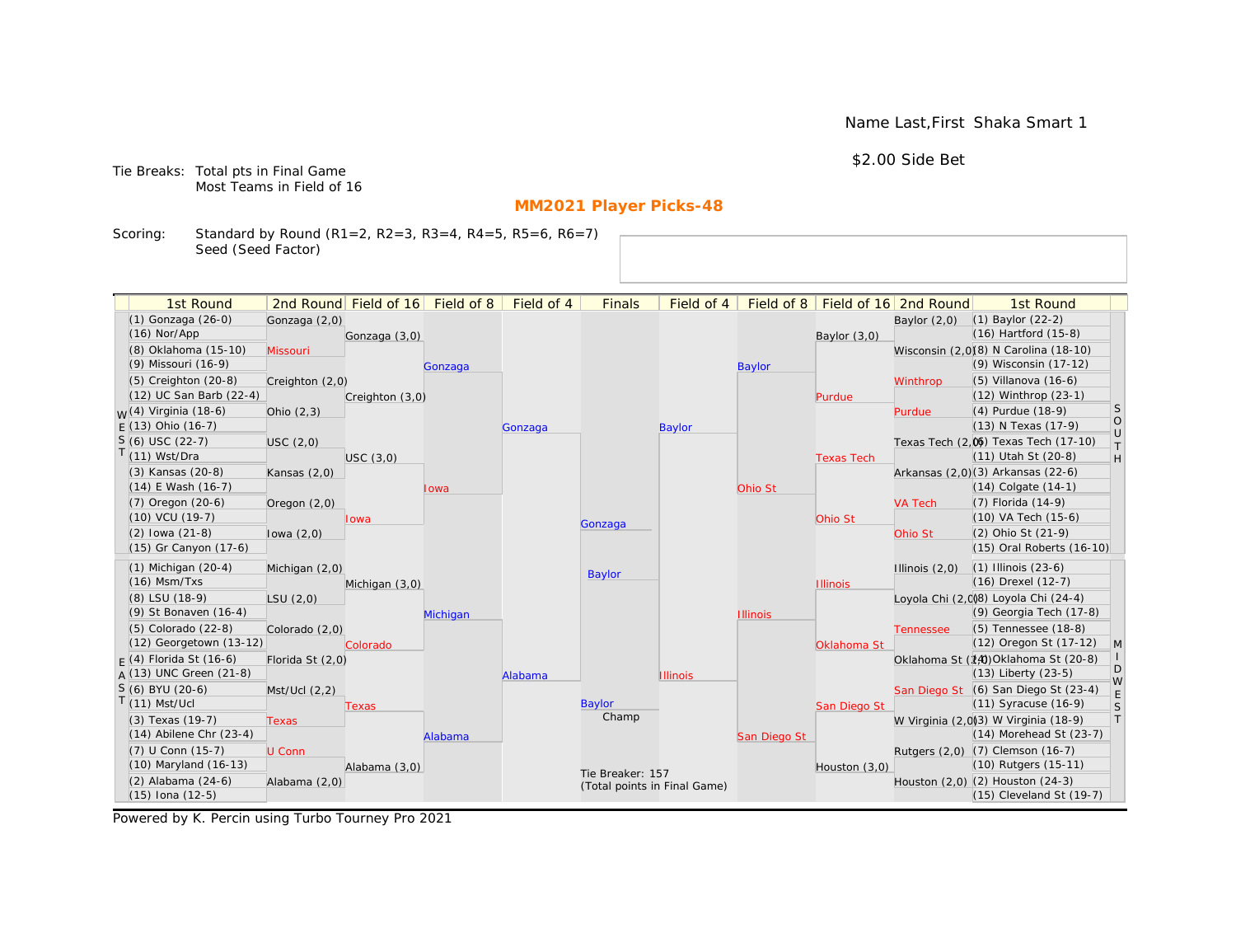Name Last,First Shaka Smart 1

$2.00 Side Bet

Tie Breaks: Total pts in Final Game
Most Teams in Field of 16

## MM2021 Player Picks-48

Scoring: Standard by Round (R1=2, R2=3, R3=4, R4=5, R5=6, R6=7)
Seed (Seed Factor)

### WEST

| 1st Round | 2nd Round | Field of 16 | Field of 8 | Field of 4 |
|---|---|---|---|---|
| (1) Gonzaga (26-0) | Gonzaga (2,0) | Gonzaga (3,0) | Gonzaga | Gonzaga |
| (16) Nor/App | | | | |
| (8) Oklahoma (15-10) | Missouri | | | |
| (9) Missouri (16-9) | | | | |
| (5) Creighton (20-8) | Creighton (2,0) | Creighton (3,0) | | |
| (12) UC San Barb (22-4) | | | | |
| (4) Virginia (18-6) | Ohio (2,3) | | | |
| (13) Ohio (16-7) | | | | |
| (6) USC (22-7) | USC (2,0) | USC (3,0) | Iowa | |
| (11) Wst/Dra | | | | |
| (3) Kansas (20-8) | Kansas (2,0) | | | |
| (14) E Wash (16-7) | | | | |
| (7) Oregon (20-6) | Oregon (2,0) | Iowa | | |
| (10) VCU (19-7) | | | | |
| (2) Iowa (21-8) | Iowa (2,0) | | | |
| (15) Gr Canyon (17-6) | | | | |

### EAST

| 1st Round | 2nd Round | Field of 16 | Field of 8 | Field of 4 |
|---|---|---|---|---|
| (1) Michigan (20-4) | Michigan (2,0) | Michigan (3,0) | Michigan | Alabama |
| (16) Msm/Txs | | | | |
| (8) LSU (18-9) | LSU (2,0) | | | |
| (9) St Bonaven (16-4) | | | | |
| (5) Colorado (22-8) | Colorado (2,0) | Colorado | | |
| (12) Georgetown (13-12) | | | | |
| (4) Florida St (16-6) | Florida St (2,0) | | | |
| (13) UNC Green (21-8) | | | | |
| (6) BYU (20-6) | Mst/Ucl (2,2) | Texas | Alabama | |
| (11) Mst/Ucl | | | | |
| (3) Texas (19-7) | Texas | | | |
| (14) Abilene Chr (23-4) | | | | |
| (7) U Conn (15-7) | U Conn | Alabama (3,0) | | |
| (10) Maryland (16-13) | | | | |
| (2) Alabama (24-6) | Alabama (2,0) | | | |
| (15) Iona (12-5) | | | | |

### SOUTH

| 1st Round | 2nd Round | Field of 16 | Field of 8 | Field of 4 |
|---|---|---|---|---|
| (1) Baylor (22-2) | Baylor (2,0) | Baylor (3,0) | Baylor | Baylor |
| (16) Hartford (15-8) | | | | |
| (8) N Carolina (18-10) | Wisconsin (2,0) | | | |
| (9) Wisconsin (17-12) | | | | |
| (5) Villanova (16-6) | Winthrop | Purdue | | |
| (12) Winthrop (23-1) | | | | |
| (4) Purdue (18-9) | Purdue | | | |
| (13) N Texas (17-9) | | | | |
| (6) Texas Tech (17-10) | Texas Tech (2,0) | Texas Tech | Ohio St | |
| (11) Utah St (20-8) | | | | |
| (3) Arkansas (22-6) | Arkansas (2,0) | | | |
| (14) Colgate (14-1) | | | | |
| (7) Florida (14-9) | VA Tech | Ohio St | | |
| (10) VA Tech (15-6) | | | | |
| (2) Ohio St (21-9) | Ohio St | | | |
| (15) Oral Roberts (16-10) | | | | |

### MIDWEST

| 1st Round | 2nd Round | Field of 16 | Field of 8 | Field of 4 |
|---|---|---|---|---|
| (1) Illinois (23-6) | Illinois (2,0) | Illinois | Illinois | Illinois |
| (16) Drexel (12-7) | | | | |
| (8) Loyola Chi (24-4) | Loyola Chi (2,0) | | | |
| (9) Georgia Tech (17-8) | | | | |
| (5) Tennessee (18-8) | Tennessee | Oklahoma St | | |
| (12) Oregon St (17-12) | | | | |
| (4) Oklahoma St (20-8) | Oklahoma St (2,0) | | | |
| (13) Liberty (23-5) | | | | |
| (6) San Diego St (23-4) | San Diego St | San Diego St | San Diego St | |
| (11) Syracuse (16-9) | | | | |
| (3) W Virginia (18-9) | W Virginia (2,0) | | | |
| (14) Morehead St (23-7) | | | | |
| (7) Clemson (16-7) | Rutgers (2,0) | Houston (3,0) | | |
| (10) Rutgers (15-11) | | | | |
| (2) Houston (24-3) | Houston (2,0) | | | |
| (15) Cleveland St (19-7) | | | | |

### Finals

Gonzaga

Baylor

Champ: Baylor

Tie Breaker: 157
(Total points in Final Game)

Powered by K. Percin using Turbo Tourney Pro 2021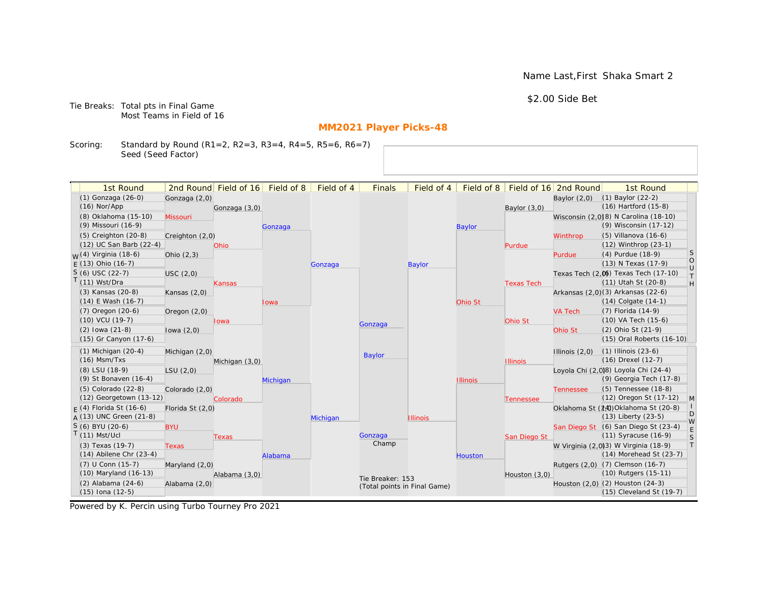Name Last,First Shaka Smart 2

$2.00 Side Bet

Tie Breaks: Total pts in Final Game
Most Teams in Field of 16

## MM2021 Player Picks-48

Scoring: Standard by Round (R1=2, R2=3, R3=4, R4=5, R5=6, R6=7)
Seed (Seed Factor)

### WEST

| 1st Round | 2nd Round | Field of 16 | Field of 8 | Field of 4 |
|---|---|---|---|---|
| (1) Gonzaga (26-0) | Gonzaga (2,0) | Gonzaga (3,0) | Gonzaga | Gonzaga |
| (16) Nor/App | | | | |
| (8) Oklahoma (15-10) | Missouri | | | |
| (9) Missouri (16-9) | | | | |
| (5) Creighton (20-8) | Creighton (2,0) | Ohio | | |
| (12) UC San Barb (22-4) | | | | |
| (4) Virginia (18-6) | Ohio (2,3) | | | |
| (13) Ohio (16-7) | | | | |
| (6) USC (22-7) | USC (2,0) | Kansas | Iowa | |
| (11) Wst/Dra | | | | |
| (3) Kansas (20-8) | Kansas (2,0) | | | |
| (14) E Wash (16-7) | | | | |
| (7) Oregon (20-6) | Oregon (2,0) | Iowa | | |
| (10) VCU (19-7) | | | | |
| (2) Iowa (21-8) | Iowa (2,0) | | | |
| (15) Gr Canyon (17-6) | | | | |

### EAST

| 1st Round | 2nd Round | Field of 16 | Field of 8 | Field of 4 |
|---|---|---|---|---|
| (1) Michigan (20-4) | Michigan (2,0) | Michigan (3,0) | Michigan | Michigan |
| (16) Msm/Txs | | | | |
| (8) LSU (18-9) | LSU (2,0) | | | |
| (9) St Bonaven (16-4) | | | | |
| (5) Colorado (22-8) | Colorado (2,0) | Colorado | | |
| (12) Georgetown (13-12) | | | | |
| (4) Florida St (16-6) | Florida St (2,0) | | | |
| (13) UNC Green (21-8) | | | | |
| (6) BYU (20-6) | BYU | Texas | Alabama | |
| (11) Mst/Ucl | | | | |
| (3) Texas (19-7) | Texas | | | |
| (14) Abilene Chr (23-4) | | | | |
| (7) U Conn (15-7) | Maryland (2,0) | Alabama (3,0) | | |
| (10) Maryland (16-13) | | | | |
| (2) Alabama (24-6) | Alabama (2,0) | | | |
| (15) Iona (12-5) | | | | |

### SOUTH

| 1st Round | 2nd Round | Field of 16 | Field of 8 | Field of 4 |
|---|---|---|---|---|
| (1) Baylor (22-2) | Baylor (2,0) | Baylor (3,0) | Baylor | Baylor |
| (16) Hartford (15-8) | | | | |
| (8) N Carolina (18-10) | Wisconsin (2,0) | | | |
| (9) Wisconsin (17-12) | | | | |
| (5) Villanova (16-6) | Winthrop | Purdue | | |
| (12) Winthrop (23-1) | | | | |
| (4) Purdue (18-9) | Purdue | | | |
| (13) N Texas (17-9) | | | | |
| (6) Texas Tech (17-10) | Texas Tech (2,0) | Texas Tech | Ohio St | |
| (11) Utah St (20-8) | | | | |
| (3) Arkansas (22-6) | Arkansas (2,0) | | | |
| (14) Colgate (14-1) | | | | |
| (7) Florida (14-9) | VA Tech | Ohio St | | |
| (10) VA Tech (15-6) | | | | |
| (2) Ohio St (21-9) | Ohio St | | | |
| (15) Oral Roberts (16-10) | | | | |

### MIDWEST

| 1st Round | 2nd Round | Field of 16 | Field of 8 | Field of 4 |
|---|---|---|---|---|
| (1) Illinois (23-6) | Illinois (2,0) | Illinois | Illinois | Illinois |
| (16) Drexel (12-7) | | | | |
| (8) Loyola Chi (24-4) | Loyola Chi (2,0) | | | |
| (9) Georgia Tech (17-8) | | | | |
| (5) Tennessee (18-8) | Tennessee | Tennessee | | |
| (12) Oregon St (17-12) | | | | |
| (4) Oklahoma St (20-8) | Oklahoma St (2,0) | | | |
| (13) Liberty (23-5) | | | | |
| (6) San Diego St (23-4) | San Diego St | San Diego St | Houston | |
| (11) Syracuse (16-9) | | | | |
| (3) W Virginia (18-9) | W Virginia (2,0) | | | |
| (14) Morehead St (23-7) | | | | |
| (7) Clemson (16-7) | Rutgers (2,0) | Houston (3,0) | | |
| (10) Rutgers (15-11) | | | | |
| (2) Houston (24-3) | Houston (2,0) | | | |
| (15) Cleveland St (19-7) | | | | |

### Finals

Gonzaga

Baylor

Champ: Gonzaga

Tie Breaker: 153
(Total points in Final Game)

Powered by K. Percin using Turbo Tourney Pro 2021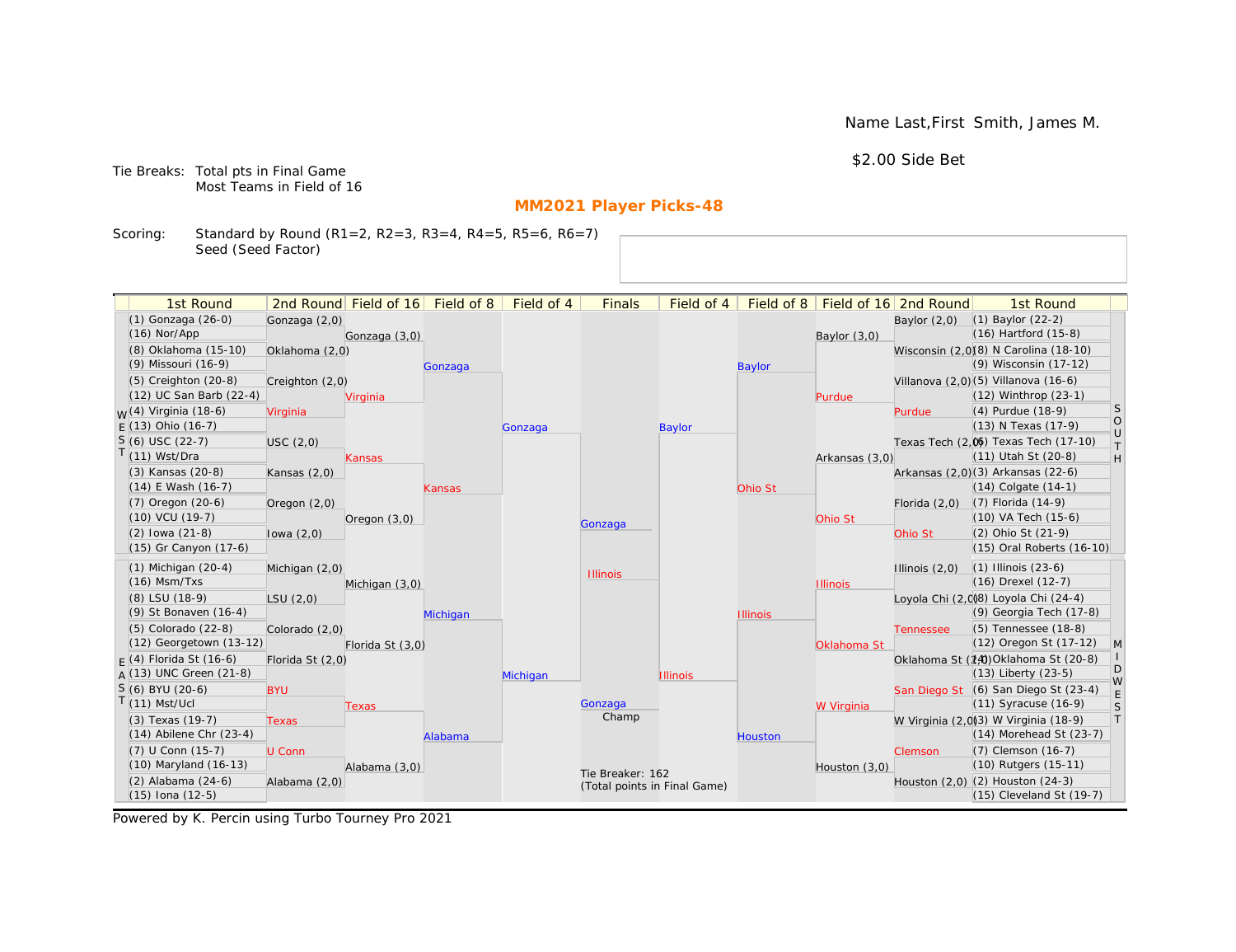Name Last,First Smith, James M.

$2.00 Side Bet

Tie Breaks: Total pts in Final Game
Most Teams in Field of 16

## MM2021 Player Picks-48

Scoring: Standard by Round (R1=2, R2=3, R3=4, R4=5, R5=6, R6=7)
Seed (Seed Factor)

| 1st Round | 2nd Round | Field of 16 | Field of 8 | Field of 4 | Finals | Field of 4 | Field of 8 | Field of 16 | 2nd Round | 1st Round |
|---|---|---|---|---|---|---|---|---|---|---|
| (1) Gonzaga (26-0) | Gonzaga (2,0) | | | | | | | | Baylor (2,0) | (1) Baylor (22-2) |
| (16) Nor/App | | Gonzaga (3,0) | | | | | | Baylor (3,0) | | (16) Hartford (15-8) |
| (8) Oklahoma (15-10) | Oklahoma (2,0) | | | | | | | | Wisconsin (2,0) | (8) N Carolina (18-10) |
| (9) Missouri (16-9) | | | Gonzaga | | | | Baylor | | | (9) Wisconsin (17-12) |
| (5) Creighton (20-8) | Creighton (2,0) | | | | | | | | Villanova (2,0) | (5) Villanova (16-6) |
| (12) UC San Barb (22-4) | | Virginia | | | | | | Purdue | | (12) Winthrop (23-1) |
| (4) Virginia (18-6) | Virginia | | | | | | | | Purdue | (4) Purdue (18-9) |
| (13) Ohio (16-7) | | | | Gonzaga | | Baylor | | | | (13) N Texas (17-9) |
| (6) USC (22-7) | USC (2,0) | | | | | | | | Texas Tech (2,0) | (6) Texas Tech (17-10) |
| (11) Wst/Dra | | Kansas | | | | | | Arkansas (3,0) | | (11) Utah St (20-8) |
| (3) Kansas (20-8) | Kansas (2,0) | | | | | | | | Arkansas (2,0) | (3) Arkansas (22-6) |
| (14) E Wash (16-7) | | | Kansas | | | | Ohio St | | | (14) Colgate (14-1) |
| (7) Oregon (20-6) | Oregon (2,0) | | | | | | | | Florida (2,0) | (7) Florida (14-9) |
| (10) VCU (19-7) | | Oregon (3,0) | | | Gonzaga | | | Ohio St | | (10) VA Tech (15-6) |
| (2) Iowa (21-8) | Iowa (2,0) | | | | | | | | Ohio St | (2) Ohio St (21-9) |
| (15) Gr Canyon (17-6) | | | | | | | | | | (15) Oral Roberts (16-10) |
| (1) Michigan (20-4) | Michigan (2,0) | | | | Illinois | | | | Illinois (2,0) | (1) Illinois (23-6) |
| (16) Msm/Txs | | Michigan (3,0) | | | | | | Illinois | | (16) Drexel (12-7) |
| (8) LSU (18-9) | LSU (2,0) | | | | | | | | Loyola Chi (2,0) | (8) Loyola Chi (24-4) |
| (9) St Bonaven (16-4) | | | Michigan | | | | Illinois | | | (9) Georgia Tech (17-8) |
| (5) Colorado (22-8) | Colorado (2,0) | | | | | | | | Tennessee | (5) Tennessee (18-8) |
| (12) Georgetown (13-12) | | Florida St (3,0) | | | | | | Oklahoma St | | (12) Oregon St (17-12) |
| (4) Florida St (16-6) | Florida St (2,0) | | | | | | | | Oklahoma St (2,0) | (4) Oklahoma St (20-8) |
| (13) UNC Green (21-8) | | | | Michigan | | Illinois | | | | (13) Liberty (23-5) |
| (6) BYU (20-6) | BYU | | | | | | | | San Diego St | (6) San Diego St (23-4) |
| (11) Mst/Ucl | | Texas | | | Gonzaga Champ | | | W Virginia | | (11) Syracuse (16-9) |
| (3) Texas (19-7) | Texas | | | | | | | | W Virginia (2,0) | (3) W Virginia (18-9) |
| (14) Abilene Chr (23-4) | | | Alabama | | | | Houston | | | (14) Morehead St (23-7) |
| (7) U Conn (15-7) | U Conn | | | | | | | | Clemson | (7) Clemson (16-7) |
| (10) Maryland (16-13) | | Alabama (3,0) | | | | | | Houston (3,0) | | (10) Rutgers (15-11) |
| (2) Alabama (24-6) | Alabama (2,0) | | | | Tie Breaker: 162 (Total points in Final Game) | | | | Houston (2,0) | (2) Houston (24-3) |
| (15) Iona (12-5) | | | | | | | | | | (15) Cleveland St (19-7) |

Regions: WEST (top left), EAST (bottom left), SOUTH (top right), MIDWEST (bottom right)

Powered by K. Percin using Turbo Tourney Pro 2021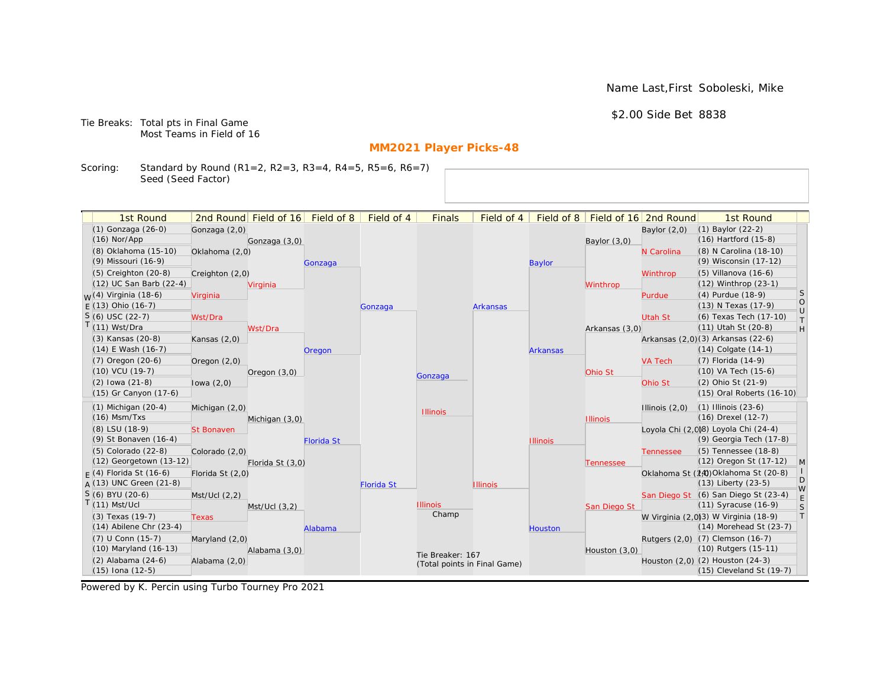Name Last,First  Soboleski, Mike

$2.00 Side Bet  8838

Tie Breaks:  Total pts in Final Game
Most Teams in Field of 16

## MM2021 Player Picks-48

Scoring:  Standard by Round (R1=2, R2=3, R3=4, R4=5, R5=6, R6=7)
Seed (Seed Factor)

| 1st Round | 2nd Round | Field of 16 | Field of 8 | Field of 4 | Finals | Field of 4 | Field of 8 | Field of 16 | 2nd Round | 1st Round |
|---|---|---|---|---|---|---|---|---|---|---|
| (1) Gonzaga (26-0) | Gonzaga (2,0) | Gonzaga (3,0) | Gonzaga | Gonzaga | Gonzaga | Arkansas | Baylor | Baylor (3,0) | Baylor (2,0) | (1) Baylor (22-2) |
| (16) Nor/App | | | | | | | | | | (16) Hartford (15-8) |
| (8) Oklahoma (15-10) | Oklahoma (2,0) | | | | | | | | N Carolina | (8) N Carolina (18-10) |
| (9) Missouri (16-9) | | | | | | | | | | (9) Wisconsin (17-12) |
| (5) Creighton (20-8) | Creighton (2,0) | Virginia | | | | | | Winthrop | Winthrop | (5) Villanova (16-6) |
| (12) UC San Barb (22-4) | | | | | | | | | | (12) Winthrop (23-1) |
| (4) Virginia (18-6) | Virginia | | | | | | | | Purdue | (4) Purdue (18-9) |
| (13) Ohio (16-7) | | | | | | | | | | (13) N Texas (17-9) |
| (6) USC (22-7) | Wst/Dra | Wst/Dra | Oregon | | | | Arkansas | Arkansas (3,0) | Utah St | (6) Texas Tech (17-10) |
| (11) Wst/Dra | | | | | | | | | | (11) Utah St (20-8) |
| (3) Kansas (20-8) | Kansas (2,0) | | | | | | | | Arkansas (2,0) | (3) Arkansas (22-6) |
| (14) E Wash (16-7) | | | | | | | | | | (14) Colgate (14-1) |
| (7) Oregon (20-6) | Oregon (2,0) | Oregon (3,0) | | | | | | Ohio St | VA Tech | (7) Florida (14-9) |
| (10) VCU (19-7) | | | | | | | | | | (10) VA Tech (15-6) |
| (2) Iowa (21-8) | Iowa (2,0) | | | | | | | | Ohio St | (2) Ohio St (21-9) |
| (15) Gr Canyon (17-6) | | | | | | | | | | (15) Oral Roberts (16-10) |
| (1) Michigan (20-4) | Michigan (2,0) | Michigan (3,0) | Florida St | Florida St | Illinois | Illinois | Illinois | Illinois | Illinois (2,0) | (1) Illinois (23-6) |
| (16) Msm/Txs | | | | | | | | | | (16) Drexel (12-7) |
| (8) LSU (18-9) | St Bonaven | | | | | | | | Loyola Chi (2,0) | (8) Loyola Chi (24-4) |
| (9) St Bonaven (16-4) | | | | | | | | | | (9) Georgia Tech (17-8) |
| (5) Colorado (22-8) | Colorado (2,0) | Florida St (3,0) | | | | | | Tennessee | Tennessee | (5) Tennessee (18-8) |
| (12) Georgetown (13-12) | | | | | | | | | | (12) Oregon St (17-12) |
| (4) Florida St (16-6) | Florida St (2,0) | | | | | | | | Oklahoma St (2,0) | (4) Oklahoma St (20-8) |
| (13) UNC Green (21-8) | | | | | | | | | | (13) Liberty (23-5) |
| (6) BYU (20-6) | Mst/Ucl (2,2) | Mst/Ucl (3,2) | Alabama | | Illinois (Champ) | | Houston | San Diego St | San Diego St | (6) San Diego St (23-4) |
| (11) Mst/Ucl | | | | | | | | | | (11) Syracuse (16-9) |
| (3) Texas (19-7) | Texas | | | | | | | | W Virginia (2,0) | (3) W Virginia (18-9) |
| (14) Abilene Chr (23-4) | | | | | | | | | | (14) Morehead St (23-7) |
| (7) U Conn (15-7) | Maryland (2,0) | Alabama (3,0) | | | | | | Houston (3,0) | Rutgers (2,0) | (7) Clemson (16-7) |
| (10) Maryland (16-13) | | | | | | | | | | (10) Rutgers (15-11) |
| (2) Alabama (24-6) | Alabama (2,0) | | | | | | | | Houston (2,0) | (2) Houston (24-3) |
| (15) Iona (12-5) | | | | | | | | | | (15) Cleveland St (19-7) |

Left regions: WEST (top), EAST (bottom). Right regions: SOUTH (top), MIDWEST (bottom).

Tie Breaker: 167
(Total points in Final Game)

Powered by K. Percin using Turbo Tourney Pro 2021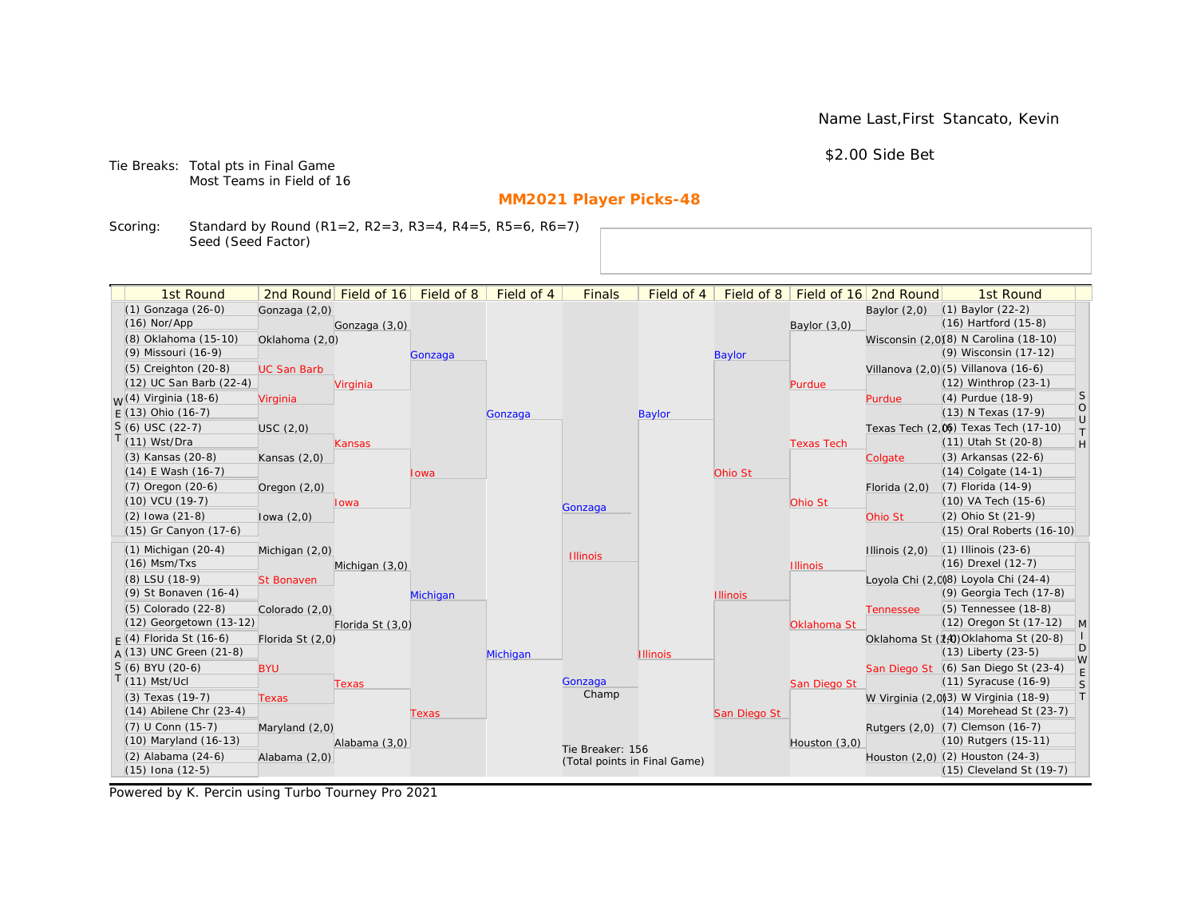Name Last,First Stancato, Kevin

$2.00 Side Bet

Tie Breaks: Total pts in Final Game
Most Teams in Field of 16

## MM2021 Player Picks-48

Scoring: Standard by Round (R1=2, R2=3, R3=4, R4=5, R5=6, R6=7)
Seed (Seed Factor)

| 1st Round | 2nd Round | Field of 16 | Field of 8 | Field of 4 | Finals | Field of 4 | Field of 8 | Field of 16 | 2nd Round | 1st Round |
|---|---|---|---|---|---|---|---|---|---|---|
| (1) Gonzaga (26-0) | Gonzaga (2,0) | | | | | | | | Baylor (2,0) | (1) Baylor (22-2) |
| (16) Nor/App | | Gonzaga (3,0) | | | | | | Baylor (3,0) | | (16) Hartford (15-8) |
| (8) Oklahoma (15-10) | Oklahoma (2,0) | | | | | | | | Wisconsin (2,0) | (8) N Carolina (18-10) |
| (9) Missouri (16-9) | | | Gonzaga | | | | Baylor | | | (9) Wisconsin (17-12) |
| (5) Creighton (20-8) | UC San Barb | | | | | | | | Villanova (2,0) | (5) Villanova (16-6) |
| (12) UC San Barb (22-4) | | Virginia | | | | | | Purdue | | (12) Winthrop (23-1) |
| (4) Virginia (18-6) | Virginia | | | | | | | | Purdue | (4) Purdue (18-9) |
| (13) Ohio (16-7) | | | | Gonzaga | | Baylor | | | | (13) N Texas (17-9) |
| (6) USC (22-7) | USC (2,0) | | | | | | | | Texas Tech (2,0) | (6) Texas Tech (17-10) |
| (11) Wst/Dra | | Kansas | | | | | | Texas Tech | | (11) Utah St (20-8) |
| (3) Kansas (20-8) | Kansas (2,0) | | | | | | | | Colgate | (3) Arkansas (22-6) |
| (14) E Wash (16-7) | | | Iowa | | | | Ohio St | | | (14) Colgate (14-1) |
| (7) Oregon (20-6) | Oregon (2,0) | | | | | | | | Florida (2,0) | (7) Florida (14-9) |
| (10) VCU (19-7) | | Iowa | | | | | | Ohio St | | (10) VA Tech (15-6) |
| (2) Iowa (21-8) | Iowa (2,0) | | | | Gonzaga | | | | Ohio St | (2) Ohio St (21-9) |
| (15) Gr Canyon (17-6) | | | | | | | | | | (15) Oral Roberts (16-10) |
| (1) Michigan (20-4) | Michigan (2,0) | | | | Illinois | | | | Illinois (2,0) | (1) Illinois (23-6) |
| (16) Msm/Txs | | Michigan (3,0) | | | | | | Illinois | | (16) Drexel (12-7) |
| (8) LSU (18-9) | St Bonaven | | | | | | | | Loyola Chi (2,0) | (8) Loyola Chi (24-4) |
| (9) St Bonaven (16-4) | | | Michigan | | | | Illinois | | | (9) Georgia Tech (17-8) |
| (5) Colorado (22-8) | Colorado (2,0) | | | | | | | | Tennessee | (5) Tennessee (18-8) |
| (12) Georgetown (13-12) | | Florida St (3,0) | | | | | | Oklahoma St | | (12) Oregon St (17-12) |
| (4) Florida St (16-6) | Florida St (2,0) | | | | | | | | Oklahoma St (2,0) | (4) Oklahoma St (20-8) |
| (13) UNC Green (21-8) | | | | Michigan | | Illinois | | | | (13) Liberty (23-5) |
| (6) BYU (20-6) | BYU | | | | | | | | San Diego St | (6) San Diego St (23-4) |
| (11) Mst/Ucl | | Texas | | | Gonzaga Champ | | | San Diego St | | (11) Syracuse (16-9) |
| (3) Texas (19-7) | Texas | | | | | | | | W Virginia (2,0) | (3) W Virginia (18-9) |
| (14) Abilene Chr (23-4) | | | Texas | | | | San Diego St | | | (14) Morehead St (23-7) |
| (7) U Conn (15-7) | Maryland (2,0) | | | | | | | | Rutgers (2,0) | (7) Clemson (16-7) |
| (10) Maryland (16-13) | | Alabama (3,0) | | | | | | Houston (3,0) | | (10) Rutgers (15-11) |
| (2) Alabama (24-6) | Alabama (2,0) | | | | | | | | Houston (2,0) | (2) Houston (24-3) |
| (15) Iona (12-5) | | | | | | | | | | (15) Cleveland St (19-7) |

Tie Breaker: 156
(Total points in Final Game)

Powered by K. Percin using Turbo Tourney Pro 2021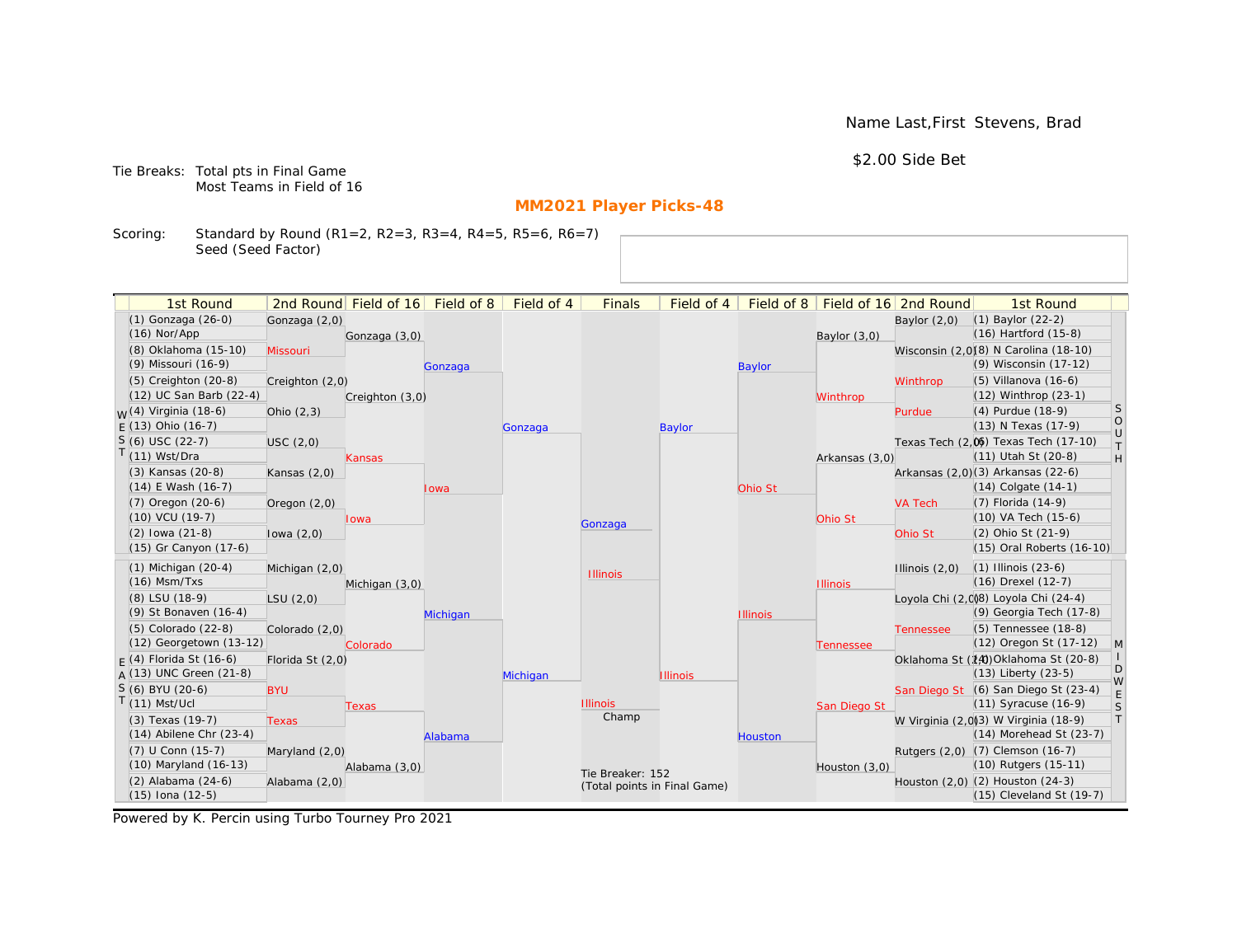Name Last,First Stevens, Brad

$2.00 Side Bet

Tie Breaks: Total pts in Final Game
Most Teams in Field of 16

## MM2021 Player Picks-48

Scoring: Standard by Round (R1=2, R2=3, R3=4, R4=5, R5=6, R6=7)
Seed (Seed Factor)

| 1st Round | 2nd Round | Field of 16 | Field of 8 | Field of 4 | Finals | Field of 4 | Field of 8 | Field of 16 | 2nd Round | 1st Round |
|---|---|---|---|---|---|---|---|---|---|---|
| (1) Gonzaga (26-0) | Gonzaga (2,0) | | | | | | | | Baylor (2,0) | (1) Baylor (22-2) |
| (16) Nor/App | | Gonzaga (3,0) | | | | | | Baylor (3,0) | | (16) Hartford (15-8) |
| (8) Oklahoma (15-10) | Missouri | | | | | | | | Wisconsin (2,0) | (8) N Carolina (18-10) |
| (9) Missouri (16-9) | | | Gonzaga | | | | Baylor | | | (9) Wisconsin (17-12) |
| (5) Creighton (20-8) | Creighton (2,0) | | | | | | | | Winthrop | (5) Villanova (16-6) |
| (12) UC San Barb (22-4) | | Creighton (3,0) | | | | | | Winthrop | | (12) Winthrop (23-1) |
| WEST (4) Virginia (18-6) | Ohio (2,3) | | | | | | | | Purdue | (4) Purdue (18-9) SOUTH |
| (13) Ohio (16-7) | | | | Gonzaga | | Baylor | | | | (13) N Texas (17-9) |
| (6) USC (22-7) | USC (2,0) | | | | | | | | Texas Tech (2,0) | (6) Texas Tech (17-10) |
| (11) Wst/Dra | | Kansas | | | | | | Arkansas (3,0) | | (11) Utah St (20-8) |
| (3) Kansas (20-8) | Kansas (2,0) | | | | | | | | Arkansas (2,0) | (3) Arkansas (22-6) |
| (14) E Wash (16-7) | | | Iowa | | | | Ohio St | | | (14) Colgate (14-1) |
| (7) Oregon (20-6) | Oregon (2,0) | | | | | | | | VA Tech | (7) Florida (14-9) |
| (10) VCU (19-7) | | Iowa | | | Gonzaga | | | Ohio St | | (10) VA Tech (15-6) |
| (2) Iowa (21-8) | Iowa (2,0) | | | | | | | | Ohio St | (2) Ohio St (21-9) |
| (15) Gr Canyon (17-6) | | | | | | | | | | (15) Oral Roberts (16-10) |
| (1) Michigan (20-4) | Michigan (2,0) | | | | Illinois | | | | Illinois (2,0) | (1) Illinois (23-6) |
| (16) Msm/Txs | | Michigan (3,0) | | | | | | Illinois | | (16) Drexel (12-7) |
| (8) LSU (18-9) | LSU (2,0) | | | | | | | | Loyola Chi (2,0) | (8) Loyola Chi (24-4) |
| (9) St Bonaven (16-4) | | | Michigan | | | | Illinois | | | (9) Georgia Tech (17-8) |
| (5) Colorado (22-8) | Colorado (2,0) | | | | | | | | Tennessee | (5) Tennessee (18-8) |
| (12) Georgetown (13-12) | | Colorado | | | | | | Tennessee | | (12) Oregon St (17-12) |
| EAST (4) Florida St (16-6) | Florida St (2,0) | | | | | | | | Oklahoma St (2,0) | (4) Oklahoma St (20-8) MIDWEST |
| (13) UNC Green (21-8) | | | | Michigan | | Illinois | | | | (13) Liberty (23-5) |
| (6) BYU (20-6) | BYU | | | | | | | | San Diego St | (6) San Diego St (23-4) |
| (11) Mst/Ucl | | Texas | | | Illinois | | | San Diego St | | (11) Syracuse (16-9) |
| (3) Texas (19-7) | Texas | | | | Champ | | | | W Virginia (2,0) | (3) W Virginia (18-9) |
| (14) Abilene Chr (23-4) | | | Alabama | | | | Houston | | | (14) Morehead St (23-7) |
| (7) U Conn (15-7) | Maryland (2,0) | | | | | | | | Rutgers (2,0) | (7) Clemson (16-7) |
| (10) Maryland (16-13) | | Alabama (3,0) | | | Tie Breaker: 152 (Total points in Final Game) | | | Houston (3,0) | | (10) Rutgers (15-11) |
| (2) Alabama (24-6) | Alabama (2,0) | | | | | | | | Houston (2,0) | (2) Houston (24-3) |
| (15) Iona (12-5) | | | | | | | | | | (15) Cleveland St (19-7) |

Powered by K. Percin using Turbo Tourney Pro 2021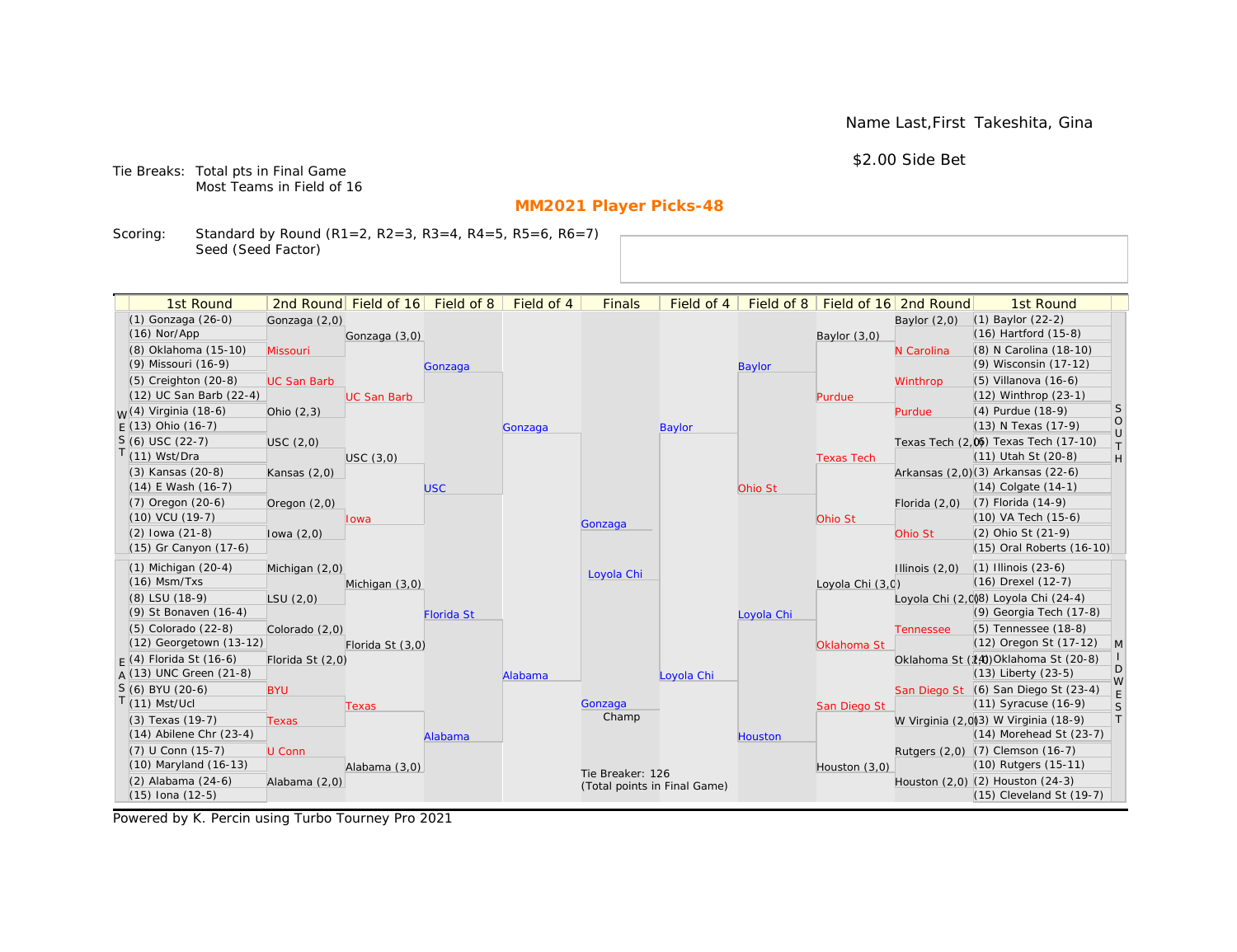Name Last,First Takeshita, Gina

$2.00 Side Bet

Tie Breaks: Total pts in Final Game
Most Teams in Field of 16

## MM2021 Player Picks-48

Scoring: Standard by Round (R1=2, R2=3, R3=4, R4=5, R5=6, R6=7)
Seed (Seed Factor)

| 1st Round | 2nd Round | Field of 16 | Field of 8 | Field of 4 | Finals | Field of 4 | Field of 8 | Field of 16 | 2nd Round | 1st Round |
|---|---|---|---|---|---|---|---|---|---|---|
| (1) Gonzaga (26-0) | Gonzaga (2,0) | | | | | | | | Baylor (2,0) | (1) Baylor (22-2) |
| (16) Nor/App | | Gonzaga (3,0) | | | | | | Baylor (3,0) | | (16) Hartford (15-8) |
| (8) Oklahoma (15-10) | Missouri | | | | | | | | N Carolina | (8) N Carolina (18-10) |
| (9) Missouri (16-9) | | | Gonzaga | | | | Baylor | | | (9) Wisconsin (17-12) |
| (5) Creighton (20-8) | UC San Barb | | | | | | | | Winthrop | (5) Villanova (16-6) |
| (12) UC San Barb (22-4) | | UC San Barb | | | | | | Purdue | | (12) Winthrop (23-1) |
| WEST (4) Virginia (18-6) | Ohio (2,3) | | | | | | | | Purdue | (4) Purdue (18-9) SOUTH |
| (13) Ohio (16-7) | | | | Gonzaga | | Baylor | | | | (13) N Texas (17-9) |
| (6) USC (22-7) | USC (2,0) | | | | | | | | Texas Tech (2,0) | (6) Texas Tech (17-10) |
| (11) Wst/Dra | | USC (3,0) | | | | | | Texas Tech | | (11) Utah St (20-8) |
| (3) Kansas (20-8) | Kansas (2,0) | | | | | | | | Arkansas (2,0) | (3) Arkansas (22-6) |
| (14) E Wash (16-7) | | | USC | | | | Ohio St | | | (14) Colgate (14-1) |
| (7) Oregon (20-6) | Oregon (2,0) | | | | | | | | Florida (2,0) | (7) Florida (14-9) |
| (10) VCU (19-7) | | Iowa | | | | | | Ohio St | | (10) VA Tech (15-6) |
| (2) Iowa (21-8) | Iowa (2,0) | | | | Gonzaga | | | | Ohio St | (2) Ohio St (21-9) |
| (15) Gr Canyon (17-6) | | | | | | | | | | (15) Oral Roberts (16-10) |
| (1) Michigan (20-4) | Michigan (2,0) | | | | Loyola Chi | | | | Illinois (2,0) | (1) Illinois (23-6) |
| (16) Msm/Txs | | Michigan (3,0) | | | | | | Loyola Chi (3,0) | | (16) Drexel (12-7) |
| (8) LSU (18-9) | LSU (2,0) | | | | | | | | Loyola Chi (2,0) | (8) Loyola Chi (24-4) |
| (9) St Bonaven (16-4) | | | Florida St | | | | Loyola Chi | | | (9) Georgia Tech (17-8) |
| (5) Colorado (22-8) | Colorado (2,0) | | | | | | | | Tennessee | (5) Tennessee (18-8) |
| (12) Georgetown (13-12) | | Florida St (3,0) | | | | | | Oklahoma St | | (12) Oregon St (17-12) MIDWEST |
| EAST (4) Florida St (16-6) | Florida St (2,0) | | | | | | | | Oklahoma St (2,0) | (4) Oklahoma St (20-8) |
| (13) UNC Green (21-8) | | | | Alabama | | Loyola Chi | | | | (13) Liberty (23-5) |
| (6) BYU (20-6) | BYU | | | | | | | | San Diego St | (6) San Diego St (23-4) |
| (11) Mst/Ucl | | Texas | | | Gonzaga Champ | | | San Diego St | | (11) Syracuse (16-9) |
| (3) Texas (19-7) | Texas | | | | | | | | W Virginia (2,0) | (3) W Virginia (18-9) |
| (14) Abilene Chr (23-4) | | | Alabama | | | | Houston | | | (14) Morehead St (23-7) |
| (7) U Conn (15-7) | U Conn | | | | | | | | Rutgers (2,0) | (7) Clemson (16-7) |
| (10) Maryland (16-13) | | Alabama (3,0) | | | | | | Houston (3,0) | | (10) Rutgers (15-11) |
| (2) Alabama (24-6) | Alabama (2,0) | | | | Tie Breaker: 126 (Total points in Final Game) | | | | Houston (2,0) | (2) Houston (24-3) |
| (15) Iona (12-5) | | | | | | | | | | (15) Cleveland St (19-7) |

Powered by K. Percin using Turbo Tourney Pro 2021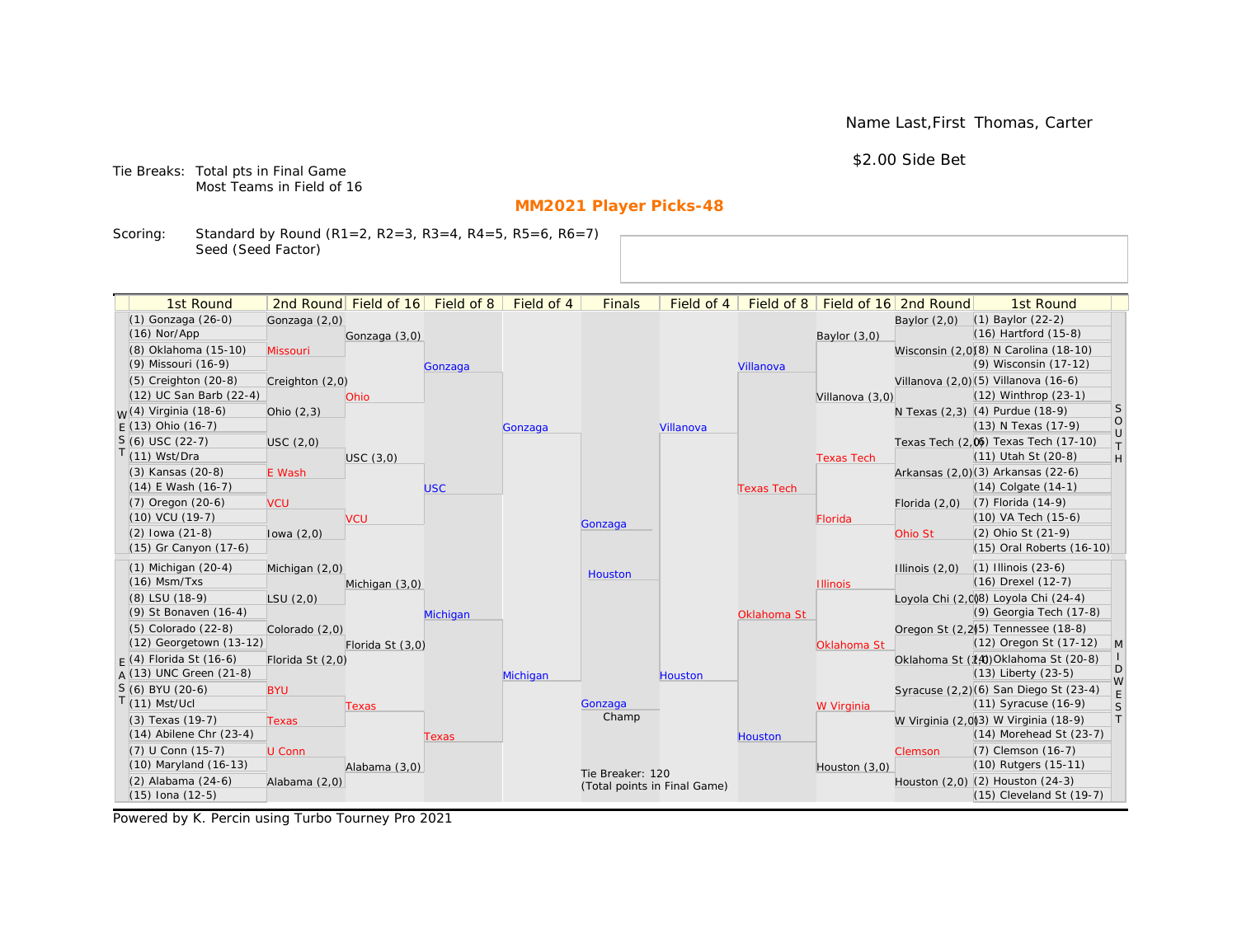Name Last,First Thomas, Carter

$2.00 Side Bet

Tie Breaks: Total pts in Final Game
Most Teams in Field of 16

## MM2021 Player Picks-48

Scoring: Standard by Round (R1=2, R2=3, R3=4, R4=5, R5=6, R6=7)
Seed (Seed Factor)

| 1st Round | 2nd Round | Field of 16 | Field of 8 | Field of 4 | Finals | Field of 4 | Field of 8 | Field of 16 | 2nd Round | 1st Round |
|---|---|---|---|---|---|---|---|---|---|---|
| (1) Gonzaga (26-0) | Gonzaga (2,0) | | | | | | | | Baylor (2,0) | (1) Baylor (22-2) |
| (16) Nor/App | | Gonzaga (3,0) | | | | | | Baylor (3,0) | | (16) Hartford (15-8) |
| (8) Oklahoma (15-10) | Missouri | | | | | | | | Wisconsin (2,0) | (8) N Carolina (18-10) |
| (9) Missouri (16-9) | | | Gonzaga | | | | Villanova | | | (9) Wisconsin (17-12) |
| (5) Creighton (20-8) | Creighton (2,0) | | | | | | | | Villanova (2,0) | (5) Villanova (16-6) |
| (12) UC San Barb (22-4) | | Ohio | | | | | | Villanova (3,0) | | (12) Winthrop (23-1) |
| (4) Virginia (18-6) | Ohio (2,3) | | | | | | | | N Texas (2,3) | (4) Purdue (18-9) |
| (13) Ohio (16-7) | | | | Gonzaga | | Villanova | | | | (13) N Texas (17-9) |
| (6) USC (22-7) | USC (2,0) | | | | | | | | Texas Tech (2,0) | (6) Texas Tech (17-10) |
| (11) Wst/Dra | | USC (3,0) | | | | | | Texas Tech | | (11) Utah St (20-8) |
| (3) Kansas (20-8) | E Wash | | | | | | | | Arkansas (2,0) | (3) Arkansas (22-6) |
| (14) E Wash (16-7) | | | USC | | | | Texas Tech | | | (14) Colgate (14-1) |
| (7) Oregon (20-6) | VCU | | | | | | | | Florida (2,0) | (7) Florida (14-9) |
| (10) VCU (19-7) | | VCU | | | Gonzaga | | | Florida | | (10) VA Tech (15-6) |
| (2) Iowa (21-8) | Iowa (2,0) | | | | | | | | Ohio St | (2) Ohio St (21-9) |
| (15) Gr Canyon (17-6) | | | | | | | | | | (15) Oral Roberts (16-10) |
| (1) Michigan (20-4) | Michigan (2,0) | | | | Houston | | | | Illinois (2,0) | (1) Illinois (23-6) |
| (16) Msm/Txs | | Michigan (3,0) | | | | | | Illinois | | (16) Drexel (12-7) |
| (8) LSU (18-9) | LSU (2,0) | | | | | | | | Loyola Chi (2,0) | (8) Loyola Chi (24-4) |
| (9) St Bonaven (16-4) | | | Michigan | | | | Oklahoma St | | | (9) Georgia Tech (17-8) |
| (5) Colorado (22-8) | Colorado (2,0) | | | | | | | | Oregon St (2,2) | (5) Tennessee (18-8) |
| (12) Georgetown (13-12) | | Florida St (3,0) | | | | | | Oklahoma St | | (12) Oregon St (17-12) |
| (4) Florida St (16-6) | Florida St (2,0) | | | | | | | | Oklahoma St (2,0) | (4) Oklahoma St (20-8) |
| (13) UNC Green (21-8) | | | | Michigan | | Houston | | | | (13) Liberty (23-5) |
| (6) BYU (20-6) | BYU | | | | | | | | Syracuse (2,2) | (6) San Diego St (23-4) |
| (11) Mst/Ucl | | Texas | | | Gonzaga | | | W Virginia | | (11) Syracuse (16-9) |
| (3) Texas (19-7) | Texas | | | | Champ | | | | W Virginia (2,0) | (3) W Virginia (18-9) |
| (14) Abilene Chr (23-4) | | | Texas | | | | Houston | | | (14) Morehead St (23-7) |
| (7) U Conn (15-7) | U Conn | | | | | | | | Clemson | (7) Clemson (16-7) |
| (10) Maryland (16-13) | | Alabama (3,0) | | | | | | Houston (3,0) | | (10) Rutgers (15-11) |
| (2) Alabama (24-6) | Alabama (2,0) | | | | | | | | Houston (2,0) | (2) Houston (24-3) |
| (15) Iona (12-5) | | | | | | | | | | (15) Cleveland St (19-7) |

Regions: WEST (top left), EAST (bottom left), SOUTH (top right), MIDWEST (bottom right)

Tie Breaker: 120
(Total points in Final Game)

Powered by K. Percin using Turbo Tourney Pro 2021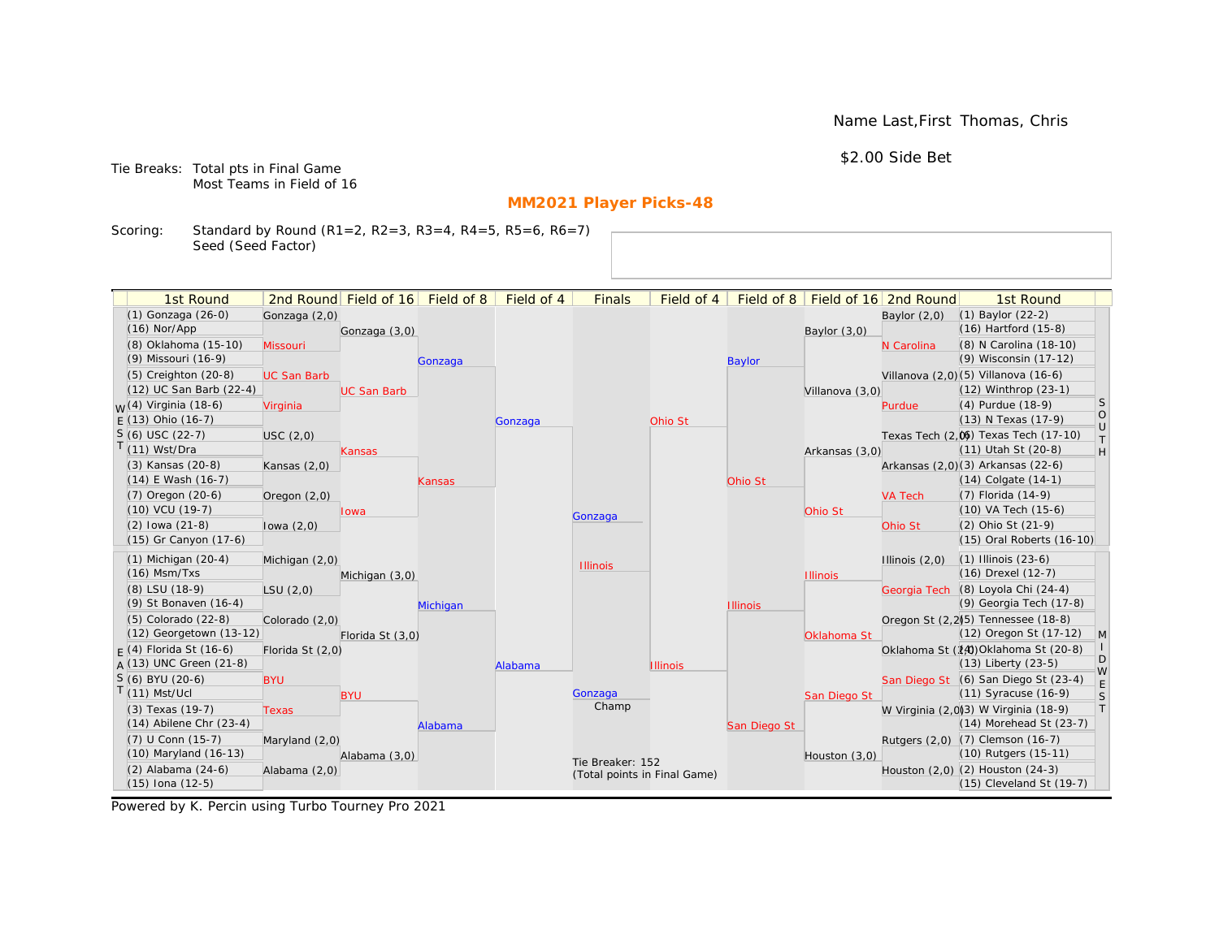Name Last,First Thomas, Chris

$2.00 Side Bet

Tie Breaks: Total pts in Final Game
Most Teams in Field of 16

## MM2021 Player Picks-48

Scoring: Standard by Round (R1=2, R2=3, R3=4, R4=5, R5=6, R6=7)
Seed (Seed Factor)

| 1st Round | 2nd Round | Field of 16 | Field of 8 | Field of 4 | Finals | Field of 4 | Field of 8 | Field of 16 | 2nd Round | 1st Round |
|---|---|---|---|---|---|---|---|---|---|---|
| **WEST** | | | | | | | | | | **SOUTH** |
| (1) Gonzaga (26-0) | Gonzaga (2,0) | Gonzaga (3,0) | Gonzaga | Gonzaga | Gonzaga | Ohio St | Baylor | Baylor (3,0) | Baylor (2,0) | (1) Baylor (22-2) |
| (16) Nor/App | | | | | | | | | | (16) Hartford (15-8) |
| (8) Oklahoma (15-10) | Missouri | | | | | | | | N Carolina | (8) N Carolina (18-10) |
| (9) Missouri (16-9) | | | | | | | | | | (9) Wisconsin (17-12) |
| (5) Creighton (20-8) | UC San Barb | UC San Barb | | | | | | Villanova (3,0) | Villanova (2,0) | (5) Villanova (16-6) |
| (12) UC San Barb (22-4) | | | | | | | | | | (12) Winthrop (23-1) |
| (4) Virginia (18-6) | Virginia | | | | | | | | Purdue | (4) Purdue (18-9) |
| (13) Ohio (16-7) | | | | | | | | | | (13) N Texas (17-9) |
| (6) USC (22-7) | USC (2,0) | Kansas | Kansas | | | | Ohio St | Arkansas (3,0) | Texas Tech (2,0) | (6) Texas Tech (17-10) |
| (11) Wst/Dra | | | | | | | | | | (11) Utah St (20-8) |
| (3) Kansas (20-8) | Kansas (2,0) | | | | | | | | Arkansas (2,0) | (3) Arkansas (22-6) |
| (14) E Wash (16-7) | | | | | | | | | | (14) Colgate (14-1) |
| (7) Oregon (20-6) | Oregon (2,0) | Iowa | | | | | | Ohio St | VA Tech | (7) Florida (14-9) |
| (10) VCU (19-7) | | | | | | | | | | (10) VA Tech (15-6) |
| (2) Iowa (21-8) | Iowa (2,0) | | | | | | | | Ohio St | (2) Ohio St (21-9) |
| (15) Gr Canyon (17-6) | | | | | | | | | | (15) Oral Roberts (16-10) |
| **EAST** | | | | | | | | | | **MIDWEST** |
| (1) Michigan (20-4) | Michigan (2,0) | Michigan (3,0) | Michigan | Alabama | Illinois | Illinois | Illinois | Illinois | Illinois (2,0) | (1) Illinois (23-6) |
| (16) Msm/Txs | | | | | | | | | | (16) Drexel (12-7) |
| (8) LSU (18-9) | LSU (2,0) | | | | | | | | Georgia Tech | (8) Loyola Chi (24-4) |
| (9) St Bonaven (16-4) | | | | | | | | | | (9) Georgia Tech (17-8) |
| (5) Colorado (22-8) | Colorado (2,0) | Florida St (3,0) | | | | | | Oklahoma St | Oregon St (2,2) | (5) Tennessee (18-8) |
| (12) Georgetown (13-12) | | | | | | | | | | (12) Oregon St (17-12) |
| (4) Florida St (16-6) | Florida St (2,0) | | | | | | | | Oklahoma St (2,0) | (4) Oklahoma St (20-8) |
| (13) UNC Green (21-8) | | | | | | | | | | (13) Liberty (23-5) |
| (6) BYU (20-6) | BYU | BYU | Alabama | | | | San Diego St | San Diego St | San Diego St | (6) San Diego St (23-4) |
| (11) Mst/Ucl | | | | | | | | | | (11) Syracuse (16-9) |
| (3) Texas (19-7) | Texas | | | | | | | | W Virginia (2,0) | (3) W Virginia (18-9) |
| (14) Abilene Chr (23-4) | | | | | | | | | | (14) Morehead St (23-7) |
| (7) U Conn (15-7) | Maryland (2,0) | Alabama (3,0) | | | | | | Houston (3,0) | Rutgers (2,0) | (7) Clemson (16-7) |
| (10) Maryland (16-13) | | | | | | | | | | (10) Rutgers (15-11) |
| (2) Alabama (24-6) | Alabama (2,0) | | | | | | | | Houston (2,0) | (2) Houston (24-3) |
| (15) Iona (12-5) | | | | | | | | | | (15) Cleveland St (19-7) |

Champ: Gonzaga

Tie Breaker: 152
(Total points in Final Game)

Powered by K. Percin using Turbo Tourney Pro 2021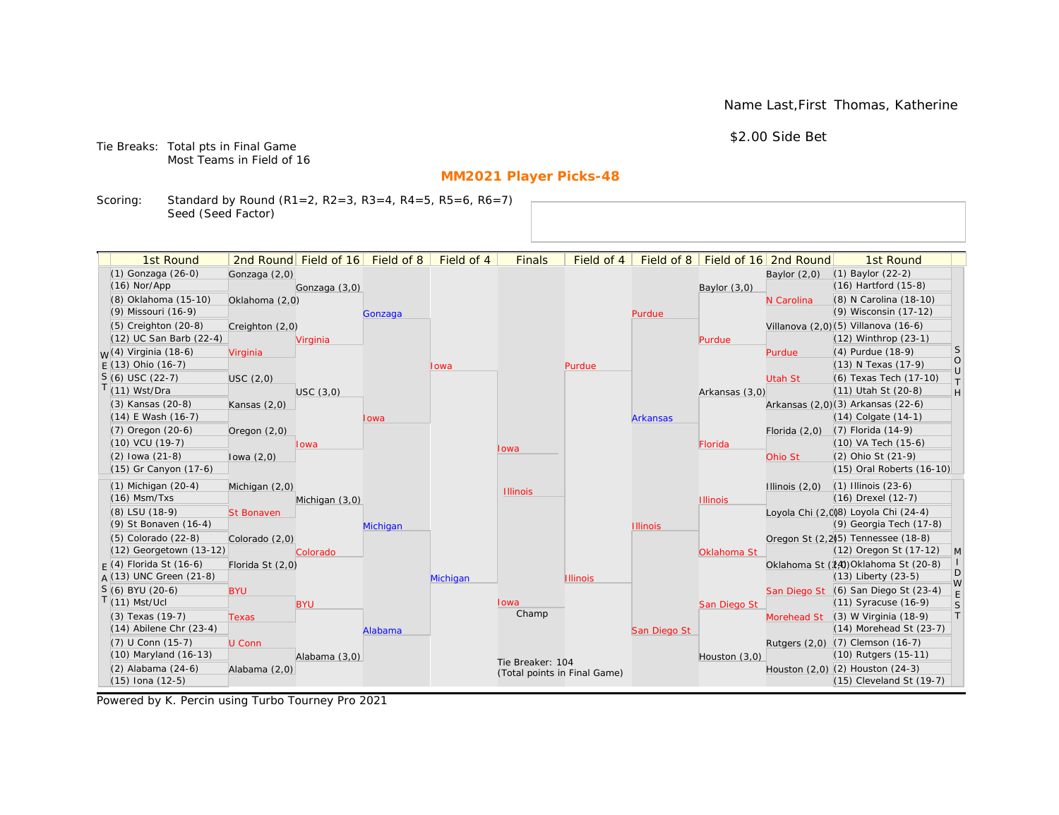Name Last,First Thomas, Katherine

$2.00 Side Bet

Tie Breaks: Total pts in Final Game
Most Teams in Field of 16

## MM2021 Player Picks-48

Scoring: Standard by Round (R1=2, R2=3, R3=4, R4=5, R5=6, R6=7)
Seed (Seed Factor)

| 1st Round | 2nd Round | Field of 16 | Field of 8 | Field of 4 | Finals | Field of 4 | Field of 8 | Field of 16 | 2nd Round | 1st Round |
|---|---|---|---|---|---|---|---|---|---|---|
| (1) Gonzaga (26-0) | Gonzaga (2,0) | Gonzaga (3,0) | Gonzaga | Iowa | Iowa | Purdue | Purdue | Baylor (3,0) | Baylor (2,0) | (1) Baylor (22-2) |
| (16) Nor/App | Oklahoma (2,0) | Virginia | Iowa | Michigan | Illinois | Illinois | Arkansas | Purdue | N Carolina | (16) Hartford (15-8) |
| (8) Oklahoma (15-10) | Creighton (2,0) | USC (3,0) | Michigan | | Iowa | | Illinois | Arkansas (3,0) | Villanova (2,0) | (8) N Carolina (18-10) |
| (9) Missouri (16-9) | Virginia | Iowa | Alabama | | | | San Diego St | Florida | Purdue | (9) Wisconsin (17-12) |
| (5) Creighton (20-8) | USC (2,0) | Michigan (3,0) | | | | | | Illinois | Utah St | (5) Villanova (16-6) |
| (12) UC San Barb (22-4) | Kansas (2,0) | Colorado | | | | | | Oklahoma St | Arkansas (2,0) | (12) Winthrop (23-1) |
| (4) Virginia (18-6) | Oregon (2,0) | BYU | | | | | | San Diego St | Florida (2,0) | (4) Purdue (18-9) |
| (13) Ohio (16-7) | Iowa (2,0) | Alabama (3,0) | | | | | | Houston (3,0) | Ohio St | (13) N Texas (17-9) |
| (6) USC (22-7) | Michigan (2,0) | | | | | | | | Illinois (2,0) | (6) Texas Tech (17-10) |
| (11) Wst/Dra | St Bonaven | | | | | | | | Loyola Chi (2,0) | (11) Utah St (20-8) |
| (3) Kansas (20-8) | Colorado (2,0) | | | | | | | | Oregon St (2,2) | (3) Arkansas (22-6) |
| (14) E Wash (16-7) | Florida St (2,0) | | | | | | | | Oklahoma St (2,0) | (14) Colgate (14-1) |
| (7) Oregon (20-6) | BYU | | | | | | | | San Diego St | (7) Florida (14-9) |
| (10) VCU (19-7) | Texas | | | | | | | | Morehead St | (10) VA Tech (15-6) |
| (2) Iowa (21-8) | U Conn | | | | | | | | Rutgers (2,0) | (2) Ohio St (21-9) |
| (15) Gr Canyon (17-6) | Alabama (2,0) | | | | | | | | Houston (2,0) | (15) Oral Roberts (16-10) |
| (1) Michigan (20-4) | | | | | | | | | | (1) Illinois (23-6) |
| (16) Msm/Txs | | | | | | | | | | (16) Drexel (12-7) |
| (8) LSU (18-9) | | | | | | | | | | (8) Loyola Chi (24-4) |
| (9) St Bonaven (16-4) | | | | | | | | | | (9) Georgia Tech (17-8) |
| (5) Colorado (22-8) | | | | | | | | | | (5) Tennessee (18-8) |
| (12) Georgetown (13-12) | | | | | | | | | | (12) Oregon St (17-12) |
| (4) Florida St (16-6) | | | | | | | | | | (4) Oklahoma St (20-8) |
| (13) UNC Green (21-8) | | | | | | | | | | (13) Liberty (23-5) |
| (6) BYU (20-6) | | | | | | | | | | (6) San Diego St (23-4) |
| (11) Mst/Ucl | | | | | | | | | | (11) Syracuse (16-9) |
| (3) Texas (19-7) | | | | | | | | | | (3) W Virginia (18-9) |
| (14) Abilene Chr (23-4) | | | | | | | | | | (14) Morehead St (23-7) |
| (7) U Conn (15-7) | | | | | | | | | | (7) Clemson (16-7) |
| (10) Maryland (16-13) | | | | | | | | | | (10) Rutgers (15-11) |
| (2) Alabama (24-6) | | | | | | | | | | (2) Houston (24-3) |
| (15) Iona (12-5) | | | | | | | | | | (15) Cleveland St (19-7) |

Champ: Iowa

Tie Breaker: 104
(Total points in Final Game)

Powered by K. Percin using Turbo Tourney Pro 2021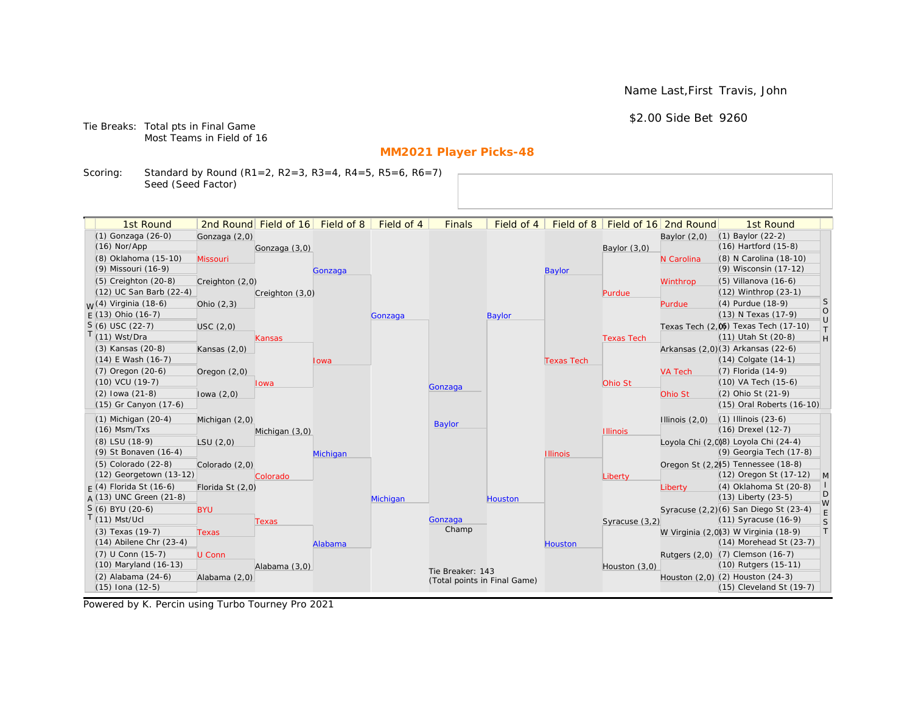Name Last,First Travis, John

$2.00 Side Bet 9260

Tie Breaks: Total pts in Final Game
Most Teams in Field of 16

## MM2021 Player Picks-48

Scoring: Standard by Round (R1=2, R2=3, R3=4, R4=5, R5=6, R6=7)
Seed (Seed Factor)

### WEST

| 1st Round | 2nd Round | Field of 16 | Field of 8 | Field of 4 |
|---|---|---|---|---|
| (1) Gonzaga (26-0) | Gonzaga (2,0) | Gonzaga (3,0) | Gonzaga | Gonzaga |
| (16) Nor/App | | | | |
| (8) Oklahoma (15-10) | Missouri | | | |
| (9) Missouri (16-9) | | | | |
| (5) Creighton (20-8) | Creighton (2,0) | Creighton (3,0) | | |
| (12) UC San Barb (22-4) | | | | |
| (4) Virginia (18-6) | Ohio (2,3) | | | |
| (13) Ohio (16-7) | | | | |
| (6) USC (22-7) | USC (2,0) | Kansas | Iowa | |
| (11) Wst/Dra | | | | |
| (3) Kansas (20-8) | Kansas (2,0) | | | |
| (14) E Wash (16-7) | | | | |
| (7) Oregon (20-6) | Oregon (2,0) | Iowa | | |
| (10) VCU (19-7) | | | | |
| (2) Iowa (21-8) | Iowa (2,0) | | | |
| (15) Gr Canyon (17-6) | | | | |

### EAST

| 1st Round | 2nd Round | Field of 16 | Field of 8 | Field of 4 |
|---|---|---|---|---|
| (1) Michigan (20-4) | Michigan (2,0) | Michigan (3,0) | Michigan | Michigan |
| (16) Msm/Txs | | | | |
| (8) LSU (18-9) | LSU (2,0) | | | |
| (9) St Bonaven (16-4) | | | | |
| (5) Colorado (22-8) | Colorado (2,0) | Colorado | | |
| (12) Georgetown (13-12) | | | | |
| (4) Florida St (16-6) | Florida St (2,0) | | | |
| (13) UNC Green (21-8) | | | | |
| (6) BYU (20-6) | BYU | Texas | Alabama | |
| (11) Mst/Ucl | | | | |
| (3) Texas (19-7) | Texas | | | |
| (14) Abilene Chr (23-4) | | | | |
| (7) U Conn (15-7) | U Conn | Alabama (3,0) | | |
| (10) Maryland (16-13) | | | | |
| (2) Alabama (24-6) | Alabama (2,0) | | | |
| (15) Iona (12-5) | | | | |

### SOUTH

| 1st Round | 2nd Round | Field of 16 | Field of 8 | Field of 4 |
|---|---|---|---|---|
| (1) Baylor (22-2) | Baylor (2,0) | Baylor (3,0) | Baylor | Baylor |
| (16) Hartford (15-8) | | | | |
| (8) N Carolina (18-10) | N Carolina | | | |
| (9) Wisconsin (17-12) | | | | |
| (5) Villanova (16-6) | Winthrop | Purdue | | |
| (12) Winthrop (23-1) | | | | |
| (4) Purdue (18-9) | Purdue | | | |
| (13) N Texas (17-9) | | | | |
| (6) Texas Tech (17-10) | Texas Tech (2,0) | Texas Tech | Texas Tech | |
| (11) Utah St (20-8) | | | | |
| (3) Arkansas (22-6) | Arkansas (2,0) | | | |
| (14) Colgate (14-1) | | | | |
| (7) Florida (14-9) | VA Tech | Ohio St | | |
| (10) VA Tech (15-6) | | | | |
| (2) Ohio St (21-9) | Ohio St | | | |
| (15) Oral Roberts (16-10) | | | | |

### MIDWEST

| 1st Round | 2nd Round | Field of 16 | Field of 8 | Field of 4 |
|---|---|---|---|---|
| (1) Illinois (23-6) | Illinois (2,0) | Illinois | Illinois | Houston |
| (16) Drexel (12-7) | | | | |
| (8) Loyola Chi (24-4) | Loyola Chi (2,0) | | | |
| (9) Georgia Tech (17-8) | | | | |
| (5) Tennessee (18-8) | Oregon St (2,2) | Liberty | | |
| (12) Oregon St (17-12) | | | | |
| (4) Oklahoma St (20-8) | Liberty | | | |
| (13) Liberty (23-5) | | | | |
| (6) San Diego St (23-4) | Syracuse (2,2) | Syracuse (3,2) | Houston | |
| (11) Syracuse (16-9) | | | | |
| (3) W Virginia (18-9) | W Virginia (2,0) | | | |
| (14) Morehead St (23-7) | | | | |
| (7) Clemson (16-7) | Rutgers (2,0) | Houston (3,0) | | |
| (10) Rutgers (15-11) | | | | |
| (2) Houston (24-3) | Houston (2,0) | | | |
| (15) Cleveland St (19-7) | | | | |

### Finals

- Gonzaga
- Baylor

Champ: Gonzaga

Tie Breaker: 143
(Total points in Final Game)

Powered by K. Percin using Turbo Tourney Pro 2021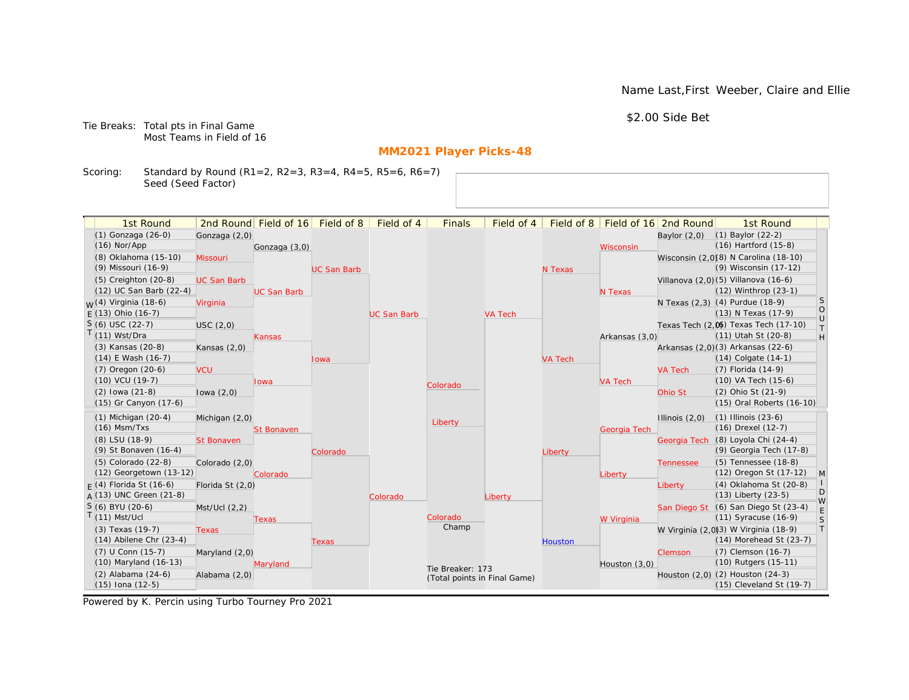Name Last,First Weeber, Claire and Ellie

$2.00 Side Bet

Tie Breaks: Total pts in Final Game
Most Teams in Field of 16

## MM2021 Player Picks-48

Scoring: Standard by Round (R1=2, R2=3, R3=4, R4=5, R5=6, R6=7)
Seed (Seed Factor)

### WEST

| 1st Round | 2nd Round | Field of 16 | Field of 8 | Field of 4 |
|---|---|---|---|---|
| (1) Gonzaga (26-0) | Gonzaga (2,0) | Gonzaga (3,0) | UC San Barb | UC San Barb |
| (16) Nor/App | | | | |
| (8) Oklahoma (15-10) | Missouri | | | |
| (9) Missouri (16-9) | | | | |
| (5) Creighton (20-8) | UC San Barb | UC San Barb | | |
| (12) UC San Barb (22-4) | | | | |
| (4) Virginia (18-6) | Virginia | | | |
| (13) Ohio (16-7) | | | | |
| (6) USC (22-7) | USC (2,0) | Kansas | Iowa | |
| (11) Wst/Dra | | | | |
| (3) Kansas (20-8) | Kansas (2,0) | | | |
| (14) E Wash (16-7) | | | | |
| (7) Oregon (20-6) | VCU | Iowa | | |
| (10) VCU (19-7) | | | | |
| (2) Iowa (21-8) | Iowa (2,0) | | | |
| (15) Gr Canyon (17-6) | | | | |

### EAST

| 1st Round | 2nd Round | Field of 16 | Field of 8 | Field of 4 |
|---|---|---|---|---|
| (1) Michigan (20-4) | Michigan (2,0) | St Bonaven | Colorado | Colorado |
| (16) Msm/Txs | | | | |
| (8) LSU (18-9) | St Bonaven | | | |
| (9) St Bonaven (16-4) | | | | |
| (5) Colorado (22-8) | Colorado (2,0) | Colorado | | |
| (12) Georgetown (13-12) | | | | |
| (4) Florida St (16-6) | Florida St (2,0) | | | |
| (13) UNC Green (21-8) | | | | |
| (6) BYU (20-6) | Mst/Ucl (2,2) | Texas | Texas | |
| (11) Mst/Ucl | | | | |
| (3) Texas (19-7) | Texas | | | |
| (14) Abilene Chr (23-4) | | | | |
| (7) U Conn (15-7) | Maryland (2,0) | Maryland | | |
| (10) Maryland (16-13) | | | | |
| (2) Alabama (24-6) | Alabama (2,0) | | | |
| (15) Iona (12-5) | | | | |

### SOUTH

| 1st Round | 2nd Round | Field of 16 | Field of 8 | Field of 4 |
|---|---|---|---|---|
| (1) Baylor (22-2) | Baylor (2,0) | Wisconsin | N Texas | VA Tech |
| (16) Hartford (15-8) | | | | |
| (8) N Carolina (18-10) | Wisconsin (2,0) | | | |
| (9) Wisconsin (17-12) | | | | |
| (5) Villanova (16-6) | Villanova (2,0) | N Texas | | |
| (12) Winthrop (23-1) | | | | |
| (4) Purdue (18-9) | N Texas (2,3) | | | |
| (13) N Texas (17-9) | | | | |
| (6) Texas Tech (17-10) | Texas Tech (2,0) | Arkansas (3,0) | VA Tech | |
| (11) Utah St (20-8) | | | | |
| (3) Arkansas (22-6) | Arkansas (2,0) | | | |
| (14) Colgate (14-1) | | | | |
| (7) Florida (14-9) | VA Tech | VA Tech | | |
| (10) VA Tech (15-6) | | | | |
| (2) Ohio St (21-9) | Ohio St | | | |
| (15) Oral Roberts (16-10) | | | | |

### MIDWEST

| 1st Round | 2nd Round | Field of 16 | Field of 8 | Field of 4 |
|---|---|---|---|---|
| (1) Illinois (23-6) | Illinois (2,0) | Georgia Tech | Liberty | Liberty |
| (16) Drexel (12-7) | | | | |
| (8) Loyola Chi (24-4) | Georgia Tech | | | |
| (9) Georgia Tech (17-8) | | | | |
| (5) Tennessee (18-8) | Tennessee | Liberty | | |
| (12) Oregon St (17-12) | | | | |
| (4) Oklahoma St (20-8) | Liberty | | | |
| (13) Liberty (23-5) | | | | |
| (6) San Diego St (23-4) | San Diego St | W Virginia | Houston | |
| (11) Syracuse (16-9) | | | | |
| (3) W Virginia (18-9) | W Virginia (2,0) | | | |
| (14) Morehead St (23-7) | | | | |
| (7) Clemson (16-7) | Clemson | Houston (3,0) | | |
| (10) Rutgers (15-11) | | | | |
| (2) Houston (24-3) | Houston (2,0) | | | |
| (15) Cleveland St (19-7) | | | | |

### Finals

| Finals |
|---|
| Colorado |
| Liberty |

Champ: Colorado

Tie Breaker: 173
(Total points in Final Game)

Powered by K. Percin using Turbo Tourney Pro 2021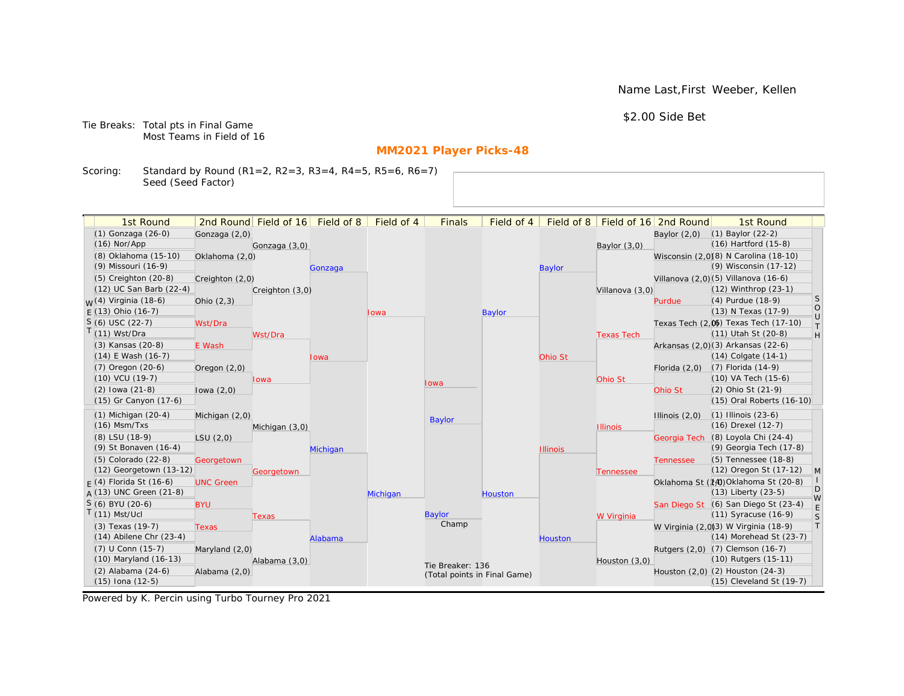Name Last,First Weeber, Kellen

$2.00 Side Bet

Tie Breaks: Total pts in Final Game
Most Teams in Field of 16

## MM2021 Player Picks-48

Scoring: Standard by Round (R1=2, R2=3, R3=4, R4=5, R5=6, R6=7)
Seed (Seed Factor)

| 1st Round | 2nd Round | Field of 16 | Field of 8 | Field of 4 | Finals | Field of 4 | Field of 8 | Field of 16 | 2nd Round | 1st Round |
|---|---|---|---|---|---|---|---|---|---|---|
| (1) Gonzaga (26-0) | Gonzaga (2,0) | Gonzaga (3,0) | Gonzaga | Iowa | Iowa | Baylor | Baylor | Baylor (3,0) | Baylor (2,0) | (1) Baylor (22-2) |
| (16) Nor/App | | | | | | | | | | (16) Hartford (15-8) |
| (8) Oklahoma (15-10) | Oklahoma (2,0) | | | | | | | | Wisconsin (2,0) | (8) N Carolina (18-10) |
| (9) Missouri (16-9) | | | | | | | | | | (9) Wisconsin (17-12) |
| (5) Creighton (20-8) | Creighton (2,0) | Creighton (3,0) | | | | | | Villanova (3,0) | Villanova (2,0) | (5) Villanova (16-6) |
| (12) UC San Barb (22-4) | | | | | | | | | | (12) Winthrop (23-1) |
| (4) Virginia (18-6) | Ohio (2,3) | | | | | | | | Purdue | (4) Purdue (18-9) |
| (13) Ohio (16-7) | | | | | | | | | | (13) N Texas (17-9) |
| (6) USC (22-7) | Wst/Dra | Wst/Dra | Iowa | | | | Ohio St | Texas Tech | Texas Tech (2,0) | (6) Texas Tech (17-10) |
| (11) Wst/Dra | | | | | | | | | | (11) Utah St (20-8) |
| (3) Kansas (20-8) | E Wash | | | | | | | | Arkansas (2,0) | (3) Arkansas (22-6) |
| (14) E Wash (16-7) | | | | | | | | | | (14) Colgate (14-1) |
| (7) Oregon (20-6) | Oregon (2,0) | Iowa | | | | | | Ohio St | Florida (2,0) | (7) Florida (14-9) |
| (10) VCU (19-7) | | | | | | | | | | (10) VA Tech (15-6) |
| (2) Iowa (21-8) | Iowa (2,0) | | | | | | | | Ohio St | (2) Ohio St (21-9) |
| (15) Gr Canyon (17-6) | | | | | | | | | | (15) Oral Roberts (16-10) |
| (1) Michigan (20-4) | Michigan (2,0) | Michigan (3,0) | Michigan | Michigan | Baylor | Houston | Illinois | Illinois | Illinois (2,0) | (1) Illinois (23-6) |
| (16) Msm/Txs | | | | | | | | | | (16) Drexel (12-7) |
| (8) LSU (18-9) | LSU (2,0) | | | | | | | | Georgia Tech | (8) Loyola Chi (24-4) |
| (9) St Bonaven (16-4) | | | | | | | | | | (9) Georgia Tech (17-8) |
| (5) Colorado (22-8) | Georgetown | Georgetown | | | | | | Tennessee | Tennessee | (5) Tennessee (18-8) |
| (12) Georgetown (13-12) | | | | | | | | | | (12) Oregon St (17-12) |
| (4) Florida St (16-6) | UNC Green | | | | | | | | Oklahoma St (2,0) | (4) Oklahoma St (20-8) |
| (13) UNC Green (21-8) | | | | | | | | | | (13) Liberty (23-5) |
| (6) BYU (20-6) | BYU | Texas | Alabama | | Baylor (Champ) | | Houston | W Virginia | San Diego St | (6) San Diego St (23-4) |
| (11) Mst/Ucl | | | | | | | | | | (11) Syracuse (16-9) |
| (3) Texas (19-7) | Texas | | | | | | | | W Virginia (2,0) | (3) W Virginia (18-9) |
| (14) Abilene Chr (23-4) | | | | | | | | | | (14) Morehead St (23-7) |
| (7) U Conn (15-7) | Maryland (2,0) | Alabama (3,0) | | | | | | Houston (3,0) | Rutgers (2,0) | (7) Clemson (16-7) |
| (10) Maryland (16-13) | | | | | | | | | | (10) Rutgers (15-11) |
| (2) Alabama (24-6) | Alabama (2,0) | | | | | | | | Houston (2,0) | (2) Houston (24-3) |
| (15) Iona (12-5) | | | | | | | | | | (15) Cleveland St (19-7) |

Regions: WEST (top left), EAST (bottom left), SOUTH (top right), MIDWEST (bottom right)

Tie Breaker: 136
(Total points in Final Game)

Powered by K. Percin using Turbo Tourney Pro 2021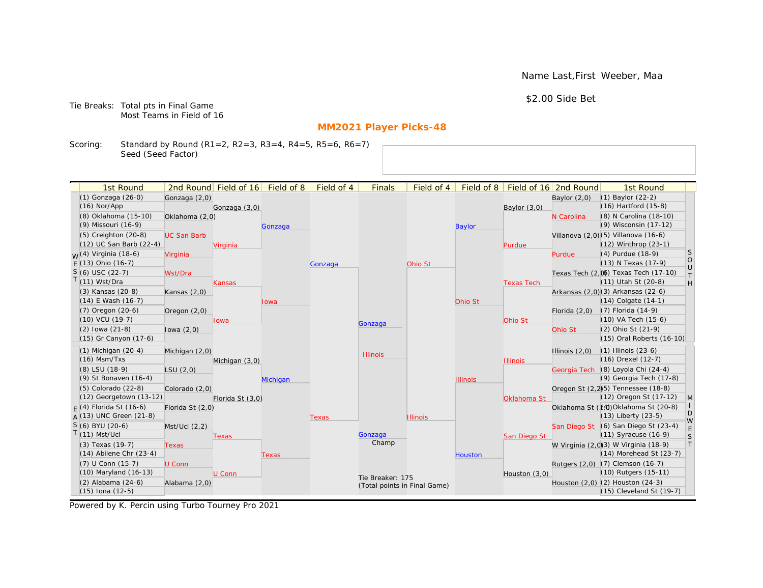Name Last,First Weeber, Maa

$2.00 Side Bet

Tie Breaks: Total pts in Final Game
Most Teams in Field of 16

## MM2021 Player Picks-48

Scoring: Standard by Round (R1=2, R2=3, R3=4, R4=5, R5=6, R6=7)
Seed (Seed Factor)

### WEST

| 1st Round | 2nd Round | Field of 16 | Field of 8 | Field of 4 |
|---|---|---|---|---|
| (1) Gonzaga (26-0) | Gonzaga (2,0) | Gonzaga (3,0) | Gonzaga | Gonzaga |
| (16) Nor/App | | | | |
| (8) Oklahoma (15-10) | Oklahoma (2,0) | | | |
| (9) Missouri (16-9) | | | | |
| (5) Creighton (20-8) | UC San Barb | Virginia | | |
| (12) UC San Barb (22-4) | | | | |
| (4) Virginia (18-6) | Virginia | | | |
| (13) Ohio (16-7) | | | | |
| (6) USC (22-7) | Wst/Dra | Kansas | Iowa | |
| (11) Wst/Dra | | | | |
| (3) Kansas (20-8) | Kansas (2,0) | | | |
| (14) E Wash (16-7) | | | | |
| (7) Oregon (20-6) | Oregon (2,0) | Iowa | | |
| (10) VCU (19-7) | | | | |
| (2) Iowa (21-8) | Iowa (2,0) | | | |
| (15) Gr Canyon (17-6) | | | | |

### EAST

| 1st Round | 2nd Round | Field of 16 | Field of 8 | Field of 4 |
|---|---|---|---|---|
| (1) Michigan (20-4) | Michigan (2,0) | Michigan (3,0) | Michigan | Texas |
| (16) Msm/Txs | | | | |
| (8) LSU (18-9) | LSU (2,0) | | | |
| (9) St Bonaven (16-4) | | | | |
| (5) Colorado (22-8) | Colorado (2,0) | Florida St (3,0) | | |
| (12) Georgetown (13-12) | | | | |
| (4) Florida St (16-6) | Florida St (2,0) | | | |
| (13) UNC Green (21-8) | | | | |
| (6) BYU (20-6) | Mst/Ucl (2,2) | Texas | Texas | |
| (11) Mst/Ucl | | | | |
| (3) Texas (19-7) | Texas | | | |
| (14) Abilene Chr (23-4) | | | | |
| (7) U Conn (15-7) | U Conn | U Conn | | |
| (10) Maryland (16-13) | | | | |
| (2) Alabama (24-6) | Alabama (2,0) | | | |
| (15) Iona (12-5) | | | | |

### SOUTH

| 1st Round | 2nd Round | Field of 16 | Field of 8 | Field of 4 |
|---|---|---|---|---|
| (1) Baylor (22-2) | Baylor (2,0) | Baylor (3,0) | Baylor | Ohio St |
| (16) Hartford (15-8) | | | | |
| (8) N Carolina (18-10) | N Carolina | | | |
| (9) Wisconsin (17-12) | | | | |
| (5) Villanova (16-6) | Villanova (2,0) | Purdue | | |
| (12) Winthrop (23-1) | | | | |
| (4) Purdue (18-9) | Purdue | | | |
| (13) N Texas (17-9) | | | | |
| (6) Texas Tech (17-10) | Texas Tech (2,0) | Texas Tech | Ohio St | |
| (11) Utah St (20-8) | | | | |
| (3) Arkansas (22-6) | Arkansas (2,0) | | | |
| (14) Colgate (14-1) | | | | |
| (7) Florida (14-9) | Florida (2,0) | Ohio St | | |
| (10) VA Tech (15-6) | | | | |
| (2) Ohio St (21-9) | Ohio St | | | |
| (15) Oral Roberts (16-10) | | | | |

### MIDWEST

| 1st Round | 2nd Round | Field of 16 | Field of 8 | Field of 4 |
|---|---|---|---|---|
| (1) Illinois (23-6) | Illinois (2,0) | Illinois | Illinois | Illinois |
| (16) Drexel (12-7) | | | | |
| (8) Loyola Chi (24-4) | Georgia Tech | | | |
| (9) Georgia Tech (17-8) | | | | |
| (5) Tennessee (18-8) | Oregon St (2,2) | Oklahoma St | | |
| (12) Oregon St (17-12) | | | | |
| (4) Oklahoma St (20-8) | Oklahoma St (2,0) | | | |
| (13) Liberty (23-5) | | | | |
| (6) San Diego St (23-4) | San Diego St | San Diego St | Houston | |
| (11) Syracuse (16-9) | | | | |
| (3) W Virginia (18-9) | W Virginia (2,0) | | | |
| (14) Morehead St (23-7) | | | | |
| (7) Clemson (16-7) | Rutgers (2,0) | Houston (3,0) | | |
| (10) Rutgers (15-11) | | | | |
| (2) Houston (24-3) | Houston (2,0) | | | |
| (15) Cleveland St (19-7) | | | | |

### Finals

Gonzaga vs. Illinois

Champ: Gonzaga

Tie Breaker: 175
(Total points in Final Game)

Powered by K. Percin using Turbo Tourney Pro 2021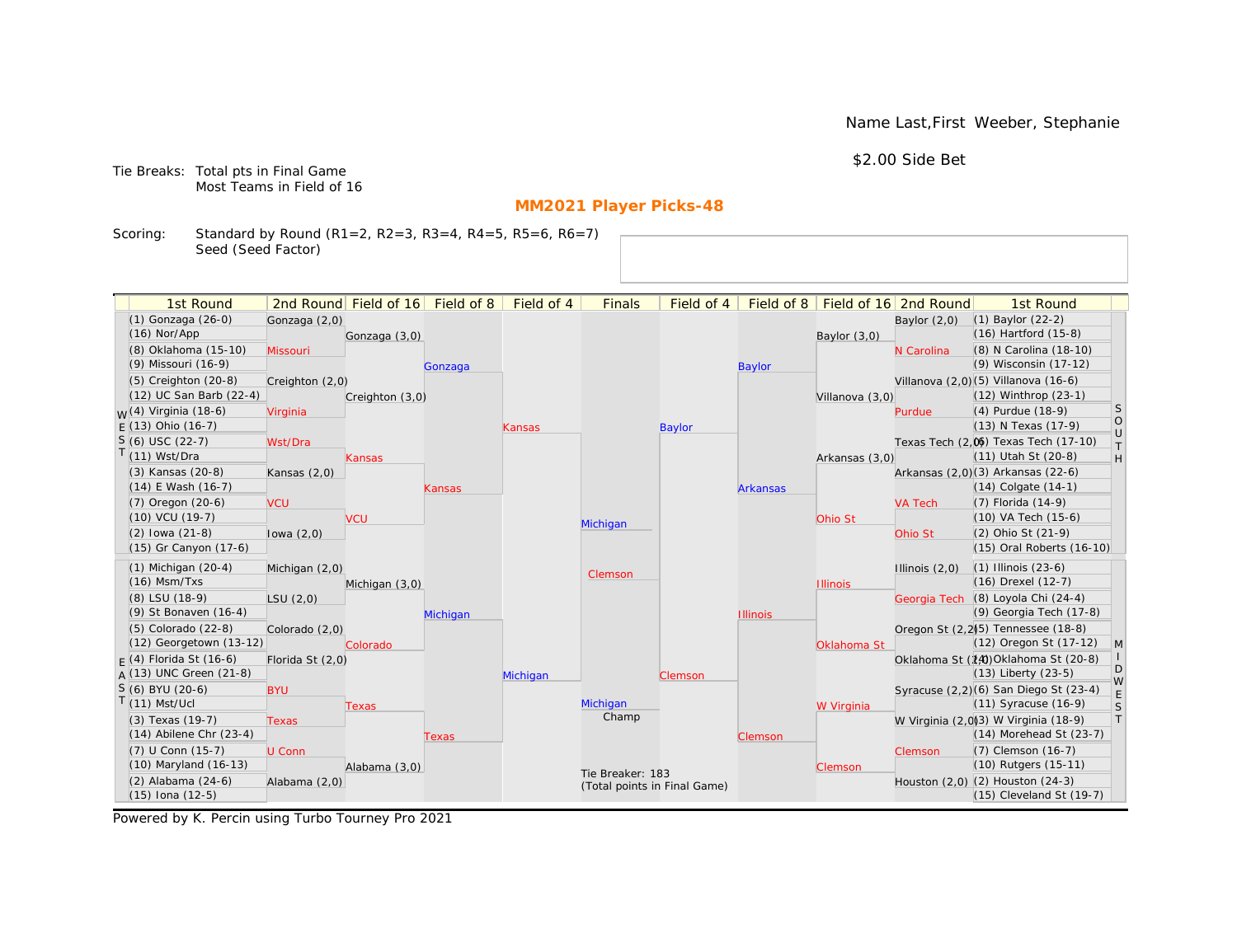Name Last,First Weeber, Stephanie

$2.00 Side Bet

Tie Breaks: Total pts in Final Game
Most Teams in Field of 16

## MM2021 Player Picks-48

Scoring: Standard by Round (R1=2, R2=3, R3=4, R4=5, R5=6, R6=7)
Seed (Seed Factor)

| 1st Round | 2nd Round | Field of 16 | Field of 8 | Field of 4 | Finals | Field of 4 | Field of 8 | Field of 16 | 2nd Round | 1st Round |
|---|---|---|---|---|---|---|---|---|---|---|
| **WEST** | | | | | | | | | | **SOUTH** |
| (1) Gonzaga (26-0) | Gonzaga (2,0) | Gonzaga (3,0) | Gonzaga | Kansas | Michigan | Baylor | Baylor | Baylor (3,0) | Baylor (2,0) | (1) Baylor (22-2) |
| (16) Nor/App | | | | | | | | | | (16) Hartford (15-8) |
| (8) Oklahoma (15-10) | Missouri | | | | | | | | N Carolina | (8) N Carolina (18-10) |
| (9) Missouri (16-9) | | | | | | | | | | (9) Wisconsin (17-12) |
| (5) Creighton (20-8) | Creighton (2,0) | Creighton (3,0) | | | | | | Villanova (3,0) | Villanova (2,0) | (5) Villanova (16-6) |
| (12) UC San Barb (22-4) | | | | | | | | | | (12) Winthrop (23-1) |
| (4) Virginia (18-6) | Virginia | | | | | | | | Purdue | (4) Purdue (18-9) |
| (13) Ohio (16-7) | | | | | | | | | | (13) N Texas (17-9) |
| (6) USC (22-7) | Wst/Dra | Kansas | Kansas | | | | Arkansas | Arkansas (3,0) | Texas Tech (2,0) | (6) Texas Tech (17-10) |
| (11) Wst/Dra | | | | | | | | | | (11) Utah St (20-8) |
| (3) Kansas (20-8) | Kansas (2,0) | | | | | | | | Arkansas (2,0) | (3) Arkansas (22-6) |
| (14) E Wash (16-7) | | | | | | | | | | (14) Colgate (14-1) |
| (7) Oregon (20-6) | VCU | VCU | | | | | | Ohio St | VA Tech | (7) Florida (14-9) |
| (10) VCU (19-7) | | | | | | | | | | (10) VA Tech (15-6) |
| (2) Iowa (21-8) | Iowa (2,0) | | | | | | | | Ohio St | (2) Ohio St (21-9) |
| (15) Gr Canyon (17-6) | | | | | | | | | | (15) Oral Roberts (16-10) |
| **EAST** | | | | | Clemson | | | | | **MIDWEST** |
| (1) Michigan (20-4) | Michigan (2,0) | Michigan (3,0) | Michigan | Michigan | | Clemson | Illinois | Illinois | Illinois (2,0) | (1) Illinois (23-6) |
| (16) Msm/Txs | | | | | | | | | | (16) Drexel (12-7) |
| (8) LSU (18-9) | LSU (2,0) | | | | | | | | Georgia Tech | (8) Loyola Chi (24-4) |
| (9) St Bonaven (16-4) | | | | | | | | | | (9) Georgia Tech (17-8) |
| (5) Colorado (22-8) | Colorado (2,0) | Colorado | | | | | | Oklahoma St | Oregon St (2,2) | (5) Tennessee (18-8) |
| (12) Georgetown (13-12) | | | | | | | | | | (12) Oregon St (17-12) |
| (4) Florida St (16-6) | Florida St (2,0) | | | | | | | | Oklahoma St (2,0) | (4) Oklahoma St (20-8) |
| (13) UNC Green (21-8) | | | | | | | | | | (13) Liberty (23-5) |
| (6) BYU (20-6) | BYU | Texas | Texas | | Michigan (Champ) | | Clemson | W Virginia | Syracuse (2,2) | (6) San Diego St (23-4) |
| (11) Mst/Ucl | | | | | | | | | | (11) Syracuse (16-9) |
| (3) Texas (19-7) | Texas | | | | | | | | W Virginia (2,0) | (3) W Virginia (18-9) |
| (14) Abilene Chr (23-4) | | | | | | | | | | (14) Morehead St (23-7) |
| (7) U Conn (15-7) | U Conn | Alabama (3,0) | | | | | | Clemson | Clemson | (7) Clemson (16-7) |
| (10) Maryland (16-13) | | | | | | | | | | (10) Rutgers (15-11) |
| (2) Alabama (24-6) | Alabama (2,0) | | | | | | | | Houston (2,0) | (2) Houston (24-3) |
| (15) Iona (12-5) | | | | | | | | | | (15) Cleveland St (19-7) |

Tie Breaker: 183
(Total points in Final Game)

Powered by K. Percin using Turbo Tourney Pro 2021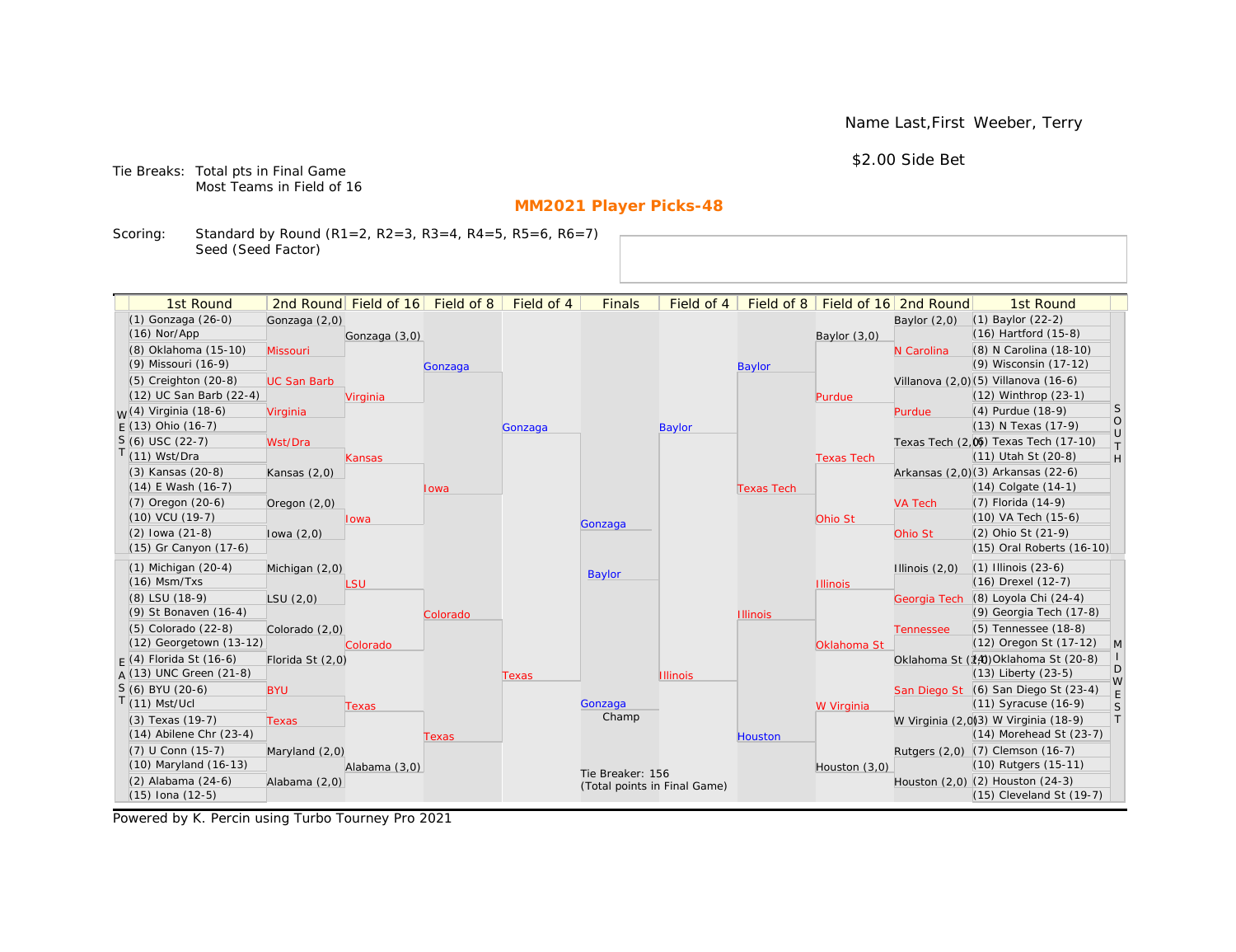Name Last,First Weeber, Terry

$2.00 Side Bet

Tie Breaks: Total pts in Final Game
Most Teams in Field of 16

## MM2021 Player Picks-48

Scoring: Standard by Round (R1=2, R2=3, R3=4, R4=5, R5=6, R6=7)
Seed (Seed Factor)

### WEST

| 1st Round | 2nd Round | Field of 16 | Field of 8 | Field of 4 |
|---|---|---|---|---|
| (1) Gonzaga (26-0) | Gonzaga (2,0) | Gonzaga (3,0) | Gonzaga | Gonzaga |
| (16) Nor/App | | | | |
| (8) Oklahoma (15-10) | Missouri | | | |
| (9) Missouri (16-9) | | | | |
| (5) Creighton (20-8) | UC San Barb | Virginia | | |
| (12) UC San Barb (22-4) | | | | |
| (4) Virginia (18-6) | Virginia | | | |
| (13) Ohio (16-7) | | | | |
| (6) USC (22-7) | Wst/Dra | Kansas | Iowa | |
| (11) Wst/Dra | | | | |
| (3) Kansas (20-8) | Kansas (2,0) | | | |
| (14) E Wash (16-7) | | | | |
| (7) Oregon (20-6) | Oregon (2,0) | Iowa | | |
| (10) VCU (19-7) | | | | |
| (2) Iowa (21-8) | Iowa (2,0) | | | |
| (15) Gr Canyon (17-6) | | | | |

### EAST

| 1st Round | 2nd Round | Field of 16 | Field of 8 | Field of 4 |
|---|---|---|---|---|
| (1) Michigan (20-4) | Michigan (2,0) | LSU | Colorado | Texas |
| (16) Msm/Txs | | | | |
| (8) LSU (18-9) | LSU (2,0) | | | |
| (9) St Bonaven (16-4) | | | | |
| (5) Colorado (22-8) | Colorado (2,0) | Colorado | | |
| (12) Georgetown (13-12) | | | | |
| (4) Florida St (16-6) | Florida St (2,0) | | | |
| (13) UNC Green (21-8) | | | | |
| (6) BYU (20-6) | BYU | Texas | Texas | |
| (11) Mst/Ucl | | | | |
| (3) Texas (19-7) | Texas | | | |
| (14) Abilene Chr (23-4) | | | | |
| (7) U Conn (15-7) | Maryland (2,0) | Alabama (3,0) | | |
| (10) Maryland (16-13) | | | | |
| (2) Alabama (24-6) | Alabama (2,0) | | | |
| (15) Iona (12-5) | | | | |

### SOUTH

| 1st Round | 2nd Round | Field of 16 | Field of 8 | Field of 4 |
|---|---|---|---|---|
| (1) Baylor (22-2) | Baylor (2,0) | Baylor (3,0) | Baylor | Baylor |
| (16) Hartford (15-8) | | | | |
| (8) N Carolina (18-10) | N Carolina | | | |
| (9) Wisconsin (17-12) | | | | |
| (5) Villanova (16-6) | Villanova (2,0) | Purdue | | |
| (12) Winthrop (23-1) | | | | |
| (4) Purdue (18-9) | Purdue | | | |
| (13) N Texas (17-9) | | | | |
| (6) Texas Tech (17-10) | Texas Tech (2,0) | Texas Tech | Texas Tech | |
| (11) Utah St (20-8) | | | | |
| (3) Arkansas (22-6) | Arkansas (2,0) | | | |
| (14) Colgate (14-1) | | | | |
| (7) Florida (14-9) | VA Tech | Ohio St | | |
| (10) VA Tech (15-6) | | | | |
| (2) Ohio St (21-9) | Ohio St | | | |
| (15) Oral Roberts (16-10) | | | | |

### MIDWEST

| 1st Round | 2nd Round | Field of 16 | Field of 8 | Field of 4 |
|---|---|---|---|---|
| (1) Illinois (23-6) | Illinois (2,0) | Illinois | Illinois | Illinois |
| (16) Drexel (12-7) | | | | |
| (8) Loyola Chi (24-4) | Georgia Tech | | | |
| (9) Georgia Tech (17-8) | | | | |
| (5) Tennessee (18-8) | Tennessee | Oklahoma St | | |
| (12) Oregon St (17-12) | | | | |
| (4) Oklahoma St (20-8) | Oklahoma St (2,0) | | | |
| (13) Liberty (23-5) | | | | |
| (6) San Diego St (23-4) | San Diego St | W Virginia | Houston | |
| (11) Syracuse (16-9) | | | | |
| (3) W Virginia (18-9) | W Virginia (2,0) | | | |
| (14) Morehead St (23-7) | | | | |
| (7) Clemson (16-7) | Rutgers (2,0) | Houston (3,0) | | |
| (10) Rutgers (15-11) | | | | |
| (2) Houston (24-3) | Houston (2,0) | | | |
| (15) Cleveland St (19-7) | | | | |

### Finals

- Gonzaga
- Baylor

Champ: Gonzaga

Tie Breaker: 156
(Total points in Final Game)

Powered by K. Percin using Turbo Tourney Pro 2021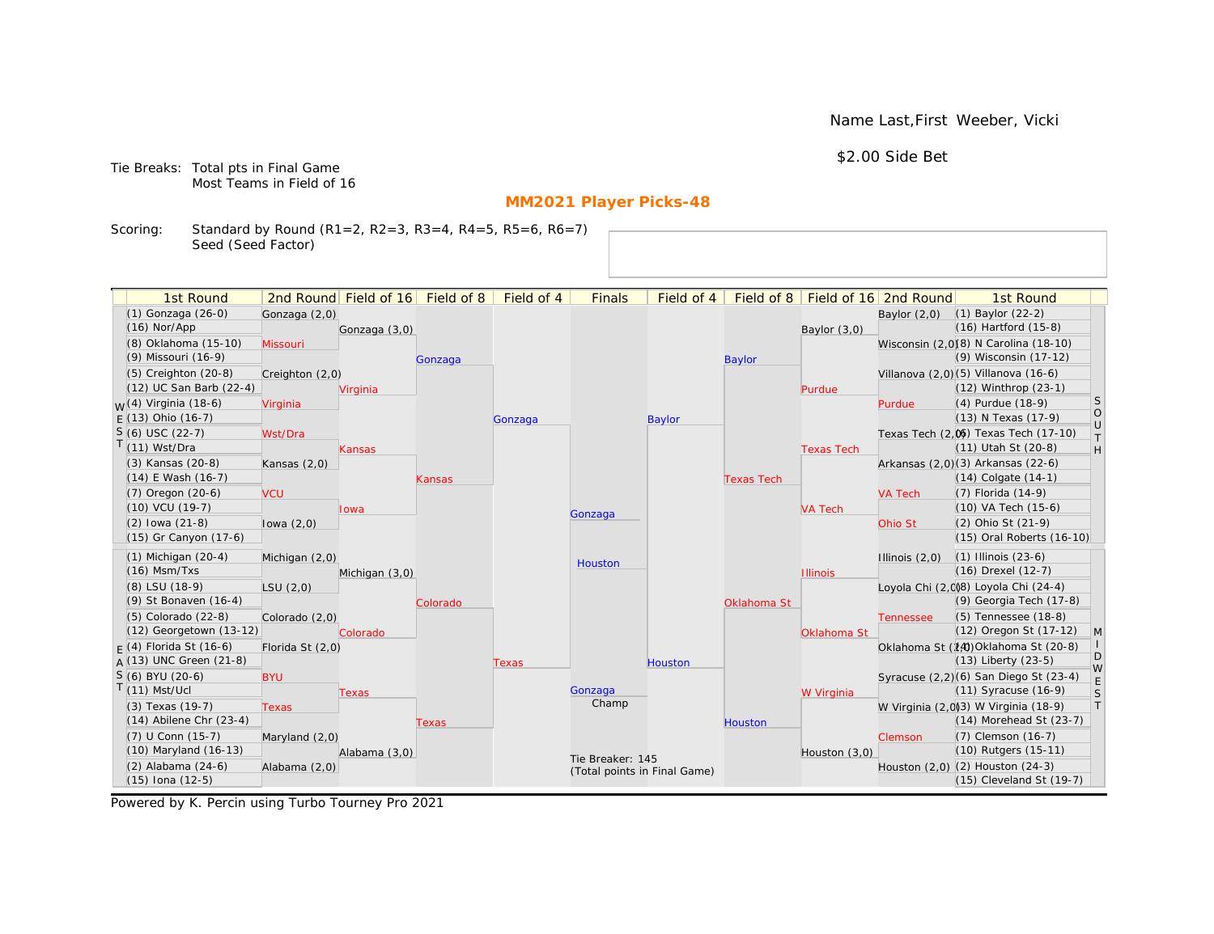Name Last,First Weeber, Vicki

$2.00 Side Bet

Tie Breaks: Total pts in Final Game
Most Teams in Field of 16

## MM2021 Player Picks-48

Scoring: Standard by Round (R1=2, R2=3, R3=4, R4=5, R5=6, R6=7)
Seed (Seed Factor)

### WEST

| 1st Round | 2nd Round | Field of 16 | Field of 8 | Field of 4 |
|---|---|---|---|---|
| (1) Gonzaga (26-0) | Gonzaga (2,0) | Gonzaga (3,0) | Gonzaga | Gonzaga |
| (16) Nor/App | | | | |
| (8) Oklahoma (15-10) | Missouri | | | |
| (9) Missouri (16-9) | | | | |
| (5) Creighton (20-8) | Creighton (2,0) | Virginia | | |
| (12) UC San Barb (22-4) | | | | |
| (4) Virginia (18-6) | Virginia | | | |
| (13) Ohio (16-7) | | | | |
| (6) USC (22-7) | Wst/Dra | Kansas | Kansas | |
| (11) Wst/Dra | | | | |
| (3) Kansas (20-8) | Kansas (2,0) | | | |
| (14) E Wash (16-7) | | | | |
| (7) Oregon (20-6) | VCU | Iowa | | |
| (10) VCU (19-7) | | | | |
| (2) Iowa (21-8) | Iowa (2,0) | | | |
| (15) Gr Canyon (17-6) | | | | |

### EAST

| 1st Round | 2nd Round | Field of 16 | Field of 8 | Field of 4 |
|---|---|---|---|---|
| (1) Michigan (20-4) | Michigan (2,0) | Michigan (3,0) | Colorado | Texas |
| (16) Msm/Txs | | | | |
| (8) LSU (18-9) | LSU (2,0) | | | |
| (9) St Bonaven (16-4) | | | | |
| (5) Colorado (22-8) | Colorado (2,0) | Colorado | | |
| (12) Georgetown (13-12) | | | | |
| (4) Florida St (16-6) | Florida St (2,0) | | | |
| (13) UNC Green (21-8) | | | | |
| (6) BYU (20-6) | BYU | Texas | Texas | |
| (11) Mst/Ucl | | | | |
| (3) Texas (19-7) | Texas | | | |
| (14) Abilene Chr (23-4) | | | | |
| (7) U Conn (15-7) | Maryland (2,0) | Alabama (3,0) | | |
| (10) Maryland (16-13) | | | | |
| (2) Alabama (24-6) | Alabama (2,0) | | | |
| (15) Iona (12-5) | | | | |

### SOUTH

| 1st Round | 2nd Round | Field of 16 | Field of 8 | Field of 4 |
|---|---|---|---|---|
| (1) Baylor (22-2) | Baylor (2,0) | Baylor (3,0) | Baylor | Baylor |
| (16) Hartford (15-8) | | | | |
| (8) N Carolina (18-10) | Wisconsin (2,0) | | | |
| (9) Wisconsin (17-12) | | | | |
| (5) Villanova (16-6) | Villanova (2,0) | Purdue | | |
| (12) Winthrop (23-1) | | | | |
| (4) Purdue (18-9) | Purdue | | | |
| (13) N Texas (17-9) | | | | |
| (6) Texas Tech (17-10) | Texas Tech (2,0) | Texas Tech | Texas Tech | |
| (11) Utah St (20-8) | | | | |
| (3) Arkansas (22-6) | Arkansas (2,0) | | | |
| (14) Colgate (14-1) | | | | |
| (7) Florida (14-9) | VA Tech | VA Tech | | |
| (10) VA Tech (15-6) | | | | |
| (2) Ohio St (21-9) | Ohio St | | | |
| (15) Oral Roberts (16-10) | | | | |

### MIDWEST

| 1st Round | 2nd Round | Field of 16 | Field of 8 | Field of 4 |
|---|---|---|---|---|
| (1) Illinois (23-6) | Illinois (2,0) | Illinois | Oklahoma St | Houston |
| (16) Drexel (12-7) | | | | |
| (8) Loyola Chi (24-4) | Loyola Chi (2,0) | | | |
| (9) Georgia Tech (17-8) | | | | |
| (5) Tennessee (18-8) | Tennessee | Oklahoma St | | |
| (12) Oregon St (17-12) | | | | |
| (4) Oklahoma St (20-8) | Oklahoma St (2,0) | | | |
| (13) Liberty (23-5) | | | | |
| (6) San Diego St (23-4) | Syracuse (2,2) | W Virginia | Houston | |
| (11) Syracuse (16-9) | | | | |
| (3) W Virginia (18-9) | W Virginia (2,0) | | | |
| (14) Morehead St (23-7) | | | | |
| (7) Clemson (16-7) | Clemson | Houston (3,0) | | |
| (10) Rutgers (15-11) | | | | |
| (2) Houston (24-3) | Houston (2,0) | | | |
| (15) Cleveland St (19-7) | | | | |

### Finals

| Finals |
|---|
| Gonzaga |
| Houston |
| Champ: Gonzaga |

Tie Breaker: 145
(Total points in Final Game)

Powered by K. Percin using Turbo Tourney Pro 2021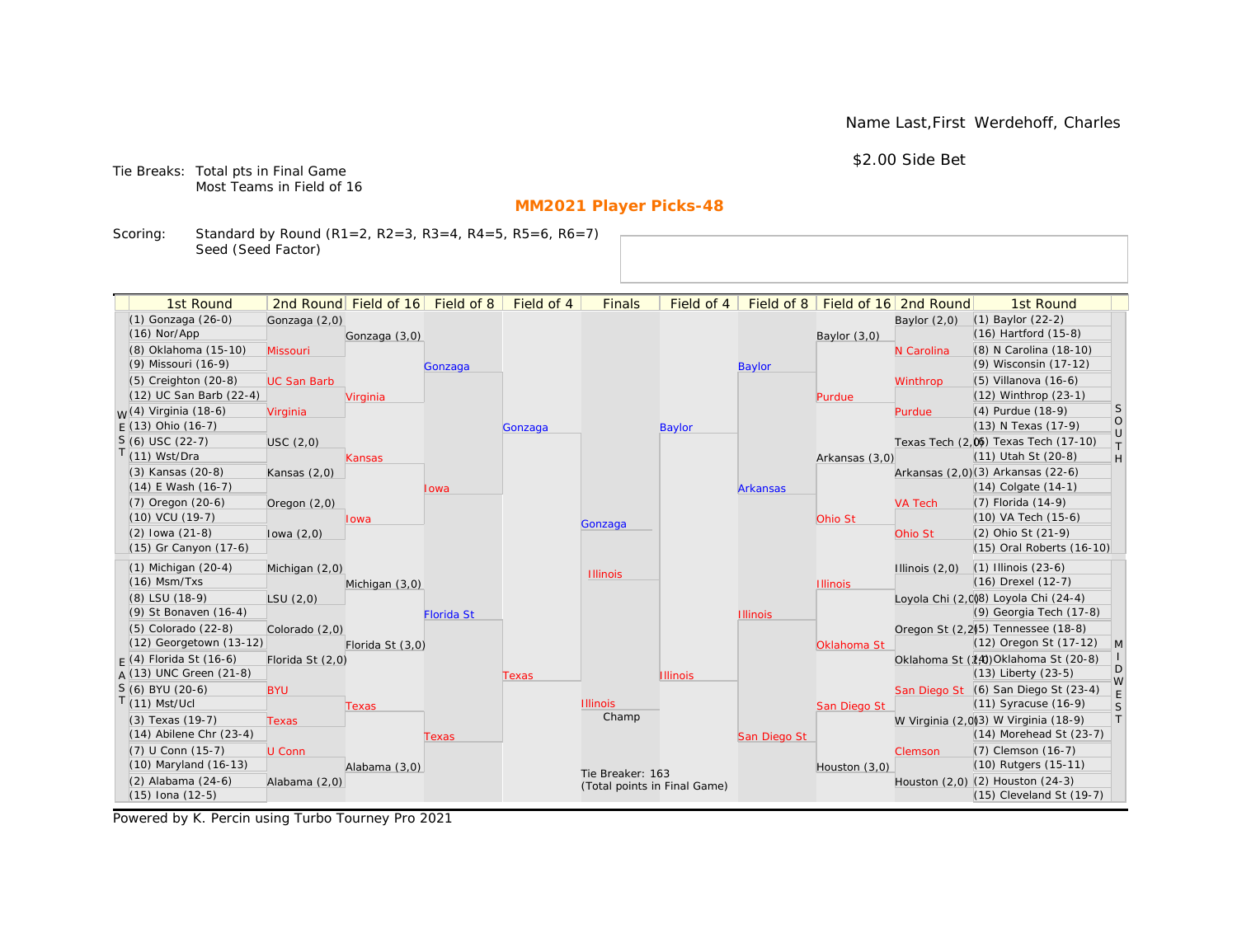Name Last,First Werdehoff, Charles

$2.00 Side Bet

Tie Breaks: Total pts in Final Game
Most Teams in Field of 16

## MM2021 Player Picks-48

Scoring: Standard by Round (R1=2, R2=3, R3=4, R4=5, R5=6, R6=7)
Seed (Seed Factor)

| 1st Round | 2nd Round | Field of 16 | Field of 8 | Field of 4 | Finals | Field of 4 | Field of 8 | Field of 16 | 2nd Round | 1st Round |
|---|---|---|---|---|---|---|---|---|---|---|
| (1) Gonzaga (26-0) | Gonzaga (2,0) | | | | | | | | Baylor (2,0) | (1) Baylor (22-2) |
| (16) Nor/App | | Gonzaga (3,0) | | | | | | Baylor (3,0) | | (16) Hartford (15-8) |
| (8) Oklahoma (15-10) | Missouri | | | | | | | | N Carolina | (8) N Carolina (18-10) |
| (9) Missouri (16-9) | | | Gonzaga | | | | Baylor | | | (9) Wisconsin (17-12) |
| (5) Creighton (20-8) | UC San Barb | | | | | | | | Winthrop | (5) Villanova (16-6) |
| (12) UC San Barb (22-4) | | Virginia | | | | | | Purdue | | (12) Winthrop (23-1) |
| (4) Virginia (18-6) | Virginia | | | | | | | | Purdue | (4) Purdue (18-9) |
| (13) Ohio (16-7) | | | | Gonzaga | | Baylor | | | | (13) N Texas (17-9) |
| (6) USC (22-7) | USC (2,0) | | | | | | | | Texas Tech (2,0) | (6) Texas Tech (17-10) |
| (11) Wst/Dra | | Kansas | | | | | | Arkansas (3,0) | | (11) Utah St (20-8) |
| (3) Kansas (20-8) | Kansas (2,0) | | | | | | | | Arkansas (2,0) | (3) Arkansas (22-6) |
| (14) E Wash (16-7) | | | Iowa | | | | Arkansas | | | (14) Colgate (14-1) |
| (7) Oregon (20-6) | Oregon (2,0) | | | | | | | | VA Tech | (7) Florida (14-9) |
| (10) VCU (19-7) | | Iowa | | | Gonzaga | | | Ohio St | | (10) VA Tech (15-6) |
| (2) Iowa (21-8) | Iowa (2,0) | | | | | | | | Ohio St | (2) Ohio St (21-9) |
| (15) Gr Canyon (17-6) | | | | | | | | | | (15) Oral Roberts (16-10) |
| (1) Michigan (20-4) | Michigan (2,0) | | | | Illinois | | | | Illinois (2,0) | (1) Illinois (23-6) |
| (16) Msm/Txs | | Michigan (3,0) | | | | | | Illinois | | (16) Drexel (12-7) |
| (8) LSU (18-9) | LSU (2,0) | | | | | | | | Loyola Chi (2,0) | (8) Loyola Chi (24-4) |
| (9) St Bonaven (16-4) | | | Florida St | | | | Illinois | | | (9) Georgia Tech (17-8) |
| (5) Colorado (22-8) | Colorado (2,0) | | | | | | | | Oregon St (2,2) | (5) Tennessee (18-8) |
| (12) Georgetown (13-12) | | Florida St (3,0) | | | | | | Oklahoma St | | (12) Oregon St (17-12) |
| (4) Florida St (16-6) | Florida St (2,0) | | | | | | | | Oklahoma St (2,0) | (4) Oklahoma St (20-8) |
| (13) UNC Green (21-8) | | | | Texas | | Illinois | | | | (13) Liberty (23-5) |
| (6) BYU (20-6) | BYU | | | | | | | | San Diego St | (6) San Diego St (23-4) |
| (11) Mst/Ucl | | Texas | | | Illinois | | | San Diego St | | (11) Syracuse (16-9) |
| (3) Texas (19-7) | Texas | | | | Champ | | | | W Virginia (2,0) | (3) W Virginia (18-9) |
| (14) Abilene Chr (23-4) | | | Texas | | | | San Diego St | | | (14) Morehead St (23-7) |
| (7) U Conn (15-7) | U Conn | | | | | | | | Clemson | (7) Clemson (16-7) |
| (10) Maryland (16-13) | | Alabama (3,0) | | | | | | Houston (3,0) | | (10) Rutgers (15-11) |
| (2) Alabama (24-6) | Alabama (2,0) | | | | | | | | Houston (2,0) | (2) Houston (24-3) |
| (15) Iona (12-5) | | | | | | | | | | (15) Cleveland St (19-7) |

WEST (top left), EAST (bottom left), SOUTH (top right), MIDWEST (bottom right)

Tie Breaker: 163
(Total points in Final Game)

Powered by K. Percin using Turbo Tourney Pro 2021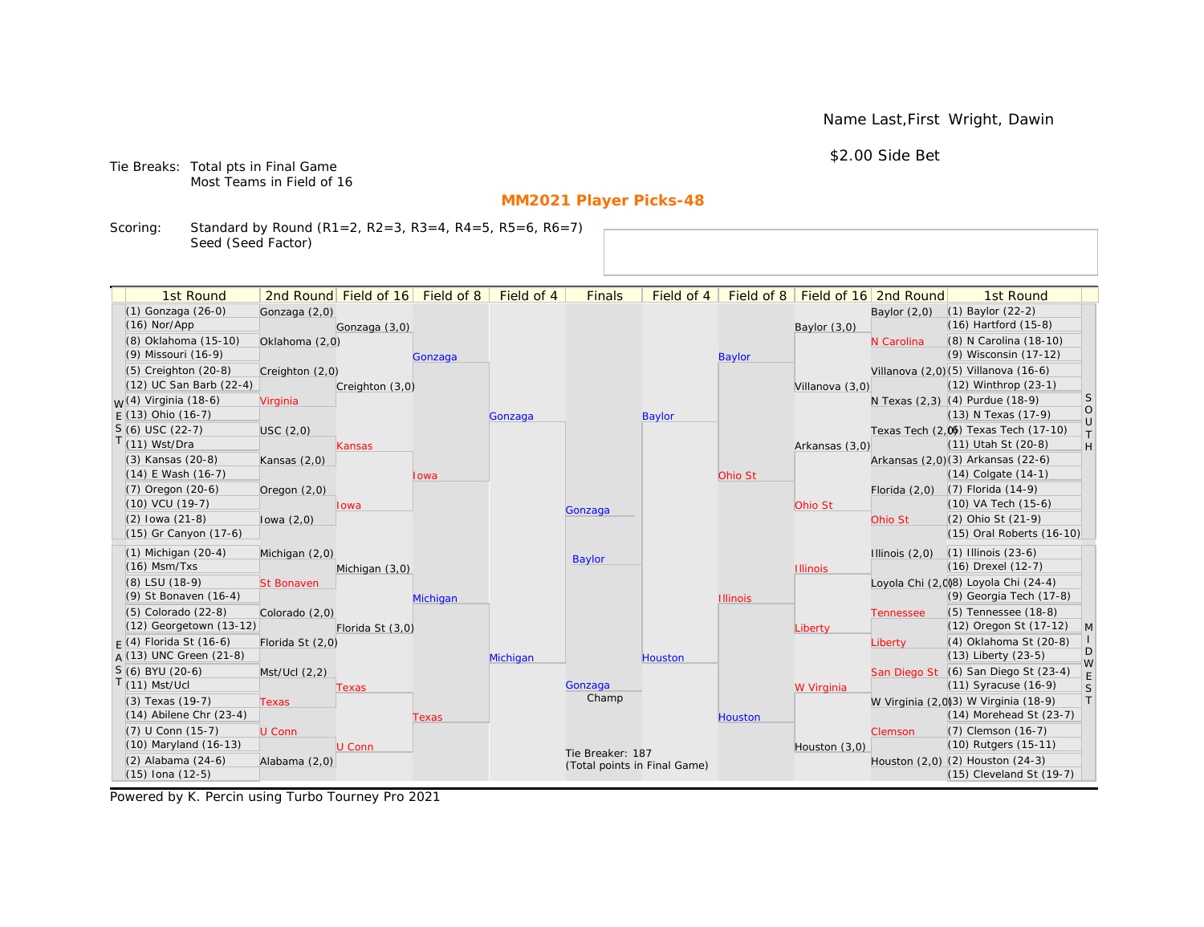Name Last,First Wright, Dawin

$2.00 Side Bet

Tie Breaks: Total pts in Final Game
Most Teams in Field of 16

## MM2021 Player Picks-48

Scoring: Standard by Round (R1=2, R2=3, R3=4, R4=5, R5=6, R6=7)
Seed (Seed Factor)

| 1st Round | 2nd Round | Field of 16 | Field of 8 | Field of 4 | Finals | Field of 4 | Field of 8 | Field of 16 | 2nd Round | 1st Round |
|---|---|---|---|---|---|---|---|---|---|---|
| (1) Gonzaga (26-0) | Gonzaga (2,0) | Gonzaga (3,0) | Gonzaga | Gonzaga | Gonzaga | Baylor | Baylor | Baylor (3,0) | Baylor (2,0) | (1) Baylor (22-2) |
| (16) Nor/App | | | | | | | | | | (16) Hartford (15-8) |
| (8) Oklahoma (15-10) | Oklahoma (2,0) | | | | | | | | N Carolina | (8) N Carolina (18-10) |
| (9) Missouri (16-9) | | | | | | | | | | (9) Wisconsin (17-12) |
| (5) Creighton (20-8) | Creighton (2,0) | Creighton (3,0) | | | | | | Villanova (3,0) | Villanova (2,0) | (5) Villanova (16-6) |
| (12) UC San Barb (22-4) | | | | | | | | | | (12) Winthrop (23-1) |
| (4) Virginia (18-6) | Virginia | | | | | | | | N Texas (2,3) | (4) Purdue (18-9) |
| (13) Ohio (16-7) | | | | | | | | | | (13) N Texas (17-9) |
| (6) USC (22-7) | USC (2,0) | Kansas | Iowa | | | | Ohio St | Arkansas (3,0) | Texas Tech (2,0) | (6) Texas Tech (17-10) |
| (11) Wst/Dra | | | | | | | | | | (11) Utah St (20-8) |
| (3) Kansas (20-8) | Kansas (2,0) | | | | | | | | Arkansas (2,0) | (3) Arkansas (22-6) |
| (14) E Wash (16-7) | | | | | | | | | | (14) Colgate (14-1) |
| (7) Oregon (20-6) | Oregon (2,0) | Iowa | | | | | | Ohio St | Florida (2,0) | (7) Florida (14-9) |
| (10) VCU (19-7) | | | | | | | | | | (10) VA Tech (15-6) |
| (2) Iowa (21-8) | Iowa (2,0) | | | | | | | | Ohio St | (2) Ohio St (21-9) |
| (15) Gr Canyon (17-6) | | | | | | | | | | (15) Oral Roberts (16-10) |
| (1) Michigan (20-4) | Michigan (2,0) | Michigan (3,0) | Michigan | Michigan | Baylor | Houston | Illinois | Illinois | Illinois (2,0) | (1) Illinois (23-6) |
| (16) Msm/Txs | | | | | | | | | | (16) Drexel (12-7) |
| (8) LSU (18-9) | St Bonaven | | | | | | | | Loyola Chi (2,0) | (8) Loyola Chi (24-4) |
| (9) St Bonaven (16-4) | | | | | | | | | | (9) Georgia Tech (17-8) |
| (5) Colorado (22-8) | Colorado (2,0) | Florida St (3,0) | | | | | | Liberty | Tennessee | (5) Tennessee (18-8) |
| (12) Georgetown (13-12) | | | | | | | | | | (12) Oregon St (17-12) |
| (4) Florida St (16-6) | Florida St (2,0) | | | | | | | | Liberty | (4) Oklahoma St (20-8) |
| (13) UNC Green (21-8) | | | | | | | | | | (13) Liberty (23-5) |
| (6) BYU (20-6) | Mst/Ucl (2,2) | Texas | Texas | | | | Houston | W Virginia | San Diego St | (6) San Diego St (23-4) |
| (11) Mst/Ucl | | | | | | | | | | (11) Syracuse (16-9) |
| (3) Texas (19-7) | Texas | | | | | | | | W Virginia (2,0) | (3) W Virginia (18-9) |
| (14) Abilene Chr (23-4) | | | | | | | | | | (14) Morehead St (23-7) |
| (7) U Conn (15-7) | U Conn | U Conn | | | | | | Houston (3,0) | Clemson | (7) Clemson (16-7) |
| (10) Maryland (16-13) | | | | | | | | | | (10) Rutgers (15-11) |
| (2) Alabama (24-6) | Alabama (2,0) | | | | | | | | Houston (2,0) | (2) Houston (24-3) |
| (15) Iona (12-5) | | | | | | | | | | (15) Cleveland St (19-7) |

Regions: WEST (top left), EAST (bottom left), SOUTH (top right), MIDWEST (bottom right)

Champ: Gonzaga

Tie Breaker: 187
(Total points in Final Game)

Powered by K. Percin using Turbo Tourney Pro 2021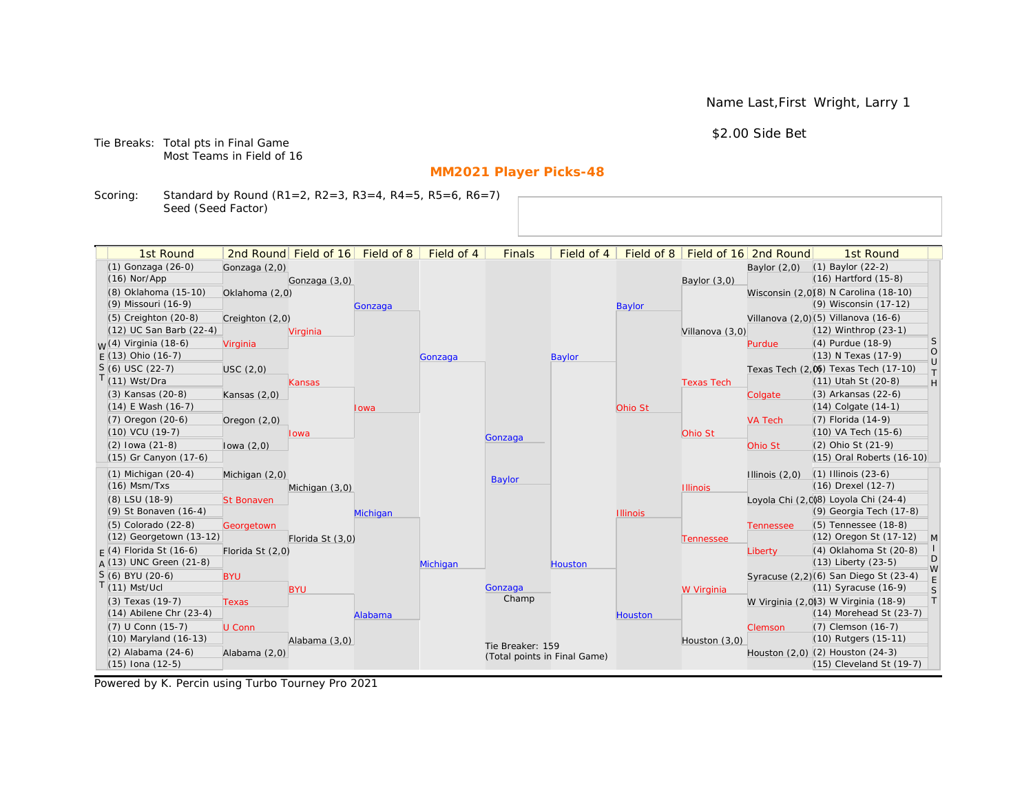Name Last,First Wright, Larry 1

$2.00 Side Bet

Tie Breaks: Total pts in Final Game
Most Teams in Field of 16

**MM2021 Player Picks-48**

Scoring: Standard by Round (R1=2, R2=3, R3=4, R4=5, R5=6, R6=7)
Seed (Seed Factor)

| 1st Round | 2nd Round | Field of 16 | Field of 8 | Field of 4 | Finals | Field of 4 | Field of 8 | Field of 16 | 2nd Round | 1st Round |
|---|---|---|---|---|---|---|---|---|---|---|
| (1) Gonzaga (26-0) | Gonzaga (2,0) | Gonzaga (3,0) | Gonzaga | Gonzaga | Gonzaga | Baylor | Baylor | Baylor (3,0) | Baylor (2,0) | (1) Baylor (22-2) |
| (16) Nor/App | | | | | | | | | | (16) Hartford (15-8) |
| (8) Oklahoma (15-10) | Oklahoma (2,0) | | | | | | | | Wisconsin (2,0) | (8) N Carolina (18-10) |
| (9) Missouri (16-9) | | | | | | | | | | (9) Wisconsin (17-12) |
| (5) Creighton (20-8) | Creighton (2,0) | Virginia | | | | | | Villanova (3,0) | Villanova (2,0) | (5) Villanova (16-6) |
| (12) UC San Barb (22-4) | | | | | | | | | | (12) Winthrop (23-1) |
| (4) Virginia (18-6) | Virginia | | | | | | | | Purdue | (4) Purdue (18-9) |
| (13) Ohio (16-7) | | | | | | | | | | (13) N Texas (17-9) |
| (6) USC (22-7) | USC (2,0) | Kansas | Iowa | | | | Ohio St | Texas Tech | Texas Tech (2,0) | (6) Texas Tech (17-10) |
| (11) Wst/Dra | | | | | | | | | | (11) Utah St (20-8) |
| (3) Kansas (20-8) | Kansas (2,0) | | | | | | | | Colgate | (3) Arkansas (22-6) |
| (14) E Wash (16-7) | | | | | | | | | | (14) Colgate (14-1) |
| (7) Oregon (20-6) | Oregon (2,0) | Iowa | | | | | | Ohio St | VA Tech | (7) Florida (14-9) |
| (10) VCU (19-7) | | | | | | | | | | (10) VA Tech (15-6) |
| (2) Iowa (21-8) | Iowa (2,0) | | | | | | | | Ohio St | (2) Ohio St (21-9) |
| (15) Gr Canyon (17-6) | | | | | | | | | | (15) Oral Roberts (16-10) |
| (1) Michigan (20-4) | Michigan (2,0) | Michigan (3,0) | Michigan | Michigan | Baylor | Houston | Illinois | Illinois | Illinois (2,0) | (1) Illinois (23-6) |
| (16) Msm/Txs | | | | | | | | | | (16) Drexel (12-7) |
| (8) LSU (18-9) | St Bonaven | | | | | | | | Loyola Chi (2,0) | (8) Loyola Chi (24-4) |
| (9) St Bonaven (16-4) | | | | | | | | | | (9) Georgia Tech (17-8) |
| (5) Colorado (22-8) | Georgetown | Florida St (3,0) | | | | | | Tennessee | Tennessee | (5) Tennessee (18-8) |
| (12) Georgetown (13-12) | | | | | | | | | | (12) Oregon St (17-12) |
| (4) Florida St (16-6) | Florida St (2,0) | | | | | | | | Liberty | (4) Oklahoma St (20-8) |
| (13) UNC Green (21-8) | | | | | | | | | | (13) Liberty (23-5) |
| (6) BYU (20-6) | BYU | BYU | Alabama | | | | Houston | W Virginia | Syracuse (2,2) | (6) San Diego St (23-4) |
| (11) Mst/Ucl | | | | | | | | | | (11) Syracuse (16-9) |
| (3) Texas (19-7) | Texas | | | | | | | | W Virginia (2,0) | (3) W Virginia (18-9) |
| (14) Abilene Chr (23-4) | | | | | | | | | | (14) Morehead St (23-7) |
| (7) U Conn (15-7) | U Conn | Alabama (3,0) | | | | | | Houston (3,0) | Clemson | (7) Clemson (16-7) |
| (10) Maryland (16-13) | | | | | | | | | | (10) Rutgers (15-11) |
| (2) Alabama (24-6) | Alabama (2,0) | | | | | | | | Houston (2,0) | (2) Houston (24-3) |
| (15) Iona (12-5) | | | | | | | | | | (15) Cleveland St (19-7) |

Regions: WEST (top left), EAST (bottom left), SOUTH (top right), MIDWEST (bottom right)

Champ: Gonzaga

Tie Breaker: 159
(Total points in Final Game)

Powered by K. Percin using Turbo Tourney Pro 2021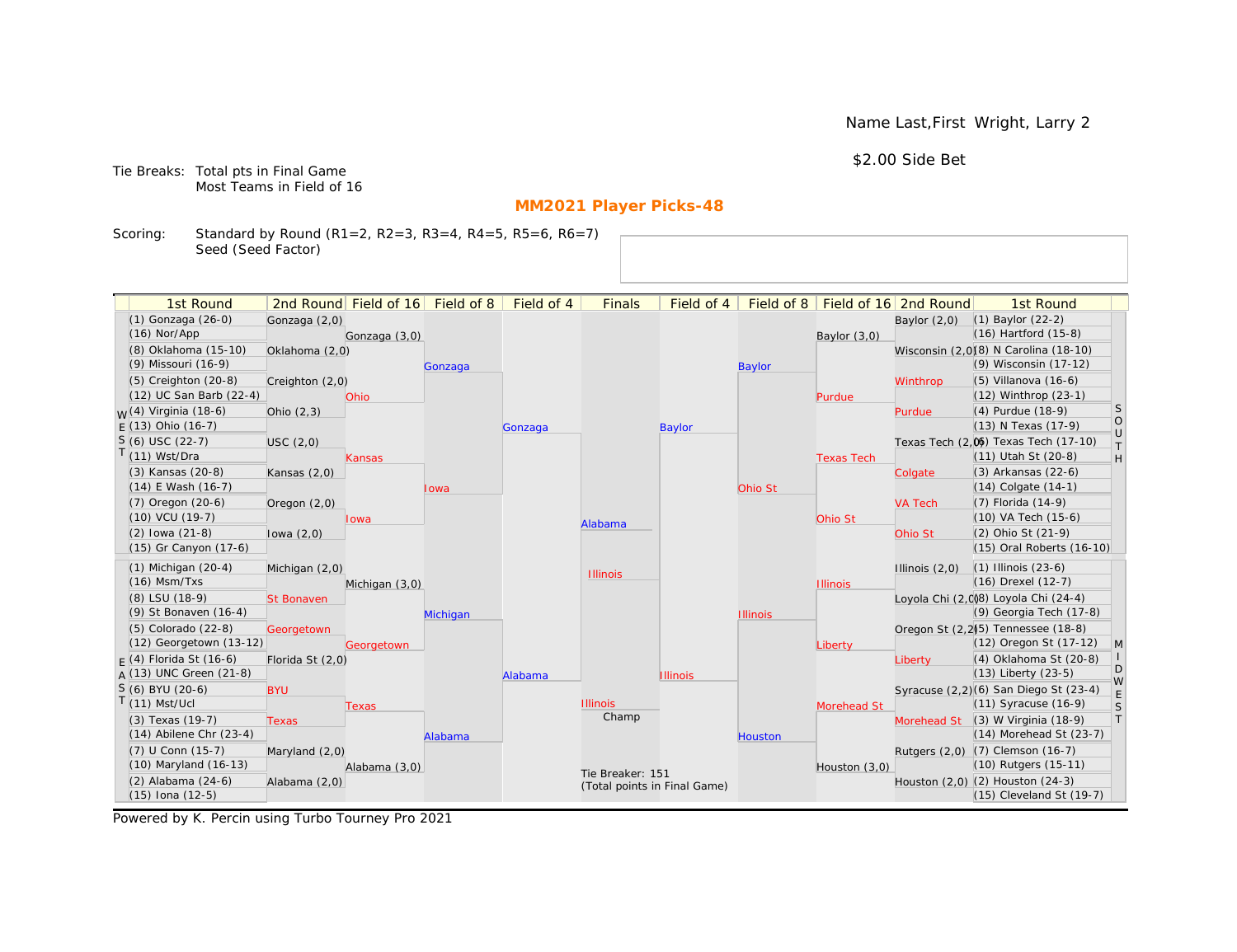Name Last,First Wright, Larry 2

$2.00 Side Bet

Tie Breaks: Total pts in Final Game
Most Teams in Field of 16

## MM2021 Player Picks-48

Scoring: Standard by Round (R1=2, R2=3, R3=4, R4=5, R5=6, R6=7)
Seed (Seed Factor)

| 1st Round | 2nd Round | Field of 16 | Field of 8 | Field of 4 | Finals | Field of 4 | Field of 8 | Field of 16 | 2nd Round | 1st Round |
|---|---|---|---|---|---|---|---|---|---|---|
| (1) Gonzaga (26-0) | Gonzaga (2,0) | | | | | | | | Baylor (2,0) | (1) Baylor (22-2) |
| (16) Nor/App | | Gonzaga (3,0) | | | | | | Baylor (3,0) | | (16) Hartford (15-8) |
| (8) Oklahoma (15-10) | Oklahoma (2,0) | | | | | | | | Wisconsin (2,0) | (8) N Carolina (18-10) |
| (9) Missouri (16-9) | | | Gonzaga | | | | Baylor | | | (9) Wisconsin (17-12) |
| (5) Creighton (20-8) | Creighton (2,0) | | | | | | | | Winthrop | (5) Villanova (16-6) |
| (12) UC San Barb (22-4) | | Ohio | | | | | | Purdue | | (12) Winthrop (23-1) |
| (4) Virginia (18-6) | Ohio (2,3) | | | | | | | | Purdue | (4) Purdue (18-9) |
| (13) Ohio (16-7) | | | | Gonzaga | | Baylor | | | | (13) N Texas (17-9) |
| (6) USC (22-7) | USC (2,0) | | | | | | | | Texas Tech (2,0) | (6) Texas Tech (17-10) |
| (11) Wst/Dra | | Kansas | | | | | | Texas Tech | | (11) Utah St (20-8) |
| (3) Kansas (20-8) | Kansas (2,0) | | | | | | | | Colgate | (3) Arkansas (22-6) |
| (14) E Wash (16-7) | | | Iowa | | | | Ohio St | | | (14) Colgate (14-1) |
| (7) Oregon (20-6) | Oregon (2,0) | | | | | | | | VA Tech | (7) Florida (14-9) |
| (10) VCU (19-7) | | Iowa | | | Alabama | | | Ohio St | | (10) VA Tech (15-6) |
| (2) Iowa (21-8) | Iowa (2,0) | | | | | | | | Ohio St | (2) Ohio St (21-9) |
| (15) Gr Canyon (17-6) | | | | | | | | | | (15) Oral Roberts (16-10) |
| (1) Michigan (20-4) | Michigan (2,0) | | | | Illinois | | | | Illinois (2,0) | (1) Illinois (23-6) |
| (16) Msm/Txs | | Michigan (3,0) | | | | | | Illinois | | (16) Drexel (12-7) |
| (8) LSU (18-9) | St Bonaven | | | | | | | | Loyola Chi (2,0) | (8) Loyola Chi (24-4) |
| (9) St Bonaven (16-4) | | | Michigan | | | | Illinois | | | (9) Georgia Tech (17-8) |
| (5) Colorado (22-8) | Georgetown | | | | | | | | Oregon St (2,2) | (5) Tennessee (18-8) |
| (12) Georgetown (13-12) | | Georgetown | | | | | | Liberty | | (12) Oregon St (17-12) |
| (4) Florida St (16-6) | Florida St (2,0) | | | | | | | | Liberty | (4) Oklahoma St (20-8) |
| (13) UNC Green (21-8) | | | | Alabama | | Illinois | | | | (13) Liberty (23-5) |
| (6) BYU (20-6) | BYU | | | | | | | | Syracuse (2,2) | (6) San Diego St (23-4) |
| (11) Mst/Ucl | | Texas | | | Illinois | | | Morehead St | | (11) Syracuse (16-9) |
| (3) Texas (19-7) | Texas | | | | Champ | | | | Morehead St | (3) W Virginia (18-9) |
| (14) Abilene Chr (23-4) | | | Alabama | | | | Houston | | | (14) Morehead St (23-7) |
| (7) U Conn (15-7) | Maryland (2,0) | | | | | | | | Rutgers (2,0) | (7) Clemson (16-7) |
| (10) Maryland (16-13) | | Alabama (3,0) | | | Tie Breaker: 151 (Total points in Final Game) | | | Houston (3,0) | | (10) Rutgers (15-11) |
| (2) Alabama (24-6) | Alabama (2,0) | | | | | | | | Houston (2,0) | (2) Houston (24-3) |
| (15) Iona (12-5) | | | | | | | | | | (15) Cleveland St (19-7) |

Regions: WEST (top left), EAST (bottom left), SOUTH (top right), MIDWEST (bottom right)

Powered by K. Percin using Turbo Tourney Pro 2021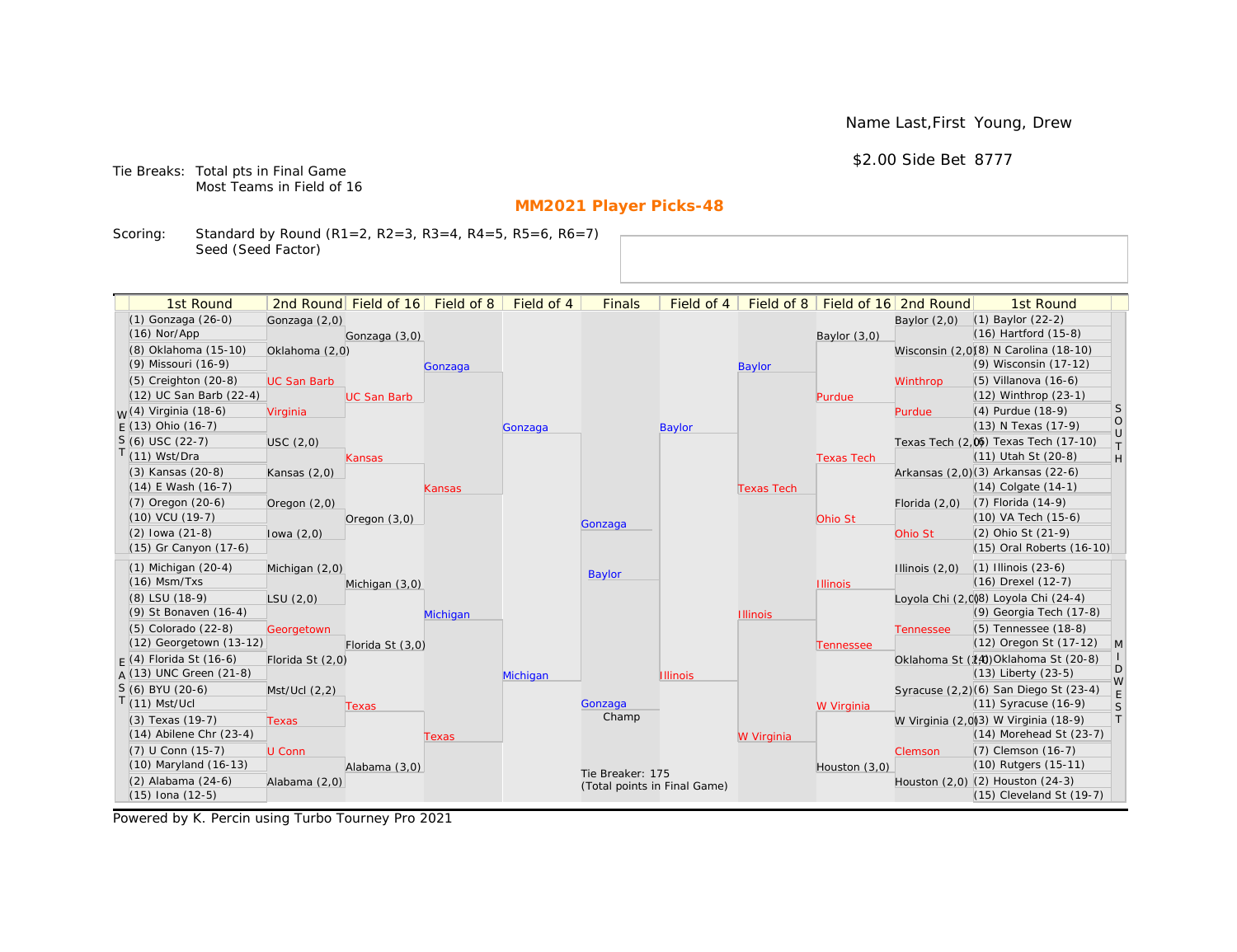Name Last,First Young, Drew

$2.00 Side Bet 8777

Tie Breaks: Total pts in Final Game
Most Teams in Field of 16

## MM2021 Player Picks-48

Scoring: Standard by Round (R1=2, R2=3, R3=4, R4=5, R5=6, R6=7)
Seed (Seed Factor)

| 1st Round | 2nd Round | Field of 16 | Field of 8 | Field of 4 | Finals | Field of 4 | Field of 8 | Field of 16 | 2nd Round | 1st Round |
|---|---|---|---|---|---|---|---|---|---|---|
| (1) Gonzaga (26-0) | Gonzaga (2,0) | | | | | | | | Baylor (2,0) | (1) Baylor (22-2) |
| (16) Nor/App | | Gonzaga (3,0) | | | | | | Baylor (3,0) | | (16) Hartford (15-8) |
| (8) Oklahoma (15-10) | Oklahoma (2,0) | | | | | | | | Wisconsin (2,0) | (8) N Carolina (18-10) |
| (9) Missouri (16-9) | | | Gonzaga | | | | Baylor | | | (9) Wisconsin (17-12) |
| (5) Creighton (20-8) | UC San Barb | | | | | | | | Winthrop | (5) Villanova (16-6) |
| (12) UC San Barb (22-4) | | UC San Barb | | | | | | Purdue | | (12) Winthrop (23-1) |
| (4) Virginia (18-6) | Virginia | | | | | | | | Purdue | (4) Purdue (18-9) |
| (13) Ohio (16-7) | | | | Gonzaga | | Baylor | | | | (13) N Texas (17-9) |
| (6) USC (22-7) | USC (2,0) | | | | | | | | Texas Tech (2,0) | (6) Texas Tech (17-10) |
| (11) Wst/Dra | | Kansas | | | | | | Texas Tech | | (11) Utah St (20-8) |
| (3) Kansas (20-8) | Kansas (2,0) | | | | | | | | Arkansas (2,0) | (3) Arkansas (22-6) |
| (14) E Wash (16-7) | | | Kansas | | | | Texas Tech | | | (14) Colgate (14-1) |
| (7) Oregon (20-6) | Oregon (2,0) | | | | | | | | Florida (2,0) | (7) Florida (14-9) |
| (10) VCU (19-7) | | Oregon (3,0) | | | Gonzaga | | | Ohio St | | (10) VA Tech (15-6) |
| (2) Iowa (21-8) | Iowa (2,0) | | | | | | | | Ohio St | (2) Ohio St (21-9) |
| (15) Gr Canyon (17-6) | | | | | | | | | | (15) Oral Roberts (16-10) |
| (1) Michigan (20-4) | Michigan (2,0) | | | | Baylor | | | | Illinois (2,0) | (1) Illinois (23-6) |
| (16) Msm/Txs | | Michigan (3,0) | | | | | | Illinois | | (16) Drexel (12-7) |
| (8) LSU (18-9) | LSU (2,0) | | | | | | | | Loyola Chi (2,0) | (8) Loyola Chi (24-4) |
| (9) St Bonaven (16-4) | | | Michigan | | | | Illinois | | | (9) Georgia Tech (17-8) |
| (5) Colorado (22-8) | Georgetown | | | | | | | | Tennessee | (5) Tennessee (18-8) |
| (12) Georgetown (13-12) | | Florida St (3,0) | | | | | | Tennessee | | (12) Oregon St (17-12) |
| (4) Florida St (16-6) | Florida St (2,0) | | | | | | | | Oklahoma St (2,0) | (4) Oklahoma St (20-8) |
| (13) UNC Green (21-8) | | | | Michigan | | Illinois | | | | (13) Liberty (23-5) |
| (6) BYU (20-6) | Mst/Ucl (2,2) | | | | | | | | Syracuse (2,2) | (6) San Diego St (23-4) |
| (11) Mst/Ucl | | Texas | | | Gonzaga Champ | | | W Virginia | | (11) Syracuse (16-9) |
| (3) Texas (19-7) | Texas | | | | | | | | W Virginia (2,0) | (3) W Virginia (18-9) |
| (14) Abilene Chr (23-4) | | | Texas | | | | W Virginia | | | (14) Morehead St (23-7) |
| (7) U Conn (15-7) | U Conn | | | | | | | | Clemson | (7) Clemson (16-7) |
| (10) Maryland (16-13) | | Alabama (3,0) | | | Tie Breaker: 175 (Total points in Final Game) | | | Houston (3,0) | | (10) Rutgers (15-11) |
| (2) Alabama (24-6) | Alabama (2,0) | | | | | | | | Houston (2,0) | (2) Houston (24-3) |
| (15) Iona (12-5) | | | | | | | | | | (15) Cleveland St (19-7) |

Regions: WEST (top left), EAST (bottom left), SOUTH (top right), MIDWEST (bottom right)

Powered by K. Percin using Turbo Tourney Pro 2021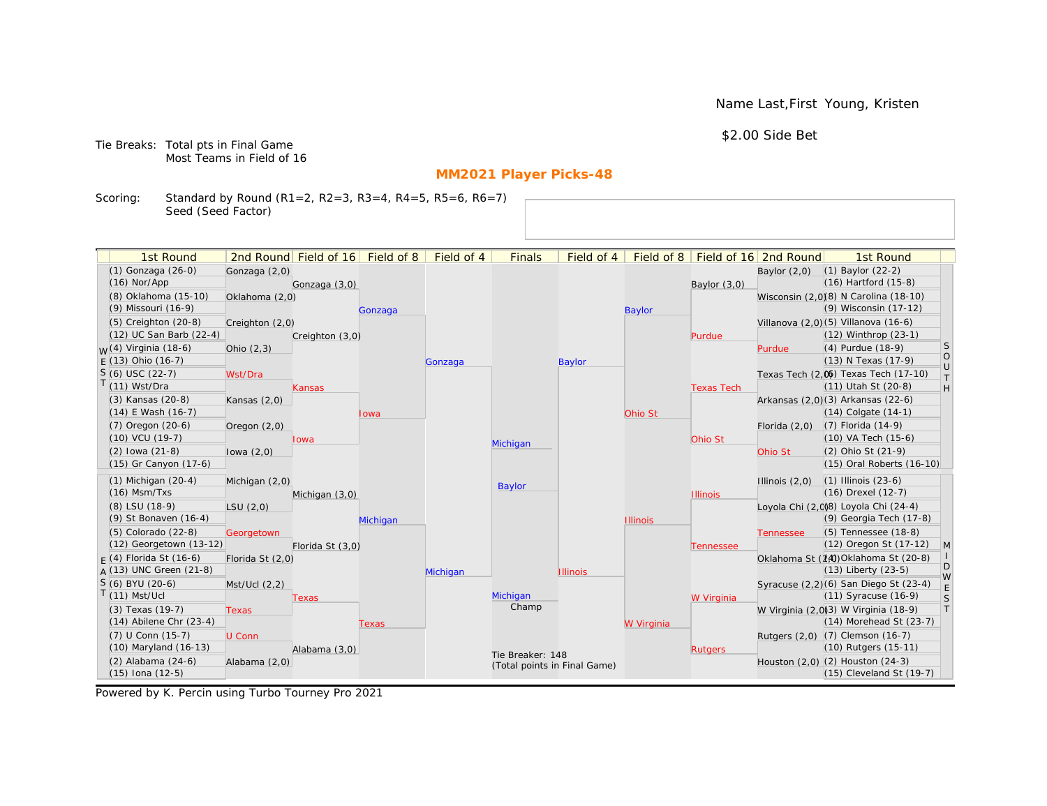Name Last,First Young, Kristen

$2.00 Side Bet

Tie Breaks: Total pts in Final Game
Most Teams in Field of 16

## MM2021 Player Picks-48

Scoring: Standard by Round (R1=2, R2=3, R3=4, R4=5, R5=6, R6=7)
Seed (Seed Factor)

| 1st Round | 2nd Round | Field of 16 | Field of 8 | Field of 4 | Finals | Field of 4 | Field of 8 | Field of 16 | 2nd Round | 1st Round |
|---|---|---|---|---|---|---|---|---|---|---|
| (1) Gonzaga (26-0) | Gonzaga (2,0) | | | | | | | | Baylor (2,0) | (1) Baylor (22-2) |
| (16) Nor/App | | Gonzaga (3,0) | | | | | | Baylor (3,0) | | (16) Hartford (15-8) |
| (8) Oklahoma (15-10) | Oklahoma (2,0) | | | | | | | | Wisconsin (2,0) | (8) N Carolina (18-10) |
| (9) Missouri (16-9) | | | Gonzaga | | | | Baylor | | | (9) Wisconsin (17-12) |
| (5) Creighton (20-8) | Creighton (2,0) | | | | | | | | Villanova (2,0) | (5) Villanova (16-6) |
| (12) UC San Barb (22-4) | | Creighton (3,0) | | | | | | Purdue | | (12) Winthrop (23-1) |
| (4) Virginia (18-6) | Ohio (2,3) | | | | | | | | Purdue | (4) Purdue (18-9) |
| (13) Ohio (16-7) | | | | Gonzaga | | Baylor | | | | (13) N Texas (17-9) |
| (6) USC (22-7) | Wst/Dra | | | | | | | | Texas Tech (2,0) | (6) Texas Tech (17-10) |
| (11) Wst/Dra | | Kansas | | | | | | Texas Tech | | (11) Utah St (20-8) |
| (3) Kansas (20-8) | Kansas (2,0) | | | | | | | | Arkansas (2,0) | (3) Arkansas (22-6) |
| (14) E Wash (16-7) | | | Iowa | | | | Ohio St | | | (14) Colgate (14-1) |
| (7) Oregon (20-6) | Oregon (2,0) | | | | | | | | Florida (2,0) | (7) Florida (14-9) |
| (10) VCU (19-7) | | Iowa | | | Michigan | | | Ohio St | | (10) VA Tech (15-6) |
| (2) Iowa (21-8) | Iowa (2,0) | | | | | | | | Ohio St | (2) Ohio St (21-9) |
| (15) Gr Canyon (17-6) | | | | | | | | | | (15) Oral Roberts (16-10) |
| (1) Michigan (20-4) | Michigan (2,0) | | | | Baylor | | | | Illinois (2,0) | (1) Illinois (23-6) |
| (16) Msm/Txs | | Michigan (3,0) | | | | | | Illinois | | (16) Drexel (12-7) |
| (8) LSU (18-9) | LSU (2,0) | | | | | | | | Loyola Chi (2,0) | (8) Loyola Chi (24-4) |
| (9) St Bonaven (16-4) | | | Michigan | | | | Illinois | | | (9) Georgia Tech (17-8) |
| (5) Colorado (22-8) | Georgetown | | | | | | | | Tennessee | (5) Tennessee (18-8) |
| (12) Georgetown (13-12) | | Florida St (3,0) | | | | | | Tennessee | | (12) Oregon St (17-12) |
| (4) Florida St (16-6) | Florida St (2,0) | | | | | | | | Oklahoma St (2,0) | (4) Oklahoma St (20-8) |
| (13) UNC Green (21-8) | | | | Michigan | | Illinois | | | | (13) Liberty (23-5) |
| (6) BYU (20-6) | Mst/Ucl (2,2) | | | | | | | | Syracuse (2,2) | (6) San Diego St (23-4) |
| (11) Mst/Ucl | | Texas | | | Michigan | | | W Virginia | | (11) Syracuse (16-9) |
| (3) Texas (19-7) | Texas | | | | Champ | | | | W Virginia (2,0) | (3) W Virginia (18-9) |
| (14) Abilene Chr (23-4) | | | Texas | | | | W Virginia | | | (14) Morehead St (23-7) |
| (7) U Conn (15-7) | U Conn | | | | | | | | Rutgers (2,0) | (7) Clemson (16-7) |
| (10) Maryland (16-13) | | Alabama (3,0) | | | | | | Rutgers | | (10) Rutgers (15-11) |
| (2) Alabama (24-6) | Alabama (2,0) | | | | Tie Breaker: 148 (Total points in Final Game) | | | | Houston (2,0) | (2) Houston (24-3) |
| (15) Iona (12-5) | | | | | | | | | | (15) Cleveland St (19-7) |

WEST / EAST / SOUTH / MIDWEST

Powered by K. Percin using Turbo Tourney Pro 2021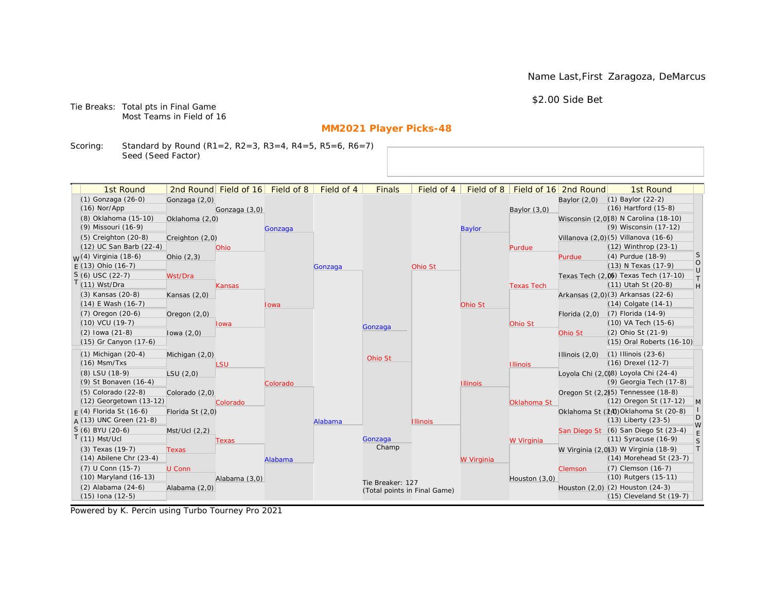Name Last,First Zaragoza, DeMarcus

$2.00 Side Bet

Tie Breaks: Total pts in Final Game
Most Teams in Field of 16

## MM2021 Player Picks-48

Scoring: Standard by Round (R1=2, R2=3, R3=4, R4=5, R5=6, R6=7)
Seed (Seed Factor)

| 1st Round | 2nd Round | Field of 16 | Field of 8 | Field of 4 | Finals | Field of 4 | Field of 8 | Field of 16 | 2nd Round | 1st Round |
|---|---|---|---|---|---|---|---|---|---|---|
| (1) Gonzaga (26-0) | Gonzaga (2,0) | | | | | | | | Baylor (2,0) | (1) Baylor (22-2) |
| (16) Nor/App | | Gonzaga (3,0) | | | | | | Baylor (3,0) | | (16) Hartford (15-8) |
| (8) Oklahoma (15-10) | Oklahoma (2,0) | | | | | | | | Wisconsin (2,0) | (8) N Carolina (18-10) |
| (9) Missouri (16-9) | | | Gonzaga | | | | Baylor | | | (9) Wisconsin (17-12) |
| (5) Creighton (20-8) | Creighton (2,0) | | | | | | | | Villanova (2,0) | (5) Villanova (16-6) |
| (12) UC San Barb (22-4) | | Ohio | | | | | | Purdue | | (12) Winthrop (23-1) |
| (4) Virginia (18-6) | Ohio (2,3) | | | | | | | | Purdue | (4) Purdue (18-9) |
| (13) Ohio (16-7) | | | | Gonzaga | | Ohio St | | | | (13) N Texas (17-9) |
| (6) USC (22-7) | Wst/Dra | | | | | | | | Texas Tech (2,0) | (6) Texas Tech (17-10) |
| (11) Wst/Dra | | Kansas | | | | | | Texas Tech | | (11) Utah St (20-8) |
| (3) Kansas (20-8) | Kansas (2,0) | | | | | | | | Arkansas (2,0) | (3) Arkansas (22-6) |
| (14) E Wash (16-7) | | | Iowa | | | | Ohio St | | | (14) Colgate (14-1) |
| (7) Oregon (20-6) | Oregon (2,0) | | | | | | | | Florida (2,0) | (7) Florida (14-9) |
| (10) VCU (19-7) | | Iowa | | | Gonzaga | | | Ohio St | | (10) VA Tech (15-6) |
| (2) Iowa (21-8) | Iowa (2,0) | | | | | | | | Ohio St | (2) Ohio St (21-9) |
| (15) Gr Canyon (17-6) | | | | | | | | | | (15) Oral Roberts (16-10) |
| (1) Michigan (20-4) | Michigan (2,0) | | | | Ohio St | | | | Illinois (2,0) | (1) Illinois (23-6) |
| (16) Msm/Txs | | LSU | | | | | | Illinois | | (16) Drexel (12-7) |
| (8) LSU (18-9) | LSU (2,0) | | | | | | | | Loyola Chi (2,0) | (8) Loyola Chi (24-4) |
| (9) St Bonaven (16-4) | | | Colorado | | | | Illinois | | | (9) Georgia Tech (17-8) |
| (5) Colorado (22-8) | Colorado (2,0) | | | | | | | | Oregon St (2,2) | (5) Tennessee (18-8) |
| (12) Georgetown (13-12) | | Colorado | | | | | | Oklahoma St | | (12) Oregon St (17-12) |
| (4) Florida St (16-6) | Florida St (2,0) | | | | | | | | Oklahoma St (2,0) | (4) Oklahoma St (20-8) |
| (13) UNC Green (21-8) | | | | Alabama | | Illinois | | | | (13) Liberty (23-5) |
| (6) BYU (20-6) | Mst/Ucl (2,2) | | | | | | | | San Diego St | (6) San Diego St (23-4) |
| (11) Mst/Ucl | | Texas | | | Gonzaga Champ | | | W Virginia | | (11) Syracuse (16-9) |
| (3) Texas (19-7) | Texas | | | | | | | | W Virginia (2,0) | (3) W Virginia (18-9) |
| (14) Abilene Chr (23-4) | | | Alabama | | | | W Virginia | | | (14) Morehead St (23-7) |
| (7) U Conn (15-7) | U Conn | | | | | | | | Clemson | (7) Clemson (16-7) |
| (10) Maryland (16-13) | | Alabama (3,0) | | | | | | Houston (3,0) | | (10) Rutgers (15-11) |
| (2) Alabama (24-6) | Alabama (2,0) | | | | Tie Breaker: 127 (Total points in Final Game) | | | | Houston (2,0) | (2) Houston (24-3) |
| (15) Iona (12-5) | | | | | | | | | | (15) Cleveland St (19-7) |

Regions: WEST (top left), EAST (bottom left), SOUTH (top right), MIDWEST (bottom right)

Powered by K. Percin using Turbo Tourney Pro 2021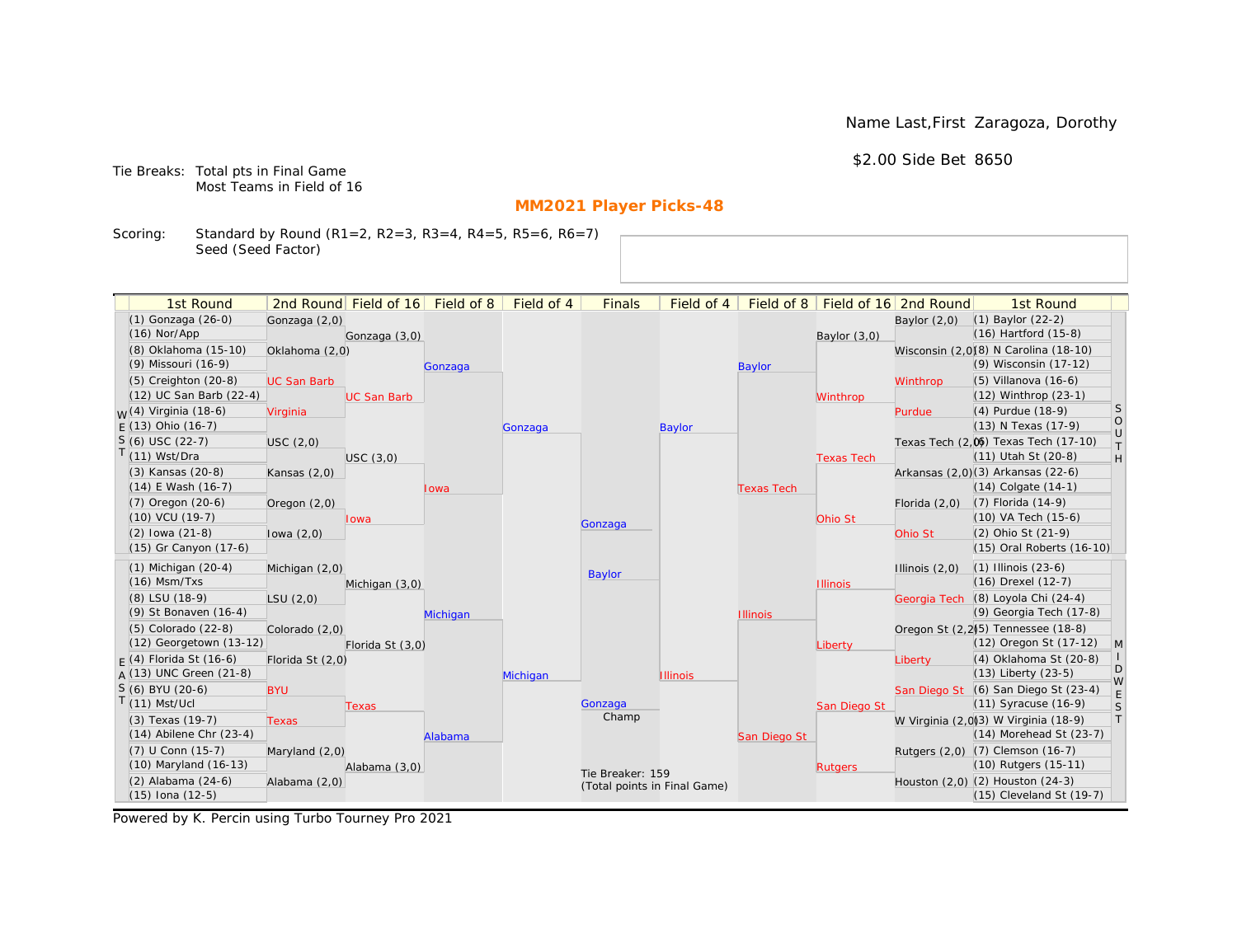Name Last,First Zaragoza, Dorothy

$2.00 Side Bet 8650

Tie Breaks: Total pts in Final Game
Most Teams in Field of 16

## MM2021 Player Picks-48

Scoring: Standard by Round (R1=2, R2=3, R3=4, R4=5, R5=6, R6=7)
Seed (Seed Factor)

### WEST

| 1st Round | 2nd Round | Field of 16 | Field of 8 | Field of 4 |
|---|---|---|---|---|
| (1) Gonzaga (26-0) | Gonzaga (2,0) | Gonzaga (3,0) | Gonzaga | Gonzaga |
| (16) Nor/App | | | | |
| (8) Oklahoma (15-10) | Oklahoma (2,0) | | | |
| (9) Missouri (16-9) | | | | |
| (5) Creighton (20-8) | UC San Barb | UC San Barb | | |
| (12) UC San Barb (22-4) | | | | |
| (4) Virginia (18-6) | Virginia | | | |
| (13) Ohio (16-7) | | | | |
| (6) USC (22-7) | USC (2,0) | USC (3,0) | Iowa | |
| (11) Wst/Dra | | | | |
| (3) Kansas (20-8) | Kansas (2,0) | | | |
| (14) E Wash (16-7) | | | | |
| (7) Oregon (20-6) | Oregon (2,0) | Iowa | | |
| (10) VCU (19-7) | | | | |
| (2) Iowa (21-8) | Iowa (2,0) | | | |
| (15) Gr Canyon (17-6) | | | | |

### EAST

| 1st Round | 2nd Round | Field of 16 | Field of 8 | Field of 4 |
|---|---|---|---|---|
| (1) Michigan (20-4) | Michigan (2,0) | Michigan (3,0) | Michigan | Michigan |
| (16) Msm/Txs | | | | |
| (8) LSU (18-9) | LSU (2,0) | | | |
| (9) St Bonaven (16-4) | | | | |
| (5) Colorado (22-8) | Colorado (2,0) | Florida St (3,0) | | |
| (12) Georgetown (13-12) | | | | |
| (4) Florida St (16-6) | Florida St (2,0) | | | |
| (13) UNC Green (21-8) | | | | |
| (6) BYU (20-6) | BYU | Texas | Alabama | |
| (11) Mst/Ucl | | | | |
| (3) Texas (19-7) | Texas | | | |
| (14) Abilene Chr (23-4) | | | | |
| (7) U Conn (15-7) | Maryland (2,0) | Alabama (3,0) | | |
| (10) Maryland (16-13) | | | | |
| (2) Alabama (24-6) | Alabama (2,0) | | | |
| (15) Iona (12-5) | | | | |

### SOUTH

| 1st Round | 2nd Round | Field of 16 | Field of 8 | Field of 4 |
|---|---|---|---|---|
| (1) Baylor (22-2) | Baylor (2,0) | Baylor (3,0) | Baylor | Baylor |
| (16) Hartford (15-8) | | | | |
| (8) N Carolina (18-10) | Wisconsin (2,0) | | | |
| (9) Wisconsin (17-12) | | | | |
| (5) Villanova (16-6) | Winthrop | Winthrop | | |
| (12) Winthrop (23-1) | | | | |
| (4) Purdue (18-9) | Purdue | | | |
| (13) N Texas (17-9) | | | | |
| (6) Texas Tech (17-10) | Texas Tech (2,0) | Texas Tech | Texas Tech | |
| (11) Utah St (20-8) | | | | |
| (3) Arkansas (22-6) | Arkansas (2,0) | | | |
| (14) Colgate (14-1) | | | | |
| (7) Florida (14-9) | Florida (2,0) | Ohio St | | |
| (10) VA Tech (15-6) | | | | |
| (2) Ohio St (21-9) | Ohio St | | | |
| (15) Oral Roberts (16-10) | | | | |

### MIDWEST

| 1st Round | 2nd Round | Field of 16 | Field of 8 | Field of 4 |
|---|---|---|---|---|
| (1) Illinois (23-6) | Illinois (2,0) | Illinois | Illinois | Illinois |
| (16) Drexel (12-7) | | | | |
| (8) Loyola Chi (24-4) | Georgia Tech | | | |
| (9) Georgia Tech (17-8) | | | | |
| (5) Tennessee (18-8) | Oregon St (2,2) | Liberty | | |
| (12) Oregon St (17-12) | | | | |
| (4) Oklahoma St (20-8) | Liberty | | | |
| (13) Liberty (23-5) | | | | |
| (6) San Diego St (23-4) | San Diego St | San Diego St | San Diego St | |
| (11) Syracuse (16-9) | | | | |
| (3) W Virginia (18-9) | W Virginia (2,0) | | | |
| (14) Morehead St (23-7) | | | | |
| (7) Clemson (16-7) | Rutgers (2,0) | Rutgers | | |
| (10) Rutgers (15-11) | | | | |
| (2) Houston (24-3) | Houston (2,0) | | | |
| (15) Cleveland St (19-7) | | | | |

### Finals

Gonzaga

Baylor

Champ: Gonzaga

Tie Breaker: 159
(Total points in Final Game)

Powered by K. Percin using Turbo Tourney Pro 2021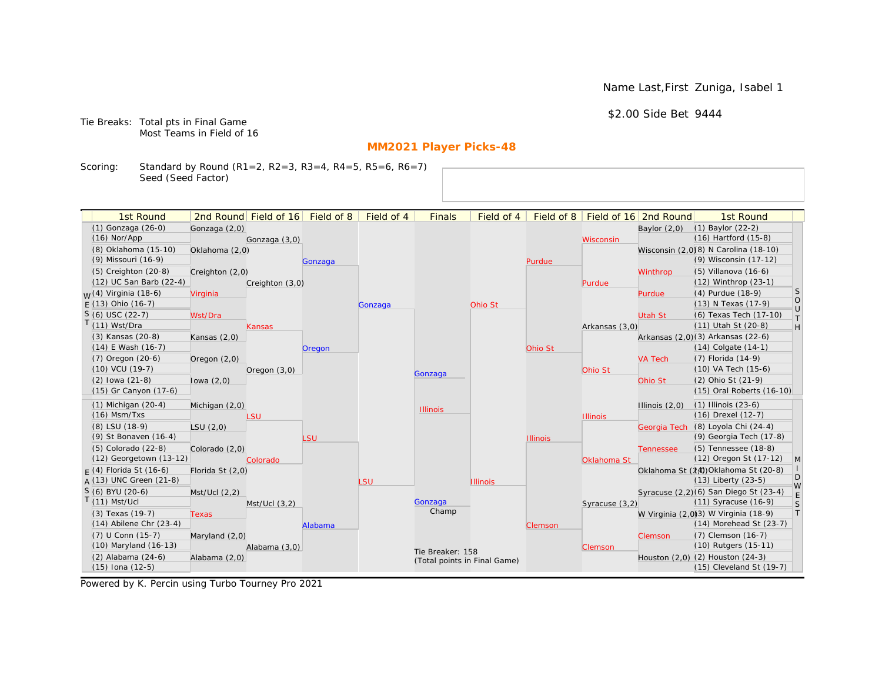Name Last,First Zuniga, Isabel 1

$2.00 Side Bet 9444

Tie Breaks: Total pts in Final Game
Most Teams in Field of 16

## MM2021 Player Picks-48

Scoring: Standard by Round (R1=2, R2=3, R3=4, R4=5, R5=6, R6=7)
Seed (Seed Factor)

| 1st Round | 2nd Round | Field of 16 | Field of 8 | Field of 4 | Finals | Field of 4 | Field of 8 | Field of 16 | 2nd Round | 1st Round |
|---|---|---|---|---|---|---|---|---|---|---|
| **WEST** | | | | | | | | | | **SOUTH** |
| (1) Gonzaga (26-0) | Gonzaga (2,0) | Gonzaga (3,0) | Gonzaga | Gonzaga | Gonzaga | Ohio St | Purdue | Wisconsin | Baylor (2,0) | (1) Baylor (22-2) |
| (16) Nor/App | | | | | | | | | | (16) Hartford (15-8) |
| (8) Oklahoma (15-10) | Oklahoma (2,0) | | | | | | | | Wisconsin (2,0) | (8) N Carolina (18-10) |
| (9) Missouri (16-9) | | | | | | | | | | (9) Wisconsin (17-12) |
| (5) Creighton (20-8) | Creighton (2,0) | Creighton (3,0) | | | | | | Purdue | Winthrop | (5) Villanova (16-6) |
| (12) UC San Barb (22-4) | | | | | | | | | | (12) Winthrop (23-1) |
| (4) Virginia (18-6) | Virginia | | | | | | | | Purdue | (4) Purdue (18-9) |
| (13) Ohio (16-7) | | | | | | | | | | (13) N Texas (17-9) |
| (6) USC (22-7) | Wst/Dra | Kansas | Oregon | | | | Ohio St | Arkansas (3,0) | Utah St | (6) Texas Tech (17-10) |
| (11) Wst/Dra | | | | | | | | | | (11) Utah St (20-8) |
| (3) Kansas (20-8) | Kansas (2,0) | | | | | | | | Arkansas (2,0) | (3) Arkansas (22-6) |
| (14) E Wash (16-7) | | | | | | | | | | (14) Colgate (14-1) |
| (7) Oregon (20-6) | Oregon (2,0) | Oregon (3,0) | | | | | | Ohio St | VA Tech | (7) Florida (14-9) |
| (10) VCU (19-7) | | | | | | | | | | (10) VA Tech (15-6) |
| (2) Iowa (21-8) | Iowa (2,0) | | | | | | | | Ohio St | (2) Ohio St (21-9) |
| (15) Gr Canyon (17-6) | | | | | | | | | | (15) Oral Roberts (16-10) |
| **EAST** | | | | | | | | | | **MIDWEST** |
| (1) Michigan (20-4) | Michigan (2,0) | LSU | LSU | LSU | Illinois | Illinois | Illinois | Illinois | Illinois (2,0) | (1) Illinois (23-6) |
| (16) Msm/Txs | | | | | | | | | | (16) Drexel (12-7) |
| (8) LSU (18-9) | LSU (2,0) | | | | | | | | Georgia Tech | (8) Loyola Chi (24-4) |
| (9) St Bonaven (16-4) | | | | | | | | | | (9) Georgia Tech (17-8) |
| (5) Colorado (22-8) | Colorado (2,0) | Colorado | | | | | | Oklahoma St | Tennessee | (5) Tennessee (18-8) |
| (12) Georgetown (13-12) | | | | | | | | | | (12) Oregon St (17-12) |
| (4) Florida St (16-6) | Florida St (2,0) | | | | | | | | Oklahoma St (2,0) | (4) Oklahoma St (20-8) |
| (13) UNC Green (21-8) | | | | | | | | | | (13) Liberty (23-5) |
| (6) BYU (20-6) | Mst/Ucl (2,2) | Mst/Ucl (3,2) | Alabama | | Gonzaga Champ | | Clemson | Syracuse (3,2) | Syracuse (2,2) | (6) San Diego St (23-4) |
| (11) Mst/Ucl | | | | | | | | | | (11) Syracuse (16-9) |
| (3) Texas (19-7) | Texas | | | | | | | | W Virginia (2,0) | (3) W Virginia (18-9) |
| (14) Abilene Chr (23-4) | | | | | | | | | | (14) Morehead St (23-7) |
| (7) U Conn (15-7) | Maryland (2,0) | Alabama (3,0) | | | | | | Clemson | Clemson | (7) Clemson (16-7) |
| (10) Maryland (16-13) | | | | | | | | | | (10) Rutgers (15-11) |
| (2) Alabama (24-6) | Alabama (2,0) | | | | | | | | Houston (2,0) | (2) Houston (24-3) |
| (15) Iona (12-5) | | | | | | | | | | (15) Cleveland St (19-7) |

Tie Breaker: 158
(Total points in Final Game)

Powered by K. Percin using Turbo Tourney Pro 2021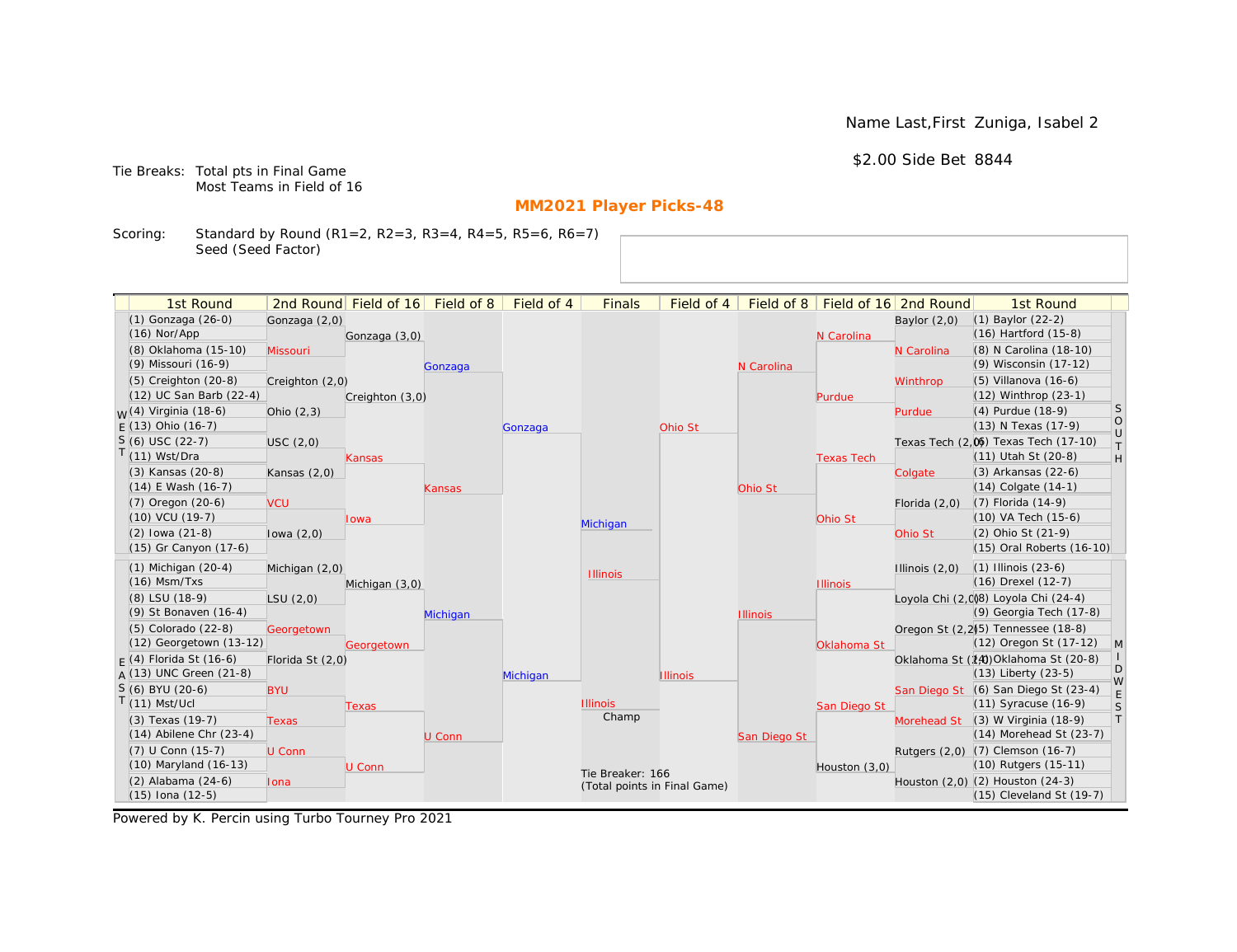Name Last,First Zuniga, Isabel 2

$2.00 Side Bet 8844

Tie Breaks: Total pts in Final Game
Most Teams in Field of 16

## MM2021 Player Picks-48

Scoring: Standard by Round (R1=2, R2=3, R3=4, R4=5, R5=6, R6=7)
Seed (Seed Factor)

| 1st Round | 2nd Round | Field of 16 | Field of 8 | Field of 4 | Finals | Field of 4 | Field of 8 | Field of 16 | 2nd Round | 1st Round |
|---|---|---|---|---|---|---|---|---|---|---|
| (1) Gonzaga (26-0) | Gonzaga (2,0) | Gonzaga (3,0) | Gonzaga | Gonzaga | Michigan | Ohio St | N Carolina | N Carolina | Baylor (2,0) | (1) Baylor (22-2) |
| (16) Nor/App | | | | | | | | | | (16) Hartford (15-8) |
| (8) Oklahoma (15-10) | Missouri | | | | | | | | N Carolina | (8) N Carolina (18-10) |
| (9) Missouri (16-9) | | | | | | | | | | (9) Wisconsin (17-12) |
| (5) Creighton (20-8) | Creighton (2,0) | Creighton (3,0) | | | | | | Purdue | Winthrop | (5) Villanova (16-6) |
| (12) UC San Barb (22-4) | | | | | | | | | | (12) Winthrop (23-1) |
| (4) Virginia (18-6) | Ohio (2,3) | | | | | | | | Purdue | (4) Purdue (18-9) |
| (13) Ohio (16-7) | | | | | | | | | | (13) N Texas (17-9) |
| (6) USC (22-7) | USC (2,0) | Kansas | Kansas | | | | Ohio St | Texas Tech | Texas Tech (2,0) | (6) Texas Tech (17-10) |
| (11) Wst/Dra | | | | | | | | | | (11) Utah St (20-8) |
| (3) Kansas (20-8) | Kansas (2,0) | | | | | | | | Colgate | (3) Arkansas (22-6) |
| (14) E Wash (16-7) | | | | | | | | | | (14) Colgate (14-1) |
| (7) Oregon (20-6) | VCU | Iowa | | | | | | Ohio St | Florida (2,0) | (7) Florida (14-9) |
| (10) VCU (19-7) | | | | | | | | | | (10) VA Tech (15-6) |
| (2) Iowa (21-8) | Iowa (2,0) | | | | | | | | Ohio St | (2) Ohio St (21-9) |
| (15) Gr Canyon (17-6) | | | | | | | | | | (15) Oral Roberts (16-10) |
| (1) Michigan (20-4) | Michigan (2,0) | Michigan (3,0) | Michigan | Michigan | Illinois | Illinois | Illinois | Illinois | Illinois (2,0) | (1) Illinois (23-6) |
| (16) Msm/Txs | | | | | | | | | | (16) Drexel (12-7) |
| (8) LSU (18-9) | LSU (2,0) | | | | | | | | Loyola Chi (2,0) | (8) Loyola Chi (24-4) |
| (9) St Bonaven (16-4) | | | | | | | | | | (9) Georgia Tech (17-8) |
| (5) Colorado (22-8) | Georgetown | Georgetown | | | | | | Oklahoma St | Oregon St (2,2) | (5) Tennessee (18-8) |
| (12) Georgetown (13-12) | | | | | | | | | | (12) Oregon St (17-12) |
| (4) Florida St (16-6) | Florida St (2,0) | | | | | | | | Oklahoma St (2,0) | (4) Oklahoma St (20-8) |
| (13) UNC Green (21-8) | | | | | | | | | | (13) Liberty (23-5) |
| (6) BYU (20-6) | BYU | Texas | U Conn | | | | San Diego St | San Diego St | San Diego St | (6) San Diego St (23-4) |
| (11) Mst/Ucl | | | | | | | | | | (11) Syracuse (16-9) |
| (3) Texas (19-7) | Texas | | | | | | | | Morehead St | (3) W Virginia (18-9) |
| (14) Abilene Chr (23-4) | | | | | | | | | | (14) Morehead St (23-7) |
| (7) U Conn (15-7) | U Conn | U Conn | | | | | | Houston (3,0) | Rutgers (2,0) | (7) Clemson (16-7) |
| (10) Maryland (16-13) | | | | | | | | | | (10) Rutgers (15-11) |
| (2) Alabama (24-6) | Iona | | | | | | | | Houston (2,0) | (2) Houston (24-3) |
| (15) Iona (12-5) | | | | | | | | | | (15) Cleveland St (19-7) |

WEST (top left), EAST (bottom left), SOUTH (top right), MIDWEST (bottom right)

Champ: Illinois

Tie Breaker: 166
(Total points in Final Game)

Powered by K. Percin using Turbo Tourney Pro 2021